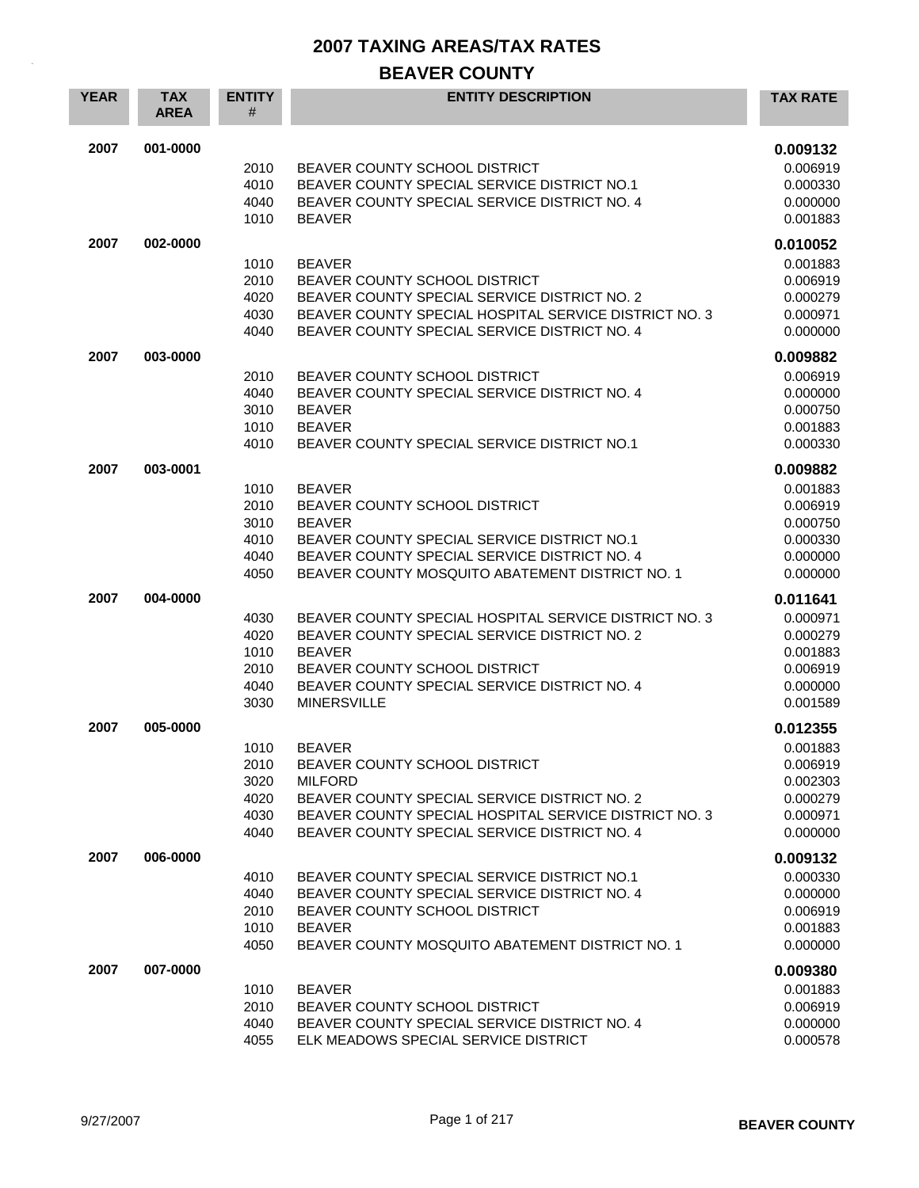# 2007 TAXING AREAS/TAX RATES

## BEAVER COUNTY

| YEAR | TAX AREA | ENTITY # | ENTITY DESCRIPTION | TAX RATE |
|---|---|---|---|---|
| **2007** | **001-0000** | | | **0.009132** |
| | | 2010 | BEAVER COUNTY SCHOOL DISTRICT | 0.006919 |
| | | 4010 | BEAVER COUNTY SPECIAL SERVICE DISTRICT NO.1 | 0.000330 |
| | | 4040 | BEAVER COUNTY SPECIAL SERVICE DISTRICT NO. 4 | 0.000000 |
| | | 1010 | BEAVER | 0.001883 |
| **2007** | **002-0000** | | | **0.010052** |
| | | 1010 | BEAVER | 0.001883 |
| | | 2010 | BEAVER COUNTY SCHOOL DISTRICT | 0.006919 |
| | | 4020 | BEAVER COUNTY SPECIAL SERVICE DISTRICT NO. 2 | 0.000279 |
| | | 4030 | BEAVER COUNTY SPECIAL HOSPITAL SERVICE DISTRICT NO. 3 | 0.000971 |
| | | 4040 | BEAVER COUNTY SPECIAL SERVICE DISTRICT NO. 4 | 0.000000 |
| **2007** | **003-0000** | | | **0.009882** |
| | | 2010 | BEAVER COUNTY SCHOOL DISTRICT | 0.006919 |
| | | 4040 | BEAVER COUNTY SPECIAL SERVICE DISTRICT NO. 4 | 0.000000 |
| | | 3010 | BEAVER | 0.000750 |
| | | 1010 | BEAVER | 0.001883 |
| | | 4010 | BEAVER COUNTY SPECIAL SERVICE DISTRICT NO.1 | 0.000330 |
| **2007** | **003-0001** | | | **0.009882** |
| | | 1010 | BEAVER | 0.001883 |
| | | 2010 | BEAVER COUNTY SCHOOL DISTRICT | 0.006919 |
| | | 3010 | BEAVER | 0.000750 |
| | | 4010 | BEAVER COUNTY SPECIAL SERVICE DISTRICT NO.1 | 0.000330 |
| | | 4040 | BEAVER COUNTY SPECIAL SERVICE DISTRICT NO. 4 | 0.000000 |
| | | 4050 | BEAVER COUNTY MOSQUITO ABATEMENT DISTRICT NO. 1 | 0.000000 |
| **2007** | **004-0000** | | | **0.011641** |
| | | 4030 | BEAVER COUNTY SPECIAL HOSPITAL SERVICE DISTRICT NO. 3 | 0.000971 |
| | | 4020 | BEAVER COUNTY SPECIAL SERVICE DISTRICT NO. 2 | 0.000279 |
| | | 1010 | BEAVER | 0.001883 |
| | | 2010 | BEAVER COUNTY SCHOOL DISTRICT | 0.006919 |
| | | 4040 | BEAVER COUNTY SPECIAL SERVICE DISTRICT NO. 4 | 0.000000 |
| | | 3030 | MINERSVILLE | 0.001589 |
| **2007** | **005-0000** | | | **0.012355** |
| | | 1010 | BEAVER | 0.001883 |
| | | 2010 | BEAVER COUNTY SCHOOL DISTRICT | 0.006919 |
| | | 3020 | MILFORD | 0.002303 |
| | | 4020 | BEAVER COUNTY SPECIAL SERVICE DISTRICT NO. 2 | 0.000279 |
| | | 4030 | BEAVER COUNTY SPECIAL HOSPITAL SERVICE DISTRICT NO. 3 | 0.000971 |
| | | 4040 | BEAVER COUNTY SPECIAL SERVICE DISTRICT NO. 4 | 0.000000 |
| **2007** | **006-0000** | | | **0.009132** |
| | | 4010 | BEAVER COUNTY SPECIAL SERVICE DISTRICT NO.1 | 0.000330 |
| | | 4040 | BEAVER COUNTY SPECIAL SERVICE DISTRICT NO. 4 | 0.000000 |
| | | 2010 | BEAVER COUNTY SCHOOL DISTRICT | 0.006919 |
| | | 1010 | BEAVER | 0.001883 |
| | | 4050 | BEAVER COUNTY MOSQUITO ABATEMENT DISTRICT NO. 1 | 0.000000 |
| **2007** | **007-0000** | | | **0.009380** |
| | | 1010 | BEAVER | 0.001883 |
| | | 2010 | BEAVER COUNTY SCHOOL DISTRICT | 0.006919 |
| | | 4040 | BEAVER COUNTY SPECIAL SERVICE DISTRICT NO. 4 | 0.000000 |
| | | 4055 | ELK MEADOWS SPECIAL SERVICE DISTRICT | 0.000578 |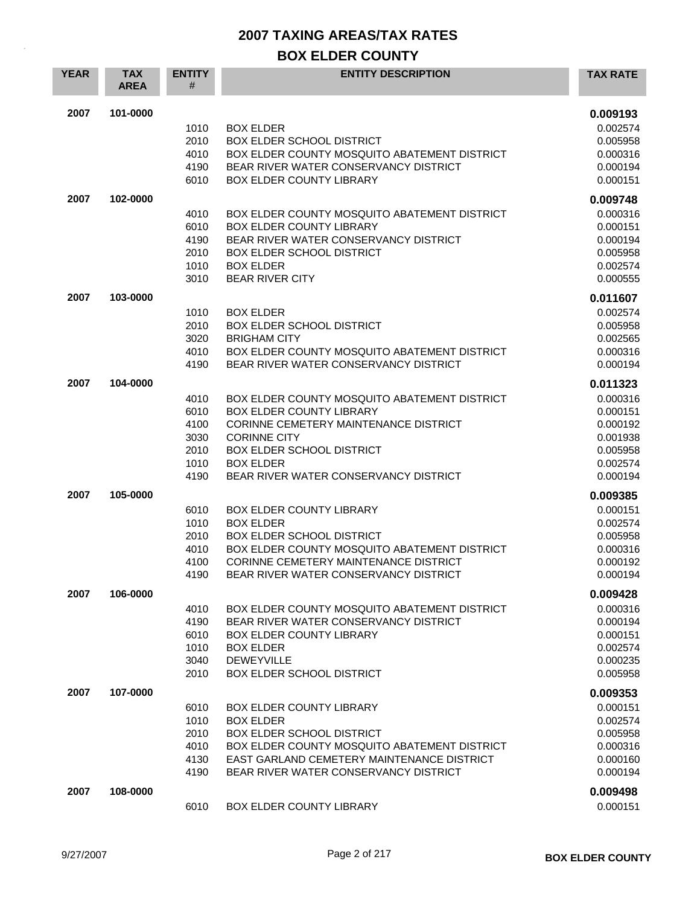# 2007 TAXING AREAS/TAX RATES

## BOX ELDER COUNTY

| YEAR | TAX AREA | ENTITY # | ENTITY DESCRIPTION | TAX RATE |
|---|---|---|---|---|
| 2007 | 101-0000 | | | **0.009193** |
| | | 1010 | BOX ELDER | 0.002574 |
| | | 2010 | BOX ELDER SCHOOL DISTRICT | 0.005958 |
| | | 4010 | BOX ELDER COUNTY MOSQUITO ABATEMENT DISTRICT | 0.000316 |
| | | 4190 | BEAR RIVER WATER CONSERVANCY DISTRICT | 0.000194 |
| | | 6010 | BOX ELDER COUNTY LIBRARY | 0.000151 |
| 2007 | 102-0000 | | | **0.009748** |
| | | 4010 | BOX ELDER COUNTY MOSQUITO ABATEMENT DISTRICT | 0.000316 |
| | | 6010 | BOX ELDER COUNTY LIBRARY | 0.000151 |
| | | 4190 | BEAR RIVER WATER CONSERVANCY DISTRICT | 0.000194 |
| | | 2010 | BOX ELDER SCHOOL DISTRICT | 0.005958 |
| | | 1010 | BOX ELDER | 0.002574 |
| | | 3010 | BEAR RIVER CITY | 0.000555 |
| 2007 | 103-0000 | | | **0.011607** |
| | | 1010 | BOX ELDER | 0.002574 |
| | | 2010 | BOX ELDER SCHOOL DISTRICT | 0.005958 |
| | | 3020 | BRIGHAM CITY | 0.002565 |
| | | 4010 | BOX ELDER COUNTY MOSQUITO ABATEMENT DISTRICT | 0.000316 |
| | | 4190 | BEAR RIVER WATER CONSERVANCY DISTRICT | 0.000194 |
| 2007 | 104-0000 | | | **0.011323** |
| | | 4010 | BOX ELDER COUNTY MOSQUITO ABATEMENT DISTRICT | 0.000316 |
| | | 6010 | BOX ELDER COUNTY LIBRARY | 0.000151 |
| | | 4100 | CORINNE CEMETERY MAINTENANCE DISTRICT | 0.000192 |
| | | 3030 | CORINNE CITY | 0.001938 |
| | | 2010 | BOX ELDER SCHOOL DISTRICT | 0.005958 |
| | | 1010 | BOX ELDER | 0.002574 |
| | | 4190 | BEAR RIVER WATER CONSERVANCY DISTRICT | 0.000194 |
| 2007 | 105-0000 | | | **0.009385** |
| | | 6010 | BOX ELDER COUNTY LIBRARY | 0.000151 |
| | | 1010 | BOX ELDER | 0.002574 |
| | | 2010 | BOX ELDER SCHOOL DISTRICT | 0.005958 |
| | | 4010 | BOX ELDER COUNTY MOSQUITO ABATEMENT DISTRICT | 0.000316 |
| | | 4100 | CORINNE CEMETERY MAINTENANCE DISTRICT | 0.000192 |
| | | 4190 | BEAR RIVER WATER CONSERVANCY DISTRICT | 0.000194 |
| 2007 | 106-0000 | | | **0.009428** |
| | | 4010 | BOX ELDER COUNTY MOSQUITO ABATEMENT DISTRICT | 0.000316 |
| | | 4190 | BEAR RIVER WATER CONSERVANCY DISTRICT | 0.000194 |
| | | 6010 | BOX ELDER COUNTY LIBRARY | 0.000151 |
| | | 1010 | BOX ELDER | 0.002574 |
| | | 3040 | DEWEYVILLE | 0.000235 |
| | | 2010 | BOX ELDER SCHOOL DISTRICT | 0.005958 |
| 2007 | 107-0000 | | | **0.009353** |
| | | 6010 | BOX ELDER COUNTY LIBRARY | 0.000151 |
| | | 1010 | BOX ELDER | 0.002574 |
| | | 2010 | BOX ELDER SCHOOL DISTRICT | 0.005958 |
| | | 4010 | BOX ELDER COUNTY MOSQUITO ABATEMENT DISTRICT | 0.000316 |
| | | 4130 | EAST GARLAND CEMETERY MAINTENANCE DISTRICT | 0.000160 |
| | | 4190 | BEAR RIVER WATER CONSERVANCY DISTRICT | 0.000194 |
| 2007 | 108-0000 | | | **0.009498** |
| | | 6010 | BOX ELDER COUNTY LIBRARY | 0.000151 |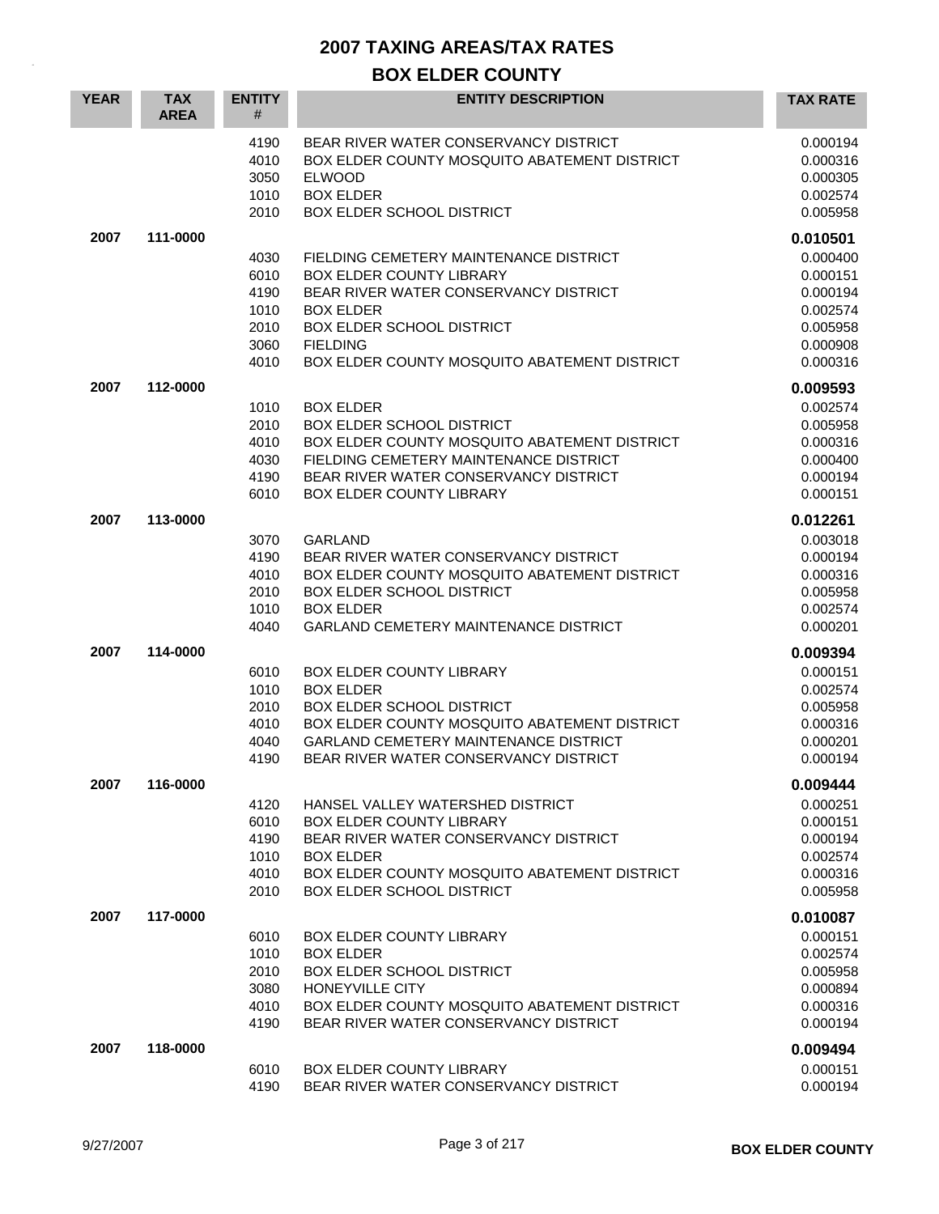# 2007 TAXING AREAS/TAX RATES

## BOX ELDER COUNTY

| YEAR | TAX AREA | ENTITY # | ENTITY DESCRIPTION | TAX RATE |
|---|---|---|---|---|
| | | 4190 | BEAR RIVER WATER CONSERVANCY DISTRICT | 0.000194 |
| | | 4010 | BOX ELDER COUNTY MOSQUITO ABATEMENT DISTRICT | 0.000316 |
| | | 3050 | ELWOOD | 0.000305 |
| | | 1010 | BOX ELDER | 0.002574 |
| | | 2010 | BOX ELDER SCHOOL DISTRICT | 0.005958 |
| **2007** | **111-0000** | | | **0.010501** |
| | | 4030 | FIELDING CEMETERY MAINTENANCE DISTRICT | 0.000400 |
| | | 6010 | BOX ELDER COUNTY LIBRARY | 0.000151 |
| | | 4190 | BEAR RIVER WATER CONSERVANCY DISTRICT | 0.000194 |
| | | 1010 | BOX ELDER | 0.002574 |
| | | 2010 | BOX ELDER SCHOOL DISTRICT | 0.005958 |
| | | 3060 | FIELDING | 0.000908 |
| | | 4010 | BOX ELDER COUNTY MOSQUITO ABATEMENT DISTRICT | 0.000316 |
| **2007** | **112-0000** | | | **0.009593** |
| | | 1010 | BOX ELDER | 0.002574 |
| | | 2010 | BOX ELDER SCHOOL DISTRICT | 0.005958 |
| | | 4010 | BOX ELDER COUNTY MOSQUITO ABATEMENT DISTRICT | 0.000316 |
| | | 4030 | FIELDING CEMETERY MAINTENANCE DISTRICT | 0.000400 |
| | | 4190 | BEAR RIVER WATER CONSERVANCY DISTRICT | 0.000194 |
| | | 6010 | BOX ELDER COUNTY LIBRARY | 0.000151 |
| **2007** | **113-0000** | | | **0.012261** |
| | | 3070 | GARLAND | 0.003018 |
| | | 4190 | BEAR RIVER WATER CONSERVANCY DISTRICT | 0.000194 |
| | | 4010 | BOX ELDER COUNTY MOSQUITO ABATEMENT DISTRICT | 0.000316 |
| | | 2010 | BOX ELDER SCHOOL DISTRICT | 0.005958 |
| | | 1010 | BOX ELDER | 0.002574 |
| | | 4040 | GARLAND CEMETERY MAINTENANCE DISTRICT | 0.000201 |
| **2007** | **114-0000** | | | **0.009394** |
| | | 6010 | BOX ELDER COUNTY LIBRARY | 0.000151 |
| | | 1010 | BOX ELDER | 0.002574 |
| | | 2010 | BOX ELDER SCHOOL DISTRICT | 0.005958 |
| | | 4010 | BOX ELDER COUNTY MOSQUITO ABATEMENT DISTRICT | 0.000316 |
| | | 4040 | GARLAND CEMETERY MAINTENANCE DISTRICT | 0.000201 |
| | | 4190 | BEAR RIVER WATER CONSERVANCY DISTRICT | 0.000194 |
| **2007** | **116-0000** | | | **0.009444** |
| | | 4120 | HANSEL VALLEY WATERSHED DISTRICT | 0.000251 |
| | | 6010 | BOX ELDER COUNTY LIBRARY | 0.000151 |
| | | 4190 | BEAR RIVER WATER CONSERVANCY DISTRICT | 0.000194 |
| | | 1010 | BOX ELDER | 0.002574 |
| | | 4010 | BOX ELDER COUNTY MOSQUITO ABATEMENT DISTRICT | 0.000316 |
| | | 2010 | BOX ELDER SCHOOL DISTRICT | 0.005958 |
| **2007** | **117-0000** | | | **0.010087** |
| | | 6010 | BOX ELDER COUNTY LIBRARY | 0.000151 |
| | | 1010 | BOX ELDER | 0.002574 |
| | | 2010 | BOX ELDER SCHOOL DISTRICT | 0.005958 |
| | | 3080 | HONEYVILLE CITY | 0.000894 |
| | | 4010 | BOX ELDER COUNTY MOSQUITO ABATEMENT DISTRICT | 0.000316 |
| | | 4190 | BEAR RIVER WATER CONSERVANCY DISTRICT | 0.000194 |
| **2007** | **118-0000** | | | **0.009494** |
| | | 6010 | BOX ELDER COUNTY LIBRARY | 0.000151 |
| | | 4190 | BEAR RIVER WATER CONSERVANCY DISTRICT | 0.000194 |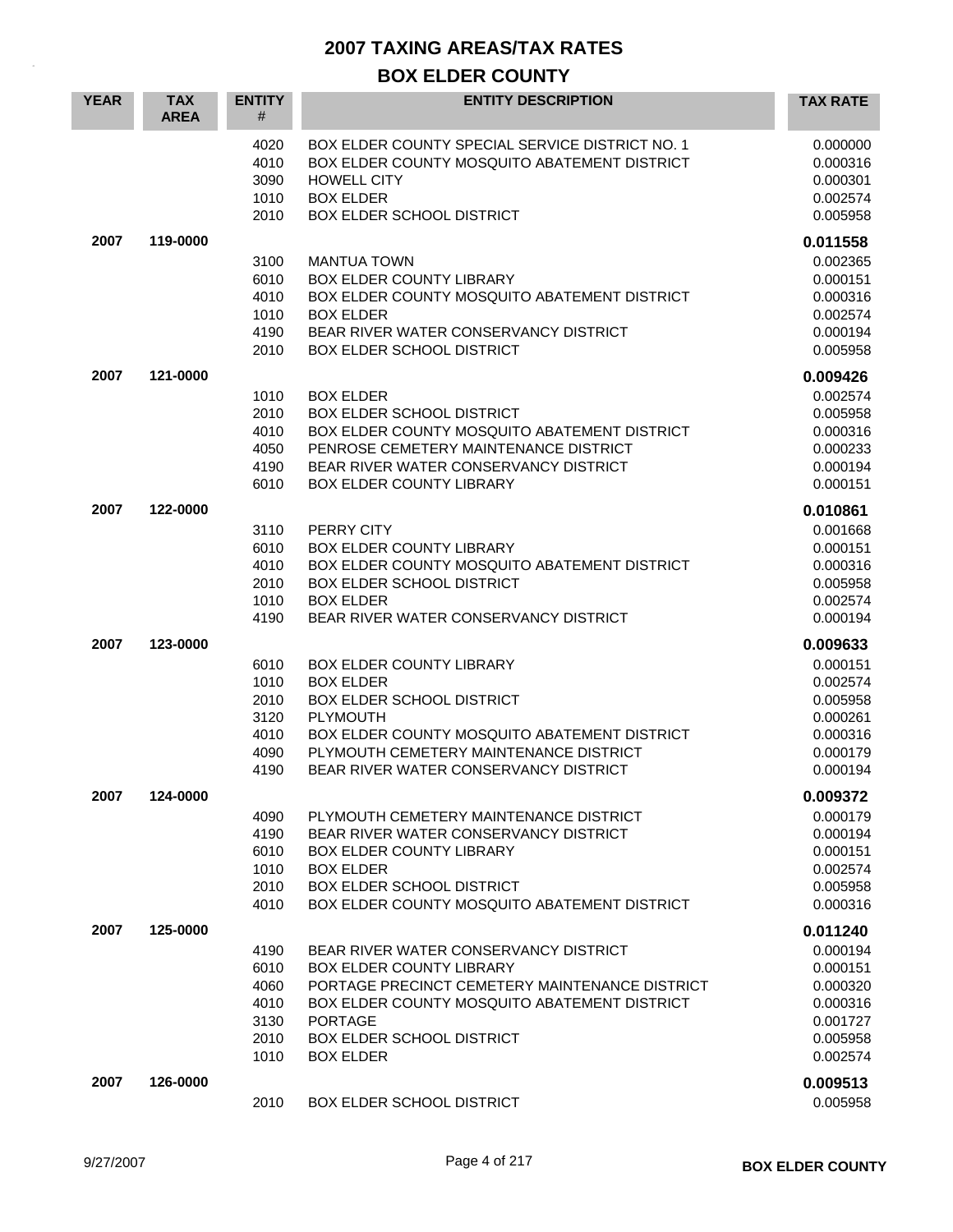# 2007 TAXING AREAS/TAX RATES

## BOX ELDER COUNTY

| YEAR | TAX AREA | ENTITY # | ENTITY DESCRIPTION | TAX RATE |
|---|---|---|---|---|
| | | 4020 | BOX ELDER COUNTY SPECIAL SERVICE DISTRICT NO. 1 | 0.000000 |
| | | 4010 | BOX ELDER COUNTY MOSQUITO ABATEMENT DISTRICT | 0.000316 |
| | | 3090 | HOWELL CITY | 0.000301 |
| | | 1010 | BOX ELDER | 0.002574 |
| | | 2010 | BOX ELDER SCHOOL DISTRICT | 0.005958 |
| **2007** | **119-0000** | | | **0.011558** |
| | | 3100 | MANTUA TOWN | 0.002365 |
| | | 6010 | BOX ELDER COUNTY LIBRARY | 0.000151 |
| | | 4010 | BOX ELDER COUNTY MOSQUITO ABATEMENT DISTRICT | 0.000316 |
| | | 1010 | BOX ELDER | 0.002574 |
| | | 4190 | BEAR RIVER WATER CONSERVANCY DISTRICT | 0.000194 |
| | | 2010 | BOX ELDER SCHOOL DISTRICT | 0.005958 |
| **2007** | **121-0000** | | | **0.009426** |
| | | 1010 | BOX ELDER | 0.002574 |
| | | 2010 | BOX ELDER SCHOOL DISTRICT | 0.005958 |
| | | 4010 | BOX ELDER COUNTY MOSQUITO ABATEMENT DISTRICT | 0.000316 |
| | | 4050 | PENROSE CEMETERY MAINTENANCE DISTRICT | 0.000233 |
| | | 4190 | BEAR RIVER WATER CONSERVANCY DISTRICT | 0.000194 |
| | | 6010 | BOX ELDER COUNTY LIBRARY | 0.000151 |
| **2007** | **122-0000** | | | **0.010861** |
| | | 3110 | PERRY CITY | 0.001668 |
| | | 6010 | BOX ELDER COUNTY LIBRARY | 0.000151 |
| | | 4010 | BOX ELDER COUNTY MOSQUITO ABATEMENT DISTRICT | 0.000316 |
| | | 2010 | BOX ELDER SCHOOL DISTRICT | 0.005958 |
| | | 1010 | BOX ELDER | 0.002574 |
| | | 4190 | BEAR RIVER WATER CONSERVANCY DISTRICT | 0.000194 |
| **2007** | **123-0000** | | | **0.009633** |
| | | 6010 | BOX ELDER COUNTY LIBRARY | 0.000151 |
| | | 1010 | BOX ELDER | 0.002574 |
| | | 2010 | BOX ELDER SCHOOL DISTRICT | 0.005958 |
| | | 3120 | PLYMOUTH | 0.000261 |
| | | 4010 | BOX ELDER COUNTY MOSQUITO ABATEMENT DISTRICT | 0.000316 |
| | | 4090 | PLYMOUTH CEMETERY MAINTENANCE DISTRICT | 0.000179 |
| | | 4190 | BEAR RIVER WATER CONSERVANCY DISTRICT | 0.000194 |
| **2007** | **124-0000** | | | **0.009372** |
| | | 4090 | PLYMOUTH CEMETERY MAINTENANCE DISTRICT | 0.000179 |
| | | 4190 | BEAR RIVER WATER CONSERVANCY DISTRICT | 0.000194 |
| | | 6010 | BOX ELDER COUNTY LIBRARY | 0.000151 |
| | | 1010 | BOX ELDER | 0.002574 |
| | | 2010 | BOX ELDER SCHOOL DISTRICT | 0.005958 |
| | | 4010 | BOX ELDER COUNTY MOSQUITO ABATEMENT DISTRICT | 0.000316 |
| **2007** | **125-0000** | | | **0.011240** |
| | | 4190 | BEAR RIVER WATER CONSERVANCY DISTRICT | 0.000194 |
| | | 6010 | BOX ELDER COUNTY LIBRARY | 0.000151 |
| | | 4060 | PORTAGE PRECINCT CEMETERY MAINTENANCE DISTRICT | 0.000320 |
| | | 4010 | BOX ELDER COUNTY MOSQUITO ABATEMENT DISTRICT | 0.000316 |
| | | 3130 | PORTAGE | 0.001727 |
| | | 2010 | BOX ELDER SCHOOL DISTRICT | 0.005958 |
| | | 1010 | BOX ELDER | 0.002574 |
| **2007** | **126-0000** | | | **0.009513** |
| | | 2010 | BOX ELDER SCHOOL DISTRICT | 0.005958 |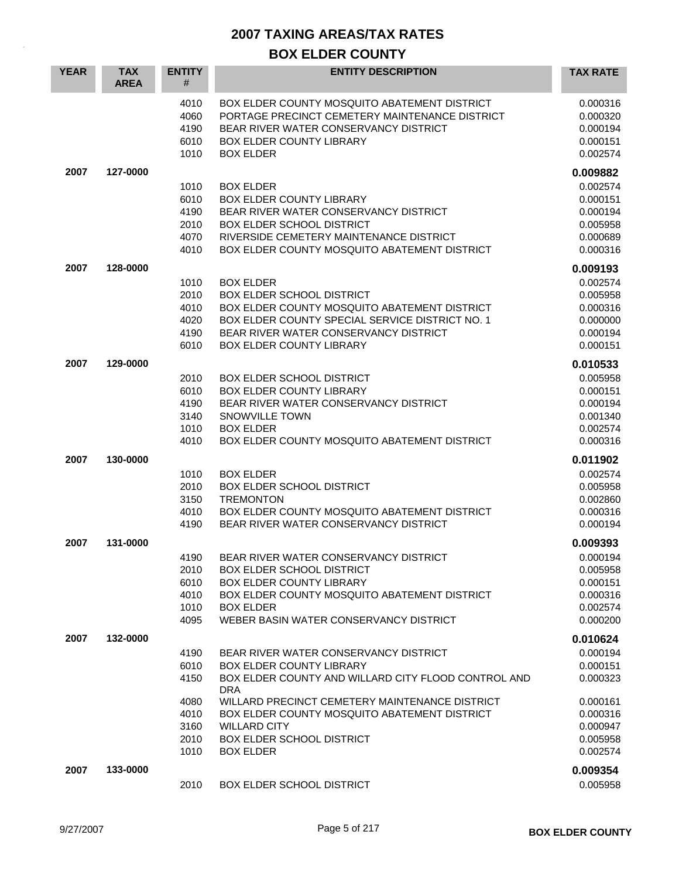# 2007 TAXING AREAS/TAX RATES

## BOX ELDER COUNTY

| YEAR | TAX AREA | ENTITY # | ENTITY DESCRIPTION | TAX RATE |
|---|---|---|---|---|
| | | 4010 | BOX ELDER COUNTY MOSQUITO ABATEMENT DISTRICT | 0.000316 |
| | | 4060 | PORTAGE PRECINCT CEMETERY MAINTENANCE DISTRICT | 0.000320 |
| | | 4190 | BEAR RIVER WATER CONSERVANCY DISTRICT | 0.000194 |
| | | 6010 | BOX ELDER COUNTY LIBRARY | 0.000151 |
| | | 1010 | BOX ELDER | 0.002574 |
| **2007** | **127-0000** | | | **0.009882** |
| | | 1010 | BOX ELDER | 0.002574 |
| | | 6010 | BOX ELDER COUNTY LIBRARY | 0.000151 |
| | | 4190 | BEAR RIVER WATER CONSERVANCY DISTRICT | 0.000194 |
| | | 2010 | BOX ELDER SCHOOL DISTRICT | 0.005958 |
| | | 4070 | RIVERSIDE CEMETERY MAINTENANCE DISTRICT | 0.000689 |
| | | 4010 | BOX ELDER COUNTY MOSQUITO ABATEMENT DISTRICT | 0.000316 |
| **2007** | **128-0000** | | | **0.009193** |
| | | 1010 | BOX ELDER | 0.002574 |
| | | 2010 | BOX ELDER SCHOOL DISTRICT | 0.005958 |
| | | 4010 | BOX ELDER COUNTY MOSQUITO ABATEMENT DISTRICT | 0.000316 |
| | | 4020 | BOX ELDER COUNTY SPECIAL SERVICE DISTRICT NO. 1 | 0.000000 |
| | | 4190 | BEAR RIVER WATER CONSERVANCY DISTRICT | 0.000194 |
| | | 6010 | BOX ELDER COUNTY LIBRARY | 0.000151 |
| **2007** | **129-0000** | | | **0.010533** |
| | | 2010 | BOX ELDER SCHOOL DISTRICT | 0.005958 |
| | | 6010 | BOX ELDER COUNTY LIBRARY | 0.000151 |
| | | 4190 | BEAR RIVER WATER CONSERVANCY DISTRICT | 0.000194 |
| | | 3140 | SNOWVILLE TOWN | 0.001340 |
| | | 1010 | BOX ELDER | 0.002574 |
| | | 4010 | BOX ELDER COUNTY MOSQUITO ABATEMENT DISTRICT | 0.000316 |
| **2007** | **130-0000** | | | **0.011902** |
| | | 1010 | BOX ELDER | 0.002574 |
| | | 2010 | BOX ELDER SCHOOL DISTRICT | 0.005958 |
| | | 3150 | TREMONTON | 0.002860 |
| | | 4010 | BOX ELDER COUNTY MOSQUITO ABATEMENT DISTRICT | 0.000316 |
| | | 4190 | BEAR RIVER WATER CONSERVANCY DISTRICT | 0.000194 |
| **2007** | **131-0000** | | | **0.009393** |
| | | 4190 | BEAR RIVER WATER CONSERVANCY DISTRICT | 0.000194 |
| | | 2010 | BOX ELDER SCHOOL DISTRICT | 0.005958 |
| | | 6010 | BOX ELDER COUNTY LIBRARY | 0.000151 |
| | | 4010 | BOX ELDER COUNTY MOSQUITO ABATEMENT DISTRICT | 0.000316 |
| | | 1010 | BOX ELDER | 0.002574 |
| | | 4095 | WEBER BASIN WATER CONSERVANCY DISTRICT | 0.000200 |
| **2007** | **132-0000** | | | **0.010624** |
| | | 4190 | BEAR RIVER WATER CONSERVANCY DISTRICT | 0.000194 |
| | | 6010 | BOX ELDER COUNTY LIBRARY | 0.000151 |
| | | 4150 | BOX ELDER COUNTY AND WILLARD CITY FLOOD CONTROL AND DRA | 0.000323 |
| | | 4080 | WILLARD PRECINCT CEMETERY MAINTENANCE DISTRICT | 0.000161 |
| | | 4010 | BOX ELDER COUNTY MOSQUITO ABATEMENT DISTRICT | 0.000316 |
| | | 3160 | WILLARD CITY | 0.000947 |
| | | 2010 | BOX ELDER SCHOOL DISTRICT | 0.005958 |
| | | 1010 | BOX ELDER | 0.002574 |
| **2007** | **133-0000** | | | **0.009354** |
| | | 2010 | BOX ELDER SCHOOL DISTRICT | 0.005958 |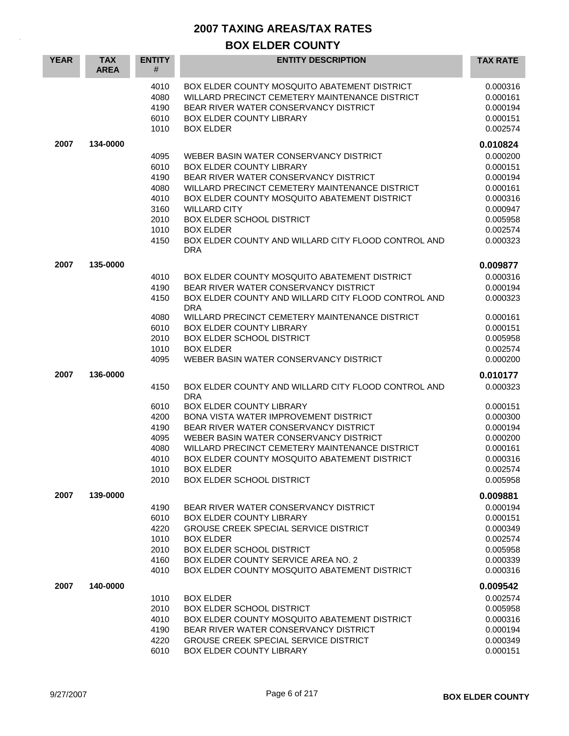# 2007 TAXING AREAS/TAX RATES

## BOX ELDER COUNTY

| YEAR | TAX AREA | ENTITY # | ENTITY DESCRIPTION | TAX RATE |
|---|---|---|---|---|
| | | 4010 | BOX ELDER COUNTY MOSQUITO ABATEMENT DISTRICT | 0.000316 |
| | | 4080 | WILLARD PRECINCT CEMETERY MAINTENANCE DISTRICT | 0.000161 |
| | | 4190 | BEAR RIVER WATER CONSERVANCY DISTRICT | 0.000194 |
| | | 6010 | BOX ELDER COUNTY LIBRARY | 0.000151 |
| | | 1010 | BOX ELDER | 0.002574 |
| **2007** | **134-0000** | | | **0.010824** |
| | | 4095 | WEBER BASIN WATER CONSERVANCY DISTRICT | 0.000200 |
| | | 6010 | BOX ELDER COUNTY LIBRARY | 0.000151 |
| | | 4190 | BEAR RIVER WATER CONSERVANCY DISTRICT | 0.000194 |
| | | 4080 | WILLARD PRECINCT CEMETERY MAINTENANCE DISTRICT | 0.000161 |
| | | 4010 | BOX ELDER COUNTY MOSQUITO ABATEMENT DISTRICT | 0.000316 |
| | | 3160 | WILLARD CITY | 0.000947 |
| | | 2010 | BOX ELDER SCHOOL DISTRICT | 0.005958 |
| | | 1010 | BOX ELDER | 0.002574 |
| | | 4150 | BOX ELDER COUNTY AND WILLARD CITY FLOOD CONTROL AND DRA | 0.000323 |
| **2007** | **135-0000** | | | **0.009877** |
| | | 4010 | BOX ELDER COUNTY MOSQUITO ABATEMENT DISTRICT | 0.000316 |
| | | 4190 | BEAR RIVER WATER CONSERVANCY DISTRICT | 0.000194 |
| | | 4150 | BOX ELDER COUNTY AND WILLARD CITY FLOOD CONTROL AND DRA | 0.000323 |
| | | 4080 | WILLARD PRECINCT CEMETERY MAINTENANCE DISTRICT | 0.000161 |
| | | 6010 | BOX ELDER COUNTY LIBRARY | 0.000151 |
| | | 2010 | BOX ELDER SCHOOL DISTRICT | 0.005958 |
| | | 1010 | BOX ELDER | 0.002574 |
| | | 4095 | WEBER BASIN WATER CONSERVANCY DISTRICT | 0.000200 |
| **2007** | **136-0000** | | | **0.010177** |
| | | 4150 | BOX ELDER COUNTY AND WILLARD CITY FLOOD CONTROL AND DRA | 0.000323 |
| | | 6010 | BOX ELDER COUNTY LIBRARY | 0.000151 |
| | | 4200 | BONA VISTA WATER IMPROVEMENT DISTRICT | 0.000300 |
| | | 4190 | BEAR RIVER WATER CONSERVANCY DISTRICT | 0.000194 |
| | | 4095 | WEBER BASIN WATER CONSERVANCY DISTRICT | 0.000200 |
| | | 4080 | WILLARD PRECINCT CEMETERY MAINTENANCE DISTRICT | 0.000161 |
| | | 4010 | BOX ELDER COUNTY MOSQUITO ABATEMENT DISTRICT | 0.000316 |
| | | 1010 | BOX ELDER | 0.002574 |
| | | 2010 | BOX ELDER SCHOOL DISTRICT | 0.005958 |
| **2007** | **139-0000** | | | **0.009881** |
| | | 4190 | BEAR RIVER WATER CONSERVANCY DISTRICT | 0.000194 |
| | | 6010 | BOX ELDER COUNTY LIBRARY | 0.000151 |
| | | 4220 | GROUSE CREEK SPECIAL SERVICE DISTRICT | 0.000349 |
| | | 1010 | BOX ELDER | 0.002574 |
| | | 2010 | BOX ELDER SCHOOL DISTRICT | 0.005958 |
| | | 4160 | BOX ELDER COUNTY SERVICE AREA NO. 2 | 0.000339 |
| | | 4010 | BOX ELDER COUNTY MOSQUITO ABATEMENT DISTRICT | 0.000316 |
| **2007** | **140-0000** | | | **0.009542** |
| | | 1010 | BOX ELDER | 0.002574 |
| | | 2010 | BOX ELDER SCHOOL DISTRICT | 0.005958 |
| | | 4010 | BOX ELDER COUNTY MOSQUITO ABATEMENT DISTRICT | 0.000316 |
| | | 4190 | BEAR RIVER WATER CONSERVANCY DISTRICT | 0.000194 |
| | | 4220 | GROUSE CREEK SPECIAL SERVICE DISTRICT | 0.000349 |
| | | 6010 | BOX ELDER COUNTY LIBRARY | 0.000151 |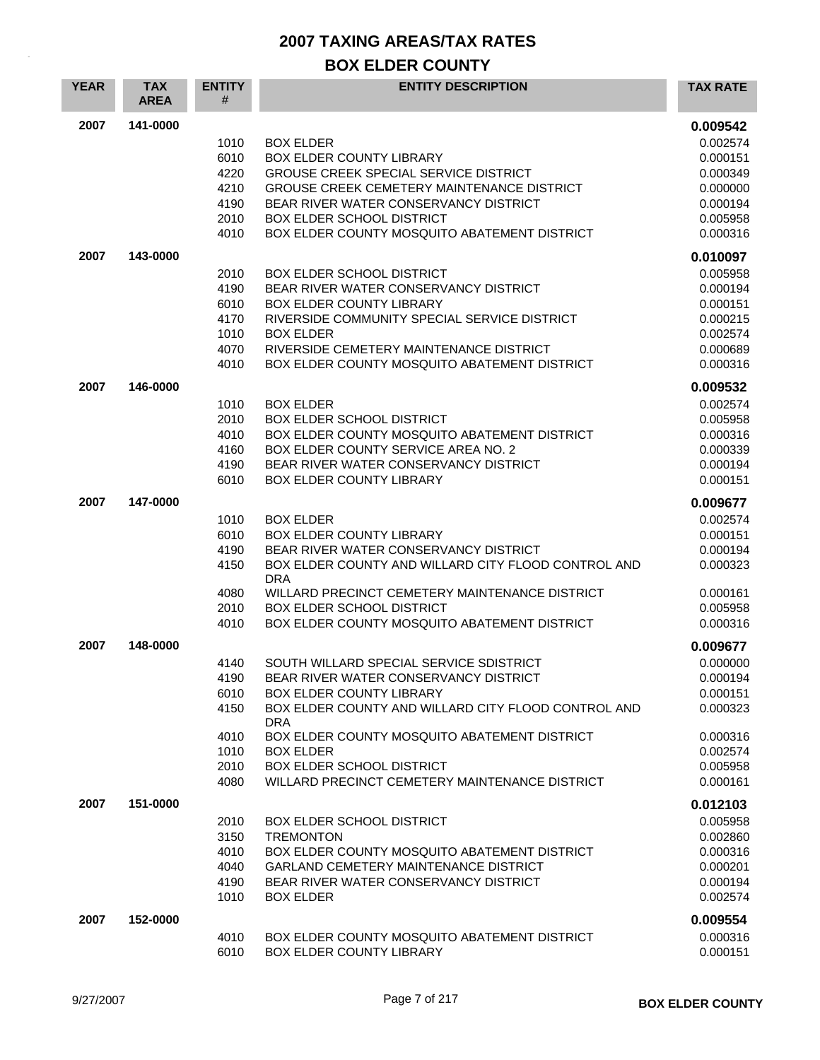# 2007 TAXING AREAS/TAX RATES

## BOX ELDER COUNTY

| YEAR | TAX AREA | ENTITY # | ENTITY DESCRIPTION | TAX RATE |
|---|---|---|---|---|
| 2007 | 141-0000 | | | **0.009542** |
| | | 1010 | BOX ELDER | 0.002574 |
| | | 6010 | BOX ELDER COUNTY LIBRARY | 0.000151 |
| | | 4220 | GROUSE CREEK SPECIAL SERVICE DISTRICT | 0.000349 |
| | | 4210 | GROUSE CREEK CEMETERY MAINTENANCE DISTRICT | 0.000000 |
| | | 4190 | BEAR RIVER WATER CONSERVANCY DISTRICT | 0.000194 |
| | | 2010 | BOX ELDER SCHOOL DISTRICT | 0.005958 |
| | | 4010 | BOX ELDER COUNTY MOSQUITO ABATEMENT DISTRICT | 0.000316 |
| 2007 | 143-0000 | | | **0.010097** |
| | | 2010 | BOX ELDER SCHOOL DISTRICT | 0.005958 |
| | | 4190 | BEAR RIVER WATER CONSERVANCY DISTRICT | 0.000194 |
| | | 6010 | BOX ELDER COUNTY LIBRARY | 0.000151 |
| | | 4170 | RIVERSIDE COMMUNITY SPECIAL SERVICE DISTRICT | 0.000215 |
| | | 1010 | BOX ELDER | 0.002574 |
| | | 4070 | RIVERSIDE CEMETERY MAINTENANCE DISTRICT | 0.000689 |
| | | 4010 | BOX ELDER COUNTY MOSQUITO ABATEMENT DISTRICT | 0.000316 |
| 2007 | 146-0000 | | | **0.009532** |
| | | 1010 | BOX ELDER | 0.002574 |
| | | 2010 | BOX ELDER SCHOOL DISTRICT | 0.005958 |
| | | 4010 | BOX ELDER COUNTY MOSQUITO ABATEMENT DISTRICT | 0.000316 |
| | | 4160 | BOX ELDER COUNTY SERVICE AREA NO. 2 | 0.000339 |
| | | 4190 | BEAR RIVER WATER CONSERVANCY DISTRICT | 0.000194 |
| | | 6010 | BOX ELDER COUNTY LIBRARY | 0.000151 |
| 2007 | 147-0000 | | | **0.009677** |
| | | 1010 | BOX ELDER | 0.002574 |
| | | 6010 | BOX ELDER COUNTY LIBRARY | 0.000151 |
| | | 4190 | BEAR RIVER WATER CONSERVANCY DISTRICT | 0.000194 |
| | | 4150 | BOX ELDER COUNTY AND WILLARD CITY FLOOD CONTROL AND DRA | 0.000323 |
| | | 4080 | WILLARD PRECINCT CEMETERY MAINTENANCE DISTRICT | 0.000161 |
| | | 2010 | BOX ELDER SCHOOL DISTRICT | 0.005958 |
| | | 4010 | BOX ELDER COUNTY MOSQUITO ABATEMENT DISTRICT | 0.000316 |
| 2007 | 148-0000 | | | **0.009677** |
| | | 4140 | SOUTH WILLARD SPECIAL SERVICE SDISTRICT | 0.000000 |
| | | 4190 | BEAR RIVER WATER CONSERVANCY DISTRICT | 0.000194 |
| | | 6010 | BOX ELDER COUNTY LIBRARY | 0.000151 |
| | | 4150 | BOX ELDER COUNTY AND WILLARD CITY FLOOD CONTROL AND DRA | 0.000323 |
| | | 4010 | BOX ELDER COUNTY MOSQUITO ABATEMENT DISTRICT | 0.000316 |
| | | 1010 | BOX ELDER | 0.002574 |
| | | 2010 | BOX ELDER SCHOOL DISTRICT | 0.005958 |
| | | 4080 | WILLARD PRECINCT CEMETERY MAINTENANCE DISTRICT | 0.000161 |
| 2007 | 151-0000 | | | **0.012103** |
| | | 2010 | BOX ELDER SCHOOL DISTRICT | 0.005958 |
| | | 3150 | TREMONTON | 0.002860 |
| | | 4010 | BOX ELDER COUNTY MOSQUITO ABATEMENT DISTRICT | 0.000316 |
| | | 4040 | GARLAND CEMETERY MAINTENANCE DISTRICT | 0.000201 |
| | | 4190 | BEAR RIVER WATER CONSERVANCY DISTRICT | 0.000194 |
| | | 1010 | BOX ELDER | 0.002574 |
| 2007 | 152-0000 | | | **0.009554** |
| | | 4010 | BOX ELDER COUNTY MOSQUITO ABATEMENT DISTRICT | 0.000316 |
| | | 6010 | BOX ELDER COUNTY LIBRARY | 0.000151 |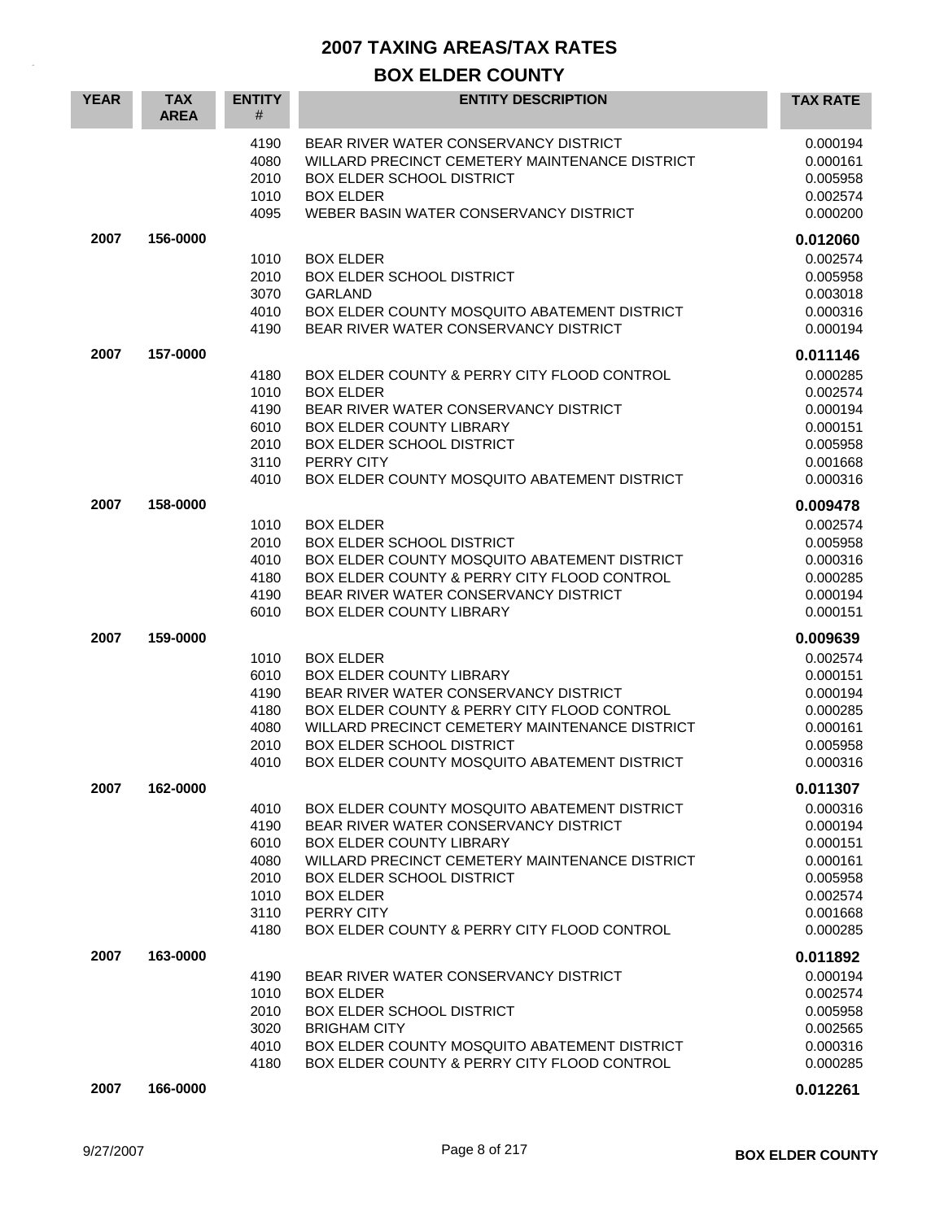# 2007 TAXING AREAS/TAX RATES

## BOX ELDER COUNTY

| YEAR | TAX AREA | ENTITY # | ENTITY DESCRIPTION | TAX RATE |
|---|---|---|---|---|
| | | 4190 | BEAR RIVER WATER CONSERVANCY DISTRICT | 0.000194 |
| | | 4080 | WILLARD PRECINCT CEMETERY MAINTENANCE DISTRICT | 0.000161 |
| | | 2010 | BOX ELDER SCHOOL DISTRICT | 0.005958 |
| | | 1010 | BOX ELDER | 0.002574 |
| | | 4095 | WEBER BASIN WATER CONSERVANCY DISTRICT | 0.000200 |
| **2007** | **156-0000** | | | **0.012060** |
| | | 1010 | BOX ELDER | 0.002574 |
| | | 2010 | BOX ELDER SCHOOL DISTRICT | 0.005958 |
| | | 3070 | GARLAND | 0.003018 |
| | | 4010 | BOX ELDER COUNTY MOSQUITO ABATEMENT DISTRICT | 0.000316 |
| | | 4190 | BEAR RIVER WATER CONSERVANCY DISTRICT | 0.000194 |
| **2007** | **157-0000** | | | **0.011146** |
| | | 4180 | BOX ELDER COUNTY & PERRY CITY FLOOD CONTROL | 0.000285 |
| | | 1010 | BOX ELDER | 0.002574 |
| | | 4190 | BEAR RIVER WATER CONSERVANCY DISTRICT | 0.000194 |
| | | 6010 | BOX ELDER COUNTY LIBRARY | 0.000151 |
| | | 2010 | BOX ELDER SCHOOL DISTRICT | 0.005958 |
| | | 3110 | PERRY CITY | 0.001668 |
| | | 4010 | BOX ELDER COUNTY MOSQUITO ABATEMENT DISTRICT | 0.000316 |
| **2007** | **158-0000** | | | **0.009478** |
| | | 1010 | BOX ELDER | 0.002574 |
| | | 2010 | BOX ELDER SCHOOL DISTRICT | 0.005958 |
| | | 4010 | BOX ELDER COUNTY MOSQUITO ABATEMENT DISTRICT | 0.000316 |
| | | 4180 | BOX ELDER COUNTY & PERRY CITY FLOOD CONTROL | 0.000285 |
| | | 4190 | BEAR RIVER WATER CONSERVANCY DISTRICT | 0.000194 |
| | | 6010 | BOX ELDER COUNTY LIBRARY | 0.000151 |
| **2007** | **159-0000** | | | **0.009639** |
| | | 1010 | BOX ELDER | 0.002574 |
| | | 6010 | BOX ELDER COUNTY LIBRARY | 0.000151 |
| | | 4190 | BEAR RIVER WATER CONSERVANCY DISTRICT | 0.000194 |
| | | 4180 | BOX ELDER COUNTY & PERRY CITY FLOOD CONTROL | 0.000285 |
| | | 4080 | WILLARD PRECINCT CEMETERY MAINTENANCE DISTRICT | 0.000161 |
| | | 2010 | BOX ELDER SCHOOL DISTRICT | 0.005958 |
| | | 4010 | BOX ELDER COUNTY MOSQUITO ABATEMENT DISTRICT | 0.000316 |
| **2007** | **162-0000** | | | **0.011307** |
| | | 4010 | BOX ELDER COUNTY MOSQUITO ABATEMENT DISTRICT | 0.000316 |
| | | 4190 | BEAR RIVER WATER CONSERVANCY DISTRICT | 0.000194 |
| | | 6010 | BOX ELDER COUNTY LIBRARY | 0.000151 |
| | | 4080 | WILLARD PRECINCT CEMETERY MAINTENANCE DISTRICT | 0.000161 |
| | | 2010 | BOX ELDER SCHOOL DISTRICT | 0.005958 |
| | | 1010 | BOX ELDER | 0.002574 |
| | | 3110 | PERRY CITY | 0.001668 |
| | | 4180 | BOX ELDER COUNTY & PERRY CITY FLOOD CONTROL | 0.000285 |
| **2007** | **163-0000** | | | **0.011892** |
| | | 4190 | BEAR RIVER WATER CONSERVANCY DISTRICT | 0.000194 |
| | | 1010 | BOX ELDER | 0.002574 |
| | | 2010 | BOX ELDER SCHOOL DISTRICT | 0.005958 |
| | | 3020 | BRIGHAM CITY | 0.002565 |
| | | 4010 | BOX ELDER COUNTY MOSQUITO ABATEMENT DISTRICT | 0.000316 |
| | | 4180 | BOX ELDER COUNTY & PERRY CITY FLOOD CONTROL | 0.000285 |
| **2007** | **166-0000** | | | **0.012261** |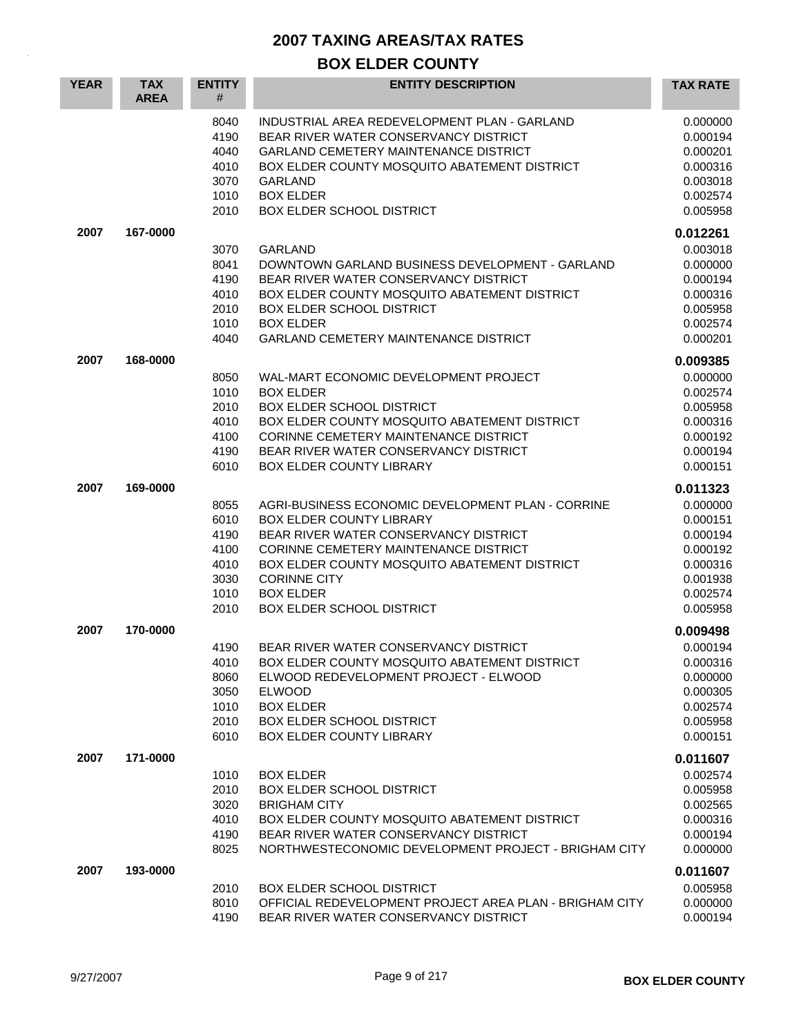# 2007 TAXING AREAS/TAX RATES

## BOX ELDER COUNTY

| YEAR | TAX AREA | ENTITY # | ENTITY DESCRIPTION | TAX RATE |
|---|---|---|---|---|
| | | 8040 | INDUSTRIAL AREA REDEVELOPMENT PLAN - GARLAND | 0.000000 |
| | | 4190 | BEAR RIVER WATER CONSERVANCY DISTRICT | 0.000194 |
| | | 4040 | GARLAND CEMETERY MAINTENANCE DISTRICT | 0.000201 |
| | | 4010 | BOX ELDER COUNTY MOSQUITO ABATEMENT DISTRICT | 0.000316 |
| | | 3070 | GARLAND | 0.003018 |
| | | 1010 | BOX ELDER | 0.002574 |
| | | 2010 | BOX ELDER SCHOOL DISTRICT | 0.005958 |
| **2007** | **167-0000** | | | **0.012261** |
| | | 3070 | GARLAND | 0.003018 |
| | | 8041 | DOWNTOWN GARLAND BUSINESS DEVELOPMENT - GARLAND | 0.000000 |
| | | 4190 | BEAR RIVER WATER CONSERVANCY DISTRICT | 0.000194 |
| | | 4010 | BOX ELDER COUNTY MOSQUITO ABATEMENT DISTRICT | 0.000316 |
| | | 2010 | BOX ELDER SCHOOL DISTRICT | 0.005958 |
| | | 1010 | BOX ELDER | 0.002574 |
| | | 4040 | GARLAND CEMETERY MAINTENANCE DISTRICT | 0.000201 |
| **2007** | **168-0000** | | | **0.009385** |
| | | 8050 | WAL-MART ECONOMIC DEVELOPMENT PROJECT | 0.000000 |
| | | 1010 | BOX ELDER | 0.002574 |
| | | 2010 | BOX ELDER SCHOOL DISTRICT | 0.005958 |
| | | 4010 | BOX ELDER COUNTY MOSQUITO ABATEMENT DISTRICT | 0.000316 |
| | | 4100 | CORINNE CEMETERY MAINTENANCE DISTRICT | 0.000192 |
| | | 4190 | BEAR RIVER WATER CONSERVANCY DISTRICT | 0.000194 |
| | | 6010 | BOX ELDER COUNTY LIBRARY | 0.000151 |
| **2007** | **169-0000** | | | **0.011323** |
| | | 8055 | AGRI-BUSINESS ECONOMIC DEVELOPMENT PLAN - CORRINE | 0.000000 |
| | | 6010 | BOX ELDER COUNTY LIBRARY | 0.000151 |
| | | 4190 | BEAR RIVER WATER CONSERVANCY DISTRICT | 0.000194 |
| | | 4100 | CORINNE CEMETERY MAINTENANCE DISTRICT | 0.000192 |
| | | 4010 | BOX ELDER COUNTY MOSQUITO ABATEMENT DISTRICT | 0.000316 |
| | | 3030 | CORINNE CITY | 0.001938 |
| | | 1010 | BOX ELDER | 0.002574 |
| | | 2010 | BOX ELDER SCHOOL DISTRICT | 0.005958 |
| **2007** | **170-0000** | | | **0.009498** |
| | | 4190 | BEAR RIVER WATER CONSERVANCY DISTRICT | 0.000194 |
| | | 4010 | BOX ELDER COUNTY MOSQUITO ABATEMENT DISTRICT | 0.000316 |
| | | 8060 | ELWOOD REDEVELOPMENT PROJECT - ELWOOD | 0.000000 |
| | | 3050 | ELWOOD | 0.000305 |
| | | 1010 | BOX ELDER | 0.002574 |
| | | 2010 | BOX ELDER SCHOOL DISTRICT | 0.005958 |
| | | 6010 | BOX ELDER COUNTY LIBRARY | 0.000151 |
| **2007** | **171-0000** | | | **0.011607** |
| | | 1010 | BOX ELDER | 0.002574 |
| | | 2010 | BOX ELDER SCHOOL DISTRICT | 0.005958 |
| | | 3020 | BRIGHAM CITY | 0.002565 |
| | | 4010 | BOX ELDER COUNTY MOSQUITO ABATEMENT DISTRICT | 0.000316 |
| | | 4190 | BEAR RIVER WATER CONSERVANCY DISTRICT | 0.000194 |
| | | 8025 | NORTHWESTECONOMIC DEVELOPMENT PROJECT - BRIGHAM CITY | 0.000000 |
| **2007** | **193-0000** | | | **0.011607** |
| | | 2010 | BOX ELDER SCHOOL DISTRICT | 0.005958 |
| | | 8010 | OFFICIAL REDEVELOPMENT PROJECT AREA PLAN - BRIGHAM CITY | 0.000000 |
| | | 4190 | BEAR RIVER WATER CONSERVANCY DISTRICT | 0.000194 |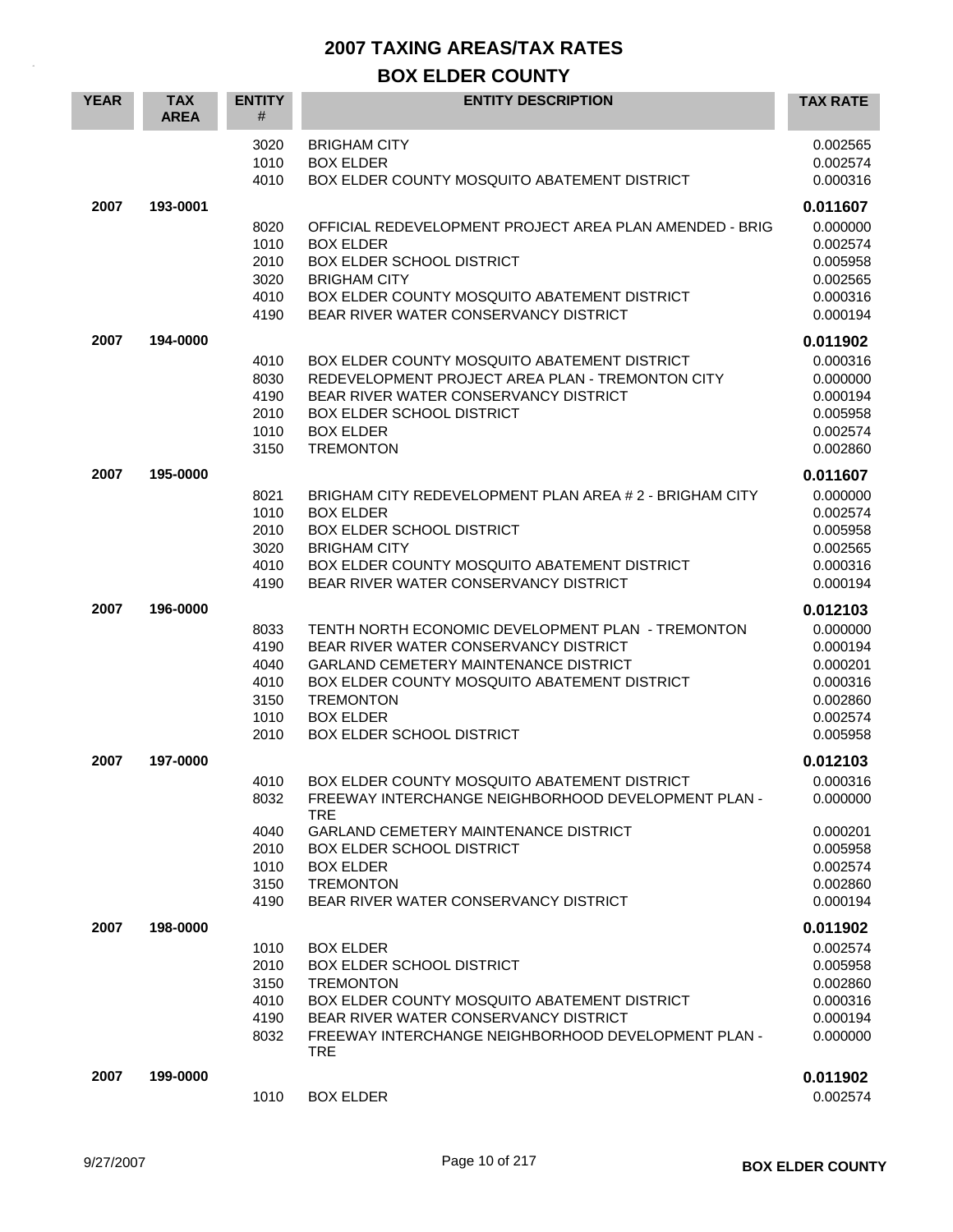# 2007 TAXING AREAS/TAX RATES

## BOX ELDER COUNTY

| YEAR | TAX AREA | ENTITY # | ENTITY DESCRIPTION | TAX RATE |
|---|---|---|---|---|
| | | 3020 | BRIGHAM CITY | 0.002565 |
| | | 1010 | BOX ELDER | 0.002574 |
| | | 4010 | BOX ELDER COUNTY MOSQUITO ABATEMENT DISTRICT | 0.000316 |
| **2007** | **193-0001** | | | **0.011607** |
| | | 8020 | OFFICIAL REDEVELOPMENT PROJECT AREA PLAN AMENDED - BRIG | 0.000000 |
| | | 1010 | BOX ELDER | 0.002574 |
| | | 2010 | BOX ELDER SCHOOL DISTRICT | 0.005958 |
| | | 3020 | BRIGHAM CITY | 0.002565 |
| | | 4010 | BOX ELDER COUNTY MOSQUITO ABATEMENT DISTRICT | 0.000316 |
| | | 4190 | BEAR RIVER WATER CONSERVANCY DISTRICT | 0.000194 |
| **2007** | **194-0000** | | | **0.011902** |
| | | 4010 | BOX ELDER COUNTY MOSQUITO ABATEMENT DISTRICT | 0.000316 |
| | | 8030 | REDEVELOPMENT PROJECT AREA PLAN - TREMONTON CITY | 0.000000 |
| | | 4190 | BEAR RIVER WATER CONSERVANCY DISTRICT | 0.000194 |
| | | 2010 | BOX ELDER SCHOOL DISTRICT | 0.005958 |
| | | 1010 | BOX ELDER | 0.002574 |
| | | 3150 | TREMONTON | 0.002860 |
| **2007** | **195-0000** | | | **0.011607** |
| | | 8021 | BRIGHAM CITY REDEVELOPMENT PLAN AREA # 2 - BRIGHAM CITY | 0.000000 |
| | | 1010 | BOX ELDER | 0.002574 |
| | | 2010 | BOX ELDER SCHOOL DISTRICT | 0.005958 |
| | | 3020 | BRIGHAM CITY | 0.002565 |
| | | 4010 | BOX ELDER COUNTY MOSQUITO ABATEMENT DISTRICT | 0.000316 |
| | | 4190 | BEAR RIVER WATER CONSERVANCY DISTRICT | 0.000194 |
| **2007** | **196-0000** | | | **0.012103** |
| | | 8033 | TENTH NORTH ECONOMIC DEVELOPMENT PLAN - TREMONTON | 0.000000 |
| | | 4190 | BEAR RIVER WATER CONSERVANCY DISTRICT | 0.000194 |
| | | 4040 | GARLAND CEMETERY MAINTENANCE DISTRICT | 0.000201 |
| | | 4010 | BOX ELDER COUNTY MOSQUITO ABATEMENT DISTRICT | 0.000316 |
| | | 3150 | TREMONTON | 0.002860 |
| | | 1010 | BOX ELDER | 0.002574 |
| | | 2010 | BOX ELDER SCHOOL DISTRICT | 0.005958 |
| **2007** | **197-0000** | | | **0.012103** |
| | | 4010 | BOX ELDER COUNTY MOSQUITO ABATEMENT DISTRICT | 0.000316 |
| | | 8032 | FREEWAY INTERCHANGE NEIGHBORHOOD DEVELOPMENT PLAN - TRE | 0.000000 |
| | | 4040 | GARLAND CEMETERY MAINTENANCE DISTRICT | 0.000201 |
| | | 2010 | BOX ELDER SCHOOL DISTRICT | 0.005958 |
| | | 1010 | BOX ELDER | 0.002574 |
| | | 3150 | TREMONTON | 0.002860 |
| | | 4190 | BEAR RIVER WATER CONSERVANCY DISTRICT | 0.000194 |
| **2007** | **198-0000** | | | **0.011902** |
| | | 1010 | BOX ELDER | 0.002574 |
| | | 2010 | BOX ELDER SCHOOL DISTRICT | 0.005958 |
| | | 3150 | TREMONTON | 0.002860 |
| | | 4010 | BOX ELDER COUNTY MOSQUITO ABATEMENT DISTRICT | 0.000316 |
| | | 4190 | BEAR RIVER WATER CONSERVANCY DISTRICT | 0.000194 |
| | | 8032 | FREEWAY INTERCHANGE NEIGHBORHOOD DEVELOPMENT PLAN - TRE | 0.000000 |
| **2007** | **199-0000** | | | **0.011902** |
| | | 1010 | BOX ELDER | 0.002574 |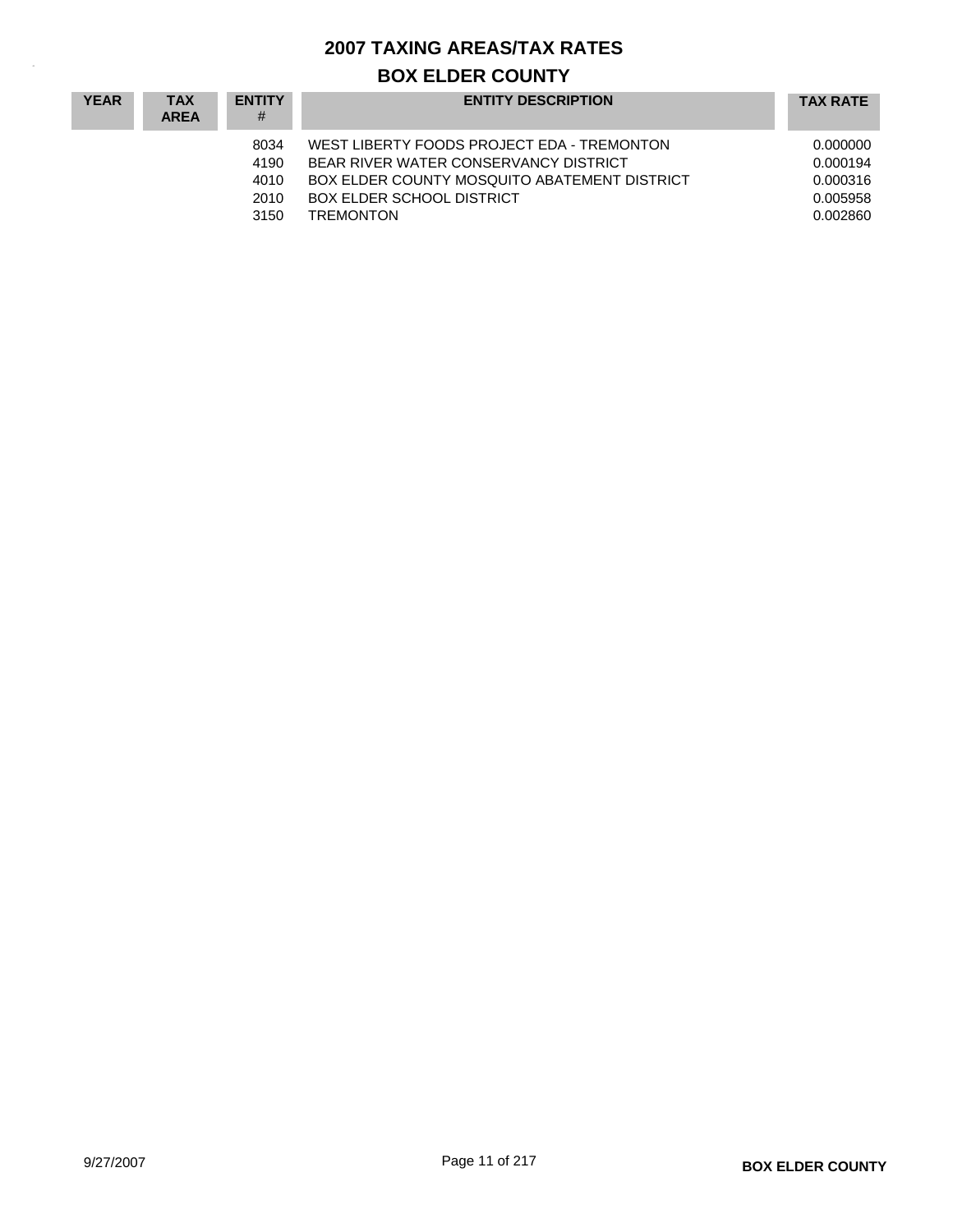# 2007 TAXING AREAS/TAX RATES

## BOX ELDER COUNTY

| YEAR | TAX AREA | ENTITY # | ENTITY DESCRIPTION | TAX RATE |
|---|---|---|---|---|
| | | 8034 | WEST LIBERTY FOODS PROJECT EDA - TREMONTON | 0.000000 |
| | | 4190 | BEAR RIVER WATER CONSERVANCY DISTRICT | 0.000194 |
| | | 4010 | BOX ELDER COUNTY MOSQUITO ABATEMENT DISTRICT | 0.000316 |
| | | 2010 | BOX ELDER SCHOOL DISTRICT | 0.005958 |
| | | 3150 | TREMONTON | 0.002860 |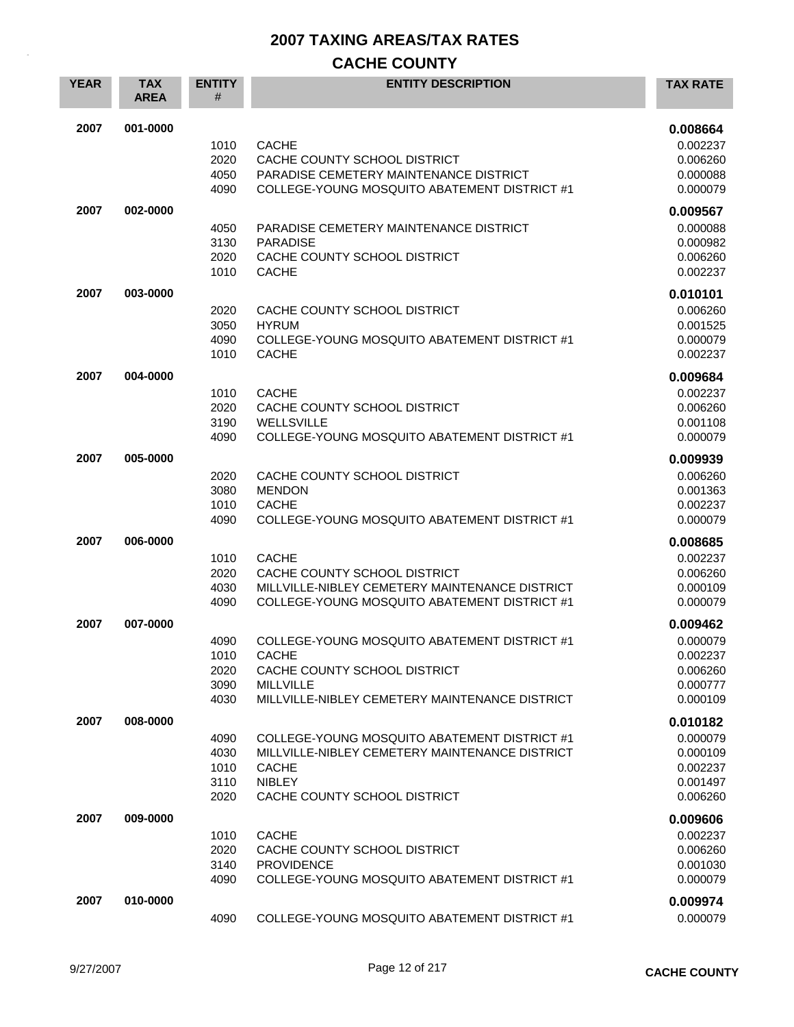# 2007 TAXING AREAS/TAX RATES

## CACHE COUNTY

| YEAR | TAX AREA | ENTITY # | ENTITY DESCRIPTION | TAX RATE |
|---|---|---|---|---|
| 2007 | 001-0000 | | | **0.008664** |
| | | 1010 | CACHE | 0.002237 |
| | | 2020 | CACHE COUNTY SCHOOL DISTRICT | 0.006260 |
| | | 4050 | PARADISE CEMETERY MAINTENANCE DISTRICT | 0.000088 |
| | | 4090 | COLLEGE-YOUNG MOSQUITO ABATEMENT DISTRICT #1 | 0.000079 |
| 2007 | 002-0000 | | | **0.009567** |
| | | 4050 | PARADISE CEMETERY MAINTENANCE DISTRICT | 0.000088 |
| | | 3130 | PARADISE | 0.000982 |
| | | 2020 | CACHE COUNTY SCHOOL DISTRICT | 0.006260 |
| | | 1010 | CACHE | 0.002237 |
| 2007 | 003-0000 | | | **0.010101** |
| | | 2020 | CACHE COUNTY SCHOOL DISTRICT | 0.006260 |
| | | 3050 | HYRUM | 0.001525 |
| | | 4090 | COLLEGE-YOUNG MOSQUITO ABATEMENT DISTRICT #1 | 0.000079 |
| | | 1010 | CACHE | 0.002237 |
| 2007 | 004-0000 | | | **0.009684** |
| | | 1010 | CACHE | 0.002237 |
| | | 2020 | CACHE COUNTY SCHOOL DISTRICT | 0.006260 |
| | | 3190 | WELLSVILLE | 0.001108 |
| | | 4090 | COLLEGE-YOUNG MOSQUITO ABATEMENT DISTRICT #1 | 0.000079 |
| 2007 | 005-0000 | | | **0.009939** |
| | | 2020 | CACHE COUNTY SCHOOL DISTRICT | 0.006260 |
| | | 3080 | MENDON | 0.001363 |
| | | 1010 | CACHE | 0.002237 |
| | | 4090 | COLLEGE-YOUNG MOSQUITO ABATEMENT DISTRICT #1 | 0.000079 |
| 2007 | 006-0000 | | | **0.008685** |
| | | 1010 | CACHE | 0.002237 |
| | | 2020 | CACHE COUNTY SCHOOL DISTRICT | 0.006260 |
| | | 4030 | MILLVILLE-NIBLEY CEMETERY MAINTENANCE DISTRICT | 0.000109 |
| | | 4090 | COLLEGE-YOUNG MOSQUITO ABATEMENT DISTRICT #1 | 0.000079 |
| 2007 | 007-0000 | | | **0.009462** |
| | | 4090 | COLLEGE-YOUNG MOSQUITO ABATEMENT DISTRICT #1 | 0.000079 |
| | | 1010 | CACHE | 0.002237 |
| | | 2020 | CACHE COUNTY SCHOOL DISTRICT | 0.006260 |
| | | 3090 | MILLVILLE | 0.000777 |
| | | 4030 | MILLVILLE-NIBLEY CEMETERY MAINTENANCE DISTRICT | 0.000109 |
| 2007 | 008-0000 | | | **0.010182** |
| | | 4090 | COLLEGE-YOUNG MOSQUITO ABATEMENT DISTRICT #1 | 0.000079 |
| | | 4030 | MILLVILLE-NIBLEY CEMETERY MAINTENANCE DISTRICT | 0.000109 |
| | | 1010 | CACHE | 0.002237 |
| | | 3110 | NIBLEY | 0.001497 |
| | | 2020 | CACHE COUNTY SCHOOL DISTRICT | 0.006260 |
| 2007 | 009-0000 | | | **0.009606** |
| | | 1010 | CACHE | 0.002237 |
| | | 2020 | CACHE COUNTY SCHOOL DISTRICT | 0.006260 |
| | | 3140 | PROVIDENCE | 0.001030 |
| | | 4090 | COLLEGE-YOUNG MOSQUITO ABATEMENT DISTRICT #1 | 0.000079 |
| 2007 | 010-0000 | | | **0.009974** |
| | | 4090 | COLLEGE-YOUNG MOSQUITO ABATEMENT DISTRICT #1 | 0.000079 |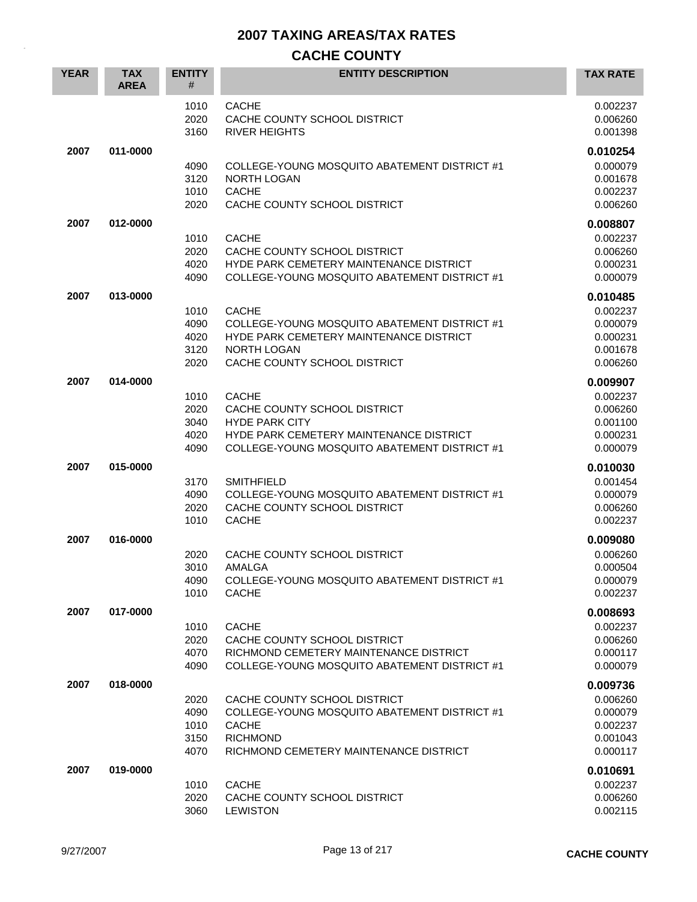# 2007 TAXING AREAS/TAX RATES

## CACHE COUNTY

| YEAR | TAX AREA | ENTITY # | ENTITY DESCRIPTION | TAX RATE |
|---|---|---|---|---|
| | | 1010 | CACHE | 0.002237 |
| | | 2020 | CACHE COUNTY SCHOOL DISTRICT | 0.006260 |
| | | 3160 | RIVER HEIGHTS | 0.001398 |
| **2007** | **011-0000** | | | **0.010254** |
| | | 4090 | COLLEGE-YOUNG MOSQUITO ABATEMENT DISTRICT #1 | 0.000079 |
| | | 3120 | NORTH LOGAN | 0.001678 |
| | | 1010 | CACHE | 0.002237 |
| | | 2020 | CACHE COUNTY SCHOOL DISTRICT | 0.006260 |
| **2007** | **012-0000** | | | **0.008807** |
| | | 1010 | CACHE | 0.002237 |
| | | 2020 | CACHE COUNTY SCHOOL DISTRICT | 0.006260 |
| | | 4020 | HYDE PARK CEMETERY MAINTENANCE DISTRICT | 0.000231 |
| | | 4090 | COLLEGE-YOUNG MOSQUITO ABATEMENT DISTRICT #1 | 0.000079 |
| **2007** | **013-0000** | | | **0.010485** |
| | | 1010 | CACHE | 0.002237 |
| | | 4090 | COLLEGE-YOUNG MOSQUITO ABATEMENT DISTRICT #1 | 0.000079 |
| | | 4020 | HYDE PARK CEMETERY MAINTENANCE DISTRICT | 0.000231 |
| | | 3120 | NORTH LOGAN | 0.001678 |
| | | 2020 | CACHE COUNTY SCHOOL DISTRICT | 0.006260 |
| **2007** | **014-0000** | | | **0.009907** |
| | | 1010 | CACHE | 0.002237 |
| | | 2020 | CACHE COUNTY SCHOOL DISTRICT | 0.006260 |
| | | 3040 | HYDE PARK CITY | 0.001100 |
| | | 4020 | HYDE PARK CEMETERY MAINTENANCE DISTRICT | 0.000231 |
| | | 4090 | COLLEGE-YOUNG MOSQUITO ABATEMENT DISTRICT #1 | 0.000079 |
| **2007** | **015-0000** | | | **0.010030** |
| | | 3170 | SMITHFIELD | 0.001454 |
| | | 4090 | COLLEGE-YOUNG MOSQUITO ABATEMENT DISTRICT #1 | 0.000079 |
| | | 2020 | CACHE COUNTY SCHOOL DISTRICT | 0.006260 |
| | | 1010 | CACHE | 0.002237 |
| **2007** | **016-0000** | | | **0.009080** |
| | | 2020 | CACHE COUNTY SCHOOL DISTRICT | 0.006260 |
| | | 3010 | AMALGA | 0.000504 |
| | | 4090 | COLLEGE-YOUNG MOSQUITO ABATEMENT DISTRICT #1 | 0.000079 |
| | | 1010 | CACHE | 0.002237 |
| **2007** | **017-0000** | | | **0.008693** |
| | | 1010 | CACHE | 0.002237 |
| | | 2020 | CACHE COUNTY SCHOOL DISTRICT | 0.006260 |
| | | 4070 | RICHMOND CEMETERY MAINTENANCE DISTRICT | 0.000117 |
| | | 4090 | COLLEGE-YOUNG MOSQUITO ABATEMENT DISTRICT #1 | 0.000079 |
| **2007** | **018-0000** | | | **0.009736** |
| | | 2020 | CACHE COUNTY SCHOOL DISTRICT | 0.006260 |
| | | 4090 | COLLEGE-YOUNG MOSQUITO ABATEMENT DISTRICT #1 | 0.000079 |
| | | 1010 | CACHE | 0.002237 |
| | | 3150 | RICHMOND | 0.001043 |
| | | 4070 | RICHMOND CEMETERY MAINTENANCE DISTRICT | 0.000117 |
| **2007** | **019-0000** | | | **0.010691** |
| | | 1010 | CACHE | 0.002237 |
| | | 2020 | CACHE COUNTY SCHOOL DISTRICT | 0.006260 |
| | | 3060 | LEWISTON | 0.002115 |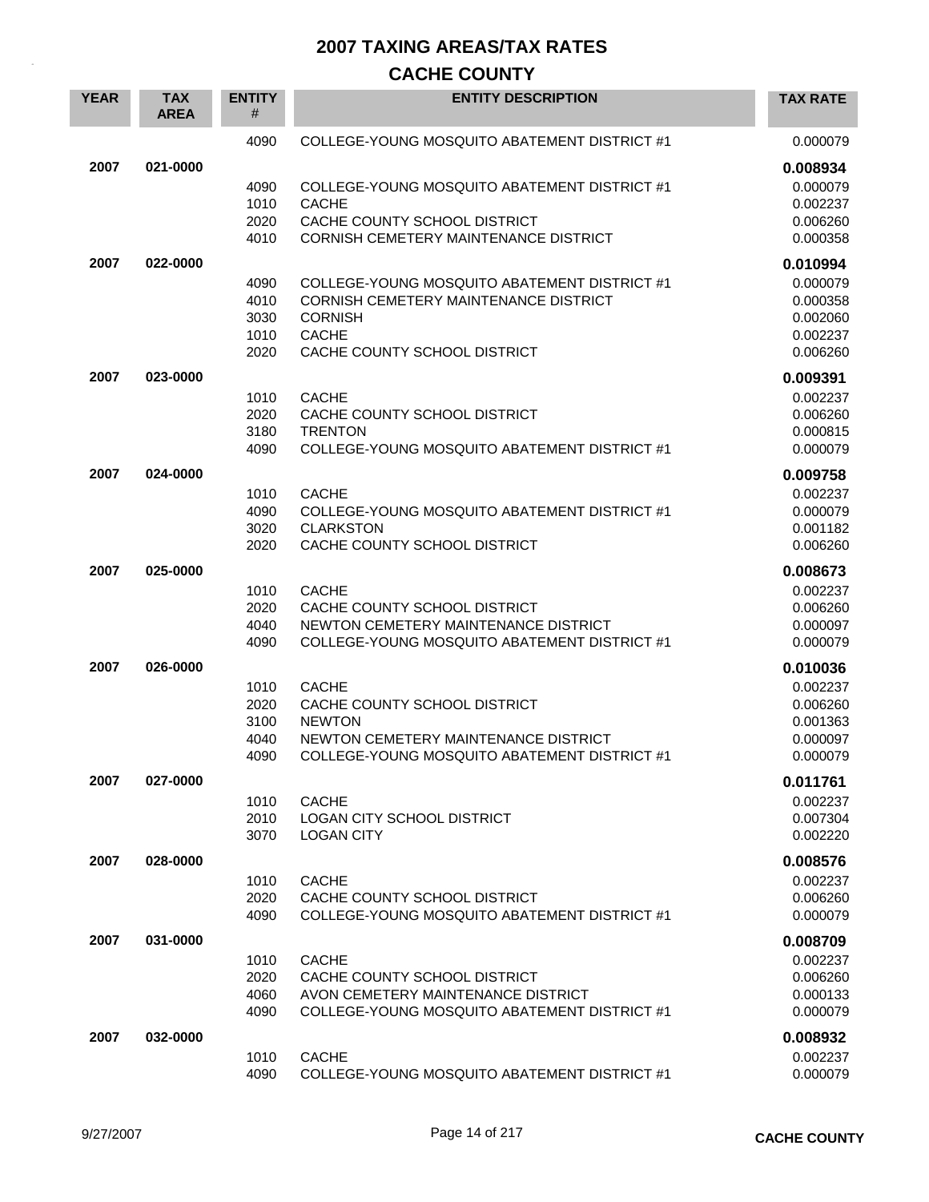# 2007 TAXING AREAS/TAX RATES

## CACHE COUNTY

| YEAR | TAX AREA | ENTITY # | ENTITY DESCRIPTION | TAX RATE |
|---|---|---|---|---|
| | | 4090 | COLLEGE-YOUNG MOSQUITO ABATEMENT DISTRICT #1 | 0.000079 |
| **2007** | **021-0000** | | | **0.008934** |
| | | 4090 | COLLEGE-YOUNG MOSQUITO ABATEMENT DISTRICT #1 | 0.000079 |
| | | 1010 | CACHE | 0.002237 |
| | | 2020 | CACHE COUNTY SCHOOL DISTRICT | 0.006260 |
| | | 4010 | CORNISH CEMETERY MAINTENANCE DISTRICT | 0.000358 |
| **2007** | **022-0000** | | | **0.010994** |
| | | 4090 | COLLEGE-YOUNG MOSQUITO ABATEMENT DISTRICT #1 | 0.000079 |
| | | 4010 | CORNISH CEMETERY MAINTENANCE DISTRICT | 0.000358 |
| | | 3030 | CORNISH | 0.002060 |
| | | 1010 | CACHE | 0.002237 |
| | | 2020 | CACHE COUNTY SCHOOL DISTRICT | 0.006260 |
| **2007** | **023-0000** | | | **0.009391** |
| | | 1010 | CACHE | 0.002237 |
| | | 2020 | CACHE COUNTY SCHOOL DISTRICT | 0.006260 |
| | | 3180 | TRENTON | 0.000815 |
| | | 4090 | COLLEGE-YOUNG MOSQUITO ABATEMENT DISTRICT #1 | 0.000079 |
| **2007** | **024-0000** | | | **0.009758** |
| | | 1010 | CACHE | 0.002237 |
| | | 4090 | COLLEGE-YOUNG MOSQUITO ABATEMENT DISTRICT #1 | 0.000079 |
| | | 3020 | CLARKSTON | 0.001182 |
| | | 2020 | CACHE COUNTY SCHOOL DISTRICT | 0.006260 |
| **2007** | **025-0000** | | | **0.008673** |
| | | 1010 | CACHE | 0.002237 |
| | | 2020 | CACHE COUNTY SCHOOL DISTRICT | 0.006260 |
| | | 4040 | NEWTON CEMETERY MAINTENANCE DISTRICT | 0.000097 |
| | | 4090 | COLLEGE-YOUNG MOSQUITO ABATEMENT DISTRICT #1 | 0.000079 |
| **2007** | **026-0000** | | | **0.010036** |
| | | 1010 | CACHE | 0.002237 |
| | | 2020 | CACHE COUNTY SCHOOL DISTRICT | 0.006260 |
| | | 3100 | NEWTON | 0.001363 |
| | | 4040 | NEWTON CEMETERY MAINTENANCE DISTRICT | 0.000097 |
| | | 4090 | COLLEGE-YOUNG MOSQUITO ABATEMENT DISTRICT #1 | 0.000079 |
| **2007** | **027-0000** | | | **0.011761** |
| | | 1010 | CACHE | 0.002237 |
| | | 2010 | LOGAN CITY SCHOOL DISTRICT | 0.007304 |
| | | 3070 | LOGAN CITY | 0.002220 |
| **2007** | **028-0000** | | | **0.008576** |
| | | 1010 | CACHE | 0.002237 |
| | | 2020 | CACHE COUNTY SCHOOL DISTRICT | 0.006260 |
| | | 4090 | COLLEGE-YOUNG MOSQUITO ABATEMENT DISTRICT #1 | 0.000079 |
| **2007** | **031-0000** | | | **0.008709** |
| | | 1010 | CACHE | 0.002237 |
| | | 2020 | CACHE COUNTY SCHOOL DISTRICT | 0.006260 |
| | | 4060 | AVON CEMETERY MAINTENANCE DISTRICT | 0.000133 |
| | | 4090 | COLLEGE-YOUNG MOSQUITO ABATEMENT DISTRICT #1 | 0.000079 |
| **2007** | **032-0000** | | | **0.008932** |
| | | 1010 | CACHE | 0.002237 |
| | | 4090 | COLLEGE-YOUNG MOSQUITO ABATEMENT DISTRICT #1 | 0.000079 |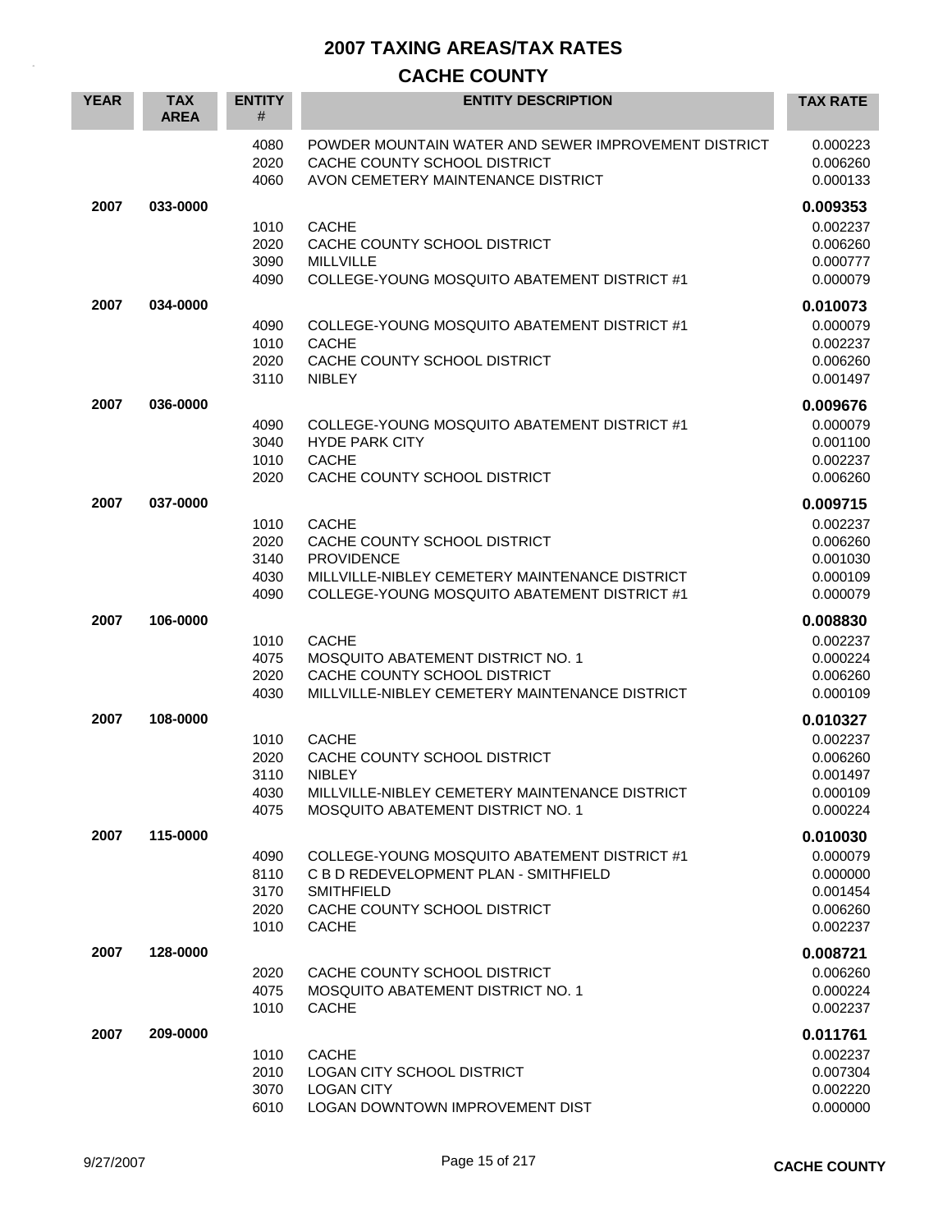# 2007 TAXING AREAS/TAX RATES

## CACHE COUNTY

| YEAR | TAX AREA | ENTITY # | ENTITY DESCRIPTION | TAX RATE |
|---|---|---|---|---|
| | | 4080 | POWDER MOUNTAIN WATER AND SEWER IMPROVEMENT DISTRICT | 0.000223 |
| | | 2020 | CACHE COUNTY SCHOOL DISTRICT | 0.006260 |
| | | 4060 | AVON CEMETERY MAINTENANCE DISTRICT | 0.000133 |
| **2007** | **033-0000** | | | **0.009353** |
| | | 1010 | CACHE | 0.002237 |
| | | 2020 | CACHE COUNTY SCHOOL DISTRICT | 0.006260 |
| | | 3090 | MILLVILLE | 0.000777 |
| | | 4090 | COLLEGE-YOUNG MOSQUITO ABATEMENT DISTRICT #1 | 0.000079 |
| **2007** | **034-0000** | | | **0.010073** |
| | | 4090 | COLLEGE-YOUNG MOSQUITO ABATEMENT DISTRICT #1 | 0.000079 |
| | | 1010 | CACHE | 0.002237 |
| | | 2020 | CACHE COUNTY SCHOOL DISTRICT | 0.006260 |
| | | 3110 | NIBLEY | 0.001497 |
| **2007** | **036-0000** | | | **0.009676** |
| | | 4090 | COLLEGE-YOUNG MOSQUITO ABATEMENT DISTRICT #1 | 0.000079 |
| | | 3040 | HYDE PARK CITY | 0.001100 |
| | | 1010 | CACHE | 0.002237 |
| | | 2020 | CACHE COUNTY SCHOOL DISTRICT | 0.006260 |
| **2007** | **037-0000** | | | **0.009715** |
| | | 1010 | CACHE | 0.002237 |
| | | 2020 | CACHE COUNTY SCHOOL DISTRICT | 0.006260 |
| | | 3140 | PROVIDENCE | 0.001030 |
| | | 4030 | MILLVILLE-NIBLEY CEMETERY MAINTENANCE DISTRICT | 0.000109 |
| | | 4090 | COLLEGE-YOUNG MOSQUITO ABATEMENT DISTRICT #1 | 0.000079 |
| **2007** | **106-0000** | | | **0.008830** |
| | | 1010 | CACHE | 0.002237 |
| | | 4075 | MOSQUITO ABATEMENT DISTRICT NO. 1 | 0.000224 |
| | | 2020 | CACHE COUNTY SCHOOL DISTRICT | 0.006260 |
| | | 4030 | MILLVILLE-NIBLEY CEMETERY MAINTENANCE DISTRICT | 0.000109 |
| **2007** | **108-0000** | | | **0.010327** |
| | | 1010 | CACHE | 0.002237 |
| | | 2020 | CACHE COUNTY SCHOOL DISTRICT | 0.006260 |
| | | 3110 | NIBLEY | 0.001497 |
| | | 4030 | MILLVILLE-NIBLEY CEMETERY MAINTENANCE DISTRICT | 0.000109 |
| | | 4075 | MOSQUITO ABATEMENT DISTRICT NO. 1 | 0.000224 |
| **2007** | **115-0000** | | | **0.010030** |
| | | 4090 | COLLEGE-YOUNG MOSQUITO ABATEMENT DISTRICT #1 | 0.000079 |
| | | 8110 | C B D REDEVELOPMENT PLAN - SMITHFIELD | 0.000000 |
| | | 3170 | SMITHFIELD | 0.001454 |
| | | 2020 | CACHE COUNTY SCHOOL DISTRICT | 0.006260 |
| | | 1010 | CACHE | 0.002237 |
| **2007** | **128-0000** | | | **0.008721** |
| | | 2020 | CACHE COUNTY SCHOOL DISTRICT | 0.006260 |
| | | 4075 | MOSQUITO ABATEMENT DISTRICT NO. 1 | 0.000224 |
| | | 1010 | CACHE | 0.002237 |
| **2007** | **209-0000** | | | **0.011761** |
| | | 1010 | CACHE | 0.002237 |
| | | 2010 | LOGAN CITY SCHOOL DISTRICT | 0.007304 |
| | | 3070 | LOGAN CITY | 0.002220 |
| | | 6010 | LOGAN DOWNTOWN IMPROVEMENT DIST | 0.000000 |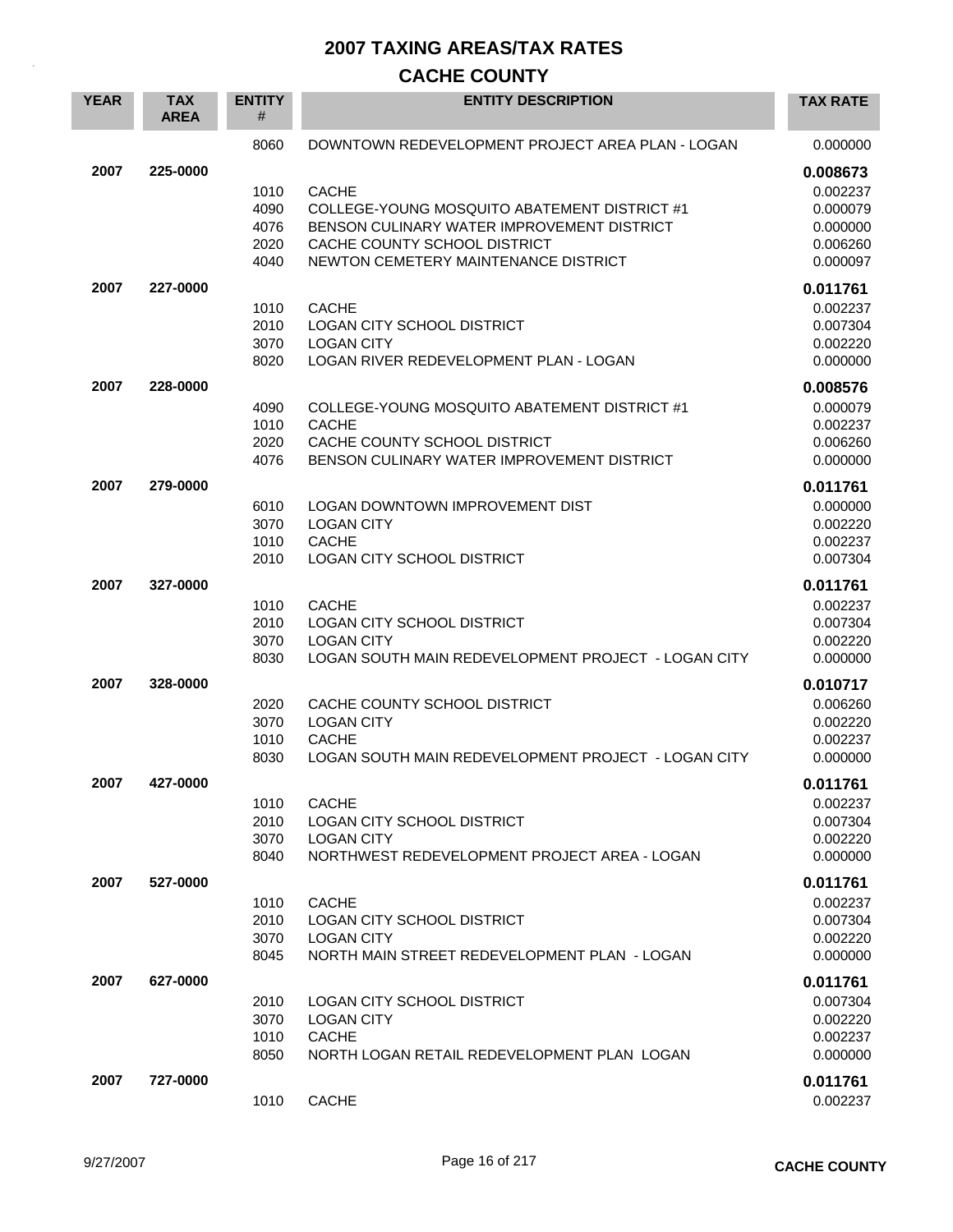# 2007 TAXING AREAS/TAX RATES

## CACHE COUNTY

| YEAR | TAX AREA | ENTITY # | ENTITY DESCRIPTION | TAX RATE |
|---|---|---|---|---|
| | | 8060 | DOWNTOWN REDEVELOPMENT PROJECT AREA PLAN - LOGAN | 0.000000 |
| **2007** | **225-0000** | | | **0.008673** |
| | | 1010 | CACHE | 0.002237 |
| | | 4090 | COLLEGE-YOUNG MOSQUITO ABATEMENT DISTRICT #1 | 0.000079 |
| | | 4076 | BENSON CULINARY WATER IMPROVEMENT DISTRICT | 0.000000 |
| | | 2020 | CACHE COUNTY SCHOOL DISTRICT | 0.006260 |
| | | 4040 | NEWTON CEMETERY MAINTENANCE DISTRICT | 0.000097 |
| **2007** | **227-0000** | | | **0.011761** |
| | | 1010 | CACHE | 0.002237 |
| | | 2010 | LOGAN CITY SCHOOL DISTRICT | 0.007304 |
| | | 3070 | LOGAN CITY | 0.002220 |
| | | 8020 | LOGAN RIVER REDEVELOPMENT PLAN - LOGAN | 0.000000 |
| **2007** | **228-0000** | | | **0.008576** |
| | | 4090 | COLLEGE-YOUNG MOSQUITO ABATEMENT DISTRICT #1 | 0.000079 |
| | | 1010 | CACHE | 0.002237 |
| | | 2020 | CACHE COUNTY SCHOOL DISTRICT | 0.006260 |
| | | 4076 | BENSON CULINARY WATER IMPROVEMENT DISTRICT | 0.000000 |
| **2007** | **279-0000** | | | **0.011761** |
| | | 6010 | LOGAN DOWNTOWN IMPROVEMENT DIST | 0.000000 |
| | | 3070 | LOGAN CITY | 0.002220 |
| | | 1010 | CACHE | 0.002237 |
| | | 2010 | LOGAN CITY SCHOOL DISTRICT | 0.007304 |
| **2007** | **327-0000** | | | **0.011761** |
| | | 1010 | CACHE | 0.002237 |
| | | 2010 | LOGAN CITY SCHOOL DISTRICT | 0.007304 |
| | | 3070 | LOGAN CITY | 0.002220 |
| | | 8030 | LOGAN SOUTH MAIN REDEVELOPMENT PROJECT - LOGAN CITY | 0.000000 |
| **2007** | **328-0000** | | | **0.010717** |
| | | 2020 | CACHE COUNTY SCHOOL DISTRICT | 0.006260 |
| | | 3070 | LOGAN CITY | 0.002220 |
| | | 1010 | CACHE | 0.002237 |
| | | 8030 | LOGAN SOUTH MAIN REDEVELOPMENT PROJECT - LOGAN CITY | 0.000000 |
| **2007** | **427-0000** | | | **0.011761** |
| | | 1010 | CACHE | 0.002237 |
| | | 2010 | LOGAN CITY SCHOOL DISTRICT | 0.007304 |
| | | 3070 | LOGAN CITY | 0.002220 |
| | | 8040 | NORTHWEST REDEVELOPMENT PROJECT AREA - LOGAN | 0.000000 |
| **2007** | **527-0000** | | | **0.011761** |
| | | 1010 | CACHE | 0.002237 |
| | | 2010 | LOGAN CITY SCHOOL DISTRICT | 0.007304 |
| | | 3070 | LOGAN CITY | 0.002220 |
| | | 8045 | NORTH MAIN STREET REDEVELOPMENT PLAN - LOGAN | 0.000000 |
| **2007** | **627-0000** | | | **0.011761** |
| | | 2010 | LOGAN CITY SCHOOL DISTRICT | 0.007304 |
| | | 3070 | LOGAN CITY | 0.002220 |
| | | 1010 | CACHE | 0.002237 |
| | | 8050 | NORTH LOGAN RETAIL REDEVELOPMENT PLAN LOGAN | 0.000000 |
| **2007** | **727-0000** | | | **0.011761** |
| | | 1010 | CACHE | 0.002237 |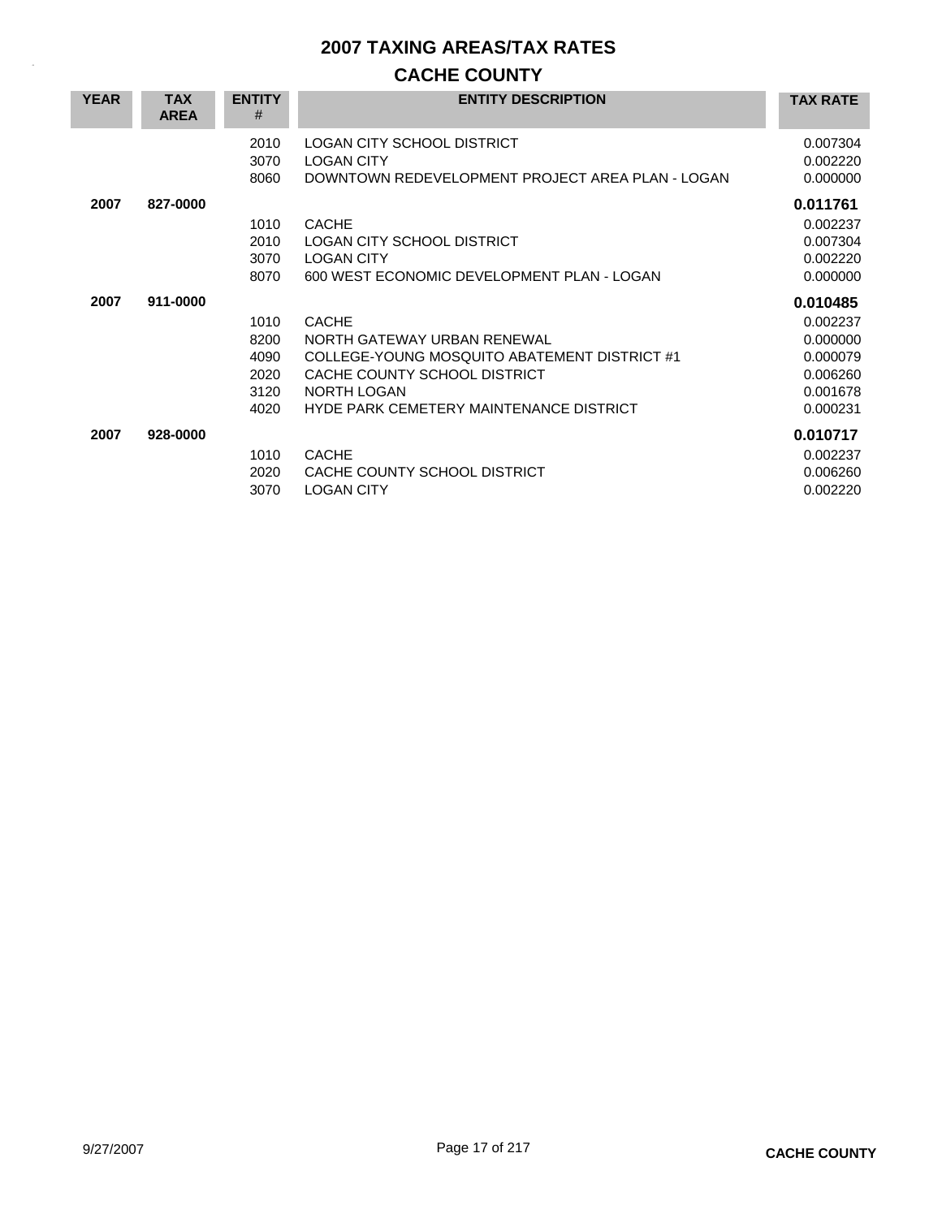# 2007 TAXING AREAS/TAX RATES

## CACHE COUNTY

| YEAR | TAX AREA | ENTITY # | ENTITY DESCRIPTION | TAX RATE |
|---|---|---|---|---|
| | | 2010 | LOGAN CITY SCHOOL DISTRICT | 0.007304 |
| | | 3070 | LOGAN CITY | 0.002220 |
| | | 8060 | DOWNTOWN REDEVELOPMENT PROJECT AREA PLAN - LOGAN | 0.000000 |
| **2007** | **827-0000** | | | **0.011761** |
| | | 1010 | CACHE | 0.002237 |
| | | 2010 | LOGAN CITY SCHOOL DISTRICT | 0.007304 |
| | | 3070 | LOGAN CITY | 0.002220 |
| | | 8070 | 600 WEST ECONOMIC DEVELOPMENT PLAN - LOGAN | 0.000000 |
| **2007** | **911-0000** | | | **0.010485** |
| | | 1010 | CACHE | 0.002237 |
| | | 8200 | NORTH GATEWAY URBAN RENEWAL | 0.000000 |
| | | 4090 | COLLEGE-YOUNG MOSQUITO ABATEMENT DISTRICT #1 | 0.000079 |
| | | 2020 | CACHE COUNTY SCHOOL DISTRICT | 0.006260 |
| | | 3120 | NORTH LOGAN | 0.001678 |
| | | 4020 | HYDE PARK CEMETERY MAINTENANCE DISTRICT | 0.000231 |
| **2007** | **928-0000** | | | **0.010717** |
| | | 1010 | CACHE | 0.002237 |
| | | 2020 | CACHE COUNTY SCHOOL DISTRICT | 0.006260 |
| | | 3070 | LOGAN CITY | 0.002220 |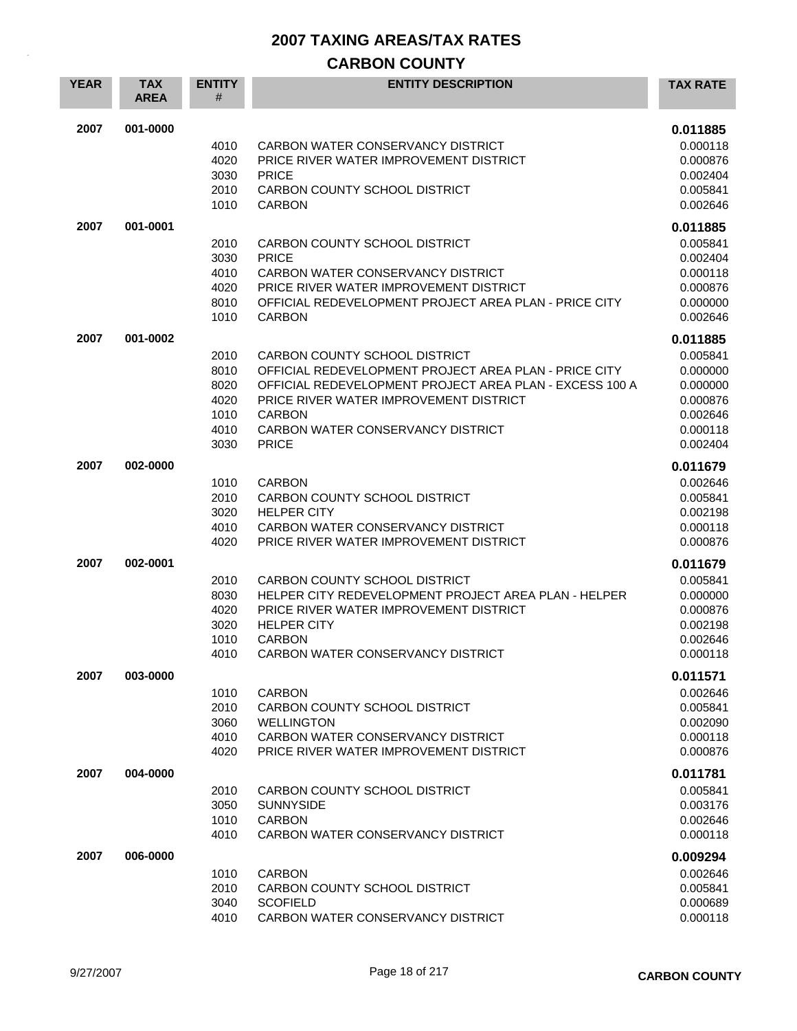# 2007 TAXING AREAS/TAX RATES

## CARBON COUNTY

| YEAR | TAX AREA | ENTITY # | ENTITY DESCRIPTION | TAX RATE |
|---|---|---|---|---|
| 2007 | 001-0000 | | | **0.011885** |
| | | 4010 | CARBON WATER CONSERVANCY DISTRICT | 0.000118 |
| | | 4020 | PRICE RIVER WATER IMPROVEMENT DISTRICT | 0.000876 |
| | | 3030 | PRICE | 0.002404 |
| | | 2010 | CARBON COUNTY SCHOOL DISTRICT | 0.005841 |
| | | 1010 | CARBON | 0.002646 |
| 2007 | 001-0001 | | | **0.011885** |
| | | 2010 | CARBON COUNTY SCHOOL DISTRICT | 0.005841 |
| | | 3030 | PRICE | 0.002404 |
| | | 4010 | CARBON WATER CONSERVANCY DISTRICT | 0.000118 |
| | | 4020 | PRICE RIVER WATER IMPROVEMENT DISTRICT | 0.000876 |
| | | 8010 | OFFICIAL REDEVELOPMENT PROJECT AREA PLAN - PRICE CITY | 0.000000 |
| | | 1010 | CARBON | 0.002646 |
| 2007 | 001-0002 | | | **0.011885** |
| | | 2010 | CARBON COUNTY SCHOOL DISTRICT | 0.005841 |
| | | 8010 | OFFICIAL REDEVELOPMENT PROJECT AREA PLAN - PRICE CITY | 0.000000 |
| | | 8020 | OFFICIAL REDEVELOPMENT PROJECT AREA PLAN - EXCESS 100 A | 0.000000 |
| | | 4020 | PRICE RIVER WATER IMPROVEMENT DISTRICT | 0.000876 |
| | | 1010 | CARBON | 0.002646 |
| | | 4010 | CARBON WATER CONSERVANCY DISTRICT | 0.000118 |
| | | 3030 | PRICE | 0.002404 |
| 2007 | 002-0000 | | | **0.011679** |
| | | 1010 | CARBON | 0.002646 |
| | | 2010 | CARBON COUNTY SCHOOL DISTRICT | 0.005841 |
| | | 3020 | HELPER CITY | 0.002198 |
| | | 4010 | CARBON WATER CONSERVANCY DISTRICT | 0.000118 |
| | | 4020 | PRICE RIVER WATER IMPROVEMENT DISTRICT | 0.000876 |
| 2007 | 002-0001 | | | **0.011679** |
| | | 2010 | CARBON COUNTY SCHOOL DISTRICT | 0.005841 |
| | | 8030 | HELPER CITY REDEVELOPMENT PROJECT AREA PLAN - HELPER | 0.000000 |
| | | 4020 | PRICE RIVER WATER IMPROVEMENT DISTRICT | 0.000876 |
| | | 3020 | HELPER CITY | 0.002198 |
| | | 1010 | CARBON | 0.002646 |
| | | 4010 | CARBON WATER CONSERVANCY DISTRICT | 0.000118 |
| 2007 | 003-0000 | | | **0.011571** |
| | | 1010 | CARBON | 0.002646 |
| | | 2010 | CARBON COUNTY SCHOOL DISTRICT | 0.005841 |
| | | 3060 | WELLINGTON | 0.002090 |
| | | 4010 | CARBON WATER CONSERVANCY DISTRICT | 0.000118 |
| | | 4020 | PRICE RIVER WATER IMPROVEMENT DISTRICT | 0.000876 |
| 2007 | 004-0000 | | | **0.011781** |
| | | 2010 | CARBON COUNTY SCHOOL DISTRICT | 0.005841 |
| | | 3050 | SUNNYSIDE | 0.003176 |
| | | 1010 | CARBON | 0.002646 |
| | | 4010 | CARBON WATER CONSERVANCY DISTRICT | 0.000118 |
| 2007 | 006-0000 | | | **0.009294** |
| | | 1010 | CARBON | 0.002646 |
| | | 2010 | CARBON COUNTY SCHOOL DISTRICT | 0.005841 |
| | | 3040 | SCOFIELD | 0.000689 |
| | | 4010 | CARBON WATER CONSERVANCY DISTRICT | 0.000118 |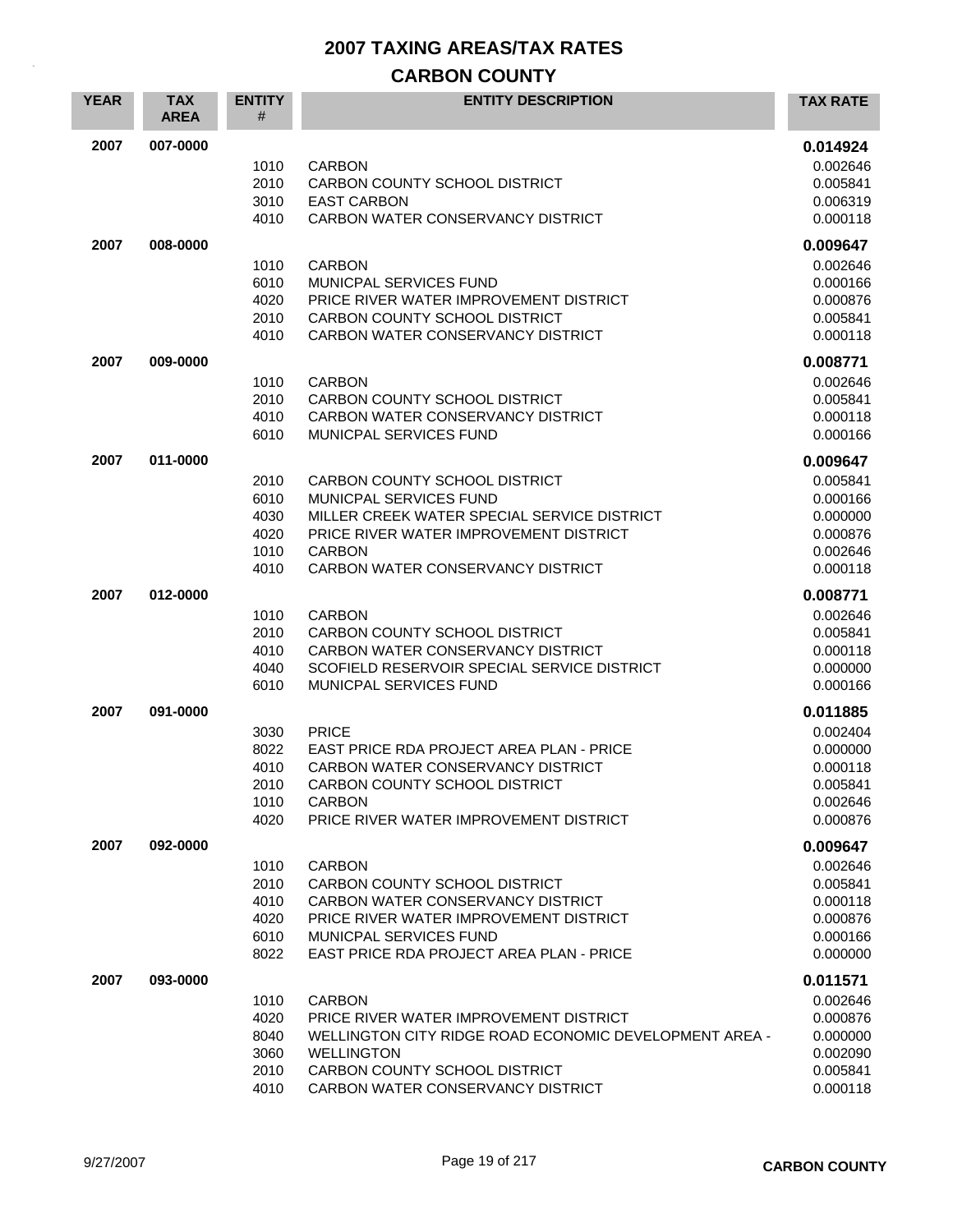# 2007 TAXING AREAS/TAX RATES

## CARBON COUNTY

| YEAR | TAX AREA | ENTITY # | ENTITY DESCRIPTION | TAX RATE |
|---|---|---|---|---|
| 2007 | 007-0000 | | | **0.014924** |
| | | 1010 | CARBON | 0.002646 |
| | | 2010 | CARBON COUNTY SCHOOL DISTRICT | 0.005841 |
| | | 3010 | EAST CARBON | 0.006319 |
| | | 4010 | CARBON WATER CONSERVANCY DISTRICT | 0.000118 |
| 2007 | 008-0000 | | | **0.009647** |
| | | 1010 | CARBON | 0.002646 |
| | | 6010 | MUNICPAL SERVICES FUND | 0.000166 |
| | | 4020 | PRICE RIVER WATER IMPROVEMENT DISTRICT | 0.000876 |
| | | 2010 | CARBON COUNTY SCHOOL DISTRICT | 0.005841 |
| | | 4010 | CARBON WATER CONSERVANCY DISTRICT | 0.000118 |
| 2007 | 009-0000 | | | **0.008771** |
| | | 1010 | CARBON | 0.002646 |
| | | 2010 | CARBON COUNTY SCHOOL DISTRICT | 0.005841 |
| | | 4010 | CARBON WATER CONSERVANCY DISTRICT | 0.000118 |
| | | 6010 | MUNICPAL SERVICES FUND | 0.000166 |
| 2007 | 011-0000 | | | **0.009647** |
| | | 2010 | CARBON COUNTY SCHOOL DISTRICT | 0.005841 |
| | | 6010 | MUNICPAL SERVICES FUND | 0.000166 |
| | | 4030 | MILLER CREEK WATER SPECIAL SERVICE DISTRICT | 0.000000 |
| | | 4020 | PRICE RIVER WATER IMPROVEMENT DISTRICT | 0.000876 |
| | | 1010 | CARBON | 0.002646 |
| | | 4010 | CARBON WATER CONSERVANCY DISTRICT | 0.000118 |
| 2007 | 012-0000 | | | **0.008771** |
| | | 1010 | CARBON | 0.002646 |
| | | 2010 | CARBON COUNTY SCHOOL DISTRICT | 0.005841 |
| | | 4010 | CARBON WATER CONSERVANCY DISTRICT | 0.000118 |
| | | 4040 | SCOFIELD RESERVOIR SPECIAL SERVICE DISTRICT | 0.000000 |
| | | 6010 | MUNICPAL SERVICES FUND | 0.000166 |
| 2007 | 091-0000 | | | **0.011885** |
| | | 3030 | PRICE | 0.002404 |
| | | 8022 | EAST PRICE RDA PROJECT AREA PLAN - PRICE | 0.000000 |
| | | 4010 | CARBON WATER CONSERVANCY DISTRICT | 0.000118 |
| | | 2010 | CARBON COUNTY SCHOOL DISTRICT | 0.005841 |
| | | 1010 | CARBON | 0.002646 |
| | | 4020 | PRICE RIVER WATER IMPROVEMENT DISTRICT | 0.000876 |
| 2007 | 092-0000 | | | **0.009647** |
| | | 1010 | CARBON | 0.002646 |
| | | 2010 | CARBON COUNTY SCHOOL DISTRICT | 0.005841 |
| | | 4010 | CARBON WATER CONSERVANCY DISTRICT | 0.000118 |
| | | 4020 | PRICE RIVER WATER IMPROVEMENT DISTRICT | 0.000876 |
| | | 6010 | MUNICPAL SERVICES FUND | 0.000166 |
| | | 8022 | EAST PRICE RDA PROJECT AREA PLAN - PRICE | 0.000000 |
| 2007 | 093-0000 | | | **0.011571** |
| | | 1010 | CARBON | 0.002646 |
| | | 4020 | PRICE RIVER WATER IMPROVEMENT DISTRICT | 0.000876 |
| | | 8040 | WELLINGTON CITY RIDGE ROAD ECONOMIC DEVELOPMENT AREA - | 0.000000 |
| | | 3060 | WELLINGTON | 0.002090 |
| | | 2010 | CARBON COUNTY SCHOOL DISTRICT | 0.005841 |
| | | 4010 | CARBON WATER CONSERVANCY DISTRICT | 0.000118 |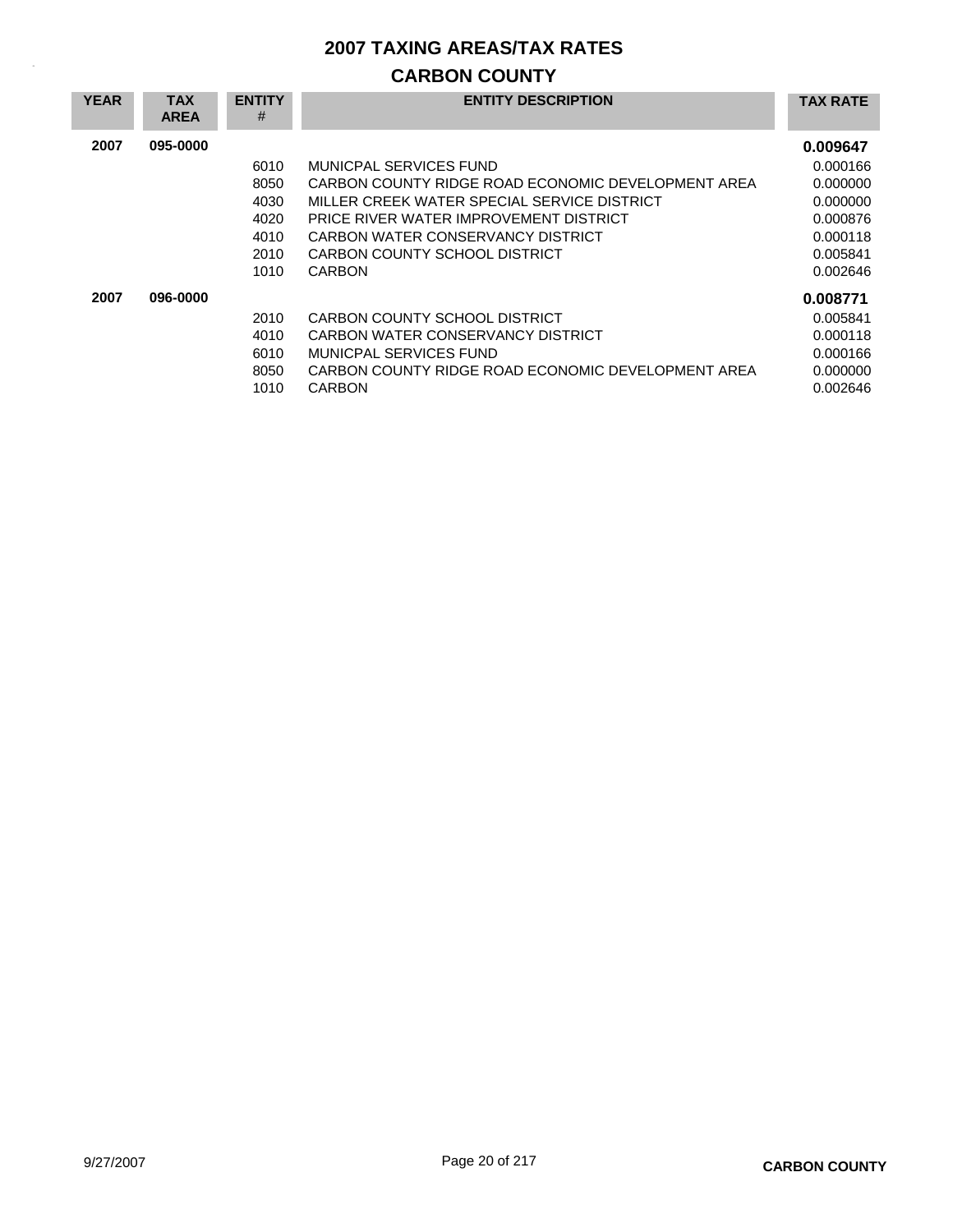# 2007 TAXING AREAS/TAX RATES

## CARBON COUNTY

| YEAR | TAX AREA | ENTITY # | ENTITY DESCRIPTION | TAX RATE |
|---|---|---|---|---|
| **2007** | **095-0000** | | | **0.009647** |
| | | 6010 | MUNICPAL SERVICES FUND | 0.000166 |
| | | 8050 | CARBON COUNTY RIDGE ROAD ECONOMIC DEVELOPMENT AREA | 0.000000 |
| | | 4030 | MILLER CREEK WATER SPECIAL SERVICE DISTRICT | 0.000000 |
| | | 4020 | PRICE RIVER WATER IMPROVEMENT DISTRICT | 0.000876 |
| | | 4010 | CARBON WATER CONSERVANCY DISTRICT | 0.000118 |
| | | 2010 | CARBON COUNTY SCHOOL DISTRICT | 0.005841 |
| | | 1010 | CARBON | 0.002646 |
| **2007** | **096-0000** | | | **0.008771** |
| | | 2010 | CARBON COUNTY SCHOOL DISTRICT | 0.005841 |
| | | 4010 | CARBON WATER CONSERVANCY DISTRICT | 0.000118 |
| | | 6010 | MUNICPAL SERVICES FUND | 0.000166 |
| | | 8050 | CARBON COUNTY RIDGE ROAD ECONOMIC DEVELOPMENT AREA | 0.000000 |
| | | 1010 | CARBON | 0.002646 |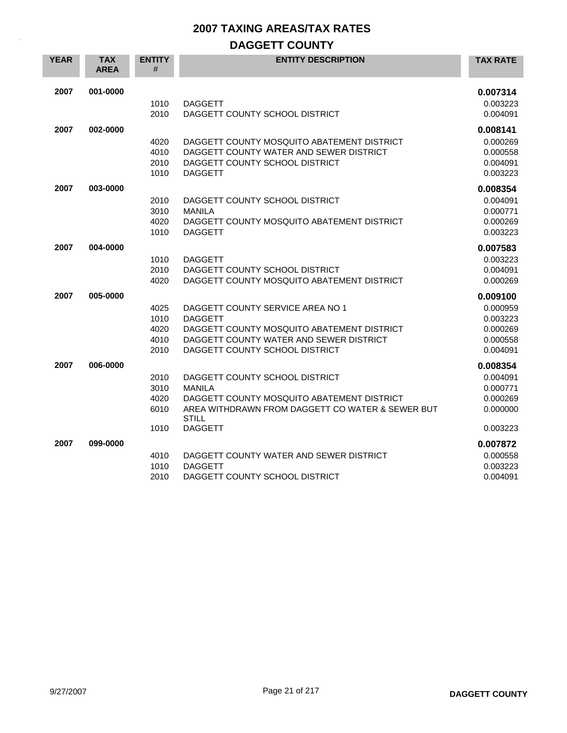# 2007 TAXING AREAS/TAX RATES

## DAGGETT COUNTY

| YEAR | TAX AREA | ENTITY # | ENTITY DESCRIPTION | TAX RATE |
|---|---|---|---|---|
| **2007** | **001-0000** | | | **0.007314** |
| | | 1010 | DAGGETT | 0.003223 |
| | | 2010 | DAGGETT COUNTY SCHOOL DISTRICT | 0.004091 |
| **2007** | **002-0000** | | | **0.008141** |
| | | 4020 | DAGGETT COUNTY MOSQUITO ABATEMENT DISTRICT | 0.000269 |
| | | 4010 | DAGGETT COUNTY WATER AND SEWER DISTRICT | 0.000558 |
| | | 2010 | DAGGETT COUNTY SCHOOL DISTRICT | 0.004091 |
| | | 1010 | DAGGETT | 0.003223 |
| **2007** | **003-0000** | | | **0.008354** |
| | | 2010 | DAGGETT COUNTY SCHOOL DISTRICT | 0.004091 |
| | | 3010 | MANILA | 0.000771 |
| | | 4020 | DAGGETT COUNTY MOSQUITO ABATEMENT DISTRICT | 0.000269 |
| | | 1010 | DAGGETT | 0.003223 |
| **2007** | **004-0000** | | | **0.007583** |
| | | 1010 | DAGGETT | 0.003223 |
| | | 2010 | DAGGETT COUNTY SCHOOL DISTRICT | 0.004091 |
| | | 4020 | DAGGETT COUNTY MOSQUITO ABATEMENT DISTRICT | 0.000269 |
| **2007** | **005-0000** | | | **0.009100** |
| | | 4025 | DAGGETT COUNTY SERVICE AREA NO 1 | 0.000959 |
| | | 1010 | DAGGETT | 0.003223 |
| | | 4020 | DAGGETT COUNTY MOSQUITO ABATEMENT DISTRICT | 0.000269 |
| | | 4010 | DAGGETT COUNTY WATER AND SEWER DISTRICT | 0.000558 |
| | | 2010 | DAGGETT COUNTY SCHOOL DISTRICT | 0.004091 |
| **2007** | **006-0000** | | | **0.008354** |
| | | 2010 | DAGGETT COUNTY SCHOOL DISTRICT | 0.004091 |
| | | 3010 | MANILA | 0.000771 |
| | | 4020 | DAGGETT COUNTY MOSQUITO ABATEMENT DISTRICT | 0.000269 |
| | | 6010 | AREA WITHDRAWN FROM DAGGETT CO WATER & SEWER BUT STILL | 0.000000 |
| | | 1010 | DAGGETT | 0.003223 |
| **2007** | **099-0000** | | | **0.007872** |
| | | 4010 | DAGGETT COUNTY WATER AND SEWER DISTRICT | 0.000558 |
| | | 1010 | DAGGETT | 0.003223 |
| | | 2010 | DAGGETT COUNTY SCHOOL DISTRICT | 0.004091 |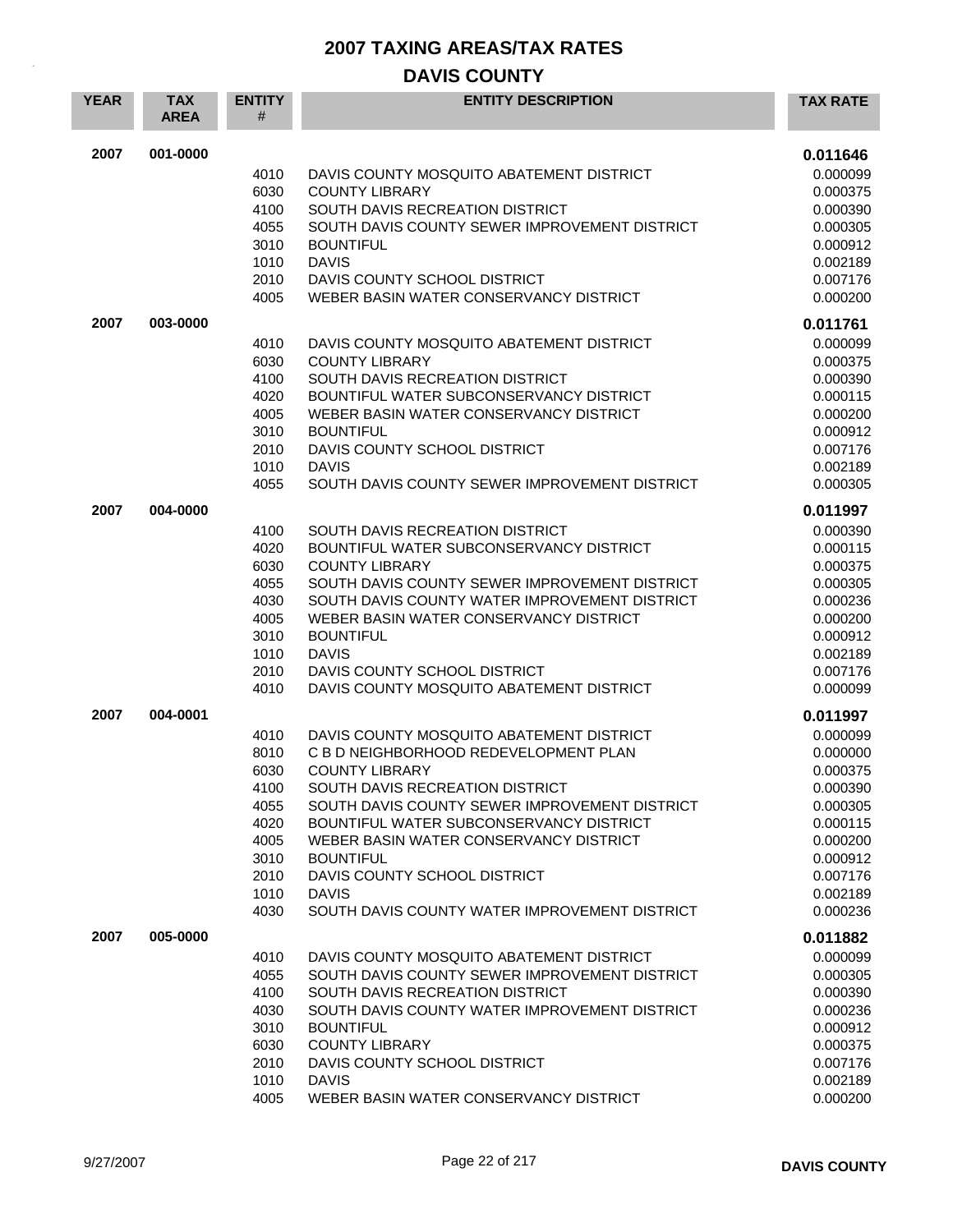# 2007 TAXING AREAS/TAX RATES

## DAVIS COUNTY

| YEAR | TAX AREA | ENTITY # | ENTITY DESCRIPTION | TAX RATE |
|---|---|---|---|---|
| 2007 | 001-0000 | | | **0.011646** |
| | | 4010 | DAVIS COUNTY MOSQUITO ABATEMENT DISTRICT | 0.000099 |
| | | 6030 | COUNTY LIBRARY | 0.000375 |
| | | 4100 | SOUTH DAVIS RECREATION DISTRICT | 0.000390 |
| | | 4055 | SOUTH DAVIS COUNTY SEWER IMPROVEMENT DISTRICT | 0.000305 |
| | | 3010 | BOUNTIFUL | 0.000912 |
| | | 1010 | DAVIS | 0.002189 |
| | | 2010 | DAVIS COUNTY SCHOOL DISTRICT | 0.007176 |
| | | 4005 | WEBER BASIN WATER CONSERVANCY DISTRICT | 0.000200 |
| 2007 | 003-0000 | | | **0.011761** |
| | | 4010 | DAVIS COUNTY MOSQUITO ABATEMENT DISTRICT | 0.000099 |
| | | 6030 | COUNTY LIBRARY | 0.000375 |
| | | 4100 | SOUTH DAVIS RECREATION DISTRICT | 0.000390 |
| | | 4020 | BOUNTIFUL WATER SUBCONSERVANCY DISTRICT | 0.000115 |
| | | 4005 | WEBER BASIN WATER CONSERVANCY DISTRICT | 0.000200 |
| | | 3010 | BOUNTIFUL | 0.000912 |
| | | 2010 | DAVIS COUNTY SCHOOL DISTRICT | 0.007176 |
| | | 1010 | DAVIS | 0.002189 |
| | | 4055 | SOUTH DAVIS COUNTY SEWER IMPROVEMENT DISTRICT | 0.000305 |
| 2007 | 004-0000 | | | **0.011997** |
| | | 4100 | SOUTH DAVIS RECREATION DISTRICT | 0.000390 |
| | | 4020 | BOUNTIFUL WATER SUBCONSERVANCY DISTRICT | 0.000115 |
| | | 6030 | COUNTY LIBRARY | 0.000375 |
| | | 4055 | SOUTH DAVIS COUNTY SEWER IMPROVEMENT DISTRICT | 0.000305 |
| | | 4030 | SOUTH DAVIS COUNTY WATER IMPROVEMENT DISTRICT | 0.000236 |
| | | 4005 | WEBER BASIN WATER CONSERVANCY DISTRICT | 0.000200 |
| | | 3010 | BOUNTIFUL | 0.000912 |
| | | 1010 | DAVIS | 0.002189 |
| | | 2010 | DAVIS COUNTY SCHOOL DISTRICT | 0.007176 |
| | | 4010 | DAVIS COUNTY MOSQUITO ABATEMENT DISTRICT | 0.000099 |
| 2007 | 004-0001 | | | **0.011997** |
| | | 4010 | DAVIS COUNTY MOSQUITO ABATEMENT DISTRICT | 0.000099 |
| | | 8010 | C B D NEIGHBORHOOD REDEVELOPMENT PLAN | 0.000000 |
| | | 6030 | COUNTY LIBRARY | 0.000375 |
| | | 4100 | SOUTH DAVIS RECREATION DISTRICT | 0.000390 |
| | | 4055 | SOUTH DAVIS COUNTY SEWER IMPROVEMENT DISTRICT | 0.000305 |
| | | 4020 | BOUNTIFUL WATER SUBCONSERVANCY DISTRICT | 0.000115 |
| | | 4005 | WEBER BASIN WATER CONSERVANCY DISTRICT | 0.000200 |
| | | 3010 | BOUNTIFUL | 0.000912 |
| | | 2010 | DAVIS COUNTY SCHOOL DISTRICT | 0.007176 |
| | | 1010 | DAVIS | 0.002189 |
| | | 4030 | SOUTH DAVIS COUNTY WATER IMPROVEMENT DISTRICT | 0.000236 |
| 2007 | 005-0000 | | | **0.011882** |
| | | 4010 | DAVIS COUNTY MOSQUITO ABATEMENT DISTRICT | 0.000099 |
| | | 4055 | SOUTH DAVIS COUNTY SEWER IMPROVEMENT DISTRICT | 0.000305 |
| | | 4100 | SOUTH DAVIS RECREATION DISTRICT | 0.000390 |
| | | 4030 | SOUTH DAVIS COUNTY WATER IMPROVEMENT DISTRICT | 0.000236 |
| | | 3010 | BOUNTIFUL | 0.000912 |
| | | 6030 | COUNTY LIBRARY | 0.000375 |
| | | 2010 | DAVIS COUNTY SCHOOL DISTRICT | 0.007176 |
| | | 1010 | DAVIS | 0.002189 |
| | | 4005 | WEBER BASIN WATER CONSERVANCY DISTRICT | 0.000200 |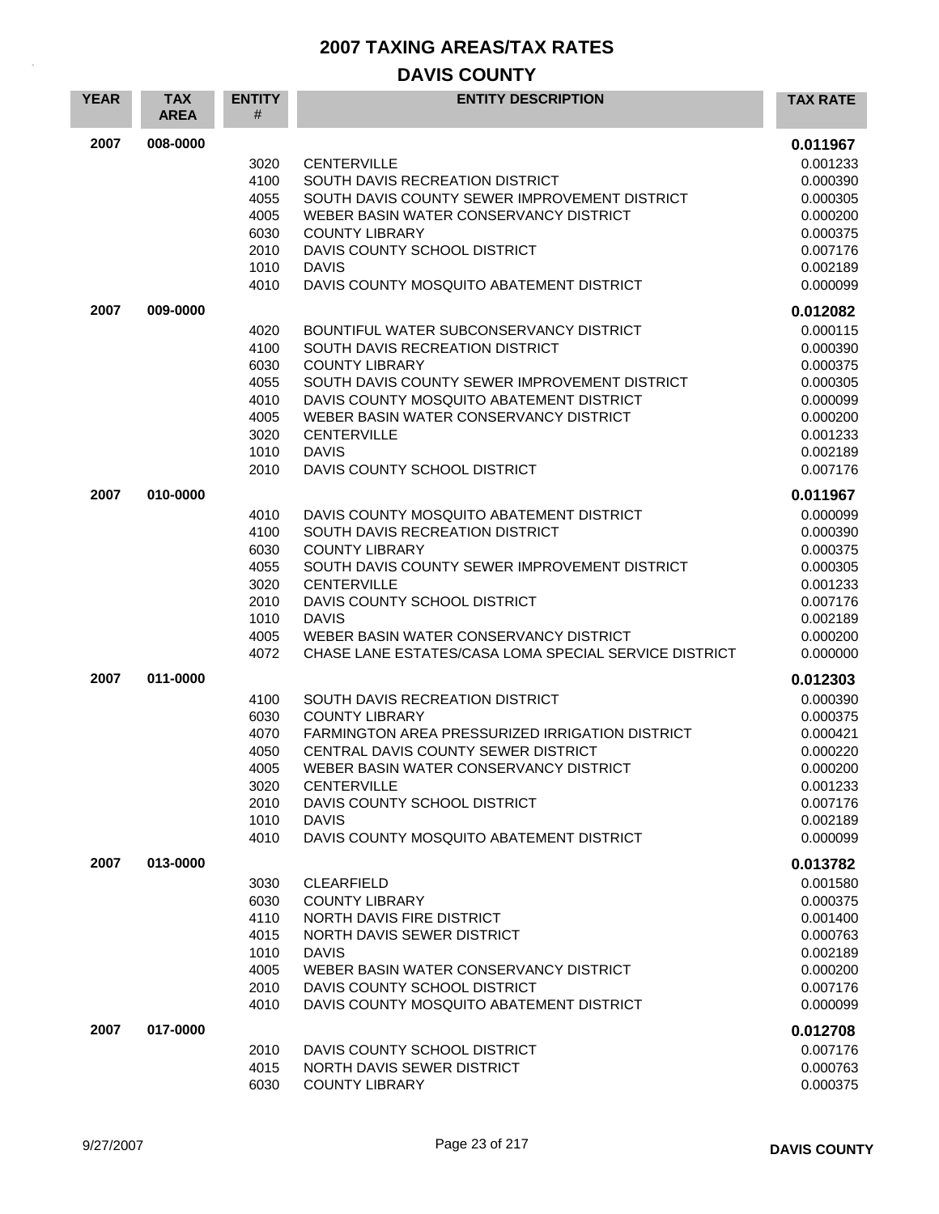# 2007 TAXING AREAS/TAX RATES

## DAVIS COUNTY

| YEAR | TAX AREA | ENTITY # | ENTITY DESCRIPTION | TAX RATE |
|---|---|---|---|---|
| 2007 | 008-0000 | | | **0.011967** |
| | | 3020 | CENTERVILLE | 0.001233 |
| | | 4100 | SOUTH DAVIS RECREATION DISTRICT | 0.000390 |
| | | 4055 | SOUTH DAVIS COUNTY SEWER IMPROVEMENT DISTRICT | 0.000305 |
| | | 4005 | WEBER BASIN WATER CONSERVANCY DISTRICT | 0.000200 |
| | | 6030 | COUNTY LIBRARY | 0.000375 |
| | | 2010 | DAVIS COUNTY SCHOOL DISTRICT | 0.007176 |
| | | 1010 | DAVIS | 0.002189 |
| | | 4010 | DAVIS COUNTY MOSQUITO ABATEMENT DISTRICT | 0.000099 |
| 2007 | 009-0000 | | | **0.012082** |
| | | 4020 | BOUNTIFUL WATER SUBCONSERVANCY DISTRICT | 0.000115 |
| | | 4100 | SOUTH DAVIS RECREATION DISTRICT | 0.000390 |
| | | 6030 | COUNTY LIBRARY | 0.000375 |
| | | 4055 | SOUTH DAVIS COUNTY SEWER IMPROVEMENT DISTRICT | 0.000305 |
| | | 4010 | DAVIS COUNTY MOSQUITO ABATEMENT DISTRICT | 0.000099 |
| | | 4005 | WEBER BASIN WATER CONSERVANCY DISTRICT | 0.000200 |
| | | 3020 | CENTERVILLE | 0.001233 |
| | | 1010 | DAVIS | 0.002189 |
| | | 2010 | DAVIS COUNTY SCHOOL DISTRICT | 0.007176 |
| 2007 | 010-0000 | | | **0.011967** |
| | | 4010 | DAVIS COUNTY MOSQUITO ABATEMENT DISTRICT | 0.000099 |
| | | 4100 | SOUTH DAVIS RECREATION DISTRICT | 0.000390 |
| | | 6030 | COUNTY LIBRARY | 0.000375 |
| | | 4055 | SOUTH DAVIS COUNTY SEWER IMPROVEMENT DISTRICT | 0.000305 |
| | | 3020 | CENTERVILLE | 0.001233 |
| | | 2010 | DAVIS COUNTY SCHOOL DISTRICT | 0.007176 |
| | | 1010 | DAVIS | 0.002189 |
| | | 4005 | WEBER BASIN WATER CONSERVANCY DISTRICT | 0.000200 |
| | | 4072 | CHASE LANE ESTATES/CASA LOMA SPECIAL SERVICE DISTRICT | 0.000000 |
| 2007 | 011-0000 | | | **0.012303** |
| | | 4100 | SOUTH DAVIS RECREATION DISTRICT | 0.000390 |
| | | 6030 | COUNTY LIBRARY | 0.000375 |
| | | 4070 | FARMINGTON AREA PRESSURIZED IRRIGATION DISTRICT | 0.000421 |
| | | 4050 | CENTRAL DAVIS COUNTY SEWER DISTRICT | 0.000220 |
| | | 4005 | WEBER BASIN WATER CONSERVANCY DISTRICT | 0.000200 |
| | | 3020 | CENTERVILLE | 0.001233 |
| | | 2010 | DAVIS COUNTY SCHOOL DISTRICT | 0.007176 |
| | | 1010 | DAVIS | 0.002189 |
| | | 4010 | DAVIS COUNTY MOSQUITO ABATEMENT DISTRICT | 0.000099 |
| 2007 | 013-0000 | | | **0.013782** |
| | | 3030 | CLEARFIELD | 0.001580 |
| | | 6030 | COUNTY LIBRARY | 0.000375 |
| | | 4110 | NORTH DAVIS FIRE DISTRICT | 0.001400 |
| | | 4015 | NORTH DAVIS SEWER DISTRICT | 0.000763 |
| | | 1010 | DAVIS | 0.002189 |
| | | 4005 | WEBER BASIN WATER CONSERVANCY DISTRICT | 0.000200 |
| | | 2010 | DAVIS COUNTY SCHOOL DISTRICT | 0.007176 |
| | | 4010 | DAVIS COUNTY MOSQUITO ABATEMENT DISTRICT | 0.000099 |
| 2007 | 017-0000 | | | **0.012708** |
| | | 2010 | DAVIS COUNTY SCHOOL DISTRICT | 0.007176 |
| | | 4015 | NORTH DAVIS SEWER DISTRICT | 0.000763 |
| | | 6030 | COUNTY LIBRARY | 0.000375 |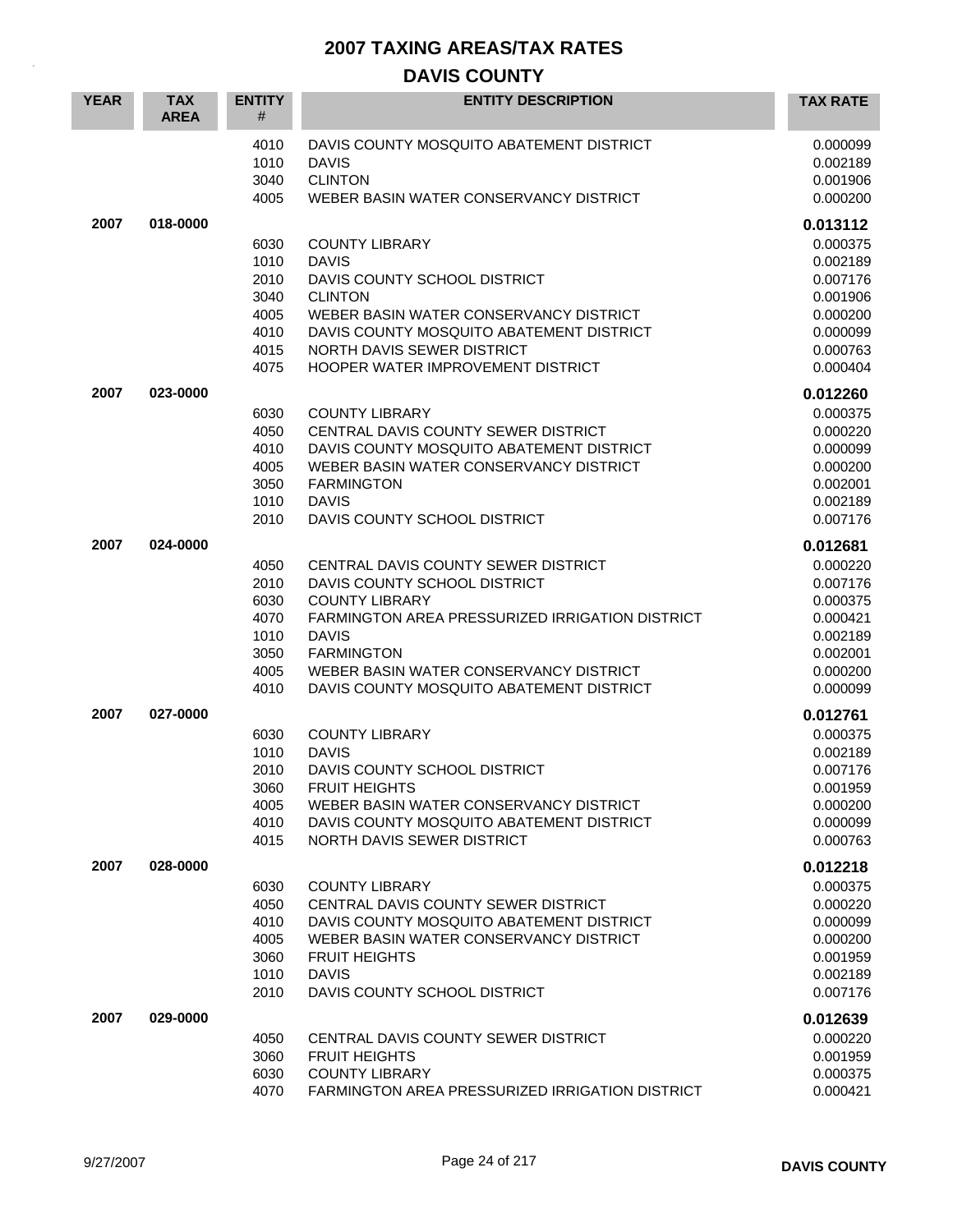# 2007 TAXING AREAS/TAX RATES

## DAVIS COUNTY

| YEAR | TAX AREA | ENTITY # | ENTITY DESCRIPTION | TAX RATE |
|---|---|---|---|---|
| | | 4010 | DAVIS COUNTY MOSQUITO ABATEMENT DISTRICT | 0.000099 |
| | | 1010 | DAVIS | 0.002189 |
| | | 3040 | CLINTON | 0.001906 |
| | | 4005 | WEBER BASIN WATER CONSERVANCY DISTRICT | 0.000200 |
| **2007** | **018-0000** | | | **0.013112** |
| | | 6030 | COUNTY LIBRARY | 0.000375 |
| | | 1010 | DAVIS | 0.002189 |
| | | 2010 | DAVIS COUNTY SCHOOL DISTRICT | 0.007176 |
| | | 3040 | CLINTON | 0.001906 |
| | | 4005 | WEBER BASIN WATER CONSERVANCY DISTRICT | 0.000200 |
| | | 4010 | DAVIS COUNTY MOSQUITO ABATEMENT DISTRICT | 0.000099 |
| | | 4015 | NORTH DAVIS SEWER DISTRICT | 0.000763 |
| | | 4075 | HOOPER WATER IMPROVEMENT DISTRICT | 0.000404 |
| **2007** | **023-0000** | | | **0.012260** |
| | | 6030 | COUNTY LIBRARY | 0.000375 |
| | | 4050 | CENTRAL DAVIS COUNTY SEWER DISTRICT | 0.000220 |
| | | 4010 | DAVIS COUNTY MOSQUITO ABATEMENT DISTRICT | 0.000099 |
| | | 4005 | WEBER BASIN WATER CONSERVANCY DISTRICT | 0.000200 |
| | | 3050 | FARMINGTON | 0.002001 |
| | | 1010 | DAVIS | 0.002189 |
| | | 2010 | DAVIS COUNTY SCHOOL DISTRICT | 0.007176 |
| **2007** | **024-0000** | | | **0.012681** |
| | | 4050 | CENTRAL DAVIS COUNTY SEWER DISTRICT | 0.000220 |
| | | 2010 | DAVIS COUNTY SCHOOL DISTRICT | 0.007176 |
| | | 6030 | COUNTY LIBRARY | 0.000375 |
| | | 4070 | FARMINGTON AREA PRESSURIZED IRRIGATION DISTRICT | 0.000421 |
| | | 1010 | DAVIS | 0.002189 |
| | | 3050 | FARMINGTON | 0.002001 |
| | | 4005 | WEBER BASIN WATER CONSERVANCY DISTRICT | 0.000200 |
| | | 4010 | DAVIS COUNTY MOSQUITO ABATEMENT DISTRICT | 0.000099 |
| **2007** | **027-0000** | | | **0.012761** |
| | | 6030 | COUNTY LIBRARY | 0.000375 |
| | | 1010 | DAVIS | 0.002189 |
| | | 2010 | DAVIS COUNTY SCHOOL DISTRICT | 0.007176 |
| | | 3060 | FRUIT HEIGHTS | 0.001959 |
| | | 4005 | WEBER BASIN WATER CONSERVANCY DISTRICT | 0.000200 |
| | | 4010 | DAVIS COUNTY MOSQUITO ABATEMENT DISTRICT | 0.000099 |
| | | 4015 | NORTH DAVIS SEWER DISTRICT | 0.000763 |
| **2007** | **028-0000** | | | **0.012218** |
| | | 6030 | COUNTY LIBRARY | 0.000375 |
| | | 4050 | CENTRAL DAVIS COUNTY SEWER DISTRICT | 0.000220 |
| | | 4010 | DAVIS COUNTY MOSQUITO ABATEMENT DISTRICT | 0.000099 |
| | | 4005 | WEBER BASIN WATER CONSERVANCY DISTRICT | 0.000200 |
| | | 3060 | FRUIT HEIGHTS | 0.001959 |
| | | 1010 | DAVIS | 0.002189 |
| | | 2010 | DAVIS COUNTY SCHOOL DISTRICT | 0.007176 |
| **2007** | **029-0000** | | | **0.012639** |
| | | 4050 | CENTRAL DAVIS COUNTY SEWER DISTRICT | 0.000220 |
| | | 3060 | FRUIT HEIGHTS | 0.001959 |
| | | 6030 | COUNTY LIBRARY | 0.000375 |
| | | 4070 | FARMINGTON AREA PRESSURIZED IRRIGATION DISTRICT | 0.000421 |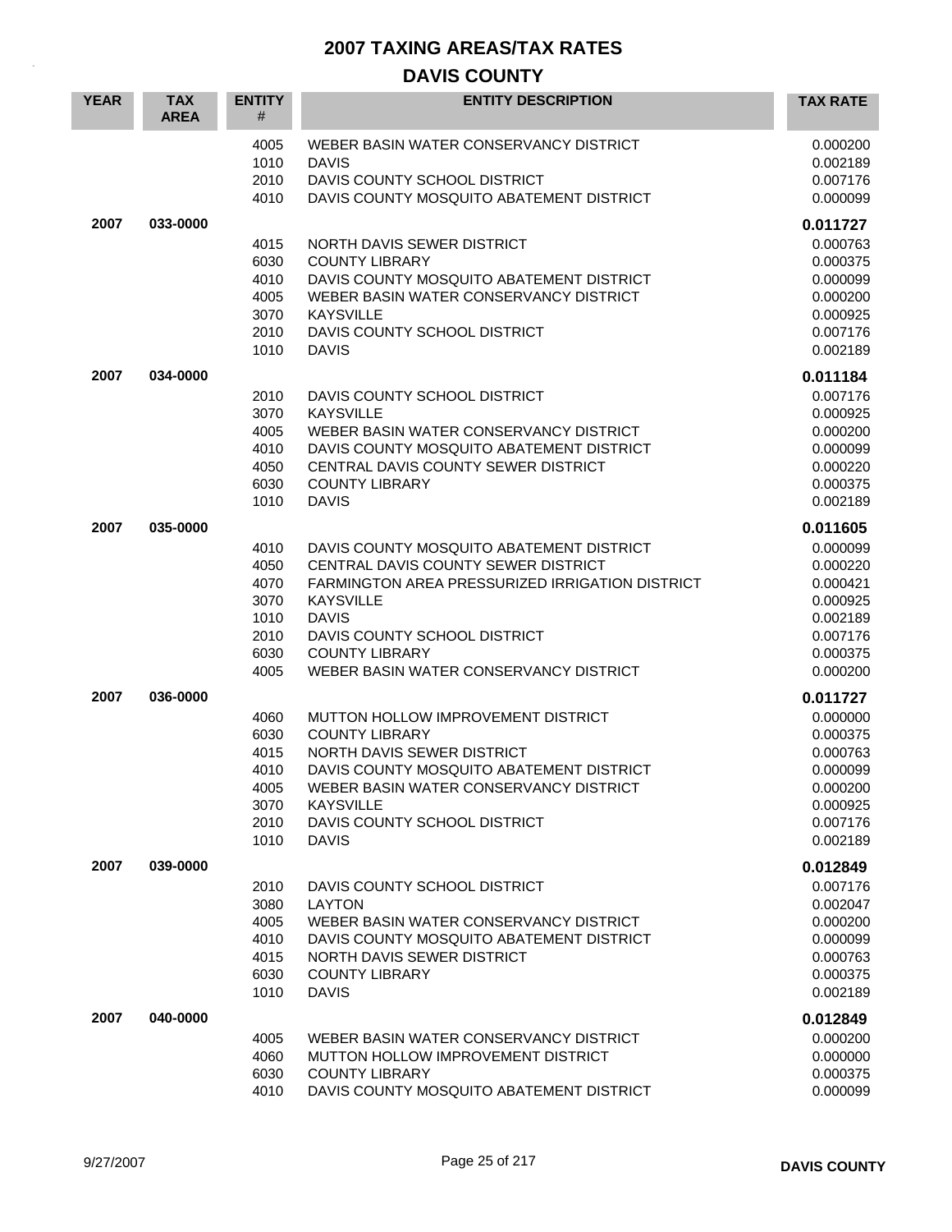# 2007 TAXING AREAS/TAX RATES

## DAVIS COUNTY

| YEAR | TAX AREA | ENTITY # | ENTITY DESCRIPTION | TAX RATE |
|---|---|---|---|---|
| | | 4005 | WEBER BASIN WATER CONSERVANCY DISTRICT | 0.000200 |
| | | 1010 | DAVIS | 0.002189 |
| | | 2010 | DAVIS COUNTY SCHOOL DISTRICT | 0.007176 |
| | | 4010 | DAVIS COUNTY MOSQUITO ABATEMENT DISTRICT | 0.000099 |
| **2007** | **033-0000** | | | **0.011727** |
| | | 4015 | NORTH DAVIS SEWER DISTRICT | 0.000763 |
| | | 6030 | COUNTY LIBRARY | 0.000375 |
| | | 4010 | DAVIS COUNTY MOSQUITO ABATEMENT DISTRICT | 0.000099 |
| | | 4005 | WEBER BASIN WATER CONSERVANCY DISTRICT | 0.000200 |
| | | 3070 | KAYSVILLE | 0.000925 |
| | | 2010 | DAVIS COUNTY SCHOOL DISTRICT | 0.007176 |
| | | 1010 | DAVIS | 0.002189 |
| **2007** | **034-0000** | | | **0.011184** |
| | | 2010 | DAVIS COUNTY SCHOOL DISTRICT | 0.007176 |
| | | 3070 | KAYSVILLE | 0.000925 |
| | | 4005 | WEBER BASIN WATER CONSERVANCY DISTRICT | 0.000200 |
| | | 4010 | DAVIS COUNTY MOSQUITO ABATEMENT DISTRICT | 0.000099 |
| | | 4050 | CENTRAL DAVIS COUNTY SEWER DISTRICT | 0.000220 |
| | | 6030 | COUNTY LIBRARY | 0.000375 |
| | | 1010 | DAVIS | 0.002189 |
| **2007** | **035-0000** | | | **0.011605** |
| | | 4010 | DAVIS COUNTY MOSQUITO ABATEMENT DISTRICT | 0.000099 |
| | | 4050 | CENTRAL DAVIS COUNTY SEWER DISTRICT | 0.000220 |
| | | 4070 | FARMINGTON AREA PRESSURIZED IRRIGATION DISTRICT | 0.000421 |
| | | 3070 | KAYSVILLE | 0.000925 |
| | | 1010 | DAVIS | 0.002189 |
| | | 2010 | DAVIS COUNTY SCHOOL DISTRICT | 0.007176 |
| | | 6030 | COUNTY LIBRARY | 0.000375 |
| | | 4005 | WEBER BASIN WATER CONSERVANCY DISTRICT | 0.000200 |
| **2007** | **036-0000** | | | **0.011727** |
| | | 4060 | MUTTON HOLLOW IMPROVEMENT DISTRICT | 0.000000 |
| | | 6030 | COUNTY LIBRARY | 0.000375 |
| | | 4015 | NORTH DAVIS SEWER DISTRICT | 0.000763 |
| | | 4010 | DAVIS COUNTY MOSQUITO ABATEMENT DISTRICT | 0.000099 |
| | | 4005 | WEBER BASIN WATER CONSERVANCY DISTRICT | 0.000200 |
| | | 3070 | KAYSVILLE | 0.000925 |
| | | 2010 | DAVIS COUNTY SCHOOL DISTRICT | 0.007176 |
| | | 1010 | DAVIS | 0.002189 |
| **2007** | **039-0000** | | | **0.012849** |
| | | 2010 | DAVIS COUNTY SCHOOL DISTRICT | 0.007176 |
| | | 3080 | LAYTON | 0.002047 |
| | | 4005 | WEBER BASIN WATER CONSERVANCY DISTRICT | 0.000200 |
| | | 4010 | DAVIS COUNTY MOSQUITO ABATEMENT DISTRICT | 0.000099 |
| | | 4015 | NORTH DAVIS SEWER DISTRICT | 0.000763 |
| | | 6030 | COUNTY LIBRARY | 0.000375 |
| | | 1010 | DAVIS | 0.002189 |
| **2007** | **040-0000** | | | **0.012849** |
| | | 4005 | WEBER BASIN WATER CONSERVANCY DISTRICT | 0.000200 |
| | | 4060 | MUTTON HOLLOW IMPROVEMENT DISTRICT | 0.000000 |
| | | 6030 | COUNTY LIBRARY | 0.000375 |
| | | 4010 | DAVIS COUNTY MOSQUITO ABATEMENT DISTRICT | 0.000099 |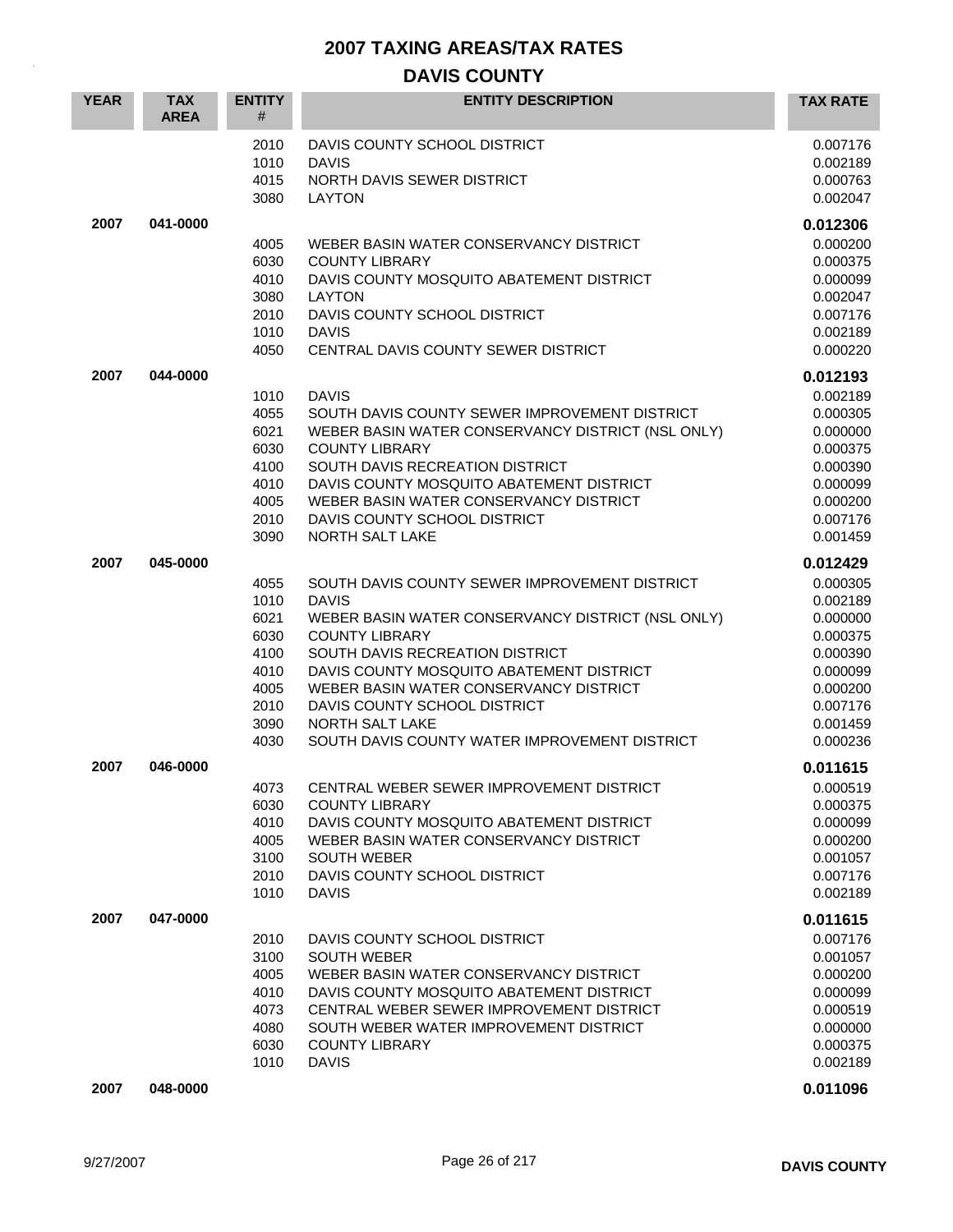# 2007 TAXING AREAS/TAX RATES

## DAVIS COUNTY

| YEAR | TAX AREA | ENTITY # | ENTITY DESCRIPTION | TAX RATE |
|---|---|---|---|---|
| | | 2010 | DAVIS COUNTY SCHOOL DISTRICT | 0.007176 |
| | | 1010 | DAVIS | 0.002189 |
| | | 4015 | NORTH DAVIS SEWER DISTRICT | 0.000763 |
| | | 3080 | LAYTON | 0.002047 |
| **2007** | **041-0000** | | | **0.012306** |
| | | 4005 | WEBER BASIN WATER CONSERVANCY DISTRICT | 0.000200 |
| | | 6030 | COUNTY LIBRARY | 0.000375 |
| | | 4010 | DAVIS COUNTY MOSQUITO ABATEMENT DISTRICT | 0.000099 |
| | | 3080 | LAYTON | 0.002047 |
| | | 2010 | DAVIS COUNTY SCHOOL DISTRICT | 0.007176 |
| | | 1010 | DAVIS | 0.002189 |
| | | 4050 | CENTRAL DAVIS COUNTY SEWER DISTRICT | 0.000220 |
| **2007** | **044-0000** | | | **0.012193** |
| | | 1010 | DAVIS | 0.002189 |
| | | 4055 | SOUTH DAVIS COUNTY SEWER IMPROVEMENT DISTRICT | 0.000305 |
| | | 6021 | WEBER BASIN WATER CONSERVANCY DISTRICT (NSL ONLY) | 0.000000 |
| | | 6030 | COUNTY LIBRARY | 0.000375 |
| | | 4100 | SOUTH DAVIS RECREATION DISTRICT | 0.000390 |
| | | 4010 | DAVIS COUNTY MOSQUITO ABATEMENT DISTRICT | 0.000099 |
| | | 4005 | WEBER BASIN WATER CONSERVANCY DISTRICT | 0.000200 |
| | | 2010 | DAVIS COUNTY SCHOOL DISTRICT | 0.007176 |
| | | 3090 | NORTH SALT LAKE | 0.001459 |
| **2007** | **045-0000** | | | **0.012429** |
| | | 4055 | SOUTH DAVIS COUNTY SEWER IMPROVEMENT DISTRICT | 0.000305 |
| | | 1010 | DAVIS | 0.002189 |
| | | 6021 | WEBER BASIN WATER CONSERVANCY DISTRICT (NSL ONLY) | 0.000000 |
| | | 6030 | COUNTY LIBRARY | 0.000375 |
| | | 4100 | SOUTH DAVIS RECREATION DISTRICT | 0.000390 |
| | | 4010 | DAVIS COUNTY MOSQUITO ABATEMENT DISTRICT | 0.000099 |
| | | 4005 | WEBER BASIN WATER CONSERVANCY DISTRICT | 0.000200 |
| | | 2010 | DAVIS COUNTY SCHOOL DISTRICT | 0.007176 |
| | | 3090 | NORTH SALT LAKE | 0.001459 |
| | | 4030 | SOUTH DAVIS COUNTY WATER IMPROVEMENT DISTRICT | 0.000236 |
| **2007** | **046-0000** | | | **0.011615** |
| | | 4073 | CENTRAL WEBER SEWER IMPROVEMENT DISTRICT | 0.000519 |
| | | 6030 | COUNTY LIBRARY | 0.000375 |
| | | 4010 | DAVIS COUNTY MOSQUITO ABATEMENT DISTRICT | 0.000099 |
| | | 4005 | WEBER BASIN WATER CONSERVANCY DISTRICT | 0.000200 |
| | | 3100 | SOUTH WEBER | 0.001057 |
| | | 2010 | DAVIS COUNTY SCHOOL DISTRICT | 0.007176 |
| | | 1010 | DAVIS | 0.002189 |
| **2007** | **047-0000** | | | **0.011615** |
| | | 2010 | DAVIS COUNTY SCHOOL DISTRICT | 0.007176 |
| | | 3100 | SOUTH WEBER | 0.001057 |
| | | 4005 | WEBER BASIN WATER CONSERVANCY DISTRICT | 0.000200 |
| | | 4010 | DAVIS COUNTY MOSQUITO ABATEMENT DISTRICT | 0.000099 |
| | | 4073 | CENTRAL WEBER SEWER IMPROVEMENT DISTRICT | 0.000519 |
| | | 4080 | SOUTH WEBER WATER IMPROVEMENT DISTRICT | 0.000000 |
| | | 6030 | COUNTY LIBRARY | 0.000375 |
| | | 1010 | DAVIS | 0.002189 |
| **2007** | **048-0000** | | | **0.011096** |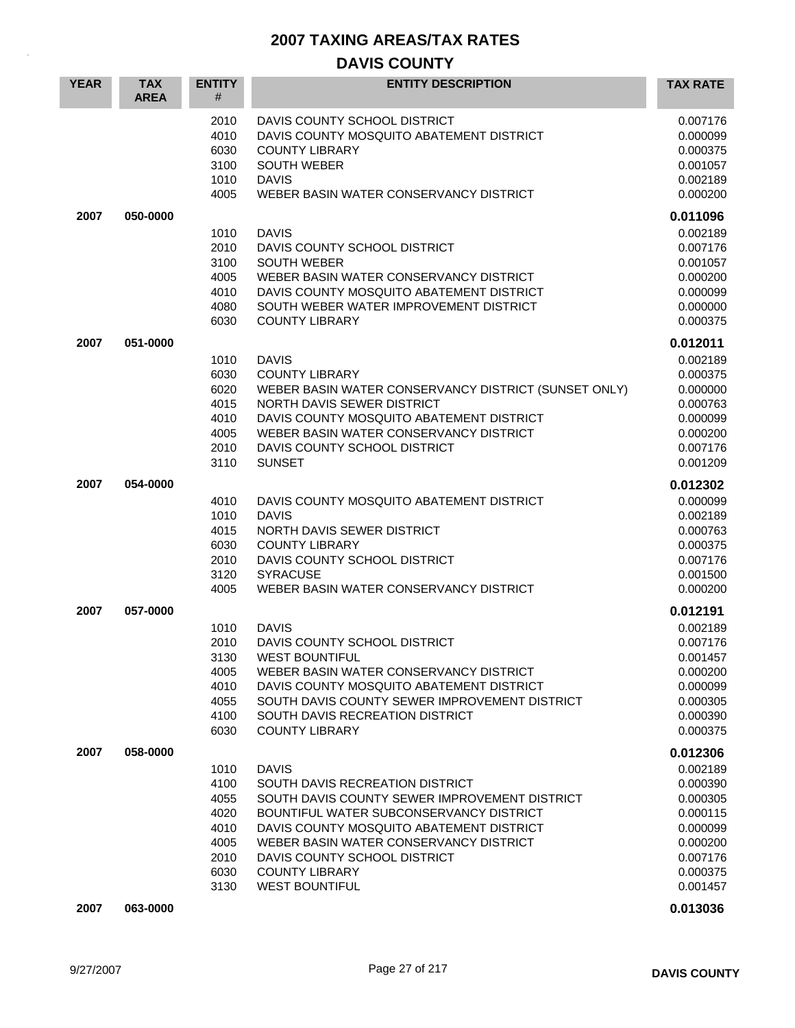# 2007 TAXING AREAS/TAX RATES

## DAVIS COUNTY

| YEAR | TAX AREA | ENTITY # | ENTITY DESCRIPTION | TAX RATE |
|---|---|---|---|---|
| | | 2010 | DAVIS COUNTY SCHOOL DISTRICT | 0.007176 |
| | | 4010 | DAVIS COUNTY MOSQUITO ABATEMENT DISTRICT | 0.000099 |
| | | 6030 | COUNTY LIBRARY | 0.000375 |
| | | 3100 | SOUTH WEBER | 0.001057 |
| | | 1010 | DAVIS | 0.002189 |
| | | 4005 | WEBER BASIN WATER CONSERVANCY DISTRICT | 0.000200 |
| **2007** | **050-0000** | | | **0.011096** |
| | | 1010 | DAVIS | 0.002189 |
| | | 2010 | DAVIS COUNTY SCHOOL DISTRICT | 0.007176 |
| | | 3100 | SOUTH WEBER | 0.001057 |
| | | 4005 | WEBER BASIN WATER CONSERVANCY DISTRICT | 0.000200 |
| | | 4010 | DAVIS COUNTY MOSQUITO ABATEMENT DISTRICT | 0.000099 |
| | | 4080 | SOUTH WEBER WATER IMPROVEMENT DISTRICT | 0.000000 |
| | | 6030 | COUNTY LIBRARY | 0.000375 |
| **2007** | **051-0000** | | | **0.012011** |
| | | 1010 | DAVIS | 0.002189 |
| | | 6030 | COUNTY LIBRARY | 0.000375 |
| | | 6020 | WEBER BASIN WATER CONSERVANCY DISTRICT (SUNSET ONLY) | 0.000000 |
| | | 4015 | NORTH DAVIS SEWER DISTRICT | 0.000763 |
| | | 4010 | DAVIS COUNTY MOSQUITO ABATEMENT DISTRICT | 0.000099 |
| | | 4005 | WEBER BASIN WATER CONSERVANCY DISTRICT | 0.000200 |
| | | 2010 | DAVIS COUNTY SCHOOL DISTRICT | 0.007176 |
| | | 3110 | SUNSET | 0.001209 |
| **2007** | **054-0000** | | | **0.012302** |
| | | 4010 | DAVIS COUNTY MOSQUITO ABATEMENT DISTRICT | 0.000099 |
| | | 1010 | DAVIS | 0.002189 |
| | | 4015 | NORTH DAVIS SEWER DISTRICT | 0.000763 |
| | | 6030 | COUNTY LIBRARY | 0.000375 |
| | | 2010 | DAVIS COUNTY SCHOOL DISTRICT | 0.007176 |
| | | 3120 | SYRACUSE | 0.001500 |
| | | 4005 | WEBER BASIN WATER CONSERVANCY DISTRICT | 0.000200 |
| **2007** | **057-0000** | | | **0.012191** |
| | | 1010 | DAVIS | 0.002189 |
| | | 2010 | DAVIS COUNTY SCHOOL DISTRICT | 0.007176 |
| | | 3130 | WEST BOUNTIFUL | 0.001457 |
| | | 4005 | WEBER BASIN WATER CONSERVANCY DISTRICT | 0.000200 |
| | | 4010 | DAVIS COUNTY MOSQUITO ABATEMENT DISTRICT | 0.000099 |
| | | 4055 | SOUTH DAVIS COUNTY SEWER IMPROVEMENT DISTRICT | 0.000305 |
| | | 4100 | SOUTH DAVIS RECREATION DISTRICT | 0.000390 |
| | | 6030 | COUNTY LIBRARY | 0.000375 |
| **2007** | **058-0000** | | | **0.012306** |
| | | 1010 | DAVIS | 0.002189 |
| | | 4100 | SOUTH DAVIS RECREATION DISTRICT | 0.000390 |
| | | 4055 | SOUTH DAVIS COUNTY SEWER IMPROVEMENT DISTRICT | 0.000305 |
| | | 4020 | BOUNTIFUL WATER SUBCONSERVANCY DISTRICT | 0.000115 |
| | | 4010 | DAVIS COUNTY MOSQUITO ABATEMENT DISTRICT | 0.000099 |
| | | 4005 | WEBER BASIN WATER CONSERVANCY DISTRICT | 0.000200 |
| | | 2010 | DAVIS COUNTY SCHOOL DISTRICT | 0.007176 |
| | | 6030 | COUNTY LIBRARY | 0.000375 |
| | | 3130 | WEST BOUNTIFUL | 0.001457 |
| **2007** | **063-0000** | | | **0.013036** |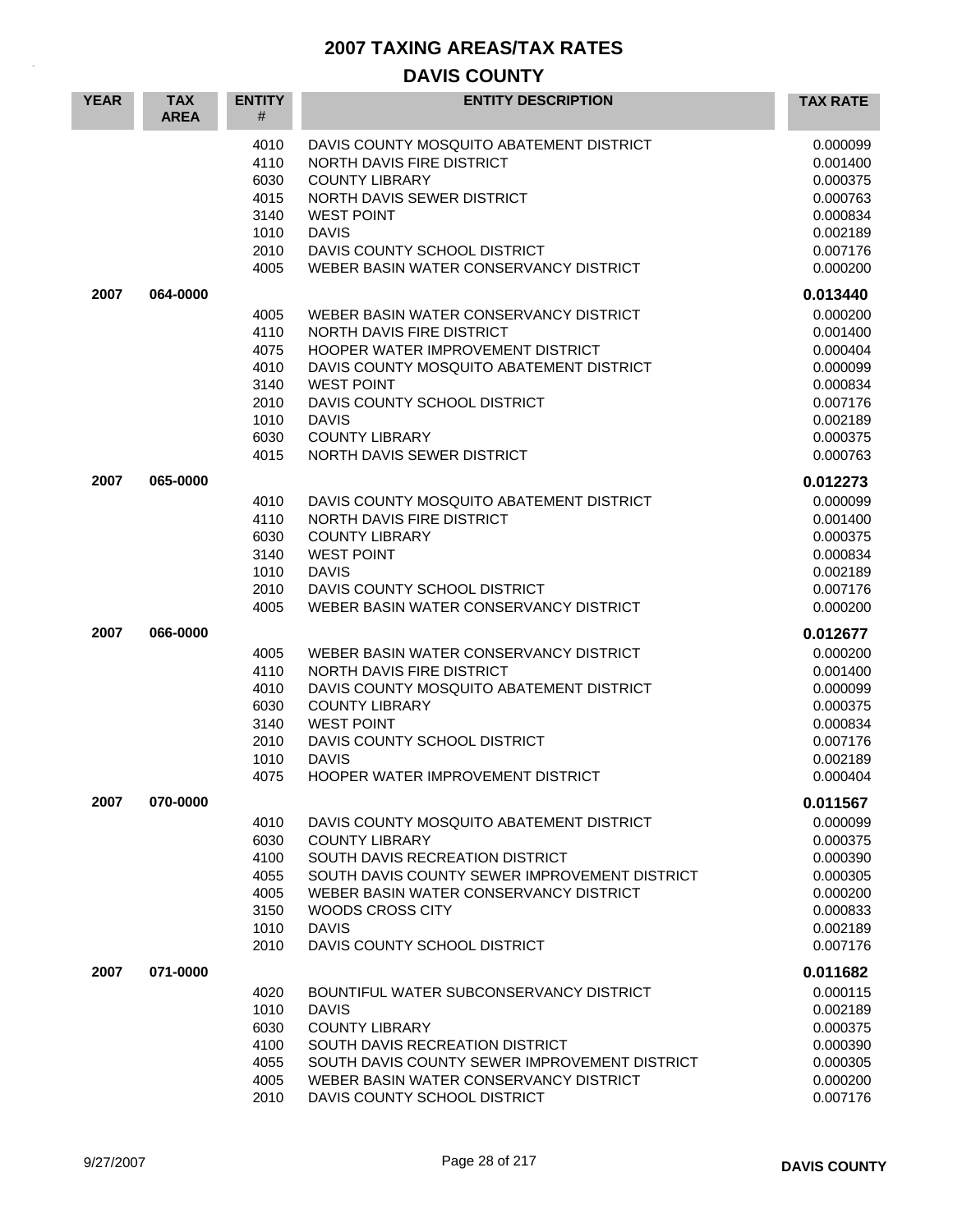# 2007 TAXING AREAS/TAX RATES

## DAVIS COUNTY

| YEAR | TAX AREA | ENTITY # | ENTITY DESCRIPTION | TAX RATE |
|---|---|---|---|---|
| | | 4010 | DAVIS COUNTY MOSQUITO ABATEMENT DISTRICT | 0.000099 |
| | | 4110 | NORTH DAVIS FIRE DISTRICT | 0.001400 |
| | | 6030 | COUNTY LIBRARY | 0.000375 |
| | | 4015 | NORTH DAVIS SEWER DISTRICT | 0.000763 |
| | | 3140 | WEST POINT | 0.000834 |
| | | 1010 | DAVIS | 0.002189 |
| | | 2010 | DAVIS COUNTY SCHOOL DISTRICT | 0.007176 |
| | | 4005 | WEBER BASIN WATER CONSERVANCY DISTRICT | 0.000200 |
| **2007** | **064-0000** | | | **0.013440** |
| | | 4005 | WEBER BASIN WATER CONSERVANCY DISTRICT | 0.000200 |
| | | 4110 | NORTH DAVIS FIRE DISTRICT | 0.001400 |
| | | 4075 | HOOPER WATER IMPROVEMENT DISTRICT | 0.000404 |
| | | 4010 | DAVIS COUNTY MOSQUITO ABATEMENT DISTRICT | 0.000099 |
| | | 3140 | WEST POINT | 0.000834 |
| | | 2010 | DAVIS COUNTY SCHOOL DISTRICT | 0.007176 |
| | | 1010 | DAVIS | 0.002189 |
| | | 6030 | COUNTY LIBRARY | 0.000375 |
| | | 4015 | NORTH DAVIS SEWER DISTRICT | 0.000763 |
| **2007** | **065-0000** | | | **0.012273** |
| | | 4010 | DAVIS COUNTY MOSQUITO ABATEMENT DISTRICT | 0.000099 |
| | | 4110 | NORTH DAVIS FIRE DISTRICT | 0.001400 |
| | | 6030 | COUNTY LIBRARY | 0.000375 |
| | | 3140 | WEST POINT | 0.000834 |
| | | 1010 | DAVIS | 0.002189 |
| | | 2010 | DAVIS COUNTY SCHOOL DISTRICT | 0.007176 |
| | | 4005 | WEBER BASIN WATER CONSERVANCY DISTRICT | 0.000200 |
| **2007** | **066-0000** | | | **0.012677** |
| | | 4005 | WEBER BASIN WATER CONSERVANCY DISTRICT | 0.000200 |
| | | 4110 | NORTH DAVIS FIRE DISTRICT | 0.001400 |
| | | 4010 | DAVIS COUNTY MOSQUITO ABATEMENT DISTRICT | 0.000099 |
| | | 6030 | COUNTY LIBRARY | 0.000375 |
| | | 3140 | WEST POINT | 0.000834 |
| | | 2010 | DAVIS COUNTY SCHOOL DISTRICT | 0.007176 |
| | | 1010 | DAVIS | 0.002189 |
| | | 4075 | HOOPER WATER IMPROVEMENT DISTRICT | 0.000404 |
| **2007** | **070-0000** | | | **0.011567** |
| | | 4010 | DAVIS COUNTY MOSQUITO ABATEMENT DISTRICT | 0.000099 |
| | | 6030 | COUNTY LIBRARY | 0.000375 |
| | | 4100 | SOUTH DAVIS RECREATION DISTRICT | 0.000390 |
| | | 4055 | SOUTH DAVIS COUNTY SEWER IMPROVEMENT DISTRICT | 0.000305 |
| | | 4005 | WEBER BASIN WATER CONSERVANCY DISTRICT | 0.000200 |
| | | 3150 | WOODS CROSS CITY | 0.000833 |
| | | 1010 | DAVIS | 0.002189 |
| | | 2010 | DAVIS COUNTY SCHOOL DISTRICT | 0.007176 |
| **2007** | **071-0000** | | | **0.011682** |
| | | 4020 | BOUNTIFUL WATER SUBCONSERVANCY DISTRICT | 0.000115 |
| | | 1010 | DAVIS | 0.002189 |
| | | 6030 | COUNTY LIBRARY | 0.000375 |
| | | 4100 | SOUTH DAVIS RECREATION DISTRICT | 0.000390 |
| | | 4055 | SOUTH DAVIS COUNTY SEWER IMPROVEMENT DISTRICT | 0.000305 |
| | | 4005 | WEBER BASIN WATER CONSERVANCY DISTRICT | 0.000200 |
| | | 2010 | DAVIS COUNTY SCHOOL DISTRICT | 0.007176 |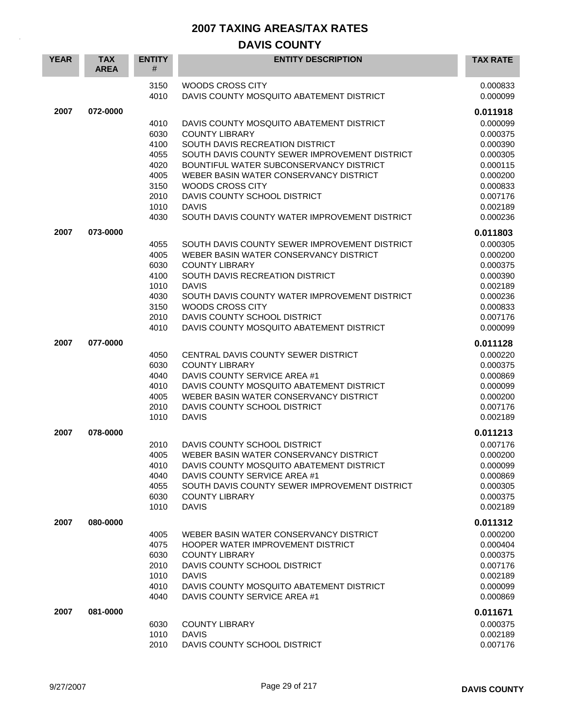# 2007 TAXING AREAS/TAX RATES

## DAVIS COUNTY

| YEAR | TAX AREA | ENTITY # | ENTITY DESCRIPTION | TAX RATE |
|---|---|---|---|---|
| | | 3150 | WOODS CROSS CITY | 0.000833 |
| | | 4010 | DAVIS COUNTY MOSQUITO ABATEMENT DISTRICT | 0.000099 |
| **2007** | **072-0000** | | | **0.011918** |
| | | 4010 | DAVIS COUNTY MOSQUITO ABATEMENT DISTRICT | 0.000099 |
| | | 6030 | COUNTY LIBRARY | 0.000375 |
| | | 4100 | SOUTH DAVIS RECREATION DISTRICT | 0.000390 |
| | | 4055 | SOUTH DAVIS COUNTY SEWER IMPROVEMENT DISTRICT | 0.000305 |
| | | 4020 | BOUNTIFUL WATER SUBCONSERVANCY DISTRICT | 0.000115 |
| | | 4005 | WEBER BASIN WATER CONSERVANCY DISTRICT | 0.000200 |
| | | 3150 | WOODS CROSS CITY | 0.000833 |
| | | 2010 | DAVIS COUNTY SCHOOL DISTRICT | 0.007176 |
| | | 1010 | DAVIS | 0.002189 |
| | | 4030 | SOUTH DAVIS COUNTY WATER IMPROVEMENT DISTRICT | 0.000236 |
| **2007** | **073-0000** | | | **0.011803** |
| | | 4055 | SOUTH DAVIS COUNTY SEWER IMPROVEMENT DISTRICT | 0.000305 |
| | | 4005 | WEBER BASIN WATER CONSERVANCY DISTRICT | 0.000200 |
| | | 6030 | COUNTY LIBRARY | 0.000375 |
| | | 4100 | SOUTH DAVIS RECREATION DISTRICT | 0.000390 |
| | | 1010 | DAVIS | 0.002189 |
| | | 4030 | SOUTH DAVIS COUNTY WATER IMPROVEMENT DISTRICT | 0.000236 |
| | | 3150 | WOODS CROSS CITY | 0.000833 |
| | | 2010 | DAVIS COUNTY SCHOOL DISTRICT | 0.007176 |
| | | 4010 | DAVIS COUNTY MOSQUITO ABATEMENT DISTRICT | 0.000099 |
| **2007** | **077-0000** | | | **0.011128** |
| | | 4050 | CENTRAL DAVIS COUNTY SEWER DISTRICT | 0.000220 |
| | | 6030 | COUNTY LIBRARY | 0.000375 |
| | | 4040 | DAVIS COUNTY SERVICE AREA #1 | 0.000869 |
| | | 4010 | DAVIS COUNTY MOSQUITO ABATEMENT DISTRICT | 0.000099 |
| | | 4005 | WEBER BASIN WATER CONSERVANCY DISTRICT | 0.000200 |
| | | 2010 | DAVIS COUNTY SCHOOL DISTRICT | 0.007176 |
| | | 1010 | DAVIS | 0.002189 |
| **2007** | **078-0000** | | | **0.011213** |
| | | 2010 | DAVIS COUNTY SCHOOL DISTRICT | 0.007176 |
| | | 4005 | WEBER BASIN WATER CONSERVANCY DISTRICT | 0.000200 |
| | | 4010 | DAVIS COUNTY MOSQUITO ABATEMENT DISTRICT | 0.000099 |
| | | 4040 | DAVIS COUNTY SERVICE AREA #1 | 0.000869 |
| | | 4055 | SOUTH DAVIS COUNTY SEWER IMPROVEMENT DISTRICT | 0.000305 |
| | | 6030 | COUNTY LIBRARY | 0.000375 |
| | | 1010 | DAVIS | 0.002189 |
| **2007** | **080-0000** | | | **0.011312** |
| | | 4005 | WEBER BASIN WATER CONSERVANCY DISTRICT | 0.000200 |
| | | 4075 | HOOPER WATER IMPROVEMENT DISTRICT | 0.000404 |
| | | 6030 | COUNTY LIBRARY | 0.000375 |
| | | 2010 | DAVIS COUNTY SCHOOL DISTRICT | 0.007176 |
| | | 1010 | DAVIS | 0.002189 |
| | | 4010 | DAVIS COUNTY MOSQUITO ABATEMENT DISTRICT | 0.000099 |
| | | 4040 | DAVIS COUNTY SERVICE AREA #1 | 0.000869 |
| **2007** | **081-0000** | | | **0.011671** |
| | | 6030 | COUNTY LIBRARY | 0.000375 |
| | | 1010 | DAVIS | 0.002189 |
| | | 2010 | DAVIS COUNTY SCHOOL DISTRICT | 0.007176 |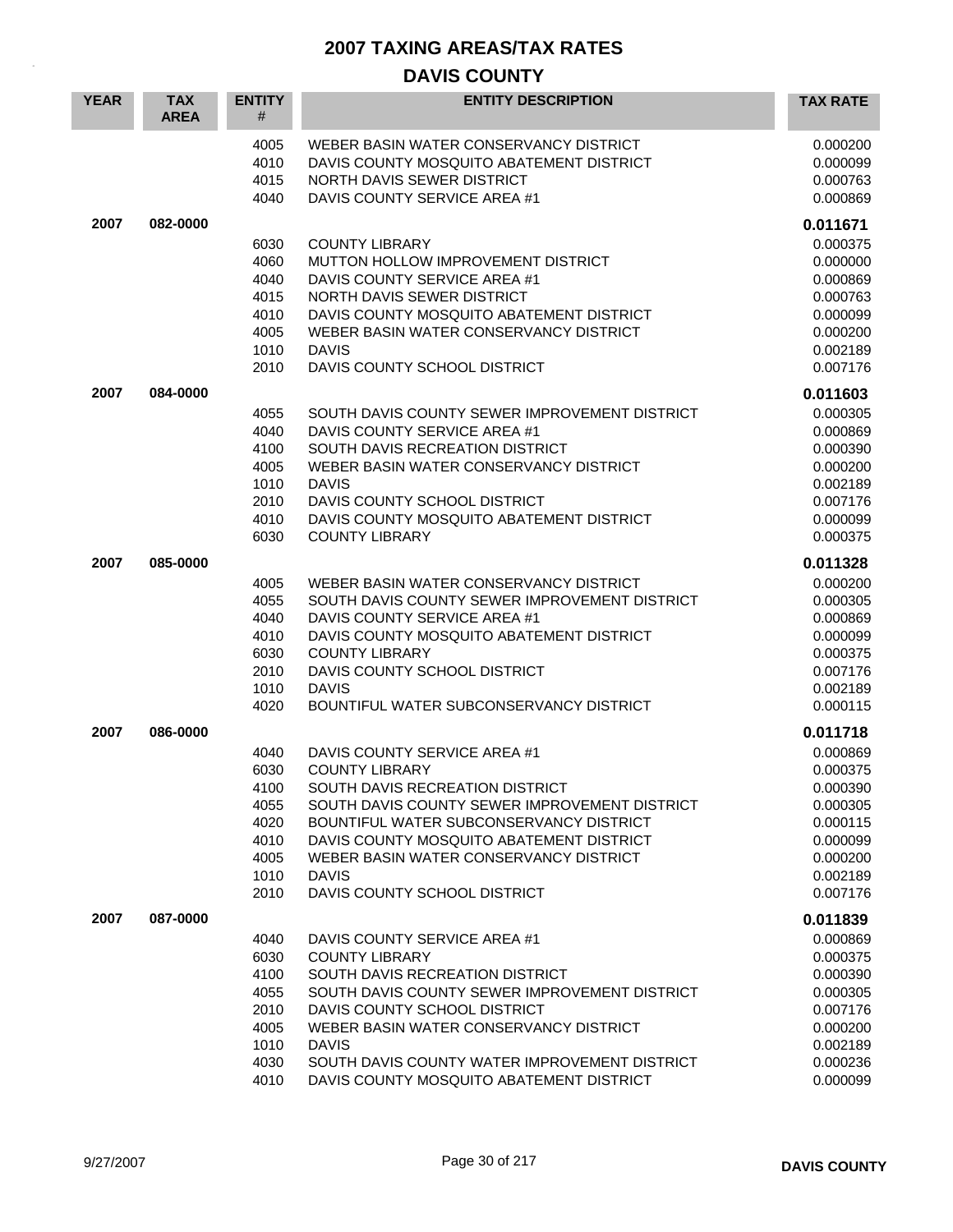# 2007 TAXING AREAS/TAX RATES

## DAVIS COUNTY

| YEAR | TAX AREA | ENTITY # | ENTITY DESCRIPTION | TAX RATE |
|---|---|---|---|---|
| | | 4005 | WEBER BASIN WATER CONSERVANCY DISTRICT | 0.000200 |
| | | 4010 | DAVIS COUNTY MOSQUITO ABATEMENT DISTRICT | 0.000099 |
| | | 4015 | NORTH DAVIS SEWER DISTRICT | 0.000763 |
| | | 4040 | DAVIS COUNTY SERVICE AREA #1 | 0.000869 |
| **2007** | **082-0000** | | | **0.011671** |
| | | 6030 | COUNTY LIBRARY | 0.000375 |
| | | 4060 | MUTTON HOLLOW IMPROVEMENT DISTRICT | 0.000000 |
| | | 4040 | DAVIS COUNTY SERVICE AREA #1 | 0.000869 |
| | | 4015 | NORTH DAVIS SEWER DISTRICT | 0.000763 |
| | | 4010 | DAVIS COUNTY MOSQUITO ABATEMENT DISTRICT | 0.000099 |
| | | 4005 | WEBER BASIN WATER CONSERVANCY DISTRICT | 0.000200 |
| | | 1010 | DAVIS | 0.002189 |
| | | 2010 | DAVIS COUNTY SCHOOL DISTRICT | 0.007176 |
| **2007** | **084-0000** | | | **0.011603** |
| | | 4055 | SOUTH DAVIS COUNTY SEWER IMPROVEMENT DISTRICT | 0.000305 |
| | | 4040 | DAVIS COUNTY SERVICE AREA #1 | 0.000869 |
| | | 4100 | SOUTH DAVIS RECREATION DISTRICT | 0.000390 |
| | | 4005 | WEBER BASIN WATER CONSERVANCY DISTRICT | 0.000200 |
| | | 1010 | DAVIS | 0.002189 |
| | | 2010 | DAVIS COUNTY SCHOOL DISTRICT | 0.007176 |
| | | 4010 | DAVIS COUNTY MOSQUITO ABATEMENT DISTRICT | 0.000099 |
| | | 6030 | COUNTY LIBRARY | 0.000375 |
| **2007** | **085-0000** | | | **0.011328** |
| | | 4005 | WEBER BASIN WATER CONSERVANCY DISTRICT | 0.000200 |
| | | 4055 | SOUTH DAVIS COUNTY SEWER IMPROVEMENT DISTRICT | 0.000305 |
| | | 4040 | DAVIS COUNTY SERVICE AREA #1 | 0.000869 |
| | | 4010 | DAVIS COUNTY MOSQUITO ABATEMENT DISTRICT | 0.000099 |
| | | 6030 | COUNTY LIBRARY | 0.000375 |
| | | 2010 | DAVIS COUNTY SCHOOL DISTRICT | 0.007176 |
| | | 1010 | DAVIS | 0.002189 |
| | | 4020 | BOUNTIFUL WATER SUBCONSERVANCY DISTRICT | 0.000115 |
| **2007** | **086-0000** | | | **0.011718** |
| | | 4040 | DAVIS COUNTY SERVICE AREA #1 | 0.000869 |
| | | 6030 | COUNTY LIBRARY | 0.000375 |
| | | 4100 | SOUTH DAVIS RECREATION DISTRICT | 0.000390 |
| | | 4055 | SOUTH DAVIS COUNTY SEWER IMPROVEMENT DISTRICT | 0.000305 |
| | | 4020 | BOUNTIFUL WATER SUBCONSERVANCY DISTRICT | 0.000115 |
| | | 4010 | DAVIS COUNTY MOSQUITO ABATEMENT DISTRICT | 0.000099 |
| | | 4005 | WEBER BASIN WATER CONSERVANCY DISTRICT | 0.000200 |
| | | 1010 | DAVIS | 0.002189 |
| | | 2010 | DAVIS COUNTY SCHOOL DISTRICT | 0.007176 |
| **2007** | **087-0000** | | | **0.011839** |
| | | 4040 | DAVIS COUNTY SERVICE AREA #1 | 0.000869 |
| | | 6030 | COUNTY LIBRARY | 0.000375 |
| | | 4100 | SOUTH DAVIS RECREATION DISTRICT | 0.000390 |
| | | 4055 | SOUTH DAVIS COUNTY SEWER IMPROVEMENT DISTRICT | 0.000305 |
| | | 2010 | DAVIS COUNTY SCHOOL DISTRICT | 0.007176 |
| | | 4005 | WEBER BASIN WATER CONSERVANCY DISTRICT | 0.000200 |
| | | 1010 | DAVIS | 0.002189 |
| | | 4030 | SOUTH DAVIS COUNTY WATER IMPROVEMENT DISTRICT | 0.000236 |
| | | 4010 | DAVIS COUNTY MOSQUITO ABATEMENT DISTRICT | 0.000099 |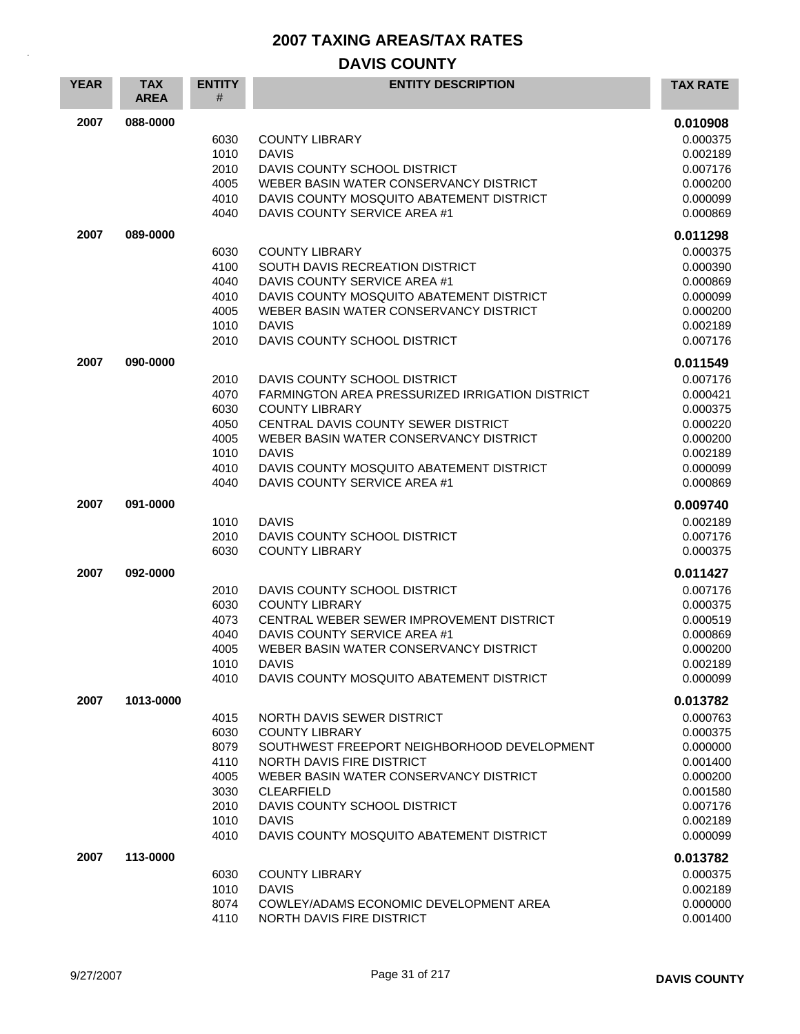# 2007 TAXING AREAS/TAX RATES

## DAVIS COUNTY

| YEAR | TAX AREA | ENTITY # | ENTITY DESCRIPTION | TAX RATE |
|---|---|---|---|---|
| 2007 | 088-0000 | | | **0.010908** |
| | | 6030 | COUNTY LIBRARY | 0.000375 |
| | | 1010 | DAVIS | 0.002189 |
| | | 2010 | DAVIS COUNTY SCHOOL DISTRICT | 0.007176 |
| | | 4005 | WEBER BASIN WATER CONSERVANCY DISTRICT | 0.000200 |
| | | 4010 | DAVIS COUNTY MOSQUITO ABATEMENT DISTRICT | 0.000099 |
| | | 4040 | DAVIS COUNTY SERVICE AREA #1 | 0.000869 |
| 2007 | 089-0000 | | | **0.011298** |
| | | 6030 | COUNTY LIBRARY | 0.000375 |
| | | 4100 | SOUTH DAVIS RECREATION DISTRICT | 0.000390 |
| | | 4040 | DAVIS COUNTY SERVICE AREA #1 | 0.000869 |
| | | 4010 | DAVIS COUNTY MOSQUITO ABATEMENT DISTRICT | 0.000099 |
| | | 4005 | WEBER BASIN WATER CONSERVANCY DISTRICT | 0.000200 |
| | | 1010 | DAVIS | 0.002189 |
| | | 2010 | DAVIS COUNTY SCHOOL DISTRICT | 0.007176 |
| 2007 | 090-0000 | | | **0.011549** |
| | | 2010 | DAVIS COUNTY SCHOOL DISTRICT | 0.007176 |
| | | 4070 | FARMINGTON AREA PRESSURIZED IRRIGATION DISTRICT | 0.000421 |
| | | 6030 | COUNTY LIBRARY | 0.000375 |
| | | 4050 | CENTRAL DAVIS COUNTY SEWER DISTRICT | 0.000220 |
| | | 4005 | WEBER BASIN WATER CONSERVANCY DISTRICT | 0.000200 |
| | | 1010 | DAVIS | 0.002189 |
| | | 4010 | DAVIS COUNTY MOSQUITO ABATEMENT DISTRICT | 0.000099 |
| | | 4040 | DAVIS COUNTY SERVICE AREA #1 | 0.000869 |
| 2007 | 091-0000 | | | **0.009740** |
| | | 1010 | DAVIS | 0.002189 |
| | | 2010 | DAVIS COUNTY SCHOOL DISTRICT | 0.007176 |
| | | 6030 | COUNTY LIBRARY | 0.000375 |
| 2007 | 092-0000 | | | **0.011427** |
| | | 2010 | DAVIS COUNTY SCHOOL DISTRICT | 0.007176 |
| | | 6030 | COUNTY LIBRARY | 0.000375 |
| | | 4073 | CENTRAL WEBER SEWER IMPROVEMENT DISTRICT | 0.000519 |
| | | 4040 | DAVIS COUNTY SERVICE AREA #1 | 0.000869 |
| | | 4005 | WEBER BASIN WATER CONSERVANCY DISTRICT | 0.000200 |
| | | 1010 | DAVIS | 0.002189 |
| | | 4010 | DAVIS COUNTY MOSQUITO ABATEMENT DISTRICT | 0.000099 |
| 2007 | 1013-0000 | | | **0.013782** |
| | | 4015 | NORTH DAVIS SEWER DISTRICT | 0.000763 |
| | | 6030 | COUNTY LIBRARY | 0.000375 |
| | | 8079 | SOUTHWEST FREEPORT NEIGHBORHOOD DEVELOPMENT | 0.000000 |
| | | 4110 | NORTH DAVIS FIRE DISTRICT | 0.001400 |
| | | 4005 | WEBER BASIN WATER CONSERVANCY DISTRICT | 0.000200 |
| | | 3030 | CLEARFIELD | 0.001580 |
| | | 2010 | DAVIS COUNTY SCHOOL DISTRICT | 0.007176 |
| | | 1010 | DAVIS | 0.002189 |
| | | 4010 | DAVIS COUNTY MOSQUITO ABATEMENT DISTRICT | 0.000099 |
| 2007 | 113-0000 | | | **0.013782** |
| | | 6030 | COUNTY LIBRARY | 0.000375 |
| | | 1010 | DAVIS | 0.002189 |
| | | 8074 | COWLEY/ADAMS ECONOMIC DEVELOPMENT AREA | 0.000000 |
| | | 4110 | NORTH DAVIS FIRE DISTRICT | 0.001400 |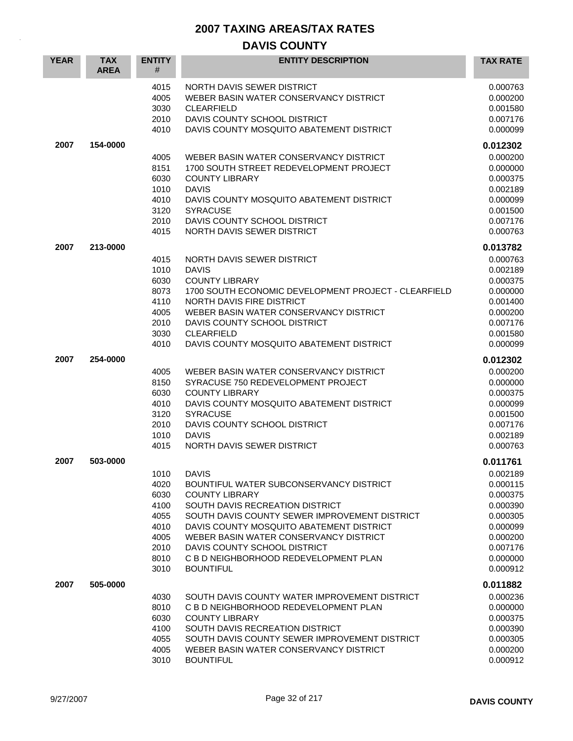# 2007 TAXING AREAS/TAX RATES

## DAVIS COUNTY

| YEAR | TAX AREA | ENTITY # | ENTITY DESCRIPTION | TAX RATE |
|---|---|---|---|---|
| | | 4015 | NORTH DAVIS SEWER DISTRICT | 0.000763 |
| | | 4005 | WEBER BASIN WATER CONSERVANCY DISTRICT | 0.000200 |
| | | 3030 | CLEARFIELD | 0.001580 |
| | | 2010 | DAVIS COUNTY SCHOOL DISTRICT | 0.007176 |
| | | 4010 | DAVIS COUNTY MOSQUITO ABATEMENT DISTRICT | 0.000099 |
| **2007** | **154-0000** | | | **0.012302** |
| | | 4005 | WEBER BASIN WATER CONSERVANCY DISTRICT | 0.000200 |
| | | 8151 | 1700 SOUTH STREET REDEVELOPMENT PROJECT | 0.000000 |
| | | 6030 | COUNTY LIBRARY | 0.000375 |
| | | 1010 | DAVIS | 0.002189 |
| | | 4010 | DAVIS COUNTY MOSQUITO ABATEMENT DISTRICT | 0.000099 |
| | | 3120 | SYRACUSE | 0.001500 |
| | | 2010 | DAVIS COUNTY SCHOOL DISTRICT | 0.007176 |
| | | 4015 | NORTH DAVIS SEWER DISTRICT | 0.000763 |
| **2007** | **213-0000** | | | **0.013782** |
| | | 4015 | NORTH DAVIS SEWER DISTRICT | 0.000763 |
| | | 1010 | DAVIS | 0.002189 |
| | | 6030 | COUNTY LIBRARY | 0.000375 |
| | | 8073 | 1700 SOUTH ECONOMIC DEVELOPMENT PROJECT - CLEARFIELD | 0.000000 |
| | | 4110 | NORTH DAVIS FIRE DISTRICT | 0.001400 |
| | | 4005 | WEBER BASIN WATER CONSERVANCY DISTRICT | 0.000200 |
| | | 2010 | DAVIS COUNTY SCHOOL DISTRICT | 0.007176 |
| | | 3030 | CLEARFIELD | 0.001580 |
| | | 4010 | DAVIS COUNTY MOSQUITO ABATEMENT DISTRICT | 0.000099 |
| **2007** | **254-0000** | | | **0.012302** |
| | | 4005 | WEBER BASIN WATER CONSERVANCY DISTRICT | 0.000200 |
| | | 8150 | SYRACUSE 750 REDEVELOPMENT PROJECT | 0.000000 |
| | | 6030 | COUNTY LIBRARY | 0.000375 |
| | | 4010 | DAVIS COUNTY MOSQUITO ABATEMENT DISTRICT | 0.000099 |
| | | 3120 | SYRACUSE | 0.001500 |
| | | 2010 | DAVIS COUNTY SCHOOL DISTRICT | 0.007176 |
| | | 1010 | DAVIS | 0.002189 |
| | | 4015 | NORTH DAVIS SEWER DISTRICT | 0.000763 |
| **2007** | **503-0000** | | | **0.011761** |
| | | 1010 | DAVIS | 0.002189 |
| | | 4020 | BOUNTIFUL WATER SUBCONSERVANCY DISTRICT | 0.000115 |
| | | 6030 | COUNTY LIBRARY | 0.000375 |
| | | 4100 | SOUTH DAVIS RECREATION DISTRICT | 0.000390 |
| | | 4055 | SOUTH DAVIS COUNTY SEWER IMPROVEMENT DISTRICT | 0.000305 |
| | | 4010 | DAVIS COUNTY MOSQUITO ABATEMENT DISTRICT | 0.000099 |
| | | 4005 | WEBER BASIN WATER CONSERVANCY DISTRICT | 0.000200 |
| | | 2010 | DAVIS COUNTY SCHOOL DISTRICT | 0.007176 |
| | | 8010 | C B D NEIGHBORHOOD REDEVELOPMENT PLAN | 0.000000 |
| | | 3010 | BOUNTIFUL | 0.000912 |
| **2007** | **505-0000** | | | **0.011882** |
| | | 4030 | SOUTH DAVIS COUNTY WATER IMPROVEMENT DISTRICT | 0.000236 |
| | | 8010 | C B D NEIGHBORHOOD REDEVELOPMENT PLAN | 0.000000 |
| | | 6030 | COUNTY LIBRARY | 0.000375 |
| | | 4100 | SOUTH DAVIS RECREATION DISTRICT | 0.000390 |
| | | 4055 | SOUTH DAVIS COUNTY SEWER IMPROVEMENT DISTRICT | 0.000305 |
| | | 4005 | WEBER BASIN WATER CONSERVANCY DISTRICT | 0.000200 |
| | | 3010 | BOUNTIFUL | 0.000912 |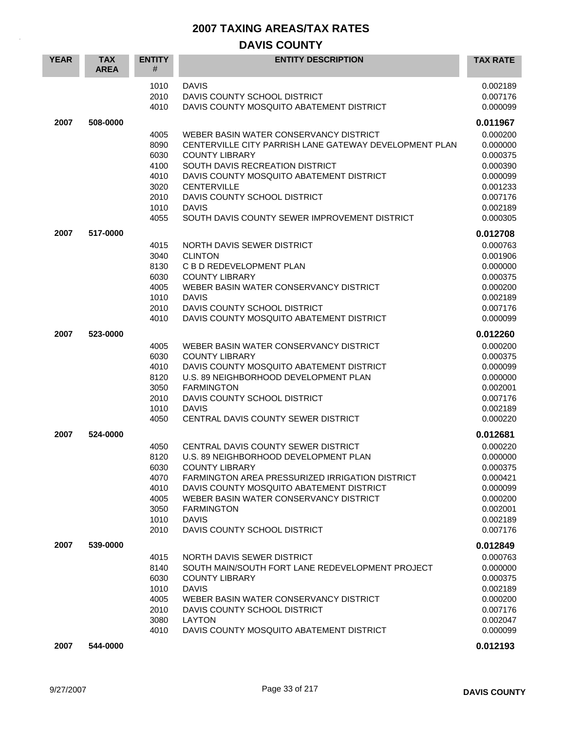# 2007 TAXING AREAS/TAX RATES

## DAVIS COUNTY

| YEAR | TAX AREA | ENTITY # | ENTITY DESCRIPTION | TAX RATE |
|---|---|---|---|---|
| | | 1010 | DAVIS | 0.002189 |
| | | 2010 | DAVIS COUNTY SCHOOL DISTRICT | 0.007176 |
| | | 4010 | DAVIS COUNTY MOSQUITO ABATEMENT DISTRICT | 0.000099 |
| **2007** | **508-0000** | | | **0.011967** |
| | | 4005 | WEBER BASIN WATER CONSERVANCY DISTRICT | 0.000200 |
| | | 8090 | CENTERVILLE CITY PARRISH LANE GATEWAY DEVELOPMENT PLAN | 0.000000 |
| | | 6030 | COUNTY LIBRARY | 0.000375 |
| | | 4100 | SOUTH DAVIS RECREATION DISTRICT | 0.000390 |
| | | 4010 | DAVIS COUNTY MOSQUITO ABATEMENT DISTRICT | 0.000099 |
| | | 3020 | CENTERVILLE | 0.001233 |
| | | 2010 | DAVIS COUNTY SCHOOL DISTRICT | 0.007176 |
| | | 1010 | DAVIS | 0.002189 |
| | | 4055 | SOUTH DAVIS COUNTY SEWER IMPROVEMENT DISTRICT | 0.000305 |
| **2007** | **517-0000** | | | **0.012708** |
| | | 4015 | NORTH DAVIS SEWER DISTRICT | 0.000763 |
| | | 3040 | CLINTON | 0.001906 |
| | | 8130 | C B D REDEVELOPMENT PLAN | 0.000000 |
| | | 6030 | COUNTY LIBRARY | 0.000375 |
| | | 4005 | WEBER BASIN WATER CONSERVANCY DISTRICT | 0.000200 |
| | | 1010 | DAVIS | 0.002189 |
| | | 2010 | DAVIS COUNTY SCHOOL DISTRICT | 0.007176 |
| | | 4010 | DAVIS COUNTY MOSQUITO ABATEMENT DISTRICT | 0.000099 |
| **2007** | **523-0000** | | | **0.012260** |
| | | 4005 | WEBER BASIN WATER CONSERVANCY DISTRICT | 0.000200 |
| | | 6030 | COUNTY LIBRARY | 0.000375 |
| | | 4010 | DAVIS COUNTY MOSQUITO ABATEMENT DISTRICT | 0.000099 |
| | | 8120 | U.S. 89 NEIGHBORHOOD DEVELOPMENT PLAN | 0.000000 |
| | | 3050 | FARMINGTON | 0.002001 |
| | | 2010 | DAVIS COUNTY SCHOOL DISTRICT | 0.007176 |
| | | 1010 | DAVIS | 0.002189 |
| | | 4050 | CENTRAL DAVIS COUNTY SEWER DISTRICT | 0.000220 |
| **2007** | **524-0000** | | | **0.012681** |
| | | 4050 | CENTRAL DAVIS COUNTY SEWER DISTRICT | 0.000220 |
| | | 8120 | U.S. 89 NEIGHBORHOOD DEVELOPMENT PLAN | 0.000000 |
| | | 6030 | COUNTY LIBRARY | 0.000375 |
| | | 4070 | FARMINGTON AREA PRESSURIZED IRRIGATION DISTRICT | 0.000421 |
| | | 4010 | DAVIS COUNTY MOSQUITO ABATEMENT DISTRICT | 0.000099 |
| | | 4005 | WEBER BASIN WATER CONSERVANCY DISTRICT | 0.000200 |
| | | 3050 | FARMINGTON | 0.002001 |
| | | 1010 | DAVIS | 0.002189 |
| | | 2010 | DAVIS COUNTY SCHOOL DISTRICT | 0.007176 |
| **2007** | **539-0000** | | | **0.012849** |
| | | 4015 | NORTH DAVIS SEWER DISTRICT | 0.000763 |
| | | 8140 | SOUTH MAIN/SOUTH FORT LANE REDEVELOPMENT PROJECT | 0.000000 |
| | | 6030 | COUNTY LIBRARY | 0.000375 |
| | | 1010 | DAVIS | 0.002189 |
| | | 4005 | WEBER BASIN WATER CONSERVANCY DISTRICT | 0.000200 |
| | | 2010 | DAVIS COUNTY SCHOOL DISTRICT | 0.007176 |
| | | 3080 | LAYTON | 0.002047 |
| | | 4010 | DAVIS COUNTY MOSQUITO ABATEMENT DISTRICT | 0.000099 |
| **2007** | **544-0000** | | | **0.012193** |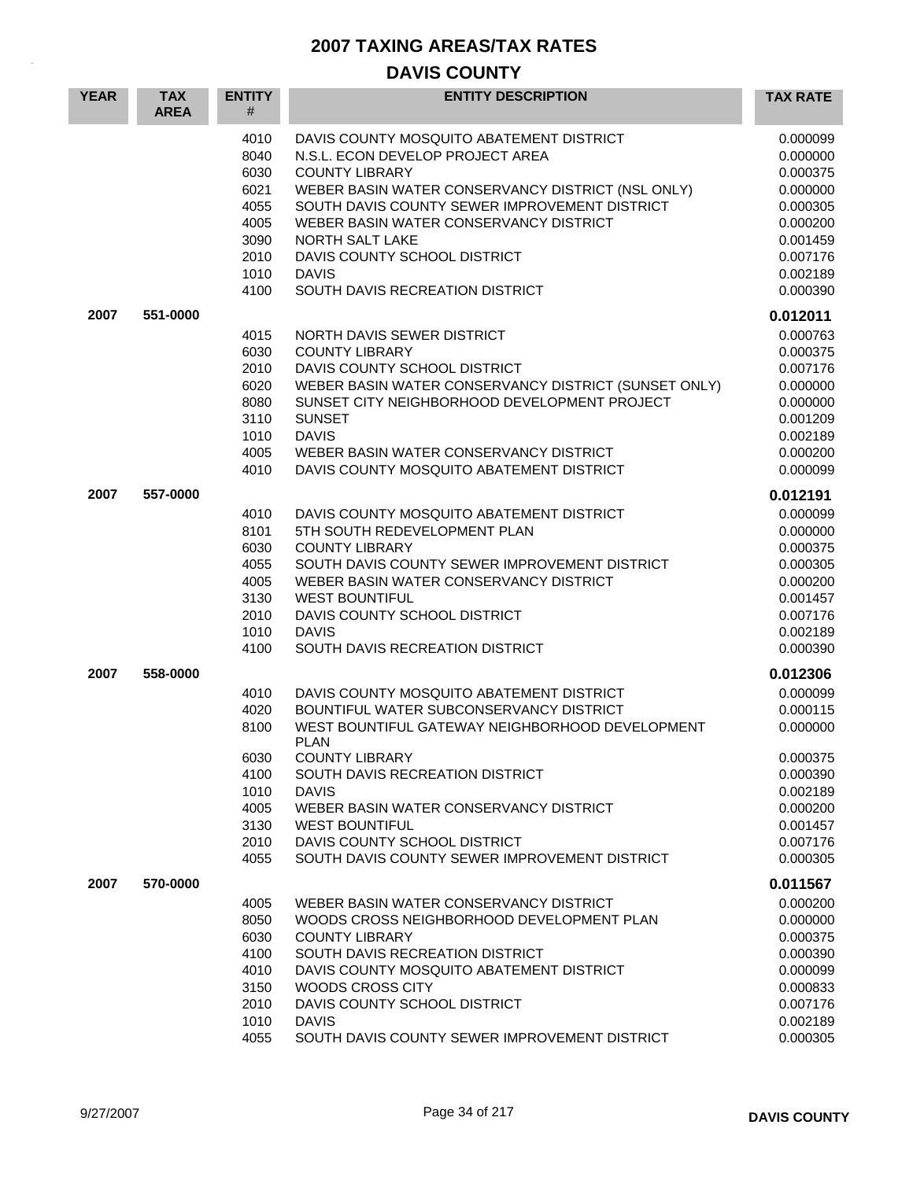# 2007 TAXING AREAS/TAX RATES

## DAVIS COUNTY

| YEAR | TAX AREA | ENTITY # | ENTITY DESCRIPTION | TAX RATE |
|---|---|---|---|---|
| | | 4010 | DAVIS COUNTY MOSQUITO ABATEMENT DISTRICT | 0.000099 |
| | | 8040 | N.S.L. ECON DEVELOP PROJECT AREA | 0.000000 |
| | | 6030 | COUNTY LIBRARY | 0.000375 |
| | | 6021 | WEBER BASIN WATER CONSERVANCY DISTRICT (NSL ONLY) | 0.000000 |
| | | 4055 | SOUTH DAVIS COUNTY SEWER IMPROVEMENT DISTRICT | 0.000305 |
| | | 4005 | WEBER BASIN WATER CONSERVANCY DISTRICT | 0.000200 |
| | | 3090 | NORTH SALT LAKE | 0.001459 |
| | | 2010 | DAVIS COUNTY SCHOOL DISTRICT | 0.007176 |
| | | 1010 | DAVIS | 0.002189 |
| | | 4100 | SOUTH DAVIS RECREATION DISTRICT | 0.000390 |
| **2007** | **551-0000** | | | **0.012011** |
| | | 4015 | NORTH DAVIS SEWER DISTRICT | 0.000763 |
| | | 6030 | COUNTY LIBRARY | 0.000375 |
| | | 2010 | DAVIS COUNTY SCHOOL DISTRICT | 0.007176 |
| | | 6020 | WEBER BASIN WATER CONSERVANCY DISTRICT (SUNSET ONLY) | 0.000000 |
| | | 8080 | SUNSET CITY NEIGHBORHOOD DEVELOPMENT PROJECT | 0.000000 |
| | | 3110 | SUNSET | 0.001209 |
| | | 1010 | DAVIS | 0.002189 |
| | | 4005 | WEBER BASIN WATER CONSERVANCY DISTRICT | 0.000200 |
| | | 4010 | DAVIS COUNTY MOSQUITO ABATEMENT DISTRICT | 0.000099 |
| **2007** | **557-0000** | | | **0.012191** |
| | | 4010 | DAVIS COUNTY MOSQUITO ABATEMENT DISTRICT | 0.000099 |
| | | 8101 | 5TH SOUTH REDEVELOPMENT PLAN | 0.000000 |
| | | 6030 | COUNTY LIBRARY | 0.000375 |
| | | 4055 | SOUTH DAVIS COUNTY SEWER IMPROVEMENT DISTRICT | 0.000305 |
| | | 4005 | WEBER BASIN WATER CONSERVANCY DISTRICT | 0.000200 |
| | | 3130 | WEST BOUNTIFUL | 0.001457 |
| | | 2010 | DAVIS COUNTY SCHOOL DISTRICT | 0.007176 |
| | | 1010 | DAVIS | 0.002189 |
| | | 4100 | SOUTH DAVIS RECREATION DISTRICT | 0.000390 |
| **2007** | **558-0000** | | | **0.012306** |
| | | 4010 | DAVIS COUNTY MOSQUITO ABATEMENT DISTRICT | 0.000099 |
| | | 4020 | BOUNTIFUL WATER SUBCONSERVANCY DISTRICT | 0.000115 |
| | | 8100 | WEST BOUNTIFUL GATEWAY NEIGHBORHOOD DEVELOPMENT PLAN | 0.000000 |
| | | 6030 | COUNTY LIBRARY | 0.000375 |
| | | 4100 | SOUTH DAVIS RECREATION DISTRICT | 0.000390 |
| | | 1010 | DAVIS | 0.002189 |
| | | 4005 | WEBER BASIN WATER CONSERVANCY DISTRICT | 0.000200 |
| | | 3130 | WEST BOUNTIFUL | 0.001457 |
| | | 2010 | DAVIS COUNTY SCHOOL DISTRICT | 0.007176 |
| | | 4055 | SOUTH DAVIS COUNTY SEWER IMPROVEMENT DISTRICT | 0.000305 |
| **2007** | **570-0000** | | | **0.011567** |
| | | 4005 | WEBER BASIN WATER CONSERVANCY DISTRICT | 0.000200 |
| | | 8050 | WOODS CROSS NEIGHBORHOOD DEVELOPMENT PLAN | 0.000000 |
| | | 6030 | COUNTY LIBRARY | 0.000375 |
| | | 4100 | SOUTH DAVIS RECREATION DISTRICT | 0.000390 |
| | | 4010 | DAVIS COUNTY MOSQUITO ABATEMENT DISTRICT | 0.000099 |
| | | 3150 | WOODS CROSS CITY | 0.000833 |
| | | 2010 | DAVIS COUNTY SCHOOL DISTRICT | 0.007176 |
| | | 1010 | DAVIS | 0.002189 |
| | | 4055 | SOUTH DAVIS COUNTY SEWER IMPROVEMENT DISTRICT | 0.000305 |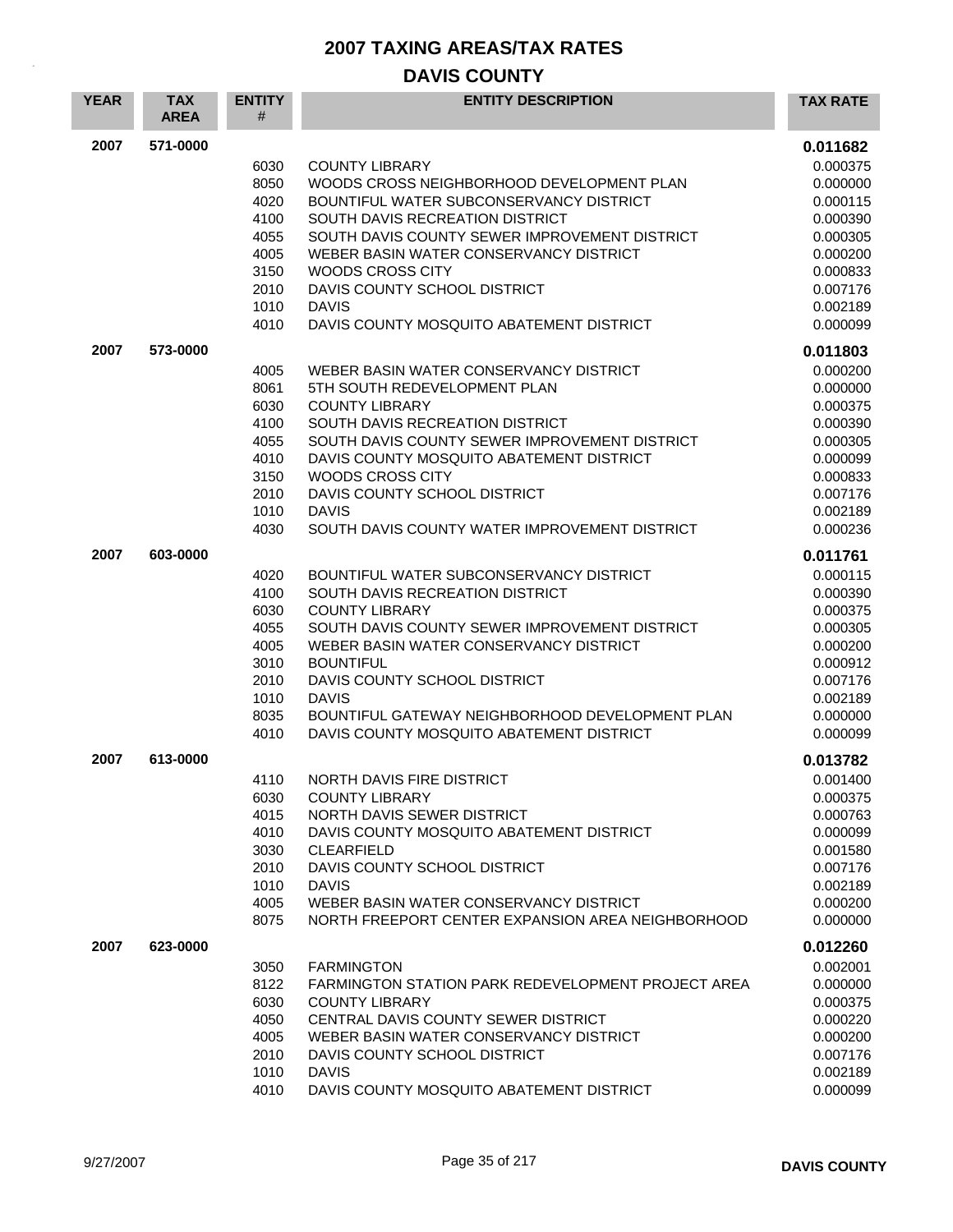# 2007 TAXING AREAS/TAX RATES

## DAVIS COUNTY

| YEAR | TAX AREA | ENTITY # | ENTITY DESCRIPTION | TAX RATE |
|---|---|---|---|---|
| 2007 | 571-0000 | | | **0.011682** |
| | | 6030 | COUNTY LIBRARY | 0.000375 |
| | | 8050 | WOODS CROSS NEIGHBORHOOD DEVELOPMENT PLAN | 0.000000 |
| | | 4020 | BOUNTIFUL WATER SUBCONSERVANCY DISTRICT | 0.000115 |
| | | 4100 | SOUTH DAVIS RECREATION DISTRICT | 0.000390 |
| | | 4055 | SOUTH DAVIS COUNTY SEWER IMPROVEMENT DISTRICT | 0.000305 |
| | | 4005 | WEBER BASIN WATER CONSERVANCY DISTRICT | 0.000200 |
| | | 3150 | WOODS CROSS CITY | 0.000833 |
| | | 2010 | DAVIS COUNTY SCHOOL DISTRICT | 0.007176 |
| | | 1010 | DAVIS | 0.002189 |
| | | 4010 | DAVIS COUNTY MOSQUITO ABATEMENT DISTRICT | 0.000099 |
| 2007 | 573-0000 | | | **0.011803** |
| | | 4005 | WEBER BASIN WATER CONSERVANCY DISTRICT | 0.000200 |
| | | 8061 | 5TH SOUTH REDEVELOPMENT PLAN | 0.000000 |
| | | 6030 | COUNTY LIBRARY | 0.000375 |
| | | 4100 | SOUTH DAVIS RECREATION DISTRICT | 0.000390 |
| | | 4055 | SOUTH DAVIS COUNTY SEWER IMPROVEMENT DISTRICT | 0.000305 |
| | | 4010 | DAVIS COUNTY MOSQUITO ABATEMENT DISTRICT | 0.000099 |
| | | 3150 | WOODS CROSS CITY | 0.000833 |
| | | 2010 | DAVIS COUNTY SCHOOL DISTRICT | 0.007176 |
| | | 1010 | DAVIS | 0.002189 |
| | | 4030 | SOUTH DAVIS COUNTY WATER IMPROVEMENT DISTRICT | 0.000236 |
| 2007 | 603-0000 | | | **0.011761** |
| | | 4020 | BOUNTIFUL WATER SUBCONSERVANCY DISTRICT | 0.000115 |
| | | 4100 | SOUTH DAVIS RECREATION DISTRICT | 0.000390 |
| | | 6030 | COUNTY LIBRARY | 0.000375 |
| | | 4055 | SOUTH DAVIS COUNTY SEWER IMPROVEMENT DISTRICT | 0.000305 |
| | | 4005 | WEBER BASIN WATER CONSERVANCY DISTRICT | 0.000200 |
| | | 3010 | BOUNTIFUL | 0.000912 |
| | | 2010 | DAVIS COUNTY SCHOOL DISTRICT | 0.007176 |
| | | 1010 | DAVIS | 0.002189 |
| | | 8035 | BOUNTIFUL GATEWAY NEIGHBORHOOD DEVELOPMENT PLAN | 0.000000 |
| | | 4010 | DAVIS COUNTY MOSQUITO ABATEMENT DISTRICT | 0.000099 |
| 2007 | 613-0000 | | | **0.013782** |
| | | 4110 | NORTH DAVIS FIRE DISTRICT | 0.001400 |
| | | 6030 | COUNTY LIBRARY | 0.000375 |
| | | 4015 | NORTH DAVIS SEWER DISTRICT | 0.000763 |
| | | 4010 | DAVIS COUNTY MOSQUITO ABATEMENT DISTRICT | 0.000099 |
| | | 3030 | CLEARFIELD | 0.001580 |
| | | 2010 | DAVIS COUNTY SCHOOL DISTRICT | 0.007176 |
| | | 1010 | DAVIS | 0.002189 |
| | | 4005 | WEBER BASIN WATER CONSERVANCY DISTRICT | 0.000200 |
| | | 8075 | NORTH FREEPORT CENTER EXPANSION AREA NEIGHBORHOOD | 0.000000 |
| 2007 | 623-0000 | | | **0.012260** |
| | | 3050 | FARMINGTON | 0.002001 |
| | | 8122 | FARMINGTON STATION PARK REDEVELOPMENT PROJECT AREA | 0.000000 |
| | | 6030 | COUNTY LIBRARY | 0.000375 |
| | | 4050 | CENTRAL DAVIS COUNTY SEWER DISTRICT | 0.000220 |
| | | 4005 | WEBER BASIN WATER CONSERVANCY DISTRICT | 0.000200 |
| | | 2010 | DAVIS COUNTY SCHOOL DISTRICT | 0.007176 |
| | | 1010 | DAVIS | 0.002189 |
| | | 4010 | DAVIS COUNTY MOSQUITO ABATEMENT DISTRICT | 0.000099 |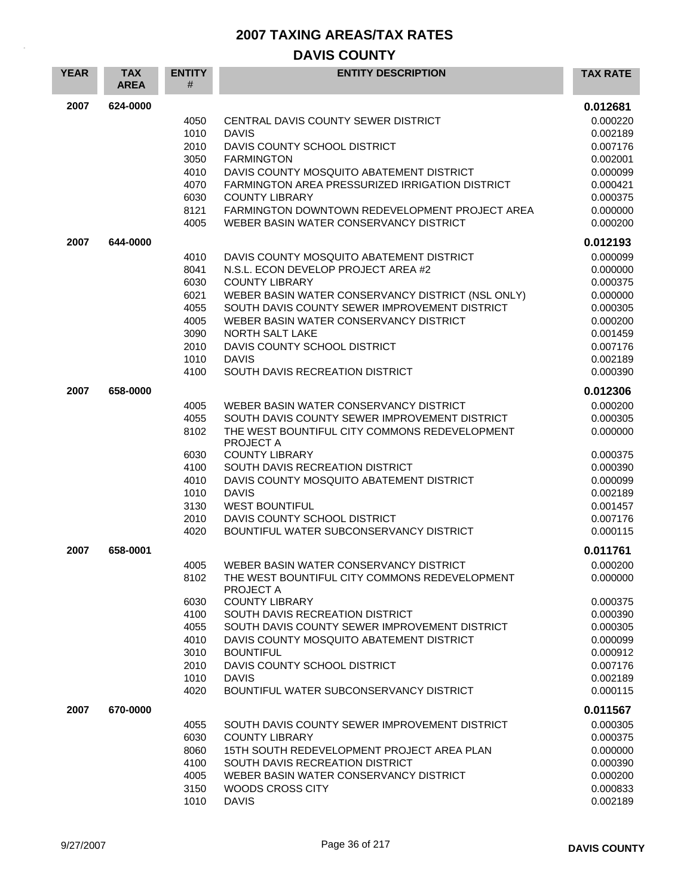# 2007 TAXING AREAS/TAX RATES

## DAVIS COUNTY

| YEAR | TAX AREA | ENTITY # | ENTITY DESCRIPTION | TAX RATE |
|---|---|---|---|---|
| 2007 | 624-0000 | | | **0.012681** |
| | | 4050 | CENTRAL DAVIS COUNTY SEWER DISTRICT | 0.000220 |
| | | 1010 | DAVIS | 0.002189 |
| | | 2010 | DAVIS COUNTY SCHOOL DISTRICT | 0.007176 |
| | | 3050 | FARMINGTON | 0.002001 |
| | | 4010 | DAVIS COUNTY MOSQUITO ABATEMENT DISTRICT | 0.000099 |
| | | 4070 | FARMINGTON AREA PRESSURIZED IRRIGATION DISTRICT | 0.000421 |
| | | 6030 | COUNTY LIBRARY | 0.000375 |
| | | 8121 | FARMINGTON DOWNTOWN REDEVELOPMENT PROJECT AREA | 0.000000 |
| | | 4005 | WEBER BASIN WATER CONSERVANCY DISTRICT | 0.000200 |
| 2007 | 644-0000 | | | **0.012193** |
| | | 4010 | DAVIS COUNTY MOSQUITO ABATEMENT DISTRICT | 0.000099 |
| | | 8041 | N.S.L. ECON DEVELOP PROJECT AREA #2 | 0.000000 |
| | | 6030 | COUNTY LIBRARY | 0.000375 |
| | | 6021 | WEBER BASIN WATER CONSERVANCY DISTRICT (NSL ONLY) | 0.000000 |
| | | 4055 | SOUTH DAVIS COUNTY SEWER IMPROVEMENT DISTRICT | 0.000305 |
| | | 4005 | WEBER BASIN WATER CONSERVANCY DISTRICT | 0.000200 |
| | | 3090 | NORTH SALT LAKE | 0.001459 |
| | | 2010 | DAVIS COUNTY SCHOOL DISTRICT | 0.007176 |
| | | 1010 | DAVIS | 0.002189 |
| | | 4100 | SOUTH DAVIS RECREATION DISTRICT | 0.000390 |
| 2007 | 658-0000 | | | **0.012306** |
| | | 4005 | WEBER BASIN WATER CONSERVANCY DISTRICT | 0.000200 |
| | | 4055 | SOUTH DAVIS COUNTY SEWER IMPROVEMENT DISTRICT | 0.000305 |
| | | 8102 | THE WEST BOUNTIFUL CITY COMMONS REDEVELOPMENT PROJECT A | 0.000000 |
| | | 6030 | COUNTY LIBRARY | 0.000375 |
| | | 4100 | SOUTH DAVIS RECREATION DISTRICT | 0.000390 |
| | | 4010 | DAVIS COUNTY MOSQUITO ABATEMENT DISTRICT | 0.000099 |
| | | 1010 | DAVIS | 0.002189 |
| | | 3130 | WEST BOUNTIFUL | 0.001457 |
| | | 2010 | DAVIS COUNTY SCHOOL DISTRICT | 0.007176 |
| | | 4020 | BOUNTIFUL WATER SUBCONSERVANCY DISTRICT | 0.000115 |
| 2007 | 658-0001 | | | **0.011761** |
| | | 4005 | WEBER BASIN WATER CONSERVANCY DISTRICT | 0.000200 |
| | | 8102 | THE WEST BOUNTIFUL CITY COMMONS REDEVELOPMENT PROJECT A | 0.000000 |
| | | 6030 | COUNTY LIBRARY | 0.000375 |
| | | 4100 | SOUTH DAVIS RECREATION DISTRICT | 0.000390 |
| | | 4055 | SOUTH DAVIS COUNTY SEWER IMPROVEMENT DISTRICT | 0.000305 |
| | | 4010 | DAVIS COUNTY MOSQUITO ABATEMENT DISTRICT | 0.000099 |
| | | 3010 | BOUNTIFUL | 0.000912 |
| | | 2010 | DAVIS COUNTY SCHOOL DISTRICT | 0.007176 |
| | | 1010 | DAVIS | 0.002189 |
| | | 4020 | BOUNTIFUL WATER SUBCONSERVANCY DISTRICT | 0.000115 |
| 2007 | 670-0000 | | | **0.011567** |
| | | 4055 | SOUTH DAVIS COUNTY SEWER IMPROVEMENT DISTRICT | 0.000305 |
| | | 6030 | COUNTY LIBRARY | 0.000375 |
| | | 8060 | 15TH SOUTH REDEVELOPMENT PROJECT AREA PLAN | 0.000000 |
| | | 4100 | SOUTH DAVIS RECREATION DISTRICT | 0.000390 |
| | | 4005 | WEBER BASIN WATER CONSERVANCY DISTRICT | 0.000200 |
| | | 3150 | WOODS CROSS CITY | 0.000833 |
| | | 1010 | DAVIS | 0.002189 |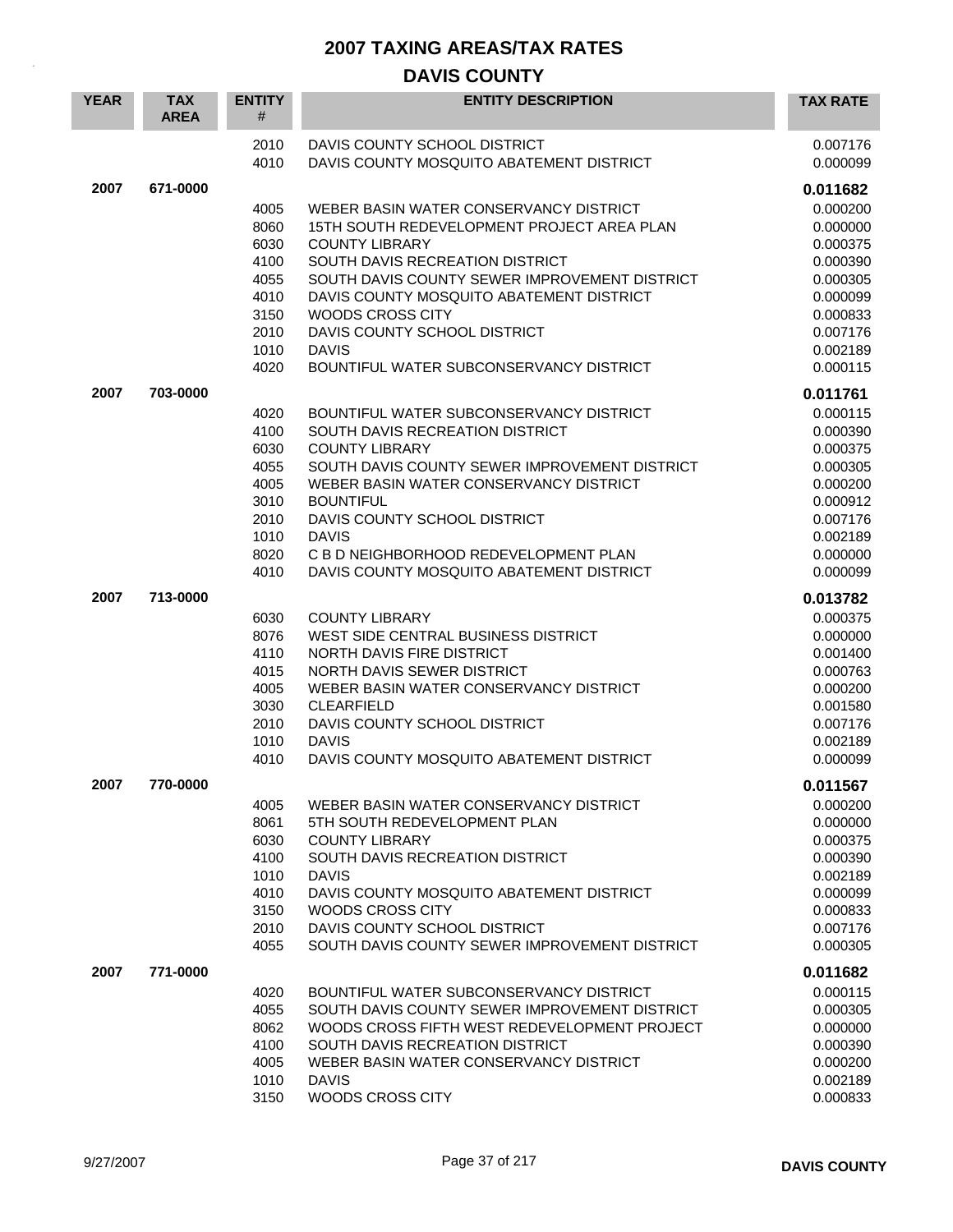# 2007 TAXING AREAS/TAX RATES

## DAVIS COUNTY

| YEAR | TAX AREA | ENTITY # | ENTITY DESCRIPTION | TAX RATE |
|---|---|---|---|---|
| | | 2010 | DAVIS COUNTY SCHOOL DISTRICT | 0.007176 |
| | | 4010 | DAVIS COUNTY MOSQUITO ABATEMENT DISTRICT | 0.000099 |
| **2007** | **671-0000** | | | **0.011682** |
| | | 4005 | WEBER BASIN WATER CONSERVANCY DISTRICT | 0.000200 |
| | | 8060 | 15TH SOUTH REDEVELOPMENT PROJECT AREA PLAN | 0.000000 |
| | | 6030 | COUNTY LIBRARY | 0.000375 |
| | | 4100 | SOUTH DAVIS RECREATION DISTRICT | 0.000390 |
| | | 4055 | SOUTH DAVIS COUNTY SEWER IMPROVEMENT DISTRICT | 0.000305 |
| | | 4010 | DAVIS COUNTY MOSQUITO ABATEMENT DISTRICT | 0.000099 |
| | | 3150 | WOODS CROSS CITY | 0.000833 |
| | | 2010 | DAVIS COUNTY SCHOOL DISTRICT | 0.007176 |
| | | 1010 | DAVIS | 0.002189 |
| | | 4020 | BOUNTIFUL WATER SUBCONSERVANCY DISTRICT | 0.000115 |
| **2007** | **703-0000** | | | **0.011761** |
| | | 4020 | BOUNTIFUL WATER SUBCONSERVANCY DISTRICT | 0.000115 |
| | | 4100 | SOUTH DAVIS RECREATION DISTRICT | 0.000390 |
| | | 6030 | COUNTY LIBRARY | 0.000375 |
| | | 4055 | SOUTH DAVIS COUNTY SEWER IMPROVEMENT DISTRICT | 0.000305 |
| | | 4005 | WEBER BASIN WATER CONSERVANCY DISTRICT | 0.000200 |
| | | 3010 | BOUNTIFUL | 0.000912 |
| | | 2010 | DAVIS COUNTY SCHOOL DISTRICT | 0.007176 |
| | | 1010 | DAVIS | 0.002189 |
| | | 8020 | C B D NEIGHBORHOOD REDEVELOPMENT PLAN | 0.000000 |
| | | 4010 | DAVIS COUNTY MOSQUITO ABATEMENT DISTRICT | 0.000099 |
| **2007** | **713-0000** | | | **0.013782** |
| | | 6030 | COUNTY LIBRARY | 0.000375 |
| | | 8076 | WEST SIDE CENTRAL BUSINESS DISTRICT | 0.000000 |
| | | 4110 | NORTH DAVIS FIRE DISTRICT | 0.001400 |
| | | 4015 | NORTH DAVIS SEWER DISTRICT | 0.000763 |
| | | 4005 | WEBER BASIN WATER CONSERVANCY DISTRICT | 0.000200 |
| | | 3030 | CLEARFIELD | 0.001580 |
| | | 2010 | DAVIS COUNTY SCHOOL DISTRICT | 0.007176 |
| | | 1010 | DAVIS | 0.002189 |
| | | 4010 | DAVIS COUNTY MOSQUITO ABATEMENT DISTRICT | 0.000099 |
| **2007** | **770-0000** | | | **0.011567** |
| | | 4005 | WEBER BASIN WATER CONSERVANCY DISTRICT | 0.000200 |
| | | 8061 | 5TH SOUTH REDEVELOPMENT PLAN | 0.000000 |
| | | 6030 | COUNTY LIBRARY | 0.000375 |
| | | 4100 | SOUTH DAVIS RECREATION DISTRICT | 0.000390 |
| | | 1010 | DAVIS | 0.002189 |
| | | 4010 | DAVIS COUNTY MOSQUITO ABATEMENT DISTRICT | 0.000099 |
| | | 3150 | WOODS CROSS CITY | 0.000833 |
| | | 2010 | DAVIS COUNTY SCHOOL DISTRICT | 0.007176 |
| | | 4055 | SOUTH DAVIS COUNTY SEWER IMPROVEMENT DISTRICT | 0.000305 |
| **2007** | **771-0000** | | | **0.011682** |
| | | 4020 | BOUNTIFUL WATER SUBCONSERVANCY DISTRICT | 0.000115 |
| | | 4055 | SOUTH DAVIS COUNTY SEWER IMPROVEMENT DISTRICT | 0.000305 |
| | | 8062 | WOODS CROSS FIFTH WEST REDEVELOPMENT PROJECT | 0.000000 |
| | | 4100 | SOUTH DAVIS RECREATION DISTRICT | 0.000390 |
| | | 4005 | WEBER BASIN WATER CONSERVANCY DISTRICT | 0.000200 |
| | | 1010 | DAVIS | 0.002189 |
| | | 3150 | WOODS CROSS CITY | 0.000833 |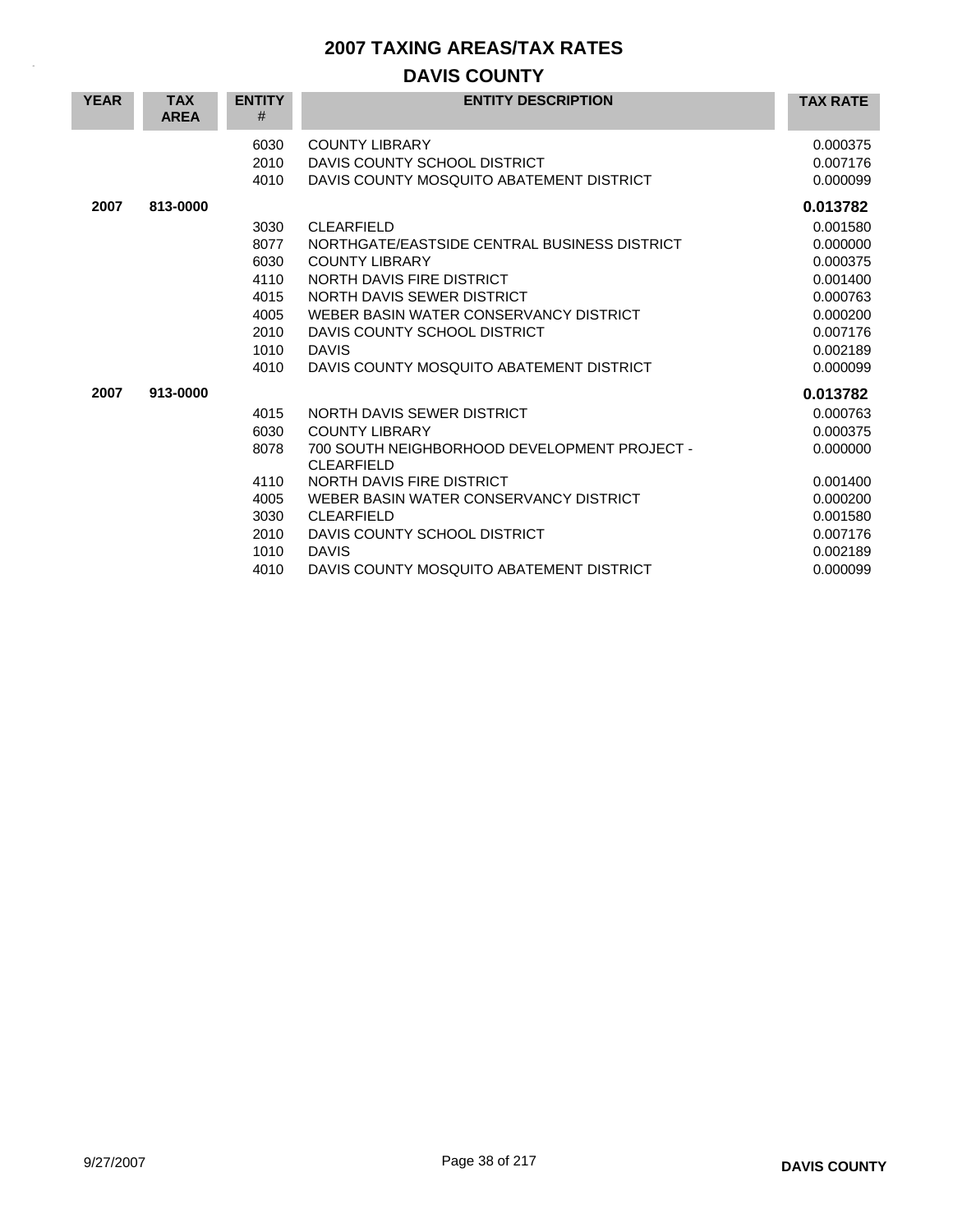# 2007 TAXING AREAS/TAX RATES

## DAVIS COUNTY

| YEAR | TAX AREA | ENTITY # | ENTITY DESCRIPTION | TAX RATE |
|---|---|---|---|---|
| | | 6030 | COUNTY LIBRARY | 0.000375 |
| | | 2010 | DAVIS COUNTY SCHOOL DISTRICT | 0.007176 |
| | | 4010 | DAVIS COUNTY MOSQUITO ABATEMENT DISTRICT | 0.000099 |
| **2007** | **813-0000** | | | **0.013782** |
| | | 3030 | CLEARFIELD | 0.001580 |
| | | 8077 | NORTHGATE/EASTSIDE CENTRAL BUSINESS DISTRICT | 0.000000 |
| | | 6030 | COUNTY LIBRARY | 0.000375 |
| | | 4110 | NORTH DAVIS FIRE DISTRICT | 0.001400 |
| | | 4015 | NORTH DAVIS SEWER DISTRICT | 0.000763 |
| | | 4005 | WEBER BASIN WATER CONSERVANCY DISTRICT | 0.000200 |
| | | 2010 | DAVIS COUNTY SCHOOL DISTRICT | 0.007176 |
| | | 1010 | DAVIS | 0.002189 |
| | | 4010 | DAVIS COUNTY MOSQUITO ABATEMENT DISTRICT | 0.000099 |
| **2007** | **913-0000** | | | **0.013782** |
| | | 4015 | NORTH DAVIS SEWER DISTRICT | 0.000763 |
| | | 6030 | COUNTY LIBRARY | 0.000375 |
| | | 8078 | 700 SOUTH NEIGHBORHOOD DEVELOPMENT PROJECT - CLEARFIELD | 0.000000 |
| | | 4110 | NORTH DAVIS FIRE DISTRICT | 0.001400 |
| | | 4005 | WEBER BASIN WATER CONSERVANCY DISTRICT | 0.000200 |
| | | 3030 | CLEARFIELD | 0.001580 |
| | | 2010 | DAVIS COUNTY SCHOOL DISTRICT | 0.007176 |
| | | 1010 | DAVIS | 0.002189 |
| | | 4010 | DAVIS COUNTY MOSQUITO ABATEMENT DISTRICT | 0.000099 |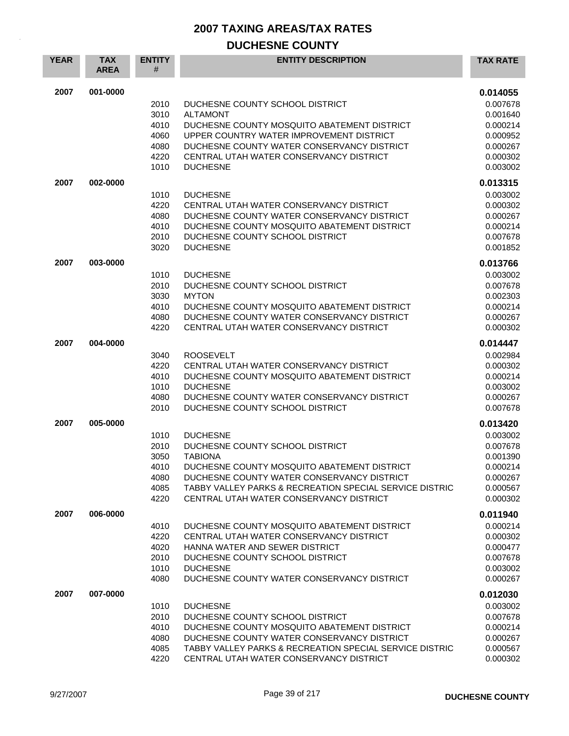# 2007 TAXING AREAS/TAX RATES

## DUCHESNE COUNTY

| YEAR | TAX AREA | ENTITY # | ENTITY DESCRIPTION | TAX RATE |
|---|---|---|---|---|
| 2007 | 001-0000 | | | **0.014055** |
| | | 2010 | DUCHESNE COUNTY SCHOOL DISTRICT | 0.007678 |
| | | 3010 | ALTAMONT | 0.001640 |
| | | 4010 | DUCHESNE COUNTY MOSQUITO ABATEMENT DISTRICT | 0.000214 |
| | | 4060 | UPPER COUNTRY WATER IMPROVEMENT DISTRICT | 0.000952 |
| | | 4080 | DUCHESNE COUNTY WATER CONSERVANCY DISTRICT | 0.000267 |
| | | 4220 | CENTRAL UTAH WATER CONSERVANCY DISTRICT | 0.000302 |
| | | 1010 | DUCHESNE | 0.003002 |
| 2007 | 002-0000 | | | **0.013315** |
| | | 1010 | DUCHESNE | 0.003002 |
| | | 4220 | CENTRAL UTAH WATER CONSERVANCY DISTRICT | 0.000302 |
| | | 4080 | DUCHESNE COUNTY WATER CONSERVANCY DISTRICT | 0.000267 |
| | | 4010 | DUCHESNE COUNTY MOSQUITO ABATEMENT DISTRICT | 0.000214 |
| | | 2010 | DUCHESNE COUNTY SCHOOL DISTRICT | 0.007678 |
| | | 3020 | DUCHESNE | 0.001852 |
| 2007 | 003-0000 | | | **0.013766** |
| | | 1010 | DUCHESNE | 0.003002 |
| | | 2010 | DUCHESNE COUNTY SCHOOL DISTRICT | 0.007678 |
| | | 3030 | MYTON | 0.002303 |
| | | 4010 | DUCHESNE COUNTY MOSQUITO ABATEMENT DISTRICT | 0.000214 |
| | | 4080 | DUCHESNE COUNTY WATER CONSERVANCY DISTRICT | 0.000267 |
| | | 4220 | CENTRAL UTAH WATER CONSERVANCY DISTRICT | 0.000302 |
| 2007 | 004-0000 | | | **0.014447** |
| | | 3040 | ROOSEVELT | 0.002984 |
| | | 4220 | CENTRAL UTAH WATER CONSERVANCY DISTRICT | 0.000302 |
| | | 4010 | DUCHESNE COUNTY MOSQUITO ABATEMENT DISTRICT | 0.000214 |
| | | 1010 | DUCHESNE | 0.003002 |
| | | 4080 | DUCHESNE COUNTY WATER CONSERVANCY DISTRICT | 0.000267 |
| | | 2010 | DUCHESNE COUNTY SCHOOL DISTRICT | 0.007678 |
| 2007 | 005-0000 | | | **0.013420** |
| | | 1010 | DUCHESNE | 0.003002 |
| | | 2010 | DUCHESNE COUNTY SCHOOL DISTRICT | 0.007678 |
| | | 3050 | TABIONA | 0.001390 |
| | | 4010 | DUCHESNE COUNTY MOSQUITO ABATEMENT DISTRICT | 0.000214 |
| | | 4080 | DUCHESNE COUNTY WATER CONSERVANCY DISTRICT | 0.000267 |
| | | 4085 | TABBY VALLEY PARKS & RECREATION SPECIAL SERVICE DISTRIC | 0.000567 |
| | | 4220 | CENTRAL UTAH WATER CONSERVANCY DISTRICT | 0.000302 |
| 2007 | 006-0000 | | | **0.011940** |
| | | 4010 | DUCHESNE COUNTY MOSQUITO ABATEMENT DISTRICT | 0.000214 |
| | | 4220 | CENTRAL UTAH WATER CONSERVANCY DISTRICT | 0.000302 |
| | | 4020 | HANNA WATER AND SEWER DISTRICT | 0.000477 |
| | | 2010 | DUCHESNE COUNTY SCHOOL DISTRICT | 0.007678 |
| | | 1010 | DUCHESNE | 0.003002 |
| | | 4080 | DUCHESNE COUNTY WATER CONSERVANCY DISTRICT | 0.000267 |
| 2007 | 007-0000 | | | **0.012030** |
| | | 1010 | DUCHESNE | 0.003002 |
| | | 2010 | DUCHESNE COUNTY SCHOOL DISTRICT | 0.007678 |
| | | 4010 | DUCHESNE COUNTY MOSQUITO ABATEMENT DISTRICT | 0.000214 |
| | | 4080 | DUCHESNE COUNTY WATER CONSERVANCY DISTRICT | 0.000267 |
| | | 4085 | TABBY VALLEY PARKS & RECREATION SPECIAL SERVICE DISTRIC | 0.000567 |
| | | 4220 | CENTRAL UTAH WATER CONSERVANCY DISTRICT | 0.000302 |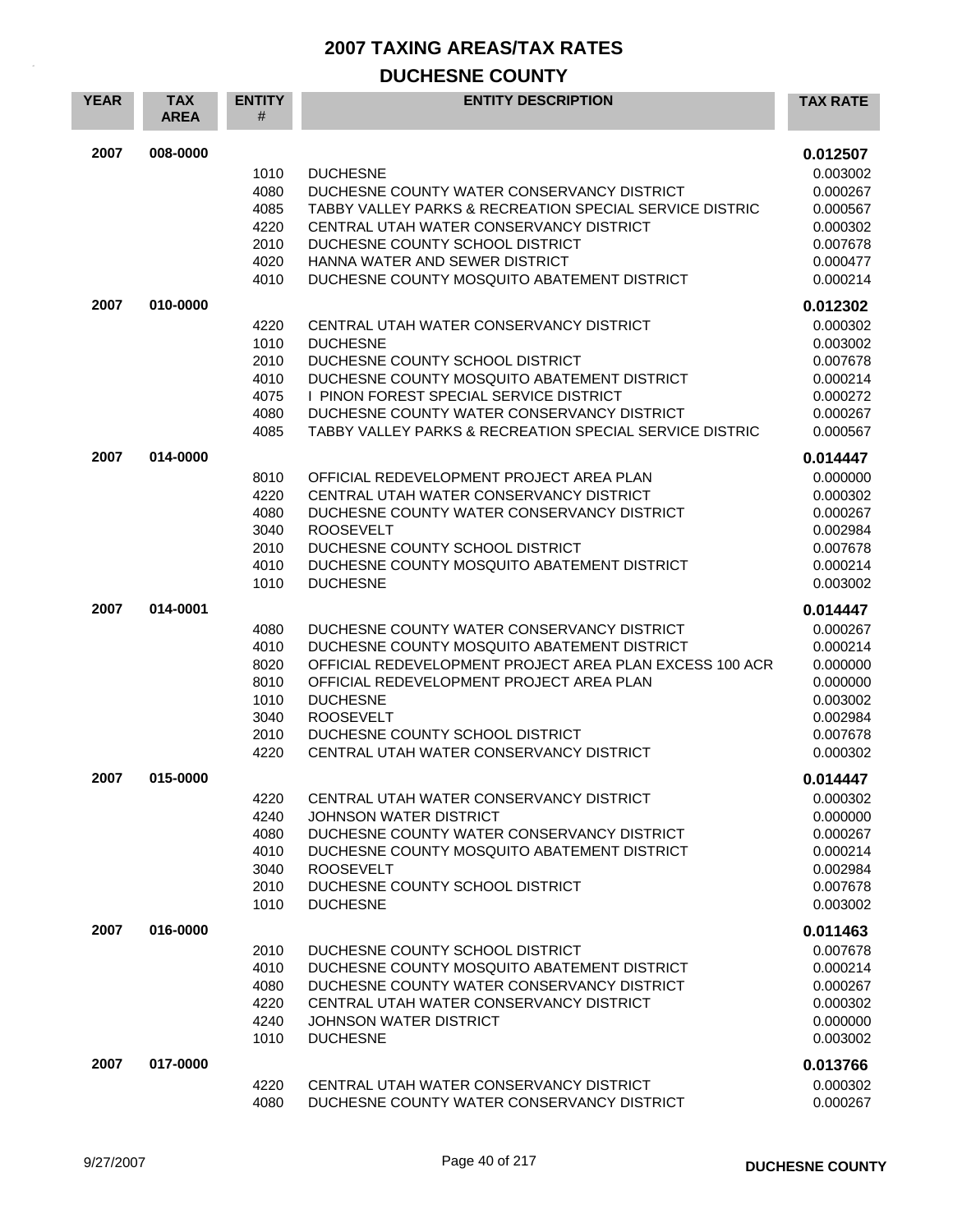# 2007 TAXING AREAS/TAX RATES

## DUCHESNE COUNTY

| YEAR | TAX AREA | ENTITY # | ENTITY DESCRIPTION | TAX RATE |
|---|---|---|---|---|
| 2007 | 008-0000 | | | **0.012507** |
| | | 1010 | DUCHESNE | 0.003002 |
| | | 4080 | DUCHESNE COUNTY WATER CONSERVANCY DISTRICT | 0.000267 |
| | | 4085 | TABBY VALLEY PARKS & RECREATION SPECIAL SERVICE DISTRIC | 0.000567 |
| | | 4220 | CENTRAL UTAH WATER CONSERVANCY DISTRICT | 0.000302 |
| | | 2010 | DUCHESNE COUNTY SCHOOL DISTRICT | 0.007678 |
| | | 4020 | HANNA WATER AND SEWER DISTRICT | 0.000477 |
| | | 4010 | DUCHESNE COUNTY MOSQUITO ABATEMENT DISTRICT | 0.000214 |
| 2007 | 010-0000 | | | **0.012302** |
| | | 4220 | CENTRAL UTAH WATER CONSERVANCY DISTRICT | 0.000302 |
| | | 1010 | DUCHESNE | 0.003002 |
| | | 2010 | DUCHESNE COUNTY SCHOOL DISTRICT | 0.007678 |
| | | 4010 | DUCHESNE COUNTY MOSQUITO ABATEMENT DISTRICT | 0.000214 |
| | | 4075 | I PINON FOREST SPECIAL SERVICE DISTRICT | 0.000272 |
| | | 4080 | DUCHESNE COUNTY WATER CONSERVANCY DISTRICT | 0.000267 |
| | | 4085 | TABBY VALLEY PARKS & RECREATION SPECIAL SERVICE DISTRIC | 0.000567 |
| 2007 | 014-0000 | | | **0.014447** |
| | | 8010 | OFFICIAL REDEVELOPMENT PROJECT AREA PLAN | 0.000000 |
| | | 4220 | CENTRAL UTAH WATER CONSERVANCY DISTRICT | 0.000302 |
| | | 4080 | DUCHESNE COUNTY WATER CONSERVANCY DISTRICT | 0.000267 |
| | | 3040 | ROOSEVELT | 0.002984 |
| | | 2010 | DUCHESNE COUNTY SCHOOL DISTRICT | 0.007678 |
| | | 4010 | DUCHESNE COUNTY MOSQUITO ABATEMENT DISTRICT | 0.000214 |
| | | 1010 | DUCHESNE | 0.003002 |
| 2007 | 014-0001 | | | **0.014447** |
| | | 4080 | DUCHESNE COUNTY WATER CONSERVANCY DISTRICT | 0.000267 |
| | | 4010 | DUCHESNE COUNTY MOSQUITO ABATEMENT DISTRICT | 0.000214 |
| | | 8020 | OFFICIAL REDEVELOPMENT PROJECT AREA PLAN EXCESS 100 ACR | 0.000000 |
| | | 8010 | OFFICIAL REDEVELOPMENT PROJECT AREA PLAN | 0.000000 |
| | | 1010 | DUCHESNE | 0.003002 |
| | | 3040 | ROOSEVELT | 0.002984 |
| | | 2010 | DUCHESNE COUNTY SCHOOL DISTRICT | 0.007678 |
| | | 4220 | CENTRAL UTAH WATER CONSERVANCY DISTRICT | 0.000302 |
| 2007 | 015-0000 | | | **0.014447** |
| | | 4220 | CENTRAL UTAH WATER CONSERVANCY DISTRICT | 0.000302 |
| | | 4240 | JOHNSON WATER DISTRICT | 0.000000 |
| | | 4080 | DUCHESNE COUNTY WATER CONSERVANCY DISTRICT | 0.000267 |
| | | 4010 | DUCHESNE COUNTY MOSQUITO ABATEMENT DISTRICT | 0.000214 |
| | | 3040 | ROOSEVELT | 0.002984 |
| | | 2010 | DUCHESNE COUNTY SCHOOL DISTRICT | 0.007678 |
| | | 1010 | DUCHESNE | 0.003002 |
| 2007 | 016-0000 | | | **0.011463** |
| | | 2010 | DUCHESNE COUNTY SCHOOL DISTRICT | 0.007678 |
| | | 4010 | DUCHESNE COUNTY MOSQUITO ABATEMENT DISTRICT | 0.000214 |
| | | 4080 | DUCHESNE COUNTY WATER CONSERVANCY DISTRICT | 0.000267 |
| | | 4220 | CENTRAL UTAH WATER CONSERVANCY DISTRICT | 0.000302 |
| | | 4240 | JOHNSON WATER DISTRICT | 0.000000 |
| | | 1010 | DUCHESNE | 0.003002 |
| 2007 | 017-0000 | | | **0.013766** |
| | | 4220 | CENTRAL UTAH WATER CONSERVANCY DISTRICT | 0.000302 |
| | | 4080 | DUCHESNE COUNTY WATER CONSERVANCY DISTRICT | 0.000267 |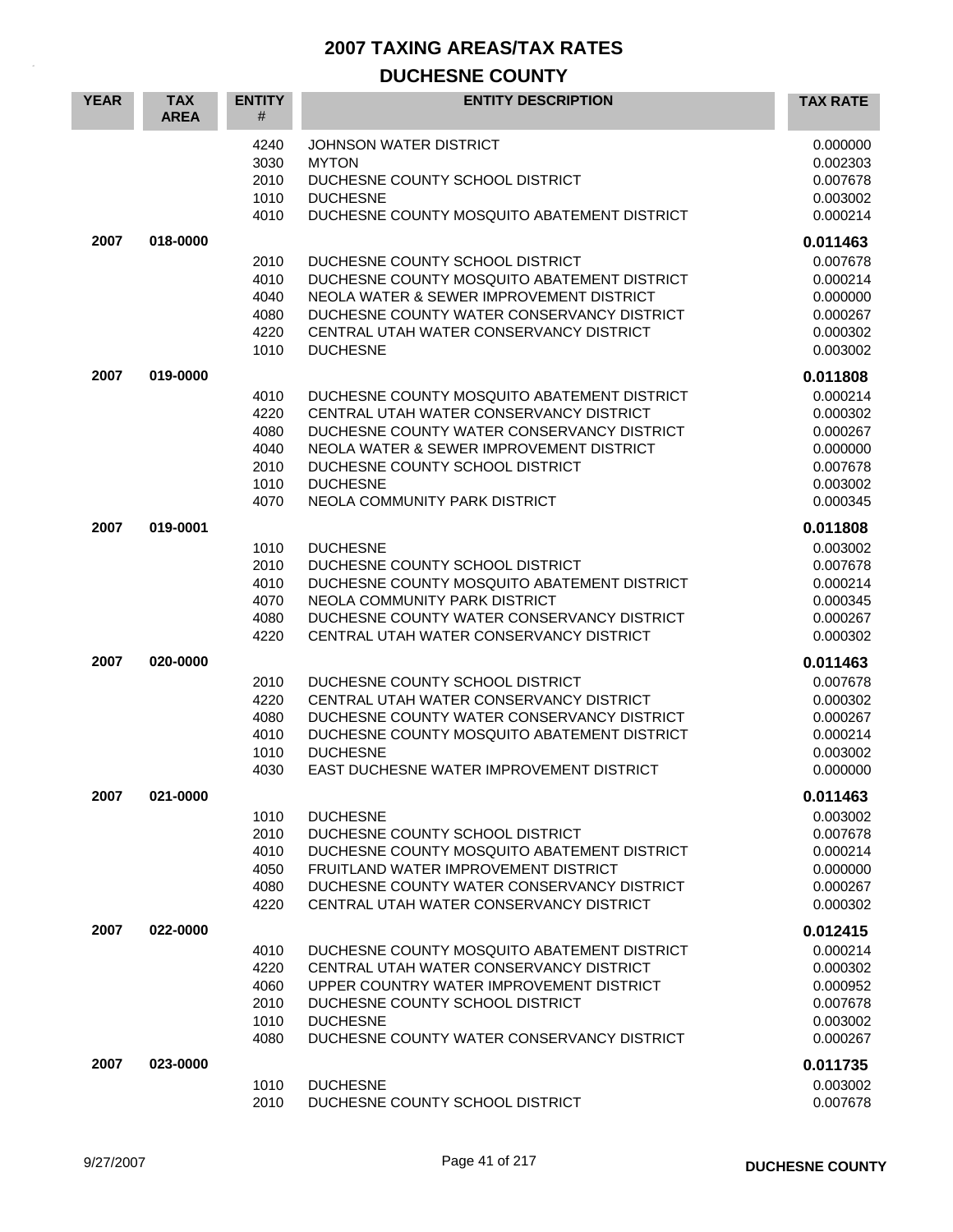# 2007 TAXING AREAS/TAX RATES

## DUCHESNE COUNTY

| YEAR | TAX AREA | ENTITY # | ENTITY DESCRIPTION | TAX RATE |
|---|---|---|---|---|
| | | 4240 | JOHNSON WATER DISTRICT | 0.000000 |
| | | 3030 | MYTON | 0.002303 |
| | | 2010 | DUCHESNE COUNTY SCHOOL DISTRICT | 0.007678 |
| | | 1010 | DUCHESNE | 0.003002 |
| | | 4010 | DUCHESNE COUNTY MOSQUITO ABATEMENT DISTRICT | 0.000214 |
| **2007** | **018-0000** | | | **0.011463** |
| | | 2010 | DUCHESNE COUNTY SCHOOL DISTRICT | 0.007678 |
| | | 4010 | DUCHESNE COUNTY MOSQUITO ABATEMENT DISTRICT | 0.000214 |
| | | 4040 | NEOLA WATER & SEWER IMPROVEMENT DISTRICT | 0.000000 |
| | | 4080 | DUCHESNE COUNTY WATER CONSERVANCY DISTRICT | 0.000267 |
| | | 4220 | CENTRAL UTAH WATER CONSERVANCY DISTRICT | 0.000302 |
| | | 1010 | DUCHESNE | 0.003002 |
| **2007** | **019-0000** | | | **0.011808** |
| | | 4010 | DUCHESNE COUNTY MOSQUITO ABATEMENT DISTRICT | 0.000214 |
| | | 4220 | CENTRAL UTAH WATER CONSERVANCY DISTRICT | 0.000302 |
| | | 4080 | DUCHESNE COUNTY WATER CONSERVANCY DISTRICT | 0.000267 |
| | | 4040 | NEOLA WATER & SEWER IMPROVEMENT DISTRICT | 0.000000 |
| | | 2010 | DUCHESNE COUNTY SCHOOL DISTRICT | 0.007678 |
| | | 1010 | DUCHESNE | 0.003002 |
| | | 4070 | NEOLA COMMUNITY PARK DISTRICT | 0.000345 |
| **2007** | **019-0001** | | | **0.011808** |
| | | 1010 | DUCHESNE | 0.003002 |
| | | 2010 | DUCHESNE COUNTY SCHOOL DISTRICT | 0.007678 |
| | | 4010 | DUCHESNE COUNTY MOSQUITO ABATEMENT DISTRICT | 0.000214 |
| | | 4070 | NEOLA COMMUNITY PARK DISTRICT | 0.000345 |
| | | 4080 | DUCHESNE COUNTY WATER CONSERVANCY DISTRICT | 0.000267 |
| | | 4220 | CENTRAL UTAH WATER CONSERVANCY DISTRICT | 0.000302 |
| **2007** | **020-0000** | | | **0.011463** |
| | | 2010 | DUCHESNE COUNTY SCHOOL DISTRICT | 0.007678 |
| | | 4220 | CENTRAL UTAH WATER CONSERVANCY DISTRICT | 0.000302 |
| | | 4080 | DUCHESNE COUNTY WATER CONSERVANCY DISTRICT | 0.000267 |
| | | 4010 | DUCHESNE COUNTY MOSQUITO ABATEMENT DISTRICT | 0.000214 |
| | | 1010 | DUCHESNE | 0.003002 |
| | | 4030 | EAST DUCHESNE WATER IMPROVEMENT DISTRICT | 0.000000 |
| **2007** | **021-0000** | | | **0.011463** |
| | | 1010 | DUCHESNE | 0.003002 |
| | | 2010 | DUCHESNE COUNTY SCHOOL DISTRICT | 0.007678 |
| | | 4010 | DUCHESNE COUNTY MOSQUITO ABATEMENT DISTRICT | 0.000214 |
| | | 4050 | FRUITLAND WATER IMPROVEMENT DISTRICT | 0.000000 |
| | | 4080 | DUCHESNE COUNTY WATER CONSERVANCY DISTRICT | 0.000267 |
| | | 4220 | CENTRAL UTAH WATER CONSERVANCY DISTRICT | 0.000302 |
| **2007** | **022-0000** | | | **0.012415** |
| | | 4010 | DUCHESNE COUNTY MOSQUITO ABATEMENT DISTRICT | 0.000214 |
| | | 4220 | CENTRAL UTAH WATER CONSERVANCY DISTRICT | 0.000302 |
| | | 4060 | UPPER COUNTRY WATER IMPROVEMENT DISTRICT | 0.000952 |
| | | 2010 | DUCHESNE COUNTY SCHOOL DISTRICT | 0.007678 |
| | | 1010 | DUCHESNE | 0.003002 |
| | | 4080 | DUCHESNE COUNTY WATER CONSERVANCY DISTRICT | 0.000267 |
| **2007** | **023-0000** | | | **0.011735** |
| | | 1010 | DUCHESNE | 0.003002 |
| | | 2010 | DUCHESNE COUNTY SCHOOL DISTRICT | 0.007678 |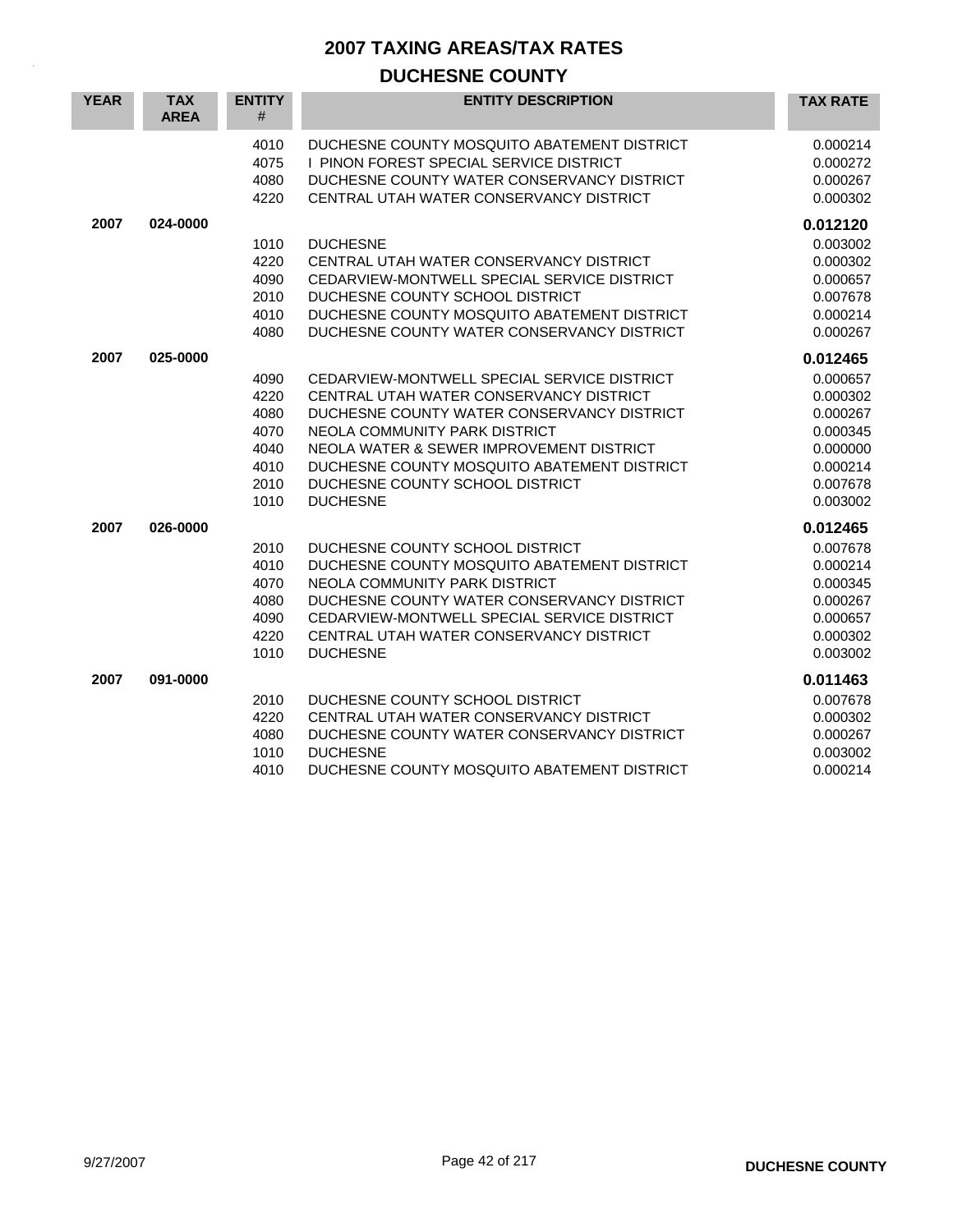# 2007 TAXING AREAS/TAX RATES

## DUCHESNE COUNTY

| YEAR | TAX AREA | ENTITY # | ENTITY DESCRIPTION | TAX RATE |
|---|---|---|---|---|
| | | 4010 | DUCHESNE COUNTY MOSQUITO ABATEMENT DISTRICT | 0.000214 |
| | | 4075 | I PINON FOREST SPECIAL SERVICE DISTRICT | 0.000272 |
| | | 4080 | DUCHESNE COUNTY WATER CONSERVANCY DISTRICT | 0.000267 |
| | | 4220 | CENTRAL UTAH WATER CONSERVANCY DISTRICT | 0.000302 |
| **2007** | **024-0000** | | | **0.012120** |
| | | 1010 | DUCHESNE | 0.003002 |
| | | 4220 | CENTRAL UTAH WATER CONSERVANCY DISTRICT | 0.000302 |
| | | 4090 | CEDARVIEW-MONTWELL SPECIAL SERVICE DISTRICT | 0.000657 |
| | | 2010 | DUCHESNE COUNTY SCHOOL DISTRICT | 0.007678 |
| | | 4010 | DUCHESNE COUNTY MOSQUITO ABATEMENT DISTRICT | 0.000214 |
| | | 4080 | DUCHESNE COUNTY WATER CONSERVANCY DISTRICT | 0.000267 |
| **2007** | **025-0000** | | | **0.012465** |
| | | 4090 | CEDARVIEW-MONTWELL SPECIAL SERVICE DISTRICT | 0.000657 |
| | | 4220 | CENTRAL UTAH WATER CONSERVANCY DISTRICT | 0.000302 |
| | | 4080 | DUCHESNE COUNTY WATER CONSERVANCY DISTRICT | 0.000267 |
| | | 4070 | NEOLA COMMUNITY PARK DISTRICT | 0.000345 |
| | | 4040 | NEOLA WATER & SEWER IMPROVEMENT DISTRICT | 0.000000 |
| | | 4010 | DUCHESNE COUNTY MOSQUITO ABATEMENT DISTRICT | 0.000214 |
| | | 2010 | DUCHESNE COUNTY SCHOOL DISTRICT | 0.007678 |
| | | 1010 | DUCHESNE | 0.003002 |
| **2007** | **026-0000** | | | **0.012465** |
| | | 2010 | DUCHESNE COUNTY SCHOOL DISTRICT | 0.007678 |
| | | 4010 | DUCHESNE COUNTY MOSQUITO ABATEMENT DISTRICT | 0.000214 |
| | | 4070 | NEOLA COMMUNITY PARK DISTRICT | 0.000345 |
| | | 4080 | DUCHESNE COUNTY WATER CONSERVANCY DISTRICT | 0.000267 |
| | | 4090 | CEDARVIEW-MONTWELL SPECIAL SERVICE DISTRICT | 0.000657 |
| | | 4220 | CENTRAL UTAH WATER CONSERVANCY DISTRICT | 0.000302 |
| | | 1010 | DUCHESNE | 0.003002 |
| **2007** | **091-0000** | | | **0.011463** |
| | | 2010 | DUCHESNE COUNTY SCHOOL DISTRICT | 0.007678 |
| | | 4220 | CENTRAL UTAH WATER CONSERVANCY DISTRICT | 0.000302 |
| | | 4080 | DUCHESNE COUNTY WATER CONSERVANCY DISTRICT | 0.000267 |
| | | 1010 | DUCHESNE | 0.003002 |
| | | 4010 | DUCHESNE COUNTY MOSQUITO ABATEMENT DISTRICT | 0.000214 |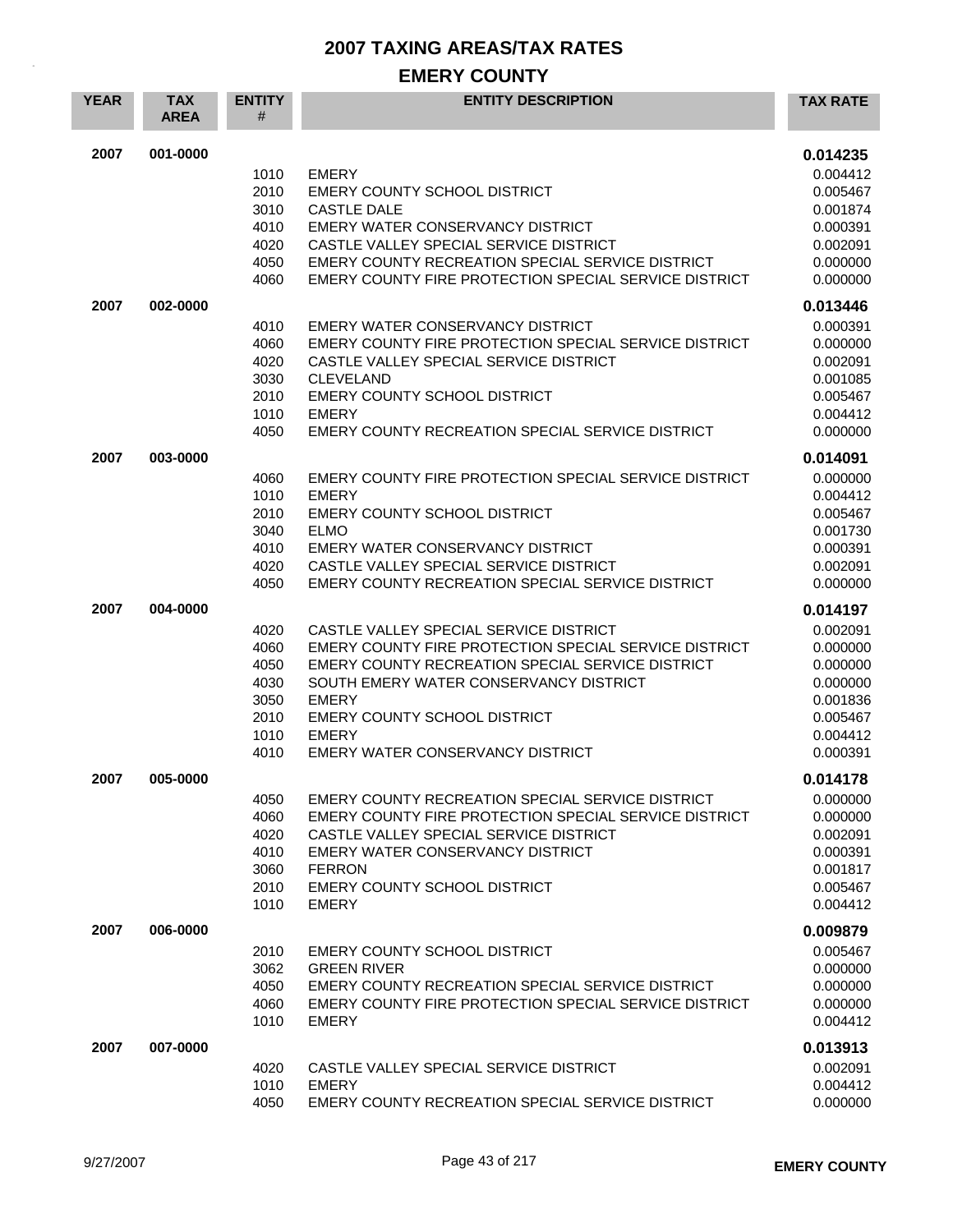# 2007 TAXING AREAS/TAX RATES

## EMERY COUNTY

| YEAR | TAX AREA | ENTITY # | ENTITY DESCRIPTION | TAX RATE |
|---|---|---|---|---|
| 2007 | 001-0000 | | | **0.014235** |
| | | 1010 | EMERY | 0.004412 |
| | | 2010 | EMERY COUNTY SCHOOL DISTRICT | 0.005467 |
| | | 3010 | CASTLE DALE | 0.001874 |
| | | 4010 | EMERY WATER CONSERVANCY DISTRICT | 0.000391 |
| | | 4020 | CASTLE VALLEY SPECIAL SERVICE DISTRICT | 0.002091 |
| | | 4050 | EMERY COUNTY RECREATION SPECIAL SERVICE DISTRICT | 0.000000 |
| | | 4060 | EMERY COUNTY FIRE PROTECTION SPECIAL SERVICE DISTRICT | 0.000000 |
| 2007 | 002-0000 | | | **0.013446** |
| | | 4010 | EMERY WATER CONSERVANCY DISTRICT | 0.000391 |
| | | 4060 | EMERY COUNTY FIRE PROTECTION SPECIAL SERVICE DISTRICT | 0.000000 |
| | | 4020 | CASTLE VALLEY SPECIAL SERVICE DISTRICT | 0.002091 |
| | | 3030 | CLEVELAND | 0.001085 |
| | | 2010 | EMERY COUNTY SCHOOL DISTRICT | 0.005467 |
| | | 1010 | EMERY | 0.004412 |
| | | 4050 | EMERY COUNTY RECREATION SPECIAL SERVICE DISTRICT | 0.000000 |
| 2007 | 003-0000 | | | **0.014091** |
| | | 4060 | EMERY COUNTY FIRE PROTECTION SPECIAL SERVICE DISTRICT | 0.000000 |
| | | 1010 | EMERY | 0.004412 |
| | | 2010 | EMERY COUNTY SCHOOL DISTRICT | 0.005467 |
| | | 3040 | ELMO | 0.001730 |
| | | 4010 | EMERY WATER CONSERVANCY DISTRICT | 0.000391 |
| | | 4020 | CASTLE VALLEY SPECIAL SERVICE DISTRICT | 0.002091 |
| | | 4050 | EMERY COUNTY RECREATION SPECIAL SERVICE DISTRICT | 0.000000 |
| 2007 | 004-0000 | | | **0.014197** |
| | | 4020 | CASTLE VALLEY SPECIAL SERVICE DISTRICT | 0.002091 |
| | | 4060 | EMERY COUNTY FIRE PROTECTION SPECIAL SERVICE DISTRICT | 0.000000 |
| | | 4050 | EMERY COUNTY RECREATION SPECIAL SERVICE DISTRICT | 0.000000 |
| | | 4030 | SOUTH EMERY WATER CONSERVANCY DISTRICT | 0.000000 |
| | | 3050 | EMERY | 0.001836 |
| | | 2010 | EMERY COUNTY SCHOOL DISTRICT | 0.005467 |
| | | 1010 | EMERY | 0.004412 |
| | | 4010 | EMERY WATER CONSERVANCY DISTRICT | 0.000391 |
| 2007 | 005-0000 | | | **0.014178** |
| | | 4050 | EMERY COUNTY RECREATION SPECIAL SERVICE DISTRICT | 0.000000 |
| | | 4060 | EMERY COUNTY FIRE PROTECTION SPECIAL SERVICE DISTRICT | 0.000000 |
| | | 4020 | CASTLE VALLEY SPECIAL SERVICE DISTRICT | 0.002091 |
| | | 4010 | EMERY WATER CONSERVANCY DISTRICT | 0.000391 |
| | | 3060 | FERRON | 0.001817 |
| | | 2010 | EMERY COUNTY SCHOOL DISTRICT | 0.005467 |
| | | 1010 | EMERY | 0.004412 |
| 2007 | 006-0000 | | | **0.009879** |
| | | 2010 | EMERY COUNTY SCHOOL DISTRICT | 0.005467 |
| | | 3062 | GREEN RIVER | 0.000000 |
| | | 4050 | EMERY COUNTY RECREATION SPECIAL SERVICE DISTRICT | 0.000000 |
| | | 4060 | EMERY COUNTY FIRE PROTECTION SPECIAL SERVICE DISTRICT | 0.000000 |
| | | 1010 | EMERY | 0.004412 |
| 2007 | 007-0000 | | | **0.013913** |
| | | 4020 | CASTLE VALLEY SPECIAL SERVICE DISTRICT | 0.002091 |
| | | 1010 | EMERY | 0.004412 |
| | | 4050 | EMERY COUNTY RECREATION SPECIAL SERVICE DISTRICT | 0.000000 |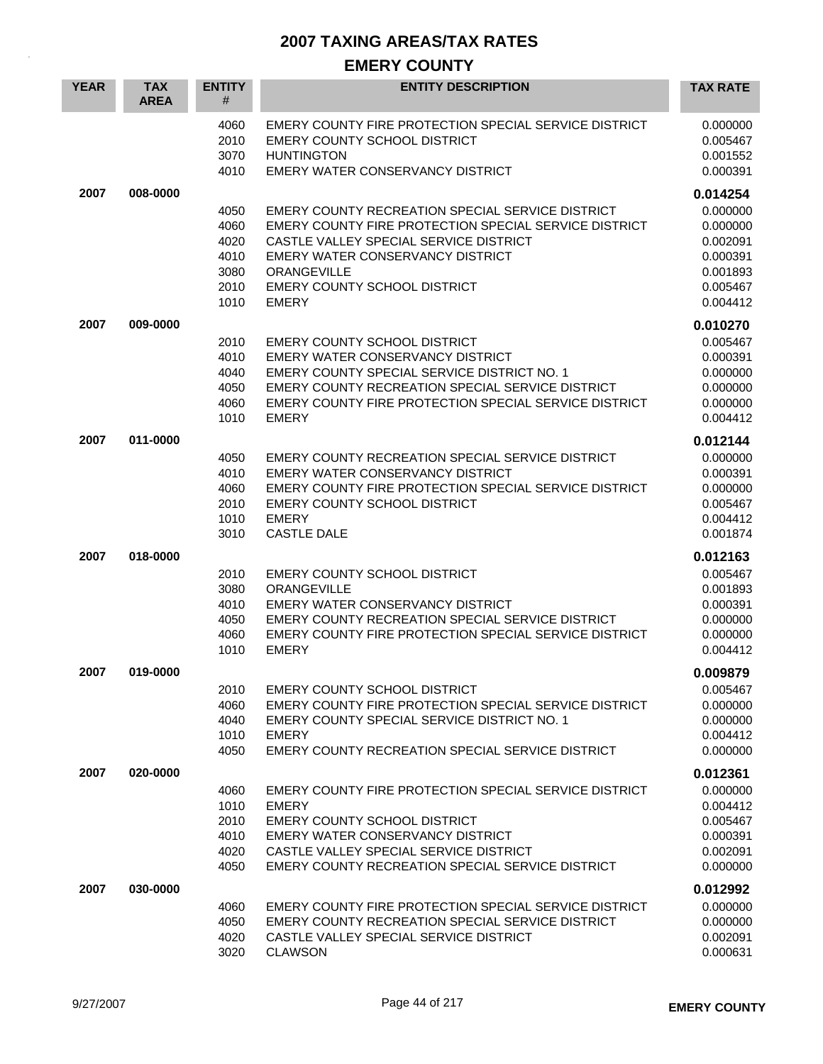# 2007 TAXING AREAS/TAX RATES

## EMERY COUNTY

| YEAR | TAX AREA | ENTITY # | ENTITY DESCRIPTION | TAX RATE |
|---|---|---|---|---|
| | | 4060 | EMERY COUNTY FIRE PROTECTION SPECIAL SERVICE DISTRICT | 0.000000 |
| | | 2010 | EMERY COUNTY SCHOOL DISTRICT | 0.005467 |
| | | 3070 | HUNTINGTON | 0.001552 |
| | | 4010 | EMERY WATER CONSERVANCY DISTRICT | 0.000391 |
| **2007** | **008-0000** | | | **0.014254** |
| | | 4050 | EMERY COUNTY RECREATION SPECIAL SERVICE DISTRICT | 0.000000 |
| | | 4060 | EMERY COUNTY FIRE PROTECTION SPECIAL SERVICE DISTRICT | 0.000000 |
| | | 4020 | CASTLE VALLEY SPECIAL SERVICE DISTRICT | 0.002091 |
| | | 4010 | EMERY WATER CONSERVANCY DISTRICT | 0.000391 |
| | | 3080 | ORANGEVILLE | 0.001893 |
| | | 2010 | EMERY COUNTY SCHOOL DISTRICT | 0.005467 |
| | | 1010 | EMERY | 0.004412 |
| **2007** | **009-0000** | | | **0.010270** |
| | | 2010 | EMERY COUNTY SCHOOL DISTRICT | 0.005467 |
| | | 4010 | EMERY WATER CONSERVANCY DISTRICT | 0.000391 |
| | | 4040 | EMERY COUNTY SPECIAL SERVICE DISTRICT NO. 1 | 0.000000 |
| | | 4050 | EMERY COUNTY RECREATION SPECIAL SERVICE DISTRICT | 0.000000 |
| | | 4060 | EMERY COUNTY FIRE PROTECTION SPECIAL SERVICE DISTRICT | 0.000000 |
| | | 1010 | EMERY | 0.004412 |
| **2007** | **011-0000** | | | **0.012144** |
| | | 4050 | EMERY COUNTY RECREATION SPECIAL SERVICE DISTRICT | 0.000000 |
| | | 4010 | EMERY WATER CONSERVANCY DISTRICT | 0.000391 |
| | | 4060 | EMERY COUNTY FIRE PROTECTION SPECIAL SERVICE DISTRICT | 0.000000 |
| | | 2010 | EMERY COUNTY SCHOOL DISTRICT | 0.005467 |
| | | 1010 | EMERY | 0.004412 |
| | | 3010 | CASTLE DALE | 0.001874 |
| **2007** | **018-0000** | | | **0.012163** |
| | | 2010 | EMERY COUNTY SCHOOL DISTRICT | 0.005467 |
| | | 3080 | ORANGEVILLE | 0.001893 |
| | | 4010 | EMERY WATER CONSERVANCY DISTRICT | 0.000391 |
| | | 4050 | EMERY COUNTY RECREATION SPECIAL SERVICE DISTRICT | 0.000000 |
| | | 4060 | EMERY COUNTY FIRE PROTECTION SPECIAL SERVICE DISTRICT | 0.000000 |
| | | 1010 | EMERY | 0.004412 |
| **2007** | **019-0000** | | | **0.009879** |
| | | 2010 | EMERY COUNTY SCHOOL DISTRICT | 0.005467 |
| | | 4060 | EMERY COUNTY FIRE PROTECTION SPECIAL SERVICE DISTRICT | 0.000000 |
| | | 4040 | EMERY COUNTY SPECIAL SERVICE DISTRICT NO. 1 | 0.000000 |
| | | 1010 | EMERY | 0.004412 |
| | | 4050 | EMERY COUNTY RECREATION SPECIAL SERVICE DISTRICT | 0.000000 |
| **2007** | **020-0000** | | | **0.012361** |
| | | 4060 | EMERY COUNTY FIRE PROTECTION SPECIAL SERVICE DISTRICT | 0.000000 |
| | | 1010 | EMERY | 0.004412 |
| | | 2010 | EMERY COUNTY SCHOOL DISTRICT | 0.005467 |
| | | 4010 | EMERY WATER CONSERVANCY DISTRICT | 0.000391 |
| | | 4020 | CASTLE VALLEY SPECIAL SERVICE DISTRICT | 0.002091 |
| | | 4050 | EMERY COUNTY RECREATION SPECIAL SERVICE DISTRICT | 0.000000 |
| **2007** | **030-0000** | | | **0.012992** |
| | | 4060 | EMERY COUNTY FIRE PROTECTION SPECIAL SERVICE DISTRICT | 0.000000 |
| | | 4050 | EMERY COUNTY RECREATION SPECIAL SERVICE DISTRICT | 0.000000 |
| | | 4020 | CASTLE VALLEY SPECIAL SERVICE DISTRICT | 0.002091 |
| | | 3020 | CLAWSON | 0.000631 |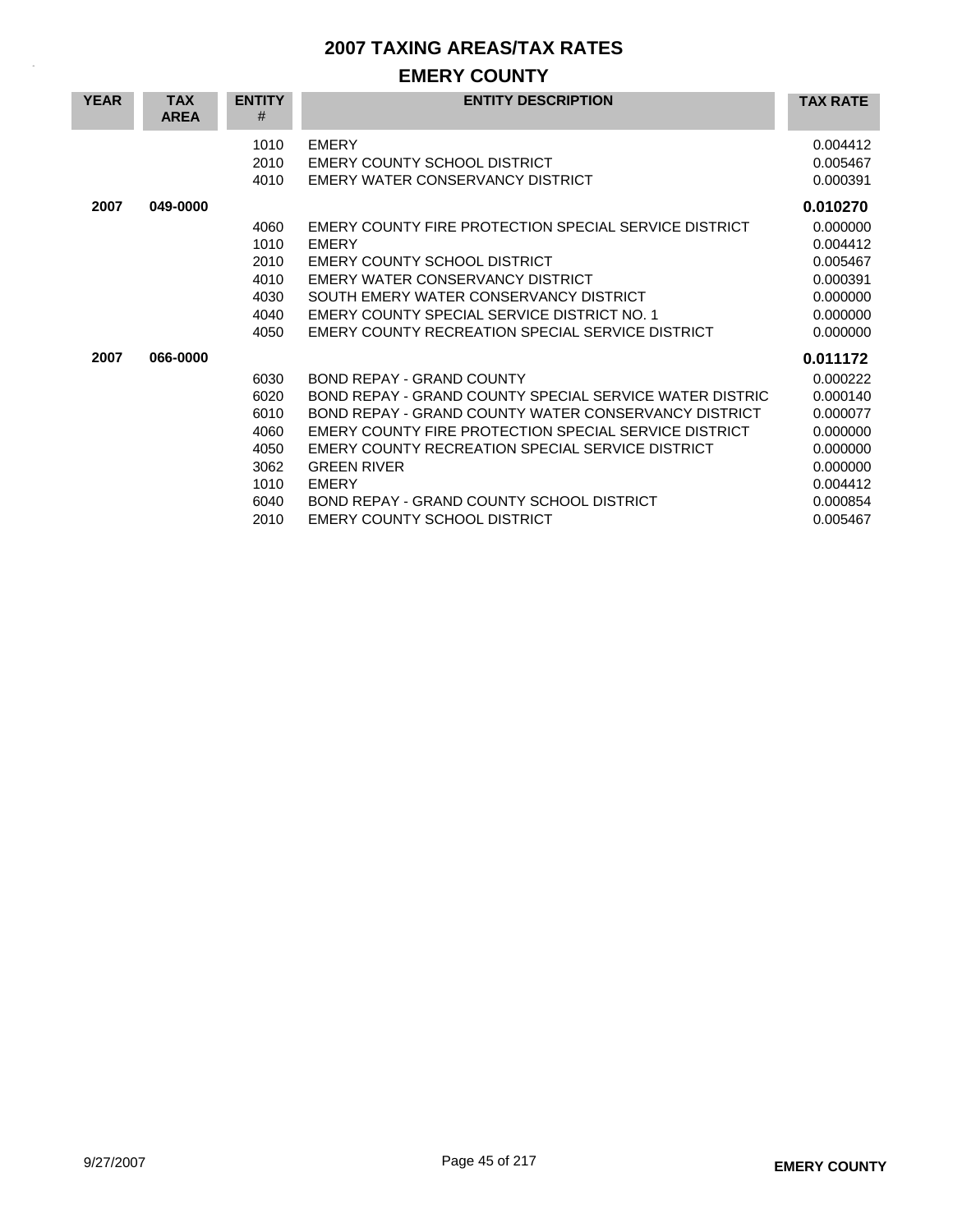# 2007 TAXING AREAS/TAX RATES

## EMERY COUNTY

| YEAR | TAX AREA | ENTITY # | ENTITY DESCRIPTION | TAX RATE |
|---|---|---|---|---|
| | | 1010 | EMERY | 0.004412 |
| | | 2010 | EMERY COUNTY SCHOOL DISTRICT | 0.005467 |
| | | 4010 | EMERY WATER CONSERVANCY DISTRICT | 0.000391 |
| **2007** | **049-0000** | | | **0.010270** |
| | | 4060 | EMERY COUNTY FIRE PROTECTION SPECIAL SERVICE DISTRICT | 0.000000 |
| | | 1010 | EMERY | 0.004412 |
| | | 2010 | EMERY COUNTY SCHOOL DISTRICT | 0.005467 |
| | | 4010 | EMERY WATER CONSERVANCY DISTRICT | 0.000391 |
| | | 4030 | SOUTH EMERY WATER CONSERVANCY DISTRICT | 0.000000 |
| | | 4040 | EMERY COUNTY SPECIAL SERVICE DISTRICT NO. 1 | 0.000000 |
| | | 4050 | EMERY COUNTY RECREATION SPECIAL SERVICE DISTRICT | 0.000000 |
| **2007** | **066-0000** | | | **0.011172** |
| | | 6030 | BOND REPAY - GRAND COUNTY | 0.000222 |
| | | 6020 | BOND REPAY - GRAND COUNTY SPECIAL SERVICE WATER DISTRIC | 0.000140 |
| | | 6010 | BOND REPAY - GRAND COUNTY WATER CONSERVANCY DISTRICT | 0.000077 |
| | | 4060 | EMERY COUNTY FIRE PROTECTION SPECIAL SERVICE DISTRICT | 0.000000 |
| | | 4050 | EMERY COUNTY RECREATION SPECIAL SERVICE DISTRICT | 0.000000 |
| | | 3062 | GREEN RIVER | 0.000000 |
| | | 1010 | EMERY | 0.004412 |
| | | 6040 | BOND REPAY - GRAND COUNTY SCHOOL DISTRICT | 0.000854 |
| | | 2010 | EMERY COUNTY SCHOOL DISTRICT | 0.005467 |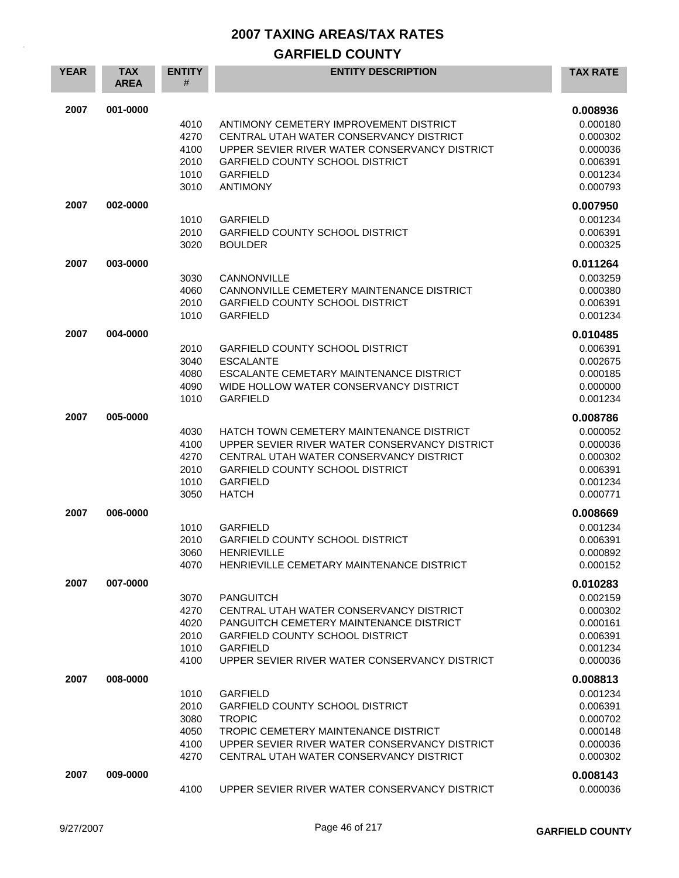# 2007 TAXING AREAS/TAX RATES

## GARFIELD COUNTY

| YEAR | TAX AREA | ENTITY # | ENTITY DESCRIPTION | TAX RATE |
|---|---|---|---|---|
| 2007 | 001-0000 | | | **0.008936** |
| | | 4010 | ANTIMONY CEMETERY IMPROVEMENT DISTRICT | 0.000180 |
| | | 4270 | CENTRAL UTAH WATER CONSERVANCY DISTRICT | 0.000302 |
| | | 4100 | UPPER SEVIER RIVER WATER CONSERVANCY DISTRICT | 0.000036 |
| | | 2010 | GARFIELD COUNTY SCHOOL DISTRICT | 0.006391 |
| | | 1010 | GARFIELD | 0.001234 |
| | | 3010 | ANTIMONY | 0.000793 |
| 2007 | 002-0000 | | | **0.007950** |
| | | 1010 | GARFIELD | 0.001234 |
| | | 2010 | GARFIELD COUNTY SCHOOL DISTRICT | 0.006391 |
| | | 3020 | BOULDER | 0.000325 |
| 2007 | 003-0000 | | | **0.011264** |
| | | 3030 | CANNONVILLE | 0.003259 |
| | | 4060 | CANNONVILLE CEMETERY MAINTENANCE DISTRICT | 0.000380 |
| | | 2010 | GARFIELD COUNTY SCHOOL DISTRICT | 0.006391 |
| | | 1010 | GARFIELD | 0.001234 |
| 2007 | 004-0000 | | | **0.010485** |
| | | 2010 | GARFIELD COUNTY SCHOOL DISTRICT | 0.006391 |
| | | 3040 | ESCALANTE | 0.002675 |
| | | 4080 | ESCALANTE CEMETARY MAINTENANCE DISTRICT | 0.000185 |
| | | 4090 | WIDE HOLLOW WATER CONSERVANCY DISTRICT | 0.000000 |
| | | 1010 | GARFIELD | 0.001234 |
| 2007 | 005-0000 | | | **0.008786** |
| | | 4030 | HATCH TOWN CEMETERY MAINTENANCE DISTRICT | 0.000052 |
| | | 4100 | UPPER SEVIER RIVER WATER CONSERVANCY DISTRICT | 0.000036 |
| | | 4270 | CENTRAL UTAH WATER CONSERVANCY DISTRICT | 0.000302 |
| | | 2010 | GARFIELD COUNTY SCHOOL DISTRICT | 0.006391 |
| | | 1010 | GARFIELD | 0.001234 |
| | | 3050 | HATCH | 0.000771 |
| 2007 | 006-0000 | | | **0.008669** |
| | | 1010 | GARFIELD | 0.001234 |
| | | 2010 | GARFIELD COUNTY SCHOOL DISTRICT | 0.006391 |
| | | 3060 | HENRIEVILLE | 0.000892 |
| | | 4070 | HENRIEVILLE CEMETARY MAINTENANCE DISTRICT | 0.000152 |
| 2007 | 007-0000 | | | **0.010283** |
| | | 3070 | PANGUITCH | 0.002159 |
| | | 4270 | CENTRAL UTAH WATER CONSERVANCY DISTRICT | 0.000302 |
| | | 4020 | PANGUITCH CEMETERY MAINTENANCE DISTRICT | 0.000161 |
| | | 2010 | GARFIELD COUNTY SCHOOL DISTRICT | 0.006391 |
| | | 1010 | GARFIELD | 0.001234 |
| | | 4100 | UPPER SEVIER RIVER WATER CONSERVANCY DISTRICT | 0.000036 |
| 2007 | 008-0000 | | | **0.008813** |
| | | 1010 | GARFIELD | 0.001234 |
| | | 2010 | GARFIELD COUNTY SCHOOL DISTRICT | 0.006391 |
| | | 3080 | TROPIC | 0.000702 |
| | | 4050 | TROPIC CEMETERY MAINTENANCE DISTRICT | 0.000148 |
| | | 4100 | UPPER SEVIER RIVER WATER CONSERVANCY DISTRICT | 0.000036 |
| | | 4270 | CENTRAL UTAH WATER CONSERVANCY DISTRICT | 0.000302 |
| 2007 | 009-0000 | | | **0.008143** |
| | | 4100 | UPPER SEVIER RIVER WATER CONSERVANCY DISTRICT | 0.000036 |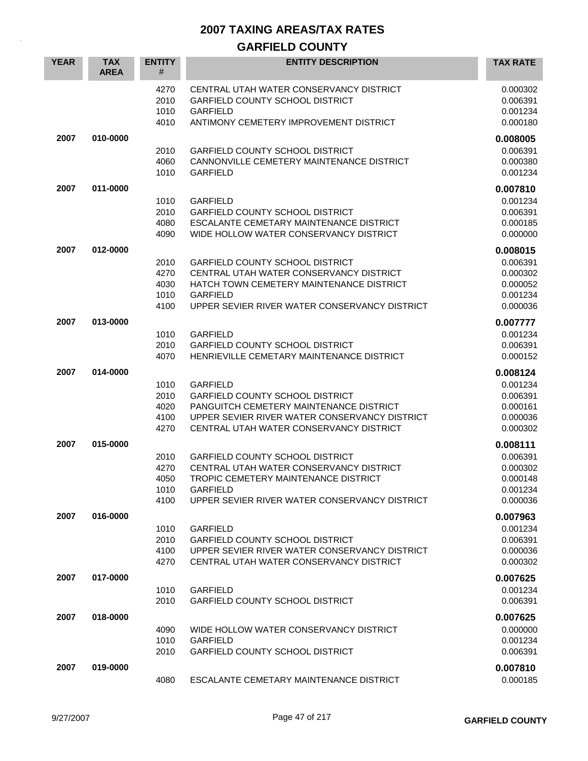# 2007 TAXING AREAS/TAX RATES

## GARFIELD COUNTY

| YEAR | TAX AREA | ENTITY # | ENTITY DESCRIPTION | TAX RATE |
|---|---|---|---|---|
| | | 4270 | CENTRAL UTAH WATER CONSERVANCY DISTRICT | 0.000302 |
| | | 2010 | GARFIELD COUNTY SCHOOL DISTRICT | 0.006391 |
| | | 1010 | GARFIELD | 0.001234 |
| | | 4010 | ANTIMONY CEMETERY IMPROVEMENT DISTRICT | 0.000180 |
| **2007** | **010-0000** | | | **0.008005** |
| | | 2010 | GARFIELD COUNTY SCHOOL DISTRICT | 0.006391 |
| | | 4060 | CANNONVILLE CEMETERY MAINTENANCE DISTRICT | 0.000380 |
| | | 1010 | GARFIELD | 0.001234 |
| **2007** | **011-0000** | | | **0.007810** |
| | | 1010 | GARFIELD | 0.001234 |
| | | 2010 | GARFIELD COUNTY SCHOOL DISTRICT | 0.006391 |
| | | 4080 | ESCALANTE CEMETARY MAINTENANCE DISTRICT | 0.000185 |
| | | 4090 | WIDE HOLLOW WATER CONSERVANCY DISTRICT | 0.000000 |
| **2007** | **012-0000** | | | **0.008015** |
| | | 2010 | GARFIELD COUNTY SCHOOL DISTRICT | 0.006391 |
| | | 4270 | CENTRAL UTAH WATER CONSERVANCY DISTRICT | 0.000302 |
| | | 4030 | HATCH TOWN CEMETERY MAINTENANCE DISTRICT | 0.000052 |
| | | 1010 | GARFIELD | 0.001234 |
| | | 4100 | UPPER SEVIER RIVER WATER CONSERVANCY DISTRICT | 0.000036 |
| **2007** | **013-0000** | | | **0.007777** |
| | | 1010 | GARFIELD | 0.001234 |
| | | 2010 | GARFIELD COUNTY SCHOOL DISTRICT | 0.006391 |
| | | 4070 | HENRIEVILLE CEMETARY MAINTENANCE DISTRICT | 0.000152 |
| **2007** | **014-0000** | | | **0.008124** |
| | | 1010 | GARFIELD | 0.001234 |
| | | 2010 | GARFIELD COUNTY SCHOOL DISTRICT | 0.006391 |
| | | 4020 | PANGUITCH CEMETERY MAINTENANCE DISTRICT | 0.000161 |
| | | 4100 | UPPER SEVIER RIVER WATER CONSERVANCY DISTRICT | 0.000036 |
| | | 4270 | CENTRAL UTAH WATER CONSERVANCY DISTRICT | 0.000302 |
| **2007** | **015-0000** | | | **0.008111** |
| | | 2010 | GARFIELD COUNTY SCHOOL DISTRICT | 0.006391 |
| | | 4270 | CENTRAL UTAH WATER CONSERVANCY DISTRICT | 0.000302 |
| | | 4050 | TROPIC CEMETERY MAINTENANCE DISTRICT | 0.000148 |
| | | 1010 | GARFIELD | 0.001234 |
| | | 4100 | UPPER SEVIER RIVER WATER CONSERVANCY DISTRICT | 0.000036 |
| **2007** | **016-0000** | | | **0.007963** |
| | | 1010 | GARFIELD | 0.001234 |
| | | 2010 | GARFIELD COUNTY SCHOOL DISTRICT | 0.006391 |
| | | 4100 | UPPER SEVIER RIVER WATER CONSERVANCY DISTRICT | 0.000036 |
| | | 4270 | CENTRAL UTAH WATER CONSERVANCY DISTRICT | 0.000302 |
| **2007** | **017-0000** | | | **0.007625** |
| | | 1010 | GARFIELD | 0.001234 |
| | | 2010 | GARFIELD COUNTY SCHOOL DISTRICT | 0.006391 |
| **2007** | **018-0000** | | | **0.007625** |
| | | 4090 | WIDE HOLLOW WATER CONSERVANCY DISTRICT | 0.000000 |
| | | 1010 | GARFIELD | 0.001234 |
| | | 2010 | GARFIELD COUNTY SCHOOL DISTRICT | 0.006391 |
| **2007** | **019-0000** | | | **0.007810** |
| | | 4080 | ESCALANTE CEMETARY MAINTENANCE DISTRICT | 0.000185 |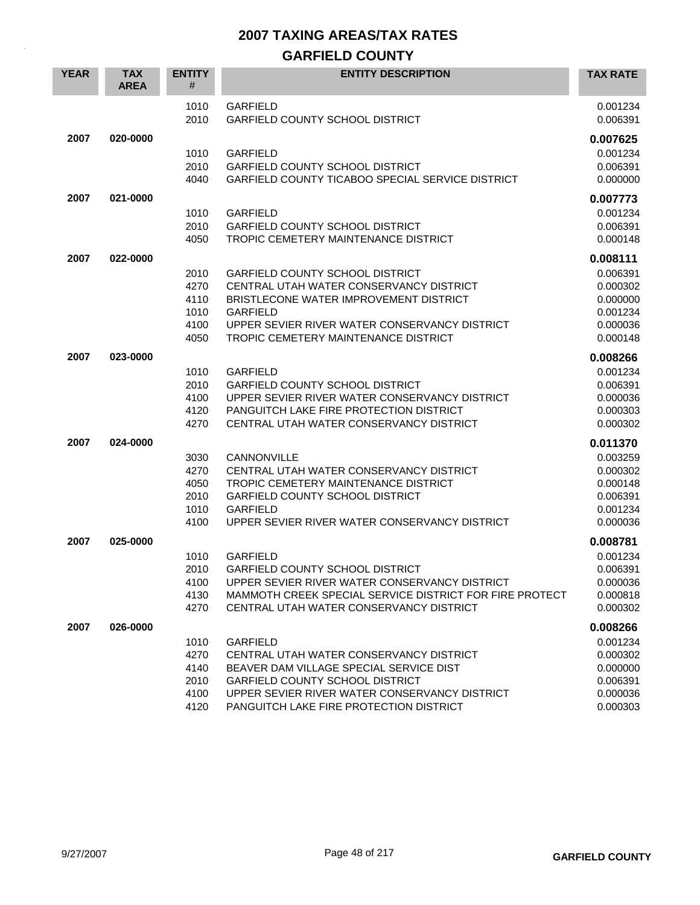# 2007 TAXING AREAS/TAX RATES

## GARFIELD COUNTY

| YEAR | TAX AREA | ENTITY # | ENTITY DESCRIPTION | TAX RATE |
|---|---|---|---|---|
| | | 1010 | GARFIELD | 0.001234 |
| | | 2010 | GARFIELD COUNTY SCHOOL DISTRICT | 0.006391 |
| **2007** | **020-0000** | | | **0.007625** |
| | | 1010 | GARFIELD | 0.001234 |
| | | 2010 | GARFIELD COUNTY SCHOOL DISTRICT | 0.006391 |
| | | 4040 | GARFIELD COUNTY TICABOO SPECIAL SERVICE DISTRICT | 0.000000 |
| **2007** | **021-0000** | | | **0.007773** |
| | | 1010 | GARFIELD | 0.001234 |
| | | 2010 | GARFIELD COUNTY SCHOOL DISTRICT | 0.006391 |
| | | 4050 | TROPIC CEMETERY MAINTENANCE DISTRICT | 0.000148 |
| **2007** | **022-0000** | | | **0.008111** |
| | | 2010 | GARFIELD COUNTY SCHOOL DISTRICT | 0.006391 |
| | | 4270 | CENTRAL UTAH WATER CONSERVANCY DISTRICT | 0.000302 |
| | | 4110 | BRISTLECONE WATER IMPROVEMENT DISTRICT | 0.000000 |
| | | 1010 | GARFIELD | 0.001234 |
| | | 4100 | UPPER SEVIER RIVER WATER CONSERVANCY DISTRICT | 0.000036 |
| | | 4050 | TROPIC CEMETERY MAINTENANCE DISTRICT | 0.000148 |
| **2007** | **023-0000** | | | **0.008266** |
| | | 1010 | GARFIELD | 0.001234 |
| | | 2010 | GARFIELD COUNTY SCHOOL DISTRICT | 0.006391 |
| | | 4100 | UPPER SEVIER RIVER WATER CONSERVANCY DISTRICT | 0.000036 |
| | | 4120 | PANGUITCH LAKE FIRE PROTECTION DISTRICT | 0.000303 |
| | | 4270 | CENTRAL UTAH WATER CONSERVANCY DISTRICT | 0.000302 |
| **2007** | **024-0000** | | | **0.011370** |
| | | 3030 | CANNONVILLE | 0.003259 |
| | | 4270 | CENTRAL UTAH WATER CONSERVANCY DISTRICT | 0.000302 |
| | | 4050 | TROPIC CEMETERY MAINTENANCE DISTRICT | 0.000148 |
| | | 2010 | GARFIELD COUNTY SCHOOL DISTRICT | 0.006391 |
| | | 1010 | GARFIELD | 0.001234 |
| | | 4100 | UPPER SEVIER RIVER WATER CONSERVANCY DISTRICT | 0.000036 |
| **2007** | **025-0000** | | | **0.008781** |
| | | 1010 | GARFIELD | 0.001234 |
| | | 2010 | GARFIELD COUNTY SCHOOL DISTRICT | 0.006391 |
| | | 4100 | UPPER SEVIER RIVER WATER CONSERVANCY DISTRICT | 0.000036 |
| | | 4130 | MAMMOTH CREEK SPECIAL SERVICE DISTRICT FOR FIRE PROTECT | 0.000818 |
| | | 4270 | CENTRAL UTAH WATER CONSERVANCY DISTRICT | 0.000302 |
| **2007** | **026-0000** | | | **0.008266** |
| | | 1010 | GARFIELD | 0.001234 |
| | | 4270 | CENTRAL UTAH WATER CONSERVANCY DISTRICT | 0.000302 |
| | | 4140 | BEAVER DAM VILLAGE SPECIAL SERVICE DIST | 0.000000 |
| | | 2010 | GARFIELD COUNTY SCHOOL DISTRICT | 0.006391 |
| | | 4100 | UPPER SEVIER RIVER WATER CONSERVANCY DISTRICT | 0.000036 |
| | | 4120 | PANGUITCH LAKE FIRE PROTECTION DISTRICT | 0.000303 |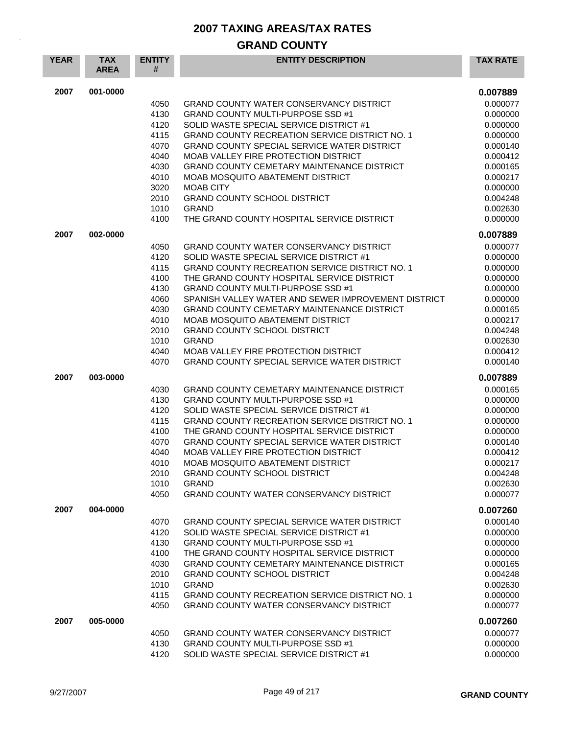# 2007 TAXING AREAS/TAX RATES

## GRAND COUNTY

| YEAR | TAX AREA | ENTITY # | ENTITY DESCRIPTION | TAX RATE |
|---|---|---|---|---|
| 2007 | 001-0000 | | | **0.007889** |
| | | 4050 | GRAND COUNTY WATER CONSERVANCY DISTRICT | 0.000077 |
| | | 4130 | GRAND COUNTY MULTI-PURPOSE SSD #1 | 0.000000 |
| | | 4120 | SOLID WASTE SPECIAL SERVICE DISTRICT #1 | 0.000000 |
| | | 4115 | GRAND COUNTY RECREATION SERVICE DISTRICT NO. 1 | 0.000000 |
| | | 4070 | GRAND COUNTY SPECIAL SERVICE WATER DISTRICT | 0.000140 |
| | | 4040 | MOAB VALLEY FIRE PROTECTION DISTRICT | 0.000412 |
| | | 4030 | GRAND COUNTY CEMETARY MAINTENANCE DISTRICT | 0.000165 |
| | | 4010 | MOAB MOSQUITO ABATEMENT DISTRICT | 0.000217 |
| | | 3020 | MOAB CITY | 0.000000 |
| | | 2010 | GRAND COUNTY SCHOOL DISTRICT | 0.004248 |
| | | 1010 | GRAND | 0.002630 |
| | | 4100 | THE GRAND COUNTY HOSPITAL SERVICE DISTRICT | 0.000000 |
| 2007 | 002-0000 | | | **0.007889** |
| | | 4050 | GRAND COUNTY WATER CONSERVANCY DISTRICT | 0.000077 |
| | | 4120 | SOLID WASTE SPECIAL SERVICE DISTRICT #1 | 0.000000 |
| | | 4115 | GRAND COUNTY RECREATION SERVICE DISTRICT NO. 1 | 0.000000 |
| | | 4100 | THE GRAND COUNTY HOSPITAL SERVICE DISTRICT | 0.000000 |
| | | 4130 | GRAND COUNTY MULTI-PURPOSE SSD #1 | 0.000000 |
| | | 4060 | SPANISH VALLEY WATER AND SEWER IMPROVEMENT DISTRICT | 0.000000 |
| | | 4030 | GRAND COUNTY CEMETARY MAINTENANCE DISTRICT | 0.000165 |
| | | 4010 | MOAB MOSQUITO ABATEMENT DISTRICT | 0.000217 |
| | | 2010 | GRAND COUNTY SCHOOL DISTRICT | 0.004248 |
| | | 1010 | GRAND | 0.002630 |
| | | 4040 | MOAB VALLEY FIRE PROTECTION DISTRICT | 0.000412 |
| | | 4070 | GRAND COUNTY SPECIAL SERVICE WATER DISTRICT | 0.000140 |
| 2007 | 003-0000 | | | **0.007889** |
| | | 4030 | GRAND COUNTY CEMETARY MAINTENANCE DISTRICT | 0.000165 |
| | | 4130 | GRAND COUNTY MULTI-PURPOSE SSD #1 | 0.000000 |
| | | 4120 | SOLID WASTE SPECIAL SERVICE DISTRICT #1 | 0.000000 |
| | | 4115 | GRAND COUNTY RECREATION SERVICE DISTRICT NO. 1 | 0.000000 |
| | | 4100 | THE GRAND COUNTY HOSPITAL SERVICE DISTRICT | 0.000000 |
| | | 4070 | GRAND COUNTY SPECIAL SERVICE WATER DISTRICT | 0.000140 |
| | | 4040 | MOAB VALLEY FIRE PROTECTION DISTRICT | 0.000412 |
| | | 4010 | MOAB MOSQUITO ABATEMENT DISTRICT | 0.000217 |
| | | 2010 | GRAND COUNTY SCHOOL DISTRICT | 0.004248 |
| | | 1010 | GRAND | 0.002630 |
| | | 4050 | GRAND COUNTY WATER CONSERVANCY DISTRICT | 0.000077 |
| 2007 | 004-0000 | | | **0.007260** |
| | | 4070 | GRAND COUNTY SPECIAL SERVICE WATER DISTRICT | 0.000140 |
| | | 4120 | SOLID WASTE SPECIAL SERVICE DISTRICT #1 | 0.000000 |
| | | 4130 | GRAND COUNTY MULTI-PURPOSE SSD #1 | 0.000000 |
| | | 4100 | THE GRAND COUNTY HOSPITAL SERVICE DISTRICT | 0.000000 |
| | | 4030 | GRAND COUNTY CEMETARY MAINTENANCE DISTRICT | 0.000165 |
| | | 2010 | GRAND COUNTY SCHOOL DISTRICT | 0.004248 |
| | | 1010 | GRAND | 0.002630 |
| | | 4115 | GRAND COUNTY RECREATION SERVICE DISTRICT NO. 1 | 0.000000 |
| | | 4050 | GRAND COUNTY WATER CONSERVANCY DISTRICT | 0.000077 |
| 2007 | 005-0000 | | | **0.007260** |
| | | 4050 | GRAND COUNTY WATER CONSERVANCY DISTRICT | 0.000077 |
| | | 4130 | GRAND COUNTY MULTI-PURPOSE SSD #1 | 0.000000 |
| | | 4120 | SOLID WASTE SPECIAL SERVICE DISTRICT #1 | 0.000000 |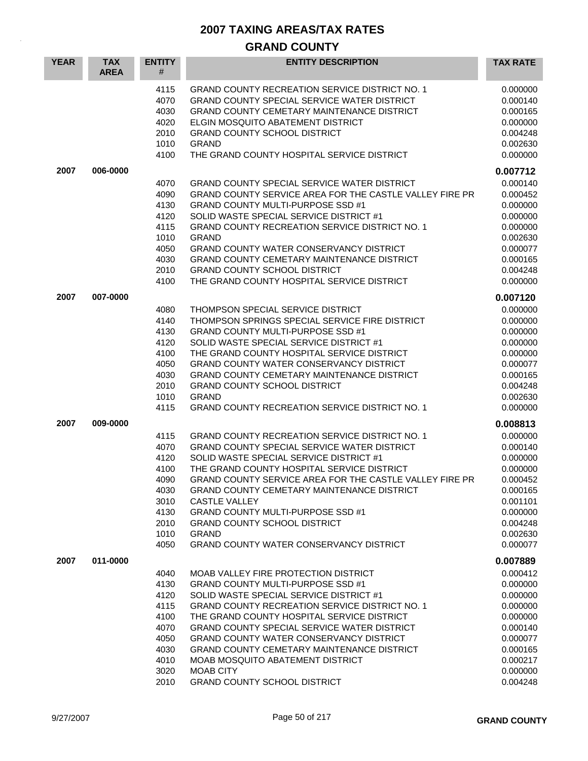# 2007 TAXING AREAS/TAX RATES

## GRAND COUNTY

| YEAR | TAX AREA | ENTITY # | ENTITY DESCRIPTION | TAX RATE |
|---|---|---|---|---|
| | | 4115 | GRAND COUNTY RECREATION SERVICE DISTRICT NO. 1 | 0.000000 |
| | | 4070 | GRAND COUNTY SPECIAL SERVICE WATER DISTRICT | 0.000140 |
| | | 4030 | GRAND COUNTY CEMETARY MAINTENANCE DISTRICT | 0.000165 |
| | | 4020 | ELGIN MOSQUITO ABATEMENT DISTRICT | 0.000000 |
| | | 2010 | GRAND COUNTY SCHOOL DISTRICT | 0.004248 |
| | | 1010 | GRAND | 0.002630 |
| | | 4100 | THE GRAND COUNTY HOSPITAL SERVICE DISTRICT | 0.000000 |
| **2007** | **006-0000** | | | **0.007712** |
| | | 4070 | GRAND COUNTY SPECIAL SERVICE WATER DISTRICT | 0.000140 |
| | | 4090 | GRAND COUNTY SERVICE AREA FOR THE CASTLE VALLEY FIRE PR | 0.000452 |
| | | 4130 | GRAND COUNTY MULTI-PURPOSE SSD #1 | 0.000000 |
| | | 4120 | SOLID WASTE SPECIAL SERVICE DISTRICT #1 | 0.000000 |
| | | 4115 | GRAND COUNTY RECREATION SERVICE DISTRICT NO. 1 | 0.000000 |
| | | 1010 | GRAND | 0.002630 |
| | | 4050 | GRAND COUNTY WATER CONSERVANCY DISTRICT | 0.000077 |
| | | 4030 | GRAND COUNTY CEMETARY MAINTENANCE DISTRICT | 0.000165 |
| | | 2010 | GRAND COUNTY SCHOOL DISTRICT | 0.004248 |
| | | 4100 | THE GRAND COUNTY HOSPITAL SERVICE DISTRICT | 0.000000 |
| **2007** | **007-0000** | | | **0.007120** |
| | | 4080 | THOMPSON SPECIAL SERVICE DISTRICT | 0.000000 |
| | | 4140 | THOMPSON SPRINGS SPECIAL SERVICE FIRE DISTRICT | 0.000000 |
| | | 4130 | GRAND COUNTY MULTI-PURPOSE SSD #1 | 0.000000 |
| | | 4120 | SOLID WASTE SPECIAL SERVICE DISTRICT #1 | 0.000000 |
| | | 4100 | THE GRAND COUNTY HOSPITAL SERVICE DISTRICT | 0.000000 |
| | | 4050 | GRAND COUNTY WATER CONSERVANCY DISTRICT | 0.000077 |
| | | 4030 | GRAND COUNTY CEMETARY MAINTENANCE DISTRICT | 0.000165 |
| | | 2010 | GRAND COUNTY SCHOOL DISTRICT | 0.004248 |
| | | 1010 | GRAND | 0.002630 |
| | | 4115 | GRAND COUNTY RECREATION SERVICE DISTRICT NO. 1 | 0.000000 |
| **2007** | **009-0000** | | | **0.008813** |
| | | 4115 | GRAND COUNTY RECREATION SERVICE DISTRICT NO. 1 | 0.000000 |
| | | 4070 | GRAND COUNTY SPECIAL SERVICE WATER DISTRICT | 0.000140 |
| | | 4120 | SOLID WASTE SPECIAL SERVICE DISTRICT #1 | 0.000000 |
| | | 4100 | THE GRAND COUNTY HOSPITAL SERVICE DISTRICT | 0.000000 |
| | | 4090 | GRAND COUNTY SERVICE AREA FOR THE CASTLE VALLEY FIRE PR | 0.000452 |
| | | 4030 | GRAND COUNTY CEMETARY MAINTENANCE DISTRICT | 0.000165 |
| | | 3010 | CASTLE VALLEY | 0.001101 |
| | | 4130 | GRAND COUNTY MULTI-PURPOSE SSD #1 | 0.000000 |
| | | 2010 | GRAND COUNTY SCHOOL DISTRICT | 0.004248 |
| | | 1010 | GRAND | 0.002630 |
| | | 4050 | GRAND COUNTY WATER CONSERVANCY DISTRICT | 0.000077 |
| **2007** | **011-0000** | | | **0.007889** |
| | | 4040 | MOAB VALLEY FIRE PROTECTION DISTRICT | 0.000412 |
| | | 4130 | GRAND COUNTY MULTI-PURPOSE SSD #1 | 0.000000 |
| | | 4120 | SOLID WASTE SPECIAL SERVICE DISTRICT #1 | 0.000000 |
| | | 4115 | GRAND COUNTY RECREATION SERVICE DISTRICT NO. 1 | 0.000000 |
| | | 4100 | THE GRAND COUNTY HOSPITAL SERVICE DISTRICT | 0.000000 |
| | | 4070 | GRAND COUNTY SPECIAL SERVICE WATER DISTRICT | 0.000140 |
| | | 4050 | GRAND COUNTY WATER CONSERVANCY DISTRICT | 0.000077 |
| | | 4030 | GRAND COUNTY CEMETARY MAINTENANCE DISTRICT | 0.000165 |
| | | 4010 | MOAB MOSQUITO ABATEMENT DISTRICT | 0.000217 |
| | | 3020 | MOAB CITY | 0.000000 |
| | | 2010 | GRAND COUNTY SCHOOL DISTRICT | 0.004248 |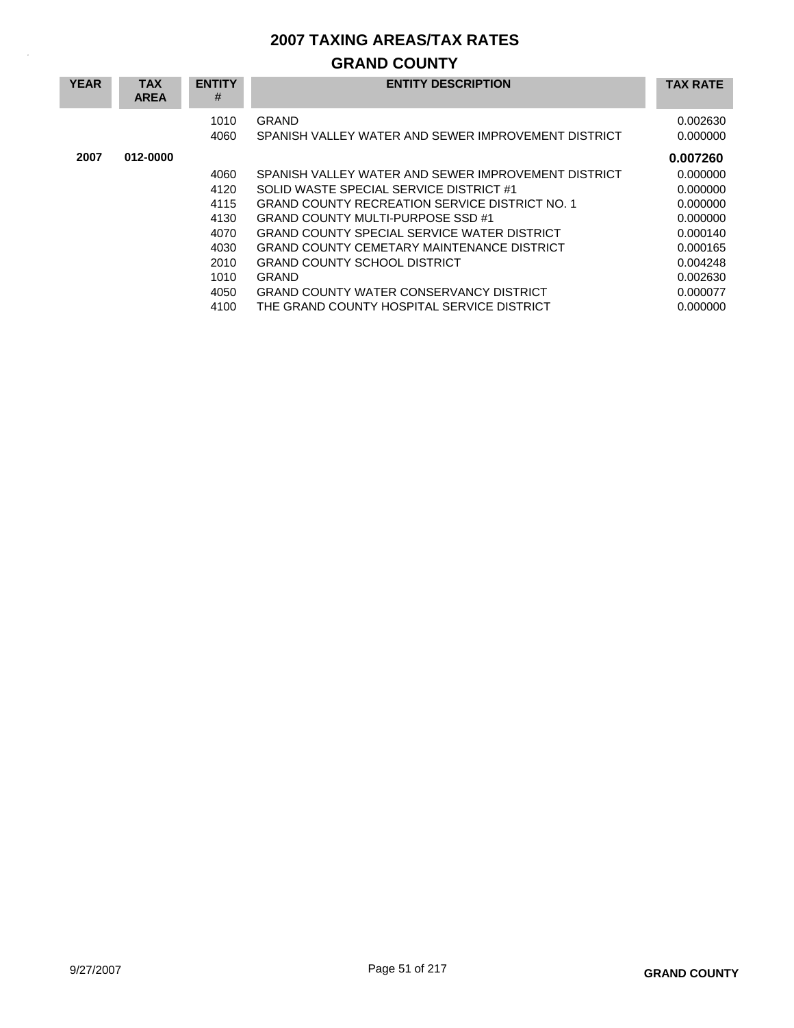# 2007 TAXING AREAS/TAX RATES

## GRAND COUNTY

| YEAR | TAX AREA | ENTITY # | ENTITY DESCRIPTION | TAX RATE |
|---|---|---|---|---|
| | | 1010 | GRAND | 0.002630 |
| | | 4060 | SPANISH VALLEY WATER AND SEWER IMPROVEMENT DISTRICT | 0.000000 |
| **2007** | **012-0000** | | | **0.007260** |
| | | 4060 | SPANISH VALLEY WATER AND SEWER IMPROVEMENT DISTRICT | 0.000000 |
| | | 4120 | SOLID WASTE SPECIAL SERVICE DISTRICT #1 | 0.000000 |
| | | 4115 | GRAND COUNTY RECREATION SERVICE DISTRICT NO. 1 | 0.000000 |
| | | 4130 | GRAND COUNTY MULTI-PURPOSE SSD #1 | 0.000000 |
| | | 4070 | GRAND COUNTY SPECIAL SERVICE WATER DISTRICT | 0.000140 |
| | | 4030 | GRAND COUNTY CEMETARY MAINTENANCE DISTRICT | 0.000165 |
| | | 2010 | GRAND COUNTY SCHOOL DISTRICT | 0.004248 |
| | | 1010 | GRAND | 0.002630 |
| | | 4050 | GRAND COUNTY WATER CONSERVANCY DISTRICT | 0.000077 |
| | | 4100 | THE GRAND COUNTY HOSPITAL SERVICE DISTRICT | 0.000000 |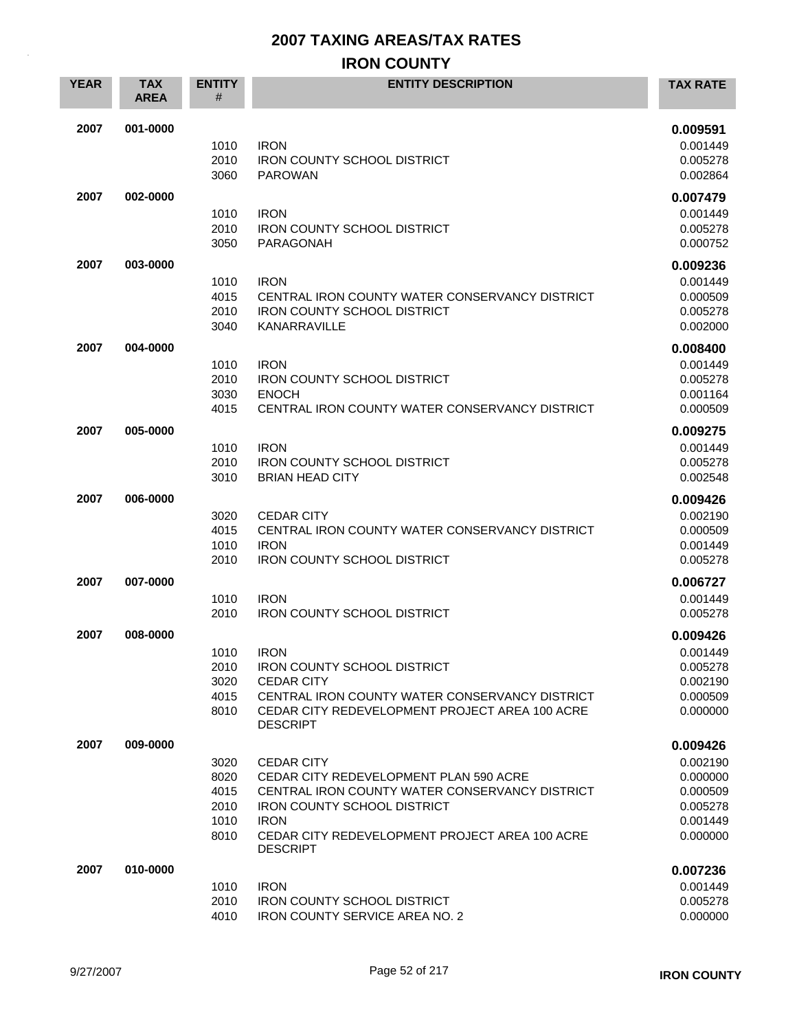# 2007 TAXING AREAS/TAX RATES

## IRON COUNTY

| YEAR | TAX AREA | ENTITY # | ENTITY DESCRIPTION | TAX RATE |
|---|---|---|---|---|
| 2007 | 001-0000 | | | **0.009591** |
| | | 1010 | IRON | 0.001449 |
| | | 2010 | IRON COUNTY SCHOOL DISTRICT | 0.005278 |
| | | 3060 | PAROWAN | 0.002864 |
| 2007 | 002-0000 | | | **0.007479** |
| | | 1010 | IRON | 0.001449 |
| | | 2010 | IRON COUNTY SCHOOL DISTRICT | 0.005278 |
| | | 3050 | PARAGONAH | 0.000752 |
| 2007 | 003-0000 | | | **0.009236** |
| | | 1010 | IRON | 0.001449 |
| | | 4015 | CENTRAL IRON COUNTY WATER CONSERVANCY DISTRICT | 0.000509 |
| | | 2010 | IRON COUNTY SCHOOL DISTRICT | 0.005278 |
| | | 3040 | KANARRAVILLE | 0.002000 |
| 2007 | 004-0000 | | | **0.008400** |
| | | 1010 | IRON | 0.001449 |
| | | 2010 | IRON COUNTY SCHOOL DISTRICT | 0.005278 |
| | | 3030 | ENOCH | 0.001164 |
| | | 4015 | CENTRAL IRON COUNTY WATER CONSERVANCY DISTRICT | 0.000509 |
| 2007 | 005-0000 | | | **0.009275** |
| | | 1010 | IRON | 0.001449 |
| | | 2010 | IRON COUNTY SCHOOL DISTRICT | 0.005278 |
| | | 3010 | BRIAN HEAD CITY | 0.002548 |
| 2007 | 006-0000 | | | **0.009426** |
| | | 3020 | CEDAR CITY | 0.002190 |
| | | 4015 | CENTRAL IRON COUNTY WATER CONSERVANCY DISTRICT | 0.000509 |
| | | 1010 | IRON | 0.001449 |
| | | 2010 | IRON COUNTY SCHOOL DISTRICT | 0.005278 |
| 2007 | 007-0000 | | | **0.006727** |
| | | 1010 | IRON | 0.001449 |
| | | 2010 | IRON COUNTY SCHOOL DISTRICT | 0.005278 |
| 2007 | 008-0000 | | | **0.009426** |
| | | 1010 | IRON | 0.001449 |
| | | 2010 | IRON COUNTY SCHOOL DISTRICT | 0.005278 |
| | | 3020 | CEDAR CITY | 0.002190 |
| | | 4015 | CENTRAL IRON COUNTY WATER CONSERVANCY DISTRICT | 0.000509 |
| | | 8010 | CEDAR CITY REDEVELOPMENT PROJECT AREA 100 ACRE DESCRIPT | 0.000000 |
| 2007 | 009-0000 | | | **0.009426** |
| | | 3020 | CEDAR CITY | 0.002190 |
| | | 8020 | CEDAR CITY REDEVELOPMENT PLAN 590 ACRE | 0.000000 |
| | | 4015 | CENTRAL IRON COUNTY WATER CONSERVANCY DISTRICT | 0.000509 |
| | | 2010 | IRON COUNTY SCHOOL DISTRICT | 0.005278 |
| | | 1010 | IRON | 0.001449 |
| | | 8010 | CEDAR CITY REDEVELOPMENT PROJECT AREA 100 ACRE DESCRIPT | 0.000000 |
| 2007 | 010-0000 | | | **0.007236** |
| | | 1010 | IRON | 0.001449 |
| | | 2010 | IRON COUNTY SCHOOL DISTRICT | 0.005278 |
| | | 4010 | IRON COUNTY SERVICE AREA NO. 2 | 0.000000 |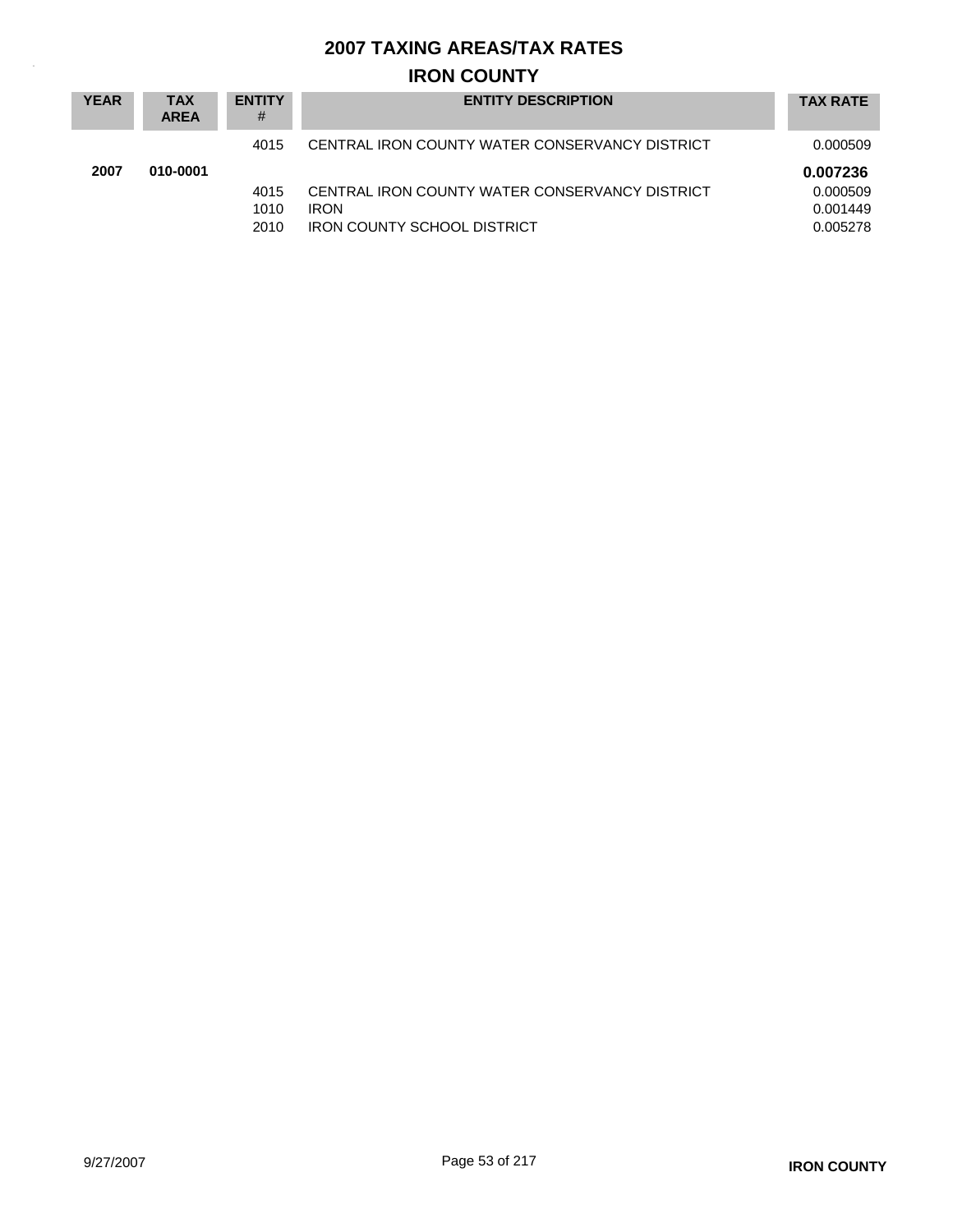# 2007 TAXING AREAS/TAX RATES

## IRON COUNTY

| YEAR | TAX AREA | ENTITY # | ENTITY DESCRIPTION | TAX RATE |
|---|---|---|---|---|
| | | 4015 | CENTRAL IRON COUNTY WATER CONSERVANCY DISTRICT | 0.000509 |
| **2007** | **010-0001** | | | **0.007236** |
| | | 4015 | CENTRAL IRON COUNTY WATER CONSERVANCY DISTRICT | 0.000509 |
| | | 1010 | IRON | 0.001449 |
| | | 2010 | IRON COUNTY SCHOOL DISTRICT | 0.005278 |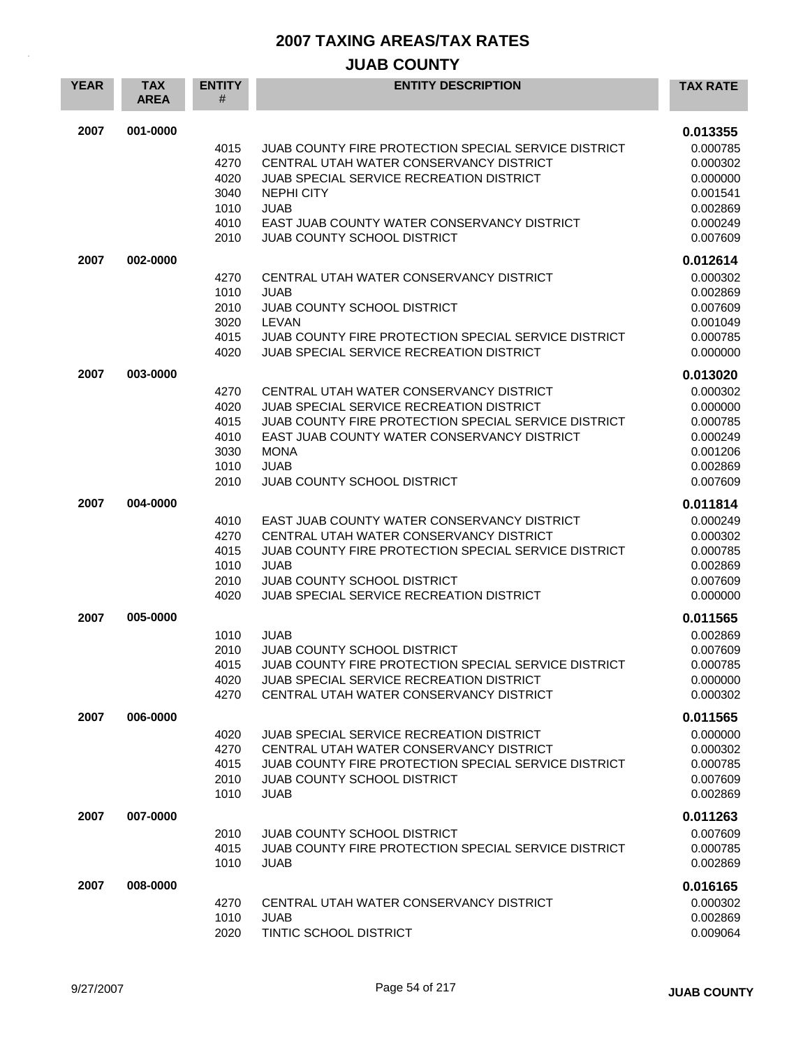# 2007 TAXING AREAS/TAX RATES

## JUAB COUNTY

| YEAR | TAX AREA | ENTITY # | ENTITY DESCRIPTION | TAX RATE |
|---|---|---|---|---|
| 2007 | 001-0000 | | | **0.013355** |
| | | 4015 | JUAB COUNTY FIRE PROTECTION SPECIAL SERVICE DISTRICT | 0.000785 |
| | | 4270 | CENTRAL UTAH WATER CONSERVANCY DISTRICT | 0.000302 |
| | | 4020 | JUAB SPECIAL SERVICE RECREATION DISTRICT | 0.000000 |
| | | 3040 | NEPHI CITY | 0.001541 |
| | | 1010 | JUAB | 0.002869 |
| | | 4010 | EAST JUAB COUNTY WATER CONSERVANCY DISTRICT | 0.000249 |
| | | 2010 | JUAB COUNTY SCHOOL DISTRICT | 0.007609 |
| 2007 | 002-0000 | | | **0.012614** |
| | | 4270 | CENTRAL UTAH WATER CONSERVANCY DISTRICT | 0.000302 |
| | | 1010 | JUAB | 0.002869 |
| | | 2010 | JUAB COUNTY SCHOOL DISTRICT | 0.007609 |
| | | 3020 | LEVAN | 0.001049 |
| | | 4015 | JUAB COUNTY FIRE PROTECTION SPECIAL SERVICE DISTRICT | 0.000785 |
| | | 4020 | JUAB SPECIAL SERVICE RECREATION DISTRICT | 0.000000 |
| 2007 | 003-0000 | | | **0.013020** |
| | | 4270 | CENTRAL UTAH WATER CONSERVANCY DISTRICT | 0.000302 |
| | | 4020 | JUAB SPECIAL SERVICE RECREATION DISTRICT | 0.000000 |
| | | 4015 | JUAB COUNTY FIRE PROTECTION SPECIAL SERVICE DISTRICT | 0.000785 |
| | | 4010 | EAST JUAB COUNTY WATER CONSERVANCY DISTRICT | 0.000249 |
| | | 3030 | MONA | 0.001206 |
| | | 1010 | JUAB | 0.002869 |
| | | 2010 | JUAB COUNTY SCHOOL DISTRICT | 0.007609 |
| 2007 | 004-0000 | | | **0.011814** |
| | | 4010 | EAST JUAB COUNTY WATER CONSERVANCY DISTRICT | 0.000249 |
| | | 4270 | CENTRAL UTAH WATER CONSERVANCY DISTRICT | 0.000302 |
| | | 4015 | JUAB COUNTY FIRE PROTECTION SPECIAL SERVICE DISTRICT | 0.000785 |
| | | 1010 | JUAB | 0.002869 |
| | | 2010 | JUAB COUNTY SCHOOL DISTRICT | 0.007609 |
| | | 4020 | JUAB SPECIAL SERVICE RECREATION DISTRICT | 0.000000 |
| 2007 | 005-0000 | | | **0.011565** |
| | | 1010 | JUAB | 0.002869 |
| | | 2010 | JUAB COUNTY SCHOOL DISTRICT | 0.007609 |
| | | 4015 | JUAB COUNTY FIRE PROTECTION SPECIAL SERVICE DISTRICT | 0.000785 |
| | | 4020 | JUAB SPECIAL SERVICE RECREATION DISTRICT | 0.000000 |
| | | 4270 | CENTRAL UTAH WATER CONSERVANCY DISTRICT | 0.000302 |
| 2007 | 006-0000 | | | **0.011565** |
| | | 4020 | JUAB SPECIAL SERVICE RECREATION DISTRICT | 0.000000 |
| | | 4270 | CENTRAL UTAH WATER CONSERVANCY DISTRICT | 0.000302 |
| | | 4015 | JUAB COUNTY FIRE PROTECTION SPECIAL SERVICE DISTRICT | 0.000785 |
| | | 2010 | JUAB COUNTY SCHOOL DISTRICT | 0.007609 |
| | | 1010 | JUAB | 0.002869 |
| 2007 | 007-0000 | | | **0.011263** |
| | | 2010 | JUAB COUNTY SCHOOL DISTRICT | 0.007609 |
| | | 4015 | JUAB COUNTY FIRE PROTECTION SPECIAL SERVICE DISTRICT | 0.000785 |
| | | 1010 | JUAB | 0.002869 |
| 2007 | 008-0000 | | | **0.016165** |
| | | 4270 | CENTRAL UTAH WATER CONSERVANCY DISTRICT | 0.000302 |
| | | 1010 | JUAB | 0.002869 |
| | | 2020 | TINTIC SCHOOL DISTRICT | 0.009064 |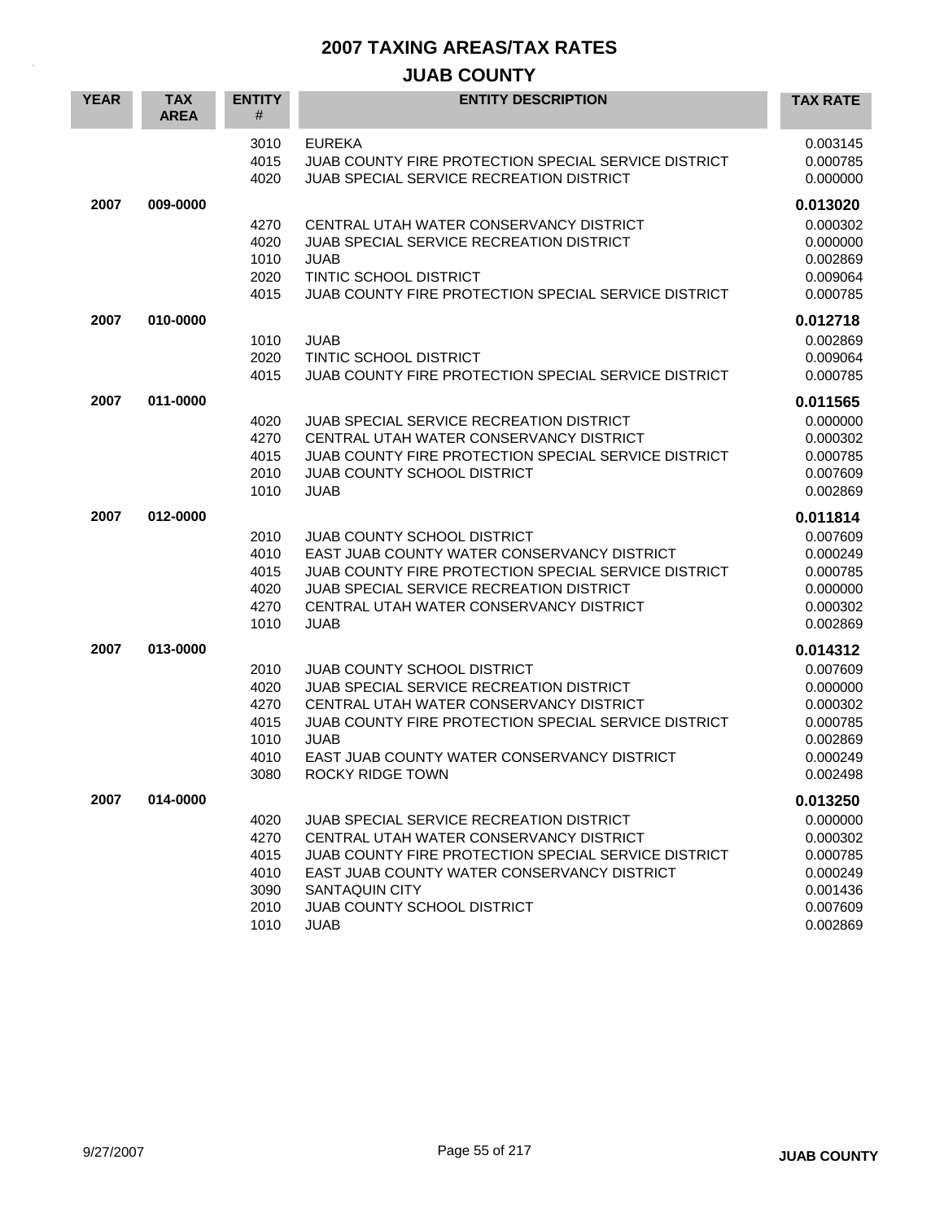# 2007 TAXING AREAS/TAX RATES

## JUAB COUNTY

| YEAR | TAX AREA | ENTITY # | ENTITY DESCRIPTION | TAX RATE |
|---|---|---|---|---|
| | | 3010 | EUREKA | 0.003145 |
| | | 4015 | JUAB COUNTY FIRE PROTECTION SPECIAL SERVICE DISTRICT | 0.000785 |
| | | 4020 | JUAB SPECIAL SERVICE RECREATION DISTRICT | 0.000000 |
| **2007** | **009-0000** | | | **0.013020** |
| | | 4270 | CENTRAL UTAH WATER CONSERVANCY DISTRICT | 0.000302 |
| | | 4020 | JUAB SPECIAL SERVICE RECREATION DISTRICT | 0.000000 |
| | | 1010 | JUAB | 0.002869 |
| | | 2020 | TINTIC SCHOOL DISTRICT | 0.009064 |
| | | 4015 | JUAB COUNTY FIRE PROTECTION SPECIAL SERVICE DISTRICT | 0.000785 |
| **2007** | **010-0000** | | | **0.012718** |
| | | 1010 | JUAB | 0.002869 |
| | | 2020 | TINTIC SCHOOL DISTRICT | 0.009064 |
| | | 4015 | JUAB COUNTY FIRE PROTECTION SPECIAL SERVICE DISTRICT | 0.000785 |
| **2007** | **011-0000** | | | **0.011565** |
| | | 4020 | JUAB SPECIAL SERVICE RECREATION DISTRICT | 0.000000 |
| | | 4270 | CENTRAL UTAH WATER CONSERVANCY DISTRICT | 0.000302 |
| | | 4015 | JUAB COUNTY FIRE PROTECTION SPECIAL SERVICE DISTRICT | 0.000785 |
| | | 2010 | JUAB COUNTY SCHOOL DISTRICT | 0.007609 |
| | | 1010 | JUAB | 0.002869 |
| **2007** | **012-0000** | | | **0.011814** |
| | | 2010 | JUAB COUNTY SCHOOL DISTRICT | 0.007609 |
| | | 4010 | EAST JUAB COUNTY WATER CONSERVANCY DISTRICT | 0.000249 |
| | | 4015 | JUAB COUNTY FIRE PROTECTION SPECIAL SERVICE DISTRICT | 0.000785 |
| | | 4020 | JUAB SPECIAL SERVICE RECREATION DISTRICT | 0.000000 |
| | | 4270 | CENTRAL UTAH WATER CONSERVANCY DISTRICT | 0.000302 |
| | | 1010 | JUAB | 0.002869 |
| **2007** | **013-0000** | | | **0.014312** |
| | | 2010 | JUAB COUNTY SCHOOL DISTRICT | 0.007609 |
| | | 4020 | JUAB SPECIAL SERVICE RECREATION DISTRICT | 0.000000 |
| | | 4270 | CENTRAL UTAH WATER CONSERVANCY DISTRICT | 0.000302 |
| | | 4015 | JUAB COUNTY FIRE PROTECTION SPECIAL SERVICE DISTRICT | 0.000785 |
| | | 1010 | JUAB | 0.002869 |
| | | 4010 | EAST JUAB COUNTY WATER CONSERVANCY DISTRICT | 0.000249 |
| | | 3080 | ROCKY RIDGE TOWN | 0.002498 |
| **2007** | **014-0000** | | | **0.013250** |
| | | 4020 | JUAB SPECIAL SERVICE RECREATION DISTRICT | 0.000000 |
| | | 4270 | CENTRAL UTAH WATER CONSERVANCY DISTRICT | 0.000302 |
| | | 4015 | JUAB COUNTY FIRE PROTECTION SPECIAL SERVICE DISTRICT | 0.000785 |
| | | 4010 | EAST JUAB COUNTY WATER CONSERVANCY DISTRICT | 0.000249 |
| | | 3090 | SANTAQUIN CITY | 0.001436 |
| | | 2010 | JUAB COUNTY SCHOOL DISTRICT | 0.007609 |
| | | 1010 | JUAB | 0.002869 |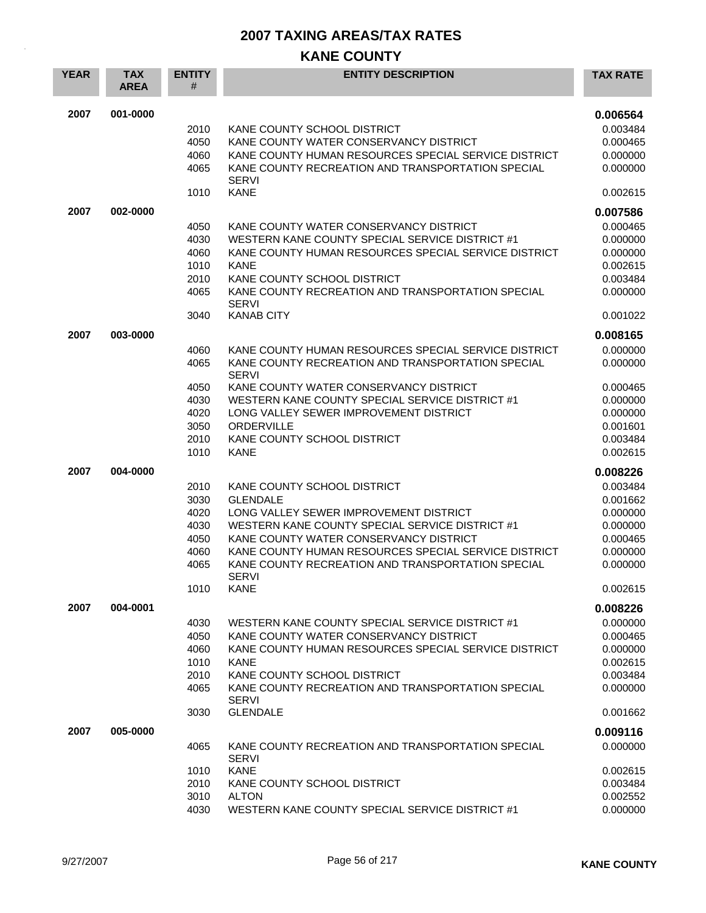# 2007 TAXING AREAS/TAX RATES

## KANE COUNTY

| YEAR | TAX AREA | ENTITY # | ENTITY DESCRIPTION | TAX RATE |
|---|---|---|---|---|
| 2007 | 001-0000 | | | **0.006564** |
| | | 2010 | KANE COUNTY SCHOOL DISTRICT | 0.003484 |
| | | 4050 | KANE COUNTY WATER CONSERVANCY DISTRICT | 0.000465 |
| | | 4060 | KANE COUNTY HUMAN RESOURCES SPECIAL SERVICE DISTRICT | 0.000000 |
| | | 4065 | KANE COUNTY RECREATION AND TRANSPORTATION SPECIAL SERVI | 0.000000 |
| | | 1010 | KANE | 0.002615 |
| 2007 | 002-0000 | | | **0.007586** |
| | | 4050 | KANE COUNTY WATER CONSERVANCY DISTRICT | 0.000465 |
| | | 4030 | WESTERN KANE COUNTY SPECIAL SERVICE DISTRICT #1 | 0.000000 |
| | | 4060 | KANE COUNTY HUMAN RESOURCES SPECIAL SERVICE DISTRICT | 0.000000 |
| | | 1010 | KANE | 0.002615 |
| | | 2010 | KANE COUNTY SCHOOL DISTRICT | 0.003484 |
| | | 4065 | KANE COUNTY RECREATION AND TRANSPORTATION SPECIAL SERVI | 0.000000 |
| | | 3040 | KANAB CITY | 0.001022 |
| 2007 | 003-0000 | | | **0.008165** |
| | | 4060 | KANE COUNTY HUMAN RESOURCES SPECIAL SERVICE DISTRICT | 0.000000 |
| | | 4065 | KANE COUNTY RECREATION AND TRANSPORTATION SPECIAL SERVI | 0.000000 |
| | | 4050 | KANE COUNTY WATER CONSERVANCY DISTRICT | 0.000465 |
| | | 4030 | WESTERN KANE COUNTY SPECIAL SERVICE DISTRICT #1 | 0.000000 |
| | | 4020 | LONG VALLEY SEWER IMPROVEMENT DISTRICT | 0.000000 |
| | | 3050 | ORDERVILLE | 0.001601 |
| | | 2010 | KANE COUNTY SCHOOL DISTRICT | 0.003484 |
| | | 1010 | KANE | 0.002615 |
| 2007 | 004-0000 | | | **0.008226** |
| | | 2010 | KANE COUNTY SCHOOL DISTRICT | 0.003484 |
| | | 3030 | GLENDALE | 0.001662 |
| | | 4020 | LONG VALLEY SEWER IMPROVEMENT DISTRICT | 0.000000 |
| | | 4030 | WESTERN KANE COUNTY SPECIAL SERVICE DISTRICT #1 | 0.000000 |
| | | 4050 | KANE COUNTY WATER CONSERVANCY DISTRICT | 0.000465 |
| | | 4060 | KANE COUNTY HUMAN RESOURCES SPECIAL SERVICE DISTRICT | 0.000000 |
| | | 4065 | KANE COUNTY RECREATION AND TRANSPORTATION SPECIAL SERVI | 0.000000 |
| | | 1010 | KANE | 0.002615 |
| 2007 | 004-0001 | | | **0.008226** |
| | | 4030 | WESTERN KANE COUNTY SPECIAL SERVICE DISTRICT #1 | 0.000000 |
| | | 4050 | KANE COUNTY WATER CONSERVANCY DISTRICT | 0.000465 |
| | | 4060 | KANE COUNTY HUMAN RESOURCES SPECIAL SERVICE DISTRICT | 0.000000 |
| | | 1010 | KANE | 0.002615 |
| | | 2010 | KANE COUNTY SCHOOL DISTRICT | 0.003484 |
| | | 4065 | KANE COUNTY RECREATION AND TRANSPORTATION SPECIAL SERVI | 0.000000 |
| | | 3030 | GLENDALE | 0.001662 |
| 2007 | 005-0000 | | | **0.009116** |
| | | 4065 | KANE COUNTY RECREATION AND TRANSPORTATION SPECIAL SERVI | 0.000000 |
| | | 1010 | KANE | 0.002615 |
| | | 2010 | KANE COUNTY SCHOOL DISTRICT | 0.003484 |
| | | 3010 | ALTON | 0.002552 |
| | | 4030 | WESTERN KANE COUNTY SPECIAL SERVICE DISTRICT #1 | 0.000000 |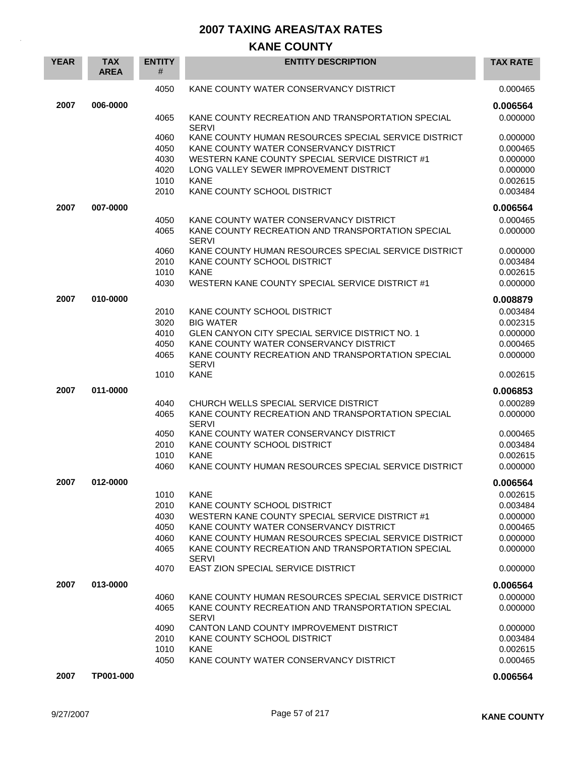# 2007 TAXING AREAS/TAX RATES

## KANE COUNTY

| YEAR | TAX AREA | ENTITY # | ENTITY DESCRIPTION | TAX RATE |
|---|---|---|---|---|
| | | 4050 | KANE COUNTY WATER CONSERVANCY DISTRICT | 0.000465 |
| **2007** | **006-0000** | | | **0.006564** |
| | | 4065 | KANE COUNTY RECREATION AND TRANSPORTATION SPECIAL SERVI | 0.000000 |
| | | 4060 | KANE COUNTY HUMAN RESOURCES SPECIAL SERVICE DISTRICT | 0.000000 |
| | | 4050 | KANE COUNTY WATER CONSERVANCY DISTRICT | 0.000465 |
| | | 4030 | WESTERN KANE COUNTY SPECIAL SERVICE DISTRICT #1 | 0.000000 |
| | | 4020 | LONG VALLEY SEWER IMPROVEMENT DISTRICT | 0.000000 |
| | | 1010 | KANE | 0.002615 |
| | | 2010 | KANE COUNTY SCHOOL DISTRICT | 0.003484 |
| **2007** | **007-0000** | | | **0.006564** |
| | | 4050 | KANE COUNTY WATER CONSERVANCY DISTRICT | 0.000465 |
| | | 4065 | KANE COUNTY RECREATION AND TRANSPORTATION SPECIAL SERVI | 0.000000 |
| | | 4060 | KANE COUNTY HUMAN RESOURCES SPECIAL SERVICE DISTRICT | 0.000000 |
| | | 2010 | KANE COUNTY SCHOOL DISTRICT | 0.003484 |
| | | 1010 | KANE | 0.002615 |
| | | 4030 | WESTERN KANE COUNTY SPECIAL SERVICE DISTRICT #1 | 0.000000 |
| **2007** | **010-0000** | | | **0.008879** |
| | | 2010 | KANE COUNTY SCHOOL DISTRICT | 0.003484 |
| | | 3020 | BIG WATER | 0.002315 |
| | | 4010 | GLEN CANYON CITY SPECIAL SERVICE DISTRICT NO. 1 | 0.000000 |
| | | 4050 | KANE COUNTY WATER CONSERVANCY DISTRICT | 0.000465 |
| | | 4065 | KANE COUNTY RECREATION AND TRANSPORTATION SPECIAL SERVI | 0.000000 |
| | | 1010 | KANE | 0.002615 |
| **2007** | **011-0000** | | | **0.006853** |
| | | 4040 | CHURCH WELLS SPECIAL SERVICE DISTRICT | 0.000289 |
| | | 4065 | KANE COUNTY RECREATION AND TRANSPORTATION SPECIAL SERVI | 0.000000 |
| | | 4050 | KANE COUNTY WATER CONSERVANCY DISTRICT | 0.000465 |
| | | 2010 | KANE COUNTY SCHOOL DISTRICT | 0.003484 |
| | | 1010 | KANE | 0.002615 |
| | | 4060 | KANE COUNTY HUMAN RESOURCES SPECIAL SERVICE DISTRICT | 0.000000 |
| **2007** | **012-0000** | | | **0.006564** |
| | | 1010 | KANE | 0.002615 |
| | | 2010 | KANE COUNTY SCHOOL DISTRICT | 0.003484 |
| | | 4030 | WESTERN KANE COUNTY SPECIAL SERVICE DISTRICT #1 | 0.000000 |
| | | 4050 | KANE COUNTY WATER CONSERVANCY DISTRICT | 0.000465 |
| | | 4060 | KANE COUNTY HUMAN RESOURCES SPECIAL SERVICE DISTRICT | 0.000000 |
| | | 4065 | KANE COUNTY RECREATION AND TRANSPORTATION SPECIAL SERVI | 0.000000 |
| | | 4070 | EAST ZION SPECIAL SERVICE DISTRICT | 0.000000 |
| **2007** | **013-0000** | | | **0.006564** |
| | | 4060 | KANE COUNTY HUMAN RESOURCES SPECIAL SERVICE DISTRICT | 0.000000 |
| | | 4065 | KANE COUNTY RECREATION AND TRANSPORTATION SPECIAL SERVI | 0.000000 |
| | | 4090 | CANTON LAND COUNTY IMPROVEMENT DISTRICT | 0.000000 |
| | | 2010 | KANE COUNTY SCHOOL DISTRICT | 0.003484 |
| | | 1010 | KANE | 0.002615 |
| | | 4050 | KANE COUNTY WATER CONSERVANCY DISTRICT | 0.000465 |
| **2007** | **TP001-000** | | | **0.006564** |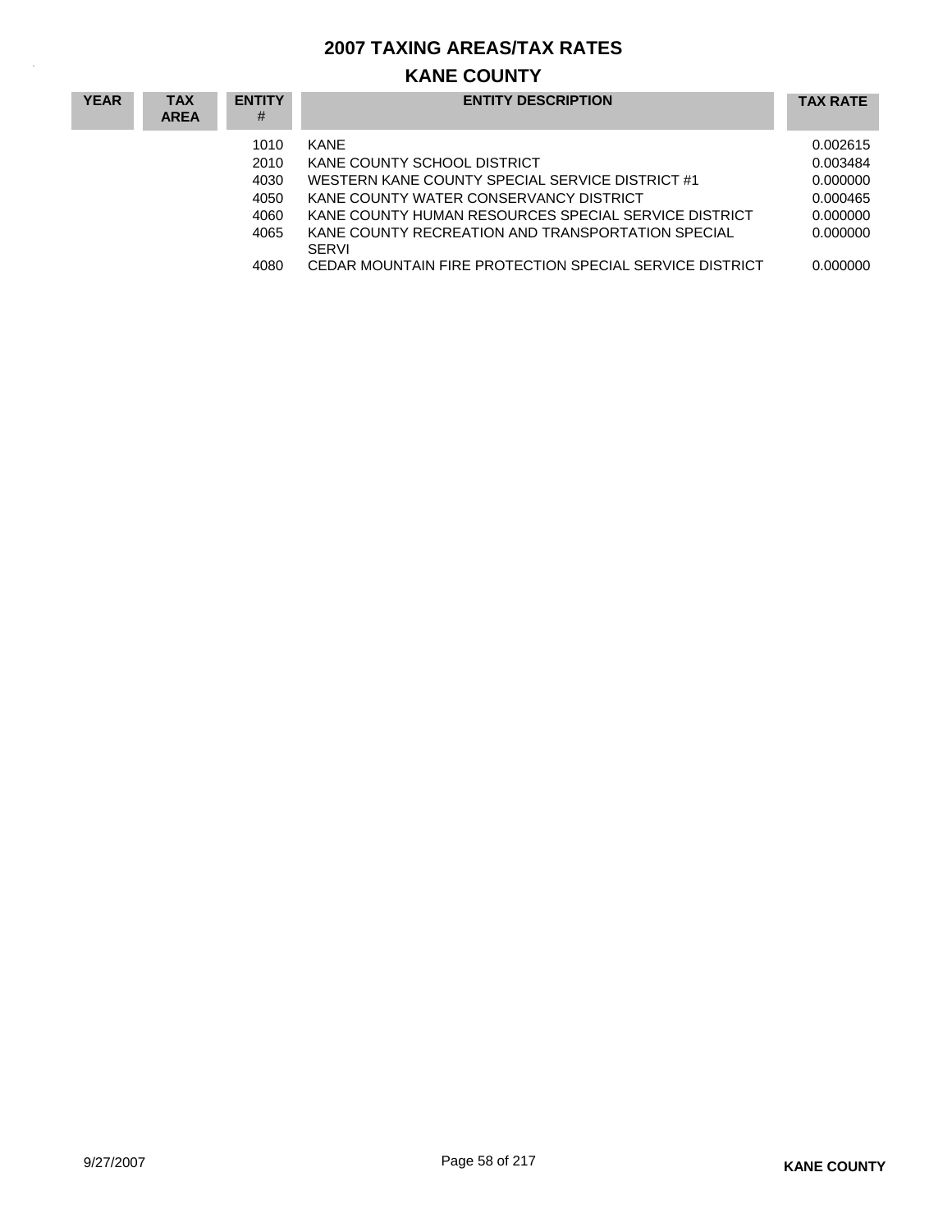# 2007 TAXING AREAS/TAX RATES

## KANE COUNTY

| YEAR | TAX AREA | ENTITY # | ENTITY DESCRIPTION | TAX RATE |
|---|---|---|---|---|
| | | 1010 | KANE | 0.002615 |
| | | 2010 | KANE COUNTY SCHOOL DISTRICT | 0.003484 |
| | | 4030 | WESTERN KANE COUNTY SPECIAL SERVICE DISTRICT #1 | 0.000000 |
| | | 4050 | KANE COUNTY WATER CONSERVANCY DISTRICT | 0.000465 |
| | | 4060 | KANE COUNTY HUMAN RESOURCES SPECIAL SERVICE DISTRICT | 0.000000 |
| | | 4065 | KANE COUNTY RECREATION AND TRANSPORTATION SPECIAL SERVI | 0.000000 |
| | | 4080 | CEDAR MOUNTAIN FIRE PROTECTION SPECIAL SERVICE DISTRICT | 0.000000 |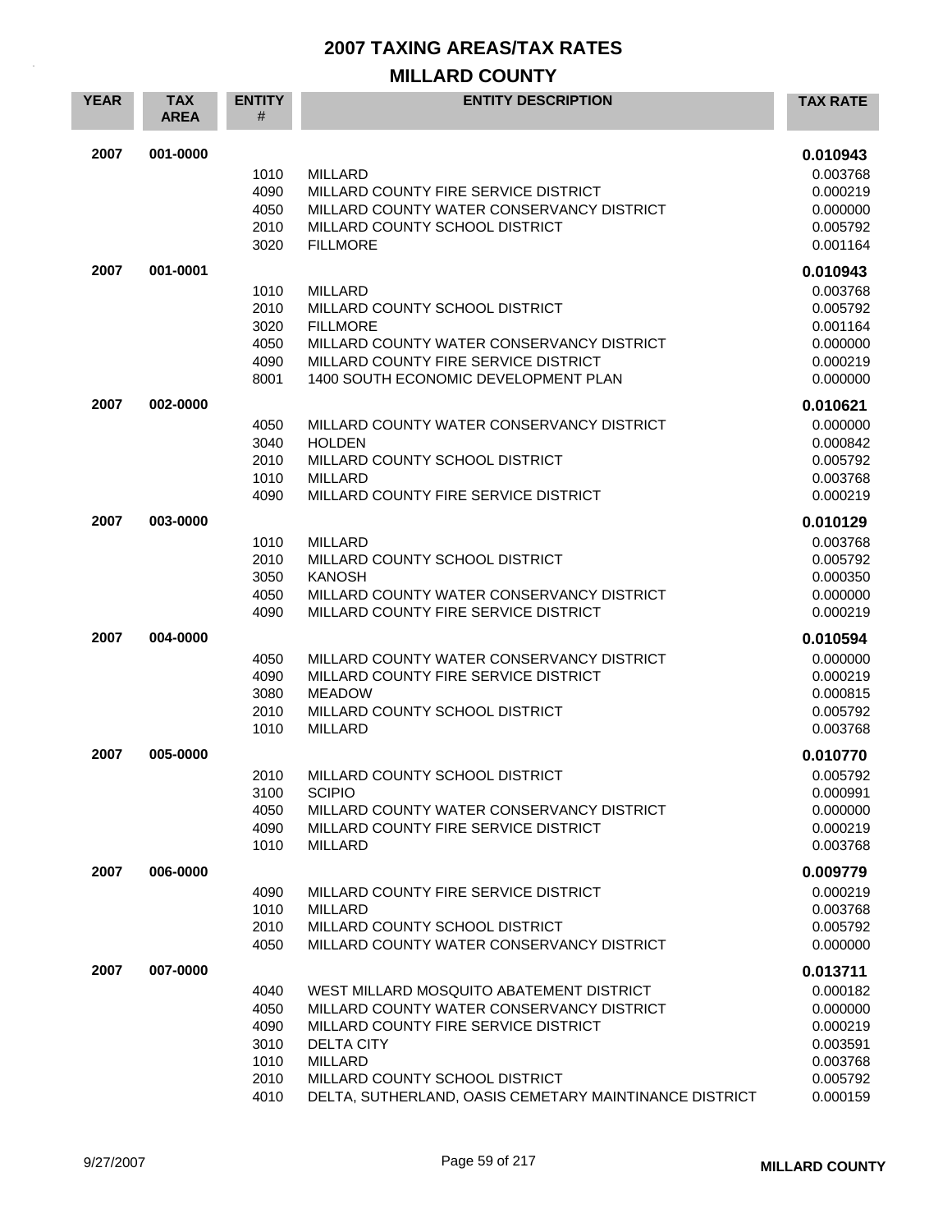# 2007 TAXING AREAS/TAX RATES

## MILLARD COUNTY

| YEAR | TAX AREA | ENTITY # | ENTITY DESCRIPTION | TAX RATE |
|---|---|---|---|---|
| 2007 | 001-0000 | | | **0.010943** |
| | | 1010 | MILLARD | 0.003768 |
| | | 4090 | MILLARD COUNTY FIRE SERVICE DISTRICT | 0.000219 |
| | | 4050 | MILLARD COUNTY WATER CONSERVANCY DISTRICT | 0.000000 |
| | | 2010 | MILLARD COUNTY SCHOOL DISTRICT | 0.005792 |
| | | 3020 | FILLMORE | 0.001164 |
| 2007 | 001-0001 | | | **0.010943** |
| | | 1010 | MILLARD | 0.003768 |
| | | 2010 | MILLARD COUNTY SCHOOL DISTRICT | 0.005792 |
| | | 3020 | FILLMORE | 0.001164 |
| | | 4050 | MILLARD COUNTY WATER CONSERVANCY DISTRICT | 0.000000 |
| | | 4090 | MILLARD COUNTY FIRE SERVICE DISTRICT | 0.000219 |
| | | 8001 | 1400 SOUTH ECONOMIC DEVELOPMENT PLAN | 0.000000 |
| 2007 | 002-0000 | | | **0.010621** |
| | | 4050 | MILLARD COUNTY WATER CONSERVANCY DISTRICT | 0.000000 |
| | | 3040 | HOLDEN | 0.000842 |
| | | 2010 | MILLARD COUNTY SCHOOL DISTRICT | 0.005792 |
| | | 1010 | MILLARD | 0.003768 |
| | | 4090 | MILLARD COUNTY FIRE SERVICE DISTRICT | 0.000219 |
| 2007 | 003-0000 | | | **0.010129** |
| | | 1010 | MILLARD | 0.003768 |
| | | 2010 | MILLARD COUNTY SCHOOL DISTRICT | 0.005792 |
| | | 3050 | KANOSH | 0.000350 |
| | | 4050 | MILLARD COUNTY WATER CONSERVANCY DISTRICT | 0.000000 |
| | | 4090 | MILLARD COUNTY FIRE SERVICE DISTRICT | 0.000219 |
| 2007 | 004-0000 | | | **0.010594** |
| | | 4050 | MILLARD COUNTY WATER CONSERVANCY DISTRICT | 0.000000 |
| | | 4090 | MILLARD COUNTY FIRE SERVICE DISTRICT | 0.000219 |
| | | 3080 | MEADOW | 0.000815 |
| | | 2010 | MILLARD COUNTY SCHOOL DISTRICT | 0.005792 |
| | | 1010 | MILLARD | 0.003768 |
| 2007 | 005-0000 | | | **0.010770** |
| | | 2010 | MILLARD COUNTY SCHOOL DISTRICT | 0.005792 |
| | | 3100 | SCIPIO | 0.000991 |
| | | 4050 | MILLARD COUNTY WATER CONSERVANCY DISTRICT | 0.000000 |
| | | 4090 | MILLARD COUNTY FIRE SERVICE DISTRICT | 0.000219 |
| | | 1010 | MILLARD | 0.003768 |
| 2007 | 006-0000 | | | **0.009779** |
| | | 4090 | MILLARD COUNTY FIRE SERVICE DISTRICT | 0.000219 |
| | | 1010 | MILLARD | 0.003768 |
| | | 2010 | MILLARD COUNTY SCHOOL DISTRICT | 0.005792 |
| | | 4050 | MILLARD COUNTY WATER CONSERVANCY DISTRICT | 0.000000 |
| 2007 | 007-0000 | | | **0.013711** |
| | | 4040 | WEST MILLARD MOSQUITO ABATEMENT DISTRICT | 0.000182 |
| | | 4050 | MILLARD COUNTY WATER CONSERVANCY DISTRICT | 0.000000 |
| | | 4090 | MILLARD COUNTY FIRE SERVICE DISTRICT | 0.000219 |
| | | 3010 | DELTA CITY | 0.003591 |
| | | 1010 | MILLARD | 0.003768 |
| | | 2010 | MILLARD COUNTY SCHOOL DISTRICT | 0.005792 |
| | | 4010 | DELTA, SUTHERLAND, OASIS CEMETARY MAINTINANCE DISTRICT | 0.000159 |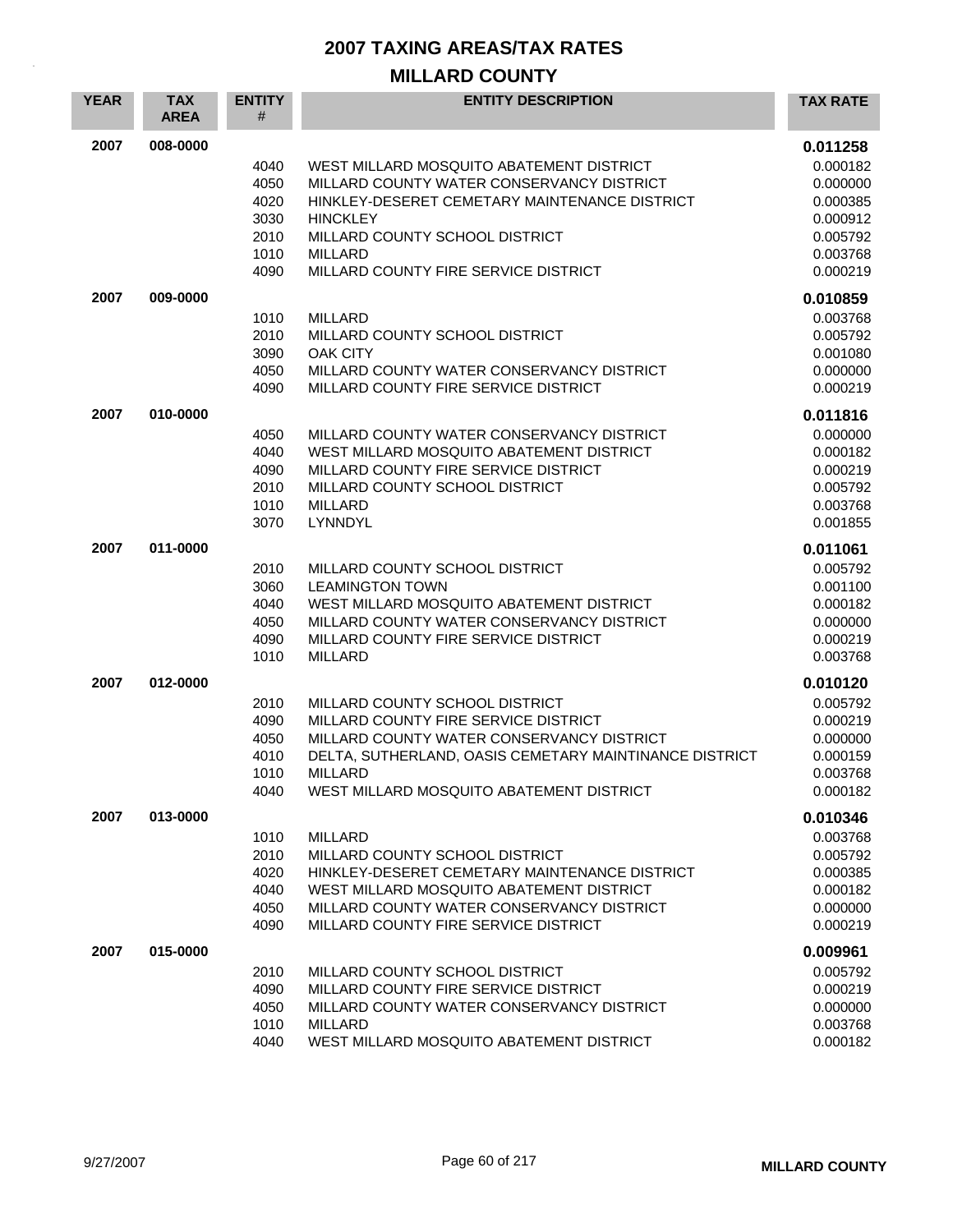# 2007 TAXING AREAS/TAX RATES

## MILLARD COUNTY

| YEAR | TAX AREA | ENTITY # | ENTITY DESCRIPTION | TAX RATE |
|---|---|---|---|---|
| 2007 | 008-0000 | | | **0.011258** |
| | | 4040 | WEST MILLARD MOSQUITO ABATEMENT DISTRICT | 0.000182 |
| | | 4050 | MILLARD COUNTY WATER CONSERVANCY DISTRICT | 0.000000 |
| | | 4020 | HINKLEY-DESERET CEMETARY MAINTENANCE DISTRICT | 0.000385 |
| | | 3030 | HINCKLEY | 0.000912 |
| | | 2010 | MILLARD COUNTY SCHOOL DISTRICT | 0.005792 |
| | | 1010 | MILLARD | 0.003768 |
| | | 4090 | MILLARD COUNTY FIRE SERVICE DISTRICT | 0.000219 |
| 2007 | 009-0000 | | | **0.010859** |
| | | 1010 | MILLARD | 0.003768 |
| | | 2010 | MILLARD COUNTY SCHOOL DISTRICT | 0.005792 |
| | | 3090 | OAK CITY | 0.001080 |
| | | 4050 | MILLARD COUNTY WATER CONSERVANCY DISTRICT | 0.000000 |
| | | 4090 | MILLARD COUNTY FIRE SERVICE DISTRICT | 0.000219 |
| 2007 | 010-0000 | | | **0.011816** |
| | | 4050 | MILLARD COUNTY WATER CONSERVANCY DISTRICT | 0.000000 |
| | | 4040 | WEST MILLARD MOSQUITO ABATEMENT DISTRICT | 0.000182 |
| | | 4090 | MILLARD COUNTY FIRE SERVICE DISTRICT | 0.000219 |
| | | 2010 | MILLARD COUNTY SCHOOL DISTRICT | 0.005792 |
| | | 1010 | MILLARD | 0.003768 |
| | | 3070 | LYNNDYL | 0.001855 |
| 2007 | 011-0000 | | | **0.011061** |
| | | 2010 | MILLARD COUNTY SCHOOL DISTRICT | 0.005792 |
| | | 3060 | LEAMINGTON TOWN | 0.001100 |
| | | 4040 | WEST MILLARD MOSQUITO ABATEMENT DISTRICT | 0.000182 |
| | | 4050 | MILLARD COUNTY WATER CONSERVANCY DISTRICT | 0.000000 |
| | | 4090 | MILLARD COUNTY FIRE SERVICE DISTRICT | 0.000219 |
| | | 1010 | MILLARD | 0.003768 |
| 2007 | 012-0000 | | | **0.010120** |
| | | 2010 | MILLARD COUNTY SCHOOL DISTRICT | 0.005792 |
| | | 4090 | MILLARD COUNTY FIRE SERVICE DISTRICT | 0.000219 |
| | | 4050 | MILLARD COUNTY WATER CONSERVANCY DISTRICT | 0.000000 |
| | | 4010 | DELTA, SUTHERLAND, OASIS CEMETARY MAINTINANCE DISTRICT | 0.000159 |
| | | 1010 | MILLARD | 0.003768 |
| | | 4040 | WEST MILLARD MOSQUITO ABATEMENT DISTRICT | 0.000182 |
| 2007 | 013-0000 | | | **0.010346** |
| | | 1010 | MILLARD | 0.003768 |
| | | 2010 | MILLARD COUNTY SCHOOL DISTRICT | 0.005792 |
| | | 4020 | HINKLEY-DESERET CEMETARY MAINTENANCE DISTRICT | 0.000385 |
| | | 4040 | WEST MILLARD MOSQUITO ABATEMENT DISTRICT | 0.000182 |
| | | 4050 | MILLARD COUNTY WATER CONSERVANCY DISTRICT | 0.000000 |
| | | 4090 | MILLARD COUNTY FIRE SERVICE DISTRICT | 0.000219 |
| 2007 | 015-0000 | | | **0.009961** |
| | | 2010 | MILLARD COUNTY SCHOOL DISTRICT | 0.005792 |
| | | 4090 | MILLARD COUNTY FIRE SERVICE DISTRICT | 0.000219 |
| | | 4050 | MILLARD COUNTY WATER CONSERVANCY DISTRICT | 0.000000 |
| | | 1010 | MILLARD | 0.003768 |
| | | 4040 | WEST MILLARD MOSQUITO ABATEMENT DISTRICT | 0.000182 |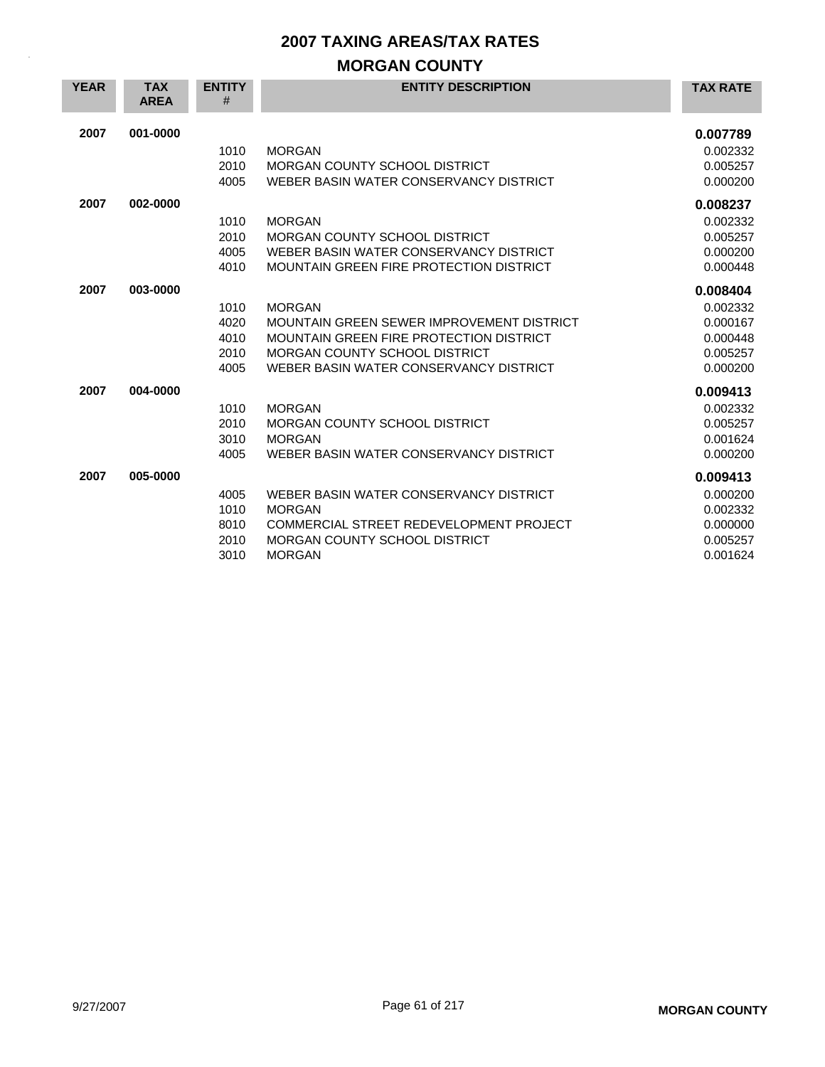# 2007 TAXING AREAS/TAX RATES

## MORGAN COUNTY

| YEAR | TAX AREA | ENTITY # | ENTITY DESCRIPTION | TAX RATE |
|---|---|---|---|---|
| **2007** | **001-0000** | | | **0.007789** |
| | | 1010 | MORGAN | 0.002332 |
| | | 2010 | MORGAN COUNTY SCHOOL DISTRICT | 0.005257 |
| | | 4005 | WEBER BASIN WATER CONSERVANCY DISTRICT | 0.000200 |
| **2007** | **002-0000** | | | **0.008237** |
| | | 1010 | MORGAN | 0.002332 |
| | | 2010 | MORGAN COUNTY SCHOOL DISTRICT | 0.005257 |
| | | 4005 | WEBER BASIN WATER CONSERVANCY DISTRICT | 0.000200 |
| | | 4010 | MOUNTAIN GREEN FIRE PROTECTION DISTRICT | 0.000448 |
| **2007** | **003-0000** | | | **0.008404** |
| | | 1010 | MORGAN | 0.002332 |
| | | 4020 | MOUNTAIN GREEN SEWER IMPROVEMENT DISTRICT | 0.000167 |
| | | 4010 | MOUNTAIN GREEN FIRE PROTECTION DISTRICT | 0.000448 |
| | | 2010 | MORGAN COUNTY SCHOOL DISTRICT | 0.005257 |
| | | 4005 | WEBER BASIN WATER CONSERVANCY DISTRICT | 0.000200 |
| **2007** | **004-0000** | | | **0.009413** |
| | | 1010 | MORGAN | 0.002332 |
| | | 2010 | MORGAN COUNTY SCHOOL DISTRICT | 0.005257 |
| | | 3010 | MORGAN | 0.001624 |
| | | 4005 | WEBER BASIN WATER CONSERVANCY DISTRICT | 0.000200 |
| **2007** | **005-0000** | | | **0.009413** |
| | | 4005 | WEBER BASIN WATER CONSERVANCY DISTRICT | 0.000200 |
| | | 1010 | MORGAN | 0.002332 |
| | | 8010 | COMMERCIAL STREET REDEVELOPMENT PROJECT | 0.000000 |
| | | 2010 | MORGAN COUNTY SCHOOL DISTRICT | 0.005257 |
| | | 3010 | MORGAN | 0.001624 |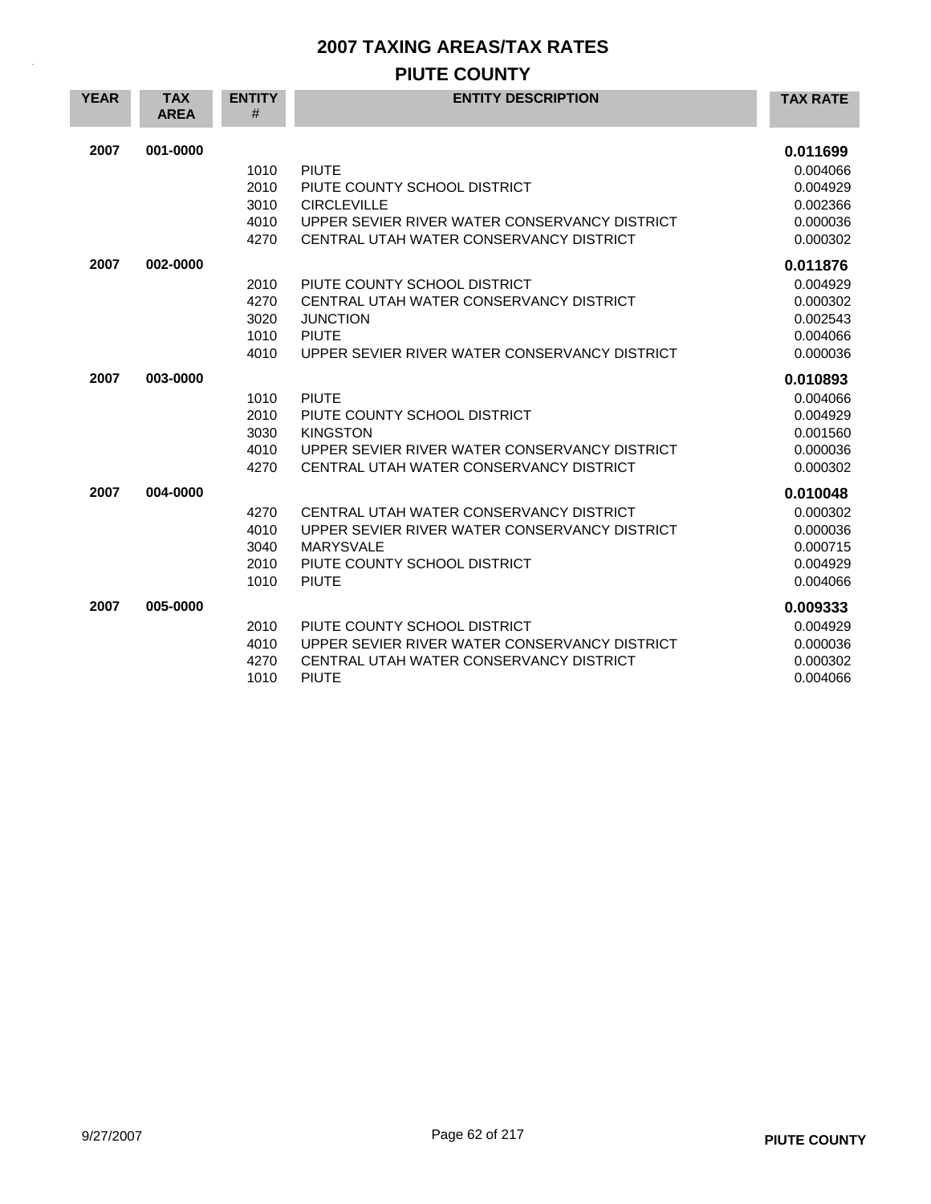# 2007 TAXING AREAS/TAX RATES

## PIUTE COUNTY

| YEAR | TAX AREA | ENTITY # | ENTITY DESCRIPTION | TAX RATE |
|---|---|---|---|---|
| 2007 | 001-0000 | | | **0.011699** |
| | | 1010 | PIUTE | 0.004066 |
| | | 2010 | PIUTE COUNTY SCHOOL DISTRICT | 0.004929 |
| | | 3010 | CIRCLEVILLE | 0.002366 |
| | | 4010 | UPPER SEVIER RIVER WATER CONSERVANCY DISTRICT | 0.000036 |
| | | 4270 | CENTRAL UTAH WATER CONSERVANCY DISTRICT | 0.000302 |
| 2007 | 002-0000 | | | **0.011876** |
| | | 2010 | PIUTE COUNTY SCHOOL DISTRICT | 0.004929 |
| | | 4270 | CENTRAL UTAH WATER CONSERVANCY DISTRICT | 0.000302 |
| | | 3020 | JUNCTION | 0.002543 |
| | | 1010 | PIUTE | 0.004066 |
| | | 4010 | UPPER SEVIER RIVER WATER CONSERVANCY DISTRICT | 0.000036 |
| 2007 | 003-0000 | | | **0.010893** |
| | | 1010 | PIUTE | 0.004066 |
| | | 2010 | PIUTE COUNTY SCHOOL DISTRICT | 0.004929 |
| | | 3030 | KINGSTON | 0.001560 |
| | | 4010 | UPPER SEVIER RIVER WATER CONSERVANCY DISTRICT | 0.000036 |
| | | 4270 | CENTRAL UTAH WATER CONSERVANCY DISTRICT | 0.000302 |
| 2007 | 004-0000 | | | **0.010048** |
| | | 4270 | CENTRAL UTAH WATER CONSERVANCY DISTRICT | 0.000302 |
| | | 4010 | UPPER SEVIER RIVER WATER CONSERVANCY DISTRICT | 0.000036 |
| | | 3040 | MARYSVALE | 0.000715 |
| | | 2010 | PIUTE COUNTY SCHOOL DISTRICT | 0.004929 |
| | | 1010 | PIUTE | 0.004066 |
| 2007 | 005-0000 | | | **0.009333** |
| | | 2010 | PIUTE COUNTY SCHOOL DISTRICT | 0.004929 |
| | | 4010 | UPPER SEVIER RIVER WATER CONSERVANCY DISTRICT | 0.000036 |
| | | 4270 | CENTRAL UTAH WATER CONSERVANCY DISTRICT | 0.000302 |
| | | 1010 | PIUTE | 0.004066 |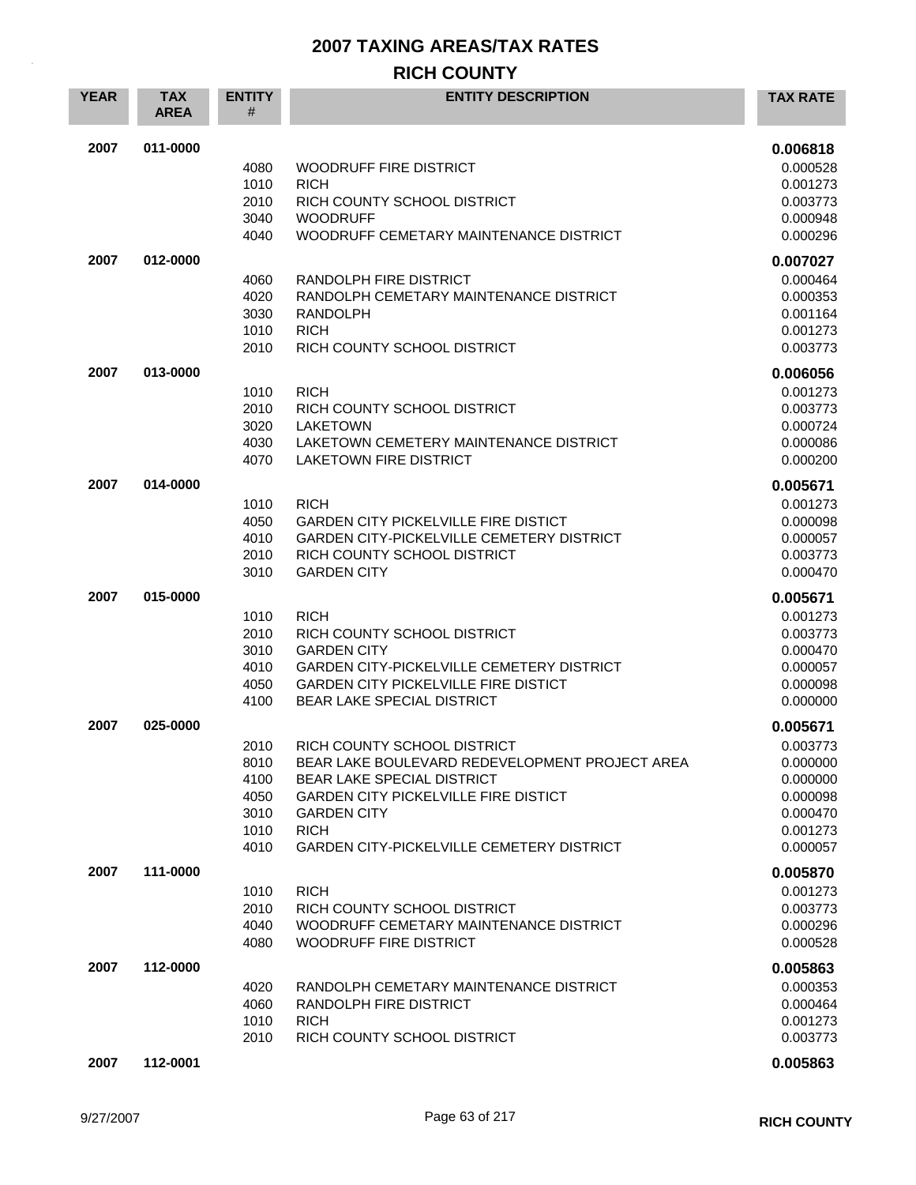# 2007 TAXING AREAS/TAX RATES

## RICH COUNTY

| YEAR | TAX AREA | ENTITY # | ENTITY DESCRIPTION | TAX RATE |
|---|---|---|---|---|
| **2007** | **011-0000** | | | **0.006818** |
| | | 4080 | WOODRUFF FIRE DISTRICT | 0.000528 |
| | | 1010 | RICH | 0.001273 |
| | | 2010 | RICH COUNTY SCHOOL DISTRICT | 0.003773 |
| | | 3040 | WOODRUFF | 0.000948 |
| | | 4040 | WOODRUFF CEMETARY MAINTENANCE DISTRICT | 0.000296 |
| **2007** | **012-0000** | | | **0.007027** |
| | | 4060 | RANDOLPH FIRE DISTRICT | 0.000464 |
| | | 4020 | RANDOLPH CEMETARY MAINTENANCE DISTRICT | 0.000353 |
| | | 3030 | RANDOLPH | 0.001164 |
| | | 1010 | RICH | 0.001273 |
| | | 2010 | RICH COUNTY SCHOOL DISTRICT | 0.003773 |
| **2007** | **013-0000** | | | **0.006056** |
| | | 1010 | RICH | 0.001273 |
| | | 2010 | RICH COUNTY SCHOOL DISTRICT | 0.003773 |
| | | 3020 | LAKETOWN | 0.000724 |
| | | 4030 | LAKETOWN CEMETERY MAINTENANCE DISTRICT | 0.000086 |
| | | 4070 | LAKETOWN FIRE DISTRICT | 0.000200 |
| **2007** | **014-0000** | | | **0.005671** |
| | | 1010 | RICH | 0.001273 |
| | | 4050 | GARDEN CITY PICKELVILLE FIRE DISTICT | 0.000098 |
| | | 4010 | GARDEN CITY-PICKELVILLE CEMETERY DISTRICT | 0.000057 |
| | | 2010 | RICH COUNTY SCHOOL DISTRICT | 0.003773 |
| | | 3010 | GARDEN CITY | 0.000470 |
| **2007** | **015-0000** | | | **0.005671** |
| | | 1010 | RICH | 0.001273 |
| | | 2010 | RICH COUNTY SCHOOL DISTRICT | 0.003773 |
| | | 3010 | GARDEN CITY | 0.000470 |
| | | 4010 | GARDEN CITY-PICKELVILLE CEMETERY DISTRICT | 0.000057 |
| | | 4050 | GARDEN CITY PICKELVILLE FIRE DISTICT | 0.000098 |
| | | 4100 | BEAR LAKE SPECIAL DISTRICT | 0.000000 |
| **2007** | **025-0000** | | | **0.005671** |
| | | 2010 | RICH COUNTY SCHOOL DISTRICT | 0.003773 |
| | | 8010 | BEAR LAKE BOULEVARD REDEVELOPMENT PROJECT AREA | 0.000000 |
| | | 4100 | BEAR LAKE SPECIAL DISTRICT | 0.000000 |
| | | 4050 | GARDEN CITY PICKELVILLE FIRE DISTICT | 0.000098 |
| | | 3010 | GARDEN CITY | 0.000470 |
| | | 1010 | RICH | 0.001273 |
| | | 4010 | GARDEN CITY-PICKELVILLE CEMETERY DISTRICT | 0.000057 |
| **2007** | **111-0000** | | | **0.005870** |
| | | 1010 | RICH | 0.001273 |
| | | 2010 | RICH COUNTY SCHOOL DISTRICT | 0.003773 |
| | | 4040 | WOODRUFF CEMETARY MAINTENANCE DISTRICT | 0.000296 |
| | | 4080 | WOODRUFF FIRE DISTRICT | 0.000528 |
| **2007** | **112-0000** | | | **0.005863** |
| | | 4020 | RANDOLPH CEMETARY MAINTENANCE DISTRICT | 0.000353 |
| | | 4060 | RANDOLPH FIRE DISTRICT | 0.000464 |
| | | 1010 | RICH | 0.001273 |
| | | 2010 | RICH COUNTY SCHOOL DISTRICT | 0.003773 |
| **2007** | **112-0001** | | | **0.005863** |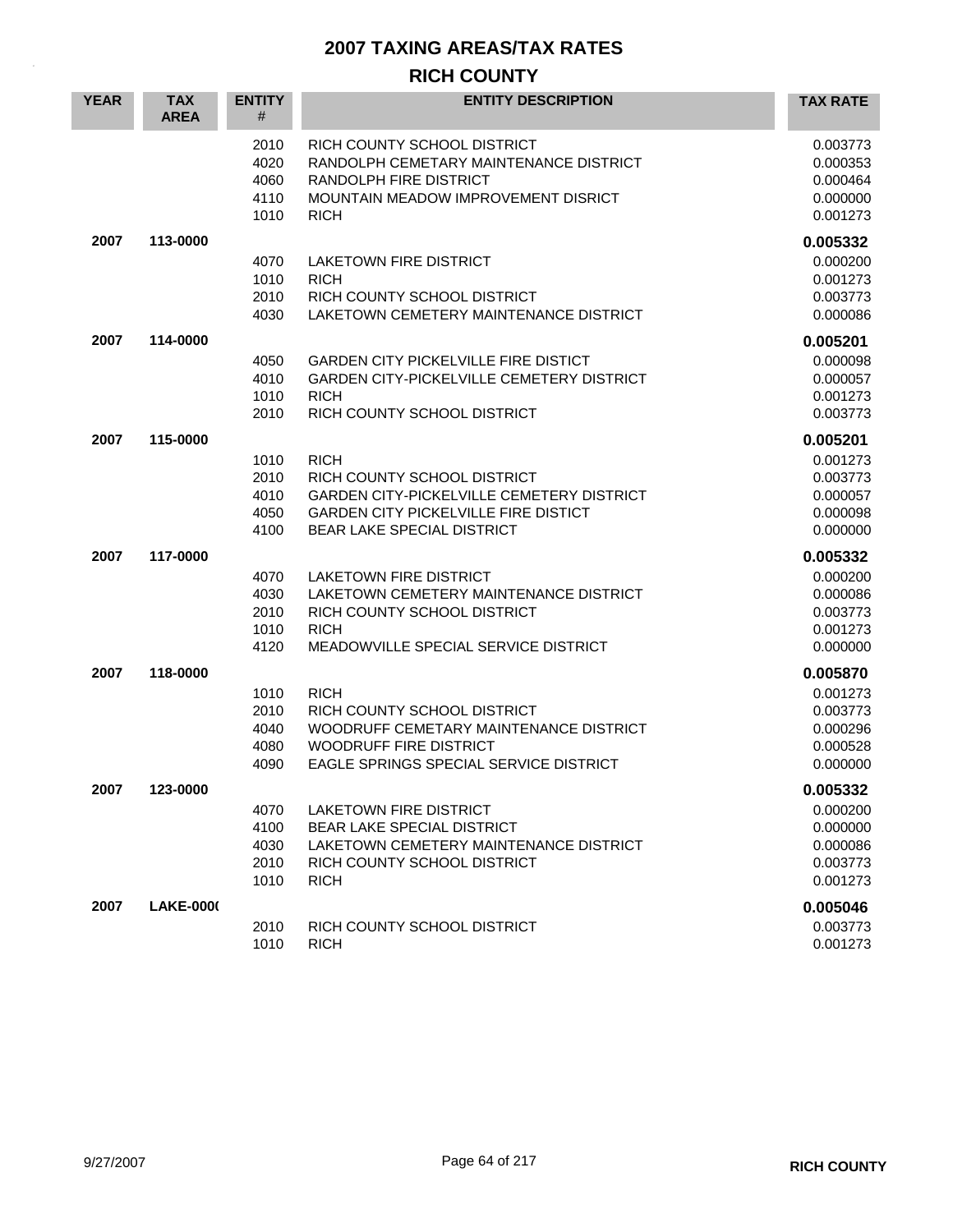# 2007 TAXING AREAS/TAX RATES

## RICH COUNTY

| YEAR | TAX AREA | ENTITY # | ENTITY DESCRIPTION | TAX RATE |
|---|---|---|---|---|
| | | 2010 | RICH COUNTY SCHOOL DISTRICT | 0.003773 |
| | | 4020 | RANDOLPH CEMETARY MAINTENANCE DISTRICT | 0.000353 |
| | | 4060 | RANDOLPH FIRE DISTRICT | 0.000464 |
| | | 4110 | MOUNTAIN MEADOW IMPROVEMENT DISRICT | 0.000000 |
| | | 1010 | RICH | 0.001273 |
| **2007** | **113-0000** | | | **0.005332** |
| | | 4070 | LAKETOWN FIRE DISTRICT | 0.000200 |
| | | 1010 | RICH | 0.001273 |
| | | 2010 | RICH COUNTY SCHOOL DISTRICT | 0.003773 |
| | | 4030 | LAKETOWN CEMETERY MAINTENANCE DISTRICT | 0.000086 |
| **2007** | **114-0000** | | | **0.005201** |
| | | 4050 | GARDEN CITY PICKELVILLE FIRE DISTICT | 0.000098 |
| | | 4010 | GARDEN CITY-PICKELVILLE CEMETERY DISTRICT | 0.000057 |
| | | 1010 | RICH | 0.001273 |
| | | 2010 | RICH COUNTY SCHOOL DISTRICT | 0.003773 |
| **2007** | **115-0000** | | | **0.005201** |
| | | 1010 | RICH | 0.001273 |
| | | 2010 | RICH COUNTY SCHOOL DISTRICT | 0.003773 |
| | | 4010 | GARDEN CITY-PICKELVILLE CEMETERY DISTRICT | 0.000057 |
| | | 4050 | GARDEN CITY PICKELVILLE FIRE DISTICT | 0.000098 |
| | | 4100 | BEAR LAKE SPECIAL DISTRICT | 0.000000 |
| **2007** | **117-0000** | | | **0.005332** |
| | | 4070 | LAKETOWN FIRE DISTRICT | 0.000200 |
| | | 4030 | LAKETOWN CEMETERY MAINTENANCE DISTRICT | 0.000086 |
| | | 2010 | RICH COUNTY SCHOOL DISTRICT | 0.003773 |
| | | 1010 | RICH | 0.001273 |
| | | 4120 | MEADOWVILLE SPECIAL SERVICE DISTRICT | 0.000000 |
| **2007** | **118-0000** | | | **0.005870** |
| | | 1010 | RICH | 0.001273 |
| | | 2010 | RICH COUNTY SCHOOL DISTRICT | 0.003773 |
| | | 4040 | WOODRUFF CEMETARY MAINTENANCE DISTRICT | 0.000296 |
| | | 4080 | WOODRUFF FIRE DISTRICT | 0.000528 |
| | | 4090 | EAGLE SPRINGS SPECIAL SERVICE DISTRICT | 0.000000 |
| **2007** | **123-0000** | | | **0.005332** |
| | | 4070 | LAKETOWN FIRE DISTRICT | 0.000200 |
| | | 4100 | BEAR LAKE SPECIAL DISTRICT | 0.000000 |
| | | 4030 | LAKETOWN CEMETERY MAINTENANCE DISTRICT | 0.000086 |
| | | 2010 | RICH COUNTY SCHOOL DISTRICT | 0.003773 |
| | | 1010 | RICH | 0.001273 |
| **2007** | **LAKE-000(** | | | **0.005046** |
| | | 2010 | RICH COUNTY SCHOOL DISTRICT | 0.003773 |
| | | 1010 | RICH | 0.001273 |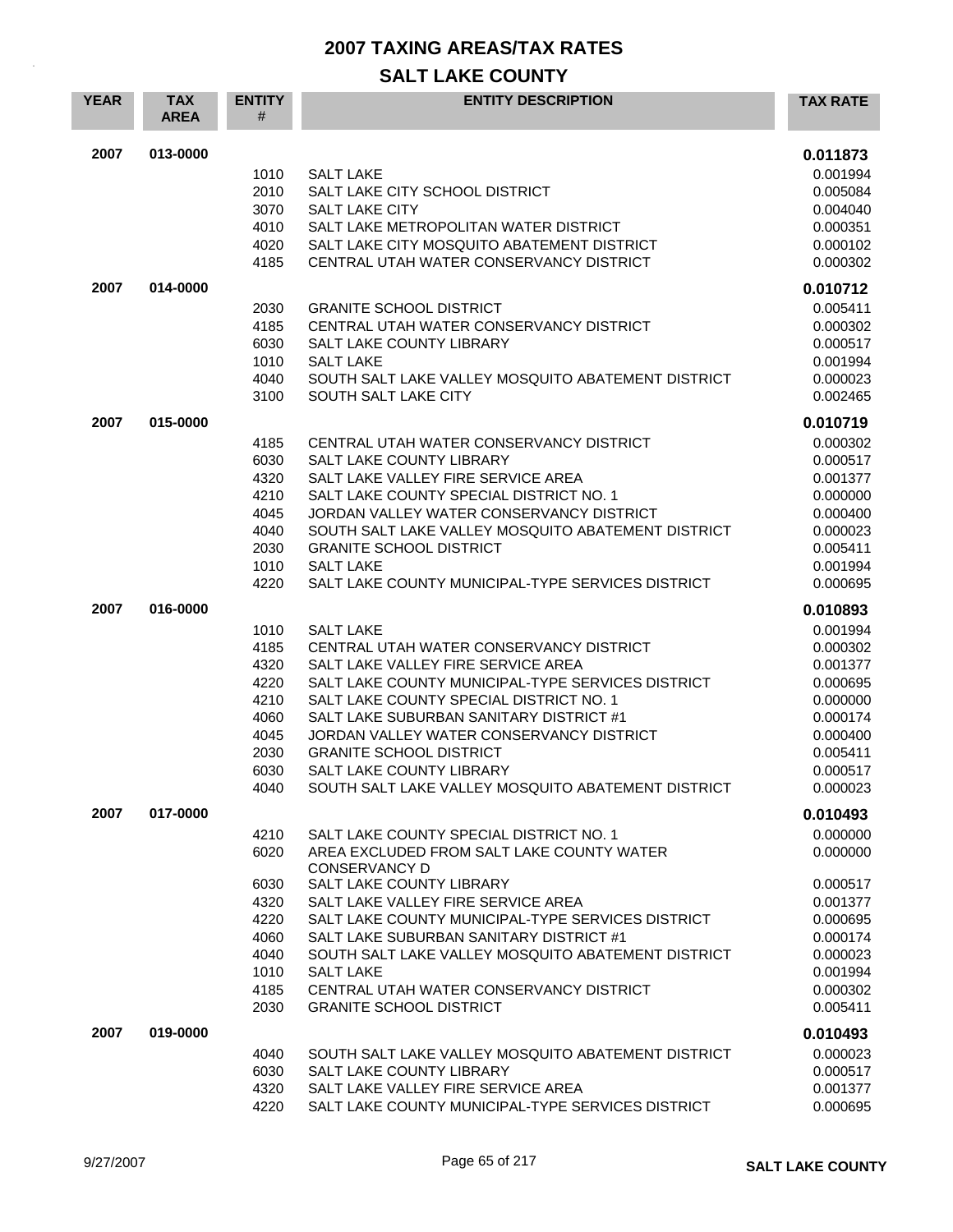# 2007 TAXING AREAS/TAX RATES

## SALT LAKE COUNTY

| YEAR | TAX AREA | ENTITY # | ENTITY DESCRIPTION | TAX RATE |
|---|---|---|---|---|
| 2007 | 013-0000 | | | **0.011873** |
| | | 1010 | SALT LAKE | 0.001994 |
| | | 2010 | SALT LAKE CITY SCHOOL DISTRICT | 0.005084 |
| | | 3070 | SALT LAKE CITY | 0.004040 |
| | | 4010 | SALT LAKE METROPOLITAN WATER DISTRICT | 0.000351 |
| | | 4020 | SALT LAKE CITY MOSQUITO ABATEMENT DISTRICT | 0.000102 |
| | | 4185 | CENTRAL UTAH WATER CONSERVANCY DISTRICT | 0.000302 |
| 2007 | 014-0000 | | | **0.010712** |
| | | 2030 | GRANITE SCHOOL DISTRICT | 0.005411 |
| | | 4185 | CENTRAL UTAH WATER CONSERVANCY DISTRICT | 0.000302 |
| | | 6030 | SALT LAKE COUNTY LIBRARY | 0.000517 |
| | | 1010 | SALT LAKE | 0.001994 |
| | | 4040 | SOUTH SALT LAKE VALLEY MOSQUITO ABATEMENT DISTRICT | 0.000023 |
| | | 3100 | SOUTH SALT LAKE CITY | 0.002465 |
| 2007 | 015-0000 | | | **0.010719** |
| | | 4185 | CENTRAL UTAH WATER CONSERVANCY DISTRICT | 0.000302 |
| | | 6030 | SALT LAKE COUNTY LIBRARY | 0.000517 |
| | | 4320 | SALT LAKE VALLEY FIRE SERVICE AREA | 0.001377 |
| | | 4210 | SALT LAKE COUNTY SPECIAL DISTRICT NO. 1 | 0.000000 |
| | | 4045 | JORDAN VALLEY WATER CONSERVANCY DISTRICT | 0.000400 |
| | | 4040 | SOUTH SALT LAKE VALLEY MOSQUITO ABATEMENT DISTRICT | 0.000023 |
| | | 2030 | GRANITE SCHOOL DISTRICT | 0.005411 |
| | | 1010 | SALT LAKE | 0.001994 |
| | | 4220 | SALT LAKE COUNTY MUNICIPAL-TYPE SERVICES DISTRICT | 0.000695 |
| 2007 | 016-0000 | | | **0.010893** |
| | | 1010 | SALT LAKE | 0.001994 |
| | | 4185 | CENTRAL UTAH WATER CONSERVANCY DISTRICT | 0.000302 |
| | | 4320 | SALT LAKE VALLEY FIRE SERVICE AREA | 0.001377 |
| | | 4220 | SALT LAKE COUNTY MUNICIPAL-TYPE SERVICES DISTRICT | 0.000695 |
| | | 4210 | SALT LAKE COUNTY SPECIAL DISTRICT NO. 1 | 0.000000 |
| | | 4060 | SALT LAKE SUBURBAN SANITARY DISTRICT #1 | 0.000174 |
| | | 4045 | JORDAN VALLEY WATER CONSERVANCY DISTRICT | 0.000400 |
| | | 2030 | GRANITE SCHOOL DISTRICT | 0.005411 |
| | | 6030 | SALT LAKE COUNTY LIBRARY | 0.000517 |
| | | 4040 | SOUTH SALT LAKE VALLEY MOSQUITO ABATEMENT DISTRICT | 0.000023 |
| 2007 | 017-0000 | | | **0.010493** |
| | | 4210 | SALT LAKE COUNTY SPECIAL DISTRICT NO. 1 | 0.000000 |
| | | 6020 | AREA EXCLUDED FROM SALT LAKE COUNTY WATER CONSERVANCY D | 0.000000 |
| | | 6030 | SALT LAKE COUNTY LIBRARY | 0.000517 |
| | | 4320 | SALT LAKE VALLEY FIRE SERVICE AREA | 0.001377 |
| | | 4220 | SALT LAKE COUNTY MUNICIPAL-TYPE SERVICES DISTRICT | 0.000695 |
| | | 4060 | SALT LAKE SUBURBAN SANITARY DISTRICT #1 | 0.000174 |
| | | 4040 | SOUTH SALT LAKE VALLEY MOSQUITO ABATEMENT DISTRICT | 0.000023 |
| | | 1010 | SALT LAKE | 0.001994 |
| | | 4185 | CENTRAL UTAH WATER CONSERVANCY DISTRICT | 0.000302 |
| | | 2030 | GRANITE SCHOOL DISTRICT | 0.005411 |
| 2007 | 019-0000 | | | **0.010493** |
| | | 4040 | SOUTH SALT LAKE VALLEY MOSQUITO ABATEMENT DISTRICT | 0.000023 |
| | | 6030 | SALT LAKE COUNTY LIBRARY | 0.000517 |
| | | 4320 | SALT LAKE VALLEY FIRE SERVICE AREA | 0.001377 |
| | | 4220 | SALT LAKE COUNTY MUNICIPAL-TYPE SERVICES DISTRICT | 0.000695 |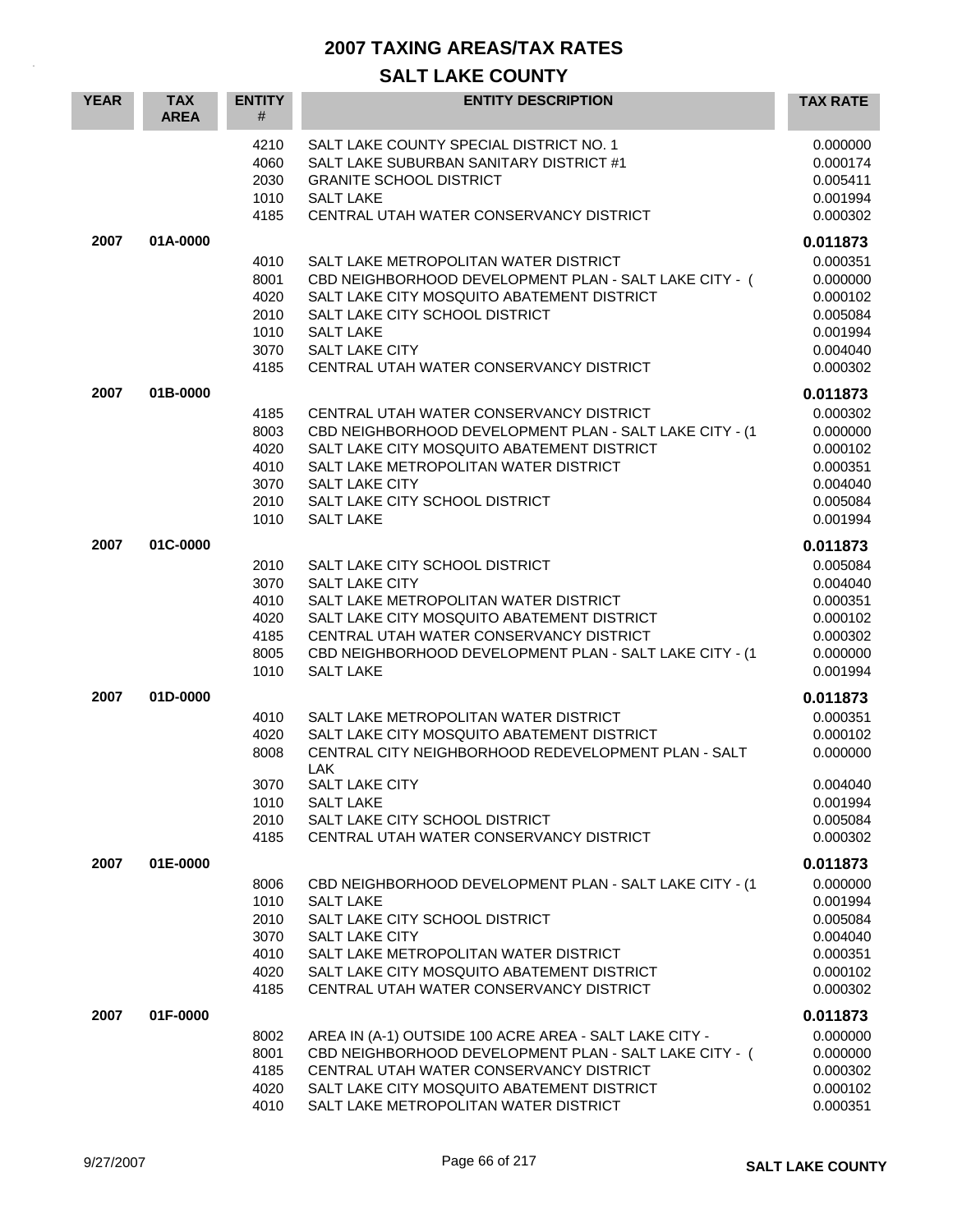# 2007 TAXING AREAS/TAX RATES

## SALT LAKE COUNTY

| YEAR | TAX AREA | ENTITY # | ENTITY DESCRIPTION | TAX RATE |
|---|---|---|---|---|
| | | 4210 | SALT LAKE COUNTY SPECIAL DISTRICT NO. 1 | 0.000000 |
| | | 4060 | SALT LAKE SUBURBAN SANITARY DISTRICT #1 | 0.000174 |
| | | 2030 | GRANITE SCHOOL DISTRICT | 0.005411 |
| | | 1010 | SALT LAKE | 0.001994 |
| | | 4185 | CENTRAL UTAH WATER CONSERVANCY DISTRICT | 0.000302 |
| **2007** | **01A-0000** | | | **0.011873** |
| | | 4010 | SALT LAKE METROPOLITAN WATER DISTRICT | 0.000351 |
| | | 8001 | CBD NEIGHBORHOOD DEVELOPMENT PLAN - SALT LAKE CITY - ( | 0.000000 |
| | | 4020 | SALT LAKE CITY MOSQUITO ABATEMENT DISTRICT | 0.000102 |
| | | 2010 | SALT LAKE CITY SCHOOL DISTRICT | 0.005084 |
| | | 1010 | SALT LAKE | 0.001994 |
| | | 3070 | SALT LAKE CITY | 0.004040 |
| | | 4185 | CENTRAL UTAH WATER CONSERVANCY DISTRICT | 0.000302 |
| **2007** | **01B-0000** | | | **0.011873** |
| | | 4185 | CENTRAL UTAH WATER CONSERVANCY DISTRICT | 0.000302 |
| | | 8003 | CBD NEIGHBORHOOD DEVELOPMENT PLAN - SALT LAKE CITY - (1 | 0.000000 |
| | | 4020 | SALT LAKE CITY MOSQUITO ABATEMENT DISTRICT | 0.000102 |
| | | 4010 | SALT LAKE METROPOLITAN WATER DISTRICT | 0.000351 |
| | | 3070 | SALT LAKE CITY | 0.004040 |
| | | 2010 | SALT LAKE CITY SCHOOL DISTRICT | 0.005084 |
| | | 1010 | SALT LAKE | 0.001994 |
| **2007** | **01C-0000** | | | **0.011873** |
| | | 2010 | SALT LAKE CITY SCHOOL DISTRICT | 0.005084 |
| | | 3070 | SALT LAKE CITY | 0.004040 |
| | | 4010 | SALT LAKE METROPOLITAN WATER DISTRICT | 0.000351 |
| | | 4020 | SALT LAKE CITY MOSQUITO ABATEMENT DISTRICT | 0.000102 |
| | | 4185 | CENTRAL UTAH WATER CONSERVANCY DISTRICT | 0.000302 |
| | | 8005 | CBD NEIGHBORHOOD DEVELOPMENT PLAN - SALT LAKE CITY - (1 | 0.000000 |
| | | 1010 | SALT LAKE | 0.001994 |
| **2007** | **01D-0000** | | | **0.011873** |
| | | 4010 | SALT LAKE METROPOLITAN WATER DISTRICT | 0.000351 |
| | | 4020 | SALT LAKE CITY MOSQUITO ABATEMENT DISTRICT | 0.000102 |
| | | 8008 | CENTRAL CITY NEIGHBORHOOD REDEVELOPMENT PLAN - SALT LAK | 0.000000 |
| | | 3070 | SALT LAKE CITY | 0.004040 |
| | | 1010 | SALT LAKE | 0.001994 |
| | | 2010 | SALT LAKE CITY SCHOOL DISTRICT | 0.005084 |
| | | 4185 | CENTRAL UTAH WATER CONSERVANCY DISTRICT | 0.000302 |
| **2007** | **01E-0000** | | | **0.011873** |
| | | 8006 | CBD NEIGHBORHOOD DEVELOPMENT PLAN - SALT LAKE CITY - (1 | 0.000000 |
| | | 1010 | SALT LAKE | 0.001994 |
| | | 2010 | SALT LAKE CITY SCHOOL DISTRICT | 0.005084 |
| | | 3070 | SALT LAKE CITY | 0.004040 |
| | | 4010 | SALT LAKE METROPOLITAN WATER DISTRICT | 0.000351 |
| | | 4020 | SALT LAKE CITY MOSQUITO ABATEMENT DISTRICT | 0.000102 |
| | | 4185 | CENTRAL UTAH WATER CONSERVANCY DISTRICT | 0.000302 |
| **2007** | **01F-0000** | | | **0.011873** |
| | | 8002 | AREA IN (A-1) OUTSIDE 100 ACRE AREA - SALT LAKE CITY - | 0.000000 |
| | | 8001 | CBD NEIGHBORHOOD DEVELOPMENT PLAN - SALT LAKE CITY - ( | 0.000000 |
| | | 4185 | CENTRAL UTAH WATER CONSERVANCY DISTRICT | 0.000302 |
| | | 4020 | SALT LAKE CITY MOSQUITO ABATEMENT DISTRICT | 0.000102 |
| | | 4010 | SALT LAKE METROPOLITAN WATER DISTRICT | 0.000351 |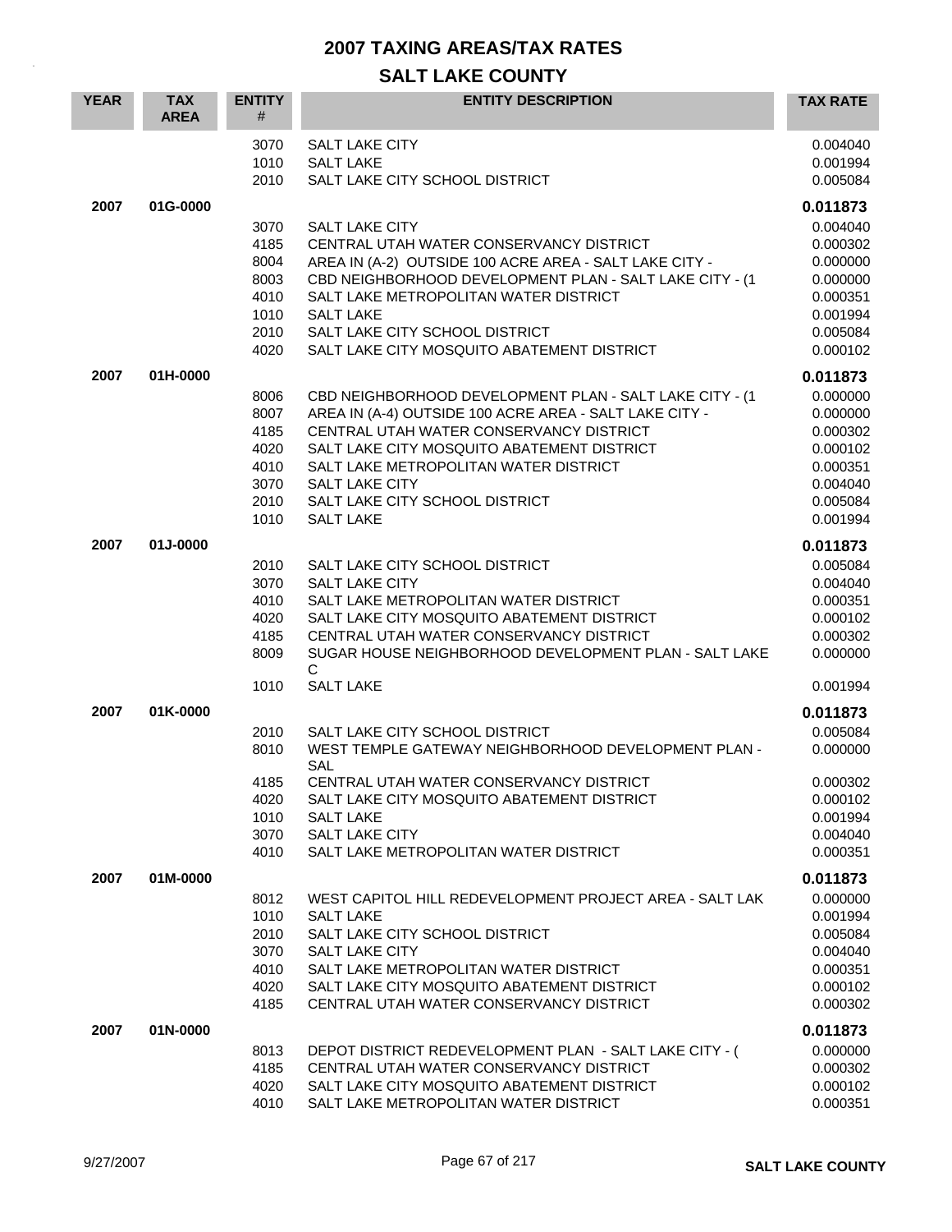# 2007 TAXING AREAS/TAX RATES

## SALT LAKE COUNTY

| YEAR | TAX AREA | ENTITY # | ENTITY DESCRIPTION | TAX RATE |
|---|---|---|---|---|
| | | 3070 | SALT LAKE CITY | 0.004040 |
| | | 1010 | SALT LAKE | 0.001994 |
| | | 2010 | SALT LAKE CITY SCHOOL DISTRICT | 0.005084 |
| **2007** | **01G-0000** | | | **0.011873** |
| | | 3070 | SALT LAKE CITY | 0.004040 |
| | | 4185 | CENTRAL UTAH WATER CONSERVANCY DISTRICT | 0.000302 |
| | | 8004 | AREA IN (A-2) OUTSIDE 100 ACRE AREA - SALT LAKE CITY - | 0.000000 |
| | | 8003 | CBD NEIGHBORHOOD DEVELOPMENT PLAN - SALT LAKE CITY - (1 | 0.000000 |
| | | 4010 | SALT LAKE METROPOLITAN WATER DISTRICT | 0.000351 |
| | | 1010 | SALT LAKE | 0.001994 |
| | | 2010 | SALT LAKE CITY SCHOOL DISTRICT | 0.005084 |
| | | 4020 | SALT LAKE CITY MOSQUITO ABATEMENT DISTRICT | 0.000102 |
| **2007** | **01H-0000** | | | **0.011873** |
| | | 8006 | CBD NEIGHBORHOOD DEVELOPMENT PLAN - SALT LAKE CITY - (1 | 0.000000 |
| | | 8007 | AREA IN (A-4) OUTSIDE 100 ACRE AREA - SALT LAKE CITY - | 0.000000 |
| | | 4185 | CENTRAL UTAH WATER CONSERVANCY DISTRICT | 0.000302 |
| | | 4020 | SALT LAKE CITY MOSQUITO ABATEMENT DISTRICT | 0.000102 |
| | | 4010 | SALT LAKE METROPOLITAN WATER DISTRICT | 0.000351 |
| | | 3070 | SALT LAKE CITY | 0.004040 |
| | | 2010 | SALT LAKE CITY SCHOOL DISTRICT | 0.005084 |
| | | 1010 | SALT LAKE | 0.001994 |
| **2007** | **01J-0000** | | | **0.011873** |
| | | 2010 | SALT LAKE CITY SCHOOL DISTRICT | 0.005084 |
| | | 3070 | SALT LAKE CITY | 0.004040 |
| | | 4010 | SALT LAKE METROPOLITAN WATER DISTRICT | 0.000351 |
| | | 4020 | SALT LAKE CITY MOSQUITO ABATEMENT DISTRICT | 0.000102 |
| | | 4185 | CENTRAL UTAH WATER CONSERVANCY DISTRICT | 0.000302 |
| | | 8009 | SUGAR HOUSE NEIGHBORHOOD DEVELOPMENT PLAN - SALT LAKE C | 0.000000 |
| | | 1010 | SALT LAKE | 0.001994 |
| **2007** | **01K-0000** | | | **0.011873** |
| | | 2010 | SALT LAKE CITY SCHOOL DISTRICT | 0.005084 |
| | | 8010 | WEST TEMPLE GATEWAY NEIGHBORHOOD DEVELOPMENT PLAN - SAL | 0.000000 |
| | | 4185 | CENTRAL UTAH WATER CONSERVANCY DISTRICT | 0.000302 |
| | | 4020 | SALT LAKE CITY MOSQUITO ABATEMENT DISTRICT | 0.000102 |
| | | 1010 | SALT LAKE | 0.001994 |
| | | 3070 | SALT LAKE CITY | 0.004040 |
| | | 4010 | SALT LAKE METROPOLITAN WATER DISTRICT | 0.000351 |
| **2007** | **01M-0000** | | | **0.011873** |
| | | 8012 | WEST CAPITOL HILL REDEVELOPMENT PROJECT AREA - SALT LAK | 0.000000 |
| | | 1010 | SALT LAKE | 0.001994 |
| | | 2010 | SALT LAKE CITY SCHOOL DISTRICT | 0.005084 |
| | | 3070 | SALT LAKE CITY | 0.004040 |
| | | 4010 | SALT LAKE METROPOLITAN WATER DISTRICT | 0.000351 |
| | | 4020 | SALT LAKE CITY MOSQUITO ABATEMENT DISTRICT | 0.000102 |
| | | 4185 | CENTRAL UTAH WATER CONSERVANCY DISTRICT | 0.000302 |
| **2007** | **01N-0000** | | | **0.011873** |
| | | 8013 | DEPOT DISTRICT REDEVELOPMENT PLAN - SALT LAKE CITY - ( | 0.000000 |
| | | 4185 | CENTRAL UTAH WATER CONSERVANCY DISTRICT | 0.000302 |
| | | 4020 | SALT LAKE CITY MOSQUITO ABATEMENT DISTRICT | 0.000102 |
| | | 4010 | SALT LAKE METROPOLITAN WATER DISTRICT | 0.000351 |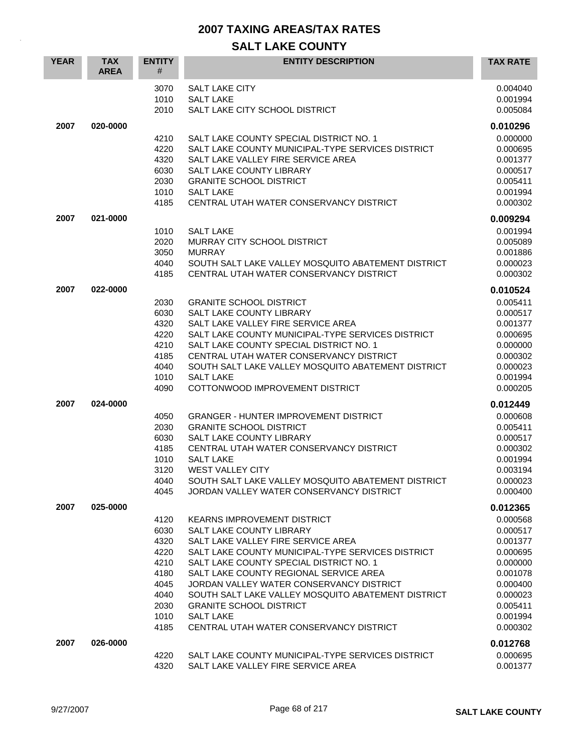# 2007 TAXING AREAS/TAX RATES

## SALT LAKE COUNTY

| YEAR | TAX AREA | ENTITY # | ENTITY DESCRIPTION | TAX RATE |
|---|---|---|---|---|
| | | 3070 | SALT LAKE CITY | 0.004040 |
| | | 1010 | SALT LAKE | 0.001994 |
| | | 2010 | SALT LAKE CITY SCHOOL DISTRICT | 0.005084 |
| **2007** | **020-0000** | | | **0.010296** |
| | | 4210 | SALT LAKE COUNTY SPECIAL DISTRICT NO. 1 | 0.000000 |
| | | 4220 | SALT LAKE COUNTY MUNICIPAL-TYPE SERVICES DISTRICT | 0.000695 |
| | | 4320 | SALT LAKE VALLEY FIRE SERVICE AREA | 0.001377 |
| | | 6030 | SALT LAKE COUNTY LIBRARY | 0.000517 |
| | | 2030 | GRANITE SCHOOL DISTRICT | 0.005411 |
| | | 1010 | SALT LAKE | 0.001994 |
| | | 4185 | CENTRAL UTAH WATER CONSERVANCY DISTRICT | 0.000302 |
| **2007** | **021-0000** | | | **0.009294** |
| | | 1010 | SALT LAKE | 0.001994 |
| | | 2020 | MURRAY CITY SCHOOL DISTRICT | 0.005089 |
| | | 3050 | MURRAY | 0.001886 |
| | | 4040 | SOUTH SALT LAKE VALLEY MOSQUITO ABATEMENT DISTRICT | 0.000023 |
| | | 4185 | CENTRAL UTAH WATER CONSERVANCY DISTRICT | 0.000302 |
| **2007** | **022-0000** | | | **0.010524** |
| | | 2030 | GRANITE SCHOOL DISTRICT | 0.005411 |
| | | 6030 | SALT LAKE COUNTY LIBRARY | 0.000517 |
| | | 4320 | SALT LAKE VALLEY FIRE SERVICE AREA | 0.001377 |
| | | 4220 | SALT LAKE COUNTY MUNICIPAL-TYPE SERVICES DISTRICT | 0.000695 |
| | | 4210 | SALT LAKE COUNTY SPECIAL DISTRICT NO. 1 | 0.000000 |
| | | 4185 | CENTRAL UTAH WATER CONSERVANCY DISTRICT | 0.000302 |
| | | 4040 | SOUTH SALT LAKE VALLEY MOSQUITO ABATEMENT DISTRICT | 0.000023 |
| | | 1010 | SALT LAKE | 0.001994 |
| | | 4090 | COTTONWOOD IMPROVEMENT DISTRICT | 0.000205 |
| **2007** | **024-0000** | | | **0.012449** |
| | | 4050 | GRANGER - HUNTER IMPROVEMENT DISTRICT | 0.000608 |
| | | 2030 | GRANITE SCHOOL DISTRICT | 0.005411 |
| | | 6030 | SALT LAKE COUNTY LIBRARY | 0.000517 |
| | | 4185 | CENTRAL UTAH WATER CONSERVANCY DISTRICT | 0.000302 |
| | | 1010 | SALT LAKE | 0.001994 |
| | | 3120 | WEST VALLEY CITY | 0.003194 |
| | | 4040 | SOUTH SALT LAKE VALLEY MOSQUITO ABATEMENT DISTRICT | 0.000023 |
| | | 4045 | JORDAN VALLEY WATER CONSERVANCY DISTRICT | 0.000400 |
| **2007** | **025-0000** | | | **0.012365** |
| | | 4120 | KEARNS IMPROVEMENT DISTRICT | 0.000568 |
| | | 6030 | SALT LAKE COUNTY LIBRARY | 0.000517 |
| | | 4320 | SALT LAKE VALLEY FIRE SERVICE AREA | 0.001377 |
| | | 4220 | SALT LAKE COUNTY MUNICIPAL-TYPE SERVICES DISTRICT | 0.000695 |
| | | 4210 | SALT LAKE COUNTY SPECIAL DISTRICT NO. 1 | 0.000000 |
| | | 4180 | SALT LAKE COUNTY REGIONAL SERVICE AREA | 0.001078 |
| | | 4045 | JORDAN VALLEY WATER CONSERVANCY DISTRICT | 0.000400 |
| | | 4040 | SOUTH SALT LAKE VALLEY MOSQUITO ABATEMENT DISTRICT | 0.000023 |
| | | 2030 | GRANITE SCHOOL DISTRICT | 0.005411 |
| | | 1010 | SALT LAKE | 0.001994 |
| | | 4185 | CENTRAL UTAH WATER CONSERVANCY DISTRICT | 0.000302 |
| **2007** | **026-0000** | | | **0.012768** |
| | | 4220 | SALT LAKE COUNTY MUNICIPAL-TYPE SERVICES DISTRICT | 0.000695 |
| | | 4320 | SALT LAKE VALLEY FIRE SERVICE AREA | 0.001377 |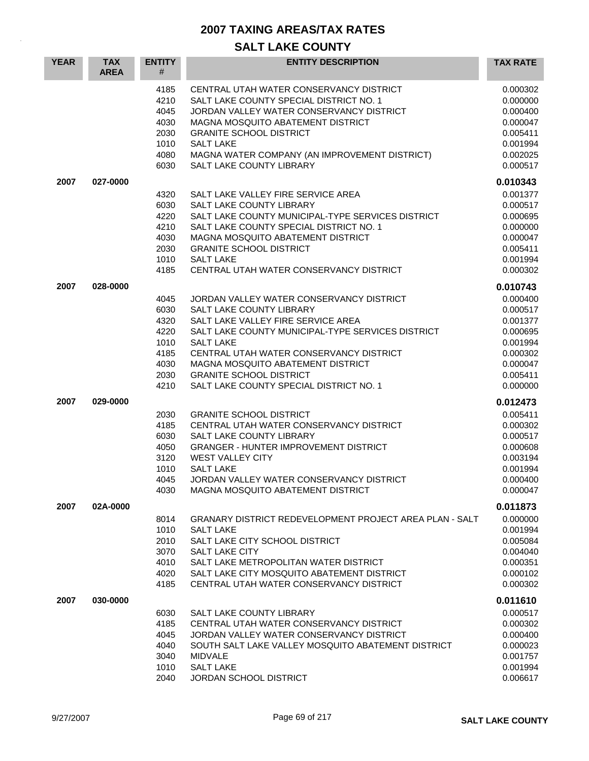# 2007 TAXING AREAS/TAX RATES

## SALT LAKE COUNTY

| YEAR | TAX AREA | ENTITY # | ENTITY DESCRIPTION | TAX RATE |
|---|---|---|---|---|
| | | 4185 | CENTRAL UTAH WATER CONSERVANCY DISTRICT | 0.000302 |
| | | 4210 | SALT LAKE COUNTY SPECIAL DISTRICT NO. 1 | 0.000000 |
| | | 4045 | JORDAN VALLEY WATER CONSERVANCY DISTRICT | 0.000400 |
| | | 4030 | MAGNA MOSQUITO ABATEMENT DISTRICT | 0.000047 |
| | | 2030 | GRANITE SCHOOL DISTRICT | 0.005411 |
| | | 1010 | SALT LAKE | 0.001994 |
| | | 4080 | MAGNA WATER COMPANY (AN IMPROVEMENT DISTRICT) | 0.002025 |
| | | 6030 | SALT LAKE COUNTY LIBRARY | 0.000517 |
| **2007** | **027-0000** | | | **0.010343** |
| | | 4320 | SALT LAKE VALLEY FIRE SERVICE AREA | 0.001377 |
| | | 6030 | SALT LAKE COUNTY LIBRARY | 0.000517 |
| | | 4220 | SALT LAKE COUNTY MUNICIPAL-TYPE SERVICES DISTRICT | 0.000695 |
| | | 4210 | SALT LAKE COUNTY SPECIAL DISTRICT NO. 1 | 0.000000 |
| | | 4030 | MAGNA MOSQUITO ABATEMENT DISTRICT | 0.000047 |
| | | 2030 | GRANITE SCHOOL DISTRICT | 0.005411 |
| | | 1010 | SALT LAKE | 0.001994 |
| | | 4185 | CENTRAL UTAH WATER CONSERVANCY DISTRICT | 0.000302 |
| **2007** | **028-0000** | | | **0.010743** |
| | | 4045 | JORDAN VALLEY WATER CONSERVANCY DISTRICT | 0.000400 |
| | | 6030 | SALT LAKE COUNTY LIBRARY | 0.000517 |
| | | 4320 | SALT LAKE VALLEY FIRE SERVICE AREA | 0.001377 |
| | | 4220 | SALT LAKE COUNTY MUNICIPAL-TYPE SERVICES DISTRICT | 0.000695 |
| | | 1010 | SALT LAKE | 0.001994 |
| | | 4185 | CENTRAL UTAH WATER CONSERVANCY DISTRICT | 0.000302 |
| | | 4030 | MAGNA MOSQUITO ABATEMENT DISTRICT | 0.000047 |
| | | 2030 | GRANITE SCHOOL DISTRICT | 0.005411 |
| | | 4210 | SALT LAKE COUNTY SPECIAL DISTRICT NO. 1 | 0.000000 |
| **2007** | **029-0000** | | | **0.012473** |
| | | 2030 | GRANITE SCHOOL DISTRICT | 0.005411 |
| | | 4185 | CENTRAL UTAH WATER CONSERVANCY DISTRICT | 0.000302 |
| | | 6030 | SALT LAKE COUNTY LIBRARY | 0.000517 |
| | | 4050 | GRANGER - HUNTER IMPROVEMENT DISTRICT | 0.000608 |
| | | 3120 | WEST VALLEY CITY | 0.003194 |
| | | 1010 | SALT LAKE | 0.001994 |
| | | 4045 | JORDAN VALLEY WATER CONSERVANCY DISTRICT | 0.000400 |
| | | 4030 | MAGNA MOSQUITO ABATEMENT DISTRICT | 0.000047 |
| **2007** | **02A-0000** | | | **0.011873** |
| | | 8014 | GRANARY DISTRICT REDEVELOPMENT PROJECT AREA PLAN - SALT | 0.000000 |
| | | 1010 | SALT LAKE | 0.001994 |
| | | 2010 | SALT LAKE CITY SCHOOL DISTRICT | 0.005084 |
| | | 3070 | SALT LAKE CITY | 0.004040 |
| | | 4010 | SALT LAKE METROPOLITAN WATER DISTRICT | 0.000351 |
| | | 4020 | SALT LAKE CITY MOSQUITO ABATEMENT DISTRICT | 0.000102 |
| | | 4185 | CENTRAL UTAH WATER CONSERVANCY DISTRICT | 0.000302 |
| **2007** | **030-0000** | | | **0.011610** |
| | | 6030 | SALT LAKE COUNTY LIBRARY | 0.000517 |
| | | 4185 | CENTRAL UTAH WATER CONSERVANCY DISTRICT | 0.000302 |
| | | 4045 | JORDAN VALLEY WATER CONSERVANCY DISTRICT | 0.000400 |
| | | 4040 | SOUTH SALT LAKE VALLEY MOSQUITO ABATEMENT DISTRICT | 0.000023 |
| | | 3040 | MIDVALE | 0.001757 |
| | | 1010 | SALT LAKE | 0.001994 |
| | | 2040 | JORDAN SCHOOL DISTRICT | 0.006617 |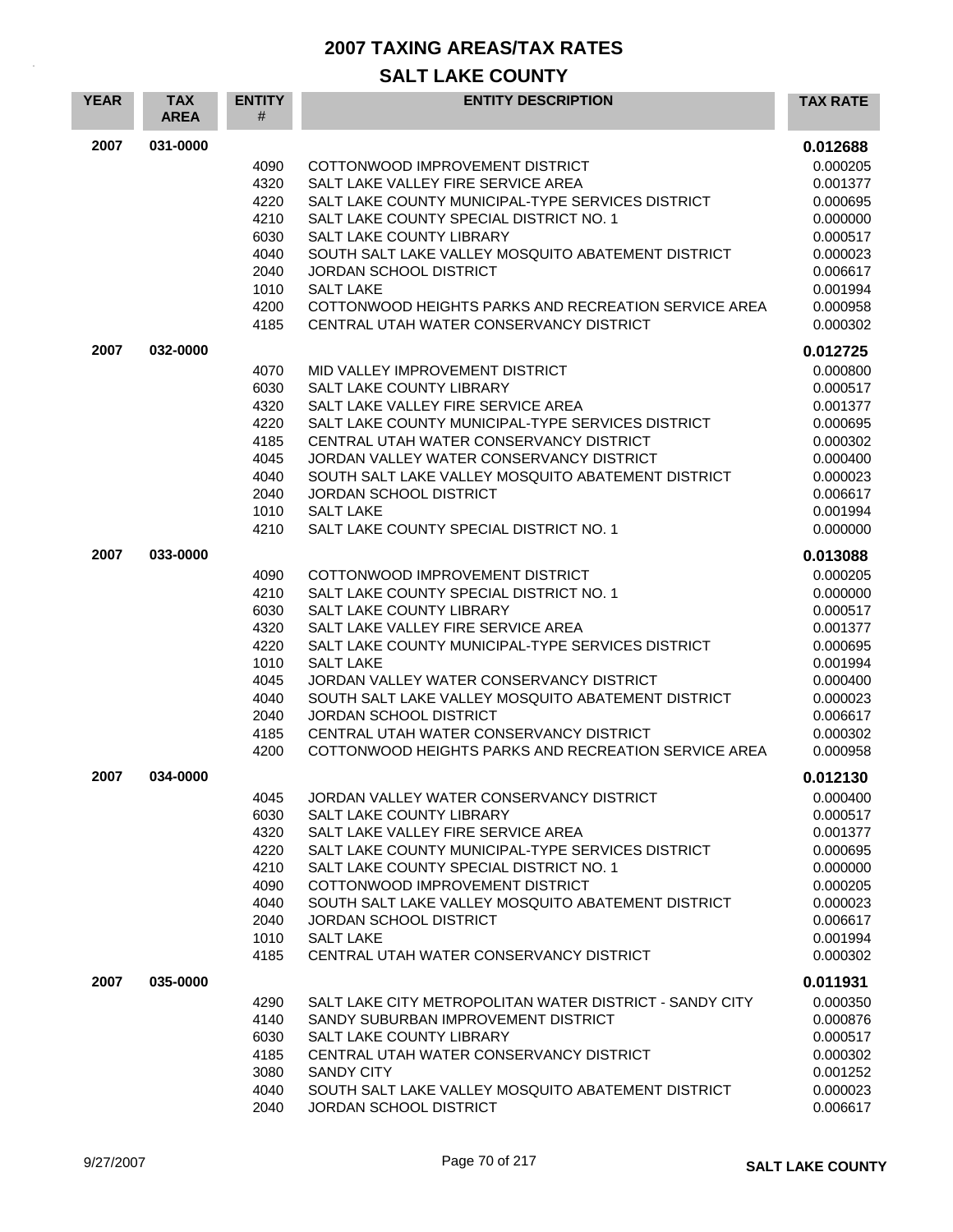# 2007 TAXING AREAS/TAX RATES

## SALT LAKE COUNTY

| YEAR | TAX AREA | ENTITY # | ENTITY DESCRIPTION | TAX RATE |
|---|---|---|---|---|
| 2007 | 031-0000 | | | **0.012688** |
| | | 4090 | COTTONWOOD IMPROVEMENT DISTRICT | 0.000205 |
| | | 4320 | SALT LAKE VALLEY FIRE SERVICE AREA | 0.001377 |
| | | 4220 | SALT LAKE COUNTY MUNICIPAL-TYPE SERVICES DISTRICT | 0.000695 |
| | | 4210 | SALT LAKE COUNTY SPECIAL DISTRICT NO. 1 | 0.000000 |
| | | 6030 | SALT LAKE COUNTY LIBRARY | 0.000517 |
| | | 4040 | SOUTH SALT LAKE VALLEY MOSQUITO ABATEMENT DISTRICT | 0.000023 |
| | | 2040 | JORDAN SCHOOL DISTRICT | 0.006617 |
| | | 1010 | SALT LAKE | 0.001994 |
| | | 4200 | COTTONWOOD HEIGHTS PARKS AND RECREATION SERVICE AREA | 0.000958 |
| | | 4185 | CENTRAL UTAH WATER CONSERVANCY DISTRICT | 0.000302 |
| 2007 | 032-0000 | | | **0.012725** |
| | | 4070 | MID VALLEY IMPROVEMENT DISTRICT | 0.000800 |
| | | 6030 | SALT LAKE COUNTY LIBRARY | 0.000517 |
| | | 4320 | SALT LAKE VALLEY FIRE SERVICE AREA | 0.001377 |
| | | 4220 | SALT LAKE COUNTY MUNICIPAL-TYPE SERVICES DISTRICT | 0.000695 |
| | | 4185 | CENTRAL UTAH WATER CONSERVANCY DISTRICT | 0.000302 |
| | | 4045 | JORDAN VALLEY WATER CONSERVANCY DISTRICT | 0.000400 |
| | | 4040 | SOUTH SALT LAKE VALLEY MOSQUITO ABATEMENT DISTRICT | 0.000023 |
| | | 2040 | JORDAN SCHOOL DISTRICT | 0.006617 |
| | | 1010 | SALT LAKE | 0.001994 |
| | | 4210 | SALT LAKE COUNTY SPECIAL DISTRICT NO. 1 | 0.000000 |
| 2007 | 033-0000 | | | **0.013088** |
| | | 4090 | COTTONWOOD IMPROVEMENT DISTRICT | 0.000205 |
| | | 4210 | SALT LAKE COUNTY SPECIAL DISTRICT NO. 1 | 0.000000 |
| | | 6030 | SALT LAKE COUNTY LIBRARY | 0.000517 |
| | | 4320 | SALT LAKE VALLEY FIRE SERVICE AREA | 0.001377 |
| | | 4220 | SALT LAKE COUNTY MUNICIPAL-TYPE SERVICES DISTRICT | 0.000695 |
| | | 1010 | SALT LAKE | 0.001994 |
| | | 4045 | JORDAN VALLEY WATER CONSERVANCY DISTRICT | 0.000400 |
| | | 4040 | SOUTH SALT LAKE VALLEY MOSQUITO ABATEMENT DISTRICT | 0.000023 |
| | | 2040 | JORDAN SCHOOL DISTRICT | 0.006617 |
| | | 4185 | CENTRAL UTAH WATER CONSERVANCY DISTRICT | 0.000302 |
| | | 4200 | COTTONWOOD HEIGHTS PARKS AND RECREATION SERVICE AREA | 0.000958 |
| 2007 | 034-0000 | | | **0.012130** |
| | | 4045 | JORDAN VALLEY WATER CONSERVANCY DISTRICT | 0.000400 |
| | | 6030 | SALT LAKE COUNTY LIBRARY | 0.000517 |
| | | 4320 | SALT LAKE VALLEY FIRE SERVICE AREA | 0.001377 |
| | | 4220 | SALT LAKE COUNTY MUNICIPAL-TYPE SERVICES DISTRICT | 0.000695 |
| | | 4210 | SALT LAKE COUNTY SPECIAL DISTRICT NO. 1 | 0.000000 |
| | | 4090 | COTTONWOOD IMPROVEMENT DISTRICT | 0.000205 |
| | | 4040 | SOUTH SALT LAKE VALLEY MOSQUITO ABATEMENT DISTRICT | 0.000023 |
| | | 2040 | JORDAN SCHOOL DISTRICT | 0.006617 |
| | | 1010 | SALT LAKE | 0.001994 |
| | | 4185 | CENTRAL UTAH WATER CONSERVANCY DISTRICT | 0.000302 |
| 2007 | 035-0000 | | | **0.011931** |
| | | 4290 | SALT LAKE CITY METROPOLITAN WATER DISTRICT - SANDY CITY | 0.000350 |
| | | 4140 | SANDY SUBURBAN IMPROVEMENT DISTRICT | 0.000876 |
| | | 6030 | SALT LAKE COUNTY LIBRARY | 0.000517 |
| | | 4185 | CENTRAL UTAH WATER CONSERVANCY DISTRICT | 0.000302 |
| | | 3080 | SANDY CITY | 0.001252 |
| | | 4040 | SOUTH SALT LAKE VALLEY MOSQUITO ABATEMENT DISTRICT | 0.000023 |
| | | 2040 | JORDAN SCHOOL DISTRICT | 0.006617 |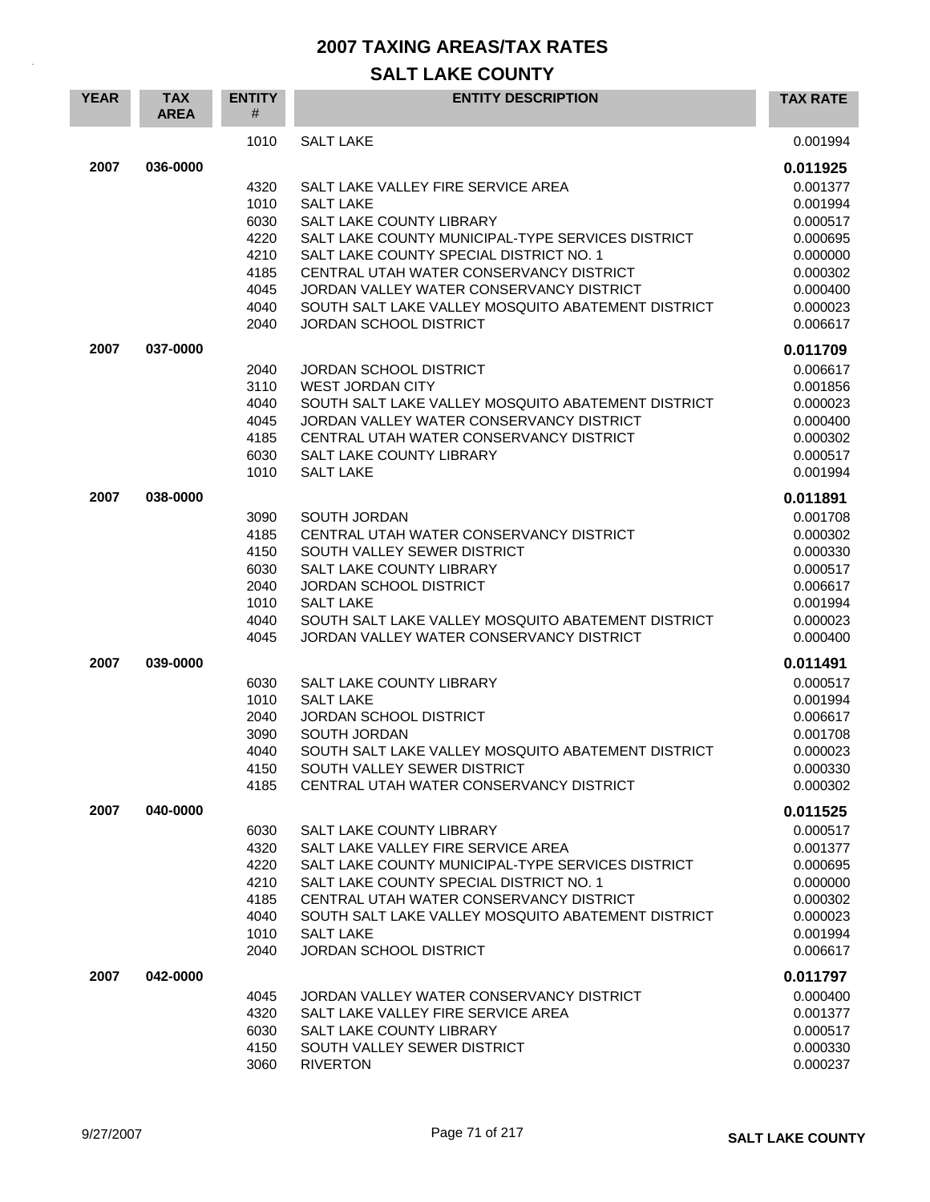# 2007 TAXING AREAS/TAX RATES

## SALT LAKE COUNTY

| YEAR | TAX AREA | ENTITY # | ENTITY DESCRIPTION | TAX RATE |
|---|---|---|---|---|
| | | 1010 | SALT LAKE | 0.001994 |
| **2007** | **036-0000** | | | **0.011925** |
| | | 4320 | SALT LAKE VALLEY FIRE SERVICE AREA | 0.001377 |
| | | 1010 | SALT LAKE | 0.001994 |
| | | 6030 | SALT LAKE COUNTY LIBRARY | 0.000517 |
| | | 4220 | SALT LAKE COUNTY MUNICIPAL-TYPE SERVICES DISTRICT | 0.000695 |
| | | 4210 | SALT LAKE COUNTY SPECIAL DISTRICT NO. 1 | 0.000000 |
| | | 4185 | CENTRAL UTAH WATER CONSERVANCY DISTRICT | 0.000302 |
| | | 4045 | JORDAN VALLEY WATER CONSERVANCY DISTRICT | 0.000400 |
| | | 4040 | SOUTH SALT LAKE VALLEY MOSQUITO ABATEMENT DISTRICT | 0.000023 |
| | | 2040 | JORDAN SCHOOL DISTRICT | 0.006617 |
| **2007** | **037-0000** | | | **0.011709** |
| | | 2040 | JORDAN SCHOOL DISTRICT | 0.006617 |
| | | 3110 | WEST JORDAN CITY | 0.001856 |
| | | 4040 | SOUTH SALT LAKE VALLEY MOSQUITO ABATEMENT DISTRICT | 0.000023 |
| | | 4045 | JORDAN VALLEY WATER CONSERVANCY DISTRICT | 0.000400 |
| | | 4185 | CENTRAL UTAH WATER CONSERVANCY DISTRICT | 0.000302 |
| | | 6030 | SALT LAKE COUNTY LIBRARY | 0.000517 |
| | | 1010 | SALT LAKE | 0.001994 |
| **2007** | **038-0000** | | | **0.011891** |
| | | 3090 | SOUTH JORDAN | 0.001708 |
| | | 4185 | CENTRAL UTAH WATER CONSERVANCY DISTRICT | 0.000302 |
| | | 4150 | SOUTH VALLEY SEWER DISTRICT | 0.000330 |
| | | 6030 | SALT LAKE COUNTY LIBRARY | 0.000517 |
| | | 2040 | JORDAN SCHOOL DISTRICT | 0.006617 |
| | | 1010 | SALT LAKE | 0.001994 |
| | | 4040 | SOUTH SALT LAKE VALLEY MOSQUITO ABATEMENT DISTRICT | 0.000023 |
| | | 4045 | JORDAN VALLEY WATER CONSERVANCY DISTRICT | 0.000400 |
| **2007** | **039-0000** | | | **0.011491** |
| | | 6030 | SALT LAKE COUNTY LIBRARY | 0.000517 |
| | | 1010 | SALT LAKE | 0.001994 |
| | | 2040 | JORDAN SCHOOL DISTRICT | 0.006617 |
| | | 3090 | SOUTH JORDAN | 0.001708 |
| | | 4040 | SOUTH SALT LAKE VALLEY MOSQUITO ABATEMENT DISTRICT | 0.000023 |
| | | 4150 | SOUTH VALLEY SEWER DISTRICT | 0.000330 |
| | | 4185 | CENTRAL UTAH WATER CONSERVANCY DISTRICT | 0.000302 |
| **2007** | **040-0000** | | | **0.011525** |
| | | 6030 | SALT LAKE COUNTY LIBRARY | 0.000517 |
| | | 4320 | SALT LAKE VALLEY FIRE SERVICE AREA | 0.001377 |
| | | 4220 | SALT LAKE COUNTY MUNICIPAL-TYPE SERVICES DISTRICT | 0.000695 |
| | | 4210 | SALT LAKE COUNTY SPECIAL DISTRICT NO. 1 | 0.000000 |
| | | 4185 | CENTRAL UTAH WATER CONSERVANCY DISTRICT | 0.000302 |
| | | 4040 | SOUTH SALT LAKE VALLEY MOSQUITO ABATEMENT DISTRICT | 0.000023 |
| | | 1010 | SALT LAKE | 0.001994 |
| | | 2040 | JORDAN SCHOOL DISTRICT | 0.006617 |
| **2007** | **042-0000** | | | **0.011797** |
| | | 4045 | JORDAN VALLEY WATER CONSERVANCY DISTRICT | 0.000400 |
| | | 4320 | SALT LAKE VALLEY FIRE SERVICE AREA | 0.001377 |
| | | 6030 | SALT LAKE COUNTY LIBRARY | 0.000517 |
| | | 4150 | SOUTH VALLEY SEWER DISTRICT | 0.000330 |
| | | 3060 | RIVERTON | 0.000237 |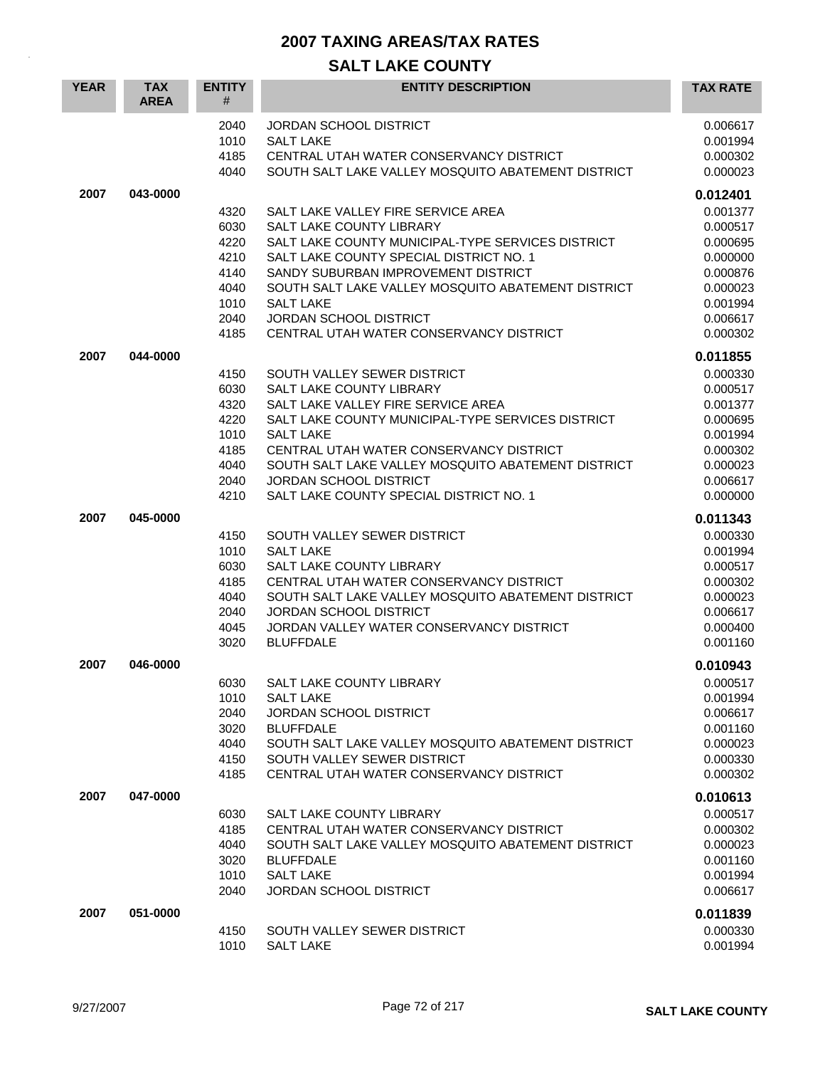# 2007 TAXING AREAS/TAX RATES

## SALT LAKE COUNTY

| YEAR | TAX AREA | ENTITY # | ENTITY DESCRIPTION | TAX RATE |
|---|---|---|---|---|
| | | 2040 | JORDAN SCHOOL DISTRICT | 0.006617 |
| | | 1010 | SALT LAKE | 0.001994 |
| | | 4185 | CENTRAL UTAH WATER CONSERVANCY DISTRICT | 0.000302 |
| | | 4040 | SOUTH SALT LAKE VALLEY MOSQUITO ABATEMENT DISTRICT | 0.000023 |
| **2007** | **043-0000** | | | **0.012401** |
| | | 4320 | SALT LAKE VALLEY FIRE SERVICE AREA | 0.001377 |
| | | 6030 | SALT LAKE COUNTY LIBRARY | 0.000517 |
| | | 4220 | SALT LAKE COUNTY MUNICIPAL-TYPE SERVICES DISTRICT | 0.000695 |
| | | 4210 | SALT LAKE COUNTY SPECIAL DISTRICT NO. 1 | 0.000000 |
| | | 4140 | SANDY SUBURBAN IMPROVEMENT DISTRICT | 0.000876 |
| | | 4040 | SOUTH SALT LAKE VALLEY MOSQUITO ABATEMENT DISTRICT | 0.000023 |
| | | 1010 | SALT LAKE | 0.001994 |
| | | 2040 | JORDAN SCHOOL DISTRICT | 0.006617 |
| | | 4185 | CENTRAL UTAH WATER CONSERVANCY DISTRICT | 0.000302 |
| **2007** | **044-0000** | | | **0.011855** |
| | | 4150 | SOUTH VALLEY SEWER DISTRICT | 0.000330 |
| | | 6030 | SALT LAKE COUNTY LIBRARY | 0.000517 |
| | | 4320 | SALT LAKE VALLEY FIRE SERVICE AREA | 0.001377 |
| | | 4220 | SALT LAKE COUNTY MUNICIPAL-TYPE SERVICES DISTRICT | 0.000695 |
| | | 1010 | SALT LAKE | 0.001994 |
| | | 4185 | CENTRAL UTAH WATER CONSERVANCY DISTRICT | 0.000302 |
| | | 4040 | SOUTH SALT LAKE VALLEY MOSQUITO ABATEMENT DISTRICT | 0.000023 |
| | | 2040 | JORDAN SCHOOL DISTRICT | 0.006617 |
| | | 4210 | SALT LAKE COUNTY SPECIAL DISTRICT NO. 1 | 0.000000 |
| **2007** | **045-0000** | | | **0.011343** |
| | | 4150 | SOUTH VALLEY SEWER DISTRICT | 0.000330 |
| | | 1010 | SALT LAKE | 0.001994 |
| | | 6030 | SALT LAKE COUNTY LIBRARY | 0.000517 |
| | | 4185 | CENTRAL UTAH WATER CONSERVANCY DISTRICT | 0.000302 |
| | | 4040 | SOUTH SALT LAKE VALLEY MOSQUITO ABATEMENT DISTRICT | 0.000023 |
| | | 2040 | JORDAN SCHOOL DISTRICT | 0.006617 |
| | | 4045 | JORDAN VALLEY WATER CONSERVANCY DISTRICT | 0.000400 |
| | | 3020 | BLUFFDALE | 0.001160 |
| **2007** | **046-0000** | | | **0.010943** |
| | | 6030 | SALT LAKE COUNTY LIBRARY | 0.000517 |
| | | 1010 | SALT LAKE | 0.001994 |
| | | 2040 | JORDAN SCHOOL DISTRICT | 0.006617 |
| | | 3020 | BLUFFDALE | 0.001160 |
| | | 4040 | SOUTH SALT LAKE VALLEY MOSQUITO ABATEMENT DISTRICT | 0.000023 |
| | | 4150 | SOUTH VALLEY SEWER DISTRICT | 0.000330 |
| | | 4185 | CENTRAL UTAH WATER CONSERVANCY DISTRICT | 0.000302 |
| **2007** | **047-0000** | | | **0.010613** |
| | | 6030 | SALT LAKE COUNTY LIBRARY | 0.000517 |
| | | 4185 | CENTRAL UTAH WATER CONSERVANCY DISTRICT | 0.000302 |
| | | 4040 | SOUTH SALT LAKE VALLEY MOSQUITO ABATEMENT DISTRICT | 0.000023 |
| | | 3020 | BLUFFDALE | 0.001160 |
| | | 1010 | SALT LAKE | 0.001994 |
| | | 2040 | JORDAN SCHOOL DISTRICT | 0.006617 |
| **2007** | **051-0000** | | | **0.011839** |
| | | 4150 | SOUTH VALLEY SEWER DISTRICT | 0.000330 |
| | | 1010 | SALT LAKE | 0.001994 |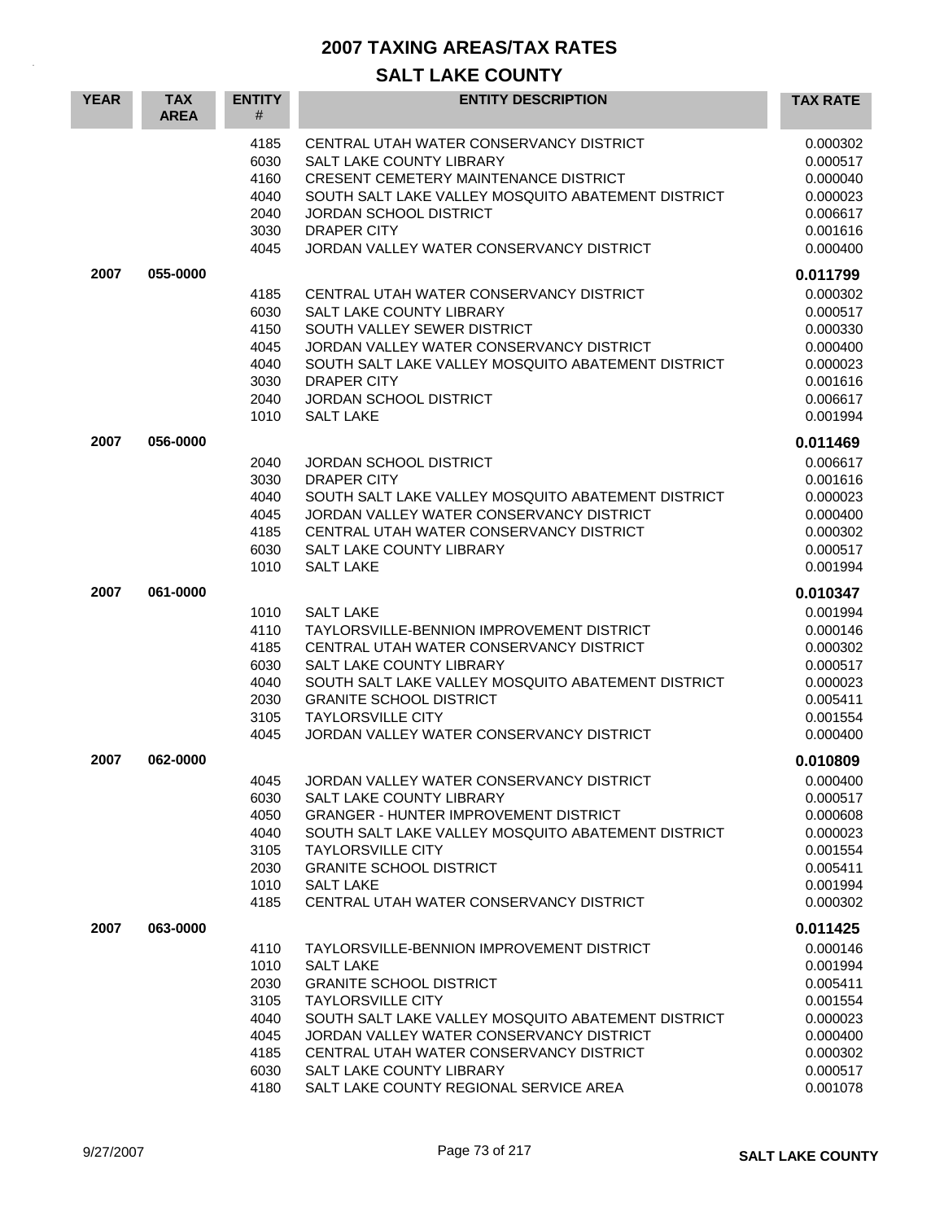# 2007 TAXING AREAS/TAX RATES

## SALT LAKE COUNTY

| YEAR | TAX AREA | ENTITY # | ENTITY DESCRIPTION | TAX RATE |
|---|---|---|---|---|
| | | 4185 | CENTRAL UTAH WATER CONSERVANCY DISTRICT | 0.000302 |
| | | 6030 | SALT LAKE COUNTY LIBRARY | 0.000517 |
| | | 4160 | CRESENT CEMETERY MAINTENANCE DISTRICT | 0.000040 |
| | | 4040 | SOUTH SALT LAKE VALLEY MOSQUITO ABATEMENT DISTRICT | 0.000023 |
| | | 2040 | JORDAN SCHOOL DISTRICT | 0.006617 |
| | | 3030 | DRAPER CITY | 0.001616 |
| | | 4045 | JORDAN VALLEY WATER CONSERVANCY DISTRICT | 0.000400 |
| **2007** | **055-0000** | | | **0.011799** |
| | | 4185 | CENTRAL UTAH WATER CONSERVANCY DISTRICT | 0.000302 |
| | | 6030 | SALT LAKE COUNTY LIBRARY | 0.000517 |
| | | 4150 | SOUTH VALLEY SEWER DISTRICT | 0.000330 |
| | | 4045 | JORDAN VALLEY WATER CONSERVANCY DISTRICT | 0.000400 |
| | | 4040 | SOUTH SALT LAKE VALLEY MOSQUITO ABATEMENT DISTRICT | 0.000023 |
| | | 3030 | DRAPER CITY | 0.001616 |
| | | 2040 | JORDAN SCHOOL DISTRICT | 0.006617 |
| | | 1010 | SALT LAKE | 0.001994 |
| **2007** | **056-0000** | | | **0.011469** |
| | | 2040 | JORDAN SCHOOL DISTRICT | 0.006617 |
| | | 3030 | DRAPER CITY | 0.001616 |
| | | 4040 | SOUTH SALT LAKE VALLEY MOSQUITO ABATEMENT DISTRICT | 0.000023 |
| | | 4045 | JORDAN VALLEY WATER CONSERVANCY DISTRICT | 0.000400 |
| | | 4185 | CENTRAL UTAH WATER CONSERVANCY DISTRICT | 0.000302 |
| | | 6030 | SALT LAKE COUNTY LIBRARY | 0.000517 |
| | | 1010 | SALT LAKE | 0.001994 |
| **2007** | **061-0000** | | | **0.010347** |
| | | 1010 | SALT LAKE | 0.001994 |
| | | 4110 | TAYLORSVILLE-BENNION IMPROVEMENT DISTRICT | 0.000146 |
| | | 4185 | CENTRAL UTAH WATER CONSERVANCY DISTRICT | 0.000302 |
| | | 6030 | SALT LAKE COUNTY LIBRARY | 0.000517 |
| | | 4040 | SOUTH SALT LAKE VALLEY MOSQUITO ABATEMENT DISTRICT | 0.000023 |
| | | 2030 | GRANITE SCHOOL DISTRICT | 0.005411 |
| | | 3105 | TAYLORSVILLE CITY | 0.001554 |
| | | 4045 | JORDAN VALLEY WATER CONSERVANCY DISTRICT | 0.000400 |
| **2007** | **062-0000** | | | **0.010809** |
| | | 4045 | JORDAN VALLEY WATER CONSERVANCY DISTRICT | 0.000400 |
| | | 6030 | SALT LAKE COUNTY LIBRARY | 0.000517 |
| | | 4050 | GRANGER - HUNTER IMPROVEMENT DISTRICT | 0.000608 |
| | | 4040 | SOUTH SALT LAKE VALLEY MOSQUITO ABATEMENT DISTRICT | 0.000023 |
| | | 3105 | TAYLORSVILLE CITY | 0.001554 |
| | | 2030 | GRANITE SCHOOL DISTRICT | 0.005411 |
| | | 1010 | SALT LAKE | 0.001994 |
| | | 4185 | CENTRAL UTAH WATER CONSERVANCY DISTRICT | 0.000302 |
| **2007** | **063-0000** | | | **0.011425** |
| | | 4110 | TAYLORSVILLE-BENNION IMPROVEMENT DISTRICT | 0.000146 |
| | | 1010 | SALT LAKE | 0.001994 |
| | | 2030 | GRANITE SCHOOL DISTRICT | 0.005411 |
| | | 3105 | TAYLORSVILLE CITY | 0.001554 |
| | | 4040 | SOUTH SALT LAKE VALLEY MOSQUITO ABATEMENT DISTRICT | 0.000023 |
| | | 4045 | JORDAN VALLEY WATER CONSERVANCY DISTRICT | 0.000400 |
| | | 4185 | CENTRAL UTAH WATER CONSERVANCY DISTRICT | 0.000302 |
| | | 6030 | SALT LAKE COUNTY LIBRARY | 0.000517 |
| | | 4180 | SALT LAKE COUNTY REGIONAL SERVICE AREA | 0.001078 |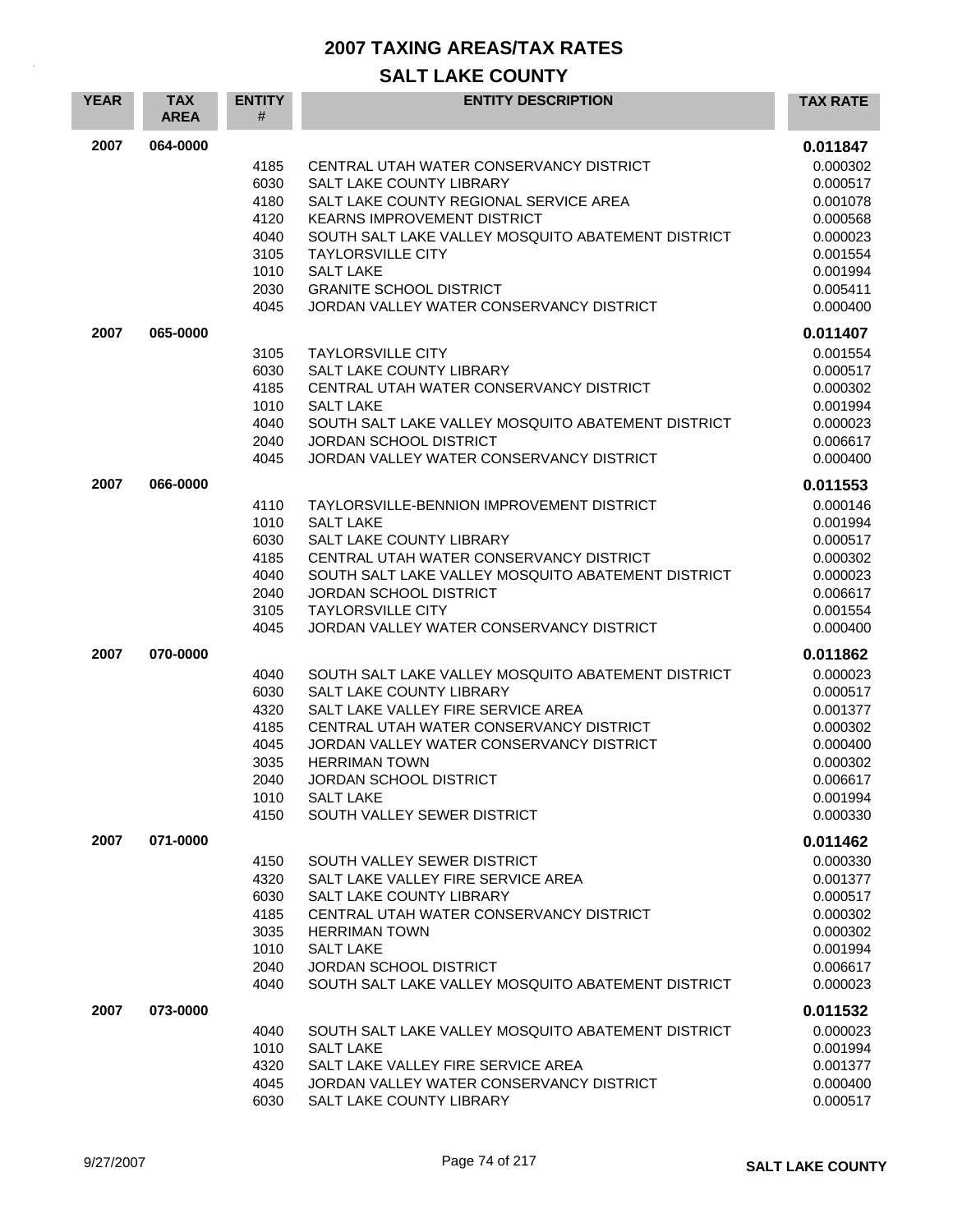# 2007 TAXING AREAS/TAX RATES

## SALT LAKE COUNTY

| YEAR | TAX AREA | ENTITY # | ENTITY DESCRIPTION | TAX RATE |
|---|---|---|---|---|
| 2007 | 064-0000 | | | 0.011847 |
| | | 4185 | CENTRAL UTAH WATER CONSERVANCY DISTRICT | 0.000302 |
| | | 6030 | SALT LAKE COUNTY LIBRARY | 0.000517 |
| | | 4180 | SALT LAKE COUNTY REGIONAL SERVICE AREA | 0.001078 |
| | | 4120 | KEARNS IMPROVEMENT DISTRICT | 0.000568 |
| | | 4040 | SOUTH SALT LAKE VALLEY MOSQUITO ABATEMENT DISTRICT | 0.000023 |
| | | 3105 | TAYLORSVILLE CITY | 0.001554 |
| | | 1010 | SALT LAKE | 0.001994 |
| | | 2030 | GRANITE SCHOOL DISTRICT | 0.005411 |
| | | 4045 | JORDAN VALLEY WATER CONSERVANCY DISTRICT | 0.000400 |
| 2007 | 065-0000 | | | 0.011407 |
| | | 3105 | TAYLORSVILLE CITY | 0.001554 |
| | | 6030 | SALT LAKE COUNTY LIBRARY | 0.000517 |
| | | 4185 | CENTRAL UTAH WATER CONSERVANCY DISTRICT | 0.000302 |
| | | 1010 | SALT LAKE | 0.001994 |
| | | 4040 | SOUTH SALT LAKE VALLEY MOSQUITO ABATEMENT DISTRICT | 0.000023 |
| | | 2040 | JORDAN SCHOOL DISTRICT | 0.006617 |
| | | 4045 | JORDAN VALLEY WATER CONSERVANCY DISTRICT | 0.000400 |
| 2007 | 066-0000 | | | 0.011553 |
| | | 4110 | TAYLORSVILLE-BENNION IMPROVEMENT DISTRICT | 0.000146 |
| | | 1010 | SALT LAKE | 0.001994 |
| | | 6030 | SALT LAKE COUNTY LIBRARY | 0.000517 |
| | | 4185 | CENTRAL UTAH WATER CONSERVANCY DISTRICT | 0.000302 |
| | | 4040 | SOUTH SALT LAKE VALLEY MOSQUITO ABATEMENT DISTRICT | 0.000023 |
| | | 2040 | JORDAN SCHOOL DISTRICT | 0.006617 |
| | | 3105 | TAYLORSVILLE CITY | 0.001554 |
| | | 4045 | JORDAN VALLEY WATER CONSERVANCY DISTRICT | 0.000400 |
| 2007 | 070-0000 | | | 0.011862 |
| | | 4040 | SOUTH SALT LAKE VALLEY MOSQUITO ABATEMENT DISTRICT | 0.000023 |
| | | 6030 | SALT LAKE COUNTY LIBRARY | 0.000517 |
| | | 4320 | SALT LAKE VALLEY FIRE SERVICE AREA | 0.001377 |
| | | 4185 | CENTRAL UTAH WATER CONSERVANCY DISTRICT | 0.000302 |
| | | 4045 | JORDAN VALLEY WATER CONSERVANCY DISTRICT | 0.000400 |
| | | 3035 | HERRIMAN TOWN | 0.000302 |
| | | 2040 | JORDAN SCHOOL DISTRICT | 0.006617 |
| | | 1010 | SALT LAKE | 0.001994 |
| | | 4150 | SOUTH VALLEY SEWER DISTRICT | 0.000330 |
| 2007 | 071-0000 | | | 0.011462 |
| | | 4150 | SOUTH VALLEY SEWER DISTRICT | 0.000330 |
| | | 4320 | SALT LAKE VALLEY FIRE SERVICE AREA | 0.001377 |
| | | 6030 | SALT LAKE COUNTY LIBRARY | 0.000517 |
| | | 4185 | CENTRAL UTAH WATER CONSERVANCY DISTRICT | 0.000302 |
| | | 3035 | HERRIMAN TOWN | 0.000302 |
| | | 1010 | SALT LAKE | 0.001994 |
| | | 2040 | JORDAN SCHOOL DISTRICT | 0.006617 |
| | | 4040 | SOUTH SALT LAKE VALLEY MOSQUITO ABATEMENT DISTRICT | 0.000023 |
| 2007 | 073-0000 | | | 0.011532 |
| | | 4040 | SOUTH SALT LAKE VALLEY MOSQUITO ABATEMENT DISTRICT | 0.000023 |
| | | 1010 | SALT LAKE | 0.001994 |
| | | 4320 | SALT LAKE VALLEY FIRE SERVICE AREA | 0.001377 |
| | | 4045 | JORDAN VALLEY WATER CONSERVANCY DISTRICT | 0.000400 |
| | | 6030 | SALT LAKE COUNTY LIBRARY | 0.000517 |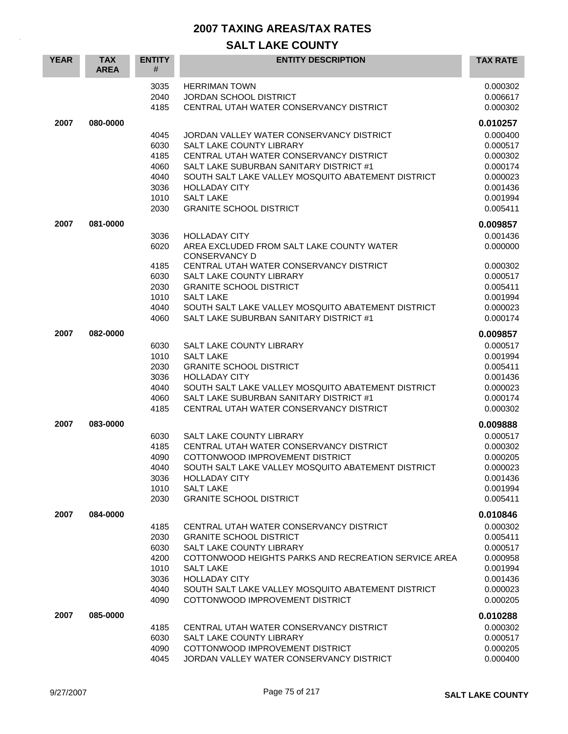# 2007 TAXING AREAS/TAX RATES

## SALT LAKE COUNTY

| YEAR | TAX AREA | ENTITY # | ENTITY DESCRIPTION | TAX RATE |
|---|---|---|---|---|
| | | 3035 | HERRIMAN TOWN | 0.000302 |
| | | 2040 | JORDAN SCHOOL DISTRICT | 0.006617 |
| | | 4185 | CENTRAL UTAH WATER CONSERVANCY DISTRICT | 0.000302 |
| **2007** | **080-0000** | | | **0.010257** |
| | | 4045 | JORDAN VALLEY WATER CONSERVANCY DISTRICT | 0.000400 |
| | | 6030 | SALT LAKE COUNTY LIBRARY | 0.000517 |
| | | 4185 | CENTRAL UTAH WATER CONSERVANCY DISTRICT | 0.000302 |
| | | 4060 | SALT LAKE SUBURBAN SANITARY DISTRICT #1 | 0.000174 |
| | | 4040 | SOUTH SALT LAKE VALLEY MOSQUITO ABATEMENT DISTRICT | 0.000023 |
| | | 3036 | HOLLADAY CITY | 0.001436 |
| | | 1010 | SALT LAKE | 0.001994 |
| | | 2030 | GRANITE SCHOOL DISTRICT | 0.005411 |
| **2007** | **081-0000** | | | **0.009857** |
| | | 3036 | HOLLADAY CITY | 0.001436 |
| | | 6020 | AREA EXCLUDED FROM SALT LAKE COUNTY WATER CONSERVANCY D | 0.000000 |
| | | 4185 | CENTRAL UTAH WATER CONSERVANCY DISTRICT | 0.000302 |
| | | 6030 | SALT LAKE COUNTY LIBRARY | 0.000517 |
| | | 2030 | GRANITE SCHOOL DISTRICT | 0.005411 |
| | | 1010 | SALT LAKE | 0.001994 |
| | | 4040 | SOUTH SALT LAKE VALLEY MOSQUITO ABATEMENT DISTRICT | 0.000023 |
| | | 4060 | SALT LAKE SUBURBAN SANITARY DISTRICT #1 | 0.000174 |
| **2007** | **082-0000** | | | **0.009857** |
| | | 6030 | SALT LAKE COUNTY LIBRARY | 0.000517 |
| | | 1010 | SALT LAKE | 0.001994 |
| | | 2030 | GRANITE SCHOOL DISTRICT | 0.005411 |
| | | 3036 | HOLLADAY CITY | 0.001436 |
| | | 4040 | SOUTH SALT LAKE VALLEY MOSQUITO ABATEMENT DISTRICT | 0.000023 |
| | | 4060 | SALT LAKE SUBURBAN SANITARY DISTRICT #1 | 0.000174 |
| | | 4185 | CENTRAL UTAH WATER CONSERVANCY DISTRICT | 0.000302 |
| **2007** | **083-0000** | | | **0.009888** |
| | | 6030 | SALT LAKE COUNTY LIBRARY | 0.000517 |
| | | 4185 | CENTRAL UTAH WATER CONSERVANCY DISTRICT | 0.000302 |
| | | 4090 | COTTONWOOD IMPROVEMENT DISTRICT | 0.000205 |
| | | 4040 | SOUTH SALT LAKE VALLEY MOSQUITO ABATEMENT DISTRICT | 0.000023 |
| | | 3036 | HOLLADAY CITY | 0.001436 |
| | | 1010 | SALT LAKE | 0.001994 |
| | | 2030 | GRANITE SCHOOL DISTRICT | 0.005411 |
| **2007** | **084-0000** | | | **0.010846** |
| | | 4185 | CENTRAL UTAH WATER CONSERVANCY DISTRICT | 0.000302 |
| | | 2030 | GRANITE SCHOOL DISTRICT | 0.005411 |
| | | 6030 | SALT LAKE COUNTY LIBRARY | 0.000517 |
| | | 4200 | COTTONWOOD HEIGHTS PARKS AND RECREATION SERVICE AREA | 0.000958 |
| | | 1010 | SALT LAKE | 0.001994 |
| | | 3036 | HOLLADAY CITY | 0.001436 |
| | | 4040 | SOUTH SALT LAKE VALLEY MOSQUITO ABATEMENT DISTRICT | 0.000023 |
| | | 4090 | COTTONWOOD IMPROVEMENT DISTRICT | 0.000205 |
| **2007** | **085-0000** | | | **0.010288** |
| | | 4185 | CENTRAL UTAH WATER CONSERVANCY DISTRICT | 0.000302 |
| | | 6030 | SALT LAKE COUNTY LIBRARY | 0.000517 |
| | | 4090 | COTTONWOOD IMPROVEMENT DISTRICT | 0.000205 |
| | | 4045 | JORDAN VALLEY WATER CONSERVANCY DISTRICT | 0.000400 |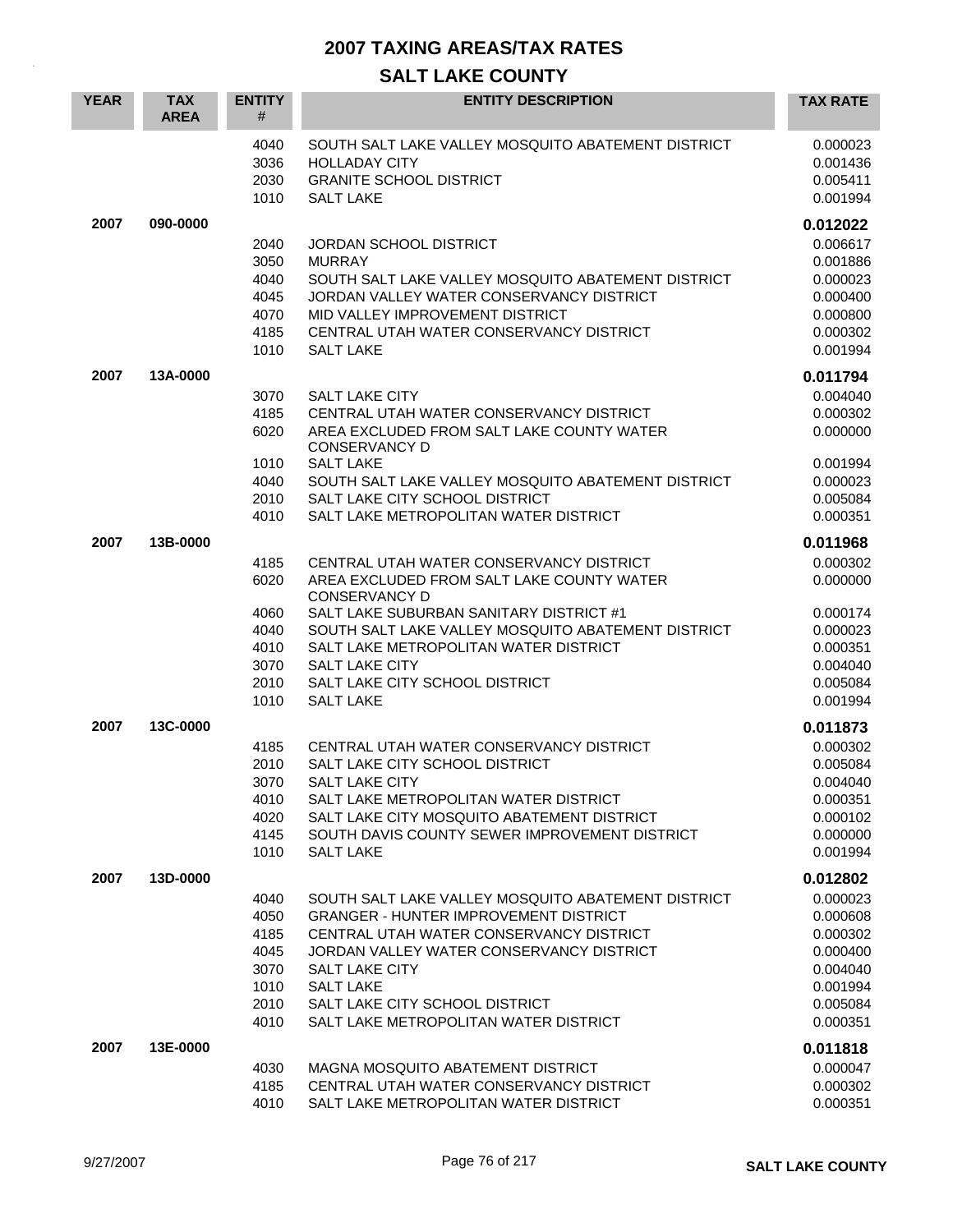# 2007 TAXING AREAS/TAX RATES

## SALT LAKE COUNTY

| YEAR | TAX AREA | ENTITY # | ENTITY DESCRIPTION | TAX RATE |
|---|---|---|---|---|
| | | 4040 | SOUTH SALT LAKE VALLEY MOSQUITO ABATEMENT DISTRICT | 0.000023 |
| | | 3036 | HOLLADAY CITY | 0.001436 |
| | | 2030 | GRANITE SCHOOL DISTRICT | 0.005411 |
| | | 1010 | SALT LAKE | 0.001994 |
| **2007** | **090-0000** | | | **0.012022** |
| | | 2040 | JORDAN SCHOOL DISTRICT | 0.006617 |
| | | 3050 | MURRAY | 0.001886 |
| | | 4040 | SOUTH SALT LAKE VALLEY MOSQUITO ABATEMENT DISTRICT | 0.000023 |
| | | 4045 | JORDAN VALLEY WATER CONSERVANCY DISTRICT | 0.000400 |
| | | 4070 | MID VALLEY IMPROVEMENT DISTRICT | 0.000800 |
| | | 4185 | CENTRAL UTAH WATER CONSERVANCY DISTRICT | 0.000302 |
| | | 1010 | SALT LAKE | 0.001994 |
| **2007** | **13A-0000** | | | **0.011794** |
| | | 3070 | SALT LAKE CITY | 0.004040 |
| | | 4185 | CENTRAL UTAH WATER CONSERVANCY DISTRICT | 0.000302 |
| | | 6020 | AREA EXCLUDED FROM SALT LAKE COUNTY WATER CONSERVANCY D | 0.000000 |
| | | 1010 | SALT LAKE | 0.001994 |
| | | 4040 | SOUTH SALT LAKE VALLEY MOSQUITO ABATEMENT DISTRICT | 0.000023 |
| | | 2010 | SALT LAKE CITY SCHOOL DISTRICT | 0.005084 |
| | | 4010 | SALT LAKE METROPOLITAN WATER DISTRICT | 0.000351 |
| **2007** | **13B-0000** | | | **0.011968** |
| | | 4185 | CENTRAL UTAH WATER CONSERVANCY DISTRICT | 0.000302 |
| | | 6020 | AREA EXCLUDED FROM SALT LAKE COUNTY WATER CONSERVANCY D | 0.000000 |
| | | 4060 | SALT LAKE SUBURBAN SANITARY DISTRICT #1 | 0.000174 |
| | | 4040 | SOUTH SALT LAKE VALLEY MOSQUITO ABATEMENT DISTRICT | 0.000023 |
| | | 4010 | SALT LAKE METROPOLITAN WATER DISTRICT | 0.000351 |
| | | 3070 | SALT LAKE CITY | 0.004040 |
| | | 2010 | SALT LAKE CITY SCHOOL DISTRICT | 0.005084 |
| | | 1010 | SALT LAKE | 0.001994 |
| **2007** | **13C-0000** | | | **0.011873** |
| | | 4185 | CENTRAL UTAH WATER CONSERVANCY DISTRICT | 0.000302 |
| | | 2010 | SALT LAKE CITY SCHOOL DISTRICT | 0.005084 |
| | | 3070 | SALT LAKE CITY | 0.004040 |
| | | 4010 | SALT LAKE METROPOLITAN WATER DISTRICT | 0.000351 |
| | | 4020 | SALT LAKE CITY MOSQUITO ABATEMENT DISTRICT | 0.000102 |
| | | 4145 | SOUTH DAVIS COUNTY SEWER IMPROVEMENT DISTRICT | 0.000000 |
| | | 1010 | SALT LAKE | 0.001994 |
| **2007** | **13D-0000** | | | **0.012802** |
| | | 4040 | SOUTH SALT LAKE VALLEY MOSQUITO ABATEMENT DISTRICT | 0.000023 |
| | | 4050 | GRANGER - HUNTER IMPROVEMENT DISTRICT | 0.000608 |
| | | 4185 | CENTRAL UTAH WATER CONSERVANCY DISTRICT | 0.000302 |
| | | 4045 | JORDAN VALLEY WATER CONSERVANCY DISTRICT | 0.000400 |
| | | 3070 | SALT LAKE CITY | 0.004040 |
| | | 1010 | SALT LAKE | 0.001994 |
| | | 2010 | SALT LAKE CITY SCHOOL DISTRICT | 0.005084 |
| | | 4010 | SALT LAKE METROPOLITAN WATER DISTRICT | 0.000351 |
| **2007** | **13E-0000** | | | **0.011818** |
| | | 4030 | MAGNA MOSQUITO ABATEMENT DISTRICT | 0.000047 |
| | | 4185 | CENTRAL UTAH WATER CONSERVANCY DISTRICT | 0.000302 |
| | | 4010 | SALT LAKE METROPOLITAN WATER DISTRICT | 0.000351 |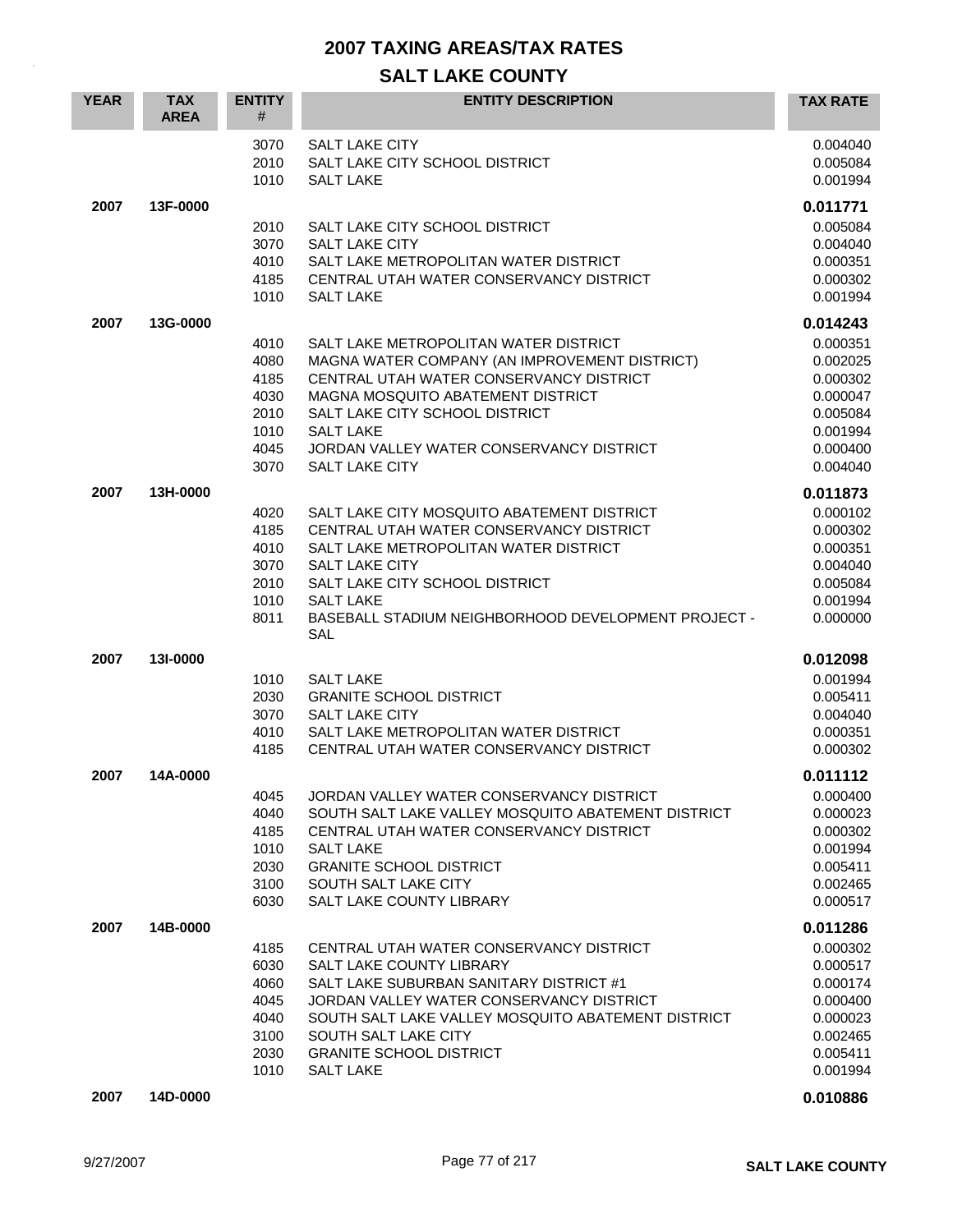# 2007 TAXING AREAS/TAX RATES

## SALT LAKE COUNTY

| YEAR | TAX AREA | ENTITY # | ENTITY DESCRIPTION | TAX RATE |
|---|---|---|---|---|
| | | 3070 | SALT LAKE CITY | 0.004040 |
| | | 2010 | SALT LAKE CITY SCHOOL DISTRICT | 0.005084 |
| | | 1010 | SALT LAKE | 0.001994 |
| **2007** | **13F-0000** | | | **0.011771** |
| | | 2010 | SALT LAKE CITY SCHOOL DISTRICT | 0.005084 |
| | | 3070 | SALT LAKE CITY | 0.004040 |
| | | 4010 | SALT LAKE METROPOLITAN WATER DISTRICT | 0.000351 |
| | | 4185 | CENTRAL UTAH WATER CONSERVANCY DISTRICT | 0.000302 |
| | | 1010 | SALT LAKE | 0.001994 |
| **2007** | **13G-0000** | | | **0.014243** |
| | | 4010 | SALT LAKE METROPOLITAN WATER DISTRICT | 0.000351 |
| | | 4080 | MAGNA WATER COMPANY (AN IMPROVEMENT DISTRICT) | 0.002025 |
| | | 4185 | CENTRAL UTAH WATER CONSERVANCY DISTRICT | 0.000302 |
| | | 4030 | MAGNA MOSQUITO ABATEMENT DISTRICT | 0.000047 |
| | | 2010 | SALT LAKE CITY SCHOOL DISTRICT | 0.005084 |
| | | 1010 | SALT LAKE | 0.001994 |
| | | 4045 | JORDAN VALLEY WATER CONSERVANCY DISTRICT | 0.000400 |
| | | 3070 | SALT LAKE CITY | 0.004040 |
| **2007** | **13H-0000** | | | **0.011873** |
| | | 4020 | SALT LAKE CITY MOSQUITO ABATEMENT DISTRICT | 0.000102 |
| | | 4185 | CENTRAL UTAH WATER CONSERVANCY DISTRICT | 0.000302 |
| | | 4010 | SALT LAKE METROPOLITAN WATER DISTRICT | 0.000351 |
| | | 3070 | SALT LAKE CITY | 0.004040 |
| | | 2010 | SALT LAKE CITY SCHOOL DISTRICT | 0.005084 |
| | | 1010 | SALT LAKE | 0.001994 |
| | | 8011 | BASEBALL STADIUM NEIGHBORHOOD DEVELOPMENT PROJECT - SAL | 0.000000 |
| **2007** | **13I-0000** | | | **0.012098** |
| | | 1010 | SALT LAKE | 0.001994 |
| | | 2030 | GRANITE SCHOOL DISTRICT | 0.005411 |
| | | 3070 | SALT LAKE CITY | 0.004040 |
| | | 4010 | SALT LAKE METROPOLITAN WATER DISTRICT | 0.000351 |
| | | 4185 | CENTRAL UTAH WATER CONSERVANCY DISTRICT | 0.000302 |
| **2007** | **14A-0000** | | | **0.011112** |
| | | 4045 | JORDAN VALLEY WATER CONSERVANCY DISTRICT | 0.000400 |
| | | 4040 | SOUTH SALT LAKE VALLEY MOSQUITO ABATEMENT DISTRICT | 0.000023 |
| | | 4185 | CENTRAL UTAH WATER CONSERVANCY DISTRICT | 0.000302 |
| | | 1010 | SALT LAKE | 0.001994 |
| | | 2030 | GRANITE SCHOOL DISTRICT | 0.005411 |
| | | 3100 | SOUTH SALT LAKE CITY | 0.002465 |
| | | 6030 | SALT LAKE COUNTY LIBRARY | 0.000517 |
| **2007** | **14B-0000** | | | **0.011286** |
| | | 4185 | CENTRAL UTAH WATER CONSERVANCY DISTRICT | 0.000302 |
| | | 6030 | SALT LAKE COUNTY LIBRARY | 0.000517 |
| | | 4060 | SALT LAKE SUBURBAN SANITARY DISTRICT #1 | 0.000174 |
| | | 4045 | JORDAN VALLEY WATER CONSERVANCY DISTRICT | 0.000400 |
| | | 4040 | SOUTH SALT LAKE VALLEY MOSQUITO ABATEMENT DISTRICT | 0.000023 |
| | | 3100 | SOUTH SALT LAKE CITY | 0.002465 |
| | | 2030 | GRANITE SCHOOL DISTRICT | 0.005411 |
| | | 1010 | SALT LAKE | 0.001994 |
| **2007** | **14D-0000** | | | **0.010886** |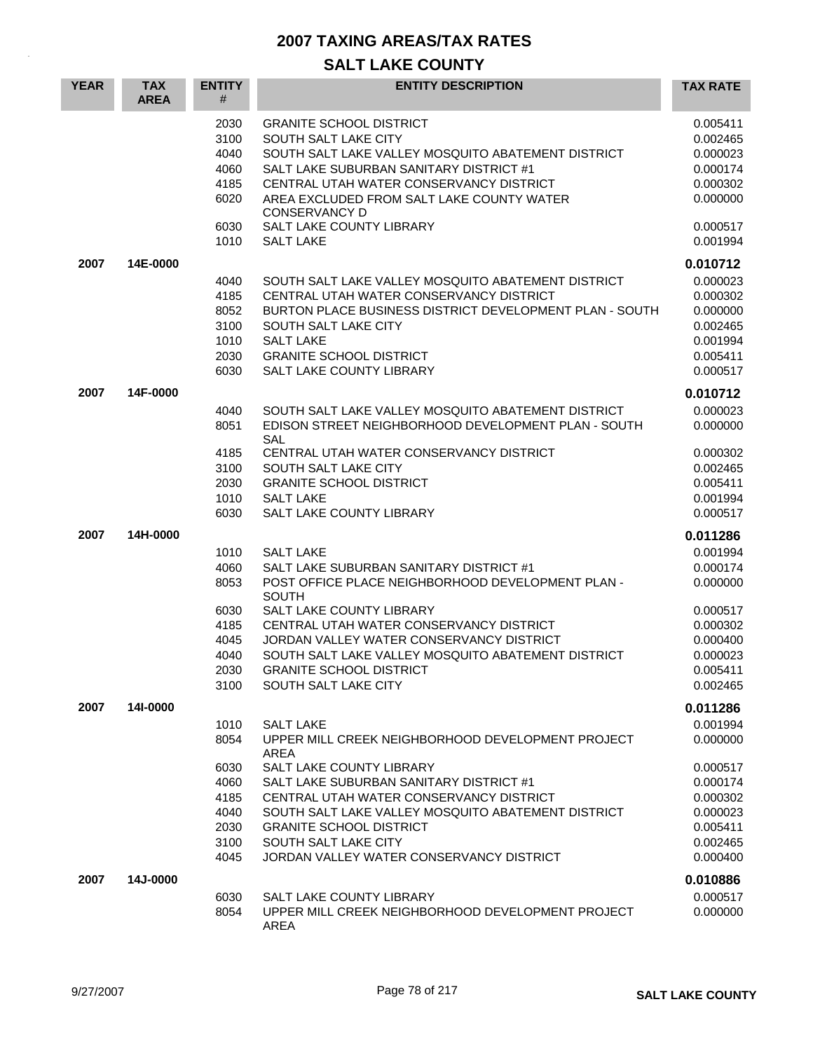# 2007 TAXING AREAS/TAX RATES

## SALT LAKE COUNTY

| YEAR | TAX AREA | ENTITY # | ENTITY DESCRIPTION | TAX RATE |
|---|---|---|---|---|
| | | 2030 | GRANITE SCHOOL DISTRICT | 0.005411 |
| | | 3100 | SOUTH SALT LAKE CITY | 0.002465 |
| | | 4040 | SOUTH SALT LAKE VALLEY MOSQUITO ABATEMENT DISTRICT | 0.000023 |
| | | 4060 | SALT LAKE SUBURBAN SANITARY DISTRICT #1 | 0.000174 |
| | | 4185 | CENTRAL UTAH WATER CONSERVANCY DISTRICT | 0.000302 |
| | | 6020 | AREA EXCLUDED FROM SALT LAKE COUNTY WATER CONSERVANCY D | 0.000000 |
| | | 6030 | SALT LAKE COUNTY LIBRARY | 0.000517 |
| | | 1010 | SALT LAKE | 0.001994 |
| **2007** | **14E-0000** | | | **0.010712** |
| | | 4040 | SOUTH SALT LAKE VALLEY MOSQUITO ABATEMENT DISTRICT | 0.000023 |
| | | 4185 | CENTRAL UTAH WATER CONSERVANCY DISTRICT | 0.000302 |
| | | 8052 | BURTON PLACE BUSINESS DISTRICT DEVELOPMENT PLAN - SOUTH | 0.000000 |
| | | 3100 | SOUTH SALT LAKE CITY | 0.002465 |
| | | 1010 | SALT LAKE | 0.001994 |
| | | 2030 | GRANITE SCHOOL DISTRICT | 0.005411 |
| | | 6030 | SALT LAKE COUNTY LIBRARY | 0.000517 |
| **2007** | **14F-0000** | | | **0.010712** |
| | | 4040 | SOUTH SALT LAKE VALLEY MOSQUITO ABATEMENT DISTRICT | 0.000023 |
| | | 8051 | EDISON STREET NEIGHBORHOOD DEVELOPMENT PLAN - SOUTH SAL | 0.000000 |
| | | 4185 | CENTRAL UTAH WATER CONSERVANCY DISTRICT | 0.000302 |
| | | 3100 | SOUTH SALT LAKE CITY | 0.002465 |
| | | 2030 | GRANITE SCHOOL DISTRICT | 0.005411 |
| | | 1010 | SALT LAKE | 0.001994 |
| | | 6030 | SALT LAKE COUNTY LIBRARY | 0.000517 |
| **2007** | **14H-0000** | | | **0.011286** |
| | | 1010 | SALT LAKE | 0.001994 |
| | | 4060 | SALT LAKE SUBURBAN SANITARY DISTRICT #1 | 0.000174 |
| | | 8053 | POST OFFICE PLACE NEIGHBORHOOD DEVELOPMENT PLAN - SOUTH | 0.000000 |
| | | 6030 | SALT LAKE COUNTY LIBRARY | 0.000517 |
| | | 4185 | CENTRAL UTAH WATER CONSERVANCY DISTRICT | 0.000302 |
| | | 4045 | JORDAN VALLEY WATER CONSERVANCY DISTRICT | 0.000400 |
| | | 4040 | SOUTH SALT LAKE VALLEY MOSQUITO ABATEMENT DISTRICT | 0.000023 |
| | | 2030 | GRANITE SCHOOL DISTRICT | 0.005411 |
| | | 3100 | SOUTH SALT LAKE CITY | 0.002465 |
| **2007** | **14I-0000** | | | **0.011286** |
| | | 1010 | SALT LAKE | 0.001994 |
| | | 8054 | UPPER MILL CREEK NEIGHBORHOOD DEVELOPMENT PROJECT AREA | 0.000000 |
| | | 6030 | SALT LAKE COUNTY LIBRARY | 0.000517 |
| | | 4060 | SALT LAKE SUBURBAN SANITARY DISTRICT #1 | 0.000174 |
| | | 4185 | CENTRAL UTAH WATER CONSERVANCY DISTRICT | 0.000302 |
| | | 4040 | SOUTH SALT LAKE VALLEY MOSQUITO ABATEMENT DISTRICT | 0.000023 |
| | | 2030 | GRANITE SCHOOL DISTRICT | 0.005411 |
| | | 3100 | SOUTH SALT LAKE CITY | 0.002465 |
| | | 4045 | JORDAN VALLEY WATER CONSERVANCY DISTRICT | 0.000400 |
| **2007** | **14J-0000** | | | **0.010886** |
| | | 6030 | SALT LAKE COUNTY LIBRARY | 0.000517 |
| | | 8054 | UPPER MILL CREEK NEIGHBORHOOD DEVELOPMENT PROJECT AREA | 0.000000 |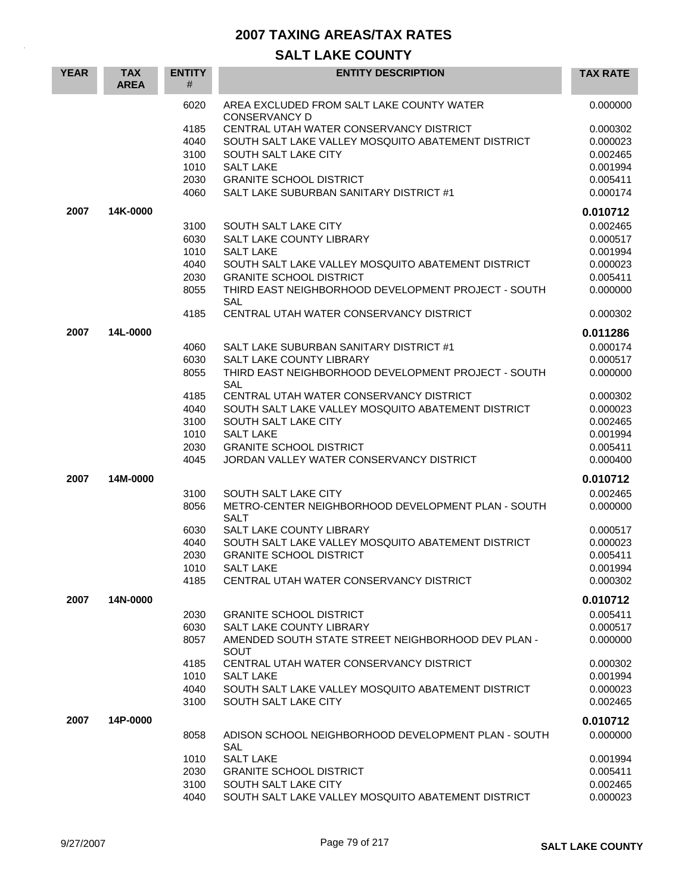# 2007 TAXING AREAS/TAX RATES

## SALT LAKE COUNTY

| YEAR | TAX AREA | ENTITY # | ENTITY DESCRIPTION | TAX RATE |
|---|---|---|---|---|
| | | 6020 | AREA EXCLUDED FROM SALT LAKE COUNTY WATER CONSERVANCY D | 0.000000 |
| | | 4185 | CENTRAL UTAH WATER CONSERVANCY DISTRICT | 0.000302 |
| | | 4040 | SOUTH SALT LAKE VALLEY MOSQUITO ABATEMENT DISTRICT | 0.000023 |
| | | 3100 | SOUTH SALT LAKE CITY | 0.002465 |
| | | 1010 | SALT LAKE | 0.001994 |
| | | 2030 | GRANITE SCHOOL DISTRICT | 0.005411 |
| | | 4060 | SALT LAKE SUBURBAN SANITARY DISTRICT #1 | 0.000174 |
| **2007** | **14K-0000** | | | **0.010712** |
| | | 3100 | SOUTH SALT LAKE CITY | 0.002465 |
| | | 6030 | SALT LAKE COUNTY LIBRARY | 0.000517 |
| | | 1010 | SALT LAKE | 0.001994 |
| | | 4040 | SOUTH SALT LAKE VALLEY MOSQUITO ABATEMENT DISTRICT | 0.000023 |
| | | 2030 | GRANITE SCHOOL DISTRICT | 0.005411 |
| | | 8055 | THIRD EAST NEIGHBORHOOD DEVELOPMENT PROJECT - SOUTH SAL | 0.000000 |
| | | 4185 | CENTRAL UTAH WATER CONSERVANCY DISTRICT | 0.000302 |
| **2007** | **14L-0000** | | | **0.011286** |
| | | 4060 | SALT LAKE SUBURBAN SANITARY DISTRICT #1 | 0.000174 |
| | | 6030 | SALT LAKE COUNTY LIBRARY | 0.000517 |
| | | 8055 | THIRD EAST NEIGHBORHOOD DEVELOPMENT PROJECT - SOUTH SAL | 0.000000 |
| | | 4185 | CENTRAL UTAH WATER CONSERVANCY DISTRICT | 0.000302 |
| | | 4040 | SOUTH SALT LAKE VALLEY MOSQUITO ABATEMENT DISTRICT | 0.000023 |
| | | 3100 | SOUTH SALT LAKE CITY | 0.002465 |
| | | 1010 | SALT LAKE | 0.001994 |
| | | 2030 | GRANITE SCHOOL DISTRICT | 0.005411 |
| | | 4045 | JORDAN VALLEY WATER CONSERVANCY DISTRICT | 0.000400 |
| **2007** | **14M-0000** | | | **0.010712** |
| | | 3100 | SOUTH SALT LAKE CITY | 0.002465 |
| | | 8056 | METRO-CENTER NEIGHBORHOOD DEVELOPMENT PLAN - SOUTH SALT | 0.000000 |
| | | 6030 | SALT LAKE COUNTY LIBRARY | 0.000517 |
| | | 4040 | SOUTH SALT LAKE VALLEY MOSQUITO ABATEMENT DISTRICT | 0.000023 |
| | | 2030 | GRANITE SCHOOL DISTRICT | 0.005411 |
| | | 1010 | SALT LAKE | 0.001994 |
| | | 4185 | CENTRAL UTAH WATER CONSERVANCY DISTRICT | 0.000302 |
| **2007** | **14N-0000** | | | **0.010712** |
| | | 2030 | GRANITE SCHOOL DISTRICT | 0.005411 |
| | | 6030 | SALT LAKE COUNTY LIBRARY | 0.000517 |
| | | 8057 | AMENDED SOUTH STATE STREET NEIGHBORHOOD DEV PLAN - SOUT | 0.000000 |
| | | 4185 | CENTRAL UTAH WATER CONSERVANCY DISTRICT | 0.000302 |
| | | 1010 | SALT LAKE | 0.001994 |
| | | 4040 | SOUTH SALT LAKE VALLEY MOSQUITO ABATEMENT DISTRICT | 0.000023 |
| | | 3100 | SOUTH SALT LAKE CITY | 0.002465 |
| **2007** | **14P-0000** | | | **0.010712** |
| | | 8058 | ADISON SCHOOL NEIGHBORHOOD DEVELOPMENT PLAN - SOUTH SAL | 0.000000 |
| | | 1010 | SALT LAKE | 0.001994 |
| | | 2030 | GRANITE SCHOOL DISTRICT | 0.005411 |
| | | 3100 | SOUTH SALT LAKE CITY | 0.002465 |
| | | 4040 | SOUTH SALT LAKE VALLEY MOSQUITO ABATEMENT DISTRICT | 0.000023 |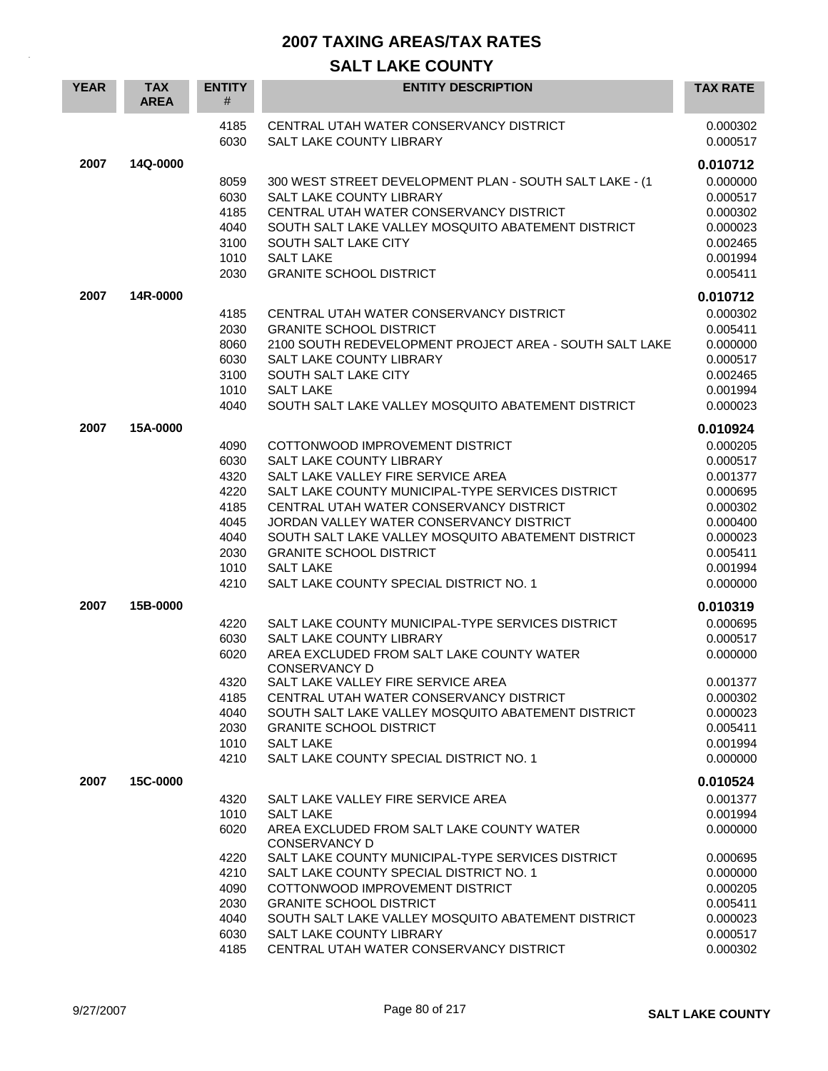# 2007 TAXING AREAS/TAX RATES

## SALT LAKE COUNTY

| YEAR | TAX AREA | ENTITY # | ENTITY DESCRIPTION | TAX RATE |
|---|---|---|---|---|
| | | 4185 | CENTRAL UTAH WATER CONSERVANCY DISTRICT | 0.000302 |
| | | 6030 | SALT LAKE COUNTY LIBRARY | 0.000517 |
| **2007** | **14Q-0000** | | | **0.010712** |
| | | 8059 | 300 WEST STREET DEVELOPMENT PLAN - SOUTH SALT LAKE - (1 | 0.000000 |
| | | 6030 | SALT LAKE COUNTY LIBRARY | 0.000517 |
| | | 4185 | CENTRAL UTAH WATER CONSERVANCY DISTRICT | 0.000302 |
| | | 4040 | SOUTH SALT LAKE VALLEY MOSQUITO ABATEMENT DISTRICT | 0.000023 |
| | | 3100 | SOUTH SALT LAKE CITY | 0.002465 |
| | | 1010 | SALT LAKE | 0.001994 |
| | | 2030 | GRANITE SCHOOL DISTRICT | 0.005411 |
| **2007** | **14R-0000** | | | **0.010712** |
| | | 4185 | CENTRAL UTAH WATER CONSERVANCY DISTRICT | 0.000302 |
| | | 2030 | GRANITE SCHOOL DISTRICT | 0.005411 |
| | | 8060 | 2100 SOUTH REDEVELOPMENT PROJECT AREA - SOUTH SALT LAKE | 0.000000 |
| | | 6030 | SALT LAKE COUNTY LIBRARY | 0.000517 |
| | | 3100 | SOUTH SALT LAKE CITY | 0.002465 |
| | | 1010 | SALT LAKE | 0.001994 |
| | | 4040 | SOUTH SALT LAKE VALLEY MOSQUITO ABATEMENT DISTRICT | 0.000023 |
| **2007** | **15A-0000** | | | **0.010924** |
| | | 4090 | COTTONWOOD IMPROVEMENT DISTRICT | 0.000205 |
| | | 6030 | SALT LAKE COUNTY LIBRARY | 0.000517 |
| | | 4320 | SALT LAKE VALLEY FIRE SERVICE AREA | 0.001377 |
| | | 4220 | SALT LAKE COUNTY MUNICIPAL-TYPE SERVICES DISTRICT | 0.000695 |
| | | 4185 | CENTRAL UTAH WATER CONSERVANCY DISTRICT | 0.000302 |
| | | 4045 | JORDAN VALLEY WATER CONSERVANCY DISTRICT | 0.000400 |
| | | 4040 | SOUTH SALT LAKE VALLEY MOSQUITO ABATEMENT DISTRICT | 0.000023 |
| | | 2030 | GRANITE SCHOOL DISTRICT | 0.005411 |
| | | 1010 | SALT LAKE | 0.001994 |
| | | 4210 | SALT LAKE COUNTY SPECIAL DISTRICT NO. 1 | 0.000000 |
| **2007** | **15B-0000** | | | **0.010319** |
| | | 4220 | SALT LAKE COUNTY MUNICIPAL-TYPE SERVICES DISTRICT | 0.000695 |
| | | 6030 | SALT LAKE COUNTY LIBRARY | 0.000517 |
| | | 6020 | AREA EXCLUDED FROM SALT LAKE COUNTY WATER CONSERVANCY D | 0.000000 |
| | | 4320 | SALT LAKE VALLEY FIRE SERVICE AREA | 0.001377 |
| | | 4185 | CENTRAL UTAH WATER CONSERVANCY DISTRICT | 0.000302 |
| | | 4040 | SOUTH SALT LAKE VALLEY MOSQUITO ABATEMENT DISTRICT | 0.000023 |
| | | 2030 | GRANITE SCHOOL DISTRICT | 0.005411 |
| | | 1010 | SALT LAKE | 0.001994 |
| | | 4210 | SALT LAKE COUNTY SPECIAL DISTRICT NO. 1 | 0.000000 |
| **2007** | **15C-0000** | | | **0.010524** |
| | | 4320 | SALT LAKE VALLEY FIRE SERVICE AREA | 0.001377 |
| | | 1010 | SALT LAKE | 0.001994 |
| | | 6020 | AREA EXCLUDED FROM SALT LAKE COUNTY WATER CONSERVANCY D | 0.000000 |
| | | 4220 | SALT LAKE COUNTY MUNICIPAL-TYPE SERVICES DISTRICT | 0.000695 |
| | | 4210 | SALT LAKE COUNTY SPECIAL DISTRICT NO. 1 | 0.000000 |
| | | 4090 | COTTONWOOD IMPROVEMENT DISTRICT | 0.000205 |
| | | 2030 | GRANITE SCHOOL DISTRICT | 0.005411 |
| | | 4040 | SOUTH SALT LAKE VALLEY MOSQUITO ABATEMENT DISTRICT | 0.000023 |
| | | 6030 | SALT LAKE COUNTY LIBRARY | 0.000517 |
| | | 4185 | CENTRAL UTAH WATER CONSERVANCY DISTRICT | 0.000302 |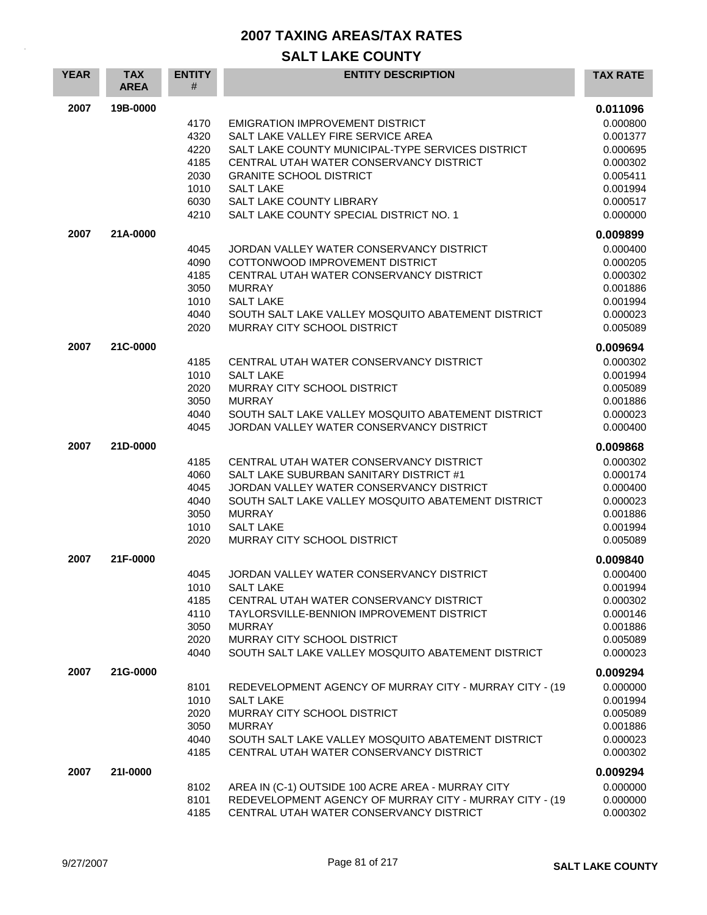# 2007 TAXING AREAS/TAX RATES

## SALT LAKE COUNTY

| YEAR | TAX AREA | ENTITY # | ENTITY DESCRIPTION | TAX RATE |
|---|---|---|---|---|
| 2007 | 19B-0000 | | | **0.011096** |
| | | 4170 | EMIGRATION IMPROVEMENT DISTRICT | 0.000800 |
| | | 4320 | SALT LAKE VALLEY FIRE SERVICE AREA | 0.001377 |
| | | 4220 | SALT LAKE COUNTY MUNICIPAL-TYPE SERVICES DISTRICT | 0.000695 |
| | | 4185 | CENTRAL UTAH WATER CONSERVANCY DISTRICT | 0.000302 |
| | | 2030 | GRANITE SCHOOL DISTRICT | 0.005411 |
| | | 1010 | SALT LAKE | 0.001994 |
| | | 6030 | SALT LAKE COUNTY LIBRARY | 0.000517 |
| | | 4210 | SALT LAKE COUNTY SPECIAL DISTRICT NO. 1 | 0.000000 |
| 2007 | 21A-0000 | | | **0.009899** |
| | | 4045 | JORDAN VALLEY WATER CONSERVANCY DISTRICT | 0.000400 |
| | | 4090 | COTTONWOOD IMPROVEMENT DISTRICT | 0.000205 |
| | | 4185 | CENTRAL UTAH WATER CONSERVANCY DISTRICT | 0.000302 |
| | | 3050 | MURRAY | 0.001886 |
| | | 1010 | SALT LAKE | 0.001994 |
| | | 4040 | SOUTH SALT LAKE VALLEY MOSQUITO ABATEMENT DISTRICT | 0.000023 |
| | | 2020 | MURRAY CITY SCHOOL DISTRICT | 0.005089 |
| 2007 | 21C-0000 | | | **0.009694** |
| | | 4185 | CENTRAL UTAH WATER CONSERVANCY DISTRICT | 0.000302 |
| | | 1010 | SALT LAKE | 0.001994 |
| | | 2020 | MURRAY CITY SCHOOL DISTRICT | 0.005089 |
| | | 3050 | MURRAY | 0.001886 |
| | | 4040 | SOUTH SALT LAKE VALLEY MOSQUITO ABATEMENT DISTRICT | 0.000023 |
| | | 4045 | JORDAN VALLEY WATER CONSERVANCY DISTRICT | 0.000400 |
| 2007 | 21D-0000 | | | **0.009868** |
| | | 4185 | CENTRAL UTAH WATER CONSERVANCY DISTRICT | 0.000302 |
| | | 4060 | SALT LAKE SUBURBAN SANITARY DISTRICT #1 | 0.000174 |
| | | 4045 | JORDAN VALLEY WATER CONSERVANCY DISTRICT | 0.000400 |
| | | 4040 | SOUTH SALT LAKE VALLEY MOSQUITO ABATEMENT DISTRICT | 0.000023 |
| | | 3050 | MURRAY | 0.001886 |
| | | 1010 | SALT LAKE | 0.001994 |
| | | 2020 | MURRAY CITY SCHOOL DISTRICT | 0.005089 |
| 2007 | 21F-0000 | | | **0.009840** |
| | | 4045 | JORDAN VALLEY WATER CONSERVANCY DISTRICT | 0.000400 |
| | | 1010 | SALT LAKE | 0.001994 |
| | | 4185 | CENTRAL UTAH WATER CONSERVANCY DISTRICT | 0.000302 |
| | | 4110 | TAYLORSVILLE-BENNION IMPROVEMENT DISTRICT | 0.000146 |
| | | 3050 | MURRAY | 0.001886 |
| | | 2020 | MURRAY CITY SCHOOL DISTRICT | 0.005089 |
| | | 4040 | SOUTH SALT LAKE VALLEY MOSQUITO ABATEMENT DISTRICT | 0.000023 |
| 2007 | 21G-0000 | | | **0.009294** |
| | | 8101 | REDEVELOPMENT AGENCY OF MURRAY CITY - MURRAY CITY - (19 | 0.000000 |
| | | 1010 | SALT LAKE | 0.001994 |
| | | 2020 | MURRAY CITY SCHOOL DISTRICT | 0.005089 |
| | | 3050 | MURRAY | 0.001886 |
| | | 4040 | SOUTH SALT LAKE VALLEY MOSQUITO ABATEMENT DISTRICT | 0.000023 |
| | | 4185 | CENTRAL UTAH WATER CONSERVANCY DISTRICT | 0.000302 |
| 2007 | 21I-0000 | | | **0.009294** |
| | | 8102 | AREA IN (C-1) OUTSIDE 100 ACRE AREA - MURRAY CITY | 0.000000 |
| | | 8101 | REDEVELOPMENT AGENCY OF MURRAY CITY - MURRAY CITY - (19 | 0.000000 |
| | | 4185 | CENTRAL UTAH WATER CONSERVANCY DISTRICT | 0.000302 |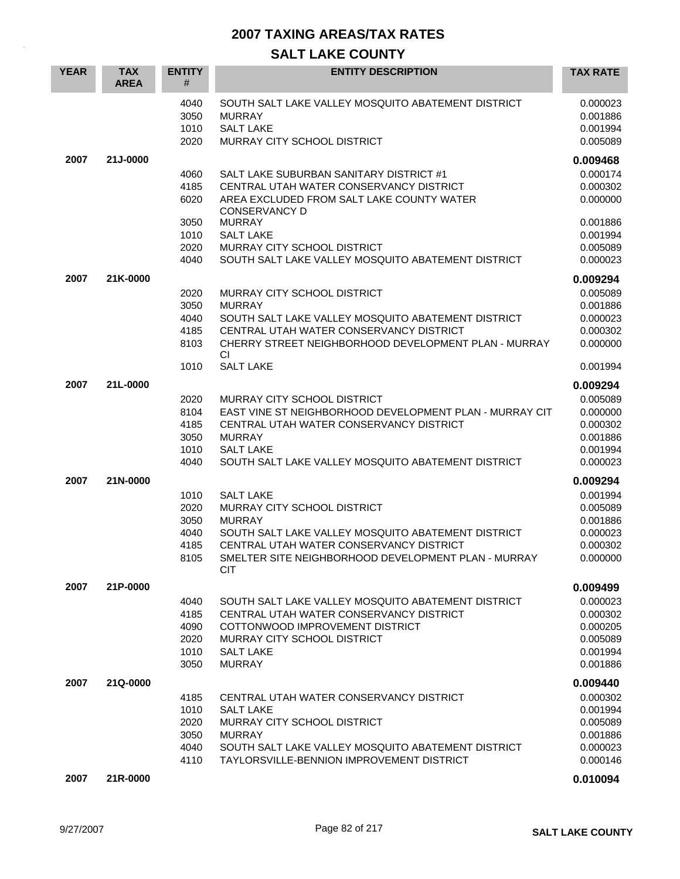# 2007 TAXING AREAS/TAX RATES

## SALT LAKE COUNTY

| YEAR | TAX AREA | ENTITY # | ENTITY DESCRIPTION | TAX RATE |
|---|---|---|---|---|
| | | 4040 | SOUTH SALT LAKE VALLEY MOSQUITO ABATEMENT DISTRICT | 0.000023 |
| | | 3050 | MURRAY | 0.001886 |
| | | 1010 | SALT LAKE | 0.001994 |
| | | 2020 | MURRAY CITY SCHOOL DISTRICT | 0.005089 |
| **2007** | **21J-0000** | | | **0.009468** |
| | | 4060 | SALT LAKE SUBURBAN SANITARY DISTRICT #1 | 0.000174 |
| | | 4185 | CENTRAL UTAH WATER CONSERVANCY DISTRICT | 0.000302 |
| | | 6020 | AREA EXCLUDED FROM SALT LAKE COUNTY WATER CONSERVANCY D | 0.000000 |
| | | 3050 | MURRAY | 0.001886 |
| | | 1010 | SALT LAKE | 0.001994 |
| | | 2020 | MURRAY CITY SCHOOL DISTRICT | 0.005089 |
| | | 4040 | SOUTH SALT LAKE VALLEY MOSQUITO ABATEMENT DISTRICT | 0.000023 |
| **2007** | **21K-0000** | | | **0.009294** |
| | | 2020 | MURRAY CITY SCHOOL DISTRICT | 0.005089 |
| | | 3050 | MURRAY | 0.001886 |
| | | 4040 | SOUTH SALT LAKE VALLEY MOSQUITO ABATEMENT DISTRICT | 0.000023 |
| | | 4185 | CENTRAL UTAH WATER CONSERVANCY DISTRICT | 0.000302 |
| | | 8103 | CHERRY STREET NEIGHBORHOOD DEVELOPMENT PLAN - MURRAY CI | 0.000000 |
| | | 1010 | SALT LAKE | 0.001994 |
| **2007** | **21L-0000** | | | **0.009294** |
| | | 2020 | MURRAY CITY SCHOOL DISTRICT | 0.005089 |
| | | 8104 | EAST VINE ST NEIGHBORHOOD DEVELOPMENT PLAN - MURRAY CIT | 0.000000 |
| | | 4185 | CENTRAL UTAH WATER CONSERVANCY DISTRICT | 0.000302 |
| | | 3050 | MURRAY | 0.001886 |
| | | 1010 | SALT LAKE | 0.001994 |
| | | 4040 | SOUTH SALT LAKE VALLEY MOSQUITO ABATEMENT DISTRICT | 0.000023 |
| **2007** | **21N-0000** | | | **0.009294** |
| | | 1010 | SALT LAKE | 0.001994 |
| | | 2020 | MURRAY CITY SCHOOL DISTRICT | 0.005089 |
| | | 3050 | MURRAY | 0.001886 |
| | | 4040 | SOUTH SALT LAKE VALLEY MOSQUITO ABATEMENT DISTRICT | 0.000023 |
| | | 4185 | CENTRAL UTAH WATER CONSERVANCY DISTRICT | 0.000302 |
| | | 8105 | SMELTER SITE NEIGHBORHOOD DEVELOPMENT PLAN - MURRAY CIT | 0.000000 |
| **2007** | **21P-0000** | | | **0.009499** |
| | | 4040 | SOUTH SALT LAKE VALLEY MOSQUITO ABATEMENT DISTRICT | 0.000023 |
| | | 4185 | CENTRAL UTAH WATER CONSERVANCY DISTRICT | 0.000302 |
| | | 4090 | COTTONWOOD IMPROVEMENT DISTRICT | 0.000205 |
| | | 2020 | MURRAY CITY SCHOOL DISTRICT | 0.005089 |
| | | 1010 | SALT LAKE | 0.001994 |
| | | 3050 | MURRAY | 0.001886 |
| **2007** | **21Q-0000** | | | **0.009440** |
| | | 4185 | CENTRAL UTAH WATER CONSERVANCY DISTRICT | 0.000302 |
| | | 1010 | SALT LAKE | 0.001994 |
| | | 2020 | MURRAY CITY SCHOOL DISTRICT | 0.005089 |
| | | 3050 | MURRAY | 0.001886 |
| | | 4040 | SOUTH SALT LAKE VALLEY MOSQUITO ABATEMENT DISTRICT | 0.000023 |
| | | 4110 | TAYLORSVILLE-BENNION IMPROVEMENT DISTRICT | 0.000146 |
| **2007** | **21R-0000** | | | **0.010094** |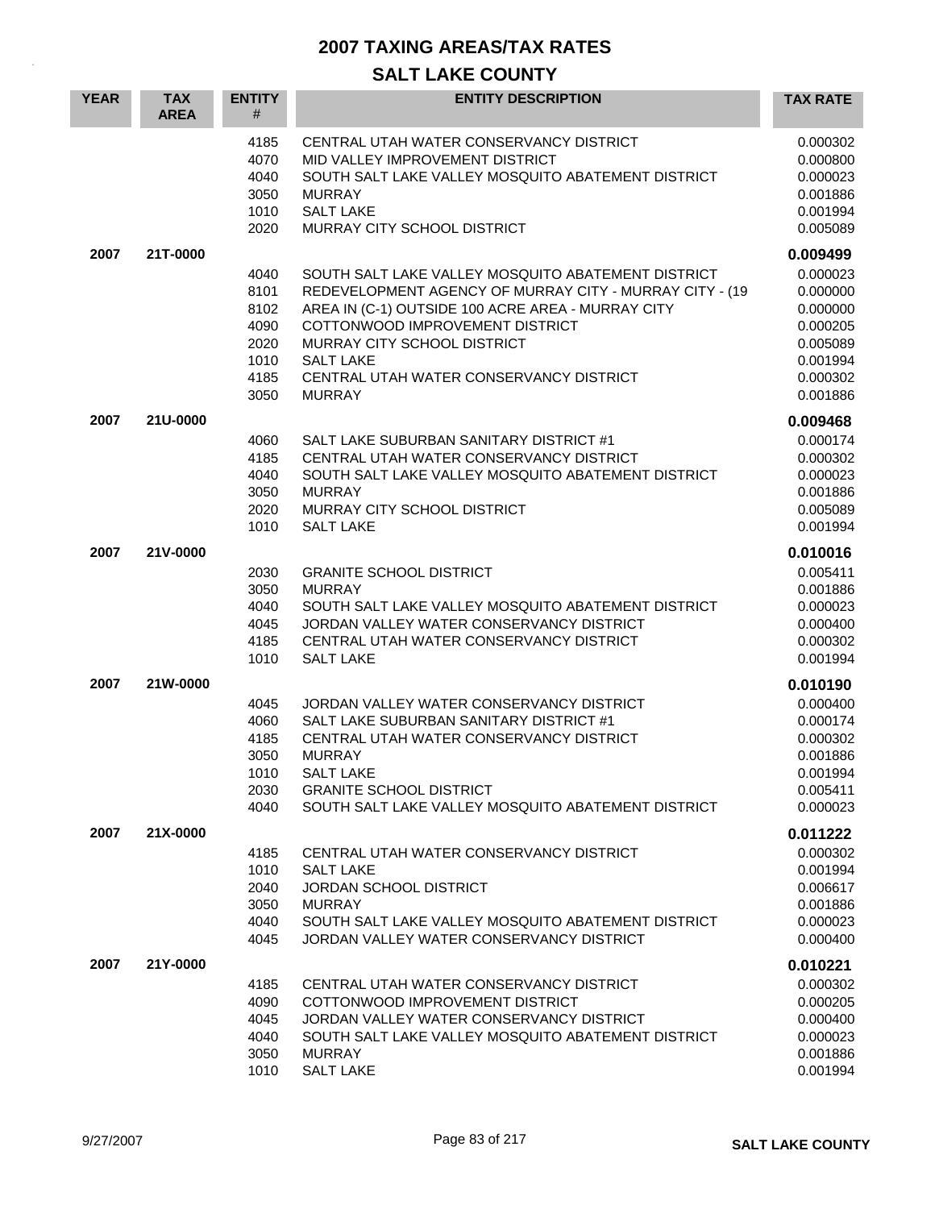# 2007 TAXING AREAS/TAX RATES

## SALT LAKE COUNTY

| YEAR | TAX AREA | ENTITY # | ENTITY DESCRIPTION | TAX RATE |
|---|---|---|---|---|
| | | 4185 | CENTRAL UTAH WATER CONSERVANCY DISTRICT | 0.000302 |
| | | 4070 | MID VALLEY IMPROVEMENT DISTRICT | 0.000800 |
| | | 4040 | SOUTH SALT LAKE VALLEY MOSQUITO ABATEMENT DISTRICT | 0.000023 |
| | | 3050 | MURRAY | 0.001886 |
| | | 1010 | SALT LAKE | 0.001994 |
| | | 2020 | MURRAY CITY SCHOOL DISTRICT | 0.005089 |
| **2007** | **21T-0000** | | | **0.009499** |
| | | 4040 | SOUTH SALT LAKE VALLEY MOSQUITO ABATEMENT DISTRICT | 0.000023 |
| | | 8101 | REDEVELOPMENT AGENCY OF MURRAY CITY - MURRAY CITY - (19 | 0.000000 |
| | | 8102 | AREA IN (C-1) OUTSIDE 100 ACRE AREA - MURRAY CITY | 0.000000 |
| | | 4090 | COTTONWOOD IMPROVEMENT DISTRICT | 0.000205 |
| | | 2020 | MURRAY CITY SCHOOL DISTRICT | 0.005089 |
| | | 1010 | SALT LAKE | 0.001994 |
| | | 4185 | CENTRAL UTAH WATER CONSERVANCY DISTRICT | 0.000302 |
| | | 3050 | MURRAY | 0.001886 |
| **2007** | **21U-0000** | | | **0.009468** |
| | | 4060 | SALT LAKE SUBURBAN SANITARY DISTRICT #1 | 0.000174 |
| | | 4185 | CENTRAL UTAH WATER CONSERVANCY DISTRICT | 0.000302 |
| | | 4040 | SOUTH SALT LAKE VALLEY MOSQUITO ABATEMENT DISTRICT | 0.000023 |
| | | 3050 | MURRAY | 0.001886 |
| | | 2020 | MURRAY CITY SCHOOL DISTRICT | 0.005089 |
| | | 1010 | SALT LAKE | 0.001994 |
| **2007** | **21V-0000** | | | **0.010016** |
| | | 2030 | GRANITE SCHOOL DISTRICT | 0.005411 |
| | | 3050 | MURRAY | 0.001886 |
| | | 4040 | SOUTH SALT LAKE VALLEY MOSQUITO ABATEMENT DISTRICT | 0.000023 |
| | | 4045 | JORDAN VALLEY WATER CONSERVANCY DISTRICT | 0.000400 |
| | | 4185 | CENTRAL UTAH WATER CONSERVANCY DISTRICT | 0.000302 |
| | | 1010 | SALT LAKE | 0.001994 |
| **2007** | **21W-0000** | | | **0.010190** |
| | | 4045 | JORDAN VALLEY WATER CONSERVANCY DISTRICT | 0.000400 |
| | | 4060 | SALT LAKE SUBURBAN SANITARY DISTRICT #1 | 0.000174 |
| | | 4185 | CENTRAL UTAH WATER CONSERVANCY DISTRICT | 0.000302 |
| | | 3050 | MURRAY | 0.001886 |
| | | 1010 | SALT LAKE | 0.001994 |
| | | 2030 | GRANITE SCHOOL DISTRICT | 0.005411 |
| | | 4040 | SOUTH SALT LAKE VALLEY MOSQUITO ABATEMENT DISTRICT | 0.000023 |
| **2007** | **21X-0000** | | | **0.011222** |
| | | 4185 | CENTRAL UTAH WATER CONSERVANCY DISTRICT | 0.000302 |
| | | 1010 | SALT LAKE | 0.001994 |
| | | 2040 | JORDAN SCHOOL DISTRICT | 0.006617 |
| | | 3050 | MURRAY | 0.001886 |
| | | 4040 | SOUTH SALT LAKE VALLEY MOSQUITO ABATEMENT DISTRICT | 0.000023 |
| | | 4045 | JORDAN VALLEY WATER CONSERVANCY DISTRICT | 0.000400 |
| **2007** | **21Y-0000** | | | **0.010221** |
| | | 4185 | CENTRAL UTAH WATER CONSERVANCY DISTRICT | 0.000302 |
| | | 4090 | COTTONWOOD IMPROVEMENT DISTRICT | 0.000205 |
| | | 4045 | JORDAN VALLEY WATER CONSERVANCY DISTRICT | 0.000400 |
| | | 4040 | SOUTH SALT LAKE VALLEY MOSQUITO ABATEMENT DISTRICT | 0.000023 |
| | | 3050 | MURRAY | 0.001886 |
| | | 1010 | SALT LAKE | 0.001994 |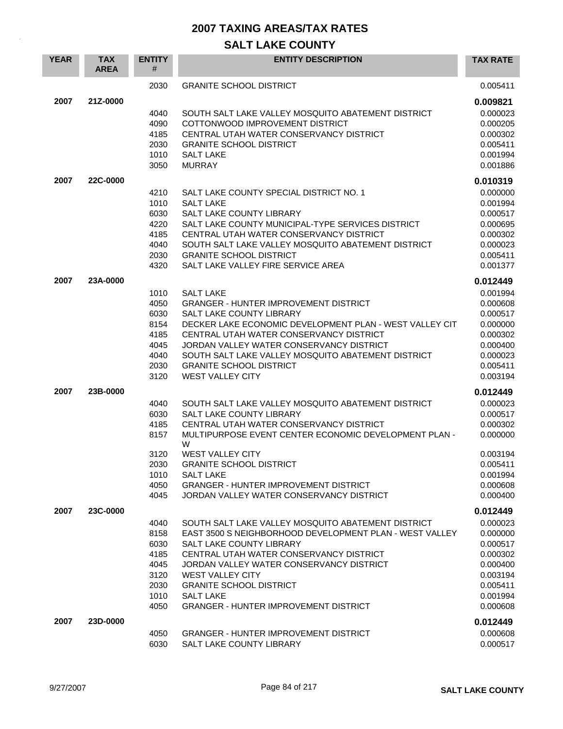# 2007 TAXING AREAS/TAX RATES

## SALT LAKE COUNTY

| YEAR | TAX AREA | ENTITY # | ENTITY DESCRIPTION | TAX RATE |
|---|---|---|---|---|
| | | 2030 | GRANITE SCHOOL DISTRICT | 0.005411 |
| **2007** | **21Z-0000** | | | **0.009821** |
| | | 4040 | SOUTH SALT LAKE VALLEY MOSQUITO ABATEMENT DISTRICT | 0.000023 |
| | | 4090 | COTTONWOOD IMPROVEMENT DISTRICT | 0.000205 |
| | | 4185 | CENTRAL UTAH WATER CONSERVANCY DISTRICT | 0.000302 |
| | | 2030 | GRANITE SCHOOL DISTRICT | 0.005411 |
| | | 1010 | SALT LAKE | 0.001994 |
| | | 3050 | MURRAY | 0.001886 |
| **2007** | **22C-0000** | | | **0.010319** |
| | | 4210 | SALT LAKE COUNTY SPECIAL DISTRICT NO. 1 | 0.000000 |
| | | 1010 | SALT LAKE | 0.001994 |
| | | 6030 | SALT LAKE COUNTY LIBRARY | 0.000517 |
| | | 4220 | SALT LAKE COUNTY MUNICIPAL-TYPE SERVICES DISTRICT | 0.000695 |
| | | 4185 | CENTRAL UTAH WATER CONSERVANCY DISTRICT | 0.000302 |
| | | 4040 | SOUTH SALT LAKE VALLEY MOSQUITO ABATEMENT DISTRICT | 0.000023 |
| | | 2030 | GRANITE SCHOOL DISTRICT | 0.005411 |
| | | 4320 | SALT LAKE VALLEY FIRE SERVICE AREA | 0.001377 |
| **2007** | **23A-0000** | | | **0.012449** |
| | | 1010 | SALT LAKE | 0.001994 |
| | | 4050 | GRANGER - HUNTER IMPROVEMENT DISTRICT | 0.000608 |
| | | 6030 | SALT LAKE COUNTY LIBRARY | 0.000517 |
| | | 8154 | DECKER LAKE ECONOMIC DEVELOPMENT PLAN - WEST VALLEY CIT | 0.000000 |
| | | 4185 | CENTRAL UTAH WATER CONSERVANCY DISTRICT | 0.000302 |
| | | 4045 | JORDAN VALLEY WATER CONSERVANCY DISTRICT | 0.000400 |
| | | 4040 | SOUTH SALT LAKE VALLEY MOSQUITO ABATEMENT DISTRICT | 0.000023 |
| | | 2030 | GRANITE SCHOOL DISTRICT | 0.005411 |
| | | 3120 | WEST VALLEY CITY | 0.003194 |
| **2007** | **23B-0000** | | | **0.012449** |
| | | 4040 | SOUTH SALT LAKE VALLEY MOSQUITO ABATEMENT DISTRICT | 0.000023 |
| | | 6030 | SALT LAKE COUNTY LIBRARY | 0.000517 |
| | | 4185 | CENTRAL UTAH WATER CONSERVANCY DISTRICT | 0.000302 |
| | | 8157 | MULTIPURPOSE EVENT CENTER ECONOMIC DEVELOPMENT PLAN - W | 0.000000 |
| | | 3120 | WEST VALLEY CITY | 0.003194 |
| | | 2030 | GRANITE SCHOOL DISTRICT | 0.005411 |
| | | 1010 | SALT LAKE | 0.001994 |
| | | 4050 | GRANGER - HUNTER IMPROVEMENT DISTRICT | 0.000608 |
| | | 4045 | JORDAN VALLEY WATER CONSERVANCY DISTRICT | 0.000400 |
| **2007** | **23C-0000** | | | **0.012449** |
| | | 4040 | SOUTH SALT LAKE VALLEY MOSQUITO ABATEMENT DISTRICT | 0.000023 |
| | | 8158 | EAST 3500 S NEIGHBORHOOD DEVELOPMENT PLAN - WEST VALLEY | 0.000000 |
| | | 6030 | SALT LAKE COUNTY LIBRARY | 0.000517 |
| | | 4185 | CENTRAL UTAH WATER CONSERVANCY DISTRICT | 0.000302 |
| | | 4045 | JORDAN VALLEY WATER CONSERVANCY DISTRICT | 0.000400 |
| | | 3120 | WEST VALLEY CITY | 0.003194 |
| | | 2030 | GRANITE SCHOOL DISTRICT | 0.005411 |
| | | 1010 | SALT LAKE | 0.001994 |
| | | 4050 | GRANGER - HUNTER IMPROVEMENT DISTRICT | 0.000608 |
| **2007** | **23D-0000** | | | **0.012449** |
| | | 4050 | GRANGER - HUNTER IMPROVEMENT DISTRICT | 0.000608 |
| | | 6030 | SALT LAKE COUNTY LIBRARY | 0.000517 |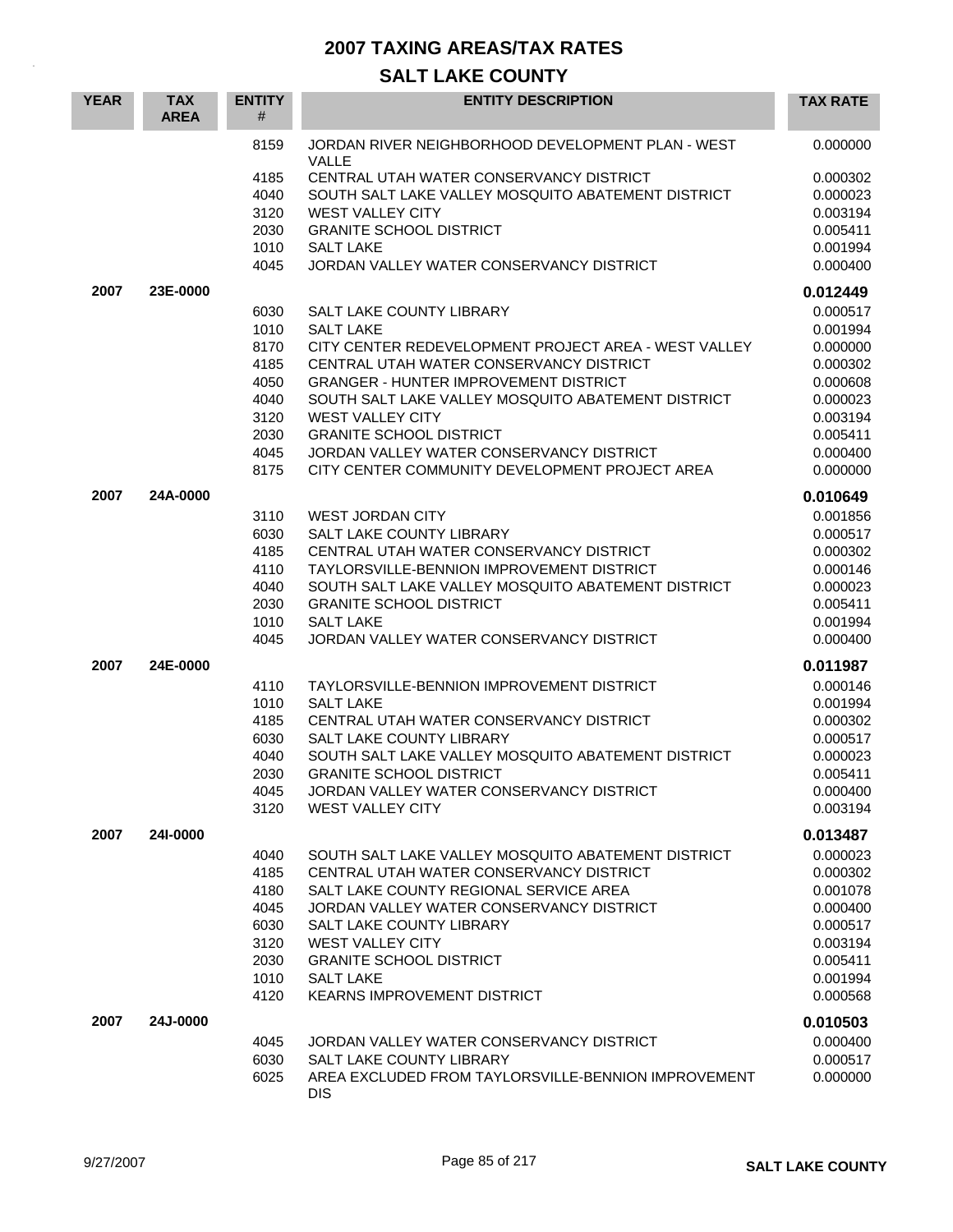# 2007 TAXING AREAS/TAX RATES

## SALT LAKE COUNTY

| YEAR | TAX AREA | ENTITY # | ENTITY DESCRIPTION | TAX RATE |
|---|---|---|---|---|
| | | 8159 | JORDAN RIVER NEIGHBORHOOD DEVELOPMENT PLAN - WEST VALLE | 0.000000 |
| | | 4185 | CENTRAL UTAH WATER CONSERVANCY DISTRICT | 0.000302 |
| | | 4040 | SOUTH SALT LAKE VALLEY MOSQUITO ABATEMENT DISTRICT | 0.000023 |
| | | 3120 | WEST VALLEY CITY | 0.003194 |
| | | 2030 | GRANITE SCHOOL DISTRICT | 0.005411 |
| | | 1010 | SALT LAKE | 0.001994 |
| | | 4045 | JORDAN VALLEY WATER CONSERVANCY DISTRICT | 0.000400 |
| **2007** | **23E-0000** | | | **0.012449** |
| | | 6030 | SALT LAKE COUNTY LIBRARY | 0.000517 |
| | | 1010 | SALT LAKE | 0.001994 |
| | | 8170 | CITY CENTER REDEVELOPMENT PROJECT AREA - WEST VALLEY | 0.000000 |
| | | 4185 | CENTRAL UTAH WATER CONSERVANCY DISTRICT | 0.000302 |
| | | 4050 | GRANGER - HUNTER IMPROVEMENT DISTRICT | 0.000608 |
| | | 4040 | SOUTH SALT LAKE VALLEY MOSQUITO ABATEMENT DISTRICT | 0.000023 |
| | | 3120 | WEST VALLEY CITY | 0.003194 |
| | | 2030 | GRANITE SCHOOL DISTRICT | 0.005411 |
| | | 4045 | JORDAN VALLEY WATER CONSERVANCY DISTRICT | 0.000400 |
| | | 8175 | CITY CENTER COMMUNITY DEVELOPMENT PROJECT AREA | 0.000000 |
| **2007** | **24A-0000** | | | **0.010649** |
| | | 3110 | WEST JORDAN CITY | 0.001856 |
| | | 6030 | SALT LAKE COUNTY LIBRARY | 0.000517 |
| | | 4185 | CENTRAL UTAH WATER CONSERVANCY DISTRICT | 0.000302 |
| | | 4110 | TAYLORSVILLE-BENNION IMPROVEMENT DISTRICT | 0.000146 |
| | | 4040 | SOUTH SALT LAKE VALLEY MOSQUITO ABATEMENT DISTRICT | 0.000023 |
| | | 2030 | GRANITE SCHOOL DISTRICT | 0.005411 |
| | | 1010 | SALT LAKE | 0.001994 |
| | | 4045 | JORDAN VALLEY WATER CONSERVANCY DISTRICT | 0.000400 |
| **2007** | **24E-0000** | | | **0.011987** |
| | | 4110 | TAYLORSVILLE-BENNION IMPROVEMENT DISTRICT | 0.000146 |
| | | 1010 | SALT LAKE | 0.001994 |
| | | 4185 | CENTRAL UTAH WATER CONSERVANCY DISTRICT | 0.000302 |
| | | 6030 | SALT LAKE COUNTY LIBRARY | 0.000517 |
| | | 4040 | SOUTH SALT LAKE VALLEY MOSQUITO ABATEMENT DISTRICT | 0.000023 |
| | | 2030 | GRANITE SCHOOL DISTRICT | 0.005411 |
| | | 4045 | JORDAN VALLEY WATER CONSERVANCY DISTRICT | 0.000400 |
| | | 3120 | WEST VALLEY CITY | 0.003194 |
| **2007** | **24I-0000** | | | **0.013487** |
| | | 4040 | SOUTH SALT LAKE VALLEY MOSQUITO ABATEMENT DISTRICT | 0.000023 |
| | | 4185 | CENTRAL UTAH WATER CONSERVANCY DISTRICT | 0.000302 |
| | | 4180 | SALT LAKE COUNTY REGIONAL SERVICE AREA | 0.001078 |
| | | 4045 | JORDAN VALLEY WATER CONSERVANCY DISTRICT | 0.000400 |
| | | 6030 | SALT LAKE COUNTY LIBRARY | 0.000517 |
| | | 3120 | WEST VALLEY CITY | 0.003194 |
| | | 2030 | GRANITE SCHOOL DISTRICT | 0.005411 |
| | | 1010 | SALT LAKE | 0.001994 |
| | | 4120 | KEARNS IMPROVEMENT DISTRICT | 0.000568 |
| **2007** | **24J-0000** | | | **0.010503** |
| | | 4045 | JORDAN VALLEY WATER CONSERVANCY DISTRICT | 0.000400 |
| | | 6030 | SALT LAKE COUNTY LIBRARY | 0.000517 |
| | | 6025 | AREA EXCLUDED FROM TAYLORSVILLE-BENNION IMPROVEMENT DIS | 0.000000 |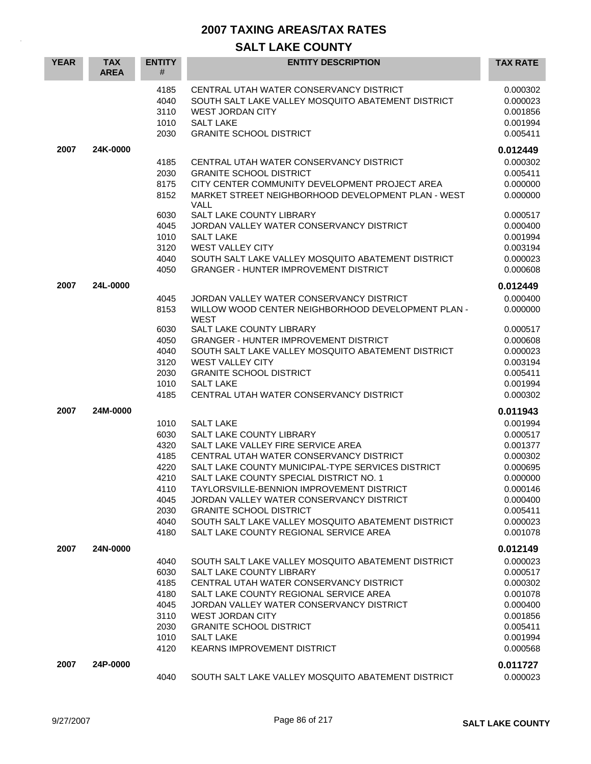# 2007 TAXING AREAS/TAX RATES

## SALT LAKE COUNTY

| YEAR | TAX AREA | ENTITY # | ENTITY DESCRIPTION | TAX RATE |
|---|---|---|---|---|
| | | 4185 | CENTRAL UTAH WATER CONSERVANCY DISTRICT | 0.000302 |
| | | 4040 | SOUTH SALT LAKE VALLEY MOSQUITO ABATEMENT DISTRICT | 0.000023 |
| | | 3110 | WEST JORDAN CITY | 0.001856 |
| | | 1010 | SALT LAKE | 0.001994 |
| | | 2030 | GRANITE SCHOOL DISTRICT | 0.005411 |
| **2007** | **24K-0000** | | | **0.012449** |
| | | 4185 | CENTRAL UTAH WATER CONSERVANCY DISTRICT | 0.000302 |
| | | 2030 | GRANITE SCHOOL DISTRICT | 0.005411 |
| | | 8175 | CITY CENTER COMMUNITY DEVELOPMENT PROJECT AREA | 0.000000 |
| | | 8152 | MARKET STREET NEIGHBORHOOD DEVELOPMENT PLAN - WEST VALL | 0.000000 |
| | | 6030 | SALT LAKE COUNTY LIBRARY | 0.000517 |
| | | 4045 | JORDAN VALLEY WATER CONSERVANCY DISTRICT | 0.000400 |
| | | 1010 | SALT LAKE | 0.001994 |
| | | 3120 | WEST VALLEY CITY | 0.003194 |
| | | 4040 | SOUTH SALT LAKE VALLEY MOSQUITO ABATEMENT DISTRICT | 0.000023 |
| | | 4050 | GRANGER - HUNTER IMPROVEMENT DISTRICT | 0.000608 |
| **2007** | **24L-0000** | | | **0.012449** |
| | | 4045 | JORDAN VALLEY WATER CONSERVANCY DISTRICT | 0.000400 |
| | | 8153 | WILLOW WOOD CENTER NEIGHBORHOOD DEVELOPMENT PLAN - WEST | 0.000000 |
| | | 6030 | SALT LAKE COUNTY LIBRARY | 0.000517 |
| | | 4050 | GRANGER - HUNTER IMPROVEMENT DISTRICT | 0.000608 |
| | | 4040 | SOUTH SALT LAKE VALLEY MOSQUITO ABATEMENT DISTRICT | 0.000023 |
| | | 3120 | WEST VALLEY CITY | 0.003194 |
| | | 2030 | GRANITE SCHOOL DISTRICT | 0.005411 |
| | | 1010 | SALT LAKE | 0.001994 |
| | | 4185 | CENTRAL UTAH WATER CONSERVANCY DISTRICT | 0.000302 |
| **2007** | **24M-0000** | | | **0.011943** |
| | | 1010 | SALT LAKE | 0.001994 |
| | | 6030 | SALT LAKE COUNTY LIBRARY | 0.000517 |
| | | 4320 | SALT LAKE VALLEY FIRE SERVICE AREA | 0.001377 |
| | | 4185 | CENTRAL UTAH WATER CONSERVANCY DISTRICT | 0.000302 |
| | | 4220 | SALT LAKE COUNTY MUNICIPAL-TYPE SERVICES DISTRICT | 0.000695 |
| | | 4210 | SALT LAKE COUNTY SPECIAL DISTRICT NO. 1 | 0.000000 |
| | | 4110 | TAYLORSVILLE-BENNION IMPROVEMENT DISTRICT | 0.000146 |
| | | 4045 | JORDAN VALLEY WATER CONSERVANCY DISTRICT | 0.000400 |
| | | 2030 | GRANITE SCHOOL DISTRICT | 0.005411 |
| | | 4040 | SOUTH SALT LAKE VALLEY MOSQUITO ABATEMENT DISTRICT | 0.000023 |
| | | 4180 | SALT LAKE COUNTY REGIONAL SERVICE AREA | 0.001078 |
| **2007** | **24N-0000** | | | **0.012149** |
| | | 4040 | SOUTH SALT LAKE VALLEY MOSQUITO ABATEMENT DISTRICT | 0.000023 |
| | | 6030 | SALT LAKE COUNTY LIBRARY | 0.000517 |
| | | 4185 | CENTRAL UTAH WATER CONSERVANCY DISTRICT | 0.000302 |
| | | 4180 | SALT LAKE COUNTY REGIONAL SERVICE AREA | 0.001078 |
| | | 4045 | JORDAN VALLEY WATER CONSERVANCY DISTRICT | 0.000400 |
| | | 3110 | WEST JORDAN CITY | 0.001856 |
| | | 2030 | GRANITE SCHOOL DISTRICT | 0.005411 |
| | | 1010 | SALT LAKE | 0.001994 |
| | | 4120 | KEARNS IMPROVEMENT DISTRICT | 0.000568 |
| **2007** | **24P-0000** | | | **0.011727** |
| | | 4040 | SOUTH SALT LAKE VALLEY MOSQUITO ABATEMENT DISTRICT | 0.000023 |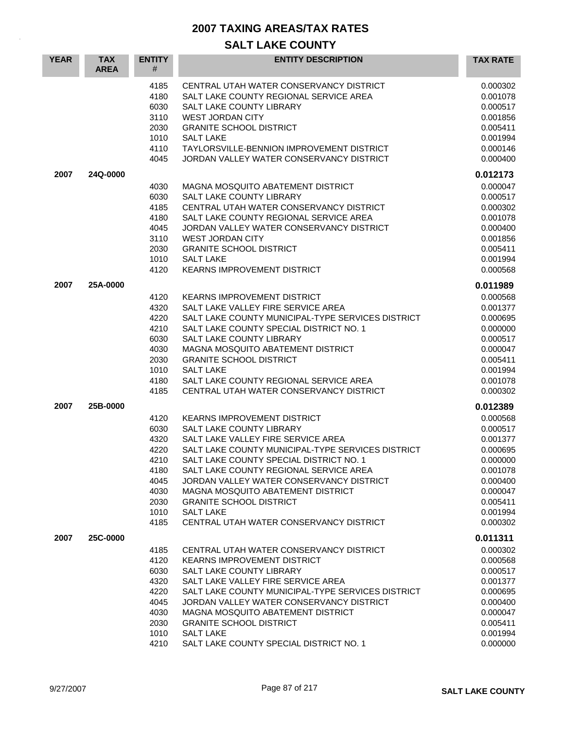# 2007 TAXING AREAS/TAX RATES

## SALT LAKE COUNTY

| YEAR | TAX AREA | ENTITY # | ENTITY DESCRIPTION | TAX RATE |
|---|---|---|---|---|
| | | 4185 | CENTRAL UTAH WATER CONSERVANCY DISTRICT | 0.000302 |
| | | 4180 | SALT LAKE COUNTY REGIONAL SERVICE AREA | 0.001078 |
| | | 6030 | SALT LAKE COUNTY LIBRARY | 0.000517 |
| | | 3110 | WEST JORDAN CITY | 0.001856 |
| | | 2030 | GRANITE SCHOOL DISTRICT | 0.005411 |
| | | 1010 | SALT LAKE | 0.001994 |
| | | 4110 | TAYLORSVILLE-BENNION IMPROVEMENT DISTRICT | 0.000146 |
| | | 4045 | JORDAN VALLEY WATER CONSERVANCY DISTRICT | 0.000400 |
| **2007** | **24Q-0000** | | | **0.012173** |
| | | 4030 | MAGNA MOSQUITO ABATEMENT DISTRICT | 0.000047 |
| | | 6030 | SALT LAKE COUNTY LIBRARY | 0.000517 |
| | | 4185 | CENTRAL UTAH WATER CONSERVANCY DISTRICT | 0.000302 |
| | | 4180 | SALT LAKE COUNTY REGIONAL SERVICE AREA | 0.001078 |
| | | 4045 | JORDAN VALLEY WATER CONSERVANCY DISTRICT | 0.000400 |
| | | 3110 | WEST JORDAN CITY | 0.001856 |
| | | 2030 | GRANITE SCHOOL DISTRICT | 0.005411 |
| | | 1010 | SALT LAKE | 0.001994 |
| | | 4120 | KEARNS IMPROVEMENT DISTRICT | 0.000568 |
| **2007** | **25A-0000** | | | **0.011989** |
| | | 4120 | KEARNS IMPROVEMENT DISTRICT | 0.000568 |
| | | 4320 | SALT LAKE VALLEY FIRE SERVICE AREA | 0.001377 |
| | | 4220 | SALT LAKE COUNTY MUNICIPAL-TYPE SERVICES DISTRICT | 0.000695 |
| | | 4210 | SALT LAKE COUNTY SPECIAL DISTRICT NO. 1 | 0.000000 |
| | | 6030 | SALT LAKE COUNTY LIBRARY | 0.000517 |
| | | 4030 | MAGNA MOSQUITO ABATEMENT DISTRICT | 0.000047 |
| | | 2030 | GRANITE SCHOOL DISTRICT | 0.005411 |
| | | 1010 | SALT LAKE | 0.001994 |
| | | 4180 | SALT LAKE COUNTY REGIONAL SERVICE AREA | 0.001078 |
| | | 4185 | CENTRAL UTAH WATER CONSERVANCY DISTRICT | 0.000302 |
| **2007** | **25B-0000** | | | **0.012389** |
| | | 4120 | KEARNS IMPROVEMENT DISTRICT | 0.000568 |
| | | 6030 | SALT LAKE COUNTY LIBRARY | 0.000517 |
| | | 4320 | SALT LAKE VALLEY FIRE SERVICE AREA | 0.001377 |
| | | 4220 | SALT LAKE COUNTY MUNICIPAL-TYPE SERVICES DISTRICT | 0.000695 |
| | | 4210 | SALT LAKE COUNTY SPECIAL DISTRICT NO. 1 | 0.000000 |
| | | 4180 | SALT LAKE COUNTY REGIONAL SERVICE AREA | 0.001078 |
| | | 4045 | JORDAN VALLEY WATER CONSERVANCY DISTRICT | 0.000400 |
| | | 4030 | MAGNA MOSQUITO ABATEMENT DISTRICT | 0.000047 |
| | | 2030 | GRANITE SCHOOL DISTRICT | 0.005411 |
| | | 1010 | SALT LAKE | 0.001994 |
| | | 4185 | CENTRAL UTAH WATER CONSERVANCY DISTRICT | 0.000302 |
| **2007** | **25C-0000** | | | **0.011311** |
| | | 4185 | CENTRAL UTAH WATER CONSERVANCY DISTRICT | 0.000302 |
| | | 4120 | KEARNS IMPROVEMENT DISTRICT | 0.000568 |
| | | 6030 | SALT LAKE COUNTY LIBRARY | 0.000517 |
| | | 4320 | SALT LAKE VALLEY FIRE SERVICE AREA | 0.001377 |
| | | 4220 | SALT LAKE COUNTY MUNICIPAL-TYPE SERVICES DISTRICT | 0.000695 |
| | | 4045 | JORDAN VALLEY WATER CONSERVANCY DISTRICT | 0.000400 |
| | | 4030 | MAGNA MOSQUITO ABATEMENT DISTRICT | 0.000047 |
| | | 2030 | GRANITE SCHOOL DISTRICT | 0.005411 |
| | | 1010 | SALT LAKE | 0.001994 |
| | | 4210 | SALT LAKE COUNTY SPECIAL DISTRICT NO. 1 | 0.000000 |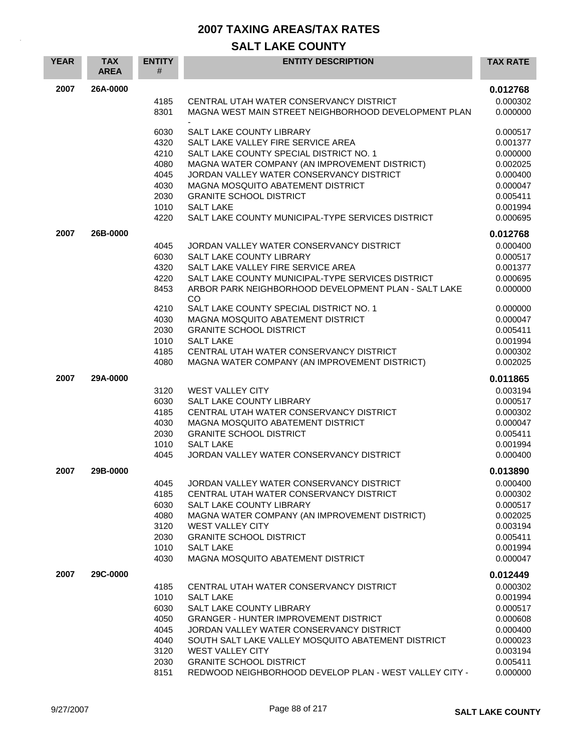# 2007 TAXING AREAS/TAX RATES

## SALT LAKE COUNTY

| YEAR | TAX AREA | ENTITY # | ENTITY DESCRIPTION | TAX RATE |
|---|---|---|---|---|
| 2007 | 26A-0000 | | | **0.012768** |
| | | 4185 | CENTRAL UTAH WATER CONSERVANCY DISTRICT | 0.000302 |
| | | 8301 | MAGNA WEST MAIN STREET NEIGHBORHOOD DEVELOPMENT PLAN - | 0.000000 |
| | | 6030 | SALT LAKE COUNTY LIBRARY | 0.000517 |
| | | 4320 | SALT LAKE VALLEY FIRE SERVICE AREA | 0.001377 |
| | | 4210 | SALT LAKE COUNTY SPECIAL DISTRICT NO. 1 | 0.000000 |
| | | 4080 | MAGNA WATER COMPANY (AN IMPROVEMENT DISTRICT) | 0.002025 |
| | | 4045 | JORDAN VALLEY WATER CONSERVANCY DISTRICT | 0.000400 |
| | | 4030 | MAGNA MOSQUITO ABATEMENT DISTRICT | 0.000047 |
| | | 2030 | GRANITE SCHOOL DISTRICT | 0.005411 |
| | | 1010 | SALT LAKE | 0.001994 |
| | | 4220 | SALT LAKE COUNTY MUNICIPAL-TYPE SERVICES DISTRICT | 0.000695 |
| 2007 | 26B-0000 | | | **0.012768** |
| | | 4045 | JORDAN VALLEY WATER CONSERVANCY DISTRICT | 0.000400 |
| | | 6030 | SALT LAKE COUNTY LIBRARY | 0.000517 |
| | | 4320 | SALT LAKE VALLEY FIRE SERVICE AREA | 0.001377 |
| | | 4220 | SALT LAKE COUNTY MUNICIPAL-TYPE SERVICES DISTRICT | 0.000695 |
| | | 8453 | ARBOR PARK NEIGHBORHOOD DEVELOPMENT PLAN - SALT LAKE CO | 0.000000 |
| | | 4210 | SALT LAKE COUNTY SPECIAL DISTRICT NO. 1 | 0.000000 |
| | | 4030 | MAGNA MOSQUITO ABATEMENT DISTRICT | 0.000047 |
| | | 2030 | GRANITE SCHOOL DISTRICT | 0.005411 |
| | | 1010 | SALT LAKE | 0.001994 |
| | | 4185 | CENTRAL UTAH WATER CONSERVANCY DISTRICT | 0.000302 |
| | | 4080 | MAGNA WATER COMPANY (AN IMPROVEMENT DISTRICT) | 0.002025 |
| 2007 | 29A-0000 | | | **0.011865** |
| | | 3120 | WEST VALLEY CITY | 0.003194 |
| | | 6030 | SALT LAKE COUNTY LIBRARY | 0.000517 |
| | | 4185 | CENTRAL UTAH WATER CONSERVANCY DISTRICT | 0.000302 |
| | | 4030 | MAGNA MOSQUITO ABATEMENT DISTRICT | 0.000047 |
| | | 2030 | GRANITE SCHOOL DISTRICT | 0.005411 |
| | | 1010 | SALT LAKE | 0.001994 |
| | | 4045 | JORDAN VALLEY WATER CONSERVANCY DISTRICT | 0.000400 |
| 2007 | 29B-0000 | | | **0.013890** |
| | | 4045 | JORDAN VALLEY WATER CONSERVANCY DISTRICT | 0.000400 |
| | | 4185 | CENTRAL UTAH WATER CONSERVANCY DISTRICT | 0.000302 |
| | | 6030 | SALT LAKE COUNTY LIBRARY | 0.000517 |
| | | 4080 | MAGNA WATER COMPANY (AN IMPROVEMENT DISTRICT) | 0.002025 |
| | | 3120 | WEST VALLEY CITY | 0.003194 |
| | | 2030 | GRANITE SCHOOL DISTRICT | 0.005411 |
| | | 1010 | SALT LAKE | 0.001994 |
| | | 4030 | MAGNA MOSQUITO ABATEMENT DISTRICT | 0.000047 |
| 2007 | 29C-0000 | | | **0.012449** |
| | | 4185 | CENTRAL UTAH WATER CONSERVANCY DISTRICT | 0.000302 |
| | | 1010 | SALT LAKE | 0.001994 |
| | | 6030 | SALT LAKE COUNTY LIBRARY | 0.000517 |
| | | 4050 | GRANGER - HUNTER IMPROVEMENT DISTRICT | 0.000608 |
| | | 4045 | JORDAN VALLEY WATER CONSERVANCY DISTRICT | 0.000400 |
| | | 4040 | SOUTH SALT LAKE VALLEY MOSQUITO ABATEMENT DISTRICT | 0.000023 |
| | | 3120 | WEST VALLEY CITY | 0.003194 |
| | | 2030 | GRANITE SCHOOL DISTRICT | 0.005411 |
| | | 8151 | REDWOOD NEIGHBORHOOD DEVELOP PLAN - WEST VALLEY CITY - | 0.000000 |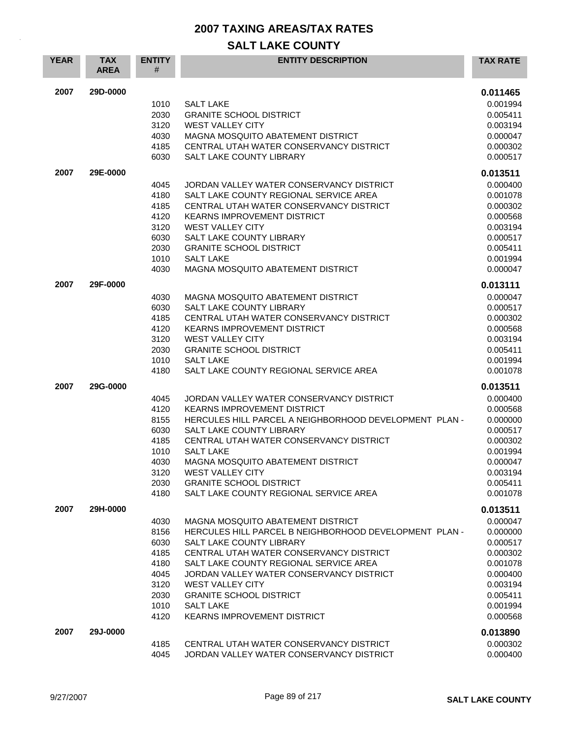# 2007 TAXING AREAS/TAX RATES

## SALT LAKE COUNTY

| YEAR | TAX AREA | ENTITY # | ENTITY DESCRIPTION | TAX RATE |
|---|---|---|---|---|
| **2007** | **29D-0000** | | | **0.011465** |
| | | 1010 | SALT LAKE | 0.001994 |
| | | 2030 | GRANITE SCHOOL DISTRICT | 0.005411 |
| | | 3120 | WEST VALLEY CITY | 0.003194 |
| | | 4030 | MAGNA MOSQUITO ABATEMENT DISTRICT | 0.000047 |
| | | 4185 | CENTRAL UTAH WATER CONSERVANCY DISTRICT | 0.000302 |
| | | 6030 | SALT LAKE COUNTY LIBRARY | 0.000517 |
| **2007** | **29E-0000** | | | **0.013511** |
| | | 4045 | JORDAN VALLEY WATER CONSERVANCY DISTRICT | 0.000400 |
| | | 4180 | SALT LAKE COUNTY REGIONAL SERVICE AREA | 0.001078 |
| | | 4185 | CENTRAL UTAH WATER CONSERVANCY DISTRICT | 0.000302 |
| | | 4120 | KEARNS IMPROVEMENT DISTRICT | 0.000568 |
| | | 3120 | WEST VALLEY CITY | 0.003194 |
| | | 6030 | SALT LAKE COUNTY LIBRARY | 0.000517 |
| | | 2030 | GRANITE SCHOOL DISTRICT | 0.005411 |
| | | 1010 | SALT LAKE | 0.001994 |
| | | 4030 | MAGNA MOSQUITO ABATEMENT DISTRICT | 0.000047 |
| **2007** | **29F-0000** | | | **0.013111** |
| | | 4030 | MAGNA MOSQUITO ABATEMENT DISTRICT | 0.000047 |
| | | 6030 | SALT LAKE COUNTY LIBRARY | 0.000517 |
| | | 4185 | CENTRAL UTAH WATER CONSERVANCY DISTRICT | 0.000302 |
| | | 4120 | KEARNS IMPROVEMENT DISTRICT | 0.000568 |
| | | 3120 | WEST VALLEY CITY | 0.003194 |
| | | 2030 | GRANITE SCHOOL DISTRICT | 0.005411 |
| | | 1010 | SALT LAKE | 0.001994 |
| | | 4180 | SALT LAKE COUNTY REGIONAL SERVICE AREA | 0.001078 |
| **2007** | **29G-0000** | | | **0.013511** |
| | | 4045 | JORDAN VALLEY WATER CONSERVANCY DISTRICT | 0.000400 |
| | | 4120 | KEARNS IMPROVEMENT DISTRICT | 0.000568 |
| | | 8155 | HERCULES HILL PARCEL A NEIGHBORHOOD DEVELOPMENT PLAN - | 0.000000 |
| | | 6030 | SALT LAKE COUNTY LIBRARY | 0.000517 |
| | | 4185 | CENTRAL UTAH WATER CONSERVANCY DISTRICT | 0.000302 |
| | | 1010 | SALT LAKE | 0.001994 |
| | | 4030 | MAGNA MOSQUITO ABATEMENT DISTRICT | 0.000047 |
| | | 3120 | WEST VALLEY CITY | 0.003194 |
| | | 2030 | GRANITE SCHOOL DISTRICT | 0.005411 |
| | | 4180 | SALT LAKE COUNTY REGIONAL SERVICE AREA | 0.001078 |
| **2007** | **29H-0000** | | | **0.013511** |
| | | 4030 | MAGNA MOSQUITO ABATEMENT DISTRICT | 0.000047 |
| | | 8156 | HERCULES HILL PARCEL B NEIGHBORHOOD DEVELOPMENT PLAN - | 0.000000 |
| | | 6030 | SALT LAKE COUNTY LIBRARY | 0.000517 |
| | | 4185 | CENTRAL UTAH WATER CONSERVANCY DISTRICT | 0.000302 |
| | | 4180 | SALT LAKE COUNTY REGIONAL SERVICE AREA | 0.001078 |
| | | 4045 | JORDAN VALLEY WATER CONSERVANCY DISTRICT | 0.000400 |
| | | 3120 | WEST VALLEY CITY | 0.003194 |
| | | 2030 | GRANITE SCHOOL DISTRICT | 0.005411 |
| | | 1010 | SALT LAKE | 0.001994 |
| | | 4120 | KEARNS IMPROVEMENT DISTRICT | 0.000568 |
| **2007** | **29J-0000** | | | **0.013890** |
| | | 4185 | CENTRAL UTAH WATER CONSERVANCY DISTRICT | 0.000302 |
| | | 4045 | JORDAN VALLEY WATER CONSERVANCY DISTRICT | 0.000400 |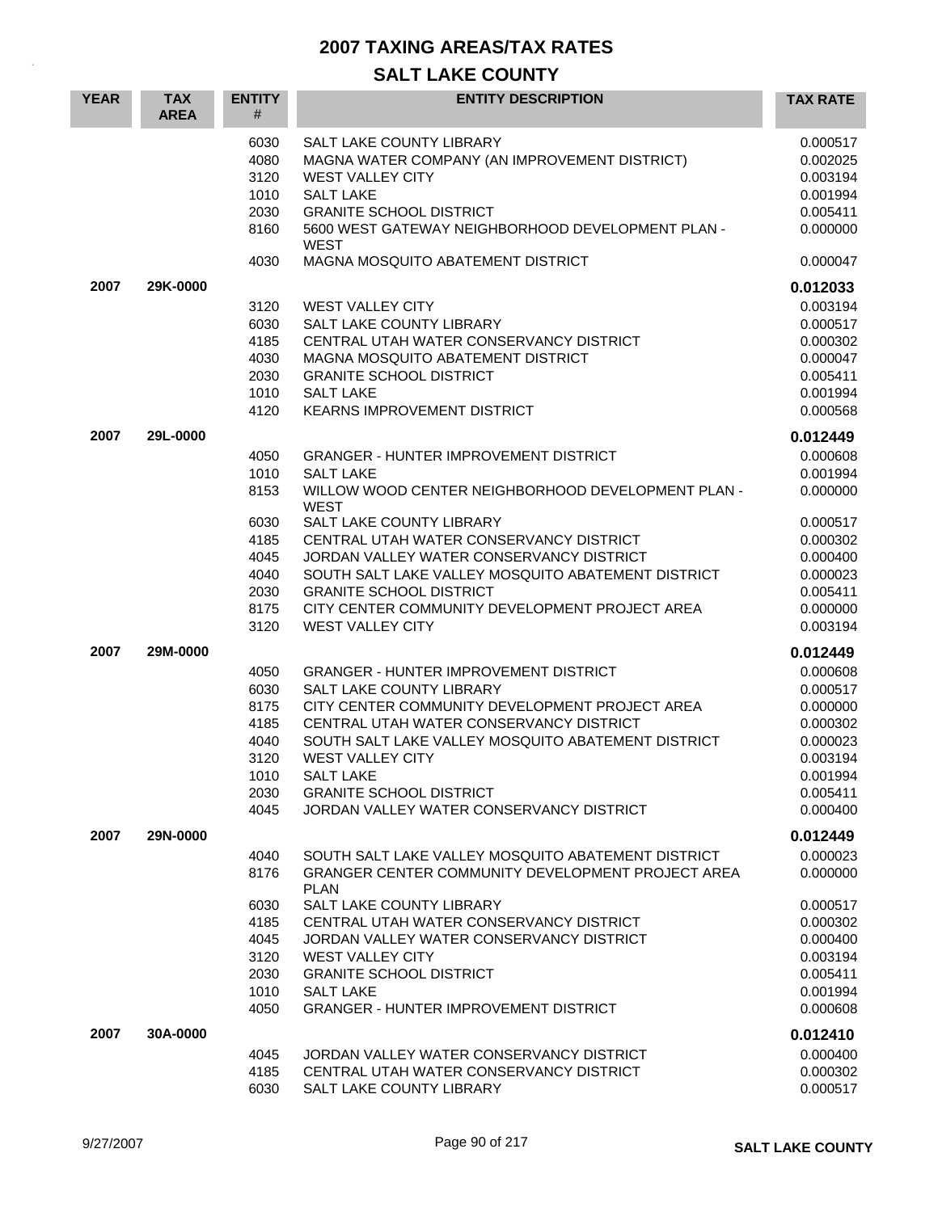# 2007 TAXING AREAS/TAX RATES

## SALT LAKE COUNTY

| YEAR | TAX AREA | ENTITY # | ENTITY DESCRIPTION | TAX RATE |
|---|---|---|---|---|
| | | 6030 | SALT LAKE COUNTY LIBRARY | 0.000517 |
| | | 4080 | MAGNA WATER COMPANY (AN IMPROVEMENT DISTRICT) | 0.002025 |
| | | 3120 | WEST VALLEY CITY | 0.003194 |
| | | 1010 | SALT LAKE | 0.001994 |
| | | 2030 | GRANITE SCHOOL DISTRICT | 0.005411 |
| | | 8160 | 5600 WEST GATEWAY NEIGHBORHOOD DEVELOPMENT PLAN - WEST | 0.000000 |
| | | 4030 | MAGNA MOSQUITO ABATEMENT DISTRICT | 0.000047 |
| **2007** | **29K-0000** | | | **0.012033** |
| | | 3120 | WEST VALLEY CITY | 0.003194 |
| | | 6030 | SALT LAKE COUNTY LIBRARY | 0.000517 |
| | | 4185 | CENTRAL UTAH WATER CONSERVANCY DISTRICT | 0.000302 |
| | | 4030 | MAGNA MOSQUITO ABATEMENT DISTRICT | 0.000047 |
| | | 2030 | GRANITE SCHOOL DISTRICT | 0.005411 |
| | | 1010 | SALT LAKE | 0.001994 |
| | | 4120 | KEARNS IMPROVEMENT DISTRICT | 0.000568 |
| **2007** | **29L-0000** | | | **0.012449** |
| | | 4050 | GRANGER - HUNTER IMPROVEMENT DISTRICT | 0.000608 |
| | | 1010 | SALT LAKE | 0.001994 |
| | | 8153 | WILLOW WOOD CENTER NEIGHBORHOOD DEVELOPMENT PLAN - WEST | 0.000000 |
| | | 6030 | SALT LAKE COUNTY LIBRARY | 0.000517 |
| | | 4185 | CENTRAL UTAH WATER CONSERVANCY DISTRICT | 0.000302 |
| | | 4045 | JORDAN VALLEY WATER CONSERVANCY DISTRICT | 0.000400 |
| | | 4040 | SOUTH SALT LAKE VALLEY MOSQUITO ABATEMENT DISTRICT | 0.000023 |
| | | 2030 | GRANITE SCHOOL DISTRICT | 0.005411 |
| | | 8175 | CITY CENTER COMMUNITY DEVELOPMENT PROJECT AREA | 0.000000 |
| | | 3120 | WEST VALLEY CITY | 0.003194 |
| **2007** | **29M-0000** | | | **0.012449** |
| | | 4050 | GRANGER - HUNTER IMPROVEMENT DISTRICT | 0.000608 |
| | | 6030 | SALT LAKE COUNTY LIBRARY | 0.000517 |
| | | 8175 | CITY CENTER COMMUNITY DEVELOPMENT PROJECT AREA | 0.000000 |
| | | 4185 | CENTRAL UTAH WATER CONSERVANCY DISTRICT | 0.000302 |
| | | 4040 | SOUTH SALT LAKE VALLEY MOSQUITO ABATEMENT DISTRICT | 0.000023 |
| | | 3120 | WEST VALLEY CITY | 0.003194 |
| | | 1010 | SALT LAKE | 0.001994 |
| | | 2030 | GRANITE SCHOOL DISTRICT | 0.005411 |
| | | 4045 | JORDAN VALLEY WATER CONSERVANCY DISTRICT | 0.000400 |
| **2007** | **29N-0000** | | | **0.012449** |
| | | 4040 | SOUTH SALT LAKE VALLEY MOSQUITO ABATEMENT DISTRICT | 0.000023 |
| | | 8176 | GRANGER CENTER COMMUNITY DEVELOPMENT PROJECT AREA PLAN | 0.000000 |
| | | 6030 | SALT LAKE COUNTY LIBRARY | 0.000517 |
| | | 4185 | CENTRAL UTAH WATER CONSERVANCY DISTRICT | 0.000302 |
| | | 4045 | JORDAN VALLEY WATER CONSERVANCY DISTRICT | 0.000400 |
| | | 3120 | WEST VALLEY CITY | 0.003194 |
| | | 2030 | GRANITE SCHOOL DISTRICT | 0.005411 |
| | | 1010 | SALT LAKE | 0.001994 |
| | | 4050 | GRANGER - HUNTER IMPROVEMENT DISTRICT | 0.000608 |
| **2007** | **30A-0000** | | | **0.012410** |
| | | 4045 | JORDAN VALLEY WATER CONSERVANCY DISTRICT | 0.000400 |
| | | 4185 | CENTRAL UTAH WATER CONSERVANCY DISTRICT | 0.000302 |
| | | 6030 | SALT LAKE COUNTY LIBRARY | 0.000517 |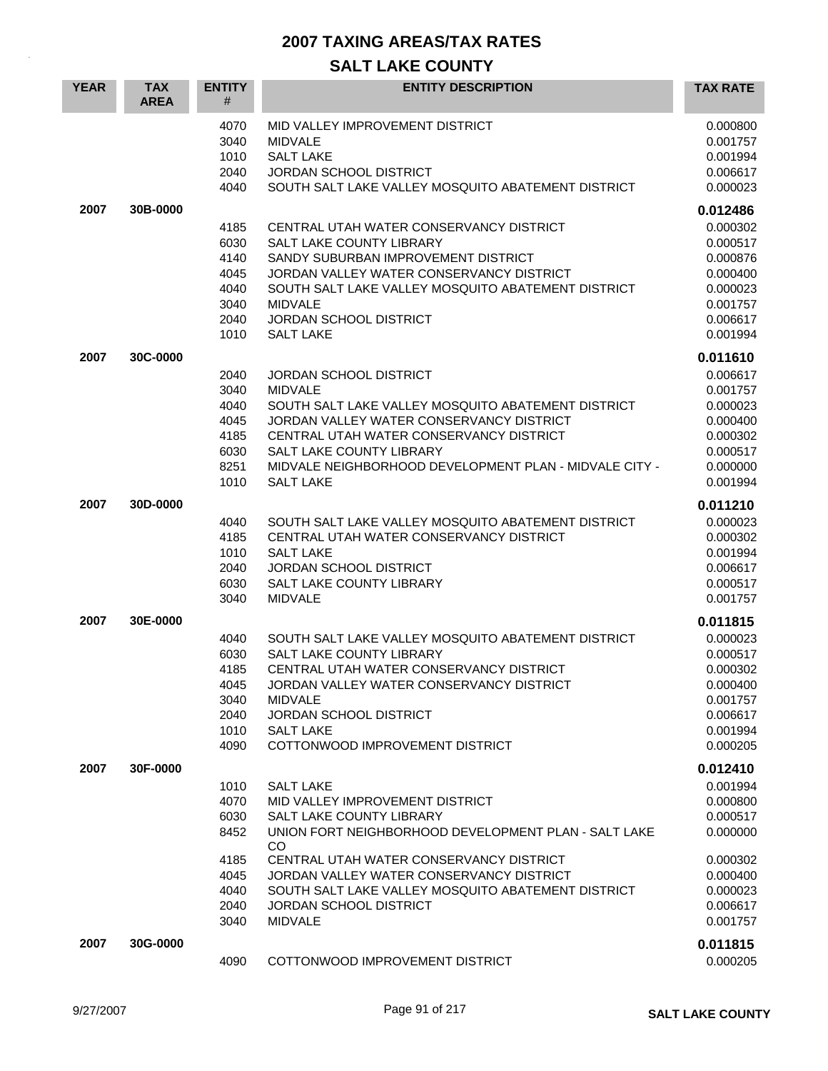# 2007 TAXING AREAS/TAX RATES

## SALT LAKE COUNTY

| YEAR | TAX AREA | ENTITY # | ENTITY DESCRIPTION | TAX RATE |
|---|---|---|---|---|
| | | 4070 | MID VALLEY IMPROVEMENT DISTRICT | 0.000800 |
| | | 3040 | MIDVALE | 0.001757 |
| | | 1010 | SALT LAKE | 0.001994 |
| | | 2040 | JORDAN SCHOOL DISTRICT | 0.006617 |
| | | 4040 | SOUTH SALT LAKE VALLEY MOSQUITO ABATEMENT DISTRICT | 0.000023 |
| **2007** | **30B-0000** | | | **0.012486** |
| | | 4185 | CENTRAL UTAH WATER CONSERVANCY DISTRICT | 0.000302 |
| | | 6030 | SALT LAKE COUNTY LIBRARY | 0.000517 |
| | | 4140 | SANDY SUBURBAN IMPROVEMENT DISTRICT | 0.000876 |
| | | 4045 | JORDAN VALLEY WATER CONSERVANCY DISTRICT | 0.000400 |
| | | 4040 | SOUTH SALT LAKE VALLEY MOSQUITO ABATEMENT DISTRICT | 0.000023 |
| | | 3040 | MIDVALE | 0.001757 |
| | | 2040 | JORDAN SCHOOL DISTRICT | 0.006617 |
| | | 1010 | SALT LAKE | 0.001994 |
| **2007** | **30C-0000** | | | **0.011610** |
| | | 2040 | JORDAN SCHOOL DISTRICT | 0.006617 |
| | | 3040 | MIDVALE | 0.001757 |
| | | 4040 | SOUTH SALT LAKE VALLEY MOSQUITO ABATEMENT DISTRICT | 0.000023 |
| | | 4045 | JORDAN VALLEY WATER CONSERVANCY DISTRICT | 0.000400 |
| | | 4185 | CENTRAL UTAH WATER CONSERVANCY DISTRICT | 0.000302 |
| | | 6030 | SALT LAKE COUNTY LIBRARY | 0.000517 |
| | | 8251 | MIDVALE NEIGHBORHOOD DEVELOPMENT PLAN - MIDVALE CITY - | 0.000000 |
| | | 1010 | SALT LAKE | 0.001994 |
| **2007** | **30D-0000** | | | **0.011210** |
| | | 4040 | SOUTH SALT LAKE VALLEY MOSQUITO ABATEMENT DISTRICT | 0.000023 |
| | | 4185 | CENTRAL UTAH WATER CONSERVANCY DISTRICT | 0.000302 |
| | | 1010 | SALT LAKE | 0.001994 |
| | | 2040 | JORDAN SCHOOL DISTRICT | 0.006617 |
| | | 6030 | SALT LAKE COUNTY LIBRARY | 0.000517 |
| | | 3040 | MIDVALE | 0.001757 |
| **2007** | **30E-0000** | | | **0.011815** |
| | | 4040 | SOUTH SALT LAKE VALLEY MOSQUITO ABATEMENT DISTRICT | 0.000023 |
| | | 6030 | SALT LAKE COUNTY LIBRARY | 0.000517 |
| | | 4185 | CENTRAL UTAH WATER CONSERVANCY DISTRICT | 0.000302 |
| | | 4045 | JORDAN VALLEY WATER CONSERVANCY DISTRICT | 0.000400 |
| | | 3040 | MIDVALE | 0.001757 |
| | | 2040 | JORDAN SCHOOL DISTRICT | 0.006617 |
| | | 1010 | SALT LAKE | 0.001994 |
| | | 4090 | COTTONWOOD IMPROVEMENT DISTRICT | 0.000205 |
| **2007** | **30F-0000** | | | **0.012410** |
| | | 1010 | SALT LAKE | 0.001994 |
| | | 4070 | MID VALLEY IMPROVEMENT DISTRICT | 0.000800 |
| | | 6030 | SALT LAKE COUNTY LIBRARY | 0.000517 |
| | | 8452 | UNION FORT NEIGHBORHOOD DEVELOPMENT PLAN - SALT LAKE CO | 0.000000 |
| | | 4185 | CENTRAL UTAH WATER CONSERVANCY DISTRICT | 0.000302 |
| | | 4045 | JORDAN VALLEY WATER CONSERVANCY DISTRICT | 0.000400 |
| | | 4040 | SOUTH SALT LAKE VALLEY MOSQUITO ABATEMENT DISTRICT | 0.000023 |
| | | 2040 | JORDAN SCHOOL DISTRICT | 0.006617 |
| | | 3040 | MIDVALE | 0.001757 |
| **2007** | **30G-0000** | | | **0.011815** |
| | | 4090 | COTTONWOOD IMPROVEMENT DISTRICT | 0.000205 |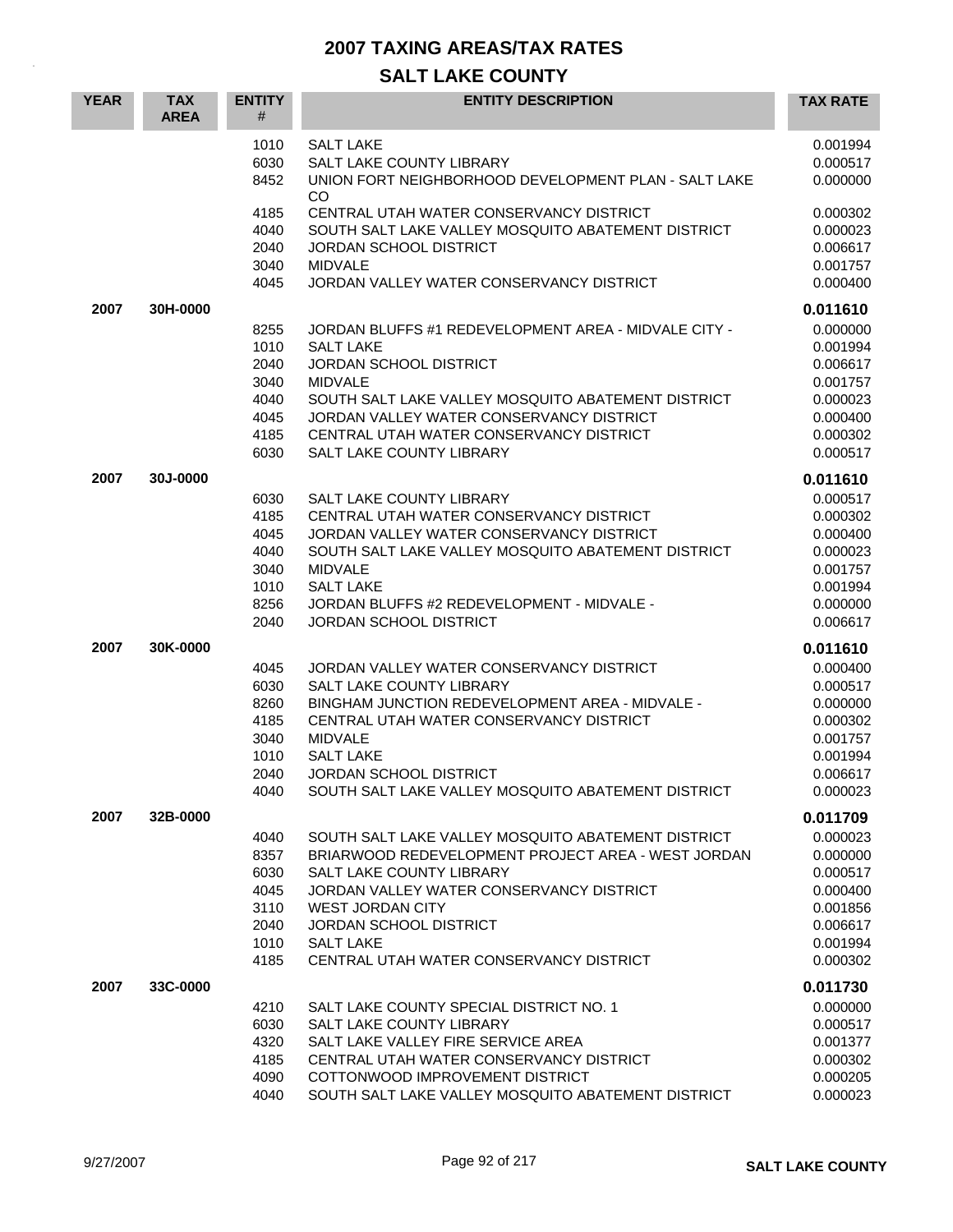# 2007 TAXING AREAS/TAX RATES

## SALT LAKE COUNTY

| YEAR | TAX AREA | ENTITY # | ENTITY DESCRIPTION | TAX RATE |
|---|---|---|---|---|
| | | 1010 | SALT LAKE | 0.001994 |
| | | 6030 | SALT LAKE COUNTY LIBRARY | 0.000517 |
| | | 8452 | UNION FORT NEIGHBORHOOD DEVELOPMENT PLAN - SALT LAKE CO | 0.000000 |
| | | 4185 | CENTRAL UTAH WATER CONSERVANCY DISTRICT | 0.000302 |
| | | 4040 | SOUTH SALT LAKE VALLEY MOSQUITO ABATEMENT DISTRICT | 0.000023 |
| | | 2040 | JORDAN SCHOOL DISTRICT | 0.006617 |
| | | 3040 | MIDVALE | 0.001757 |
| | | 4045 | JORDAN VALLEY WATER CONSERVANCY DISTRICT | 0.000400 |
| **2007** | **30H-0000** | | | **0.011610** |
| | | 8255 | JORDAN BLUFFS #1 REDEVELOPMENT AREA - MIDVALE CITY - | 0.000000 |
| | | 1010 | SALT LAKE | 0.001994 |
| | | 2040 | JORDAN SCHOOL DISTRICT | 0.006617 |
| | | 3040 | MIDVALE | 0.001757 |
| | | 4040 | SOUTH SALT LAKE VALLEY MOSQUITO ABATEMENT DISTRICT | 0.000023 |
| | | 4045 | JORDAN VALLEY WATER CONSERVANCY DISTRICT | 0.000400 |
| | | 4185 | CENTRAL UTAH WATER CONSERVANCY DISTRICT | 0.000302 |
| | | 6030 | SALT LAKE COUNTY LIBRARY | 0.000517 |
| **2007** | **30J-0000** | | | **0.011610** |
| | | 6030 | SALT LAKE COUNTY LIBRARY | 0.000517 |
| | | 4185 | CENTRAL UTAH WATER CONSERVANCY DISTRICT | 0.000302 |
| | | 4045 | JORDAN VALLEY WATER CONSERVANCY DISTRICT | 0.000400 |
| | | 4040 | SOUTH SALT LAKE VALLEY MOSQUITO ABATEMENT DISTRICT | 0.000023 |
| | | 3040 | MIDVALE | 0.001757 |
| | | 1010 | SALT LAKE | 0.001994 |
| | | 8256 | JORDAN BLUFFS #2 REDEVELOPMENT - MIDVALE - | 0.000000 |
| | | 2040 | JORDAN SCHOOL DISTRICT | 0.006617 |
| **2007** | **30K-0000** | | | **0.011610** |
| | | 4045 | JORDAN VALLEY WATER CONSERVANCY DISTRICT | 0.000400 |
| | | 6030 | SALT LAKE COUNTY LIBRARY | 0.000517 |
| | | 8260 | BINGHAM JUNCTION REDEVELOPMENT AREA - MIDVALE - | 0.000000 |
| | | 4185 | CENTRAL UTAH WATER CONSERVANCY DISTRICT | 0.000302 |
| | | 3040 | MIDVALE | 0.001757 |
| | | 1010 | SALT LAKE | 0.001994 |
| | | 2040 | JORDAN SCHOOL DISTRICT | 0.006617 |
| | | 4040 | SOUTH SALT LAKE VALLEY MOSQUITO ABATEMENT DISTRICT | 0.000023 |
| **2007** | **32B-0000** | | | **0.011709** |
| | | 4040 | SOUTH SALT LAKE VALLEY MOSQUITO ABATEMENT DISTRICT | 0.000023 |
| | | 8357 | BRIARWOOD REDEVELOPMENT PROJECT AREA - WEST JORDAN | 0.000000 |
| | | 6030 | SALT LAKE COUNTY LIBRARY | 0.000517 |
| | | 4045 | JORDAN VALLEY WATER CONSERVANCY DISTRICT | 0.000400 |
| | | 3110 | WEST JORDAN CITY | 0.001856 |
| | | 2040 | JORDAN SCHOOL DISTRICT | 0.006617 |
| | | 1010 | SALT LAKE | 0.001994 |
| | | 4185 | CENTRAL UTAH WATER CONSERVANCY DISTRICT | 0.000302 |
| **2007** | **33C-0000** | | | **0.011730** |
| | | 4210 | SALT LAKE COUNTY SPECIAL DISTRICT NO. 1 | 0.000000 |
| | | 6030 | SALT LAKE COUNTY LIBRARY | 0.000517 |
| | | 4320 | SALT LAKE VALLEY FIRE SERVICE AREA | 0.001377 |
| | | 4185 | CENTRAL UTAH WATER CONSERVANCY DISTRICT | 0.000302 |
| | | 4090 | COTTONWOOD IMPROVEMENT DISTRICT | 0.000205 |
| | | 4040 | SOUTH SALT LAKE VALLEY MOSQUITO ABATEMENT DISTRICT | 0.000023 |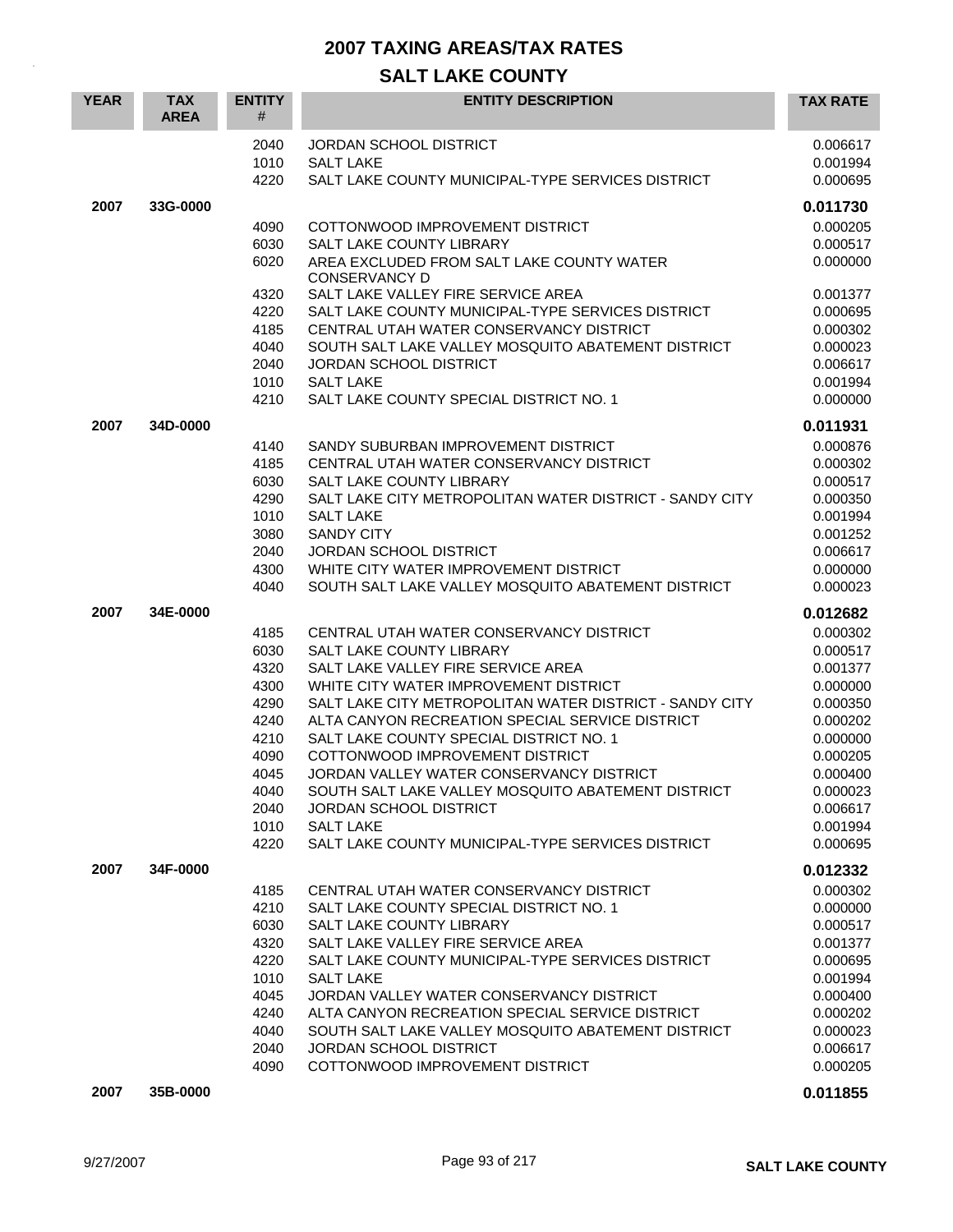# 2007 TAXING AREAS/TAX RATES

## SALT LAKE COUNTY

| YEAR | TAX AREA | ENTITY # | ENTITY DESCRIPTION | TAX RATE |
|---|---|---|---|---|
| | | 2040 | JORDAN SCHOOL DISTRICT | 0.006617 |
| | | 1010 | SALT LAKE | 0.001994 |
| | | 4220 | SALT LAKE COUNTY MUNICIPAL-TYPE SERVICES DISTRICT | 0.000695 |
| **2007** | **33G-0000** | | | **0.011730** |
| | | 4090 | COTTONWOOD IMPROVEMENT DISTRICT | 0.000205 |
| | | 6030 | SALT LAKE COUNTY LIBRARY | 0.000517 |
| | | 6020 | AREA EXCLUDED FROM SALT LAKE COUNTY WATER CONSERVANCY D | 0.000000 |
| | | 4320 | SALT LAKE VALLEY FIRE SERVICE AREA | 0.001377 |
| | | 4220 | SALT LAKE COUNTY MUNICIPAL-TYPE SERVICES DISTRICT | 0.000695 |
| | | 4185 | CENTRAL UTAH WATER CONSERVANCY DISTRICT | 0.000302 |
| | | 4040 | SOUTH SALT LAKE VALLEY MOSQUITO ABATEMENT DISTRICT | 0.000023 |
| | | 2040 | JORDAN SCHOOL DISTRICT | 0.006617 |
| | | 1010 | SALT LAKE | 0.001994 |
| | | 4210 | SALT LAKE COUNTY SPECIAL DISTRICT NO. 1 | 0.000000 |
| **2007** | **34D-0000** | | | **0.011931** |
| | | 4140 | SANDY SUBURBAN IMPROVEMENT DISTRICT | 0.000876 |
| | | 4185 | CENTRAL UTAH WATER CONSERVANCY DISTRICT | 0.000302 |
| | | 6030 | SALT LAKE COUNTY LIBRARY | 0.000517 |
| | | 4290 | SALT LAKE CITY METROPOLITAN WATER DISTRICT - SANDY CITY | 0.000350 |
| | | 1010 | SALT LAKE | 0.001994 |
| | | 3080 | SANDY CITY | 0.001252 |
| | | 2040 | JORDAN SCHOOL DISTRICT | 0.006617 |
| | | 4300 | WHITE CITY WATER IMPROVEMENT DISTRICT | 0.000000 |
| | | 4040 | SOUTH SALT LAKE VALLEY MOSQUITO ABATEMENT DISTRICT | 0.000023 |
| **2007** | **34E-0000** | | | **0.012682** |
| | | 4185 | CENTRAL UTAH WATER CONSERVANCY DISTRICT | 0.000302 |
| | | 6030 | SALT LAKE COUNTY LIBRARY | 0.000517 |
| | | 4320 | SALT LAKE VALLEY FIRE SERVICE AREA | 0.001377 |
| | | 4300 | WHITE CITY WATER IMPROVEMENT DISTRICT | 0.000000 |
| | | 4290 | SALT LAKE CITY METROPOLITAN WATER DISTRICT - SANDY CITY | 0.000350 |
| | | 4240 | ALTA CANYON RECREATION SPECIAL SERVICE DISTRICT | 0.000202 |
| | | 4210 | SALT LAKE COUNTY SPECIAL DISTRICT NO. 1 | 0.000000 |
| | | 4090 | COTTONWOOD IMPROVEMENT DISTRICT | 0.000205 |
| | | 4045 | JORDAN VALLEY WATER CONSERVANCY DISTRICT | 0.000400 |
| | | 4040 | SOUTH SALT LAKE VALLEY MOSQUITO ABATEMENT DISTRICT | 0.000023 |
| | | 2040 | JORDAN SCHOOL DISTRICT | 0.006617 |
| | | 1010 | SALT LAKE | 0.001994 |
| | | 4220 | SALT LAKE COUNTY MUNICIPAL-TYPE SERVICES DISTRICT | 0.000695 |
| **2007** | **34F-0000** | | | **0.012332** |
| | | 4185 | CENTRAL UTAH WATER CONSERVANCY DISTRICT | 0.000302 |
| | | 4210 | SALT LAKE COUNTY SPECIAL DISTRICT NO. 1 | 0.000000 |
| | | 6030 | SALT LAKE COUNTY LIBRARY | 0.000517 |
| | | 4320 | SALT LAKE VALLEY FIRE SERVICE AREA | 0.001377 |
| | | 4220 | SALT LAKE COUNTY MUNICIPAL-TYPE SERVICES DISTRICT | 0.000695 |
| | | 1010 | SALT LAKE | 0.001994 |
| | | 4045 | JORDAN VALLEY WATER CONSERVANCY DISTRICT | 0.000400 |
| | | 4240 | ALTA CANYON RECREATION SPECIAL SERVICE DISTRICT | 0.000202 |
| | | 4040 | SOUTH SALT LAKE VALLEY MOSQUITO ABATEMENT DISTRICT | 0.000023 |
| | | 2040 | JORDAN SCHOOL DISTRICT | 0.006617 |
| | | 4090 | COTTONWOOD IMPROVEMENT DISTRICT | 0.000205 |
| **2007** | **35B-0000** | | | **0.011855** |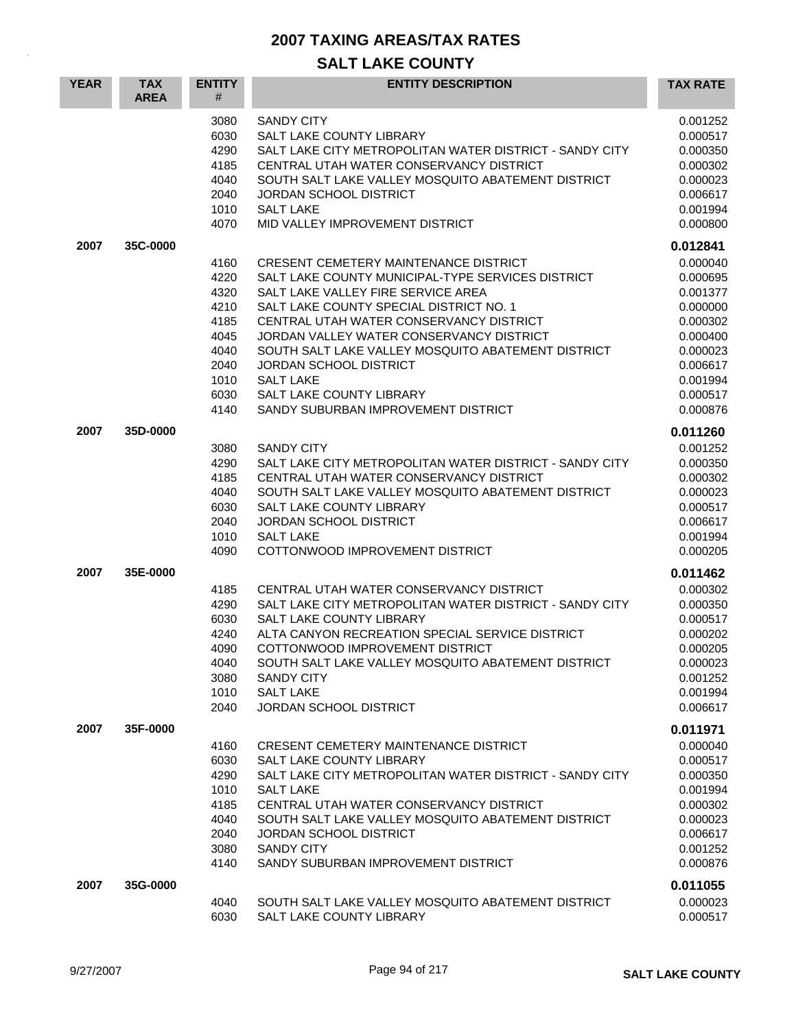# 2007 TAXING AREAS/TAX RATES

## SALT LAKE COUNTY

| YEAR | TAX AREA | ENTITY # | ENTITY DESCRIPTION | TAX RATE |
|---|---|---|---|---|
| | | 3080 | SANDY CITY | 0.001252 |
| | | 6030 | SALT LAKE COUNTY LIBRARY | 0.000517 |
| | | 4290 | SALT LAKE CITY METROPOLITAN WATER DISTRICT - SANDY CITY | 0.000350 |
| | | 4185 | CENTRAL UTAH WATER CONSERVANCY DISTRICT | 0.000302 |
| | | 4040 | SOUTH SALT LAKE VALLEY MOSQUITO ABATEMENT DISTRICT | 0.000023 |
| | | 2040 | JORDAN SCHOOL DISTRICT | 0.006617 |
| | | 1010 | SALT LAKE | 0.001994 |
| | | 4070 | MID VALLEY IMPROVEMENT DISTRICT | 0.000800 |
| **2007** | **35C-0000** | | | **0.012841** |
| | | 4160 | CRESENT CEMETERY MAINTENANCE DISTRICT | 0.000040 |
| | | 4220 | SALT LAKE COUNTY MUNICIPAL-TYPE SERVICES DISTRICT | 0.000695 |
| | | 4320 | SALT LAKE VALLEY FIRE SERVICE AREA | 0.001377 |
| | | 4210 | SALT LAKE COUNTY SPECIAL DISTRICT NO. 1 | 0.000000 |
| | | 4185 | CENTRAL UTAH WATER CONSERVANCY DISTRICT | 0.000302 |
| | | 4045 | JORDAN VALLEY WATER CONSERVANCY DISTRICT | 0.000400 |
| | | 4040 | SOUTH SALT LAKE VALLEY MOSQUITO ABATEMENT DISTRICT | 0.000023 |
| | | 2040 | JORDAN SCHOOL DISTRICT | 0.006617 |
| | | 1010 | SALT LAKE | 0.001994 |
| | | 6030 | SALT LAKE COUNTY LIBRARY | 0.000517 |
| | | 4140 | SANDY SUBURBAN IMPROVEMENT DISTRICT | 0.000876 |
| **2007** | **35D-0000** | | | **0.011260** |
| | | 3080 | SANDY CITY | 0.001252 |
| | | 4290 | SALT LAKE CITY METROPOLITAN WATER DISTRICT - SANDY CITY | 0.000350 |
| | | 4185 | CENTRAL UTAH WATER CONSERVANCY DISTRICT | 0.000302 |
| | | 4040 | SOUTH SALT LAKE VALLEY MOSQUITO ABATEMENT DISTRICT | 0.000023 |
| | | 6030 | SALT LAKE COUNTY LIBRARY | 0.000517 |
| | | 2040 | JORDAN SCHOOL DISTRICT | 0.006617 |
| | | 1010 | SALT LAKE | 0.001994 |
| | | 4090 | COTTONWOOD IMPROVEMENT DISTRICT | 0.000205 |
| **2007** | **35E-0000** | | | **0.011462** |
| | | 4185 | CENTRAL UTAH WATER CONSERVANCY DISTRICT | 0.000302 |
| | | 4290 | SALT LAKE CITY METROPOLITAN WATER DISTRICT - SANDY CITY | 0.000350 |
| | | 6030 | SALT LAKE COUNTY LIBRARY | 0.000517 |
| | | 4240 | ALTA CANYON RECREATION SPECIAL SERVICE DISTRICT | 0.000202 |
| | | 4090 | COTTONWOOD IMPROVEMENT DISTRICT | 0.000205 |
| | | 4040 | SOUTH SALT LAKE VALLEY MOSQUITO ABATEMENT DISTRICT | 0.000023 |
| | | 3080 | SANDY CITY | 0.001252 |
| | | 1010 | SALT LAKE | 0.001994 |
| | | 2040 | JORDAN SCHOOL DISTRICT | 0.006617 |
| **2007** | **35F-0000** | | | **0.011971** |
| | | 4160 | CRESENT CEMETERY MAINTENANCE DISTRICT | 0.000040 |
| | | 6030 | SALT LAKE COUNTY LIBRARY | 0.000517 |
| | | 4290 | SALT LAKE CITY METROPOLITAN WATER DISTRICT - SANDY CITY | 0.000350 |
| | | 1010 | SALT LAKE | 0.001994 |
| | | 4185 | CENTRAL UTAH WATER CONSERVANCY DISTRICT | 0.000302 |
| | | 4040 | SOUTH SALT LAKE VALLEY MOSQUITO ABATEMENT DISTRICT | 0.000023 |
| | | 2040 | JORDAN SCHOOL DISTRICT | 0.006617 |
| | | 3080 | SANDY CITY | 0.001252 |
| | | 4140 | SANDY SUBURBAN IMPROVEMENT DISTRICT | 0.000876 |
| **2007** | **35G-0000** | | | **0.011055** |
| | | 4040 | SOUTH SALT LAKE VALLEY MOSQUITO ABATEMENT DISTRICT | 0.000023 |
| | | 6030 | SALT LAKE COUNTY LIBRARY | 0.000517 |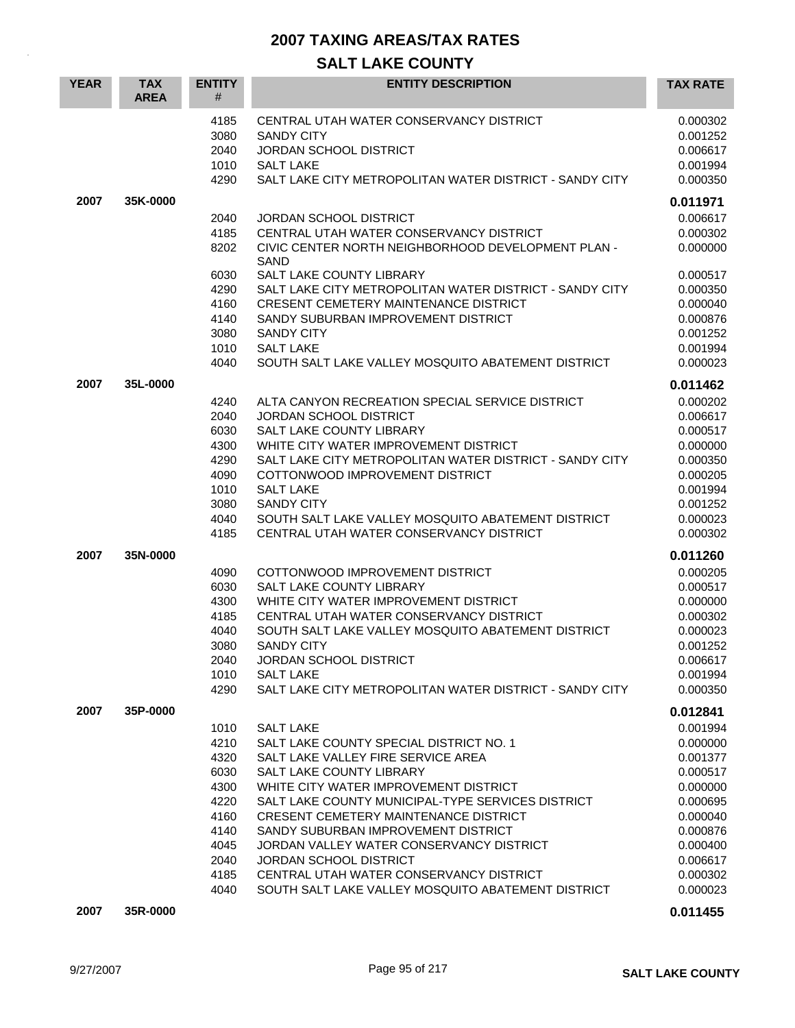# 2007 TAXING AREAS/TAX RATES

## SALT LAKE COUNTY

| YEAR | TAX AREA | ENTITY # | ENTITY DESCRIPTION | TAX RATE |
|---|---|---|---|---|
| | | 4185 | CENTRAL UTAH WATER CONSERVANCY DISTRICT | 0.000302 |
| | | 3080 | SANDY CITY | 0.001252 |
| | | 2040 | JORDAN SCHOOL DISTRICT | 0.006617 |
| | | 1010 | SALT LAKE | 0.001994 |
| | | 4290 | SALT LAKE CITY METROPOLITAN WATER DISTRICT - SANDY CITY | 0.000350 |
| **2007** | **35K-0000** | | | **0.011971** |
| | | 2040 | JORDAN SCHOOL DISTRICT | 0.006617 |
| | | 4185 | CENTRAL UTAH WATER CONSERVANCY DISTRICT | 0.000302 |
| | | 8202 | CIVIC CENTER NORTH NEIGHBORHOOD DEVELOPMENT PLAN - SAND | 0.000000 |
| | | 6030 | SALT LAKE COUNTY LIBRARY | 0.000517 |
| | | 4290 | SALT LAKE CITY METROPOLITAN WATER DISTRICT - SANDY CITY | 0.000350 |
| | | 4160 | CRESENT CEMETERY MAINTENANCE DISTRICT | 0.000040 |
| | | 4140 | SANDY SUBURBAN IMPROVEMENT DISTRICT | 0.000876 |
| | | 3080 | SANDY CITY | 0.001252 |
| | | 1010 | SALT LAKE | 0.001994 |
| | | 4040 | SOUTH SALT LAKE VALLEY MOSQUITO ABATEMENT DISTRICT | 0.000023 |
| **2007** | **35L-0000** | | | **0.011462** |
| | | 4240 | ALTA CANYON RECREATION SPECIAL SERVICE DISTRICT | 0.000202 |
| | | 2040 | JORDAN SCHOOL DISTRICT | 0.006617 |
| | | 6030 | SALT LAKE COUNTY LIBRARY | 0.000517 |
| | | 4300 | WHITE CITY WATER IMPROVEMENT DISTRICT | 0.000000 |
| | | 4290 | SALT LAKE CITY METROPOLITAN WATER DISTRICT - SANDY CITY | 0.000350 |
| | | 4090 | COTTONWOOD IMPROVEMENT DISTRICT | 0.000205 |
| | | 1010 | SALT LAKE | 0.001994 |
| | | 3080 | SANDY CITY | 0.001252 |
| | | 4040 | SOUTH SALT LAKE VALLEY MOSQUITO ABATEMENT DISTRICT | 0.000023 |
| | | 4185 | CENTRAL UTAH WATER CONSERVANCY DISTRICT | 0.000302 |
| **2007** | **35N-0000** | | | **0.011260** |
| | | 4090 | COTTONWOOD IMPROVEMENT DISTRICT | 0.000205 |
| | | 6030 | SALT LAKE COUNTY LIBRARY | 0.000517 |
| | | 4300 | WHITE CITY WATER IMPROVEMENT DISTRICT | 0.000000 |
| | | 4185 | CENTRAL UTAH WATER CONSERVANCY DISTRICT | 0.000302 |
| | | 4040 | SOUTH SALT LAKE VALLEY MOSQUITO ABATEMENT DISTRICT | 0.000023 |
| | | 3080 | SANDY CITY | 0.001252 |
| | | 2040 | JORDAN SCHOOL DISTRICT | 0.006617 |
| | | 1010 | SALT LAKE | 0.001994 |
| | | 4290 | SALT LAKE CITY METROPOLITAN WATER DISTRICT - SANDY CITY | 0.000350 |
| **2007** | **35P-0000** | | | **0.012841** |
| | | 1010 | SALT LAKE | 0.001994 |
| | | 4210 | SALT LAKE COUNTY SPECIAL DISTRICT NO. 1 | 0.000000 |
| | | 4320 | SALT LAKE VALLEY FIRE SERVICE AREA | 0.001377 |
| | | 6030 | SALT LAKE COUNTY LIBRARY | 0.000517 |
| | | 4300 | WHITE CITY WATER IMPROVEMENT DISTRICT | 0.000000 |
| | | 4220 | SALT LAKE COUNTY MUNICIPAL-TYPE SERVICES DISTRICT | 0.000695 |
| | | 4160 | CRESENT CEMETERY MAINTENANCE DISTRICT | 0.000040 |
| | | 4140 | SANDY SUBURBAN IMPROVEMENT DISTRICT | 0.000876 |
| | | 4045 | JORDAN VALLEY WATER CONSERVANCY DISTRICT | 0.000400 |
| | | 2040 | JORDAN SCHOOL DISTRICT | 0.006617 |
| | | 4185 | CENTRAL UTAH WATER CONSERVANCY DISTRICT | 0.000302 |
| | | 4040 | SOUTH SALT LAKE VALLEY MOSQUITO ABATEMENT DISTRICT | 0.000023 |
| **2007** | **35R-0000** | | | **0.011455** |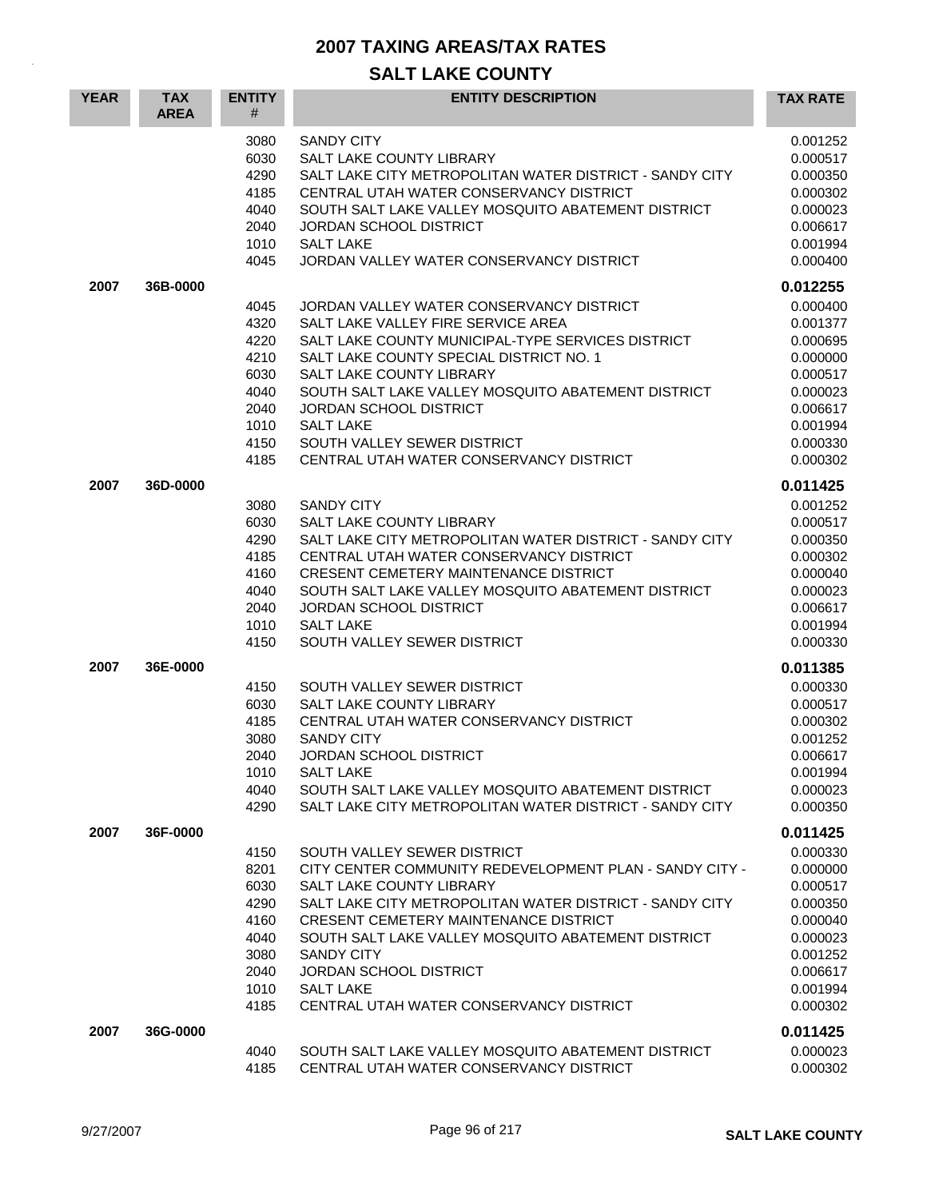# 2007 TAXING AREAS/TAX RATES

## SALT LAKE COUNTY

| YEAR | TAX AREA | ENTITY # | ENTITY DESCRIPTION | TAX RATE |
|---|---|---|---|---|
| | | 3080 | SANDY CITY | 0.001252 |
| | | 6030 | SALT LAKE COUNTY LIBRARY | 0.000517 |
| | | 4290 | SALT LAKE CITY METROPOLITAN WATER DISTRICT - SANDY CITY | 0.000350 |
| | | 4185 | CENTRAL UTAH WATER CONSERVANCY DISTRICT | 0.000302 |
| | | 4040 | SOUTH SALT LAKE VALLEY MOSQUITO ABATEMENT DISTRICT | 0.000023 |
| | | 2040 | JORDAN SCHOOL DISTRICT | 0.006617 |
| | | 1010 | SALT LAKE | 0.001994 |
| | | 4045 | JORDAN VALLEY WATER CONSERVANCY DISTRICT | 0.000400 |
| **2007** | **36B-0000** | | | **0.012255** |
| | | 4045 | JORDAN VALLEY WATER CONSERVANCY DISTRICT | 0.000400 |
| | | 4320 | SALT LAKE VALLEY FIRE SERVICE AREA | 0.001377 |
| | | 4220 | SALT LAKE COUNTY MUNICIPAL-TYPE SERVICES DISTRICT | 0.000695 |
| | | 4210 | SALT LAKE COUNTY SPECIAL DISTRICT NO. 1 | 0.000000 |
| | | 6030 | SALT LAKE COUNTY LIBRARY | 0.000517 |
| | | 4040 | SOUTH SALT LAKE VALLEY MOSQUITO ABATEMENT DISTRICT | 0.000023 |
| | | 2040 | JORDAN SCHOOL DISTRICT | 0.006617 |
| | | 1010 | SALT LAKE | 0.001994 |
| | | 4150 | SOUTH VALLEY SEWER DISTRICT | 0.000330 |
| | | 4185 | CENTRAL UTAH WATER CONSERVANCY DISTRICT | 0.000302 |
| **2007** | **36D-0000** | | | **0.011425** |
| | | 3080 | SANDY CITY | 0.001252 |
| | | 6030 | SALT LAKE COUNTY LIBRARY | 0.000517 |
| | | 4290 | SALT LAKE CITY METROPOLITAN WATER DISTRICT - SANDY CITY | 0.000350 |
| | | 4185 | CENTRAL UTAH WATER CONSERVANCY DISTRICT | 0.000302 |
| | | 4160 | CRESENT CEMETERY MAINTENANCE DISTRICT | 0.000040 |
| | | 4040 | SOUTH SALT LAKE VALLEY MOSQUITO ABATEMENT DISTRICT | 0.000023 |
| | | 2040 | JORDAN SCHOOL DISTRICT | 0.006617 |
| | | 1010 | SALT LAKE | 0.001994 |
| | | 4150 | SOUTH VALLEY SEWER DISTRICT | 0.000330 |
| **2007** | **36E-0000** | | | **0.011385** |
| | | 4150 | SOUTH VALLEY SEWER DISTRICT | 0.000330 |
| | | 6030 | SALT LAKE COUNTY LIBRARY | 0.000517 |
| | | 4185 | CENTRAL UTAH WATER CONSERVANCY DISTRICT | 0.000302 |
| | | 3080 | SANDY CITY | 0.001252 |
| | | 2040 | JORDAN SCHOOL DISTRICT | 0.006617 |
| | | 1010 | SALT LAKE | 0.001994 |
| | | 4040 | SOUTH SALT LAKE VALLEY MOSQUITO ABATEMENT DISTRICT | 0.000023 |
| | | 4290 | SALT LAKE CITY METROPOLITAN WATER DISTRICT - SANDY CITY | 0.000350 |
| **2007** | **36F-0000** | | | **0.011425** |
| | | 4150 | SOUTH VALLEY SEWER DISTRICT | 0.000330 |
| | | 8201 | CITY CENTER COMMUNITY REDEVELOPMENT PLAN - SANDY CITY - | 0.000000 |
| | | 6030 | SALT LAKE COUNTY LIBRARY | 0.000517 |
| | | 4290 | SALT LAKE CITY METROPOLITAN WATER DISTRICT - SANDY CITY | 0.000350 |
| | | 4160 | CRESENT CEMETERY MAINTENANCE DISTRICT | 0.000040 |
| | | 4040 | SOUTH SALT LAKE VALLEY MOSQUITO ABATEMENT DISTRICT | 0.000023 |
| | | 3080 | SANDY CITY | 0.001252 |
| | | 2040 | JORDAN SCHOOL DISTRICT | 0.006617 |
| | | 1010 | SALT LAKE | 0.001994 |
| | | 4185 | CENTRAL UTAH WATER CONSERVANCY DISTRICT | 0.000302 |
| **2007** | **36G-0000** | | | **0.011425** |
| | | 4040 | SOUTH SALT LAKE VALLEY MOSQUITO ABATEMENT DISTRICT | 0.000023 |
| | | 4185 | CENTRAL UTAH WATER CONSERVANCY DISTRICT | 0.000302 |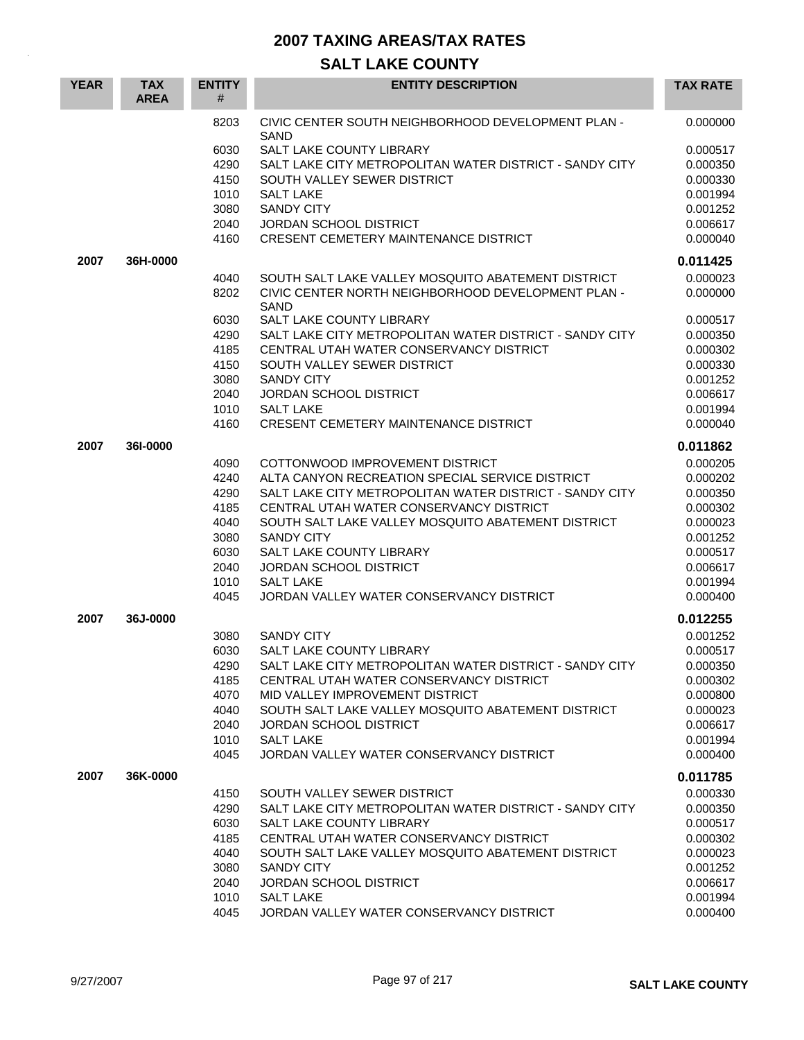# 2007 TAXING AREAS/TAX RATES

## SALT LAKE COUNTY

| YEAR | TAX AREA | ENTITY # | ENTITY DESCRIPTION | TAX RATE |
|---|---|---|---|---|
| | | 8203 | CIVIC CENTER SOUTH NEIGHBORHOOD DEVELOPMENT PLAN - SAND | 0.000000 |
| | | 6030 | SALT LAKE COUNTY LIBRARY | 0.000517 |
| | | 4290 | SALT LAKE CITY METROPOLITAN WATER DISTRICT - SANDY CITY | 0.000350 |
| | | 4150 | SOUTH VALLEY SEWER DISTRICT | 0.000330 |
| | | 1010 | SALT LAKE | 0.001994 |
| | | 3080 | SANDY CITY | 0.001252 |
| | | 2040 | JORDAN SCHOOL DISTRICT | 0.006617 |
| | | 4160 | CRESENT CEMETERY MAINTENANCE DISTRICT | 0.000040 |
| **2007** | **36H-0000** | | | **0.011425** |
| | | 4040 | SOUTH SALT LAKE VALLEY MOSQUITO ABATEMENT DISTRICT | 0.000023 |
| | | 8202 | CIVIC CENTER NORTH NEIGHBORHOOD DEVELOPMENT PLAN - SAND | 0.000000 |
| | | 6030 | SALT LAKE COUNTY LIBRARY | 0.000517 |
| | | 4290 | SALT LAKE CITY METROPOLITAN WATER DISTRICT - SANDY CITY | 0.000350 |
| | | 4185 | CENTRAL UTAH WATER CONSERVANCY DISTRICT | 0.000302 |
| | | 4150 | SOUTH VALLEY SEWER DISTRICT | 0.000330 |
| | | 3080 | SANDY CITY | 0.001252 |
| | | 2040 | JORDAN SCHOOL DISTRICT | 0.006617 |
| | | 1010 | SALT LAKE | 0.001994 |
| | | 4160 | CRESENT CEMETERY MAINTENANCE DISTRICT | 0.000040 |
| **2007** | **36I-0000** | | | **0.011862** |
| | | 4090 | COTTONWOOD IMPROVEMENT DISTRICT | 0.000205 |
| | | 4240 | ALTA CANYON RECREATION SPECIAL SERVICE DISTRICT | 0.000202 |
| | | 4290 | SALT LAKE CITY METROPOLITAN WATER DISTRICT - SANDY CITY | 0.000350 |
| | | 4185 | CENTRAL UTAH WATER CONSERVANCY DISTRICT | 0.000302 |
| | | 4040 | SOUTH SALT LAKE VALLEY MOSQUITO ABATEMENT DISTRICT | 0.000023 |
| | | 3080 | SANDY CITY | 0.001252 |
| | | 6030 | SALT LAKE COUNTY LIBRARY | 0.000517 |
| | | 2040 | JORDAN SCHOOL DISTRICT | 0.006617 |
| | | 1010 | SALT LAKE | 0.001994 |
| | | 4045 | JORDAN VALLEY WATER CONSERVANCY DISTRICT | 0.000400 |
| **2007** | **36J-0000** | | | **0.012255** |
| | | 3080 | SANDY CITY | 0.001252 |
| | | 6030 | SALT LAKE COUNTY LIBRARY | 0.000517 |
| | | 4290 | SALT LAKE CITY METROPOLITAN WATER DISTRICT - SANDY CITY | 0.000350 |
| | | 4185 | CENTRAL UTAH WATER CONSERVANCY DISTRICT | 0.000302 |
| | | 4070 | MID VALLEY IMPROVEMENT DISTRICT | 0.000800 |
| | | 4040 | SOUTH SALT LAKE VALLEY MOSQUITO ABATEMENT DISTRICT | 0.000023 |
| | | 2040 | JORDAN SCHOOL DISTRICT | 0.006617 |
| | | 1010 | SALT LAKE | 0.001994 |
| | | 4045 | JORDAN VALLEY WATER CONSERVANCY DISTRICT | 0.000400 |
| **2007** | **36K-0000** | | | **0.011785** |
| | | 4150 | SOUTH VALLEY SEWER DISTRICT | 0.000330 |
| | | 4290 | SALT LAKE CITY METROPOLITAN WATER DISTRICT - SANDY CITY | 0.000350 |
| | | 6030 | SALT LAKE COUNTY LIBRARY | 0.000517 |
| | | 4185 | CENTRAL UTAH WATER CONSERVANCY DISTRICT | 0.000302 |
| | | 4040 | SOUTH SALT LAKE VALLEY MOSQUITO ABATEMENT DISTRICT | 0.000023 |
| | | 3080 | SANDY CITY | 0.001252 |
| | | 2040 | JORDAN SCHOOL DISTRICT | 0.006617 |
| | | 1010 | SALT LAKE | 0.001994 |
| | | 4045 | JORDAN VALLEY WATER CONSERVANCY DISTRICT | 0.000400 |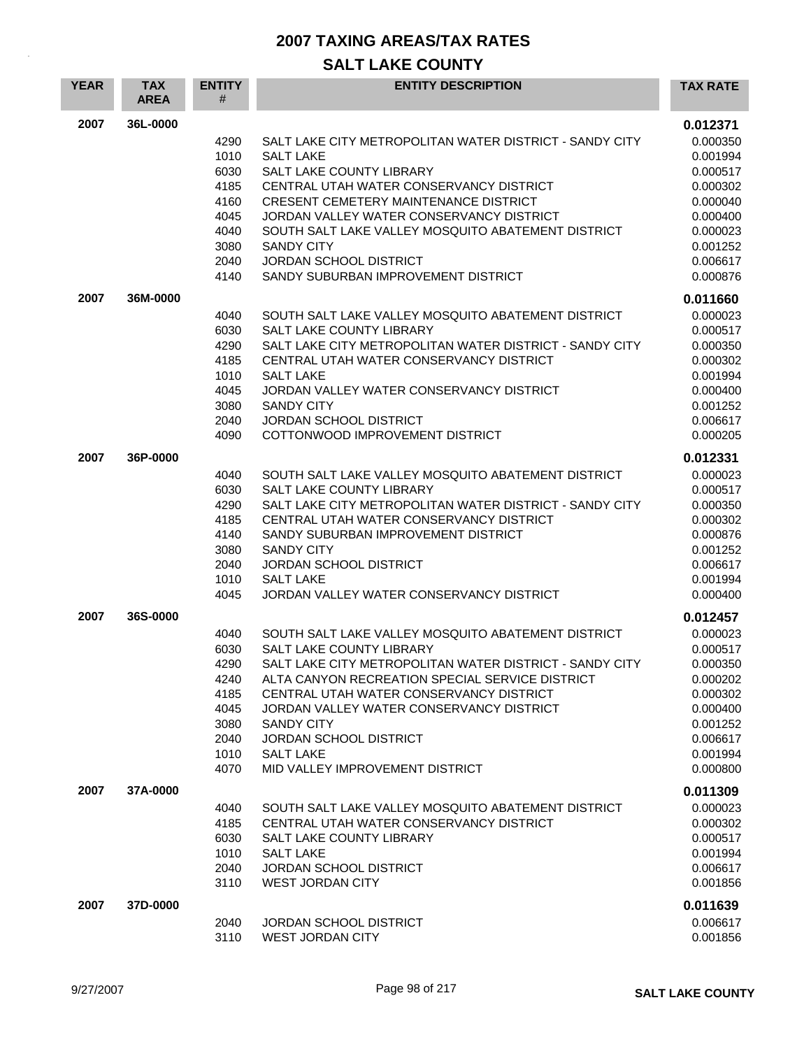# 2007 TAXING AREAS/TAX RATES

## SALT LAKE COUNTY

| YEAR | TAX AREA | ENTITY # | ENTITY DESCRIPTION | TAX RATE |
|---|---|---|---|---|
| 2007 | 36L-0000 | | | 0.012371 |
| | | 4290 | SALT LAKE CITY METROPOLITAN WATER DISTRICT - SANDY CITY | 0.000350 |
| | | 1010 | SALT LAKE | 0.001994 |
| | | 6030 | SALT LAKE COUNTY LIBRARY | 0.000517 |
| | | 4185 | CENTRAL UTAH WATER CONSERVANCY DISTRICT | 0.000302 |
| | | 4160 | CRESENT CEMETERY MAINTENANCE DISTRICT | 0.000040 |
| | | 4045 | JORDAN VALLEY WATER CONSERVANCY DISTRICT | 0.000400 |
| | | 4040 | SOUTH SALT LAKE VALLEY MOSQUITO ABATEMENT DISTRICT | 0.000023 |
| | | 3080 | SANDY CITY | 0.001252 |
| | | 2040 | JORDAN SCHOOL DISTRICT | 0.006617 |
| | | 4140 | SANDY SUBURBAN IMPROVEMENT DISTRICT | 0.000876 |
| 2007 | 36M-0000 | | | 0.011660 |
| | | 4040 | SOUTH SALT LAKE VALLEY MOSQUITO ABATEMENT DISTRICT | 0.000023 |
| | | 6030 | SALT LAKE COUNTY LIBRARY | 0.000517 |
| | | 4290 | SALT LAKE CITY METROPOLITAN WATER DISTRICT - SANDY CITY | 0.000350 |
| | | 4185 | CENTRAL UTAH WATER CONSERVANCY DISTRICT | 0.000302 |
| | | 1010 | SALT LAKE | 0.001994 |
| | | 4045 | JORDAN VALLEY WATER CONSERVANCY DISTRICT | 0.000400 |
| | | 3080 | SANDY CITY | 0.001252 |
| | | 2040 | JORDAN SCHOOL DISTRICT | 0.006617 |
| | | 4090 | COTTONWOOD IMPROVEMENT DISTRICT | 0.000205 |
| 2007 | 36P-0000 | | | 0.012331 |
| | | 4040 | SOUTH SALT LAKE VALLEY MOSQUITO ABATEMENT DISTRICT | 0.000023 |
| | | 6030 | SALT LAKE COUNTY LIBRARY | 0.000517 |
| | | 4290 | SALT LAKE CITY METROPOLITAN WATER DISTRICT - SANDY CITY | 0.000350 |
| | | 4185 | CENTRAL UTAH WATER CONSERVANCY DISTRICT | 0.000302 |
| | | 4140 | SANDY SUBURBAN IMPROVEMENT DISTRICT | 0.000876 |
| | | 3080 | SANDY CITY | 0.001252 |
| | | 2040 | JORDAN SCHOOL DISTRICT | 0.006617 |
| | | 1010 | SALT LAKE | 0.001994 |
| | | 4045 | JORDAN VALLEY WATER CONSERVANCY DISTRICT | 0.000400 |
| 2007 | 36S-0000 | | | 0.012457 |
| | | 4040 | SOUTH SALT LAKE VALLEY MOSQUITO ABATEMENT DISTRICT | 0.000023 |
| | | 6030 | SALT LAKE COUNTY LIBRARY | 0.000517 |
| | | 4290 | SALT LAKE CITY METROPOLITAN WATER DISTRICT - SANDY CITY | 0.000350 |
| | | 4240 | ALTA CANYON RECREATION SPECIAL SERVICE DISTRICT | 0.000202 |
| | | 4185 | CENTRAL UTAH WATER CONSERVANCY DISTRICT | 0.000302 |
| | | 4045 | JORDAN VALLEY WATER CONSERVANCY DISTRICT | 0.000400 |
| | | 3080 | SANDY CITY | 0.001252 |
| | | 2040 | JORDAN SCHOOL DISTRICT | 0.006617 |
| | | 1010 | SALT LAKE | 0.001994 |
| | | 4070 | MID VALLEY IMPROVEMENT DISTRICT | 0.000800 |
| 2007 | 37A-0000 | | | 0.011309 |
| | | 4040 | SOUTH SALT LAKE VALLEY MOSQUITO ABATEMENT DISTRICT | 0.000023 |
| | | 4185 | CENTRAL UTAH WATER CONSERVANCY DISTRICT | 0.000302 |
| | | 6030 | SALT LAKE COUNTY LIBRARY | 0.000517 |
| | | 1010 | SALT LAKE | 0.001994 |
| | | 2040 | JORDAN SCHOOL DISTRICT | 0.006617 |
| | | 3110 | WEST JORDAN CITY | 0.001856 |
| 2007 | 37D-0000 | | | 0.011639 |
| | | 2040 | JORDAN SCHOOL DISTRICT | 0.006617 |
| | | 3110 | WEST JORDAN CITY | 0.001856 |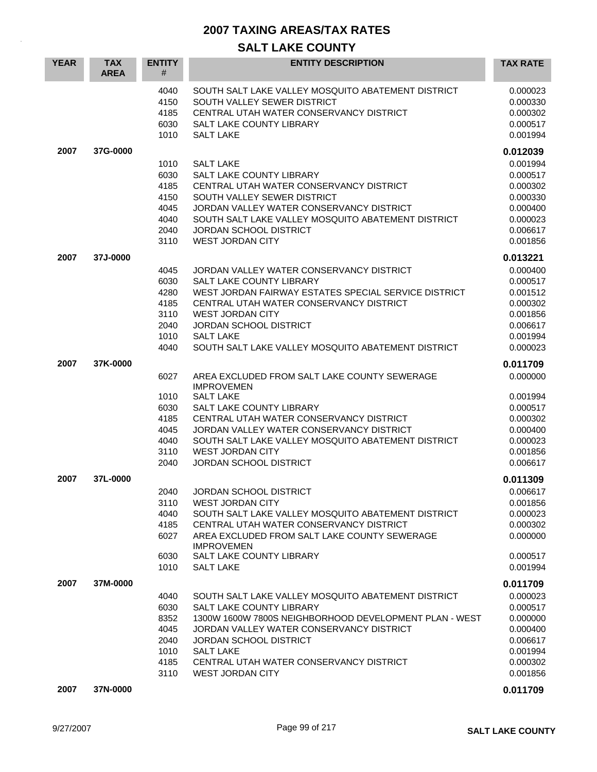# 2007 TAXING AREAS/TAX RATES

## SALT LAKE COUNTY

| YEAR | TAX AREA | ENTITY # | ENTITY DESCRIPTION | TAX RATE |
|---|---|---|---|---|
| | | 4040 | SOUTH SALT LAKE VALLEY MOSQUITO ABATEMENT DISTRICT | 0.000023 |
| | | 4150 | SOUTH VALLEY SEWER DISTRICT | 0.000330 |
| | | 4185 | CENTRAL UTAH WATER CONSERVANCY DISTRICT | 0.000302 |
| | | 6030 | SALT LAKE COUNTY LIBRARY | 0.000517 |
| | | 1010 | SALT LAKE | 0.001994 |
| **2007** | **37G-0000** | | | **0.012039** |
| | | 1010 | SALT LAKE | 0.001994 |
| | | 6030 | SALT LAKE COUNTY LIBRARY | 0.000517 |
| | | 4185 | CENTRAL UTAH WATER CONSERVANCY DISTRICT | 0.000302 |
| | | 4150 | SOUTH VALLEY SEWER DISTRICT | 0.000330 |
| | | 4045 | JORDAN VALLEY WATER CONSERVANCY DISTRICT | 0.000400 |
| | | 4040 | SOUTH SALT LAKE VALLEY MOSQUITO ABATEMENT DISTRICT | 0.000023 |
| | | 2040 | JORDAN SCHOOL DISTRICT | 0.006617 |
| | | 3110 | WEST JORDAN CITY | 0.001856 |
| **2007** | **37J-0000** | | | **0.013221** |
| | | 4045 | JORDAN VALLEY WATER CONSERVANCY DISTRICT | 0.000400 |
| | | 6030 | SALT LAKE COUNTY LIBRARY | 0.000517 |
| | | 4280 | WEST JORDAN FAIRWAY ESTATES SPECIAL SERVICE DISTRICT | 0.001512 |
| | | 4185 | CENTRAL UTAH WATER CONSERVANCY DISTRICT | 0.000302 |
| | | 3110 | WEST JORDAN CITY | 0.001856 |
| | | 2040 | JORDAN SCHOOL DISTRICT | 0.006617 |
| | | 1010 | SALT LAKE | 0.001994 |
| | | 4040 | SOUTH SALT LAKE VALLEY MOSQUITO ABATEMENT DISTRICT | 0.000023 |
| **2007** | **37K-0000** | | | **0.011709** |
| | | 6027 | AREA EXCLUDED FROM SALT LAKE COUNTY SEWERAGE IMPROVEMEN | 0.000000 |
| | | 1010 | SALT LAKE | 0.001994 |
| | | 6030 | SALT LAKE COUNTY LIBRARY | 0.000517 |
| | | 4185 | CENTRAL UTAH WATER CONSERVANCY DISTRICT | 0.000302 |
| | | 4045 | JORDAN VALLEY WATER CONSERVANCY DISTRICT | 0.000400 |
| | | 4040 | SOUTH SALT LAKE VALLEY MOSQUITO ABATEMENT DISTRICT | 0.000023 |
| | | 3110 | WEST JORDAN CITY | 0.001856 |
| | | 2040 | JORDAN SCHOOL DISTRICT | 0.006617 |
| **2007** | **37L-0000** | | | **0.011309** |
| | | 2040 | JORDAN SCHOOL DISTRICT | 0.006617 |
| | | 3110 | WEST JORDAN CITY | 0.001856 |
| | | 4040 | SOUTH SALT LAKE VALLEY MOSQUITO ABATEMENT DISTRICT | 0.000023 |
| | | 4185 | CENTRAL UTAH WATER CONSERVANCY DISTRICT | 0.000302 |
| | | 6027 | AREA EXCLUDED FROM SALT LAKE COUNTY SEWERAGE IMPROVEMEN | 0.000000 |
| | | 6030 | SALT LAKE COUNTY LIBRARY | 0.000517 |
| | | 1010 | SALT LAKE | 0.001994 |
| **2007** | **37M-0000** | | | **0.011709** |
| | | 4040 | SOUTH SALT LAKE VALLEY MOSQUITO ABATEMENT DISTRICT | 0.000023 |
| | | 6030 | SALT LAKE COUNTY LIBRARY | 0.000517 |
| | | 8352 | 1300W 1600W 7800S NEIGHBORHOOD DEVELOPMENT PLAN - WEST | 0.000000 |
| | | 4045 | JORDAN VALLEY WATER CONSERVANCY DISTRICT | 0.000400 |
| | | 2040 | JORDAN SCHOOL DISTRICT | 0.006617 |
| | | 1010 | SALT LAKE | 0.001994 |
| | | 4185 | CENTRAL UTAH WATER CONSERVANCY DISTRICT | 0.000302 |
| | | 3110 | WEST JORDAN CITY | 0.001856 |
| **2007** | **37N-0000** | | | **0.011709** |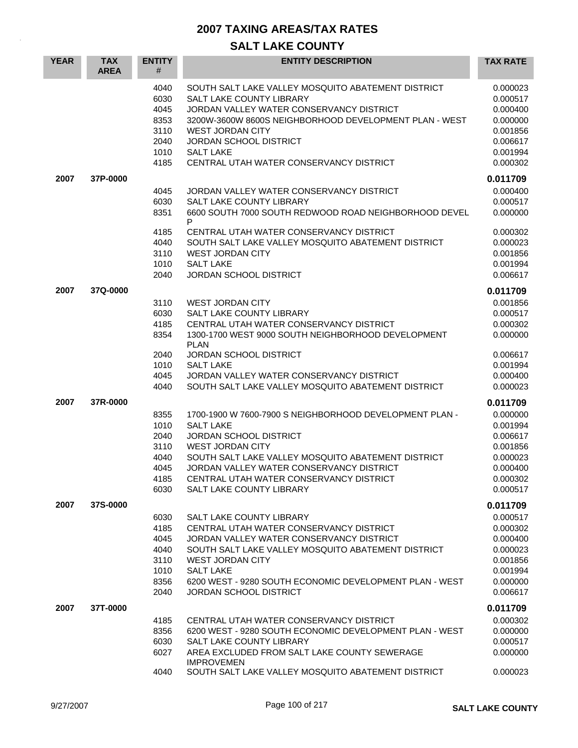# 2007 TAXING AREAS/TAX RATES

## SALT LAKE COUNTY

| YEAR | TAX AREA | ENTITY # | ENTITY DESCRIPTION | TAX RATE |
|---|---|---|---|---|
| | | 4040 | SOUTH SALT LAKE VALLEY MOSQUITO ABATEMENT DISTRICT | 0.000023 |
| | | 6030 | SALT LAKE COUNTY LIBRARY | 0.000517 |
| | | 4045 | JORDAN VALLEY WATER CONSERVANCY DISTRICT | 0.000400 |
| | | 8353 | 3200W-3600W 8600S NEIGHBORHOOD DEVELOPMENT PLAN - WEST | 0.000000 |
| | | 3110 | WEST JORDAN CITY | 0.001856 |
| | | 2040 | JORDAN SCHOOL DISTRICT | 0.006617 |
| | | 1010 | SALT LAKE | 0.001994 |
| | | 4185 | CENTRAL UTAH WATER CONSERVANCY DISTRICT | 0.000302 |
| **2007** | **37P-0000** | | | **0.011709** |
| | | 4045 | JORDAN VALLEY WATER CONSERVANCY DISTRICT | 0.000400 |
| | | 6030 | SALT LAKE COUNTY LIBRARY | 0.000517 |
| | | 8351 | 6600 SOUTH 7000 SOUTH REDWOOD ROAD NEIGHBORHOOD DEVEL P | 0.000000 |
| | | 4185 | CENTRAL UTAH WATER CONSERVANCY DISTRICT | 0.000302 |
| | | 4040 | SOUTH SALT LAKE VALLEY MOSQUITO ABATEMENT DISTRICT | 0.000023 |
| | | 3110 | WEST JORDAN CITY | 0.001856 |
| | | 1010 | SALT LAKE | 0.001994 |
| | | 2040 | JORDAN SCHOOL DISTRICT | 0.006617 |
| **2007** | **37Q-0000** | | | **0.011709** |
| | | 3110 | WEST JORDAN CITY | 0.001856 |
| | | 6030 | SALT LAKE COUNTY LIBRARY | 0.000517 |
| | | 4185 | CENTRAL UTAH WATER CONSERVANCY DISTRICT | 0.000302 |
| | | 8354 | 1300-1700 WEST 9000 SOUTH NEIGHBORHOOD DEVELOPMENT PLAN | 0.000000 |
| | | 2040 | JORDAN SCHOOL DISTRICT | 0.006617 |
| | | 1010 | SALT LAKE | 0.001994 |
| | | 4045 | JORDAN VALLEY WATER CONSERVANCY DISTRICT | 0.000400 |
| | | 4040 | SOUTH SALT LAKE VALLEY MOSQUITO ABATEMENT DISTRICT | 0.000023 |
| **2007** | **37R-0000** | | | **0.011709** |
| | | 8355 | 1700-1900 W 7600-7900 S NEIGHBORHOOD DEVELOPMENT PLAN - | 0.000000 |
| | | 1010 | SALT LAKE | 0.001994 |
| | | 2040 | JORDAN SCHOOL DISTRICT | 0.006617 |
| | | 3110 | WEST JORDAN CITY | 0.001856 |
| | | 4040 | SOUTH SALT LAKE VALLEY MOSQUITO ABATEMENT DISTRICT | 0.000023 |
| | | 4045 | JORDAN VALLEY WATER CONSERVANCY DISTRICT | 0.000400 |
| | | 4185 | CENTRAL UTAH WATER CONSERVANCY DISTRICT | 0.000302 |
| | | 6030 | SALT LAKE COUNTY LIBRARY | 0.000517 |
| **2007** | **37S-0000** | | | **0.011709** |
| | | 6030 | SALT LAKE COUNTY LIBRARY | 0.000517 |
| | | 4185 | CENTRAL UTAH WATER CONSERVANCY DISTRICT | 0.000302 |
| | | 4045 | JORDAN VALLEY WATER CONSERVANCY DISTRICT | 0.000400 |
| | | 4040 | SOUTH SALT LAKE VALLEY MOSQUITO ABATEMENT DISTRICT | 0.000023 |
| | | 3110 | WEST JORDAN CITY | 0.001856 |
| | | 1010 | SALT LAKE | 0.001994 |
| | | 8356 | 6200 WEST - 9280 SOUTH ECONOMIC DEVELOPMENT PLAN - WEST | 0.000000 |
| | | 2040 | JORDAN SCHOOL DISTRICT | 0.006617 |
| **2007** | **37T-0000** | | | **0.011709** |
| | | 4185 | CENTRAL UTAH WATER CONSERVANCY DISTRICT | 0.000302 |
| | | 8356 | 6200 WEST - 9280 SOUTH ECONOMIC DEVELOPMENT PLAN - WEST | 0.000000 |
| | | 6030 | SALT LAKE COUNTY LIBRARY | 0.000517 |
| | | 6027 | AREA EXCLUDED FROM SALT LAKE COUNTY SEWERAGE IMPROVEMEN | 0.000000 |
| | | 4040 | SOUTH SALT LAKE VALLEY MOSQUITO ABATEMENT DISTRICT | 0.000023 |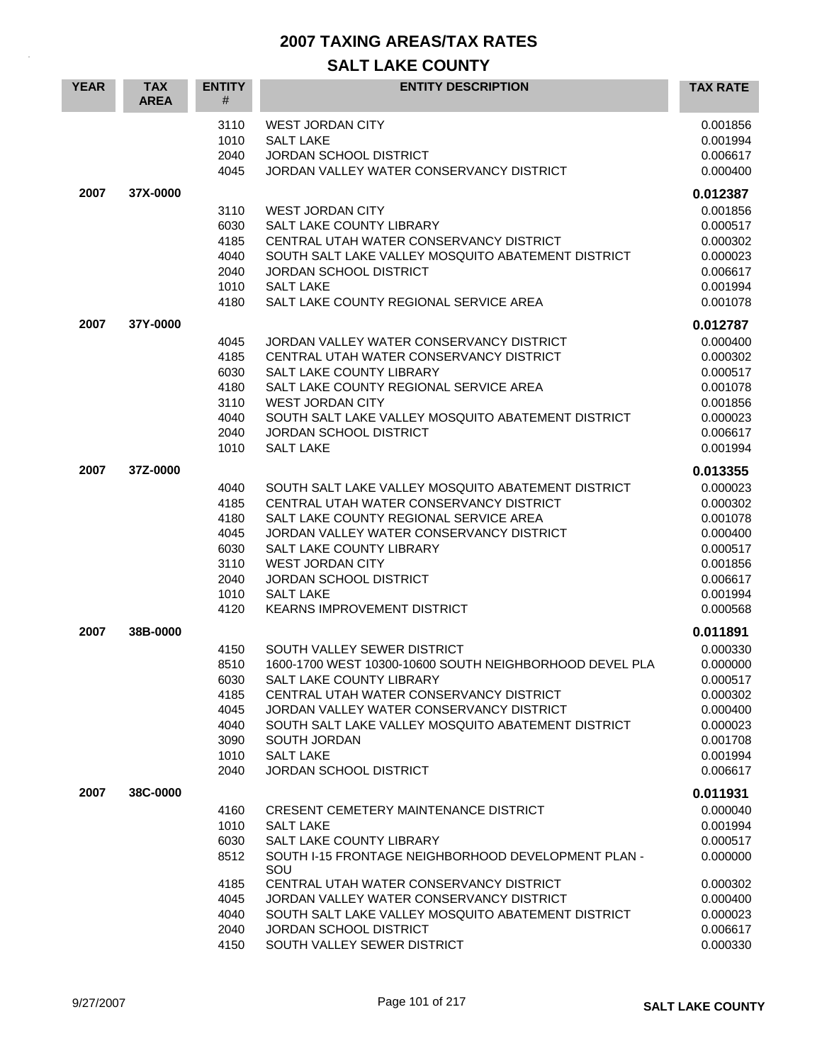# 2007 TAXING AREAS/TAX RATES

## SALT LAKE COUNTY

| YEAR | TAX AREA | ENTITY # | ENTITY DESCRIPTION | TAX RATE |
|---|---|---|---|---|
| | | 3110 | WEST JORDAN CITY | 0.001856 |
| | | 1010 | SALT LAKE | 0.001994 |
| | | 2040 | JORDAN SCHOOL DISTRICT | 0.006617 |
| | | 4045 | JORDAN VALLEY WATER CONSERVANCY DISTRICT | 0.000400 |
| **2007** | **37X-0000** | | | **0.012387** |
| | | 3110 | WEST JORDAN CITY | 0.001856 |
| | | 6030 | SALT LAKE COUNTY LIBRARY | 0.000517 |
| | | 4185 | CENTRAL UTAH WATER CONSERVANCY DISTRICT | 0.000302 |
| | | 4040 | SOUTH SALT LAKE VALLEY MOSQUITO ABATEMENT DISTRICT | 0.000023 |
| | | 2040 | JORDAN SCHOOL DISTRICT | 0.006617 |
| | | 1010 | SALT LAKE | 0.001994 |
| | | 4180 | SALT LAKE COUNTY REGIONAL SERVICE AREA | 0.001078 |
| **2007** | **37Y-0000** | | | **0.012787** |
| | | 4045 | JORDAN VALLEY WATER CONSERVANCY DISTRICT | 0.000400 |
| | | 4185 | CENTRAL UTAH WATER CONSERVANCY DISTRICT | 0.000302 |
| | | 6030 | SALT LAKE COUNTY LIBRARY | 0.000517 |
| | | 4180 | SALT LAKE COUNTY REGIONAL SERVICE AREA | 0.001078 |
| | | 3110 | WEST JORDAN CITY | 0.001856 |
| | | 4040 | SOUTH SALT LAKE VALLEY MOSQUITO ABATEMENT DISTRICT | 0.000023 |
| | | 2040 | JORDAN SCHOOL DISTRICT | 0.006617 |
| | | 1010 | SALT LAKE | 0.001994 |
| **2007** | **37Z-0000** | | | **0.013355** |
| | | 4040 | SOUTH SALT LAKE VALLEY MOSQUITO ABATEMENT DISTRICT | 0.000023 |
| | | 4185 | CENTRAL UTAH WATER CONSERVANCY DISTRICT | 0.000302 |
| | | 4180 | SALT LAKE COUNTY REGIONAL SERVICE AREA | 0.001078 |
| | | 4045 | JORDAN VALLEY WATER CONSERVANCY DISTRICT | 0.000400 |
| | | 6030 | SALT LAKE COUNTY LIBRARY | 0.000517 |
| | | 3110 | WEST JORDAN CITY | 0.001856 |
| | | 2040 | JORDAN SCHOOL DISTRICT | 0.006617 |
| | | 1010 | SALT LAKE | 0.001994 |
| | | 4120 | KEARNS IMPROVEMENT DISTRICT | 0.000568 |
| **2007** | **38B-0000** | | | **0.011891** |
| | | 4150 | SOUTH VALLEY SEWER DISTRICT | 0.000330 |
| | | 8510 | 1600-1700 WEST 10300-10600 SOUTH NEIGHBORHOOD DEVEL PLA | 0.000000 |
| | | 6030 | SALT LAKE COUNTY LIBRARY | 0.000517 |
| | | 4185 | CENTRAL UTAH WATER CONSERVANCY DISTRICT | 0.000302 |
| | | 4045 | JORDAN VALLEY WATER CONSERVANCY DISTRICT | 0.000400 |
| | | 4040 | SOUTH SALT LAKE VALLEY MOSQUITO ABATEMENT DISTRICT | 0.000023 |
| | | 3090 | SOUTH JORDAN | 0.001708 |
| | | 1010 | SALT LAKE | 0.001994 |
| | | 2040 | JORDAN SCHOOL DISTRICT | 0.006617 |
| **2007** | **38C-0000** | | | **0.011931** |
| | | 4160 | CRESENT CEMETERY MAINTENANCE DISTRICT | 0.000040 |
| | | 1010 | SALT LAKE | 0.001994 |
| | | 6030 | SALT LAKE COUNTY LIBRARY | 0.000517 |
| | | 8512 | SOUTH I-15 FRONTAGE NEIGHBORHOOD DEVELOPMENT PLAN - SOU | 0.000000 |
| | | 4185 | CENTRAL UTAH WATER CONSERVANCY DISTRICT | 0.000302 |
| | | 4045 | JORDAN VALLEY WATER CONSERVANCY DISTRICT | 0.000400 |
| | | 4040 | SOUTH SALT LAKE VALLEY MOSQUITO ABATEMENT DISTRICT | 0.000023 |
| | | 2040 | JORDAN SCHOOL DISTRICT | 0.006617 |
| | | 4150 | SOUTH VALLEY SEWER DISTRICT | 0.000330 |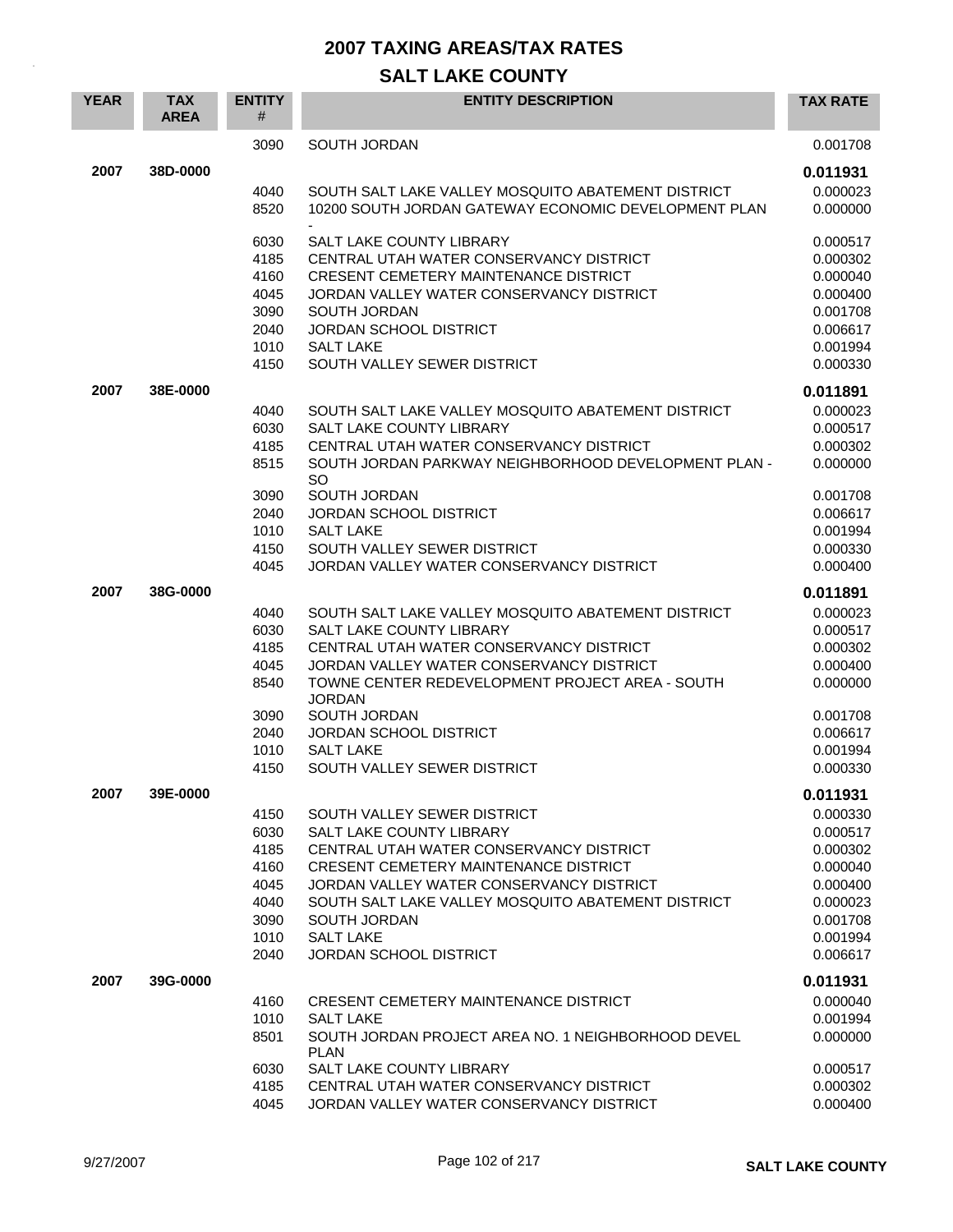# 2007 TAXING AREAS/TAX RATES

## SALT LAKE COUNTY

| YEAR | TAX AREA | ENTITY # | ENTITY DESCRIPTION | TAX RATE |
|---|---|---|---|---|
| | | 3090 | SOUTH JORDAN | 0.001708 |
| **2007** | **38D-0000** | | | **0.011931** |
| | | 4040 | SOUTH SALT LAKE VALLEY MOSQUITO ABATEMENT DISTRICT | 0.000023 |
| | | 8520 | 10200 SOUTH JORDAN GATEWAY ECONOMIC DEVELOPMENT PLAN - | 0.000000 |
| | | 6030 | SALT LAKE COUNTY LIBRARY | 0.000517 |
| | | 4185 | CENTRAL UTAH WATER CONSERVANCY DISTRICT | 0.000302 |
| | | 4160 | CRESENT CEMETERY MAINTENANCE DISTRICT | 0.000040 |
| | | 4045 | JORDAN VALLEY WATER CONSERVANCY DISTRICT | 0.000400 |
| | | 3090 | SOUTH JORDAN | 0.001708 |
| | | 2040 | JORDAN SCHOOL DISTRICT | 0.006617 |
| | | 1010 | SALT LAKE | 0.001994 |
| | | 4150 | SOUTH VALLEY SEWER DISTRICT | 0.000330 |
| **2007** | **38E-0000** | | | **0.011891** |
| | | 4040 | SOUTH SALT LAKE VALLEY MOSQUITO ABATEMENT DISTRICT | 0.000023 |
| | | 6030 | SALT LAKE COUNTY LIBRARY | 0.000517 |
| | | 4185 | CENTRAL UTAH WATER CONSERVANCY DISTRICT | 0.000302 |
| | | 8515 | SOUTH JORDAN PARKWAY NEIGHBORHOOD DEVELOPMENT PLAN - SO | 0.000000 |
| | | 3090 | SOUTH JORDAN | 0.001708 |
| | | 2040 | JORDAN SCHOOL DISTRICT | 0.006617 |
| | | 1010 | SALT LAKE | 0.001994 |
| | | 4150 | SOUTH VALLEY SEWER DISTRICT | 0.000330 |
| | | 4045 | JORDAN VALLEY WATER CONSERVANCY DISTRICT | 0.000400 |
| **2007** | **38G-0000** | | | **0.011891** |
| | | 4040 | SOUTH SALT LAKE VALLEY MOSQUITO ABATEMENT DISTRICT | 0.000023 |
| | | 6030 | SALT LAKE COUNTY LIBRARY | 0.000517 |
| | | 4185 | CENTRAL UTAH WATER CONSERVANCY DISTRICT | 0.000302 |
| | | 4045 | JORDAN VALLEY WATER CONSERVANCY DISTRICT | 0.000400 |
| | | 8540 | TOWNE CENTER REDEVELOPMENT PROJECT AREA - SOUTH JORDAN | 0.000000 |
| | | 3090 | SOUTH JORDAN | 0.001708 |
| | | 2040 | JORDAN SCHOOL DISTRICT | 0.006617 |
| | | 1010 | SALT LAKE | 0.001994 |
| | | 4150 | SOUTH VALLEY SEWER DISTRICT | 0.000330 |
| **2007** | **39E-0000** | | | **0.011931** |
| | | 4150 | SOUTH VALLEY SEWER DISTRICT | 0.000330 |
| | | 6030 | SALT LAKE COUNTY LIBRARY | 0.000517 |
| | | 4185 | CENTRAL UTAH WATER CONSERVANCY DISTRICT | 0.000302 |
| | | 4160 | CRESENT CEMETERY MAINTENANCE DISTRICT | 0.000040 |
| | | 4045 | JORDAN VALLEY WATER CONSERVANCY DISTRICT | 0.000400 |
| | | 4040 | SOUTH SALT LAKE VALLEY MOSQUITO ABATEMENT DISTRICT | 0.000023 |
| | | 3090 | SOUTH JORDAN | 0.001708 |
| | | 1010 | SALT LAKE | 0.001994 |
| | | 2040 | JORDAN SCHOOL DISTRICT | 0.006617 |
| **2007** | **39G-0000** | | | **0.011931** |
| | | 4160 | CRESENT CEMETERY MAINTENANCE DISTRICT | 0.000040 |
| | | 1010 | SALT LAKE | 0.001994 |
| | | 8501 | SOUTH JORDAN PROJECT AREA NO. 1 NEIGHBORHOOD DEVEL PLAN | 0.000000 |
| | | 6030 | SALT LAKE COUNTY LIBRARY | 0.000517 |
| | | 4185 | CENTRAL UTAH WATER CONSERVANCY DISTRICT | 0.000302 |
| | | 4045 | JORDAN VALLEY WATER CONSERVANCY DISTRICT | 0.000400 |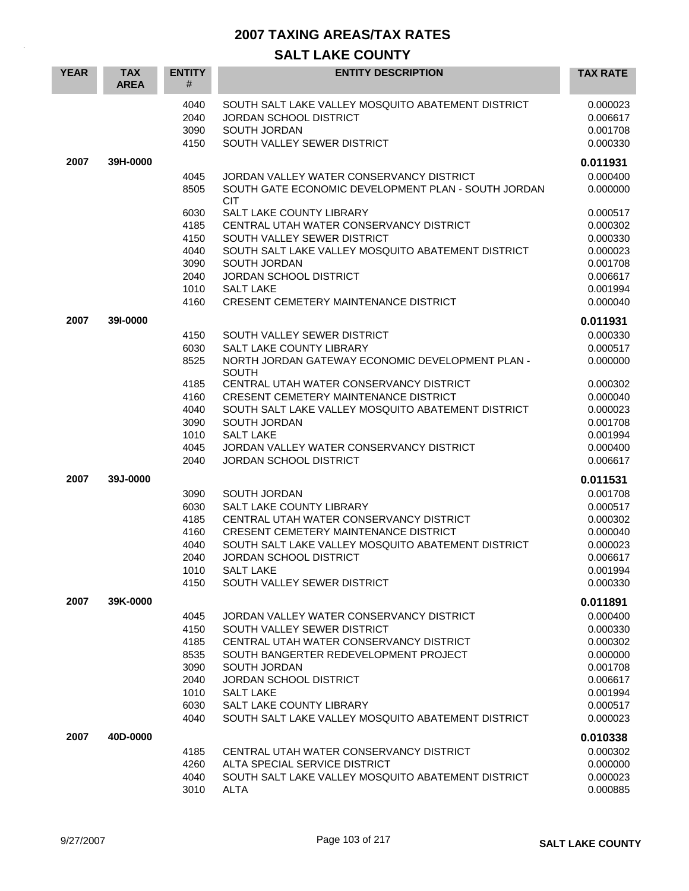# 2007 TAXING AREAS/TAX RATES

## SALT LAKE COUNTY

| YEAR | TAX AREA | ENTITY # | ENTITY DESCRIPTION | TAX RATE |
|---|---|---|---|---|
| | | 4040 | SOUTH SALT LAKE VALLEY MOSQUITO ABATEMENT DISTRICT | 0.000023 |
| | | 2040 | JORDAN SCHOOL DISTRICT | 0.006617 |
| | | 3090 | SOUTH JORDAN | 0.001708 |
| | | 4150 | SOUTH VALLEY SEWER DISTRICT | 0.000330 |
| **2007** | **39H-0000** | | | **0.011931** |
| | | 4045 | JORDAN VALLEY WATER CONSERVANCY DISTRICT | 0.000400 |
| | | 8505 | SOUTH GATE ECONOMIC DEVELOPMENT PLAN - SOUTH JORDAN CIT | 0.000000 |
| | | 6030 | SALT LAKE COUNTY LIBRARY | 0.000517 |
| | | 4185 | CENTRAL UTAH WATER CONSERVANCY DISTRICT | 0.000302 |
| | | 4150 | SOUTH VALLEY SEWER DISTRICT | 0.000330 |
| | | 4040 | SOUTH SALT LAKE VALLEY MOSQUITO ABATEMENT DISTRICT | 0.000023 |
| | | 3090 | SOUTH JORDAN | 0.001708 |
| | | 2040 | JORDAN SCHOOL DISTRICT | 0.006617 |
| | | 1010 | SALT LAKE | 0.001994 |
| | | 4160 | CRESENT CEMETERY MAINTENANCE DISTRICT | 0.000040 |
| **2007** | **39I-0000** | | | **0.011931** |
| | | 4150 | SOUTH VALLEY SEWER DISTRICT | 0.000330 |
| | | 6030 | SALT LAKE COUNTY LIBRARY | 0.000517 |
| | | 8525 | NORTH JORDAN GATEWAY ECONOMIC DEVELOPMENT PLAN - SOUTH | 0.000000 |
| | | 4185 | CENTRAL UTAH WATER CONSERVANCY DISTRICT | 0.000302 |
| | | 4160 | CRESENT CEMETERY MAINTENANCE DISTRICT | 0.000040 |
| | | 4040 | SOUTH SALT LAKE VALLEY MOSQUITO ABATEMENT DISTRICT | 0.000023 |
| | | 3090 | SOUTH JORDAN | 0.001708 |
| | | 1010 | SALT LAKE | 0.001994 |
| | | 4045 | JORDAN VALLEY WATER CONSERVANCY DISTRICT | 0.000400 |
| | | 2040 | JORDAN SCHOOL DISTRICT | 0.006617 |
| **2007** | **39J-0000** | | | **0.011531** |
| | | 3090 | SOUTH JORDAN | 0.001708 |
| | | 6030 | SALT LAKE COUNTY LIBRARY | 0.000517 |
| | | 4185 | CENTRAL UTAH WATER CONSERVANCY DISTRICT | 0.000302 |
| | | 4160 | CRESENT CEMETERY MAINTENANCE DISTRICT | 0.000040 |
| | | 4040 | SOUTH SALT LAKE VALLEY MOSQUITO ABATEMENT DISTRICT | 0.000023 |
| | | 2040 | JORDAN SCHOOL DISTRICT | 0.006617 |
| | | 1010 | SALT LAKE | 0.001994 |
| | | 4150 | SOUTH VALLEY SEWER DISTRICT | 0.000330 |
| **2007** | **39K-0000** | | | **0.011891** |
| | | 4045 | JORDAN VALLEY WATER CONSERVANCY DISTRICT | 0.000400 |
| | | 4150 | SOUTH VALLEY SEWER DISTRICT | 0.000330 |
| | | 4185 | CENTRAL UTAH WATER CONSERVANCY DISTRICT | 0.000302 |
| | | 8535 | SOUTH BANGERTER REDEVELOPMENT PROJECT | 0.000000 |
| | | 3090 | SOUTH JORDAN | 0.001708 |
| | | 2040 | JORDAN SCHOOL DISTRICT | 0.006617 |
| | | 1010 | SALT LAKE | 0.001994 |
| | | 6030 | SALT LAKE COUNTY LIBRARY | 0.000517 |
| | | 4040 | SOUTH SALT LAKE VALLEY MOSQUITO ABATEMENT DISTRICT | 0.000023 |
| **2007** | **40D-0000** | | | **0.010338** |
| | | 4185 | CENTRAL UTAH WATER CONSERVANCY DISTRICT | 0.000302 |
| | | 4260 | ALTA SPECIAL SERVICE DISTRICT | 0.000000 |
| | | 4040 | SOUTH SALT LAKE VALLEY MOSQUITO ABATEMENT DISTRICT | 0.000023 |
| | | 3010 | ALTA | 0.000885 |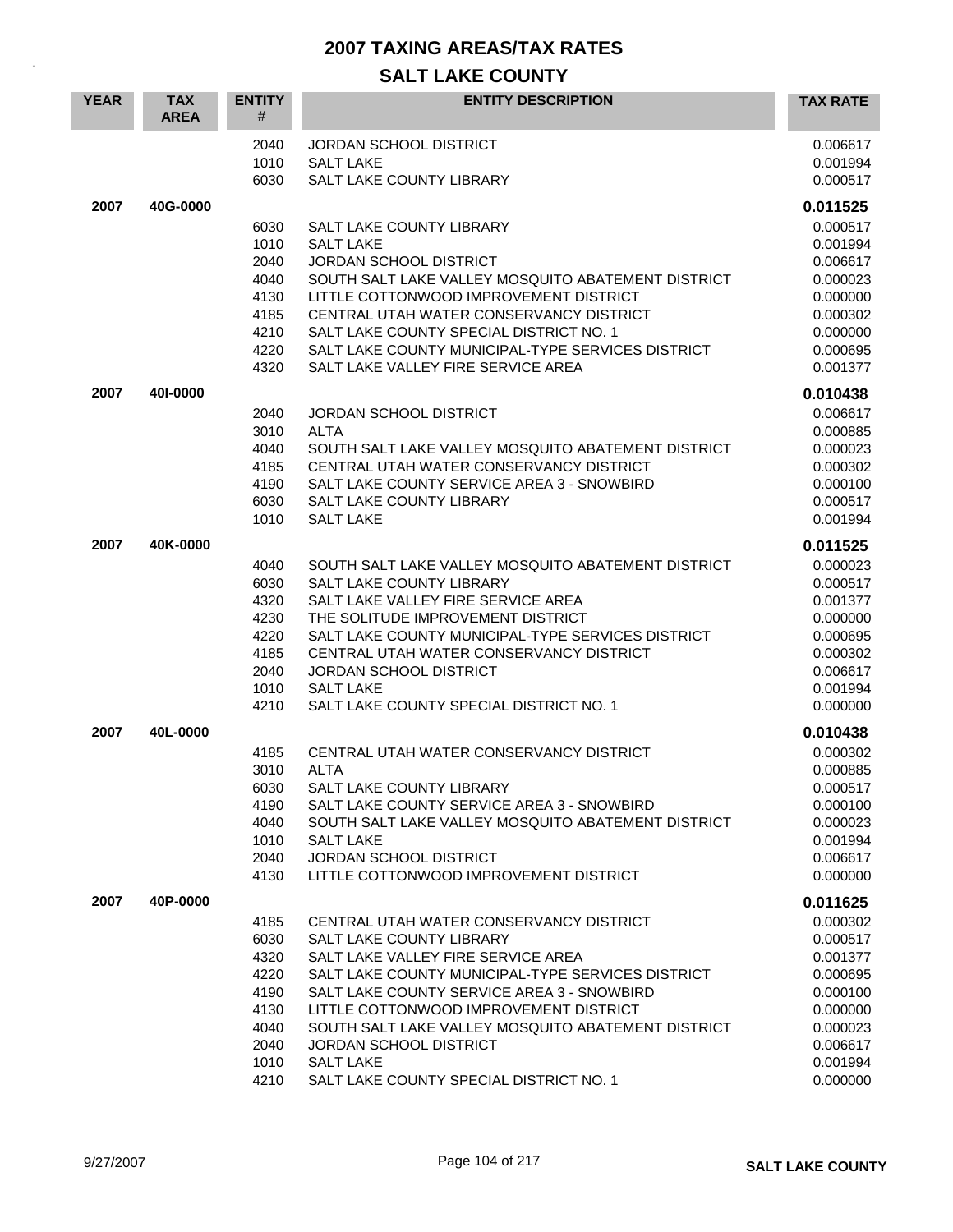# 2007 TAXING AREAS/TAX RATES

## SALT LAKE COUNTY

| YEAR | TAX AREA | ENTITY # | ENTITY DESCRIPTION | TAX RATE |
|---|---|---|---|---|
| | | 2040 | JORDAN SCHOOL DISTRICT | 0.006617 |
| | | 1010 | SALT LAKE | 0.001994 |
| | | 6030 | SALT LAKE COUNTY LIBRARY | 0.000517 |
| **2007** | **40G-0000** | | | **0.011525** |
| | | 6030 | SALT LAKE COUNTY LIBRARY | 0.000517 |
| | | 1010 | SALT LAKE | 0.001994 |
| | | 2040 | JORDAN SCHOOL DISTRICT | 0.006617 |
| | | 4040 | SOUTH SALT LAKE VALLEY MOSQUITO ABATEMENT DISTRICT | 0.000023 |
| | | 4130 | LITTLE COTTONWOOD IMPROVEMENT DISTRICT | 0.000000 |
| | | 4185 | CENTRAL UTAH WATER CONSERVANCY DISTRICT | 0.000302 |
| | | 4210 | SALT LAKE COUNTY SPECIAL DISTRICT NO. 1 | 0.000000 |
| | | 4220 | SALT LAKE COUNTY MUNICIPAL-TYPE SERVICES DISTRICT | 0.000695 |
| | | 4320 | SALT LAKE VALLEY FIRE SERVICE AREA | 0.001377 |
| **2007** | **40I-0000** | | | **0.010438** |
| | | 2040 | JORDAN SCHOOL DISTRICT | 0.006617 |
| | | 3010 | ALTA | 0.000885 |
| | | 4040 | SOUTH SALT LAKE VALLEY MOSQUITO ABATEMENT DISTRICT | 0.000023 |
| | | 4185 | CENTRAL UTAH WATER CONSERVANCY DISTRICT | 0.000302 |
| | | 4190 | SALT LAKE COUNTY SERVICE AREA 3 - SNOWBIRD | 0.000100 |
| | | 6030 | SALT LAKE COUNTY LIBRARY | 0.000517 |
| | | 1010 | SALT LAKE | 0.001994 |
| **2007** | **40K-0000** | | | **0.011525** |
| | | 4040 | SOUTH SALT LAKE VALLEY MOSQUITO ABATEMENT DISTRICT | 0.000023 |
| | | 6030 | SALT LAKE COUNTY LIBRARY | 0.000517 |
| | | 4320 | SALT LAKE VALLEY FIRE SERVICE AREA | 0.001377 |
| | | 4230 | THE SOLITUDE IMPROVEMENT DISTRICT | 0.000000 |
| | | 4220 | SALT LAKE COUNTY MUNICIPAL-TYPE SERVICES DISTRICT | 0.000695 |
| | | 4185 | CENTRAL UTAH WATER CONSERVANCY DISTRICT | 0.000302 |
| | | 2040 | JORDAN SCHOOL DISTRICT | 0.006617 |
| | | 1010 | SALT LAKE | 0.001994 |
| | | 4210 | SALT LAKE COUNTY SPECIAL DISTRICT NO. 1 | 0.000000 |
| **2007** | **40L-0000** | | | **0.010438** |
| | | 4185 | CENTRAL UTAH WATER CONSERVANCY DISTRICT | 0.000302 |
| | | 3010 | ALTA | 0.000885 |
| | | 6030 | SALT LAKE COUNTY LIBRARY | 0.000517 |
| | | 4190 | SALT LAKE COUNTY SERVICE AREA 3 - SNOWBIRD | 0.000100 |
| | | 4040 | SOUTH SALT LAKE VALLEY MOSQUITO ABATEMENT DISTRICT | 0.000023 |
| | | 1010 | SALT LAKE | 0.001994 |
| | | 2040 | JORDAN SCHOOL DISTRICT | 0.006617 |
| | | 4130 | LITTLE COTTONWOOD IMPROVEMENT DISTRICT | 0.000000 |
| **2007** | **40P-0000** | | | **0.011625** |
| | | 4185 | CENTRAL UTAH WATER CONSERVANCY DISTRICT | 0.000302 |
| | | 6030 | SALT LAKE COUNTY LIBRARY | 0.000517 |
| | | 4320 | SALT LAKE VALLEY FIRE SERVICE AREA | 0.001377 |
| | | 4220 | SALT LAKE COUNTY MUNICIPAL-TYPE SERVICES DISTRICT | 0.000695 |
| | | 4190 | SALT LAKE COUNTY SERVICE AREA 3 - SNOWBIRD | 0.000100 |
| | | 4130 | LITTLE COTTONWOOD IMPROVEMENT DISTRICT | 0.000000 |
| | | 4040 | SOUTH SALT LAKE VALLEY MOSQUITO ABATEMENT DISTRICT | 0.000023 |
| | | 2040 | JORDAN SCHOOL DISTRICT | 0.006617 |
| | | 1010 | SALT LAKE | 0.001994 |
| | | 4210 | SALT LAKE COUNTY SPECIAL DISTRICT NO. 1 | 0.000000 |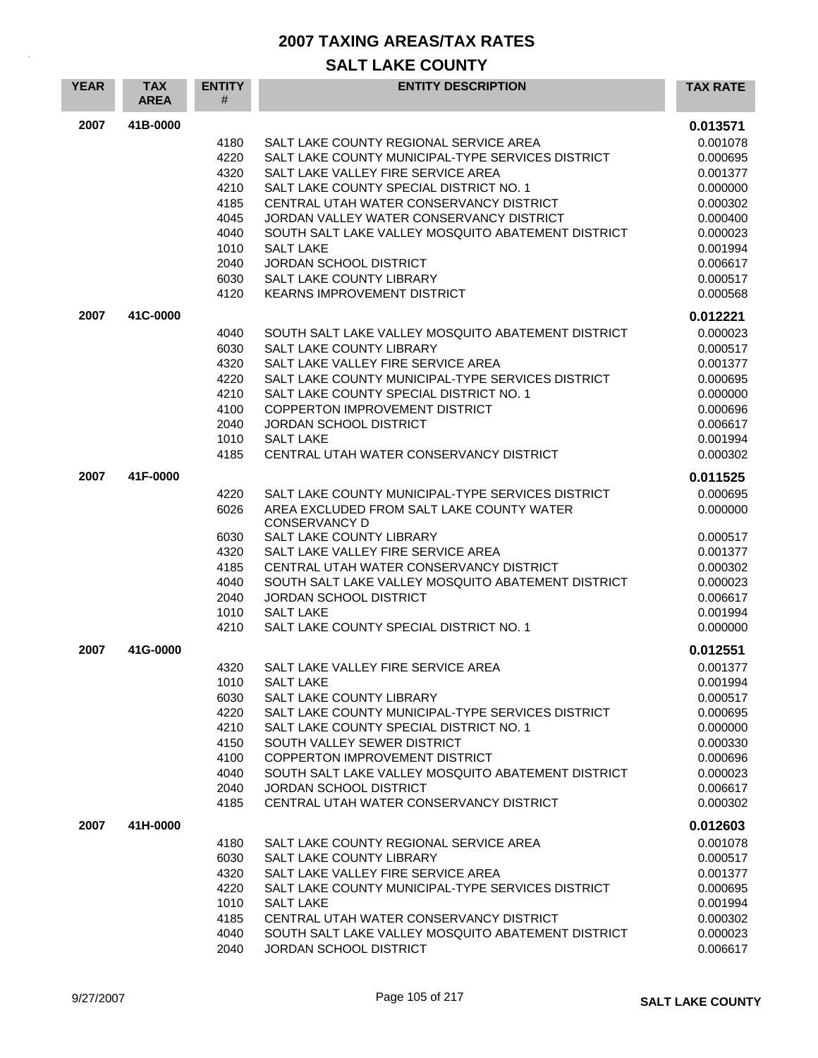# 2007 TAXING AREAS/TAX RATES

## SALT LAKE COUNTY

| YEAR | TAX AREA | ENTITY # | ENTITY DESCRIPTION | TAX RATE |
|---|---|---|---|---|
| 2007 | 41B-0000 | | | **0.013571** |
| | | 4180 | SALT LAKE COUNTY REGIONAL SERVICE AREA | 0.001078 |
| | | 4220 | SALT LAKE COUNTY MUNICIPAL-TYPE SERVICES DISTRICT | 0.000695 |
| | | 4320 | SALT LAKE VALLEY FIRE SERVICE AREA | 0.001377 |
| | | 4210 | SALT LAKE COUNTY SPECIAL DISTRICT NO. 1 | 0.000000 |
| | | 4185 | CENTRAL UTAH WATER CONSERVANCY DISTRICT | 0.000302 |
| | | 4045 | JORDAN VALLEY WATER CONSERVANCY DISTRICT | 0.000400 |
| | | 4040 | SOUTH SALT LAKE VALLEY MOSQUITO ABATEMENT DISTRICT | 0.000023 |
| | | 1010 | SALT LAKE | 0.001994 |
| | | 2040 | JORDAN SCHOOL DISTRICT | 0.006617 |
| | | 6030 | SALT LAKE COUNTY LIBRARY | 0.000517 |
| | | 4120 | KEARNS IMPROVEMENT DISTRICT | 0.000568 |
| 2007 | 41C-0000 | | | **0.012221** |
| | | 4040 | SOUTH SALT LAKE VALLEY MOSQUITO ABATEMENT DISTRICT | 0.000023 |
| | | 6030 | SALT LAKE COUNTY LIBRARY | 0.000517 |
| | | 4320 | SALT LAKE VALLEY FIRE SERVICE AREA | 0.001377 |
| | | 4220 | SALT LAKE COUNTY MUNICIPAL-TYPE SERVICES DISTRICT | 0.000695 |
| | | 4210 | SALT LAKE COUNTY SPECIAL DISTRICT NO. 1 | 0.000000 |
| | | 4100 | COPPERTON IMPROVEMENT DISTRICT | 0.000696 |
| | | 2040 | JORDAN SCHOOL DISTRICT | 0.006617 |
| | | 1010 | SALT LAKE | 0.001994 |
| | | 4185 | CENTRAL UTAH WATER CONSERVANCY DISTRICT | 0.000302 |
| 2007 | 41F-0000 | | | **0.011525** |
| | | 4220 | SALT LAKE COUNTY MUNICIPAL-TYPE SERVICES DISTRICT | 0.000695 |
| | | 6026 | AREA EXCLUDED FROM SALT LAKE COUNTY WATER CONSERVANCY D | 0.000000 |
| | | 6030 | SALT LAKE COUNTY LIBRARY | 0.000517 |
| | | 4320 | SALT LAKE VALLEY FIRE SERVICE AREA | 0.001377 |
| | | 4185 | CENTRAL UTAH WATER CONSERVANCY DISTRICT | 0.000302 |
| | | 4040 | SOUTH SALT LAKE VALLEY MOSQUITO ABATEMENT DISTRICT | 0.000023 |
| | | 2040 | JORDAN SCHOOL DISTRICT | 0.006617 |
| | | 1010 | SALT LAKE | 0.001994 |
| | | 4210 | SALT LAKE COUNTY SPECIAL DISTRICT NO. 1 | 0.000000 |
| 2007 | 41G-0000 | | | **0.012551** |
| | | 4320 | SALT LAKE VALLEY FIRE SERVICE AREA | 0.001377 |
| | | 1010 | SALT LAKE | 0.001994 |
| | | 6030 | SALT LAKE COUNTY LIBRARY | 0.000517 |
| | | 4220 | SALT LAKE COUNTY MUNICIPAL-TYPE SERVICES DISTRICT | 0.000695 |
| | | 4210 | SALT LAKE COUNTY SPECIAL DISTRICT NO. 1 | 0.000000 |
| | | 4150 | SOUTH VALLEY SEWER DISTRICT | 0.000330 |
| | | 4100 | COPPERTON IMPROVEMENT DISTRICT | 0.000696 |
| | | 4040 | SOUTH SALT LAKE VALLEY MOSQUITO ABATEMENT DISTRICT | 0.000023 |
| | | 2040 | JORDAN SCHOOL DISTRICT | 0.006617 |
| | | 4185 | CENTRAL UTAH WATER CONSERVANCY DISTRICT | 0.000302 |
| 2007 | 41H-0000 | | | **0.012603** |
| | | 4180 | SALT LAKE COUNTY REGIONAL SERVICE AREA | 0.001078 |
| | | 6030 | SALT LAKE COUNTY LIBRARY | 0.000517 |
| | | 4320 | SALT LAKE VALLEY FIRE SERVICE AREA | 0.001377 |
| | | 4220 | SALT LAKE COUNTY MUNICIPAL-TYPE SERVICES DISTRICT | 0.000695 |
| | | 1010 | SALT LAKE | 0.001994 |
| | | 4185 | CENTRAL UTAH WATER CONSERVANCY DISTRICT | 0.000302 |
| | | 4040 | SOUTH SALT LAKE VALLEY MOSQUITO ABATEMENT DISTRICT | 0.000023 |
| | | 2040 | JORDAN SCHOOL DISTRICT | 0.006617 |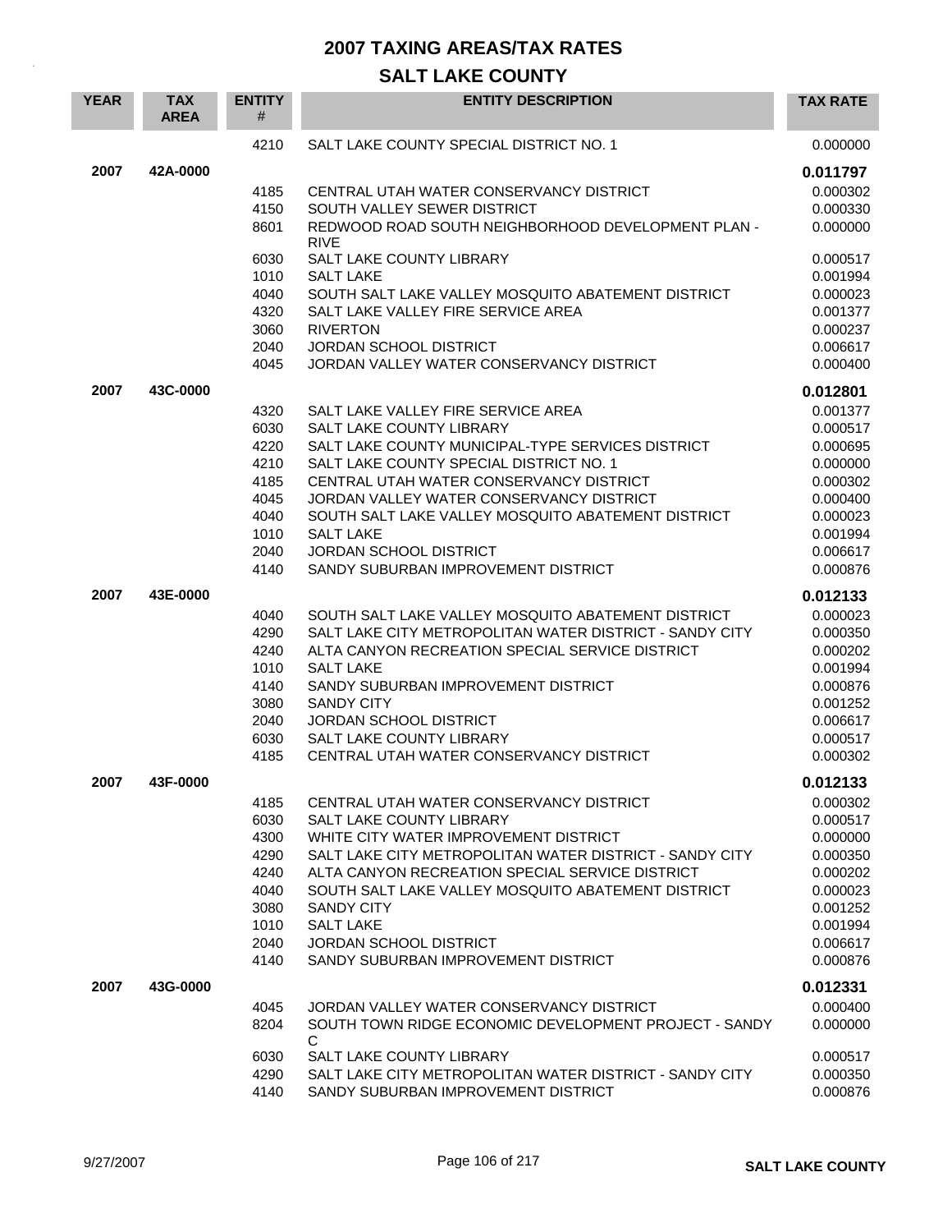# 2007 TAXING AREAS/TAX RATES

## SALT LAKE COUNTY

| YEAR | TAX AREA | ENTITY # | ENTITY DESCRIPTION | TAX RATE |
|---|---|---|---|---|
| | | 4210 | SALT LAKE COUNTY SPECIAL DISTRICT NO. 1 | 0.000000 |
| **2007** | **42A-0000** | | | **0.011797** |
| | | 4185 | CENTRAL UTAH WATER CONSERVANCY DISTRICT | 0.000302 |
| | | 4150 | SOUTH VALLEY SEWER DISTRICT | 0.000330 |
| | | 8601 | REDWOOD ROAD SOUTH NEIGHBORHOOD DEVELOPMENT PLAN - RIVE | 0.000000 |
| | | 6030 | SALT LAKE COUNTY LIBRARY | 0.000517 |
| | | 1010 | SALT LAKE | 0.001994 |
| | | 4040 | SOUTH SALT LAKE VALLEY MOSQUITO ABATEMENT DISTRICT | 0.000023 |
| | | 4320 | SALT LAKE VALLEY FIRE SERVICE AREA | 0.001377 |
| | | 3060 | RIVERTON | 0.000237 |
| | | 2040 | JORDAN SCHOOL DISTRICT | 0.006617 |
| | | 4045 | JORDAN VALLEY WATER CONSERVANCY DISTRICT | 0.000400 |
| **2007** | **43C-0000** | | | **0.012801** |
| | | 4320 | SALT LAKE VALLEY FIRE SERVICE AREA | 0.001377 |
| | | 6030 | SALT LAKE COUNTY LIBRARY | 0.000517 |
| | | 4220 | SALT LAKE COUNTY MUNICIPAL-TYPE SERVICES DISTRICT | 0.000695 |
| | | 4210 | SALT LAKE COUNTY SPECIAL DISTRICT NO. 1 | 0.000000 |
| | | 4185 | CENTRAL UTAH WATER CONSERVANCY DISTRICT | 0.000302 |
| | | 4045 | JORDAN VALLEY WATER CONSERVANCY DISTRICT | 0.000400 |
| | | 4040 | SOUTH SALT LAKE VALLEY MOSQUITO ABATEMENT DISTRICT | 0.000023 |
| | | 1010 | SALT LAKE | 0.001994 |
| | | 2040 | JORDAN SCHOOL DISTRICT | 0.006617 |
| | | 4140 | SANDY SUBURBAN IMPROVEMENT DISTRICT | 0.000876 |
| **2007** | **43E-0000** | | | **0.012133** |
| | | 4040 | SOUTH SALT LAKE VALLEY MOSQUITO ABATEMENT DISTRICT | 0.000023 |
| | | 4290 | SALT LAKE CITY METROPOLITAN WATER DISTRICT - SANDY CITY | 0.000350 |
| | | 4240 | ALTA CANYON RECREATION SPECIAL SERVICE DISTRICT | 0.000202 |
| | | 1010 | SALT LAKE | 0.001994 |
| | | 4140 | SANDY SUBURBAN IMPROVEMENT DISTRICT | 0.000876 |
| | | 3080 | SANDY CITY | 0.001252 |
| | | 2040 | JORDAN SCHOOL DISTRICT | 0.006617 |
| | | 6030 | SALT LAKE COUNTY LIBRARY | 0.000517 |
| | | 4185 | CENTRAL UTAH WATER CONSERVANCY DISTRICT | 0.000302 |
| **2007** | **43F-0000** | | | **0.012133** |
| | | 4185 | CENTRAL UTAH WATER CONSERVANCY DISTRICT | 0.000302 |
| | | 6030 | SALT LAKE COUNTY LIBRARY | 0.000517 |
| | | 4300 | WHITE CITY WATER IMPROVEMENT DISTRICT | 0.000000 |
| | | 4290 | SALT LAKE CITY METROPOLITAN WATER DISTRICT - SANDY CITY | 0.000350 |
| | | 4240 | ALTA CANYON RECREATION SPECIAL SERVICE DISTRICT | 0.000202 |
| | | 4040 | SOUTH SALT LAKE VALLEY MOSQUITO ABATEMENT DISTRICT | 0.000023 |
| | | 3080 | SANDY CITY | 0.001252 |
| | | 1010 | SALT LAKE | 0.001994 |
| | | 2040 | JORDAN SCHOOL DISTRICT | 0.006617 |
| | | 4140 | SANDY SUBURBAN IMPROVEMENT DISTRICT | 0.000876 |
| **2007** | **43G-0000** | | | **0.012331** |
| | | 4045 | JORDAN VALLEY WATER CONSERVANCY DISTRICT | 0.000400 |
| | | 8204 | SOUTH TOWN RIDGE ECONOMIC DEVELOPMENT PROJECT - SANDY C | 0.000000 |
| | | 6030 | SALT LAKE COUNTY LIBRARY | 0.000517 |
| | | 4290 | SALT LAKE CITY METROPOLITAN WATER DISTRICT - SANDY CITY | 0.000350 |
| | | 4140 | SANDY SUBURBAN IMPROVEMENT DISTRICT | 0.000876 |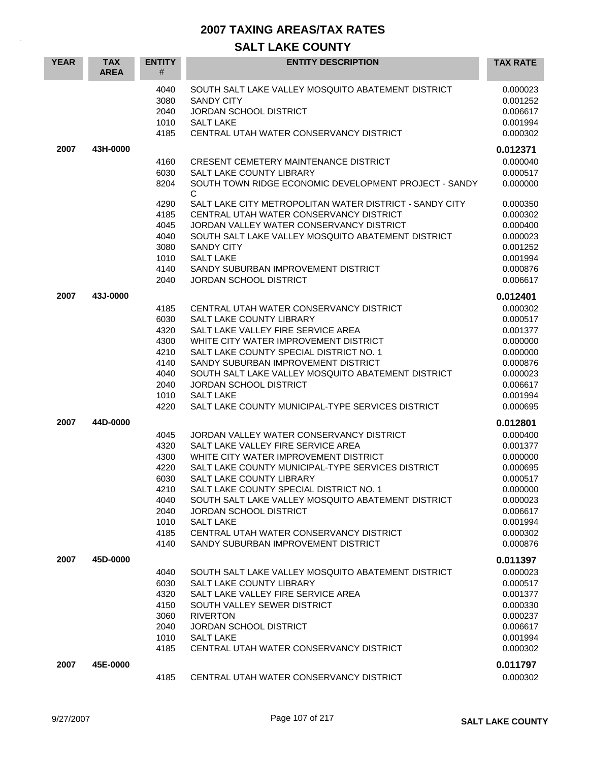# 2007 TAXING AREAS/TAX RATES

## SALT LAKE COUNTY

| YEAR | TAX AREA | ENTITY # | ENTITY DESCRIPTION | TAX RATE |
|---|---|---|---|---|
| | | 4040 | SOUTH SALT LAKE VALLEY MOSQUITO ABATEMENT DISTRICT | 0.000023 |
| | | 3080 | SANDY CITY | 0.001252 |
| | | 2040 | JORDAN SCHOOL DISTRICT | 0.006617 |
| | | 1010 | SALT LAKE | 0.001994 |
| | | 4185 | CENTRAL UTAH WATER CONSERVANCY DISTRICT | 0.000302 |
| **2007** | **43H-0000** | | | **0.012371** |
| | | 4160 | CRESENT CEMETERY MAINTENANCE DISTRICT | 0.000040 |
| | | 6030 | SALT LAKE COUNTY LIBRARY | 0.000517 |
| | | 8204 | SOUTH TOWN RIDGE ECONOMIC DEVELOPMENT PROJECT - SANDY C | 0.000000 |
| | | 4290 | SALT LAKE CITY METROPOLITAN WATER DISTRICT - SANDY CITY | 0.000350 |
| | | 4185 | CENTRAL UTAH WATER CONSERVANCY DISTRICT | 0.000302 |
| | | 4045 | JORDAN VALLEY WATER CONSERVANCY DISTRICT | 0.000400 |
| | | 4040 | SOUTH SALT LAKE VALLEY MOSQUITO ABATEMENT DISTRICT | 0.000023 |
| | | 3080 | SANDY CITY | 0.001252 |
| | | 1010 | SALT LAKE | 0.001994 |
| | | 4140 | SANDY SUBURBAN IMPROVEMENT DISTRICT | 0.000876 |
| | | 2040 | JORDAN SCHOOL DISTRICT | 0.006617 |
| **2007** | **43J-0000** | | | **0.012401** |
| | | 4185 | CENTRAL UTAH WATER CONSERVANCY DISTRICT | 0.000302 |
| | | 6030 | SALT LAKE COUNTY LIBRARY | 0.000517 |
| | | 4320 | SALT LAKE VALLEY FIRE SERVICE AREA | 0.001377 |
| | | 4300 | WHITE CITY WATER IMPROVEMENT DISTRICT | 0.000000 |
| | | 4210 | SALT LAKE COUNTY SPECIAL DISTRICT NO. 1 | 0.000000 |
| | | 4140 | SANDY SUBURBAN IMPROVEMENT DISTRICT | 0.000876 |
| | | 4040 | SOUTH SALT LAKE VALLEY MOSQUITO ABATEMENT DISTRICT | 0.000023 |
| | | 2040 | JORDAN SCHOOL DISTRICT | 0.006617 |
| | | 1010 | SALT LAKE | 0.001994 |
| | | 4220 | SALT LAKE COUNTY MUNICIPAL-TYPE SERVICES DISTRICT | 0.000695 |
| **2007** | **44D-0000** | | | **0.012801** |
| | | 4045 | JORDAN VALLEY WATER CONSERVANCY DISTRICT | 0.000400 |
| | | 4320 | SALT LAKE VALLEY FIRE SERVICE AREA | 0.001377 |
| | | 4300 | WHITE CITY WATER IMPROVEMENT DISTRICT | 0.000000 |
| | | 4220 | SALT LAKE COUNTY MUNICIPAL-TYPE SERVICES DISTRICT | 0.000695 |
| | | 6030 | SALT LAKE COUNTY LIBRARY | 0.000517 |
| | | 4210 | SALT LAKE COUNTY SPECIAL DISTRICT NO. 1 | 0.000000 |
| | | 4040 | SOUTH SALT LAKE VALLEY MOSQUITO ABATEMENT DISTRICT | 0.000023 |
| | | 2040 | JORDAN SCHOOL DISTRICT | 0.006617 |
| | | 1010 | SALT LAKE | 0.001994 |
| | | 4185 | CENTRAL UTAH WATER CONSERVANCY DISTRICT | 0.000302 |
| | | 4140 | SANDY SUBURBAN IMPROVEMENT DISTRICT | 0.000876 |
| **2007** | **45D-0000** | | | **0.011397** |
| | | 4040 | SOUTH SALT LAKE VALLEY MOSQUITO ABATEMENT DISTRICT | 0.000023 |
| | | 6030 | SALT LAKE COUNTY LIBRARY | 0.000517 |
| | | 4320 | SALT LAKE VALLEY FIRE SERVICE AREA | 0.001377 |
| | | 4150 | SOUTH VALLEY SEWER DISTRICT | 0.000330 |
| | | 3060 | RIVERTON | 0.000237 |
| | | 2040 | JORDAN SCHOOL DISTRICT | 0.006617 |
| | | 1010 | SALT LAKE | 0.001994 |
| | | 4185 | CENTRAL UTAH WATER CONSERVANCY DISTRICT | 0.000302 |
| **2007** | **45E-0000** | | | **0.011797** |
| | | 4185 | CENTRAL UTAH WATER CONSERVANCY DISTRICT | 0.000302 |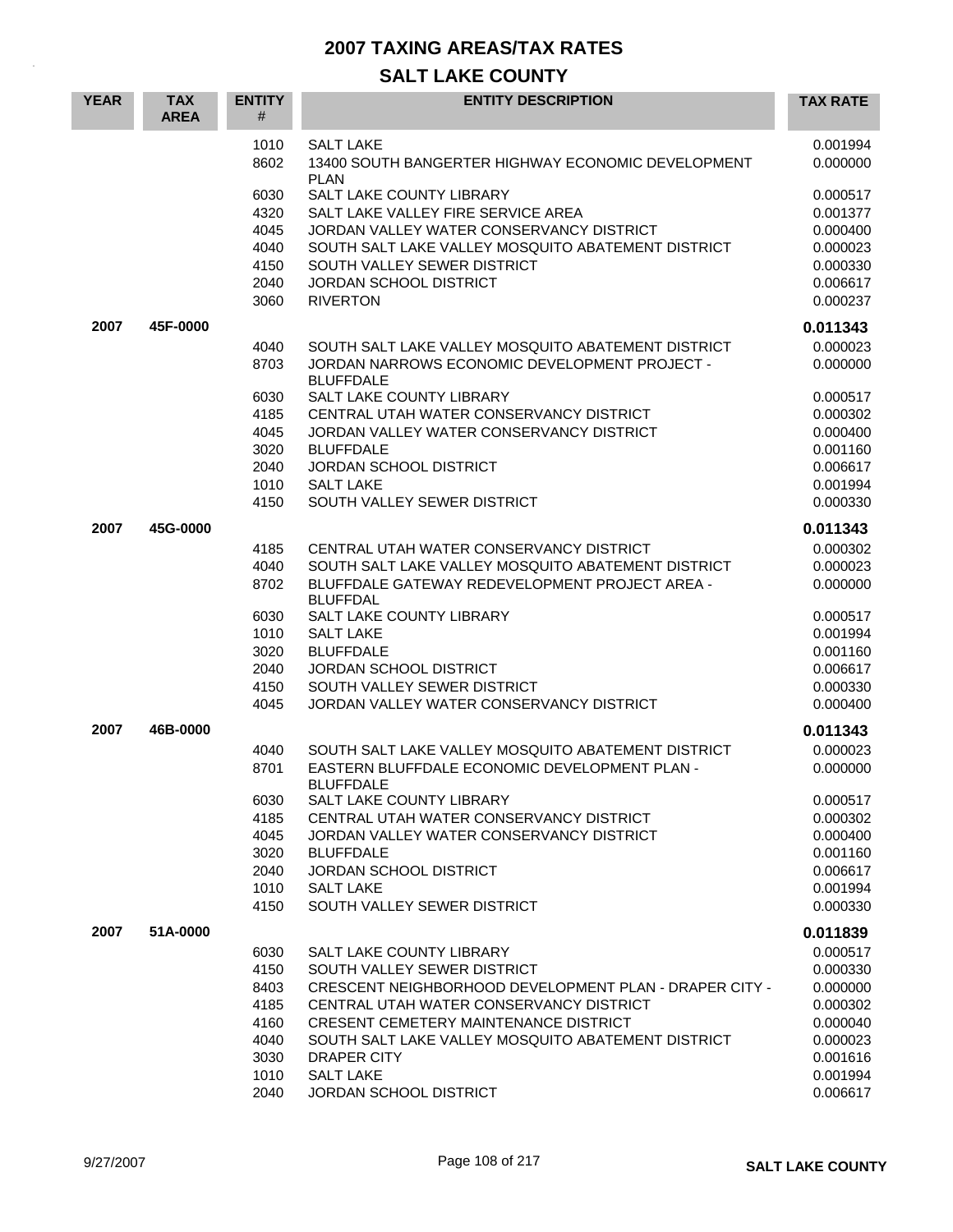# 2007 TAXING AREAS/TAX RATES

## SALT LAKE COUNTY

| YEAR | TAX AREA | ENTITY # | ENTITY DESCRIPTION | TAX RATE |
|---|---|---|---|---|
| | | 1010 | SALT LAKE | 0.001994 |
| | | 8602 | 13400 SOUTH BANGERTER HIGHWAY ECONOMIC DEVELOPMENT PLAN | 0.000000 |
| | | 6030 | SALT LAKE COUNTY LIBRARY | 0.000517 |
| | | 4320 | SALT LAKE VALLEY FIRE SERVICE AREA | 0.001377 |
| | | 4045 | JORDAN VALLEY WATER CONSERVANCY DISTRICT | 0.000400 |
| | | 4040 | SOUTH SALT LAKE VALLEY MOSQUITO ABATEMENT DISTRICT | 0.000023 |
| | | 4150 | SOUTH VALLEY SEWER DISTRICT | 0.000330 |
| | | 2040 | JORDAN SCHOOL DISTRICT | 0.006617 |
| | | 3060 | RIVERTON | 0.000237 |
| **2007** | **45F-0000** | | | **0.011343** |
| | | 4040 | SOUTH SALT LAKE VALLEY MOSQUITO ABATEMENT DISTRICT | 0.000023 |
| | | 8703 | JORDAN NARROWS ECONOMIC DEVELOPMENT PROJECT - BLUFFDALE | 0.000000 |
| | | 6030 | SALT LAKE COUNTY LIBRARY | 0.000517 |
| | | 4185 | CENTRAL UTAH WATER CONSERVANCY DISTRICT | 0.000302 |
| | | 4045 | JORDAN VALLEY WATER CONSERVANCY DISTRICT | 0.000400 |
| | | 3020 | BLUFFDALE | 0.001160 |
| | | 2040 | JORDAN SCHOOL DISTRICT | 0.006617 |
| | | 1010 | SALT LAKE | 0.001994 |
| | | 4150 | SOUTH VALLEY SEWER DISTRICT | 0.000330 |
| **2007** | **45G-0000** | | | **0.011343** |
| | | 4185 | CENTRAL UTAH WATER CONSERVANCY DISTRICT | 0.000302 |
| | | 4040 | SOUTH SALT LAKE VALLEY MOSQUITO ABATEMENT DISTRICT | 0.000023 |
| | | 8702 | BLUFFDALE GATEWAY REDEVELOPMENT PROJECT AREA - BLUFFDAL | 0.000000 |
| | | 6030 | SALT LAKE COUNTY LIBRARY | 0.000517 |
| | | 1010 | SALT LAKE | 0.001994 |
| | | 3020 | BLUFFDALE | 0.001160 |
| | | 2040 | JORDAN SCHOOL DISTRICT | 0.006617 |
| | | 4150 | SOUTH VALLEY SEWER DISTRICT | 0.000330 |
| | | 4045 | JORDAN VALLEY WATER CONSERVANCY DISTRICT | 0.000400 |
| **2007** | **46B-0000** | | | **0.011343** |
| | | 4040 | SOUTH SALT LAKE VALLEY MOSQUITO ABATEMENT DISTRICT | 0.000023 |
| | | 8701 | EASTERN BLUFFDALE ECONOMIC DEVELOPMENT PLAN - BLUFFDALE | 0.000000 |
| | | 6030 | SALT LAKE COUNTY LIBRARY | 0.000517 |
| | | 4185 | CENTRAL UTAH WATER CONSERVANCY DISTRICT | 0.000302 |
| | | 4045 | JORDAN VALLEY WATER CONSERVANCY DISTRICT | 0.000400 |
| | | 3020 | BLUFFDALE | 0.001160 |
| | | 2040 | JORDAN SCHOOL DISTRICT | 0.006617 |
| | | 1010 | SALT LAKE | 0.001994 |
| | | 4150 | SOUTH VALLEY SEWER DISTRICT | 0.000330 |
| **2007** | **51A-0000** | | | **0.011839** |
| | | 6030 | SALT LAKE COUNTY LIBRARY | 0.000517 |
| | | 4150 | SOUTH VALLEY SEWER DISTRICT | 0.000330 |
| | | 8403 | CRESCENT NEIGHBORHOOD DEVELOPMENT PLAN - DRAPER CITY - | 0.000000 |
| | | 4185 | CENTRAL UTAH WATER CONSERVANCY DISTRICT | 0.000302 |
| | | 4160 | CRESENT CEMETERY MAINTENANCE DISTRICT | 0.000040 |
| | | 4040 | SOUTH SALT LAKE VALLEY MOSQUITO ABATEMENT DISTRICT | 0.000023 |
| | | 3030 | DRAPER CITY | 0.001616 |
| | | 1010 | SALT LAKE | 0.001994 |
| | | 2040 | JORDAN SCHOOL DISTRICT | 0.006617 |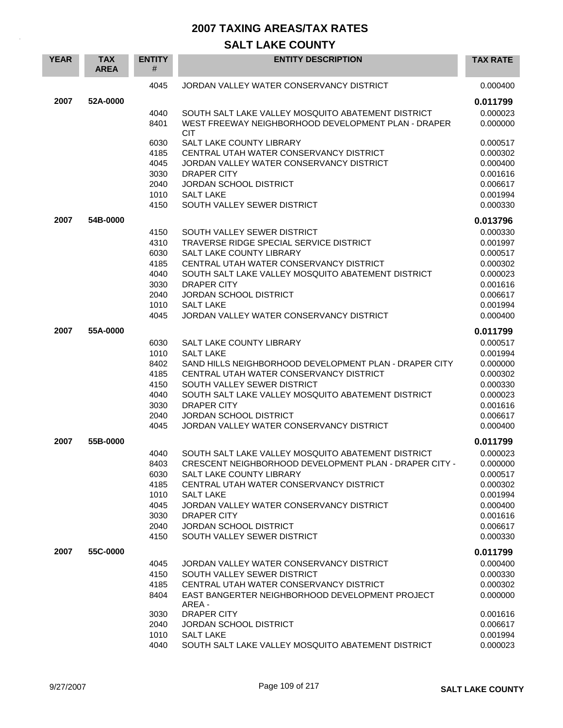# 2007 TAXING AREAS/TAX RATES

## SALT LAKE COUNTY

| YEAR | TAX AREA | ENTITY # | ENTITY DESCRIPTION | TAX RATE |
|---|---|---|---|---|
| | | 4045 | JORDAN VALLEY WATER CONSERVANCY DISTRICT | 0.000400 |
| **2007** | **52A-0000** | | | **0.011799** |
| | | 4040 | SOUTH SALT LAKE VALLEY MOSQUITO ABATEMENT DISTRICT | 0.000023 |
| | | 8401 | WEST FREEWAY NEIGHBORHOOD DEVELOPMENT PLAN - DRAPER CIT | 0.000000 |
| | | 6030 | SALT LAKE COUNTY LIBRARY | 0.000517 |
| | | 4185 | CENTRAL UTAH WATER CONSERVANCY DISTRICT | 0.000302 |
| | | 4045 | JORDAN VALLEY WATER CONSERVANCY DISTRICT | 0.000400 |
| | | 3030 | DRAPER CITY | 0.001616 |
| | | 2040 | JORDAN SCHOOL DISTRICT | 0.006617 |
| | | 1010 | SALT LAKE | 0.001994 |
| | | 4150 | SOUTH VALLEY SEWER DISTRICT | 0.000330 |
| **2007** | **54B-0000** | | | **0.013796** |
| | | 4150 | SOUTH VALLEY SEWER DISTRICT | 0.000330 |
| | | 4310 | TRAVERSE RIDGE SPECIAL SERVICE DISTRICT | 0.001997 |
| | | 6030 | SALT LAKE COUNTY LIBRARY | 0.000517 |
| | | 4185 | CENTRAL UTAH WATER CONSERVANCY DISTRICT | 0.000302 |
| | | 4040 | SOUTH SALT LAKE VALLEY MOSQUITO ABATEMENT DISTRICT | 0.000023 |
| | | 3030 | DRAPER CITY | 0.001616 |
| | | 2040 | JORDAN SCHOOL DISTRICT | 0.006617 |
| | | 1010 | SALT LAKE | 0.001994 |
| | | 4045 | JORDAN VALLEY WATER CONSERVANCY DISTRICT | 0.000400 |
| **2007** | **55A-0000** | | | **0.011799** |
| | | 6030 | SALT LAKE COUNTY LIBRARY | 0.000517 |
| | | 1010 | SALT LAKE | 0.001994 |
| | | 8402 | SAND HILLS NEIGHBORHOOD DEVELOPMENT PLAN - DRAPER CITY | 0.000000 |
| | | 4185 | CENTRAL UTAH WATER CONSERVANCY DISTRICT | 0.000302 |
| | | 4150 | SOUTH VALLEY SEWER DISTRICT | 0.000330 |
| | | 4040 | SOUTH SALT LAKE VALLEY MOSQUITO ABATEMENT DISTRICT | 0.000023 |
| | | 3030 | DRAPER CITY | 0.001616 |
| | | 2040 | JORDAN SCHOOL DISTRICT | 0.006617 |
| | | 4045 | JORDAN VALLEY WATER CONSERVANCY DISTRICT | 0.000400 |
| **2007** | **55B-0000** | | | **0.011799** |
| | | 4040 | SOUTH SALT LAKE VALLEY MOSQUITO ABATEMENT DISTRICT | 0.000023 |
| | | 8403 | CRESCENT NEIGHBORHOOD DEVELOPMENT PLAN - DRAPER CITY - | 0.000000 |
| | | 6030 | SALT LAKE COUNTY LIBRARY | 0.000517 |
| | | 4185 | CENTRAL UTAH WATER CONSERVANCY DISTRICT | 0.000302 |
| | | 1010 | SALT LAKE | 0.001994 |
| | | 4045 | JORDAN VALLEY WATER CONSERVANCY DISTRICT | 0.000400 |
| | | 3030 | DRAPER CITY | 0.001616 |
| | | 2040 | JORDAN SCHOOL DISTRICT | 0.006617 |
| | | 4150 | SOUTH VALLEY SEWER DISTRICT | 0.000330 |
| **2007** | **55C-0000** | | | **0.011799** |
| | | 4045 | JORDAN VALLEY WATER CONSERVANCY DISTRICT | 0.000400 |
| | | 4150 | SOUTH VALLEY SEWER DISTRICT | 0.000330 |
| | | 4185 | CENTRAL UTAH WATER CONSERVANCY DISTRICT | 0.000302 |
| | | 8404 | EAST BANGERTER NEIGHBORHOOD DEVELOPMENT PROJECT AREA - | 0.000000 |
| | | 3030 | DRAPER CITY | 0.001616 |
| | | 2040 | JORDAN SCHOOL DISTRICT | 0.006617 |
| | | 1010 | SALT LAKE | 0.001994 |
| | | 4040 | SOUTH SALT LAKE VALLEY MOSQUITO ABATEMENT DISTRICT | 0.000023 |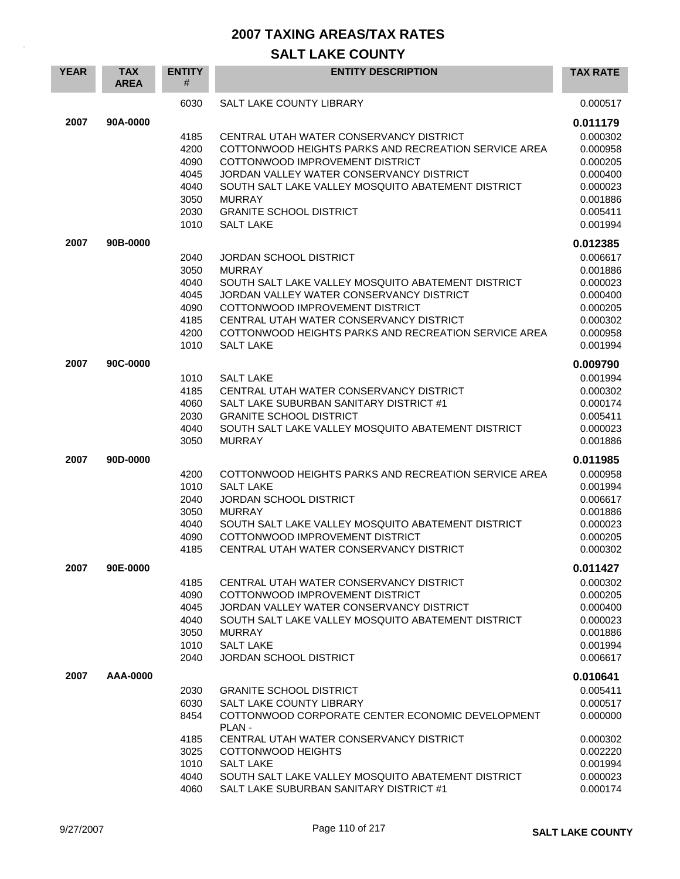# 2007 TAXING AREAS/TAX RATES

## SALT LAKE COUNTY

| YEAR | TAX AREA | ENTITY # | ENTITY DESCRIPTION | TAX RATE |
|---|---|---|---|---|
| | | 6030 | SALT LAKE COUNTY LIBRARY | 0.000517 |
| **2007** | **90A-0000** | | | **0.011179** |
| | | 4185 | CENTRAL UTAH WATER CONSERVANCY DISTRICT | 0.000302 |
| | | 4200 | COTTONWOOD HEIGHTS PARKS AND RECREATION SERVICE AREA | 0.000958 |
| | | 4090 | COTTONWOOD IMPROVEMENT DISTRICT | 0.000205 |
| | | 4045 | JORDAN VALLEY WATER CONSERVANCY DISTRICT | 0.000400 |
| | | 4040 | SOUTH SALT LAKE VALLEY MOSQUITO ABATEMENT DISTRICT | 0.000023 |
| | | 3050 | MURRAY | 0.001886 |
| | | 2030 | GRANITE SCHOOL DISTRICT | 0.005411 |
| | | 1010 | SALT LAKE | 0.001994 |
| **2007** | **90B-0000** | | | **0.012385** |
| | | 2040 | JORDAN SCHOOL DISTRICT | 0.006617 |
| | | 3050 | MURRAY | 0.001886 |
| | | 4040 | SOUTH SALT LAKE VALLEY MOSQUITO ABATEMENT DISTRICT | 0.000023 |
| | | 4045 | JORDAN VALLEY WATER CONSERVANCY DISTRICT | 0.000400 |
| | | 4090 | COTTONWOOD IMPROVEMENT DISTRICT | 0.000205 |
| | | 4185 | CENTRAL UTAH WATER CONSERVANCY DISTRICT | 0.000302 |
| | | 4200 | COTTONWOOD HEIGHTS PARKS AND RECREATION SERVICE AREA | 0.000958 |
| | | 1010 | SALT LAKE | 0.001994 |
| **2007** | **90C-0000** | | | **0.009790** |
| | | 1010 | SALT LAKE | 0.001994 |
| | | 4185 | CENTRAL UTAH WATER CONSERVANCY DISTRICT | 0.000302 |
| | | 4060 | SALT LAKE SUBURBAN SANITARY DISTRICT #1 | 0.000174 |
| | | 2030 | GRANITE SCHOOL DISTRICT | 0.005411 |
| | | 4040 | SOUTH SALT LAKE VALLEY MOSQUITO ABATEMENT DISTRICT | 0.000023 |
| | | 3050 | MURRAY | 0.001886 |
| **2007** | **90D-0000** | | | **0.011985** |
| | | 4200 | COTTONWOOD HEIGHTS PARKS AND RECREATION SERVICE AREA | 0.000958 |
| | | 1010 | SALT LAKE | 0.001994 |
| | | 2040 | JORDAN SCHOOL DISTRICT | 0.006617 |
| | | 3050 | MURRAY | 0.001886 |
| | | 4040 | SOUTH SALT LAKE VALLEY MOSQUITO ABATEMENT DISTRICT | 0.000023 |
| | | 4090 | COTTONWOOD IMPROVEMENT DISTRICT | 0.000205 |
| | | 4185 | CENTRAL UTAH WATER CONSERVANCY DISTRICT | 0.000302 |
| **2007** | **90E-0000** | | | **0.011427** |
| | | 4185 | CENTRAL UTAH WATER CONSERVANCY DISTRICT | 0.000302 |
| | | 4090 | COTTONWOOD IMPROVEMENT DISTRICT | 0.000205 |
| | | 4045 | JORDAN VALLEY WATER CONSERVANCY DISTRICT | 0.000400 |
| | | 4040 | SOUTH SALT LAKE VALLEY MOSQUITO ABATEMENT DISTRICT | 0.000023 |
| | | 3050 | MURRAY | 0.001886 |
| | | 1010 | SALT LAKE | 0.001994 |
| | | 2040 | JORDAN SCHOOL DISTRICT | 0.006617 |
| **2007** | **AAA-0000** | | | **0.010641** |
| | | 2030 | GRANITE SCHOOL DISTRICT | 0.005411 |
| | | 6030 | SALT LAKE COUNTY LIBRARY | 0.000517 |
| | | 8454 | COTTONWOOD CORPORATE CENTER ECONOMIC DEVELOPMENT PLAN - | 0.000000 |
| | | 4185 | CENTRAL UTAH WATER CONSERVANCY DISTRICT | 0.000302 |
| | | 3025 | COTTONWOOD HEIGHTS | 0.002220 |
| | | 1010 | SALT LAKE | 0.001994 |
| | | 4040 | SOUTH SALT LAKE VALLEY MOSQUITO ABATEMENT DISTRICT | 0.000023 |
| | | 4060 | SALT LAKE SUBURBAN SANITARY DISTRICT #1 | 0.000174 |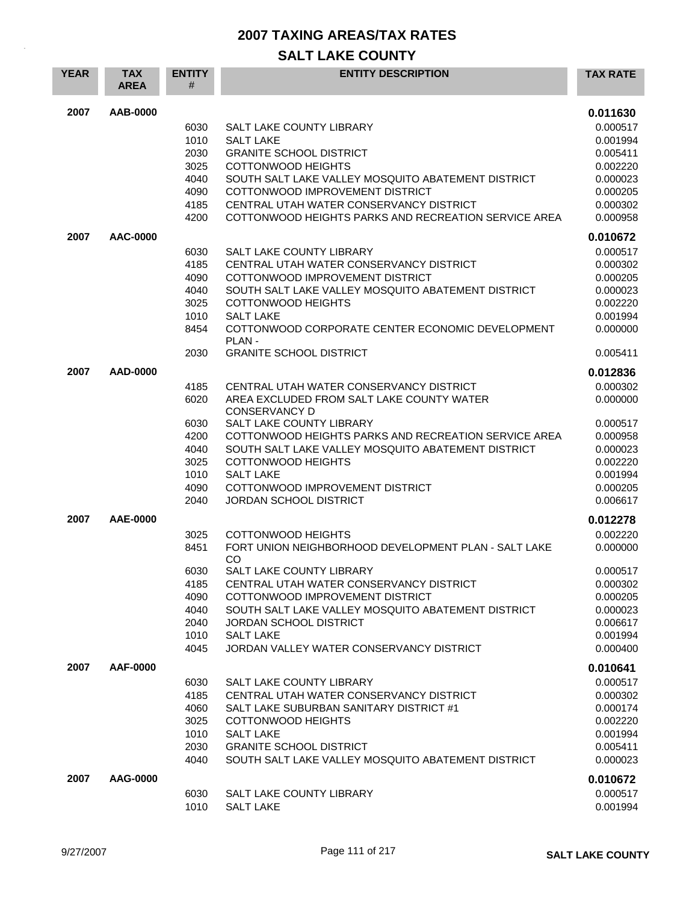# 2007 TAXING AREAS/TAX RATES

## SALT LAKE COUNTY

| YEAR | TAX AREA | ENTITY # | ENTITY DESCRIPTION | TAX RATE |
|---|---|---|---|---|
| 2007 | AAB-0000 | | | **0.011630** |
| | | 6030 | SALT LAKE COUNTY LIBRARY | 0.000517 |
| | | 1010 | SALT LAKE | 0.001994 |
| | | 2030 | GRANITE SCHOOL DISTRICT | 0.005411 |
| | | 3025 | COTTONWOOD HEIGHTS | 0.002220 |
| | | 4040 | SOUTH SALT LAKE VALLEY MOSQUITO ABATEMENT DISTRICT | 0.000023 |
| | | 4090 | COTTONWOOD IMPROVEMENT DISTRICT | 0.000205 |
| | | 4185 | CENTRAL UTAH WATER CONSERVANCY DISTRICT | 0.000302 |
| | | 4200 | COTTONWOOD HEIGHTS PARKS AND RECREATION SERVICE AREA | 0.000958 |
| 2007 | AAC-0000 | | | **0.010672** |
| | | 6030 | SALT LAKE COUNTY LIBRARY | 0.000517 |
| | | 4185 | CENTRAL UTAH WATER CONSERVANCY DISTRICT | 0.000302 |
| | | 4090 | COTTONWOOD IMPROVEMENT DISTRICT | 0.000205 |
| | | 4040 | SOUTH SALT LAKE VALLEY MOSQUITO ABATEMENT DISTRICT | 0.000023 |
| | | 3025 | COTTONWOOD HEIGHTS | 0.002220 |
| | | 1010 | SALT LAKE | 0.001994 |
| | | 8454 | COTTONWOOD CORPORATE CENTER ECONOMIC DEVELOPMENT PLAN - | 0.000000 |
| | | 2030 | GRANITE SCHOOL DISTRICT | 0.005411 |
| 2007 | AAD-0000 | | | **0.012836** |
| | | 4185 | CENTRAL UTAH WATER CONSERVANCY DISTRICT | 0.000302 |
| | | 6020 | AREA EXCLUDED FROM SALT LAKE COUNTY WATER CONSERVANCY D | 0.000000 |
| | | 6030 | SALT LAKE COUNTY LIBRARY | 0.000517 |
| | | 4200 | COTTONWOOD HEIGHTS PARKS AND RECREATION SERVICE AREA | 0.000958 |
| | | 4040 | SOUTH SALT LAKE VALLEY MOSQUITO ABATEMENT DISTRICT | 0.000023 |
| | | 3025 | COTTONWOOD HEIGHTS | 0.002220 |
| | | 1010 | SALT LAKE | 0.001994 |
| | | 4090 | COTTONWOOD IMPROVEMENT DISTRICT | 0.000205 |
| | | 2040 | JORDAN SCHOOL DISTRICT | 0.006617 |
| 2007 | AAE-0000 | | | **0.012278** |
| | | 3025 | COTTONWOOD HEIGHTS | 0.002220 |
| | | 8451 | FORT UNION NEIGHBORHOOD DEVELOPMENT PLAN - SALT LAKE CO | 0.000000 |
| | | 6030 | SALT LAKE COUNTY LIBRARY | 0.000517 |
| | | 4185 | CENTRAL UTAH WATER CONSERVANCY DISTRICT | 0.000302 |
| | | 4090 | COTTONWOOD IMPROVEMENT DISTRICT | 0.000205 |
| | | 4040 | SOUTH SALT LAKE VALLEY MOSQUITO ABATEMENT DISTRICT | 0.000023 |
| | | 2040 | JORDAN SCHOOL DISTRICT | 0.006617 |
| | | 1010 | SALT LAKE | 0.001994 |
| | | 4045 | JORDAN VALLEY WATER CONSERVANCY DISTRICT | 0.000400 |
| 2007 | AAF-0000 | | | **0.010641** |
| | | 6030 | SALT LAKE COUNTY LIBRARY | 0.000517 |
| | | 4185 | CENTRAL UTAH WATER CONSERVANCY DISTRICT | 0.000302 |
| | | 4060 | SALT LAKE SUBURBAN SANITARY DISTRICT #1 | 0.000174 |
| | | 3025 | COTTONWOOD HEIGHTS | 0.002220 |
| | | 1010 | SALT LAKE | 0.001994 |
| | | 2030 | GRANITE SCHOOL DISTRICT | 0.005411 |
| | | 4040 | SOUTH SALT LAKE VALLEY MOSQUITO ABATEMENT DISTRICT | 0.000023 |
| 2007 | AAG-0000 | | | **0.010672** |
| | | 6030 | SALT LAKE COUNTY LIBRARY | 0.000517 |
| | | 1010 | SALT LAKE | 0.001994 |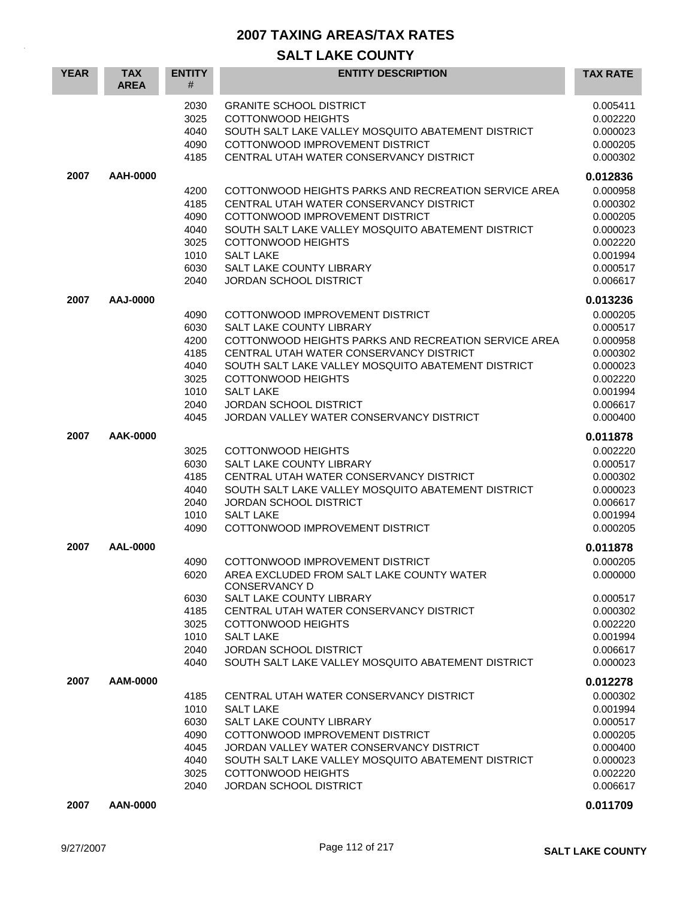# 2007 TAXING AREAS/TAX RATES

## SALT LAKE COUNTY

| YEAR | TAX AREA | ENTITY # | ENTITY DESCRIPTION | TAX RATE |
|---|---|---|---|---|
| | | 2030 | GRANITE SCHOOL DISTRICT | 0.005411 |
| | | 3025 | COTTONWOOD HEIGHTS | 0.002220 |
| | | 4040 | SOUTH SALT LAKE VALLEY MOSQUITO ABATEMENT DISTRICT | 0.000023 |
| | | 4090 | COTTONWOOD IMPROVEMENT DISTRICT | 0.000205 |
| | | 4185 | CENTRAL UTAH WATER CONSERVANCY DISTRICT | 0.000302 |
| **2007** | **AAH-0000** | | | **0.012836** |
| | | 4200 | COTTONWOOD HEIGHTS PARKS AND RECREATION SERVICE AREA | 0.000958 |
| | | 4185 | CENTRAL UTAH WATER CONSERVANCY DISTRICT | 0.000302 |
| | | 4090 | COTTONWOOD IMPROVEMENT DISTRICT | 0.000205 |
| | | 4040 | SOUTH SALT LAKE VALLEY MOSQUITO ABATEMENT DISTRICT | 0.000023 |
| | | 3025 | COTTONWOOD HEIGHTS | 0.002220 |
| | | 1010 | SALT LAKE | 0.001994 |
| | | 6030 | SALT LAKE COUNTY LIBRARY | 0.000517 |
| | | 2040 | JORDAN SCHOOL DISTRICT | 0.006617 |
| **2007** | **AAJ-0000** | | | **0.013236** |
| | | 4090 | COTTONWOOD IMPROVEMENT DISTRICT | 0.000205 |
| | | 6030 | SALT LAKE COUNTY LIBRARY | 0.000517 |
| | | 4200 | COTTONWOOD HEIGHTS PARKS AND RECREATION SERVICE AREA | 0.000958 |
| | | 4185 | CENTRAL UTAH WATER CONSERVANCY DISTRICT | 0.000302 |
| | | 4040 | SOUTH SALT LAKE VALLEY MOSQUITO ABATEMENT DISTRICT | 0.000023 |
| | | 3025 | COTTONWOOD HEIGHTS | 0.002220 |
| | | 1010 | SALT LAKE | 0.001994 |
| | | 2040 | JORDAN SCHOOL DISTRICT | 0.006617 |
| | | 4045 | JORDAN VALLEY WATER CONSERVANCY DISTRICT | 0.000400 |
| **2007** | **AAK-0000** | | | **0.011878** |
| | | 3025 | COTTONWOOD HEIGHTS | 0.002220 |
| | | 6030 | SALT LAKE COUNTY LIBRARY | 0.000517 |
| | | 4185 | CENTRAL UTAH WATER CONSERVANCY DISTRICT | 0.000302 |
| | | 4040 | SOUTH SALT LAKE VALLEY MOSQUITO ABATEMENT DISTRICT | 0.000023 |
| | | 2040 | JORDAN SCHOOL DISTRICT | 0.006617 |
| | | 1010 | SALT LAKE | 0.001994 |
| | | 4090 | COTTONWOOD IMPROVEMENT DISTRICT | 0.000205 |
| **2007** | **AAL-0000** | | | **0.011878** |
| | | 4090 | COTTONWOOD IMPROVEMENT DISTRICT | 0.000205 |
| | | 6020 | AREA EXCLUDED FROM SALT LAKE COUNTY WATER CONSERVANCY D | 0.000000 |
| | | 6030 | SALT LAKE COUNTY LIBRARY | 0.000517 |
| | | 4185 | CENTRAL UTAH WATER CONSERVANCY DISTRICT | 0.000302 |
| | | 3025 | COTTONWOOD HEIGHTS | 0.002220 |
| | | 1010 | SALT LAKE | 0.001994 |
| | | 2040 | JORDAN SCHOOL DISTRICT | 0.006617 |
| | | 4040 | SOUTH SALT LAKE VALLEY MOSQUITO ABATEMENT DISTRICT | 0.000023 |
| **2007** | **AAM-0000** | | | **0.012278** |
| | | 4185 | CENTRAL UTAH WATER CONSERVANCY DISTRICT | 0.000302 |
| | | 1010 | SALT LAKE | 0.001994 |
| | | 6030 | SALT LAKE COUNTY LIBRARY | 0.000517 |
| | | 4090 | COTTONWOOD IMPROVEMENT DISTRICT | 0.000205 |
| | | 4045 | JORDAN VALLEY WATER CONSERVANCY DISTRICT | 0.000400 |
| | | 4040 | SOUTH SALT LAKE VALLEY MOSQUITO ABATEMENT DISTRICT | 0.000023 |
| | | 3025 | COTTONWOOD HEIGHTS | 0.002220 |
| | | 2040 | JORDAN SCHOOL DISTRICT | 0.006617 |
| **2007** | **AAN-0000** | | | **0.011709** |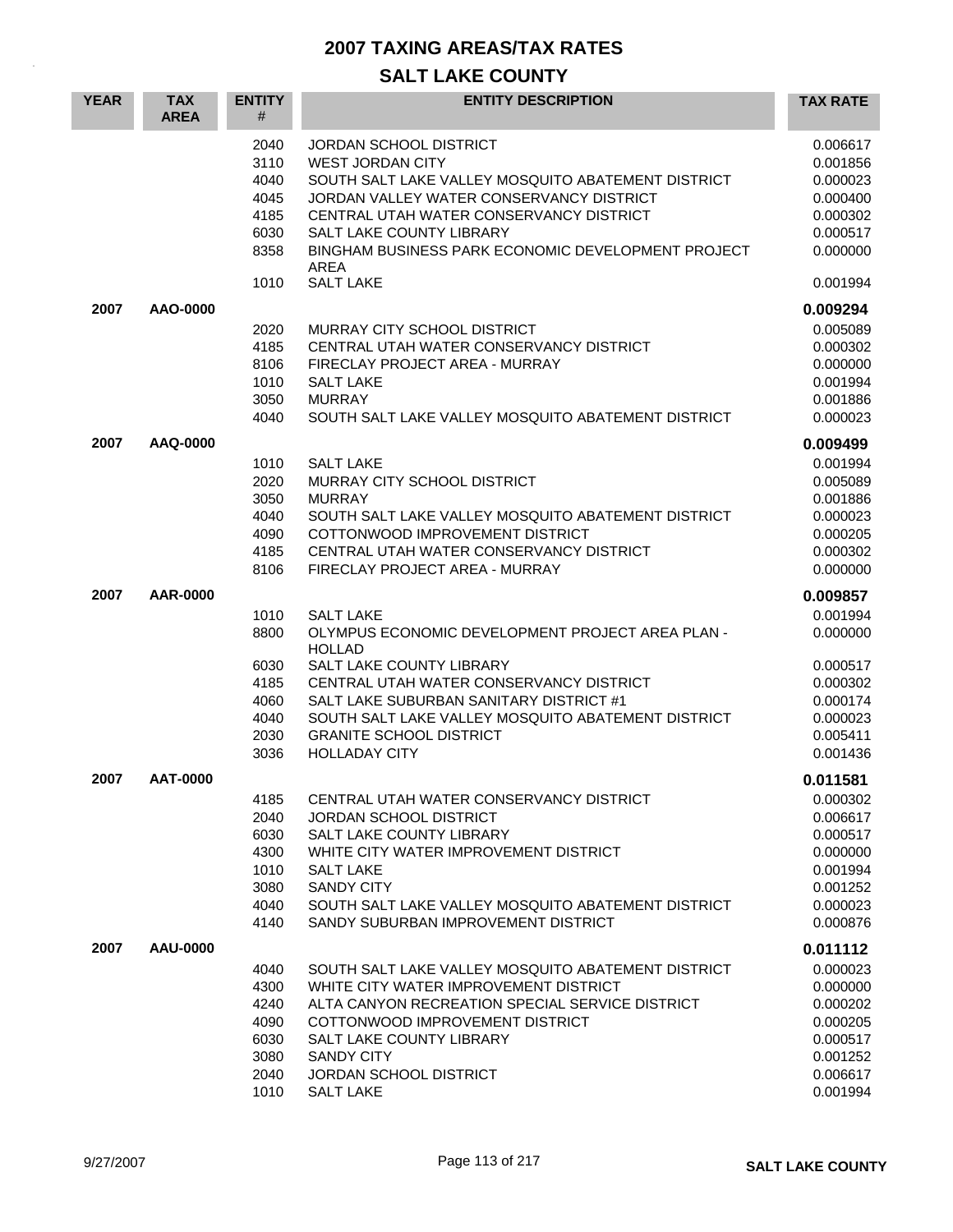# 2007 TAXING AREAS/TAX RATES

## SALT LAKE COUNTY

| YEAR | TAX AREA | ENTITY # | ENTITY DESCRIPTION | TAX RATE |
|---|---|---|---|---|
| | | 2040 | JORDAN SCHOOL DISTRICT | 0.006617 |
| | | 3110 | WEST JORDAN CITY | 0.001856 |
| | | 4040 | SOUTH SALT LAKE VALLEY MOSQUITO ABATEMENT DISTRICT | 0.000023 |
| | | 4045 | JORDAN VALLEY WATER CONSERVANCY DISTRICT | 0.000400 |
| | | 4185 | CENTRAL UTAH WATER CONSERVANCY DISTRICT | 0.000302 |
| | | 6030 | SALT LAKE COUNTY LIBRARY | 0.000517 |
| | | 8358 | BINGHAM BUSINESS PARK ECONOMIC DEVELOPMENT PROJECT AREA | 0.000000 |
| | | 1010 | SALT LAKE | 0.001994 |
| **2007** | **AAO-0000** | | | **0.009294** |
| | | 2020 | MURRAY CITY SCHOOL DISTRICT | 0.005089 |
| | | 4185 | CENTRAL UTAH WATER CONSERVANCY DISTRICT | 0.000302 |
| | | 8106 | FIRECLAY PROJECT AREA - MURRAY | 0.000000 |
| | | 1010 | SALT LAKE | 0.001994 |
| | | 3050 | MURRAY | 0.001886 |
| | | 4040 | SOUTH SALT LAKE VALLEY MOSQUITO ABATEMENT DISTRICT | 0.000023 |
| **2007** | **AAQ-0000** | | | **0.009499** |
| | | 1010 | SALT LAKE | 0.001994 |
| | | 2020 | MURRAY CITY SCHOOL DISTRICT | 0.005089 |
| | | 3050 | MURRAY | 0.001886 |
| | | 4040 | SOUTH SALT LAKE VALLEY MOSQUITO ABATEMENT DISTRICT | 0.000023 |
| | | 4090 | COTTONWOOD IMPROVEMENT DISTRICT | 0.000205 |
| | | 4185 | CENTRAL UTAH WATER CONSERVANCY DISTRICT | 0.000302 |
| | | 8106 | FIRECLAY PROJECT AREA - MURRAY | 0.000000 |
| **2007** | **AAR-0000** | | | **0.009857** |
| | | 1010 | SALT LAKE | 0.001994 |
| | | 8800 | OLYMPUS ECONOMIC DEVELOPMENT PROJECT AREA PLAN - HOLLAD | 0.000000 |
| | | 6030 | SALT LAKE COUNTY LIBRARY | 0.000517 |
| | | 4185 | CENTRAL UTAH WATER CONSERVANCY DISTRICT | 0.000302 |
| | | 4060 | SALT LAKE SUBURBAN SANITARY DISTRICT #1 | 0.000174 |
| | | 4040 | SOUTH SALT LAKE VALLEY MOSQUITO ABATEMENT DISTRICT | 0.000023 |
| | | 2030 | GRANITE SCHOOL DISTRICT | 0.005411 |
| | | 3036 | HOLLADAY CITY | 0.001436 |
| **2007** | **AAT-0000** | | | **0.011581** |
| | | 4185 | CENTRAL UTAH WATER CONSERVANCY DISTRICT | 0.000302 |
| | | 2040 | JORDAN SCHOOL DISTRICT | 0.006617 |
| | | 6030 | SALT LAKE COUNTY LIBRARY | 0.000517 |
| | | 4300 | WHITE CITY WATER IMPROVEMENT DISTRICT | 0.000000 |
| | | 1010 | SALT LAKE | 0.001994 |
| | | 3080 | SANDY CITY | 0.001252 |
| | | 4040 | SOUTH SALT LAKE VALLEY MOSQUITO ABATEMENT DISTRICT | 0.000023 |
| | | 4140 | SANDY SUBURBAN IMPROVEMENT DISTRICT | 0.000876 |
| **2007** | **AAU-0000** | | | **0.011112** |
| | | 4040 | SOUTH SALT LAKE VALLEY MOSQUITO ABATEMENT DISTRICT | 0.000023 |
| | | 4300 | WHITE CITY WATER IMPROVEMENT DISTRICT | 0.000000 |
| | | 4240 | ALTA CANYON RECREATION SPECIAL SERVICE DISTRICT | 0.000202 |
| | | 4090 | COTTONWOOD IMPROVEMENT DISTRICT | 0.000205 |
| | | 6030 | SALT LAKE COUNTY LIBRARY | 0.000517 |
| | | 3080 | SANDY CITY | 0.001252 |
| | | 2040 | JORDAN SCHOOL DISTRICT | 0.006617 |
| | | 1010 | SALT LAKE | 0.001994 |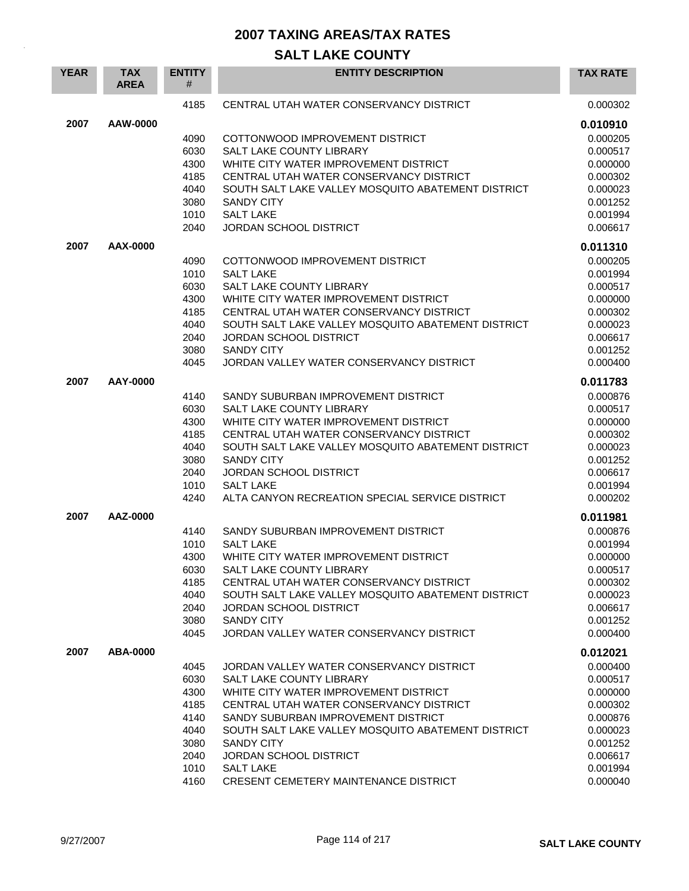# 2007 TAXING AREAS/TAX RATES

## SALT LAKE COUNTY

| YEAR | TAX AREA | ENTITY # | ENTITY DESCRIPTION | TAX RATE |
|---|---|---|---|---|
| | | 4185 | CENTRAL UTAH WATER CONSERVANCY DISTRICT | 0.000302 |
| **2007** | **AAW-0000** | | | **0.010910** |
| | | 4090 | COTTONWOOD IMPROVEMENT DISTRICT | 0.000205 |
| | | 6030 | SALT LAKE COUNTY LIBRARY | 0.000517 |
| | | 4300 | WHITE CITY WATER IMPROVEMENT DISTRICT | 0.000000 |
| | | 4185 | CENTRAL UTAH WATER CONSERVANCY DISTRICT | 0.000302 |
| | | 4040 | SOUTH SALT LAKE VALLEY MOSQUITO ABATEMENT DISTRICT | 0.000023 |
| | | 3080 | SANDY CITY | 0.001252 |
| | | 1010 | SALT LAKE | 0.001994 |
| | | 2040 | JORDAN SCHOOL DISTRICT | 0.006617 |
| **2007** | **AAX-0000** | | | **0.011310** |
| | | 4090 | COTTONWOOD IMPROVEMENT DISTRICT | 0.000205 |
| | | 1010 | SALT LAKE | 0.001994 |
| | | 6030 | SALT LAKE COUNTY LIBRARY | 0.000517 |
| | | 4300 | WHITE CITY WATER IMPROVEMENT DISTRICT | 0.000000 |
| | | 4185 | CENTRAL UTAH WATER CONSERVANCY DISTRICT | 0.000302 |
| | | 4040 | SOUTH SALT LAKE VALLEY MOSQUITO ABATEMENT DISTRICT | 0.000023 |
| | | 2040 | JORDAN SCHOOL DISTRICT | 0.006617 |
| | | 3080 | SANDY CITY | 0.001252 |
| | | 4045 | JORDAN VALLEY WATER CONSERVANCY DISTRICT | 0.000400 |
| **2007** | **AAY-0000** | | | **0.011783** |
| | | 4140 | SANDY SUBURBAN IMPROVEMENT DISTRICT | 0.000876 |
| | | 6030 | SALT LAKE COUNTY LIBRARY | 0.000517 |
| | | 4300 | WHITE CITY WATER IMPROVEMENT DISTRICT | 0.000000 |
| | | 4185 | CENTRAL UTAH WATER CONSERVANCY DISTRICT | 0.000302 |
| | | 4040 | SOUTH SALT LAKE VALLEY MOSQUITO ABATEMENT DISTRICT | 0.000023 |
| | | 3080 | SANDY CITY | 0.001252 |
| | | 2040 | JORDAN SCHOOL DISTRICT | 0.006617 |
| | | 1010 | SALT LAKE | 0.001994 |
| | | 4240 | ALTA CANYON RECREATION SPECIAL SERVICE DISTRICT | 0.000202 |
| **2007** | **AAZ-0000** | | | **0.011981** |
| | | 4140 | SANDY SUBURBAN IMPROVEMENT DISTRICT | 0.000876 |
| | | 1010 | SALT LAKE | 0.001994 |
| | | 4300 | WHITE CITY WATER IMPROVEMENT DISTRICT | 0.000000 |
| | | 6030 | SALT LAKE COUNTY LIBRARY | 0.000517 |
| | | 4185 | CENTRAL UTAH WATER CONSERVANCY DISTRICT | 0.000302 |
| | | 4040 | SOUTH SALT LAKE VALLEY MOSQUITO ABATEMENT DISTRICT | 0.000023 |
| | | 2040 | JORDAN SCHOOL DISTRICT | 0.006617 |
| | | 3080 | SANDY CITY | 0.001252 |
| | | 4045 | JORDAN VALLEY WATER CONSERVANCY DISTRICT | 0.000400 |
| **2007** | **ABA-0000** | | | **0.012021** |
| | | 4045 | JORDAN VALLEY WATER CONSERVANCY DISTRICT | 0.000400 |
| | | 6030 | SALT LAKE COUNTY LIBRARY | 0.000517 |
| | | 4300 | WHITE CITY WATER IMPROVEMENT DISTRICT | 0.000000 |
| | | 4185 | CENTRAL UTAH WATER CONSERVANCY DISTRICT | 0.000302 |
| | | 4140 | SANDY SUBURBAN IMPROVEMENT DISTRICT | 0.000876 |
| | | 4040 | SOUTH SALT LAKE VALLEY MOSQUITO ABATEMENT DISTRICT | 0.000023 |
| | | 3080 | SANDY CITY | 0.001252 |
| | | 2040 | JORDAN SCHOOL DISTRICT | 0.006617 |
| | | 1010 | SALT LAKE | 0.001994 |
| | | 4160 | CRESENT CEMETERY MAINTENANCE DISTRICT | 0.000040 |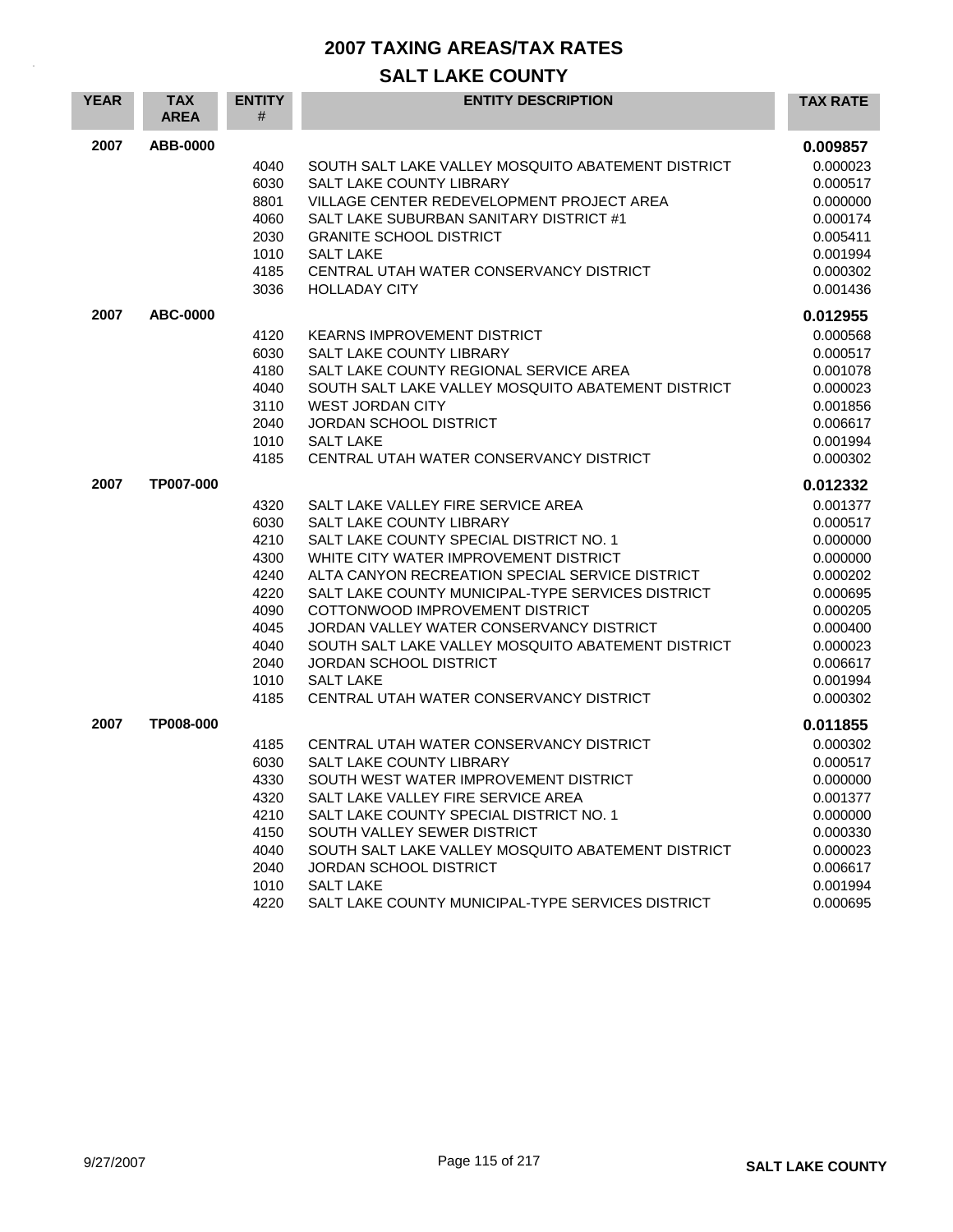# 2007 TAXING AREAS/TAX RATES

## SALT LAKE COUNTY

| YEAR | TAX AREA | ENTITY # | ENTITY DESCRIPTION | TAX RATE |
|---|---|---|---|---|
| 2007 | ABB-0000 | | | **0.009857** |
| | | 4040 | SOUTH SALT LAKE VALLEY MOSQUITO ABATEMENT DISTRICT | 0.000023 |
| | | 6030 | SALT LAKE COUNTY LIBRARY | 0.000517 |
| | | 8801 | VILLAGE CENTER REDEVELOPMENT PROJECT AREA | 0.000000 |
| | | 4060 | SALT LAKE SUBURBAN SANITARY DISTRICT #1 | 0.000174 |
| | | 2030 | GRANITE SCHOOL DISTRICT | 0.005411 |
| | | 1010 | SALT LAKE | 0.001994 |
| | | 4185 | CENTRAL UTAH WATER CONSERVANCY DISTRICT | 0.000302 |
| | | 3036 | HOLLADAY CITY | 0.001436 |
| 2007 | ABC-0000 | | | **0.012955** |
| | | 4120 | KEARNS IMPROVEMENT DISTRICT | 0.000568 |
| | | 6030 | SALT LAKE COUNTY LIBRARY | 0.000517 |
| | | 4180 | SALT LAKE COUNTY REGIONAL SERVICE AREA | 0.001078 |
| | | 4040 | SOUTH SALT LAKE VALLEY MOSQUITO ABATEMENT DISTRICT | 0.000023 |
| | | 3110 | WEST JORDAN CITY | 0.001856 |
| | | 2040 | JORDAN SCHOOL DISTRICT | 0.006617 |
| | | 1010 | SALT LAKE | 0.001994 |
| | | 4185 | CENTRAL UTAH WATER CONSERVANCY DISTRICT | 0.000302 |
| 2007 | TP007-000 | | | **0.012332** |
| | | 4320 | SALT LAKE VALLEY FIRE SERVICE AREA | 0.001377 |
| | | 6030 | SALT LAKE COUNTY LIBRARY | 0.000517 |
| | | 4210 | SALT LAKE COUNTY SPECIAL DISTRICT NO. 1 | 0.000000 |
| | | 4300 | WHITE CITY WATER IMPROVEMENT DISTRICT | 0.000000 |
| | | 4240 | ALTA CANYON RECREATION SPECIAL SERVICE DISTRICT | 0.000202 |
| | | 4220 | SALT LAKE COUNTY MUNICIPAL-TYPE SERVICES DISTRICT | 0.000695 |
| | | 4090 | COTTONWOOD IMPROVEMENT DISTRICT | 0.000205 |
| | | 4045 | JORDAN VALLEY WATER CONSERVANCY DISTRICT | 0.000400 |
| | | 4040 | SOUTH SALT LAKE VALLEY MOSQUITO ABATEMENT DISTRICT | 0.000023 |
| | | 2040 | JORDAN SCHOOL DISTRICT | 0.006617 |
| | | 1010 | SALT LAKE | 0.001994 |
| | | 4185 | CENTRAL UTAH WATER CONSERVANCY DISTRICT | 0.000302 |
| 2007 | TP008-000 | | | **0.011855** |
| | | 4185 | CENTRAL UTAH WATER CONSERVANCY DISTRICT | 0.000302 |
| | | 6030 | SALT LAKE COUNTY LIBRARY | 0.000517 |
| | | 4330 | SOUTH WEST WATER IMPROVEMENT DISTRICT | 0.000000 |
| | | 4320 | SALT LAKE VALLEY FIRE SERVICE AREA | 0.001377 |
| | | 4210 | SALT LAKE COUNTY SPECIAL DISTRICT NO. 1 | 0.000000 |
| | | 4150 | SOUTH VALLEY SEWER DISTRICT | 0.000330 |
| | | 4040 | SOUTH SALT LAKE VALLEY MOSQUITO ABATEMENT DISTRICT | 0.000023 |
| | | 2040 | JORDAN SCHOOL DISTRICT | 0.006617 |
| | | 1010 | SALT LAKE | 0.001994 |
| | | 4220 | SALT LAKE COUNTY MUNICIPAL-TYPE SERVICES DISTRICT | 0.000695 |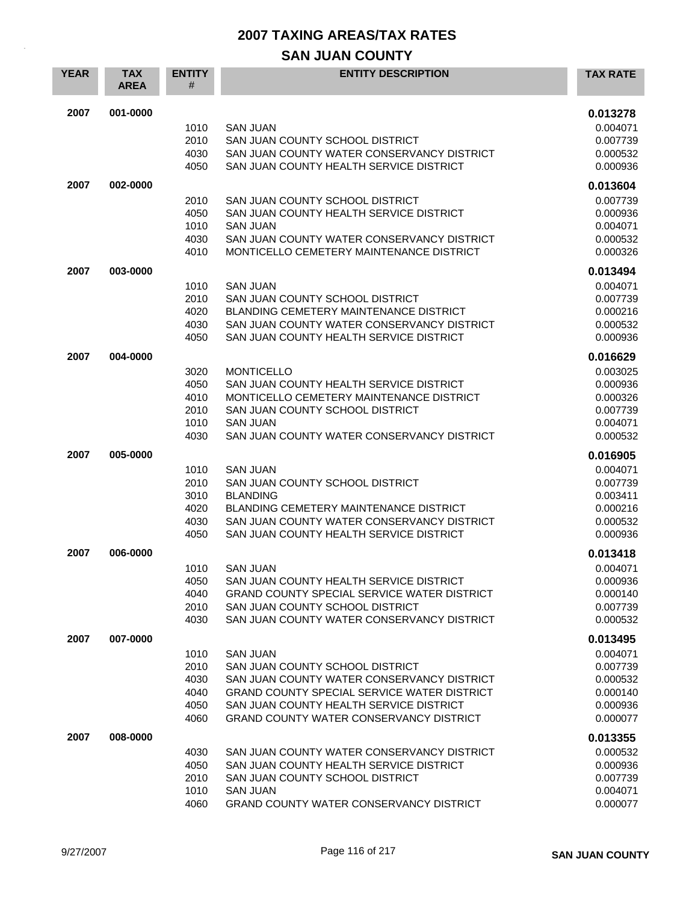# 2007 TAXING AREAS/TAX RATES

## SAN JUAN COUNTY

| YEAR | TAX AREA | ENTITY # | ENTITY DESCRIPTION | TAX RATE |
|---|---|---|---|---|
| **2007** | **001-0000** | | | **0.013278** |
| | | 1010 | SAN JUAN | 0.004071 |
| | | 2010 | SAN JUAN COUNTY SCHOOL DISTRICT | 0.007739 |
| | | 4030 | SAN JUAN COUNTY WATER CONSERVANCY DISTRICT | 0.000532 |
| | | 4050 | SAN JUAN COUNTY HEALTH SERVICE DISTRICT | 0.000936 |
| **2007** | **002-0000** | | | **0.013604** |
| | | 2010 | SAN JUAN COUNTY SCHOOL DISTRICT | 0.007739 |
| | | 4050 | SAN JUAN COUNTY HEALTH SERVICE DISTRICT | 0.000936 |
| | | 1010 | SAN JUAN | 0.004071 |
| | | 4030 | SAN JUAN COUNTY WATER CONSERVANCY DISTRICT | 0.000532 |
| | | 4010 | MONTICELLO CEMETERY MAINTENANCE DISTRICT | 0.000326 |
| **2007** | **003-0000** | | | **0.013494** |
| | | 1010 | SAN JUAN | 0.004071 |
| | | 2010 | SAN JUAN COUNTY SCHOOL DISTRICT | 0.007739 |
| | | 4020 | BLANDING CEMETERY MAINTENANCE DISTRICT | 0.000216 |
| | | 4030 | SAN JUAN COUNTY WATER CONSERVANCY DISTRICT | 0.000532 |
| | | 4050 | SAN JUAN COUNTY HEALTH SERVICE DISTRICT | 0.000936 |
| **2007** | **004-0000** | | | **0.016629** |
| | | 3020 | MONTICELLO | 0.003025 |
| | | 4050 | SAN JUAN COUNTY HEALTH SERVICE DISTRICT | 0.000936 |
| | | 4010 | MONTICELLO CEMETERY MAINTENANCE DISTRICT | 0.000326 |
| | | 2010 | SAN JUAN COUNTY SCHOOL DISTRICT | 0.007739 |
| | | 1010 | SAN JUAN | 0.004071 |
| | | 4030 | SAN JUAN COUNTY WATER CONSERVANCY DISTRICT | 0.000532 |
| **2007** | **005-0000** | | | **0.016905** |
| | | 1010 | SAN JUAN | 0.004071 |
| | | 2010 | SAN JUAN COUNTY SCHOOL DISTRICT | 0.007739 |
| | | 3010 | BLANDING | 0.003411 |
| | | 4020 | BLANDING CEMETERY MAINTENANCE DISTRICT | 0.000216 |
| | | 4030 | SAN JUAN COUNTY WATER CONSERVANCY DISTRICT | 0.000532 |
| | | 4050 | SAN JUAN COUNTY HEALTH SERVICE DISTRICT | 0.000936 |
| **2007** | **006-0000** | | | **0.013418** |
| | | 1010 | SAN JUAN | 0.004071 |
| | | 4050 | SAN JUAN COUNTY HEALTH SERVICE DISTRICT | 0.000936 |
| | | 4040 | GRAND COUNTY SPECIAL SERVICE WATER DISTRICT | 0.000140 |
| | | 2010 | SAN JUAN COUNTY SCHOOL DISTRICT | 0.007739 |
| | | 4030 | SAN JUAN COUNTY WATER CONSERVANCY DISTRICT | 0.000532 |
| **2007** | **007-0000** | | | **0.013495** |
| | | 1010 | SAN JUAN | 0.004071 |
| | | 2010 | SAN JUAN COUNTY SCHOOL DISTRICT | 0.007739 |
| | | 4030 | SAN JUAN COUNTY WATER CONSERVANCY DISTRICT | 0.000532 |
| | | 4040 | GRAND COUNTY SPECIAL SERVICE WATER DISTRICT | 0.000140 |
| | | 4050 | SAN JUAN COUNTY HEALTH SERVICE DISTRICT | 0.000936 |
| | | 4060 | GRAND COUNTY WATER CONSERVANCY DISTRICT | 0.000077 |
| **2007** | **008-0000** | | | **0.013355** |
| | | 4030 | SAN JUAN COUNTY WATER CONSERVANCY DISTRICT | 0.000532 |
| | | 4050 | SAN JUAN COUNTY HEALTH SERVICE DISTRICT | 0.000936 |
| | | 2010 | SAN JUAN COUNTY SCHOOL DISTRICT | 0.007739 |
| | | 1010 | SAN JUAN | 0.004071 |
| | | 4060 | GRAND COUNTY WATER CONSERVANCY DISTRICT | 0.000077 |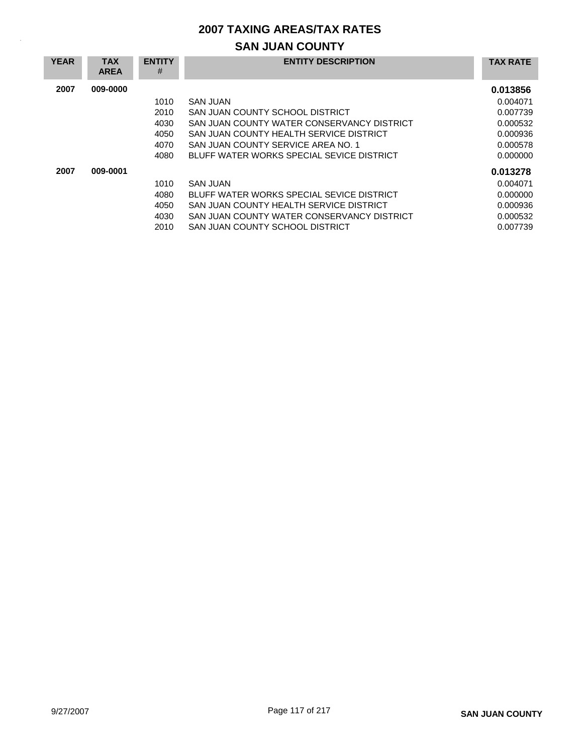# 2007 TAXING AREAS/TAX RATES

## SAN JUAN COUNTY

| YEAR | TAX AREA | ENTITY # | ENTITY DESCRIPTION | TAX RATE |
|---|---|---|---|---|
| **2007** | **009-0000** | | | **0.013856** |
| | | 1010 | SAN JUAN | 0.004071 |
| | | 2010 | SAN JUAN COUNTY SCHOOL DISTRICT | 0.007739 |
| | | 4030 | SAN JUAN COUNTY WATER CONSERVANCY DISTRICT | 0.000532 |
| | | 4050 | SAN JUAN COUNTY HEALTH SERVICE DISTRICT | 0.000936 |
| | | 4070 | SAN JUAN COUNTY SERVICE AREA NO. 1 | 0.000578 |
| | | 4080 | BLUFF WATER WORKS SPECIAL SEVICE DISTRICT | 0.000000 |
| **2007** | **009-0001** | | | **0.013278** |
| | | 1010 | SAN JUAN | 0.004071 |
| | | 4080 | BLUFF WATER WORKS SPECIAL SEVICE DISTRICT | 0.000000 |
| | | 4050 | SAN JUAN COUNTY HEALTH SERVICE DISTRICT | 0.000936 |
| | | 4030 | SAN JUAN COUNTY WATER CONSERVANCY DISTRICT | 0.000532 |
| | | 2010 | SAN JUAN COUNTY SCHOOL DISTRICT | 0.007739 |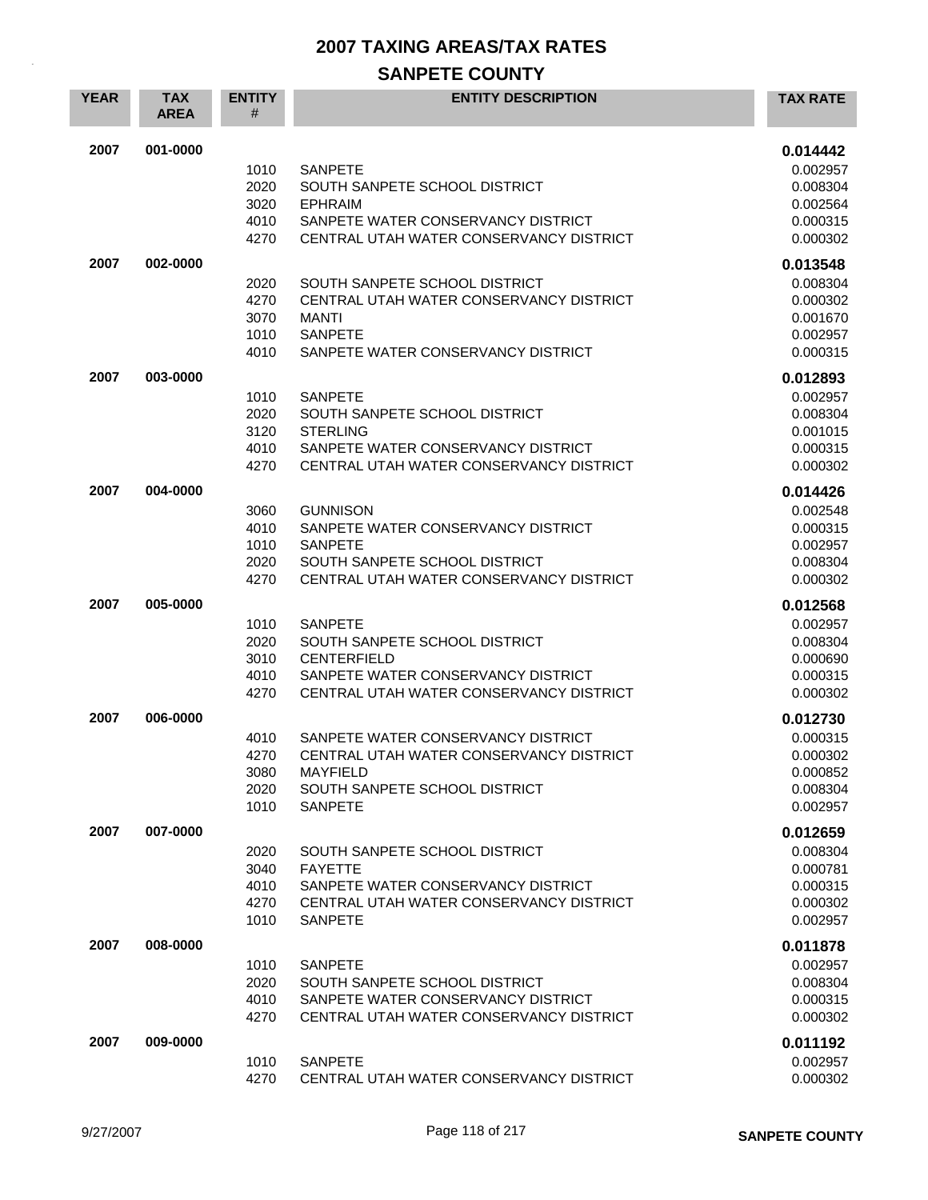# 2007 TAXING AREAS/TAX RATES

## SANPETE COUNTY

| YEAR | TAX AREA | ENTITY # | ENTITY DESCRIPTION | TAX RATE |
|---|---|---|---|---|
| 2007 | 001-0000 | | | **0.014442** |
| | | 1010 | SANPETE | 0.002957 |
| | | 2020 | SOUTH SANPETE SCHOOL DISTRICT | 0.008304 |
| | | 3020 | EPHRAIM | 0.002564 |
| | | 4010 | SANPETE WATER CONSERVANCY DISTRICT | 0.000315 |
| | | 4270 | CENTRAL UTAH WATER CONSERVANCY DISTRICT | 0.000302 |
| 2007 | 002-0000 | | | **0.013548** |
| | | 2020 | SOUTH SANPETE SCHOOL DISTRICT | 0.008304 |
| | | 4270 | CENTRAL UTAH WATER CONSERVANCY DISTRICT | 0.000302 |
| | | 3070 | MANTI | 0.001670 |
| | | 1010 | SANPETE | 0.002957 |
| | | 4010 | SANPETE WATER CONSERVANCY DISTRICT | 0.000315 |
| 2007 | 003-0000 | | | **0.012893** |
| | | 1010 | SANPETE | 0.002957 |
| | | 2020 | SOUTH SANPETE SCHOOL DISTRICT | 0.008304 |
| | | 3120 | STERLING | 0.001015 |
| | | 4010 | SANPETE WATER CONSERVANCY DISTRICT | 0.000315 |
| | | 4270 | CENTRAL UTAH WATER CONSERVANCY DISTRICT | 0.000302 |
| 2007 | 004-0000 | | | **0.014426** |
| | | 3060 | GUNNISON | 0.002548 |
| | | 4010 | SANPETE WATER CONSERVANCY DISTRICT | 0.000315 |
| | | 1010 | SANPETE | 0.002957 |
| | | 2020 | SOUTH SANPETE SCHOOL DISTRICT | 0.008304 |
| | | 4270 | CENTRAL UTAH WATER CONSERVANCY DISTRICT | 0.000302 |
| 2007 | 005-0000 | | | **0.012568** |
| | | 1010 | SANPETE | 0.002957 |
| | | 2020 | SOUTH SANPETE SCHOOL DISTRICT | 0.008304 |
| | | 3010 | CENTERFIELD | 0.000690 |
| | | 4010 | SANPETE WATER CONSERVANCY DISTRICT | 0.000315 |
| | | 4270 | CENTRAL UTAH WATER CONSERVANCY DISTRICT | 0.000302 |
| 2007 | 006-0000 | | | **0.012730** |
| | | 4010 | SANPETE WATER CONSERVANCY DISTRICT | 0.000315 |
| | | 4270 | CENTRAL UTAH WATER CONSERVANCY DISTRICT | 0.000302 |
| | | 3080 | MAYFIELD | 0.000852 |
| | | 2020 | SOUTH SANPETE SCHOOL DISTRICT | 0.008304 |
| | | 1010 | SANPETE | 0.002957 |
| 2007 | 007-0000 | | | **0.012659** |
| | | 2020 | SOUTH SANPETE SCHOOL DISTRICT | 0.008304 |
| | | 3040 | FAYETTE | 0.000781 |
| | | 4010 | SANPETE WATER CONSERVANCY DISTRICT | 0.000315 |
| | | 4270 | CENTRAL UTAH WATER CONSERVANCY DISTRICT | 0.000302 |
| | | 1010 | SANPETE | 0.002957 |
| 2007 | 008-0000 | | | **0.011878** |
| | | 1010 | SANPETE | 0.002957 |
| | | 2020 | SOUTH SANPETE SCHOOL DISTRICT | 0.008304 |
| | | 4010 | SANPETE WATER CONSERVANCY DISTRICT | 0.000315 |
| | | 4270 | CENTRAL UTAH WATER CONSERVANCY DISTRICT | 0.000302 |
| 2007 | 009-0000 | | | **0.011192** |
| | | 1010 | SANPETE | 0.002957 |
| | | 4270 | CENTRAL UTAH WATER CONSERVANCY DISTRICT | 0.000302 |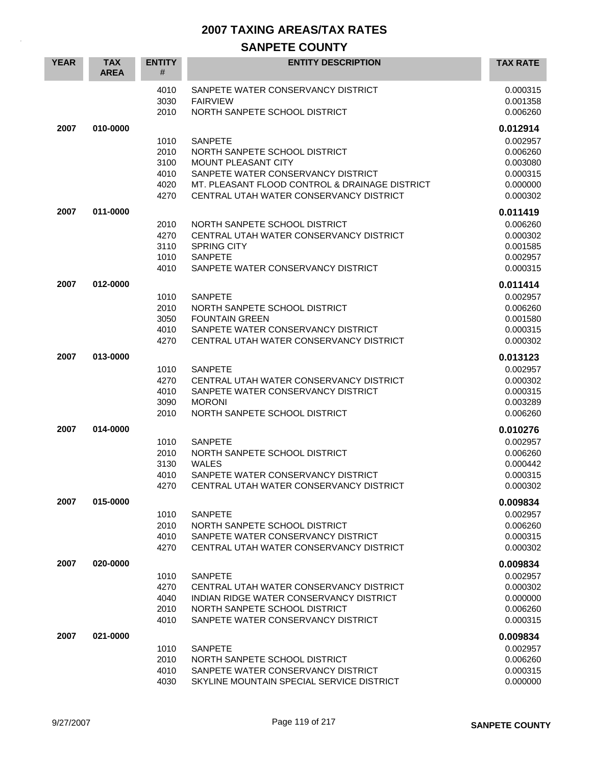# 2007 TAXING AREAS/TAX RATES

## SANPETE COUNTY

| YEAR | TAX AREA | ENTITY # | ENTITY DESCRIPTION | TAX RATE |
|---|---|---|---|---|
| | | 4010 | SANPETE WATER CONSERVANCY DISTRICT | 0.000315 |
| | | 3030 | FAIRVIEW | 0.001358 |
| | | 2010 | NORTH SANPETE SCHOOL DISTRICT | 0.006260 |
| **2007** | **010-0000** | | | **0.012914** |
| | | 1010 | SANPETE | 0.002957 |
| | | 2010 | NORTH SANPETE SCHOOL DISTRICT | 0.006260 |
| | | 3100 | MOUNT PLEASANT CITY | 0.003080 |
| | | 4010 | SANPETE WATER CONSERVANCY DISTRICT | 0.000315 |
| | | 4020 | MT. PLEASANT FLOOD CONTROL & DRAINAGE DISTRICT | 0.000000 |
| | | 4270 | CENTRAL UTAH WATER CONSERVANCY DISTRICT | 0.000302 |
| **2007** | **011-0000** | | | **0.011419** |
| | | 2010 | NORTH SANPETE SCHOOL DISTRICT | 0.006260 |
| | | 4270 | CENTRAL UTAH WATER CONSERVANCY DISTRICT | 0.000302 |
| | | 3110 | SPRING CITY | 0.001585 |
| | | 1010 | SANPETE | 0.002957 |
| | | 4010 | SANPETE WATER CONSERVANCY DISTRICT | 0.000315 |
| **2007** | **012-0000** | | | **0.011414** |
| | | 1010 | SANPETE | 0.002957 |
| | | 2010 | NORTH SANPETE SCHOOL DISTRICT | 0.006260 |
| | | 3050 | FOUNTAIN GREEN | 0.001580 |
| | | 4010 | SANPETE WATER CONSERVANCY DISTRICT | 0.000315 |
| | | 4270 | CENTRAL UTAH WATER CONSERVANCY DISTRICT | 0.000302 |
| **2007** | **013-0000** | | | **0.013123** |
| | | 1010 | SANPETE | 0.002957 |
| | | 4270 | CENTRAL UTAH WATER CONSERVANCY DISTRICT | 0.000302 |
| | | 4010 | SANPETE WATER CONSERVANCY DISTRICT | 0.000315 |
| | | 3090 | MORONI | 0.003289 |
| | | 2010 | NORTH SANPETE SCHOOL DISTRICT | 0.006260 |
| **2007** | **014-0000** | | | **0.010276** |
| | | 1010 | SANPETE | 0.002957 |
| | | 2010 | NORTH SANPETE SCHOOL DISTRICT | 0.006260 |
| | | 3130 | WALES | 0.000442 |
| | | 4010 | SANPETE WATER CONSERVANCY DISTRICT | 0.000315 |
| | | 4270 | CENTRAL UTAH WATER CONSERVANCY DISTRICT | 0.000302 |
| **2007** | **015-0000** | | | **0.009834** |
| | | 1010 | SANPETE | 0.002957 |
| | | 2010 | NORTH SANPETE SCHOOL DISTRICT | 0.006260 |
| | | 4010 | SANPETE WATER CONSERVANCY DISTRICT | 0.000315 |
| | | 4270 | CENTRAL UTAH WATER CONSERVANCY DISTRICT | 0.000302 |
| **2007** | **020-0000** | | | **0.009834** |
| | | 1010 | SANPETE | 0.002957 |
| | | 4270 | CENTRAL UTAH WATER CONSERVANCY DISTRICT | 0.000302 |
| | | 4040 | INDIAN RIDGE WATER CONSERVANCY DISTRICT | 0.000000 |
| | | 2010 | NORTH SANPETE SCHOOL DISTRICT | 0.006260 |
| | | 4010 | SANPETE WATER CONSERVANCY DISTRICT | 0.000315 |
| **2007** | **021-0000** | | | **0.009834** |
| | | 1010 | SANPETE | 0.002957 |
| | | 2010 | NORTH SANPETE SCHOOL DISTRICT | 0.006260 |
| | | 4010 | SANPETE WATER CONSERVANCY DISTRICT | 0.000315 |
| | | 4030 | SKYLINE MOUNTAIN SPECIAL SERVICE DISTRICT | 0.000000 |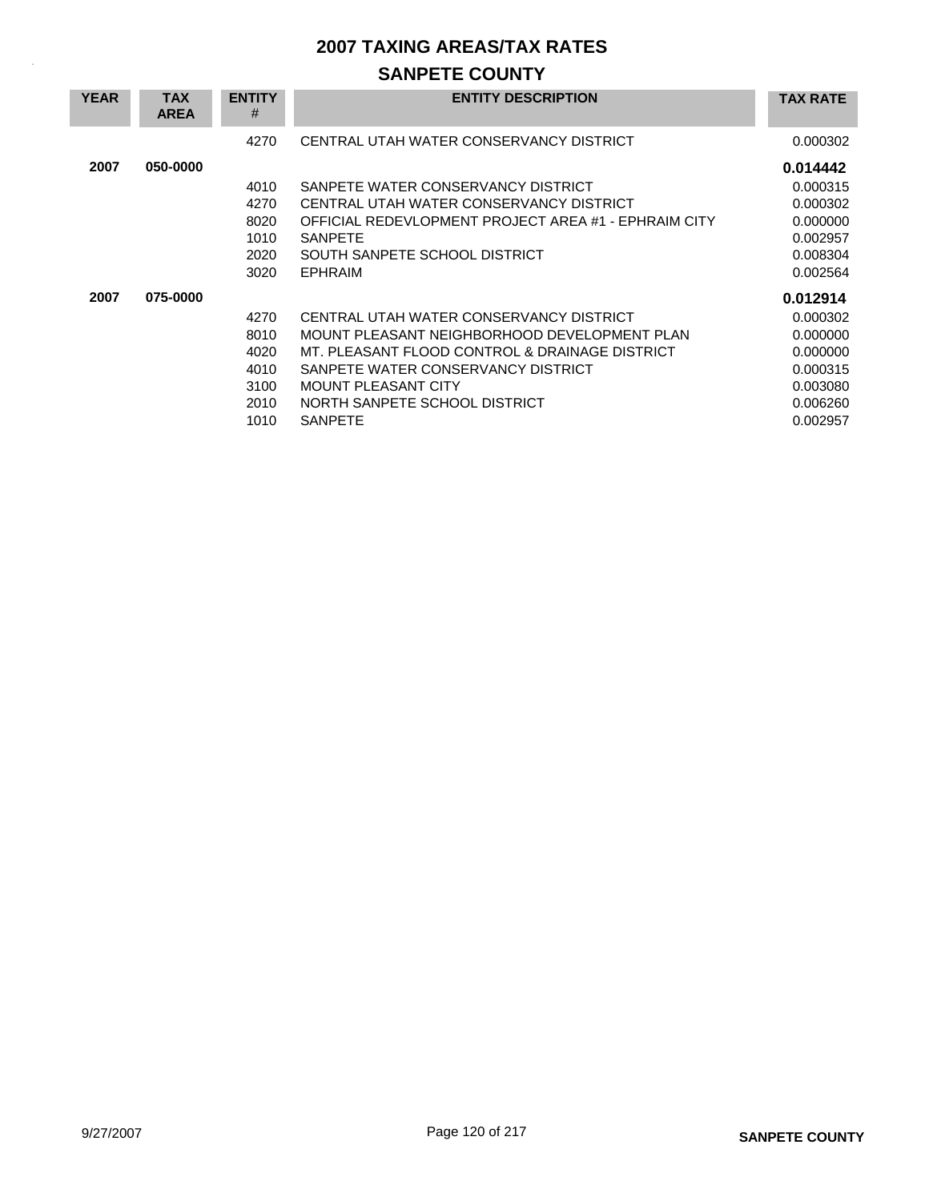# 2007 TAXING AREAS/TAX RATES

## SANPETE COUNTY

| YEAR | TAX AREA | ENTITY # | ENTITY DESCRIPTION | TAX RATE |
|---|---|---|---|---|
| | | 4270 | CENTRAL UTAH WATER CONSERVANCY DISTRICT | 0.000302 |
| **2007** | **050-0000** | | | **0.014442** |
| | | 4010 | SANPETE WATER CONSERVANCY DISTRICT | 0.000315 |
| | | 4270 | CENTRAL UTAH WATER CONSERVANCY DISTRICT | 0.000302 |
| | | 8020 | OFFICIAL REDEVLOPMENT PROJECT AREA #1 - EPHRAIM CITY | 0.000000 |
| | | 1010 | SANPETE | 0.002957 |
| | | 2020 | SOUTH SANPETE SCHOOL DISTRICT | 0.008304 |
| | | 3020 | EPHRAIM | 0.002564 |
| **2007** | **075-0000** | | | **0.012914** |
| | | 4270 | CENTRAL UTAH WATER CONSERVANCY DISTRICT | 0.000302 |
| | | 8010 | MOUNT PLEASANT NEIGHBORHOOD DEVELOPMENT PLAN | 0.000000 |
| | | 4020 | MT. PLEASANT FLOOD CONTROL & DRAINAGE DISTRICT | 0.000000 |
| | | 4010 | SANPETE WATER CONSERVANCY DISTRICT | 0.000315 |
| | | 3100 | MOUNT PLEASANT CITY | 0.003080 |
| | | 2010 | NORTH SANPETE SCHOOL DISTRICT | 0.006260 |
| | | 1010 | SANPETE | 0.002957 |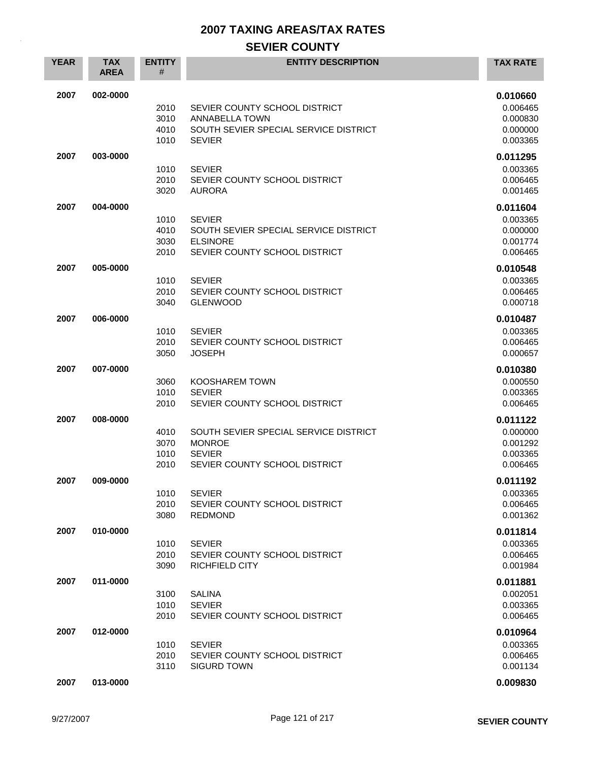# 2007 TAXING AREAS/TAX RATES

## SEVIER COUNTY

| YEAR | TAX AREA | ENTITY # | ENTITY DESCRIPTION | TAX RATE |
|---|---|---|---|---|
| 2007 | 002-0000 | | | **0.010660** |
| | | 2010 | SEVIER COUNTY SCHOOL DISTRICT | 0.006465 |
| | | 3010 | ANNABELLA TOWN | 0.000830 |
| | | 4010 | SOUTH SEVIER SPECIAL SERVICE DISTRICT | 0.000000 |
| | | 1010 | SEVIER | 0.003365 |
| 2007 | 003-0000 | | | **0.011295** |
| | | 1010 | SEVIER | 0.003365 |
| | | 2010 | SEVIER COUNTY SCHOOL DISTRICT | 0.006465 |
| | | 3020 | AURORA | 0.001465 |
| 2007 | 004-0000 | | | **0.011604** |
| | | 1010 | SEVIER | 0.003365 |
| | | 4010 | SOUTH SEVIER SPECIAL SERVICE DISTRICT | 0.000000 |
| | | 3030 | ELSINORE | 0.001774 |
| | | 2010 | SEVIER COUNTY SCHOOL DISTRICT | 0.006465 |
| 2007 | 005-0000 | | | **0.010548** |
| | | 1010 | SEVIER | 0.003365 |
| | | 2010 | SEVIER COUNTY SCHOOL DISTRICT | 0.006465 |
| | | 3040 | GLENWOOD | 0.000718 |
| 2007 | 006-0000 | | | **0.010487** |
| | | 1010 | SEVIER | 0.003365 |
| | | 2010 | SEVIER COUNTY SCHOOL DISTRICT | 0.006465 |
| | | 3050 | JOSEPH | 0.000657 |
| 2007 | 007-0000 | | | **0.010380** |
| | | 3060 | KOOSHAREM TOWN | 0.000550 |
| | | 1010 | SEVIER | 0.003365 |
| | | 2010 | SEVIER COUNTY SCHOOL DISTRICT | 0.006465 |
| 2007 | 008-0000 | | | **0.011122** |
| | | 4010 | SOUTH SEVIER SPECIAL SERVICE DISTRICT | 0.000000 |
| | | 3070 | MONROE | 0.001292 |
| | | 1010 | SEVIER | 0.003365 |
| | | 2010 | SEVIER COUNTY SCHOOL DISTRICT | 0.006465 |
| 2007 | 009-0000 | | | **0.011192** |
| | | 1010 | SEVIER | 0.003365 |
| | | 2010 | SEVIER COUNTY SCHOOL DISTRICT | 0.006465 |
| | | 3080 | REDMOND | 0.001362 |
| 2007 | 010-0000 | | | **0.011814** |
| | | 1010 | SEVIER | 0.003365 |
| | | 2010 | SEVIER COUNTY SCHOOL DISTRICT | 0.006465 |
| | | 3090 | RICHFIELD CITY | 0.001984 |
| 2007 | 011-0000 | | | **0.011881** |
| | | 3100 | SALINA | 0.002051 |
| | | 1010 | SEVIER | 0.003365 |
| | | 2010 | SEVIER COUNTY SCHOOL DISTRICT | 0.006465 |
| 2007 | 012-0000 | | | **0.010964** |
| | | 1010 | SEVIER | 0.003365 |
| | | 2010 | SEVIER COUNTY SCHOOL DISTRICT | 0.006465 |
| | | 3110 | SIGURD TOWN | 0.001134 |
| 2007 | 013-0000 | | | **0.009830** |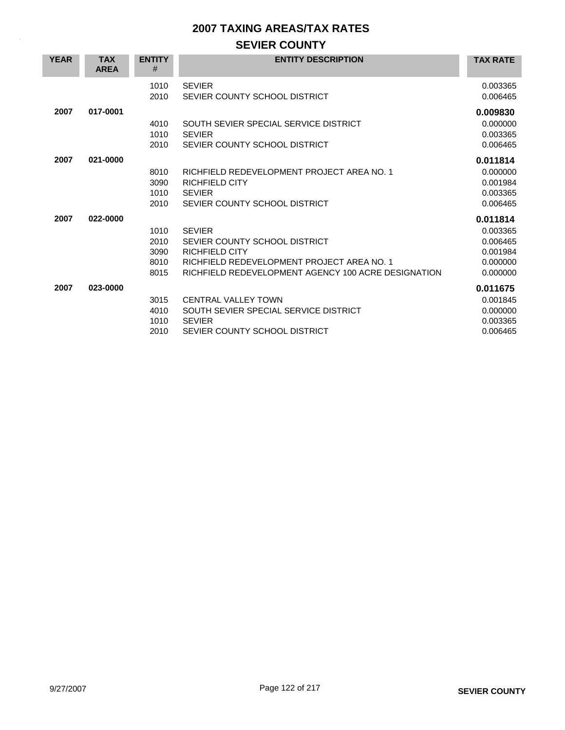# 2007 TAXING AREAS/TAX RATES

## SEVIER COUNTY

| YEAR | TAX AREA | ENTITY # | ENTITY DESCRIPTION | TAX RATE |
|---|---|---|---|---|
| | | 1010 | SEVIER | 0.003365 |
| | | 2010 | SEVIER COUNTY SCHOOL DISTRICT | 0.006465 |
| **2007** | **017-0001** | | | **0.009830** |
| | | 4010 | SOUTH SEVIER SPECIAL SERVICE DISTRICT | 0.000000 |
| | | 1010 | SEVIER | 0.003365 |
| | | 2010 | SEVIER COUNTY SCHOOL DISTRICT | 0.006465 |
| **2007** | **021-0000** | | | **0.011814** |
| | | 8010 | RICHFIELD REDEVELOPMENT PROJECT AREA NO. 1 | 0.000000 |
| | | 3090 | RICHFIELD CITY | 0.001984 |
| | | 1010 | SEVIER | 0.003365 |
| | | 2010 | SEVIER COUNTY SCHOOL DISTRICT | 0.006465 |
| **2007** | **022-0000** | | | **0.011814** |
| | | 1010 | SEVIER | 0.003365 |
| | | 2010 | SEVIER COUNTY SCHOOL DISTRICT | 0.006465 |
| | | 3090 | RICHFIELD CITY | 0.001984 |
| | | 8010 | RICHFIELD REDEVELOPMENT PROJECT AREA NO. 1 | 0.000000 |
| | | 8015 | RICHFIELD REDEVELOPMENT AGENCY 100 ACRE DESIGNATION | 0.000000 |
| **2007** | **023-0000** | | | **0.011675** |
| | | 3015 | CENTRAL VALLEY TOWN | 0.001845 |
| | | 4010 | SOUTH SEVIER SPECIAL SERVICE DISTRICT | 0.000000 |
| | | 1010 | SEVIER | 0.003365 |
| | | 2010 | SEVIER COUNTY SCHOOL DISTRICT | 0.006465 |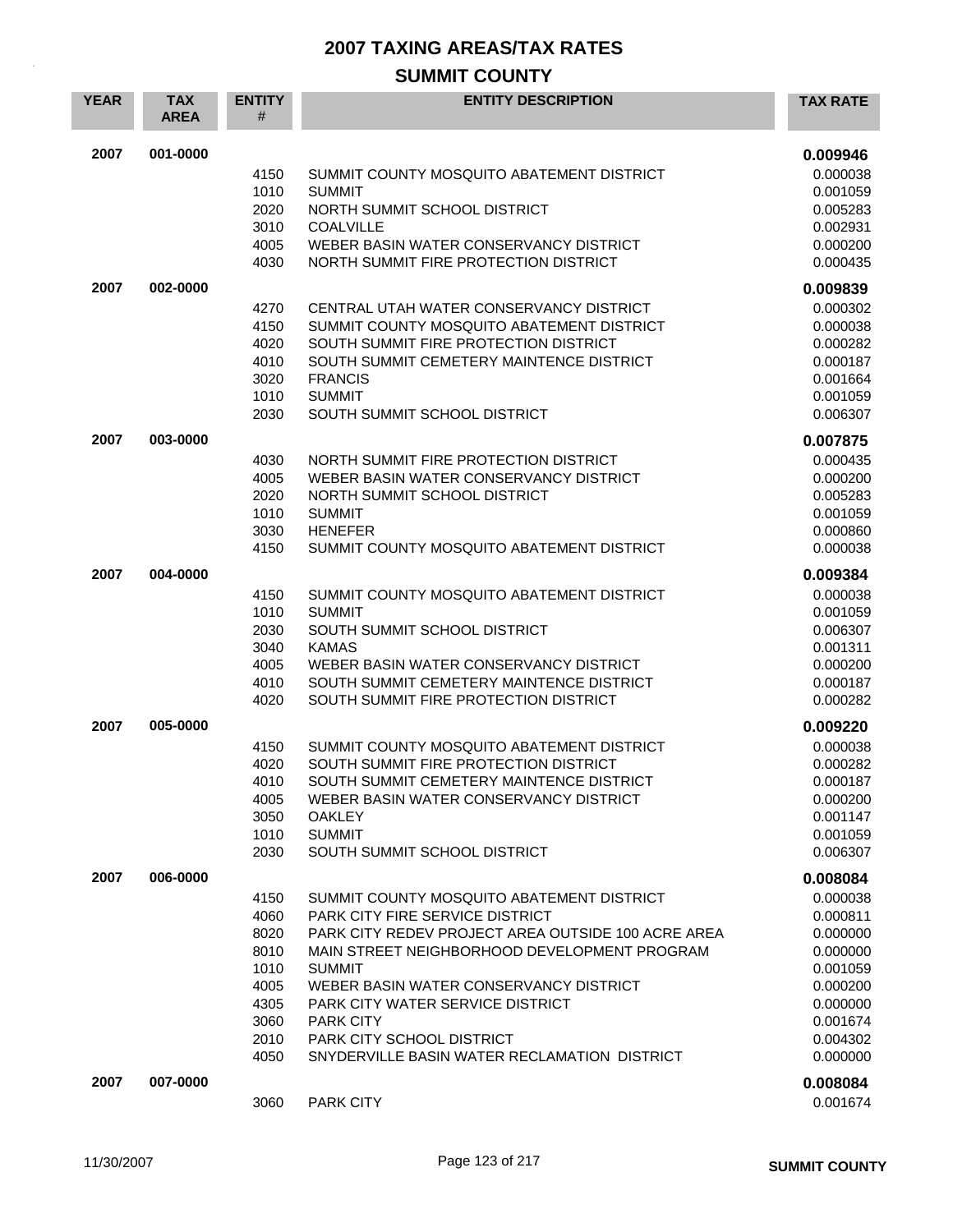# 2007 TAXING AREAS/TAX RATES

## SUMMIT COUNTY

| YEAR | TAX AREA | ENTITY # | ENTITY DESCRIPTION | TAX RATE |
|---|---|---|---|---|
| 2007 | 001-0000 | | | **0.009946** |
| | | 4150 | SUMMIT COUNTY MOSQUITO ABATEMENT DISTRICT | 0.000038 |
| | | 1010 | SUMMIT | 0.001059 |
| | | 2020 | NORTH SUMMIT SCHOOL DISTRICT | 0.005283 |
| | | 3010 | COALVILLE | 0.002931 |
| | | 4005 | WEBER BASIN WATER CONSERVANCY DISTRICT | 0.000200 |
| | | 4030 | NORTH SUMMIT FIRE PROTECTION DISTRICT | 0.000435 |
| 2007 | 002-0000 | | | **0.009839** |
| | | 4270 | CENTRAL UTAH WATER CONSERVANCY DISTRICT | 0.000302 |
| | | 4150 | SUMMIT COUNTY MOSQUITO ABATEMENT DISTRICT | 0.000038 |
| | | 4020 | SOUTH SUMMIT FIRE PROTECTION DISTRICT | 0.000282 |
| | | 4010 | SOUTH SUMMIT CEMETERY MAINTENCE DISTRICT | 0.000187 |
| | | 3020 | FRANCIS | 0.001664 |
| | | 1010 | SUMMIT | 0.001059 |
| | | 2030 | SOUTH SUMMIT SCHOOL DISTRICT | 0.006307 |
| 2007 | 003-0000 | | | **0.007875** |
| | | 4030 | NORTH SUMMIT FIRE PROTECTION DISTRICT | 0.000435 |
| | | 4005 | WEBER BASIN WATER CONSERVANCY DISTRICT | 0.000200 |
| | | 2020 | NORTH SUMMIT SCHOOL DISTRICT | 0.005283 |
| | | 1010 | SUMMIT | 0.001059 |
| | | 3030 | HENEFER | 0.000860 |
| | | 4150 | SUMMIT COUNTY MOSQUITO ABATEMENT DISTRICT | 0.000038 |
| 2007 | 004-0000 | | | **0.009384** |
| | | 4150 | SUMMIT COUNTY MOSQUITO ABATEMENT DISTRICT | 0.000038 |
| | | 1010 | SUMMIT | 0.001059 |
| | | 2030 | SOUTH SUMMIT SCHOOL DISTRICT | 0.006307 |
| | | 3040 | KAMAS | 0.001311 |
| | | 4005 | WEBER BASIN WATER CONSERVANCY DISTRICT | 0.000200 |
| | | 4010 | SOUTH SUMMIT CEMETERY MAINTENCE DISTRICT | 0.000187 |
| | | 4020 | SOUTH SUMMIT FIRE PROTECTION DISTRICT | 0.000282 |
| 2007 | 005-0000 | | | **0.009220** |
| | | 4150 | SUMMIT COUNTY MOSQUITO ABATEMENT DISTRICT | 0.000038 |
| | | 4020 | SOUTH SUMMIT FIRE PROTECTION DISTRICT | 0.000282 |
| | | 4010 | SOUTH SUMMIT CEMETERY MAINTENCE DISTRICT | 0.000187 |
| | | 4005 | WEBER BASIN WATER CONSERVANCY DISTRICT | 0.000200 |
| | | 3050 | OAKLEY | 0.001147 |
| | | 1010 | SUMMIT | 0.001059 |
| | | 2030 | SOUTH SUMMIT SCHOOL DISTRICT | 0.006307 |
| 2007 | 006-0000 | | | **0.008084** |
| | | 4150 | SUMMIT COUNTY MOSQUITO ABATEMENT DISTRICT | 0.000038 |
| | | 4060 | PARK CITY FIRE SERVICE DISTRICT | 0.000811 |
| | | 8020 | PARK CITY REDEV PROJECT AREA OUTSIDE 100 ACRE AREA | 0.000000 |
| | | 8010 | MAIN STREET NEIGHBORHOOD DEVELOPMENT PROGRAM | 0.000000 |
| | | 1010 | SUMMIT | 0.001059 |
| | | 4005 | WEBER BASIN WATER CONSERVANCY DISTRICT | 0.000200 |
| | | 4305 | PARK CITY WATER SERVICE DISTRICT | 0.000000 |
| | | 3060 | PARK CITY | 0.001674 |
| | | 2010 | PARK CITY SCHOOL DISTRICT | 0.004302 |
| | | 4050 | SNYDERVILLE BASIN WATER RECLAMATION DISTRICT | 0.000000 |
| 2007 | 007-0000 | | | **0.008084** |
| | | 3060 | PARK CITY | 0.001674 |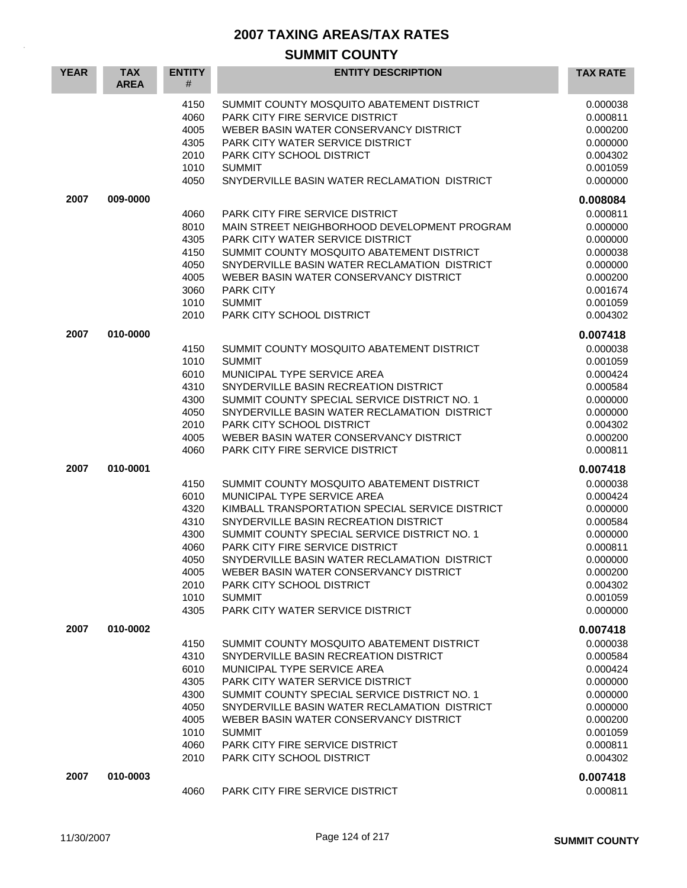# 2007 TAXING AREAS/TAX RATES

## SUMMIT COUNTY

| YEAR | TAX AREA | ENTITY # | ENTITY DESCRIPTION | TAX RATE |
|---|---|---|---|---|
| | | 4150 | SUMMIT COUNTY MOSQUITO ABATEMENT DISTRICT | 0.000038 |
| | | 4060 | PARK CITY FIRE SERVICE DISTRICT | 0.000811 |
| | | 4005 | WEBER BASIN WATER CONSERVANCY DISTRICT | 0.000200 |
| | | 4305 | PARK CITY WATER SERVICE DISTRICT | 0.000000 |
| | | 2010 | PARK CITY SCHOOL DISTRICT | 0.004302 |
| | | 1010 | SUMMIT | 0.001059 |
| | | 4050 | SNYDERVILLE BASIN WATER RECLAMATION DISTRICT | 0.000000 |
| **2007** | **009-0000** | | | **0.008084** |
| | | 4060 | PARK CITY FIRE SERVICE DISTRICT | 0.000811 |
| | | 8010 | MAIN STREET NEIGHBORHOOD DEVELOPMENT PROGRAM | 0.000000 |
| | | 4305 | PARK CITY WATER SERVICE DISTRICT | 0.000000 |
| | | 4150 | SUMMIT COUNTY MOSQUITO ABATEMENT DISTRICT | 0.000038 |
| | | 4050 | SNYDERVILLE BASIN WATER RECLAMATION DISTRICT | 0.000000 |
| | | 4005 | WEBER BASIN WATER CONSERVANCY DISTRICT | 0.000200 |
| | | 3060 | PARK CITY | 0.001674 |
| | | 1010 | SUMMIT | 0.001059 |
| | | 2010 | PARK CITY SCHOOL DISTRICT | 0.004302 |
| **2007** | **010-0000** | | | **0.007418** |
| | | 4150 | SUMMIT COUNTY MOSQUITO ABATEMENT DISTRICT | 0.000038 |
| | | 1010 | SUMMIT | 0.001059 |
| | | 6010 | MUNICIPAL TYPE SERVICE AREA | 0.000424 |
| | | 4310 | SNYDERVILLE BASIN RECREATION DISTRICT | 0.000584 |
| | | 4300 | SUMMIT COUNTY SPECIAL SERVICE DISTRICT NO. 1 | 0.000000 |
| | | 4050 | SNYDERVILLE BASIN WATER RECLAMATION DISTRICT | 0.000000 |
| | | 2010 | PARK CITY SCHOOL DISTRICT | 0.004302 |
| | | 4005 | WEBER BASIN WATER CONSERVANCY DISTRICT | 0.000200 |
| | | 4060 | PARK CITY FIRE SERVICE DISTRICT | 0.000811 |
| **2007** | **010-0001** | | | **0.007418** |
| | | 4150 | SUMMIT COUNTY MOSQUITO ABATEMENT DISTRICT | 0.000038 |
| | | 6010 | MUNICIPAL TYPE SERVICE AREA | 0.000424 |
| | | 4320 | KIMBALL TRANSPORTATION SPECIAL SERVICE DISTRICT | 0.000000 |
| | | 4310 | SNYDERVILLE BASIN RECREATION DISTRICT | 0.000584 |
| | | 4300 | SUMMIT COUNTY SPECIAL SERVICE DISTRICT NO. 1 | 0.000000 |
| | | 4060 | PARK CITY FIRE SERVICE DISTRICT | 0.000811 |
| | | 4050 | SNYDERVILLE BASIN WATER RECLAMATION DISTRICT | 0.000000 |
| | | 4005 | WEBER BASIN WATER CONSERVANCY DISTRICT | 0.000200 |
| | | 2010 | PARK CITY SCHOOL DISTRICT | 0.004302 |
| | | 1010 | SUMMIT | 0.001059 |
| | | 4305 | PARK CITY WATER SERVICE DISTRICT | 0.000000 |
| **2007** | **010-0002** | | | **0.007418** |
| | | 4150 | SUMMIT COUNTY MOSQUITO ABATEMENT DISTRICT | 0.000038 |
| | | 4310 | SNYDERVILLE BASIN RECREATION DISTRICT | 0.000584 |
| | | 6010 | MUNICIPAL TYPE SERVICE AREA | 0.000424 |
| | | 4305 | PARK CITY WATER SERVICE DISTRICT | 0.000000 |
| | | 4300 | SUMMIT COUNTY SPECIAL SERVICE DISTRICT NO. 1 | 0.000000 |
| | | 4050 | SNYDERVILLE BASIN WATER RECLAMATION DISTRICT | 0.000000 |
| | | 4005 | WEBER BASIN WATER CONSERVANCY DISTRICT | 0.000200 |
| | | 1010 | SUMMIT | 0.001059 |
| | | 4060 | PARK CITY FIRE SERVICE DISTRICT | 0.000811 |
| | | 2010 | PARK CITY SCHOOL DISTRICT | 0.004302 |
| **2007** | **010-0003** | | | **0.007418** |
| | | 4060 | PARK CITY FIRE SERVICE DISTRICT | 0.000811 |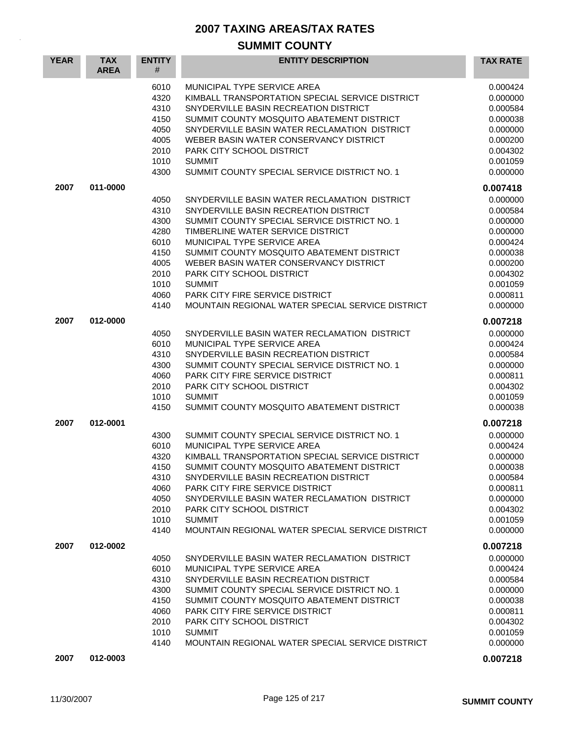# 2007 TAXING AREAS/TAX RATES

## SUMMIT COUNTY

| YEAR | TAX AREA | ENTITY # | ENTITY DESCRIPTION | TAX RATE |
|---|---|---|---|---|
| | | 6010 | MUNICIPAL TYPE SERVICE AREA | 0.000424 |
| | | 4320 | KIMBALL TRANSPORTATION SPECIAL SERVICE DISTRICT | 0.000000 |
| | | 4310 | SNYDERVILLE BASIN RECREATION DISTRICT | 0.000584 |
| | | 4150 | SUMMIT COUNTY MOSQUITO ABATEMENT DISTRICT | 0.000038 |
| | | 4050 | SNYDERVILLE BASIN WATER RECLAMATION DISTRICT | 0.000000 |
| | | 4005 | WEBER BASIN WATER CONSERVANCY DISTRICT | 0.000200 |
| | | 2010 | PARK CITY SCHOOL DISTRICT | 0.004302 |
| | | 1010 | SUMMIT | 0.001059 |
| | | 4300 | SUMMIT COUNTY SPECIAL SERVICE DISTRICT NO. 1 | 0.000000 |
| **2007** | **011-0000** | | | **0.007418** |
| | | 4050 | SNYDERVILLE BASIN WATER RECLAMATION DISTRICT | 0.000000 |
| | | 4310 | SNYDERVILLE BASIN RECREATION DISTRICT | 0.000584 |
| | | 4300 | SUMMIT COUNTY SPECIAL SERVICE DISTRICT NO. 1 | 0.000000 |
| | | 4280 | TIMBERLINE WATER SERVICE DISTRICT | 0.000000 |
| | | 6010 | MUNICIPAL TYPE SERVICE AREA | 0.000424 |
| | | 4150 | SUMMIT COUNTY MOSQUITO ABATEMENT DISTRICT | 0.000038 |
| | | 4005 | WEBER BASIN WATER CONSERVANCY DISTRICT | 0.000200 |
| | | 2010 | PARK CITY SCHOOL DISTRICT | 0.004302 |
| | | 1010 | SUMMIT | 0.001059 |
| | | 4060 | PARK CITY FIRE SERVICE DISTRICT | 0.000811 |
| | | 4140 | MOUNTAIN REGIONAL WATER SPECIAL SERVICE DISTRICT | 0.000000 |
| **2007** | **012-0000** | | | **0.007218** |
| | | 4050 | SNYDERVILLE BASIN WATER RECLAMATION DISTRICT | 0.000000 |
| | | 6010 | MUNICIPAL TYPE SERVICE AREA | 0.000424 |
| | | 4310 | SNYDERVILLE BASIN RECREATION DISTRICT | 0.000584 |
| | | 4300 | SUMMIT COUNTY SPECIAL SERVICE DISTRICT NO. 1 | 0.000000 |
| | | 4060 | PARK CITY FIRE SERVICE DISTRICT | 0.000811 |
| | | 2010 | PARK CITY SCHOOL DISTRICT | 0.004302 |
| | | 1010 | SUMMIT | 0.001059 |
| | | 4150 | SUMMIT COUNTY MOSQUITO ABATEMENT DISTRICT | 0.000038 |
| **2007** | **012-0001** | | | **0.007218** |
| | | 4300 | SUMMIT COUNTY SPECIAL SERVICE DISTRICT NO. 1 | 0.000000 |
| | | 6010 | MUNICIPAL TYPE SERVICE AREA | 0.000424 |
| | | 4320 | KIMBALL TRANSPORTATION SPECIAL SERVICE DISTRICT | 0.000000 |
| | | 4150 | SUMMIT COUNTY MOSQUITO ABATEMENT DISTRICT | 0.000038 |
| | | 4310 | SNYDERVILLE BASIN RECREATION DISTRICT | 0.000584 |
| | | 4060 | PARK CITY FIRE SERVICE DISTRICT | 0.000811 |
| | | 4050 | SNYDERVILLE BASIN WATER RECLAMATION DISTRICT | 0.000000 |
| | | 2010 | PARK CITY SCHOOL DISTRICT | 0.004302 |
| | | 1010 | SUMMIT | 0.001059 |
| | | 4140 | MOUNTAIN REGIONAL WATER SPECIAL SERVICE DISTRICT | 0.000000 |
| **2007** | **012-0002** | | | **0.007218** |
| | | 4050 | SNYDERVILLE BASIN WATER RECLAMATION DISTRICT | 0.000000 |
| | | 6010 | MUNICIPAL TYPE SERVICE AREA | 0.000424 |
| | | 4310 | SNYDERVILLE BASIN RECREATION DISTRICT | 0.000584 |
| | | 4300 | SUMMIT COUNTY SPECIAL SERVICE DISTRICT NO. 1 | 0.000000 |
| | | 4150 | SUMMIT COUNTY MOSQUITO ABATEMENT DISTRICT | 0.000038 |
| | | 4060 | PARK CITY FIRE SERVICE DISTRICT | 0.000811 |
| | | 2010 | PARK CITY SCHOOL DISTRICT | 0.004302 |
| | | 1010 | SUMMIT | 0.001059 |
| | | 4140 | MOUNTAIN REGIONAL WATER SPECIAL SERVICE DISTRICT | 0.000000 |
| **2007** | **012-0003** | | | **0.007218** |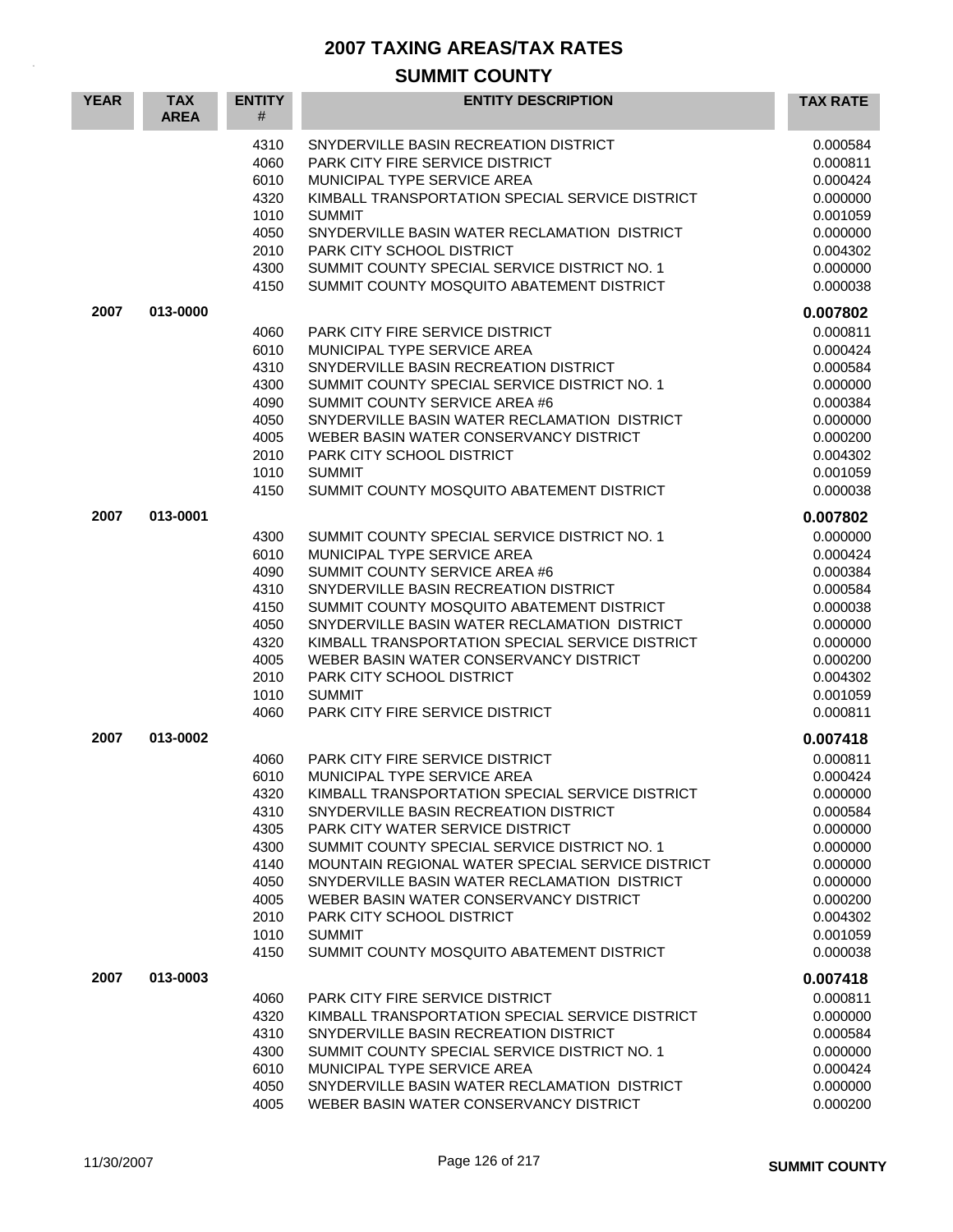# 2007 TAXING AREAS/TAX RATES

## SUMMIT COUNTY

| YEAR | TAX AREA | ENTITY # | ENTITY DESCRIPTION | TAX RATE |
|---|---|---|---|---|
| | | 4310 | SNYDERVILLE BASIN RECREATION DISTRICT | 0.000584 |
| | | 4060 | PARK CITY FIRE SERVICE DISTRICT | 0.000811 |
| | | 6010 | MUNICIPAL TYPE SERVICE AREA | 0.000424 |
| | | 4320 | KIMBALL TRANSPORTATION SPECIAL SERVICE DISTRICT | 0.000000 |
| | | 1010 | SUMMIT | 0.001059 |
| | | 4050 | SNYDERVILLE BASIN WATER RECLAMATION DISTRICT | 0.000000 |
| | | 2010 | PARK CITY SCHOOL DISTRICT | 0.004302 |
| | | 4300 | SUMMIT COUNTY SPECIAL SERVICE DISTRICT NO. 1 | 0.000000 |
| | | 4150 | SUMMIT COUNTY MOSQUITO ABATEMENT DISTRICT | 0.000038 |
| **2007** | **013-0000** | | | **0.007802** |
| | | 4060 | PARK CITY FIRE SERVICE DISTRICT | 0.000811 |
| | | 6010 | MUNICIPAL TYPE SERVICE AREA | 0.000424 |
| | | 4310 | SNYDERVILLE BASIN RECREATION DISTRICT | 0.000584 |
| | | 4300 | SUMMIT COUNTY SPECIAL SERVICE DISTRICT NO. 1 | 0.000000 |
| | | 4090 | SUMMIT COUNTY SERVICE AREA #6 | 0.000384 |
| | | 4050 | SNYDERVILLE BASIN WATER RECLAMATION DISTRICT | 0.000000 |
| | | 4005 | WEBER BASIN WATER CONSERVANCY DISTRICT | 0.000200 |
| | | 2010 | PARK CITY SCHOOL DISTRICT | 0.004302 |
| | | 1010 | SUMMIT | 0.001059 |
| | | 4150 | SUMMIT COUNTY MOSQUITO ABATEMENT DISTRICT | 0.000038 |
| **2007** | **013-0001** | | | **0.007802** |
| | | 4300 | SUMMIT COUNTY SPECIAL SERVICE DISTRICT NO. 1 | 0.000000 |
| | | 6010 | MUNICIPAL TYPE SERVICE AREA | 0.000424 |
| | | 4090 | SUMMIT COUNTY SERVICE AREA #6 | 0.000384 |
| | | 4310 | SNYDERVILLE BASIN RECREATION DISTRICT | 0.000584 |
| | | 4150 | SUMMIT COUNTY MOSQUITO ABATEMENT DISTRICT | 0.000038 |
| | | 4050 | SNYDERVILLE BASIN WATER RECLAMATION DISTRICT | 0.000000 |
| | | 4320 | KIMBALL TRANSPORTATION SPECIAL SERVICE DISTRICT | 0.000000 |
| | | 4005 | WEBER BASIN WATER CONSERVANCY DISTRICT | 0.000200 |
| | | 2010 | PARK CITY SCHOOL DISTRICT | 0.004302 |
| | | 1010 | SUMMIT | 0.001059 |
| | | 4060 | PARK CITY FIRE SERVICE DISTRICT | 0.000811 |
| **2007** | **013-0002** | | | **0.007418** |
| | | 4060 | PARK CITY FIRE SERVICE DISTRICT | 0.000811 |
| | | 6010 | MUNICIPAL TYPE SERVICE AREA | 0.000424 |
| | | 4320 | KIMBALL TRANSPORTATION SPECIAL SERVICE DISTRICT | 0.000000 |
| | | 4310 | SNYDERVILLE BASIN RECREATION DISTRICT | 0.000584 |
| | | 4305 | PARK CITY WATER SERVICE DISTRICT | 0.000000 |
| | | 4300 | SUMMIT COUNTY SPECIAL SERVICE DISTRICT NO. 1 | 0.000000 |
| | | 4140 | MOUNTAIN REGIONAL WATER SPECIAL SERVICE DISTRICT | 0.000000 |
| | | 4050 | SNYDERVILLE BASIN WATER RECLAMATION DISTRICT | 0.000000 |
| | | 4005 | WEBER BASIN WATER CONSERVANCY DISTRICT | 0.000200 |
| | | 2010 | PARK CITY SCHOOL DISTRICT | 0.004302 |
| | | 1010 | SUMMIT | 0.001059 |
| | | 4150 | SUMMIT COUNTY MOSQUITO ABATEMENT DISTRICT | 0.000038 |
| **2007** | **013-0003** | | | **0.007418** |
| | | 4060 | PARK CITY FIRE SERVICE DISTRICT | 0.000811 |
| | | 4320 | KIMBALL TRANSPORTATION SPECIAL SERVICE DISTRICT | 0.000000 |
| | | 4310 | SNYDERVILLE BASIN RECREATION DISTRICT | 0.000584 |
| | | 4300 | SUMMIT COUNTY SPECIAL SERVICE DISTRICT NO. 1 | 0.000000 |
| | | 6010 | MUNICIPAL TYPE SERVICE AREA | 0.000424 |
| | | 4050 | SNYDERVILLE BASIN WATER RECLAMATION DISTRICT | 0.000000 |
| | | 4005 | WEBER BASIN WATER CONSERVANCY DISTRICT | 0.000200 |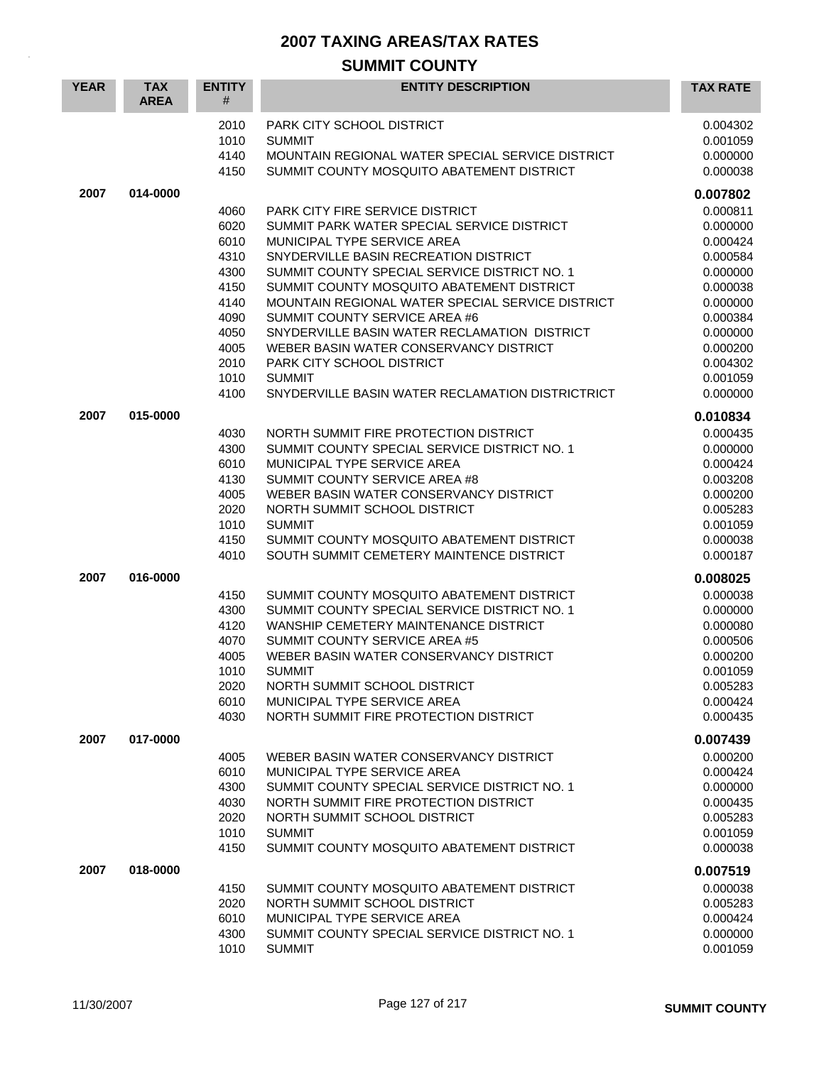# 2007 TAXING AREAS/TAX RATES

## SUMMIT COUNTY

| YEAR | TAX AREA | ENTITY # | ENTITY DESCRIPTION | TAX RATE |
|---|---|---|---|---|
| | | 2010 | PARK CITY SCHOOL DISTRICT | 0.004302 |
| | | 1010 | SUMMIT | 0.001059 |
| | | 4140 | MOUNTAIN REGIONAL WATER SPECIAL SERVICE DISTRICT | 0.000000 |
| | | 4150 | SUMMIT COUNTY MOSQUITO ABATEMENT DISTRICT | 0.000038 |
| **2007** | **014-0000** | | | **0.007802** |
| | | 4060 | PARK CITY FIRE SERVICE DISTRICT | 0.000811 |
| | | 6020 | SUMMIT PARK WATER SPECIAL SERVICE DISTRICT | 0.000000 |
| | | 6010 | MUNICIPAL TYPE SERVICE AREA | 0.000424 |
| | | 4310 | SNYDERVILLE BASIN RECREATION DISTRICT | 0.000584 |
| | | 4300 | SUMMIT COUNTY SPECIAL SERVICE DISTRICT NO. 1 | 0.000000 |
| | | 4150 | SUMMIT COUNTY MOSQUITO ABATEMENT DISTRICT | 0.000038 |
| | | 4140 | MOUNTAIN REGIONAL WATER SPECIAL SERVICE DISTRICT | 0.000000 |
| | | 4090 | SUMMIT COUNTY SERVICE AREA #6 | 0.000384 |
| | | 4050 | SNYDERVILLE BASIN WATER RECLAMATION DISTRICT | 0.000000 |
| | | 4005 | WEBER BASIN WATER CONSERVANCY DISTRICT | 0.000200 |
| | | 2010 | PARK CITY SCHOOL DISTRICT | 0.004302 |
| | | 1010 | SUMMIT | 0.001059 |
| | | 4100 | SNYDERVILLE BASIN WATER RECLAMATION DISTRICTRICT | 0.000000 |
| **2007** | **015-0000** | | | **0.010834** |
| | | 4030 | NORTH SUMMIT FIRE PROTECTION DISTRICT | 0.000435 |
| | | 4300 | SUMMIT COUNTY SPECIAL SERVICE DISTRICT NO. 1 | 0.000000 |
| | | 6010 | MUNICIPAL TYPE SERVICE AREA | 0.000424 |
| | | 4130 | SUMMIT COUNTY SERVICE AREA #8 | 0.003208 |
| | | 4005 | WEBER BASIN WATER CONSERVANCY DISTRICT | 0.000200 |
| | | 2020 | NORTH SUMMIT SCHOOL DISTRICT | 0.005283 |
| | | 1010 | SUMMIT | 0.001059 |
| | | 4150 | SUMMIT COUNTY MOSQUITO ABATEMENT DISTRICT | 0.000038 |
| | | 4010 | SOUTH SUMMIT CEMETERY MAINTENCE DISTRICT | 0.000187 |
| **2007** | **016-0000** | | | **0.008025** |
| | | 4150 | SUMMIT COUNTY MOSQUITO ABATEMENT DISTRICT | 0.000038 |
| | | 4300 | SUMMIT COUNTY SPECIAL SERVICE DISTRICT NO. 1 | 0.000000 |
| | | 4120 | WANSHIP CEMETERY MAINTENANCE DISTRICT | 0.000080 |
| | | 4070 | SUMMIT COUNTY SERVICE AREA #5 | 0.000506 |
| | | 4005 | WEBER BASIN WATER CONSERVANCY DISTRICT | 0.000200 |
| | | 1010 | SUMMIT | 0.001059 |
| | | 2020 | NORTH SUMMIT SCHOOL DISTRICT | 0.005283 |
| | | 6010 | MUNICIPAL TYPE SERVICE AREA | 0.000424 |
| | | 4030 | NORTH SUMMIT FIRE PROTECTION DISTRICT | 0.000435 |
| **2007** | **017-0000** | | | **0.007439** |
| | | 4005 | WEBER BASIN WATER CONSERVANCY DISTRICT | 0.000200 |
| | | 6010 | MUNICIPAL TYPE SERVICE AREA | 0.000424 |
| | | 4300 | SUMMIT COUNTY SPECIAL SERVICE DISTRICT NO. 1 | 0.000000 |
| | | 4030 | NORTH SUMMIT FIRE PROTECTION DISTRICT | 0.000435 |
| | | 2020 | NORTH SUMMIT SCHOOL DISTRICT | 0.005283 |
| | | 1010 | SUMMIT | 0.001059 |
| | | 4150 | SUMMIT COUNTY MOSQUITO ABATEMENT DISTRICT | 0.000038 |
| **2007** | **018-0000** | | | **0.007519** |
| | | 4150 | SUMMIT COUNTY MOSQUITO ABATEMENT DISTRICT | 0.000038 |
| | | 2020 | NORTH SUMMIT SCHOOL DISTRICT | 0.005283 |
| | | 6010 | MUNICIPAL TYPE SERVICE AREA | 0.000424 |
| | | 4300 | SUMMIT COUNTY SPECIAL SERVICE DISTRICT NO. 1 | 0.000000 |
| | | 1010 | SUMMIT | 0.001059 |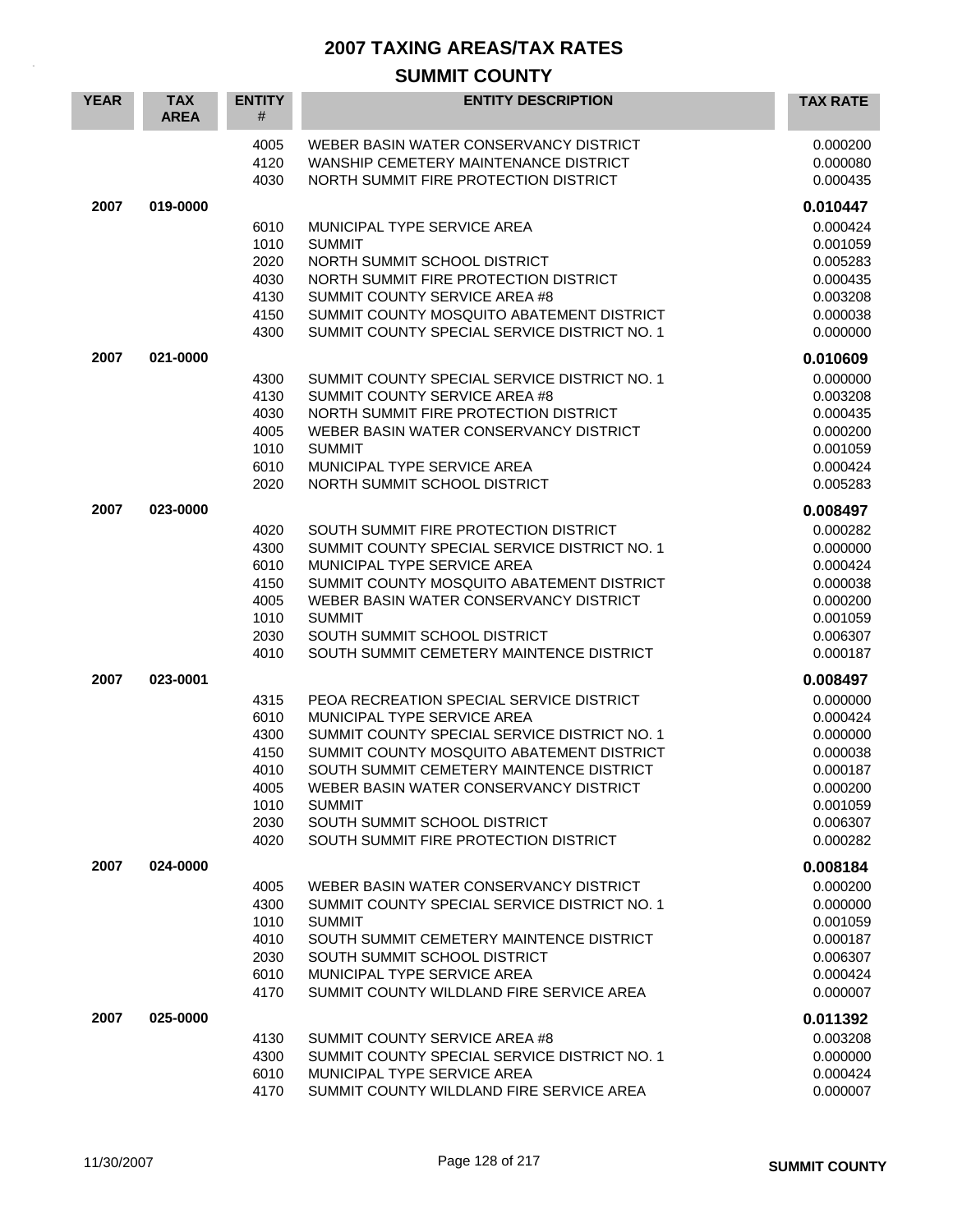# 2007 TAXING AREAS/TAX RATES

## SUMMIT COUNTY

| YEAR | TAX AREA | ENTITY # | ENTITY DESCRIPTION | TAX RATE |
|---|---|---|---|---|
| | | 4005 | WEBER BASIN WATER CONSERVANCY DISTRICT | 0.000200 |
| | | 4120 | WANSHIP CEMETERY MAINTENANCE DISTRICT | 0.000080 |
| | | 4030 | NORTH SUMMIT FIRE PROTECTION DISTRICT | 0.000435 |
| **2007** | **019-0000** | | | **0.010447** |
| | | 6010 | MUNICIPAL TYPE SERVICE AREA | 0.000424 |
| | | 1010 | SUMMIT | 0.001059 |
| | | 2020 | NORTH SUMMIT SCHOOL DISTRICT | 0.005283 |
| | | 4030 | NORTH SUMMIT FIRE PROTECTION DISTRICT | 0.000435 |
| | | 4130 | SUMMIT COUNTY SERVICE AREA #8 | 0.003208 |
| | | 4150 | SUMMIT COUNTY MOSQUITO ABATEMENT DISTRICT | 0.000038 |
| | | 4300 | SUMMIT COUNTY SPECIAL SERVICE DISTRICT NO. 1 | 0.000000 |
| **2007** | **021-0000** | | | **0.010609** |
| | | 4300 | SUMMIT COUNTY SPECIAL SERVICE DISTRICT NO. 1 | 0.000000 |
| | | 4130 | SUMMIT COUNTY SERVICE AREA #8 | 0.003208 |
| | | 4030 | NORTH SUMMIT FIRE PROTECTION DISTRICT | 0.000435 |
| | | 4005 | WEBER BASIN WATER CONSERVANCY DISTRICT | 0.000200 |
| | | 1010 | SUMMIT | 0.001059 |
| | | 6010 | MUNICIPAL TYPE SERVICE AREA | 0.000424 |
| | | 2020 | NORTH SUMMIT SCHOOL DISTRICT | 0.005283 |
| **2007** | **023-0000** | | | **0.008497** |
| | | 4020 | SOUTH SUMMIT FIRE PROTECTION DISTRICT | 0.000282 |
| | | 4300 | SUMMIT COUNTY SPECIAL SERVICE DISTRICT NO. 1 | 0.000000 |
| | | 6010 | MUNICIPAL TYPE SERVICE AREA | 0.000424 |
| | | 4150 | SUMMIT COUNTY MOSQUITO ABATEMENT DISTRICT | 0.000038 |
| | | 4005 | WEBER BASIN WATER CONSERVANCY DISTRICT | 0.000200 |
| | | 1010 | SUMMIT | 0.001059 |
| | | 2030 | SOUTH SUMMIT SCHOOL DISTRICT | 0.006307 |
| | | 4010 | SOUTH SUMMIT CEMETERY MAINTENCE DISTRICT | 0.000187 |
| **2007** | **023-0001** | | | **0.008497** |
| | | 4315 | PEOA RECREATION SPECIAL SERVICE DISTRICT | 0.000000 |
| | | 6010 | MUNICIPAL TYPE SERVICE AREA | 0.000424 |
| | | 4300 | SUMMIT COUNTY SPECIAL SERVICE DISTRICT NO. 1 | 0.000000 |
| | | 4150 | SUMMIT COUNTY MOSQUITO ABATEMENT DISTRICT | 0.000038 |
| | | 4010 | SOUTH SUMMIT CEMETERY MAINTENCE DISTRICT | 0.000187 |
| | | 4005 | WEBER BASIN WATER CONSERVANCY DISTRICT | 0.000200 |
| | | 1010 | SUMMIT | 0.001059 |
| | | 2030 | SOUTH SUMMIT SCHOOL DISTRICT | 0.006307 |
| | | 4020 | SOUTH SUMMIT FIRE PROTECTION DISTRICT | 0.000282 |
| **2007** | **024-0000** | | | **0.008184** |
| | | 4005 | WEBER BASIN WATER CONSERVANCY DISTRICT | 0.000200 |
| | | 4300 | SUMMIT COUNTY SPECIAL SERVICE DISTRICT NO. 1 | 0.000000 |
| | | 1010 | SUMMIT | 0.001059 |
| | | 4010 | SOUTH SUMMIT CEMETERY MAINTENCE DISTRICT | 0.000187 |
| | | 2030 | SOUTH SUMMIT SCHOOL DISTRICT | 0.006307 |
| | | 6010 | MUNICIPAL TYPE SERVICE AREA | 0.000424 |
| | | 4170 | SUMMIT COUNTY WILDLAND FIRE SERVICE AREA | 0.000007 |
| **2007** | **025-0000** | | | **0.011392** |
| | | 4130 | SUMMIT COUNTY SERVICE AREA #8 | 0.003208 |
| | | 4300 | SUMMIT COUNTY SPECIAL SERVICE DISTRICT NO. 1 | 0.000000 |
| | | 6010 | MUNICIPAL TYPE SERVICE AREA | 0.000424 |
| | | 4170 | SUMMIT COUNTY WILDLAND FIRE SERVICE AREA | 0.000007 |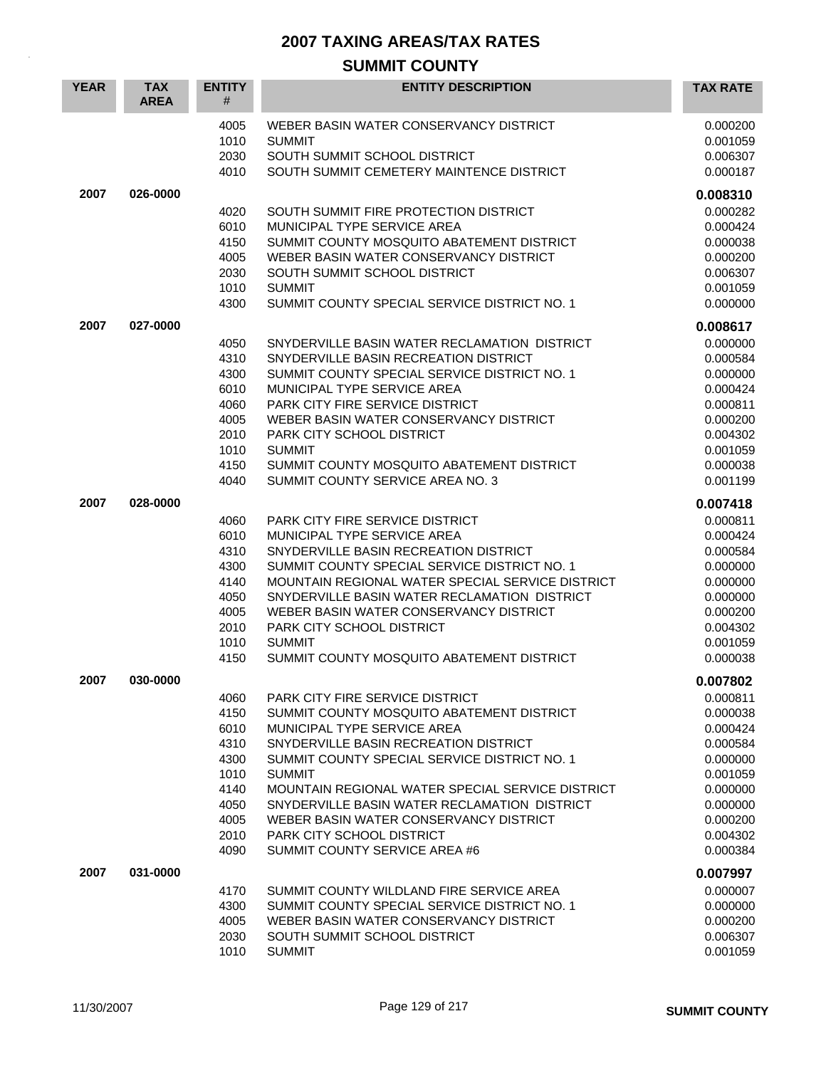# 2007 TAXING AREAS/TAX RATES

## SUMMIT COUNTY

| YEAR | TAX AREA | ENTITY # | ENTITY DESCRIPTION | TAX RATE |
|---|---|---|---|---|
| | | 4005 | WEBER BASIN WATER CONSERVANCY DISTRICT | 0.000200 |
| | | 1010 | SUMMIT | 0.001059 |
| | | 2030 | SOUTH SUMMIT SCHOOL DISTRICT | 0.006307 |
| | | 4010 | SOUTH SUMMIT CEMETERY MAINTENCE DISTRICT | 0.000187 |
| **2007** | **026-0000** | | | **0.008310** |
| | | 4020 | SOUTH SUMMIT FIRE PROTECTION DISTRICT | 0.000282 |
| | | 6010 | MUNICIPAL TYPE SERVICE AREA | 0.000424 |
| | | 4150 | SUMMIT COUNTY MOSQUITO ABATEMENT DISTRICT | 0.000038 |
| | | 4005 | WEBER BASIN WATER CONSERVANCY DISTRICT | 0.000200 |
| | | 2030 | SOUTH SUMMIT SCHOOL DISTRICT | 0.006307 |
| | | 1010 | SUMMIT | 0.001059 |
| | | 4300 | SUMMIT COUNTY SPECIAL SERVICE DISTRICT NO. 1 | 0.000000 |
| **2007** | **027-0000** | | | **0.008617** |
| | | 4050 | SNYDERVILLE BASIN WATER RECLAMATION DISTRICT | 0.000000 |
| | | 4310 | SNYDERVILLE BASIN RECREATION DISTRICT | 0.000584 |
| | | 4300 | SUMMIT COUNTY SPECIAL SERVICE DISTRICT NO. 1 | 0.000000 |
| | | 6010 | MUNICIPAL TYPE SERVICE AREA | 0.000424 |
| | | 4060 | PARK CITY FIRE SERVICE DISTRICT | 0.000811 |
| | | 4005 | WEBER BASIN WATER CONSERVANCY DISTRICT | 0.000200 |
| | | 2010 | PARK CITY SCHOOL DISTRICT | 0.004302 |
| | | 1010 | SUMMIT | 0.001059 |
| | | 4150 | SUMMIT COUNTY MOSQUITO ABATEMENT DISTRICT | 0.000038 |
| | | 4040 | SUMMIT COUNTY SERVICE AREA NO. 3 | 0.001199 |
| **2007** | **028-0000** | | | **0.007418** |
| | | 4060 | PARK CITY FIRE SERVICE DISTRICT | 0.000811 |
| | | 6010 | MUNICIPAL TYPE SERVICE AREA | 0.000424 |
| | | 4310 | SNYDERVILLE BASIN RECREATION DISTRICT | 0.000584 |
| | | 4300 | SUMMIT COUNTY SPECIAL SERVICE DISTRICT NO. 1 | 0.000000 |
| | | 4140 | MOUNTAIN REGIONAL WATER SPECIAL SERVICE DISTRICT | 0.000000 |
| | | 4050 | SNYDERVILLE BASIN WATER RECLAMATION DISTRICT | 0.000000 |
| | | 4005 | WEBER BASIN WATER CONSERVANCY DISTRICT | 0.000200 |
| | | 2010 | PARK CITY SCHOOL DISTRICT | 0.004302 |
| | | 1010 | SUMMIT | 0.001059 |
| | | 4150 | SUMMIT COUNTY MOSQUITO ABATEMENT DISTRICT | 0.000038 |
| **2007** | **030-0000** | | | **0.007802** |
| | | 4060 | PARK CITY FIRE SERVICE DISTRICT | 0.000811 |
| | | 4150 | SUMMIT COUNTY MOSQUITO ABATEMENT DISTRICT | 0.000038 |
| | | 6010 | MUNICIPAL TYPE SERVICE AREA | 0.000424 |
| | | 4310 | SNYDERVILLE BASIN RECREATION DISTRICT | 0.000584 |
| | | 4300 | SUMMIT COUNTY SPECIAL SERVICE DISTRICT NO. 1 | 0.000000 |
| | | 1010 | SUMMIT | 0.001059 |
| | | 4140 | MOUNTAIN REGIONAL WATER SPECIAL SERVICE DISTRICT | 0.000000 |
| | | 4050 | SNYDERVILLE BASIN WATER RECLAMATION DISTRICT | 0.000000 |
| | | 4005 | WEBER BASIN WATER CONSERVANCY DISTRICT | 0.000200 |
| | | 2010 | PARK CITY SCHOOL DISTRICT | 0.004302 |
| | | 4090 | SUMMIT COUNTY SERVICE AREA #6 | 0.000384 |
| **2007** | **031-0000** | | | **0.007997** |
| | | 4170 | SUMMIT COUNTY WILDLAND FIRE SERVICE AREA | 0.000007 |
| | | 4300 | SUMMIT COUNTY SPECIAL SERVICE DISTRICT NO. 1 | 0.000000 |
| | | 4005 | WEBER BASIN WATER CONSERVANCY DISTRICT | 0.000200 |
| | | 2030 | SOUTH SUMMIT SCHOOL DISTRICT | 0.006307 |
| | | 1010 | SUMMIT | 0.001059 |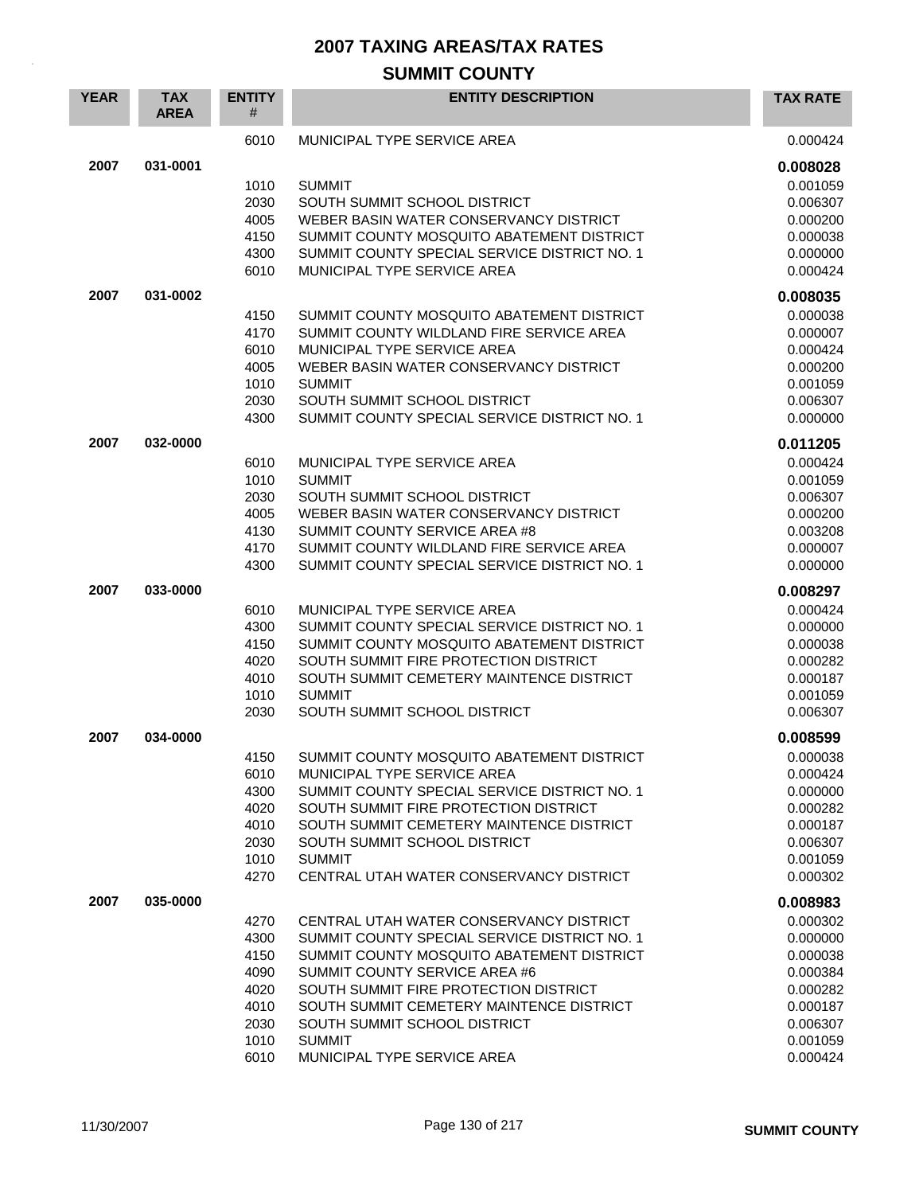# 2007 TAXING AREAS/TAX RATES

## SUMMIT COUNTY

| YEAR | TAX AREA | ENTITY # | ENTITY DESCRIPTION | TAX RATE |
|---|---|---|---|---|
| | | 6010 | MUNICIPAL TYPE SERVICE AREA | 0.000424 |
| **2007** | **031-0001** | | | **0.008028** |
| | | 1010 | SUMMIT | 0.001059 |
| | | 2030 | SOUTH SUMMIT SCHOOL DISTRICT | 0.006307 |
| | | 4005 | WEBER BASIN WATER CONSERVANCY DISTRICT | 0.000200 |
| | | 4150 | SUMMIT COUNTY MOSQUITO ABATEMENT DISTRICT | 0.000038 |
| | | 4300 | SUMMIT COUNTY SPECIAL SERVICE DISTRICT NO. 1 | 0.000000 |
| | | 6010 | MUNICIPAL TYPE SERVICE AREA | 0.000424 |
| **2007** | **031-0002** | | | **0.008035** |
| | | 4150 | SUMMIT COUNTY MOSQUITO ABATEMENT DISTRICT | 0.000038 |
| | | 4170 | SUMMIT COUNTY WILDLAND FIRE SERVICE AREA | 0.000007 |
| | | 6010 | MUNICIPAL TYPE SERVICE AREA | 0.000424 |
| | | 4005 | WEBER BASIN WATER CONSERVANCY DISTRICT | 0.000200 |
| | | 1010 | SUMMIT | 0.001059 |
| | | 2030 | SOUTH SUMMIT SCHOOL DISTRICT | 0.006307 |
| | | 4300 | SUMMIT COUNTY SPECIAL SERVICE DISTRICT NO. 1 | 0.000000 |
| **2007** | **032-0000** | | | **0.011205** |
| | | 6010 | MUNICIPAL TYPE SERVICE AREA | 0.000424 |
| | | 1010 | SUMMIT | 0.001059 |
| | | 2030 | SOUTH SUMMIT SCHOOL DISTRICT | 0.006307 |
| | | 4005 | WEBER BASIN WATER CONSERVANCY DISTRICT | 0.000200 |
| | | 4130 | SUMMIT COUNTY SERVICE AREA #8 | 0.003208 |
| | | 4170 | SUMMIT COUNTY WILDLAND FIRE SERVICE AREA | 0.000007 |
| | | 4300 | SUMMIT COUNTY SPECIAL SERVICE DISTRICT NO. 1 | 0.000000 |
| **2007** | **033-0000** | | | **0.008297** |
| | | 6010 | MUNICIPAL TYPE SERVICE AREA | 0.000424 |
| | | 4300 | SUMMIT COUNTY SPECIAL SERVICE DISTRICT NO. 1 | 0.000000 |
| | | 4150 | SUMMIT COUNTY MOSQUITO ABATEMENT DISTRICT | 0.000038 |
| | | 4020 | SOUTH SUMMIT FIRE PROTECTION DISTRICT | 0.000282 |
| | | 4010 | SOUTH SUMMIT CEMETERY MAINTENCE DISTRICT | 0.000187 |
| | | 1010 | SUMMIT | 0.001059 |
| | | 2030 | SOUTH SUMMIT SCHOOL DISTRICT | 0.006307 |
| **2007** | **034-0000** | | | **0.008599** |
| | | 4150 | SUMMIT COUNTY MOSQUITO ABATEMENT DISTRICT | 0.000038 |
| | | 6010 | MUNICIPAL TYPE SERVICE AREA | 0.000424 |
| | | 4300 | SUMMIT COUNTY SPECIAL SERVICE DISTRICT NO. 1 | 0.000000 |
| | | 4020 | SOUTH SUMMIT FIRE PROTECTION DISTRICT | 0.000282 |
| | | 4010 | SOUTH SUMMIT CEMETERY MAINTENCE DISTRICT | 0.000187 |
| | | 2030 | SOUTH SUMMIT SCHOOL DISTRICT | 0.006307 |
| | | 1010 | SUMMIT | 0.001059 |
| | | 4270 | CENTRAL UTAH WATER CONSERVANCY DISTRICT | 0.000302 |
| **2007** | **035-0000** | | | **0.008983** |
| | | 4270 | CENTRAL UTAH WATER CONSERVANCY DISTRICT | 0.000302 |
| | | 4300 | SUMMIT COUNTY SPECIAL SERVICE DISTRICT NO. 1 | 0.000000 |
| | | 4150 | SUMMIT COUNTY MOSQUITO ABATEMENT DISTRICT | 0.000038 |
| | | 4090 | SUMMIT COUNTY SERVICE AREA #6 | 0.000384 |
| | | 4020 | SOUTH SUMMIT FIRE PROTECTION DISTRICT | 0.000282 |
| | | 4010 | SOUTH SUMMIT CEMETERY MAINTENCE DISTRICT | 0.000187 |
| | | 2030 | SOUTH SUMMIT SCHOOL DISTRICT | 0.006307 |
| | | 1010 | SUMMIT | 0.001059 |
| | | 6010 | MUNICIPAL TYPE SERVICE AREA | 0.000424 |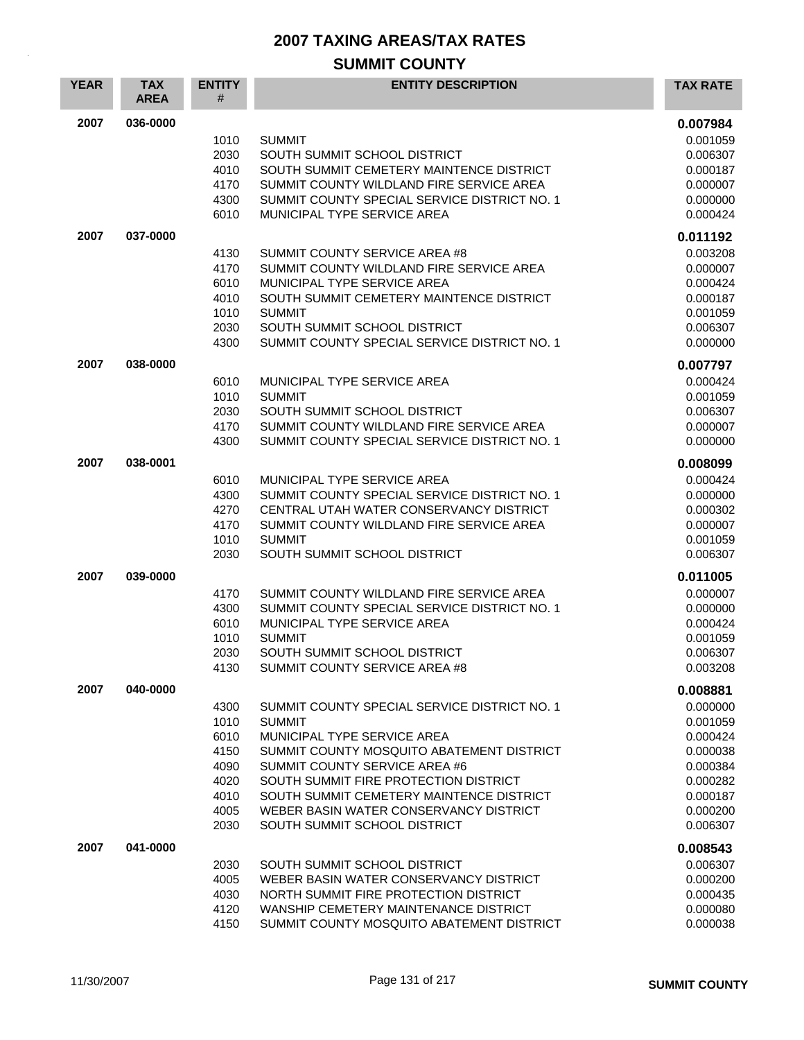# 2007 TAXING AREAS/TAX RATES

## SUMMIT COUNTY

| YEAR | TAX AREA | ENTITY # | ENTITY DESCRIPTION | TAX RATE |
|---|---|---|---|---|
| 2007 | 036-0000 | | | **0.007984** |
| | | 1010 | SUMMIT | 0.001059 |
| | | 2030 | SOUTH SUMMIT SCHOOL DISTRICT | 0.006307 |
| | | 4010 | SOUTH SUMMIT CEMETERY MAINTENCE DISTRICT | 0.000187 |
| | | 4170 | SUMMIT COUNTY WILDLAND FIRE SERVICE AREA | 0.000007 |
| | | 4300 | SUMMIT COUNTY SPECIAL SERVICE DISTRICT NO. 1 | 0.000000 |
| | | 6010 | MUNICIPAL TYPE SERVICE AREA | 0.000424 |
| 2007 | 037-0000 | | | **0.011192** |
| | | 4130 | SUMMIT COUNTY SERVICE AREA #8 | 0.003208 |
| | | 4170 | SUMMIT COUNTY WILDLAND FIRE SERVICE AREA | 0.000007 |
| | | 6010 | MUNICIPAL TYPE SERVICE AREA | 0.000424 |
| | | 4010 | SOUTH SUMMIT CEMETERY MAINTENCE DISTRICT | 0.000187 |
| | | 1010 | SUMMIT | 0.001059 |
| | | 2030 | SOUTH SUMMIT SCHOOL DISTRICT | 0.006307 |
| | | 4300 | SUMMIT COUNTY SPECIAL SERVICE DISTRICT NO. 1 | 0.000000 |
| 2007 | 038-0000 | | | **0.007797** |
| | | 6010 | MUNICIPAL TYPE SERVICE AREA | 0.000424 |
| | | 1010 | SUMMIT | 0.001059 |
| | | 2030 | SOUTH SUMMIT SCHOOL DISTRICT | 0.006307 |
| | | 4170 | SUMMIT COUNTY WILDLAND FIRE SERVICE AREA | 0.000007 |
| | | 4300 | SUMMIT COUNTY SPECIAL SERVICE DISTRICT NO. 1 | 0.000000 |
| 2007 | 038-0001 | | | **0.008099** |
| | | 6010 | MUNICIPAL TYPE SERVICE AREA | 0.000424 |
| | | 4300 | SUMMIT COUNTY SPECIAL SERVICE DISTRICT NO. 1 | 0.000000 |
| | | 4270 | CENTRAL UTAH WATER CONSERVANCY DISTRICT | 0.000302 |
| | | 4170 | SUMMIT COUNTY WILDLAND FIRE SERVICE AREA | 0.000007 |
| | | 1010 | SUMMIT | 0.001059 |
| | | 2030 | SOUTH SUMMIT SCHOOL DISTRICT | 0.006307 |
| 2007 | 039-0000 | | | **0.011005** |
| | | 4170 | SUMMIT COUNTY WILDLAND FIRE SERVICE AREA | 0.000007 |
| | | 4300 | SUMMIT COUNTY SPECIAL SERVICE DISTRICT NO. 1 | 0.000000 |
| | | 6010 | MUNICIPAL TYPE SERVICE AREA | 0.000424 |
| | | 1010 | SUMMIT | 0.001059 |
| | | 2030 | SOUTH SUMMIT SCHOOL DISTRICT | 0.006307 |
| | | 4130 | SUMMIT COUNTY SERVICE AREA #8 | 0.003208 |
| 2007 | 040-0000 | | | **0.008881** |
| | | 4300 | SUMMIT COUNTY SPECIAL SERVICE DISTRICT NO. 1 | 0.000000 |
| | | 1010 | SUMMIT | 0.001059 |
| | | 6010 | MUNICIPAL TYPE SERVICE AREA | 0.000424 |
| | | 4150 | SUMMIT COUNTY MOSQUITO ABATEMENT DISTRICT | 0.000038 |
| | | 4090 | SUMMIT COUNTY SERVICE AREA #6 | 0.000384 |
| | | 4020 | SOUTH SUMMIT FIRE PROTECTION DISTRICT | 0.000282 |
| | | 4010 | SOUTH SUMMIT CEMETERY MAINTENCE DISTRICT | 0.000187 |
| | | 4005 | WEBER BASIN WATER CONSERVANCY DISTRICT | 0.000200 |
| | | 2030 | SOUTH SUMMIT SCHOOL DISTRICT | 0.006307 |
| 2007 | 041-0000 | | | **0.008543** |
| | | 2030 | SOUTH SUMMIT SCHOOL DISTRICT | 0.006307 |
| | | 4005 | WEBER BASIN WATER CONSERVANCY DISTRICT | 0.000200 |
| | | 4030 | NORTH SUMMIT FIRE PROTECTION DISTRICT | 0.000435 |
| | | 4120 | WANSHIP CEMETERY MAINTENANCE DISTRICT | 0.000080 |
| | | 4150 | SUMMIT COUNTY MOSQUITO ABATEMENT DISTRICT | 0.000038 |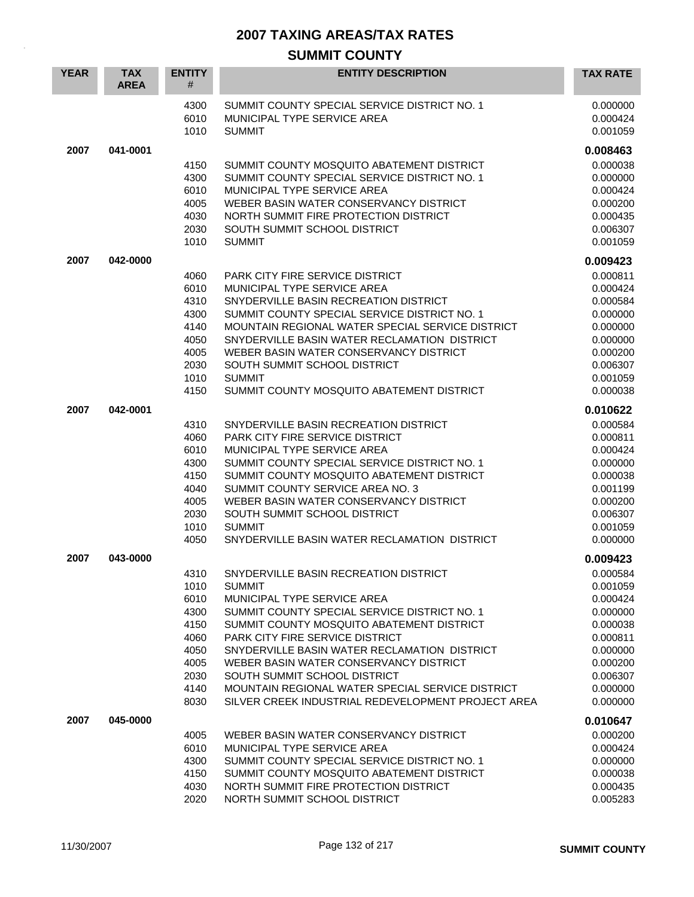# 2007 TAXING AREAS/TAX RATES

## SUMMIT COUNTY

| YEAR | TAX AREA | ENTITY # | ENTITY DESCRIPTION | TAX RATE |
|---|---|---|---|---|
| | | 4300 | SUMMIT COUNTY SPECIAL SERVICE DISTRICT NO. 1 | 0.000000 |
| | | 6010 | MUNICIPAL TYPE SERVICE AREA | 0.000424 |
| | | 1010 | SUMMIT | 0.001059 |
| **2007** | **041-0001** | | | **0.008463** |
| | | 4150 | SUMMIT COUNTY MOSQUITO ABATEMENT DISTRICT | 0.000038 |
| | | 4300 | SUMMIT COUNTY SPECIAL SERVICE DISTRICT NO. 1 | 0.000000 |
| | | 6010 | MUNICIPAL TYPE SERVICE AREA | 0.000424 |
| | | 4005 | WEBER BASIN WATER CONSERVANCY DISTRICT | 0.000200 |
| | | 4030 | NORTH SUMMIT FIRE PROTECTION DISTRICT | 0.000435 |
| | | 2030 | SOUTH SUMMIT SCHOOL DISTRICT | 0.006307 |
| | | 1010 | SUMMIT | 0.001059 |
| **2007** | **042-0000** | | | **0.009423** |
| | | 4060 | PARK CITY FIRE SERVICE DISTRICT | 0.000811 |
| | | 6010 | MUNICIPAL TYPE SERVICE AREA | 0.000424 |
| | | 4310 | SNYDERVILLE BASIN RECREATION DISTRICT | 0.000584 |
| | | 4300 | SUMMIT COUNTY SPECIAL SERVICE DISTRICT NO. 1 | 0.000000 |
| | | 4140 | MOUNTAIN REGIONAL WATER SPECIAL SERVICE DISTRICT | 0.000000 |
| | | 4050 | SNYDERVILLE BASIN WATER RECLAMATION DISTRICT | 0.000000 |
| | | 4005 | WEBER BASIN WATER CONSERVANCY DISTRICT | 0.000200 |
| | | 2030 | SOUTH SUMMIT SCHOOL DISTRICT | 0.006307 |
| | | 1010 | SUMMIT | 0.001059 |
| | | 4150 | SUMMIT COUNTY MOSQUITO ABATEMENT DISTRICT | 0.000038 |
| **2007** | **042-0001** | | | **0.010622** |
| | | 4310 | SNYDERVILLE BASIN RECREATION DISTRICT | 0.000584 |
| | | 4060 | PARK CITY FIRE SERVICE DISTRICT | 0.000811 |
| | | 6010 | MUNICIPAL TYPE SERVICE AREA | 0.000424 |
| | | 4300 | SUMMIT COUNTY SPECIAL SERVICE DISTRICT NO. 1 | 0.000000 |
| | | 4150 | SUMMIT COUNTY MOSQUITO ABATEMENT DISTRICT | 0.000038 |
| | | 4040 | SUMMIT COUNTY SERVICE AREA NO. 3 | 0.001199 |
| | | 4005 | WEBER BASIN WATER CONSERVANCY DISTRICT | 0.000200 |
| | | 2030 | SOUTH SUMMIT SCHOOL DISTRICT | 0.006307 |
| | | 1010 | SUMMIT | 0.001059 |
| | | 4050 | SNYDERVILLE BASIN WATER RECLAMATION DISTRICT | 0.000000 |
| **2007** | **043-0000** | | | **0.009423** |
| | | 4310 | SNYDERVILLE BASIN RECREATION DISTRICT | 0.000584 |
| | | 1010 | SUMMIT | 0.001059 |
| | | 6010 | MUNICIPAL TYPE SERVICE AREA | 0.000424 |
| | | 4300 | SUMMIT COUNTY SPECIAL SERVICE DISTRICT NO. 1 | 0.000000 |
| | | 4150 | SUMMIT COUNTY MOSQUITO ABATEMENT DISTRICT | 0.000038 |
| | | 4060 | PARK CITY FIRE SERVICE DISTRICT | 0.000811 |
| | | 4050 | SNYDERVILLE BASIN WATER RECLAMATION DISTRICT | 0.000000 |
| | | 4005 | WEBER BASIN WATER CONSERVANCY DISTRICT | 0.000200 |
| | | 2030 | SOUTH SUMMIT SCHOOL DISTRICT | 0.006307 |
| | | 4140 | MOUNTAIN REGIONAL WATER SPECIAL SERVICE DISTRICT | 0.000000 |
| | | 8030 | SILVER CREEK INDUSTRIAL REDEVELOPMENT PROJECT AREA | 0.000000 |
| **2007** | **045-0000** | | | **0.010647** |
| | | 4005 | WEBER BASIN WATER CONSERVANCY DISTRICT | 0.000200 |
| | | 6010 | MUNICIPAL TYPE SERVICE AREA | 0.000424 |
| | | 4300 | SUMMIT COUNTY SPECIAL SERVICE DISTRICT NO. 1 | 0.000000 |
| | | 4150 | SUMMIT COUNTY MOSQUITO ABATEMENT DISTRICT | 0.000038 |
| | | 4030 | NORTH SUMMIT FIRE PROTECTION DISTRICT | 0.000435 |
| | | 2020 | NORTH SUMMIT SCHOOL DISTRICT | 0.005283 |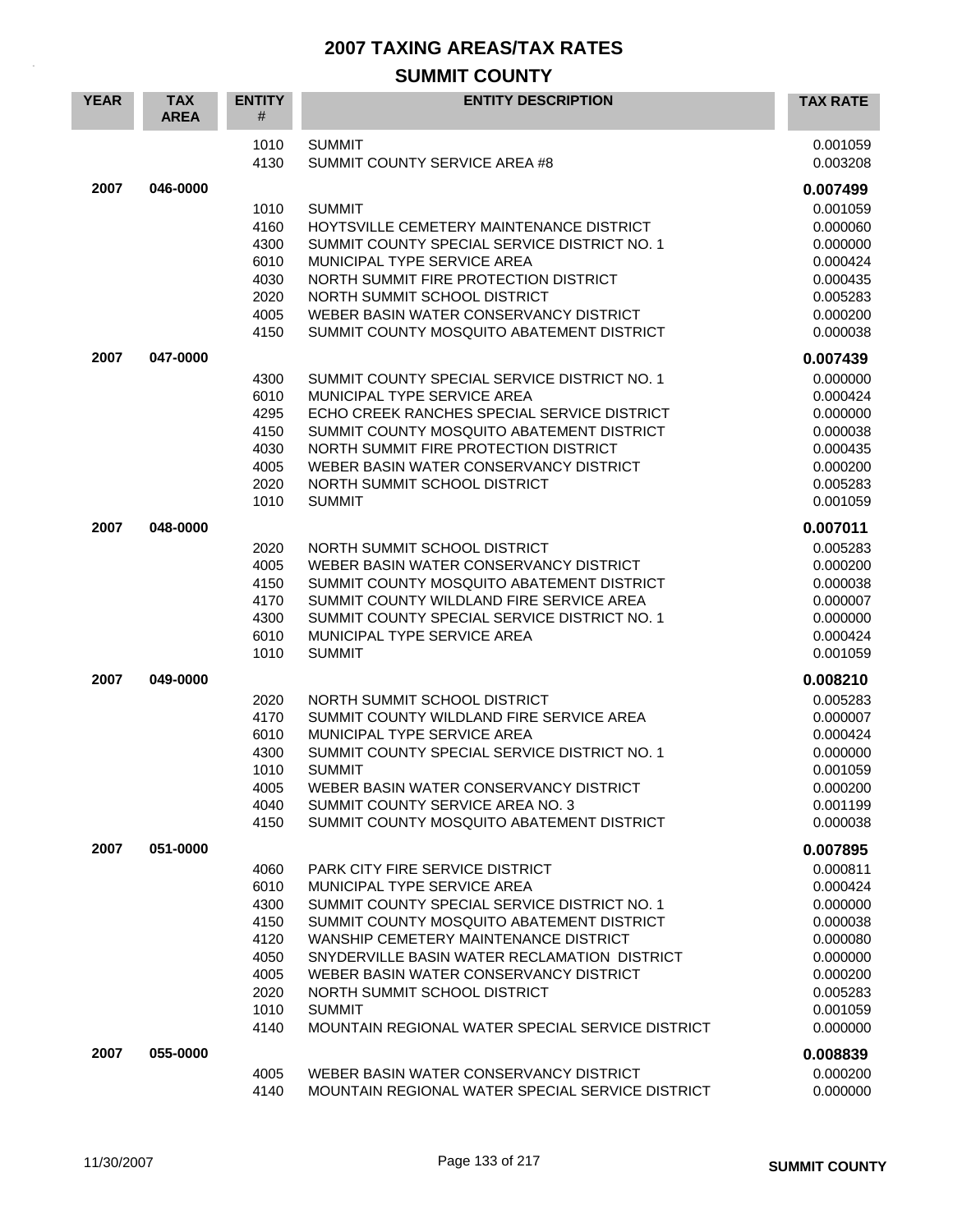# 2007 TAXING AREAS/TAX RATES

## SUMMIT COUNTY

| YEAR | TAX AREA | ENTITY # | ENTITY DESCRIPTION | TAX RATE |
|---|---|---|---|---|
| | | 1010 | SUMMIT | 0.001059 |
| | | 4130 | SUMMIT COUNTY SERVICE AREA #8 | 0.003208 |
| **2007** | **046-0000** | | | **0.007499** |
| | | 1010 | SUMMIT | 0.001059 |
| | | 4160 | HOYTSVILLE CEMETERY MAINTENANCE DISTRICT | 0.000060 |
| | | 4300 | SUMMIT COUNTY SPECIAL SERVICE DISTRICT NO. 1 | 0.000000 |
| | | 6010 | MUNICIPAL TYPE SERVICE AREA | 0.000424 |
| | | 4030 | NORTH SUMMIT FIRE PROTECTION DISTRICT | 0.000435 |
| | | 2020 | NORTH SUMMIT SCHOOL DISTRICT | 0.005283 |
| | | 4005 | WEBER BASIN WATER CONSERVANCY DISTRICT | 0.000200 |
| | | 4150 | SUMMIT COUNTY MOSQUITO ABATEMENT DISTRICT | 0.000038 |
| **2007** | **047-0000** | | | **0.007439** |
| | | 4300 | SUMMIT COUNTY SPECIAL SERVICE DISTRICT NO. 1 | 0.000000 |
| | | 6010 | MUNICIPAL TYPE SERVICE AREA | 0.000424 |
| | | 4295 | ECHO CREEK RANCHES SPECIAL SERVICE DISTRICT | 0.000000 |
| | | 4150 | SUMMIT COUNTY MOSQUITO ABATEMENT DISTRICT | 0.000038 |
| | | 4030 | NORTH SUMMIT FIRE PROTECTION DISTRICT | 0.000435 |
| | | 4005 | WEBER BASIN WATER CONSERVANCY DISTRICT | 0.000200 |
| | | 2020 | NORTH SUMMIT SCHOOL DISTRICT | 0.005283 |
| | | 1010 | SUMMIT | 0.001059 |
| **2007** | **048-0000** | | | **0.007011** |
| | | 2020 | NORTH SUMMIT SCHOOL DISTRICT | 0.005283 |
| | | 4005 | WEBER BASIN WATER CONSERVANCY DISTRICT | 0.000200 |
| | | 4150 | SUMMIT COUNTY MOSQUITO ABATEMENT DISTRICT | 0.000038 |
| | | 4170 | SUMMIT COUNTY WILDLAND FIRE SERVICE AREA | 0.000007 |
| | | 4300 | SUMMIT COUNTY SPECIAL SERVICE DISTRICT NO. 1 | 0.000000 |
| | | 6010 | MUNICIPAL TYPE SERVICE AREA | 0.000424 |
| | | 1010 | SUMMIT | 0.001059 |
| **2007** | **049-0000** | | | **0.008210** |
| | | 2020 | NORTH SUMMIT SCHOOL DISTRICT | 0.005283 |
| | | 4170 | SUMMIT COUNTY WILDLAND FIRE SERVICE AREA | 0.000007 |
| | | 6010 | MUNICIPAL TYPE SERVICE AREA | 0.000424 |
| | | 4300 | SUMMIT COUNTY SPECIAL SERVICE DISTRICT NO. 1 | 0.000000 |
| | | 1010 | SUMMIT | 0.001059 |
| | | 4005 | WEBER BASIN WATER CONSERVANCY DISTRICT | 0.000200 |
| | | 4040 | SUMMIT COUNTY SERVICE AREA NO. 3 | 0.001199 |
| | | 4150 | SUMMIT COUNTY MOSQUITO ABATEMENT DISTRICT | 0.000038 |
| **2007** | **051-0000** | | | **0.007895** |
| | | 4060 | PARK CITY FIRE SERVICE DISTRICT | 0.000811 |
| | | 6010 | MUNICIPAL TYPE SERVICE AREA | 0.000424 |
| | | 4300 | SUMMIT COUNTY SPECIAL SERVICE DISTRICT NO. 1 | 0.000000 |
| | | 4150 | SUMMIT COUNTY MOSQUITO ABATEMENT DISTRICT | 0.000038 |
| | | 4120 | WANSHIP CEMETERY MAINTENANCE DISTRICT | 0.000080 |
| | | 4050 | SNYDERVILLE BASIN WATER RECLAMATION DISTRICT | 0.000000 |
| | | 4005 | WEBER BASIN WATER CONSERVANCY DISTRICT | 0.000200 |
| | | 2020 | NORTH SUMMIT SCHOOL DISTRICT | 0.005283 |
| | | 1010 | SUMMIT | 0.001059 |
| | | 4140 | MOUNTAIN REGIONAL WATER SPECIAL SERVICE DISTRICT | 0.000000 |
| **2007** | **055-0000** | | | **0.008839** |
| | | 4005 | WEBER BASIN WATER CONSERVANCY DISTRICT | 0.000200 |
| | | 4140 | MOUNTAIN REGIONAL WATER SPECIAL SERVICE DISTRICT | 0.000000 |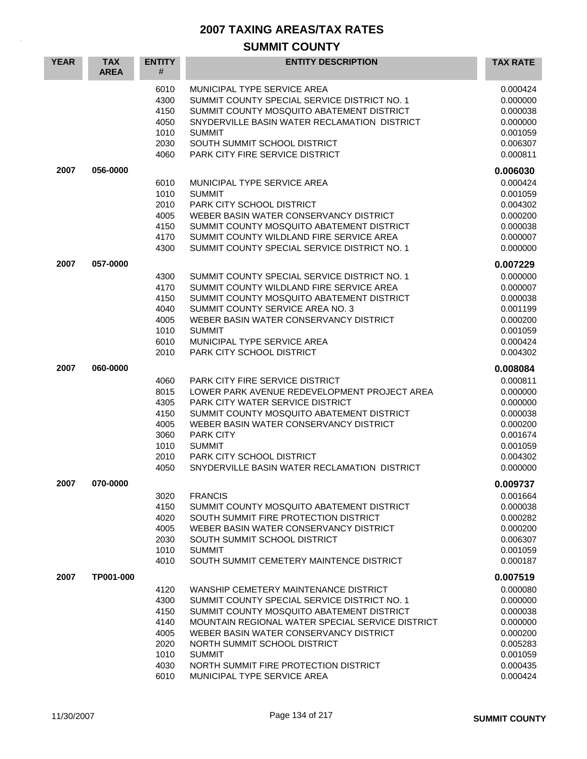# 2007 TAXING AREAS/TAX RATES

## SUMMIT COUNTY

| YEAR | TAX AREA | ENTITY # | ENTITY DESCRIPTION | TAX RATE |
|---|---|---|---|---|
| | | 6010 | MUNICIPAL TYPE SERVICE AREA | 0.000424 |
| | | 4300 | SUMMIT COUNTY SPECIAL SERVICE DISTRICT NO. 1 | 0.000000 |
| | | 4150 | SUMMIT COUNTY MOSQUITO ABATEMENT DISTRICT | 0.000038 |
| | | 4050 | SNYDERVILLE BASIN WATER RECLAMATION DISTRICT | 0.000000 |
| | | 1010 | SUMMIT | 0.001059 |
| | | 2030 | SOUTH SUMMIT SCHOOL DISTRICT | 0.006307 |
| | | 4060 | PARK CITY FIRE SERVICE DISTRICT | 0.000811 |
| **2007** | **056-0000** | | | **0.006030** |
| | | 6010 | MUNICIPAL TYPE SERVICE AREA | 0.000424 |
| | | 1010 | SUMMIT | 0.001059 |
| | | 2010 | PARK CITY SCHOOL DISTRICT | 0.004302 |
| | | 4005 | WEBER BASIN WATER CONSERVANCY DISTRICT | 0.000200 |
| | | 4150 | SUMMIT COUNTY MOSQUITO ABATEMENT DISTRICT | 0.000038 |
| | | 4170 | SUMMIT COUNTY WILDLAND FIRE SERVICE AREA | 0.000007 |
| | | 4300 | SUMMIT COUNTY SPECIAL SERVICE DISTRICT NO. 1 | 0.000000 |
| **2007** | **057-0000** | | | **0.007229** |
| | | 4300 | SUMMIT COUNTY SPECIAL SERVICE DISTRICT NO. 1 | 0.000000 |
| | | 4170 | SUMMIT COUNTY WILDLAND FIRE SERVICE AREA | 0.000007 |
| | | 4150 | SUMMIT COUNTY MOSQUITO ABATEMENT DISTRICT | 0.000038 |
| | | 4040 | SUMMIT COUNTY SERVICE AREA NO. 3 | 0.001199 |
| | | 4005 | WEBER BASIN WATER CONSERVANCY DISTRICT | 0.000200 |
| | | 1010 | SUMMIT | 0.001059 |
| | | 6010 | MUNICIPAL TYPE SERVICE AREA | 0.000424 |
| | | 2010 | PARK CITY SCHOOL DISTRICT | 0.004302 |
| **2007** | **060-0000** | | | **0.008084** |
| | | 4060 | PARK CITY FIRE SERVICE DISTRICT | 0.000811 |
| | | 8015 | LOWER PARK AVENUE REDEVELOPMENT PROJECT AREA | 0.000000 |
| | | 4305 | PARK CITY WATER SERVICE DISTRICT | 0.000000 |
| | | 4150 | SUMMIT COUNTY MOSQUITO ABATEMENT DISTRICT | 0.000038 |
| | | 4005 | WEBER BASIN WATER CONSERVANCY DISTRICT | 0.000200 |
| | | 3060 | PARK CITY | 0.001674 |
| | | 1010 | SUMMIT | 0.001059 |
| | | 2010 | PARK CITY SCHOOL DISTRICT | 0.004302 |
| | | 4050 | SNYDERVILLE BASIN WATER RECLAMATION DISTRICT | 0.000000 |
| **2007** | **070-0000** | | | **0.009737** |
| | | 3020 | FRANCIS | 0.001664 |
| | | 4150 | SUMMIT COUNTY MOSQUITO ABATEMENT DISTRICT | 0.000038 |
| | | 4020 | SOUTH SUMMIT FIRE PROTECTION DISTRICT | 0.000282 |
| | | 4005 | WEBER BASIN WATER CONSERVANCY DISTRICT | 0.000200 |
| | | 2030 | SOUTH SUMMIT SCHOOL DISTRICT | 0.006307 |
| | | 1010 | SUMMIT | 0.001059 |
| | | 4010 | SOUTH SUMMIT CEMETERY MAINTENCE DISTRICT | 0.000187 |
| **2007** | **TP001-000** | | | **0.007519** |
| | | 4120 | WANSHIP CEMETERY MAINTENANCE DISTRICT | 0.000080 |
| | | 4300 | SUMMIT COUNTY SPECIAL SERVICE DISTRICT NO. 1 | 0.000000 |
| | | 4150 | SUMMIT COUNTY MOSQUITO ABATEMENT DISTRICT | 0.000038 |
| | | 4140 | MOUNTAIN REGIONAL WATER SPECIAL SERVICE DISTRICT | 0.000000 |
| | | 4005 | WEBER BASIN WATER CONSERVANCY DISTRICT | 0.000200 |
| | | 2020 | NORTH SUMMIT SCHOOL DISTRICT | 0.005283 |
| | | 1010 | SUMMIT | 0.001059 |
| | | 4030 | NORTH SUMMIT FIRE PROTECTION DISTRICT | 0.000435 |
| | | 6010 | MUNICIPAL TYPE SERVICE AREA | 0.000424 |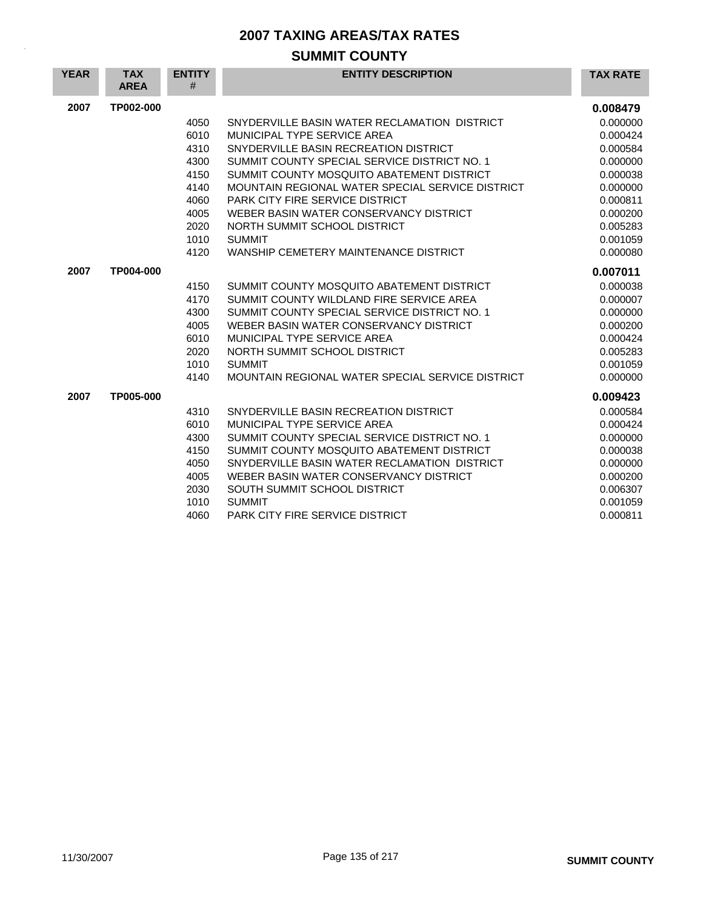# 2007 TAXING AREAS/TAX RATES

## SUMMIT COUNTY

| YEAR | TAX AREA | ENTITY # | ENTITY DESCRIPTION | TAX RATE |
|---|---|---|---|---|
| **2007** | **TP002-000** | | | **0.008479** |
| | | 4050 | SNYDERVILLE BASIN WATER RECLAMATION DISTRICT | 0.000000 |
| | | 6010 | MUNICIPAL TYPE SERVICE AREA | 0.000424 |
| | | 4310 | SNYDERVILLE BASIN RECREATION DISTRICT | 0.000584 |
| | | 4300 | SUMMIT COUNTY SPECIAL SERVICE DISTRICT NO. 1 | 0.000000 |
| | | 4150 | SUMMIT COUNTY MOSQUITO ABATEMENT DISTRICT | 0.000038 |
| | | 4140 | MOUNTAIN REGIONAL WATER SPECIAL SERVICE DISTRICT | 0.000000 |
| | | 4060 | PARK CITY FIRE SERVICE DISTRICT | 0.000811 |
| | | 4005 | WEBER BASIN WATER CONSERVANCY DISTRICT | 0.000200 |
| | | 2020 | NORTH SUMMIT SCHOOL DISTRICT | 0.005283 |
| | | 1010 | SUMMIT | 0.001059 |
| | | 4120 | WANSHIP CEMETERY MAINTENANCE DISTRICT | 0.000080 |
| **2007** | **TP004-000** | | | **0.007011** |
| | | 4150 | SUMMIT COUNTY MOSQUITO ABATEMENT DISTRICT | 0.000038 |
| | | 4170 | SUMMIT COUNTY WILDLAND FIRE SERVICE AREA | 0.000007 |
| | | 4300 | SUMMIT COUNTY SPECIAL SERVICE DISTRICT NO. 1 | 0.000000 |
| | | 4005 | WEBER BASIN WATER CONSERVANCY DISTRICT | 0.000200 |
| | | 6010 | MUNICIPAL TYPE SERVICE AREA | 0.000424 |
| | | 2020 | NORTH SUMMIT SCHOOL DISTRICT | 0.005283 |
| | | 1010 | SUMMIT | 0.001059 |
| | | 4140 | MOUNTAIN REGIONAL WATER SPECIAL SERVICE DISTRICT | 0.000000 |
| **2007** | **TP005-000** | | | **0.009423** |
| | | 4310 | SNYDERVILLE BASIN RECREATION DISTRICT | 0.000584 |
| | | 6010 | MUNICIPAL TYPE SERVICE AREA | 0.000424 |
| | | 4300 | SUMMIT COUNTY SPECIAL SERVICE DISTRICT NO. 1 | 0.000000 |
| | | 4150 | SUMMIT COUNTY MOSQUITO ABATEMENT DISTRICT | 0.000038 |
| | | 4050 | SNYDERVILLE BASIN WATER RECLAMATION DISTRICT | 0.000000 |
| | | 4005 | WEBER BASIN WATER CONSERVANCY DISTRICT | 0.000200 |
| | | 2030 | SOUTH SUMMIT SCHOOL DISTRICT | 0.006307 |
| | | 1010 | SUMMIT | 0.001059 |
| | | 4060 | PARK CITY FIRE SERVICE DISTRICT | 0.000811 |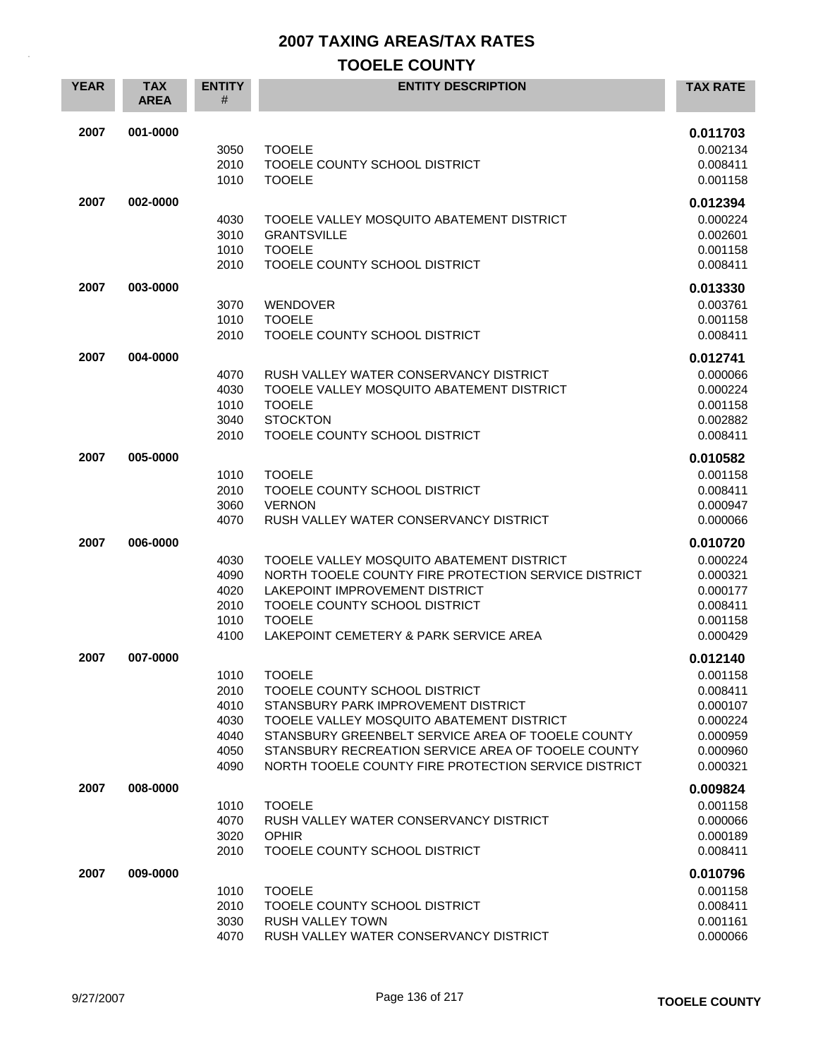# 2007 TAXING AREAS/TAX RATES

## TOOELE COUNTY

| YEAR | TAX AREA | ENTITY # | ENTITY DESCRIPTION | TAX RATE |
|---|---|---|---|---|
| 2007 | 001-0000 | | | **0.011703** |
| | | 3050 | TOOELE | 0.002134 |
| | | 2010 | TOOELE COUNTY SCHOOL DISTRICT | 0.008411 |
| | | 1010 | TOOELE | 0.001158 |
| 2007 | 002-0000 | | | **0.012394** |
| | | 4030 | TOOELE VALLEY MOSQUITO ABATEMENT DISTRICT | 0.000224 |
| | | 3010 | GRANTSVILLE | 0.002601 |
| | | 1010 | TOOELE | 0.001158 |
| | | 2010 | TOOELE COUNTY SCHOOL DISTRICT | 0.008411 |
| 2007 | 003-0000 | | | **0.013330** |
| | | 3070 | WENDOVER | 0.003761 |
| | | 1010 | TOOELE | 0.001158 |
| | | 2010 | TOOELE COUNTY SCHOOL DISTRICT | 0.008411 |
| 2007 | 004-0000 | | | **0.012741** |
| | | 4070 | RUSH VALLEY WATER CONSERVANCY DISTRICT | 0.000066 |
| | | 4030 | TOOELE VALLEY MOSQUITO ABATEMENT DISTRICT | 0.000224 |
| | | 1010 | TOOELE | 0.001158 |
| | | 3040 | STOCKTON | 0.002882 |
| | | 2010 | TOOELE COUNTY SCHOOL DISTRICT | 0.008411 |
| 2007 | 005-0000 | | | **0.010582** |
| | | 1010 | TOOELE | 0.001158 |
| | | 2010 | TOOELE COUNTY SCHOOL DISTRICT | 0.008411 |
| | | 3060 | VERNON | 0.000947 |
| | | 4070 | RUSH VALLEY WATER CONSERVANCY DISTRICT | 0.000066 |
| 2007 | 006-0000 | | | **0.010720** |
| | | 4030 | TOOELE VALLEY MOSQUITO ABATEMENT DISTRICT | 0.000224 |
| | | 4090 | NORTH TOOELE COUNTY FIRE PROTECTION SERVICE DISTRICT | 0.000321 |
| | | 4020 | LAKEPOINT IMPROVEMENT DISTRICT | 0.000177 |
| | | 2010 | TOOELE COUNTY SCHOOL DISTRICT | 0.008411 |
| | | 1010 | TOOELE | 0.001158 |
| | | 4100 | LAKEPOINT CEMETERY & PARK SERVICE AREA | 0.000429 |
| 2007 | 007-0000 | | | **0.012140** |
| | | 1010 | TOOELE | 0.001158 |
| | | 2010 | TOOELE COUNTY SCHOOL DISTRICT | 0.008411 |
| | | 4010 | STANSBURY PARK IMPROVEMENT DISTRICT | 0.000107 |
| | | 4030 | TOOELE VALLEY MOSQUITO ABATEMENT DISTRICT | 0.000224 |
| | | 4040 | STANSBURY GREENBELT SERVICE AREA OF TOOELE COUNTY | 0.000959 |
| | | 4050 | STANSBURY RECREATION SERVICE AREA OF TOOELE COUNTY | 0.000960 |
| | | 4090 | NORTH TOOELE COUNTY FIRE PROTECTION SERVICE DISTRICT | 0.000321 |
| 2007 | 008-0000 | | | **0.009824** |
| | | 1010 | TOOELE | 0.001158 |
| | | 4070 | RUSH VALLEY WATER CONSERVANCY DISTRICT | 0.000066 |
| | | 3020 | OPHIR | 0.000189 |
| | | 2010 | TOOELE COUNTY SCHOOL DISTRICT | 0.008411 |
| 2007 | 009-0000 | | | **0.010796** |
| | | 1010 | TOOELE | 0.001158 |
| | | 2010 | TOOELE COUNTY SCHOOL DISTRICT | 0.008411 |
| | | 3030 | RUSH VALLEY TOWN | 0.001161 |
| | | 4070 | RUSH VALLEY WATER CONSERVANCY DISTRICT | 0.000066 |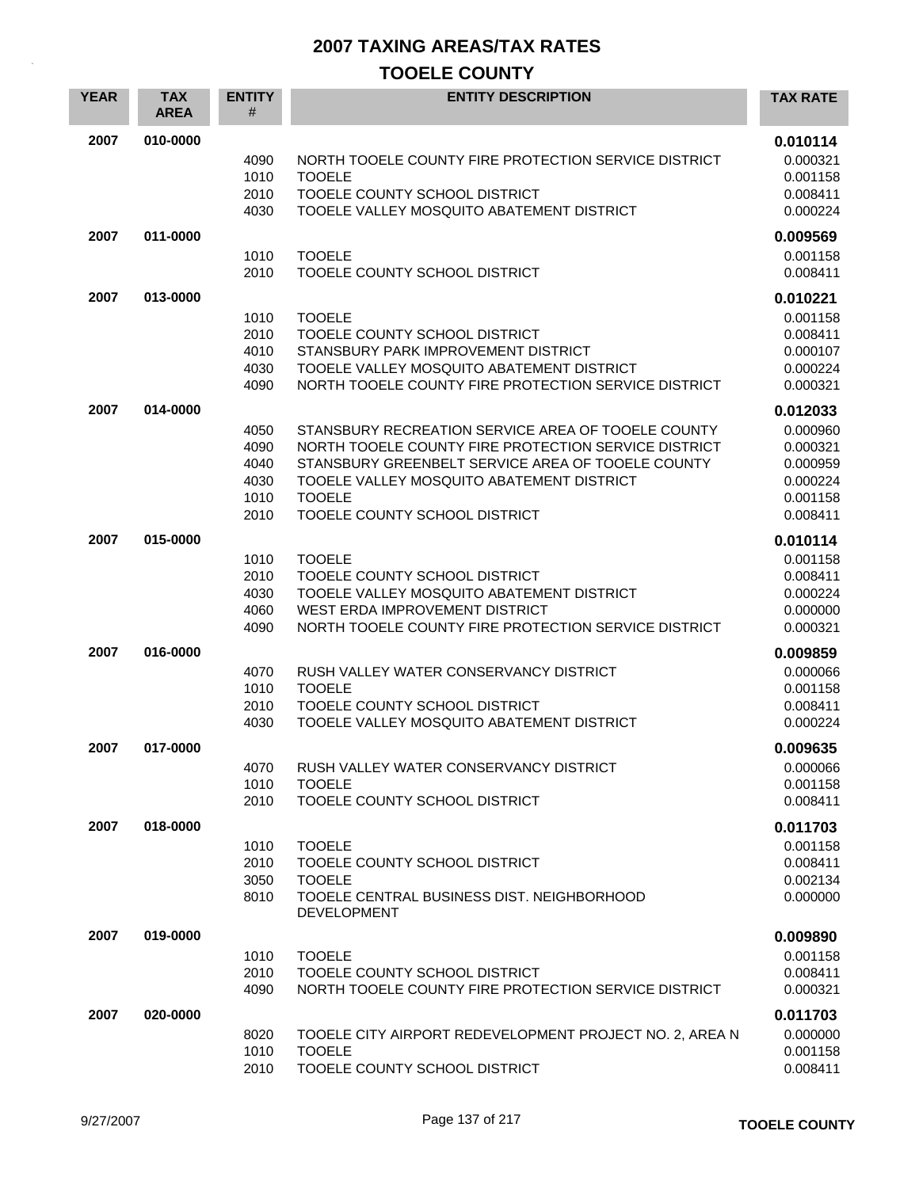# 2007 TAXING AREAS/TAX RATES

## TOOELE COUNTY

| YEAR | TAX AREA | ENTITY # | ENTITY DESCRIPTION | TAX RATE |
|---|---|---|---|---|
| 2007 | 010-0000 | | | **0.010114** |
| | | 4090 | NORTH TOOELE COUNTY FIRE PROTECTION SERVICE DISTRICT | 0.000321 |
| | | 1010 | TOOELE | 0.001158 |
| | | 2010 | TOOELE COUNTY SCHOOL DISTRICT | 0.008411 |
| | | 4030 | TOOELE VALLEY MOSQUITO ABATEMENT DISTRICT | 0.000224 |
| 2007 | 011-0000 | | | **0.009569** |
| | | 1010 | TOOELE | 0.001158 |
| | | 2010 | TOOELE COUNTY SCHOOL DISTRICT | 0.008411 |
| 2007 | 013-0000 | | | **0.010221** |
| | | 1010 | TOOELE | 0.001158 |
| | | 2010 | TOOELE COUNTY SCHOOL DISTRICT | 0.008411 |
| | | 4010 | STANSBURY PARK IMPROVEMENT DISTRICT | 0.000107 |
| | | 4030 | TOOELE VALLEY MOSQUITO ABATEMENT DISTRICT | 0.000224 |
| | | 4090 | NORTH TOOELE COUNTY FIRE PROTECTION SERVICE DISTRICT | 0.000321 |
| 2007 | 014-0000 | | | **0.012033** |
| | | 4050 | STANSBURY RECREATION SERVICE AREA OF TOOELE COUNTY | 0.000960 |
| | | 4090 | NORTH TOOELE COUNTY FIRE PROTECTION SERVICE DISTRICT | 0.000321 |
| | | 4040 | STANSBURY GREENBELT SERVICE AREA OF TOOELE COUNTY | 0.000959 |
| | | 4030 | TOOELE VALLEY MOSQUITO ABATEMENT DISTRICT | 0.000224 |
| | | 1010 | TOOELE | 0.001158 |
| | | 2010 | TOOELE COUNTY SCHOOL DISTRICT | 0.008411 |
| 2007 | 015-0000 | | | **0.010114** |
| | | 1010 | TOOELE | 0.001158 |
| | | 2010 | TOOELE COUNTY SCHOOL DISTRICT | 0.008411 |
| | | 4030 | TOOELE VALLEY MOSQUITO ABATEMENT DISTRICT | 0.000224 |
| | | 4060 | WEST ERDA IMPROVEMENT DISTRICT | 0.000000 |
| | | 4090 | NORTH TOOELE COUNTY FIRE PROTECTION SERVICE DISTRICT | 0.000321 |
| 2007 | 016-0000 | | | **0.009859** |
| | | 4070 | RUSH VALLEY WATER CONSERVANCY DISTRICT | 0.000066 |
| | | 1010 | TOOELE | 0.001158 |
| | | 2010 | TOOELE COUNTY SCHOOL DISTRICT | 0.008411 |
| | | 4030 | TOOELE VALLEY MOSQUITO ABATEMENT DISTRICT | 0.000224 |
| 2007 | 017-0000 | | | **0.009635** |
| | | 4070 | RUSH VALLEY WATER CONSERVANCY DISTRICT | 0.000066 |
| | | 1010 | TOOELE | 0.001158 |
| | | 2010 | TOOELE COUNTY SCHOOL DISTRICT | 0.008411 |
| 2007 | 018-0000 | | | **0.011703** |
| | | 1010 | TOOELE | 0.001158 |
| | | 2010 | TOOELE COUNTY SCHOOL DISTRICT | 0.008411 |
| | | 3050 | TOOELE | 0.002134 |
| | | 8010 | TOOELE CENTRAL BUSINESS DIST. NEIGHBORHOOD DEVELOPMENT | 0.000000 |
| 2007 | 019-0000 | | | **0.009890** |
| | | 1010 | TOOELE | 0.001158 |
| | | 2010 | TOOELE COUNTY SCHOOL DISTRICT | 0.008411 |
| | | 4090 | NORTH TOOELE COUNTY FIRE PROTECTION SERVICE DISTRICT | 0.000321 |
| 2007 | 020-0000 | | | **0.011703** |
| | | 8020 | TOOELE CITY AIRPORT REDEVELOPMENT PROJECT NO. 2, AREA N | 0.000000 |
| | | 1010 | TOOELE | 0.001158 |
| | | 2010 | TOOELE COUNTY SCHOOL DISTRICT | 0.008411 |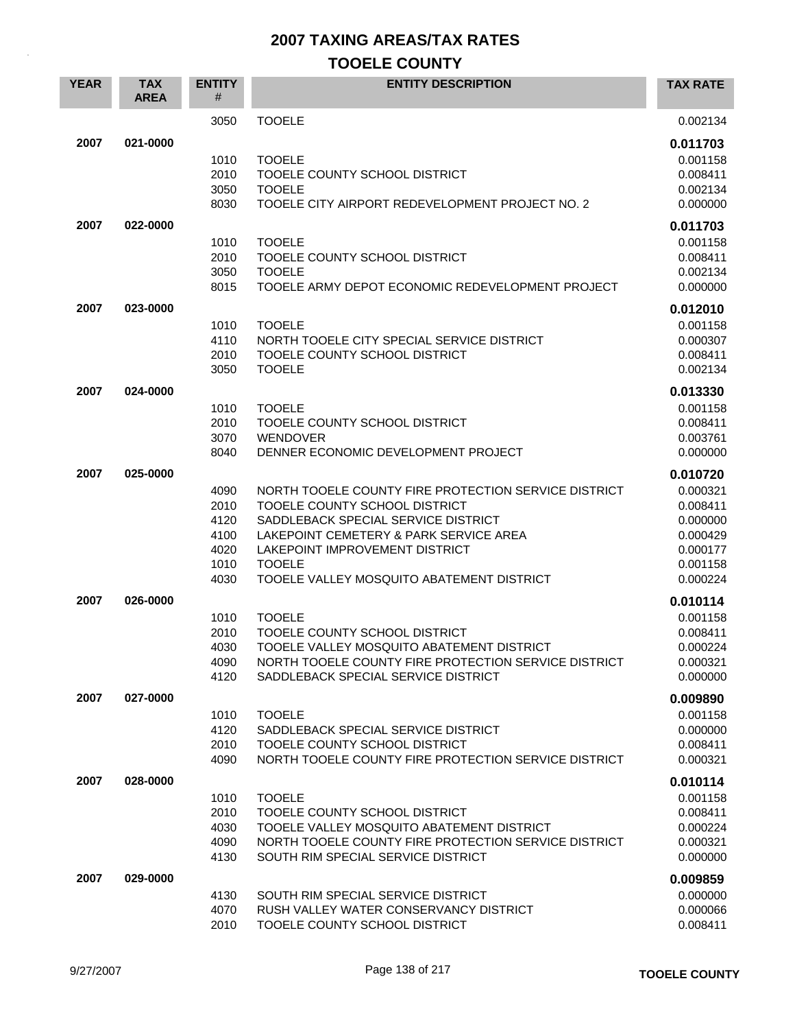# 2007 TAXING AREAS/TAX RATES

## TOOELE COUNTY

| YEAR | TAX AREA | ENTITY # | ENTITY DESCRIPTION | TAX RATE |
|---|---|---|---|---|
| | | 3050 | TOOELE | 0.002134 |
| **2007** | **021-0000** | | | **0.011703** |
| | | 1010 | TOOELE | 0.001158 |
| | | 2010 | TOOELE COUNTY SCHOOL DISTRICT | 0.008411 |
| | | 3050 | TOOELE | 0.002134 |
| | | 8030 | TOOELE CITY AIRPORT REDEVELOPMENT PROJECT NO. 2 | 0.000000 |
| **2007** | **022-0000** | | | **0.011703** |
| | | 1010 | TOOELE | 0.001158 |
| | | 2010 | TOOELE COUNTY SCHOOL DISTRICT | 0.008411 |
| | | 3050 | TOOELE | 0.002134 |
| | | 8015 | TOOELE ARMY DEPOT ECONOMIC REDEVELOPMENT PROJECT | 0.000000 |
| **2007** | **023-0000** | | | **0.012010** |
| | | 1010 | TOOELE | 0.001158 |
| | | 4110 | NORTH TOOELE CITY SPECIAL SERVICE DISTRICT | 0.000307 |
| | | 2010 | TOOELE COUNTY SCHOOL DISTRICT | 0.008411 |
| | | 3050 | TOOELE | 0.002134 |
| **2007** | **024-0000** | | | **0.013330** |
| | | 1010 | TOOELE | 0.001158 |
| | | 2010 | TOOELE COUNTY SCHOOL DISTRICT | 0.008411 |
| | | 3070 | WENDOVER | 0.003761 |
| | | 8040 | DENNER ECONOMIC DEVELOPMENT PROJECT | 0.000000 |
| **2007** | **025-0000** | | | **0.010720** |
| | | 4090 | NORTH TOOELE COUNTY FIRE PROTECTION SERVICE DISTRICT | 0.000321 |
| | | 2010 | TOOELE COUNTY SCHOOL DISTRICT | 0.008411 |
| | | 4120 | SADDLEBACK SPECIAL SERVICE DISTRICT | 0.000000 |
| | | 4100 | LAKEPOINT CEMETERY & PARK SERVICE AREA | 0.000429 |
| | | 4020 | LAKEPOINT IMPROVEMENT DISTRICT | 0.000177 |
| | | 1010 | TOOELE | 0.001158 |
| | | 4030 | TOOELE VALLEY MOSQUITO ABATEMENT DISTRICT | 0.000224 |
| **2007** | **026-0000** | | | **0.010114** |
| | | 1010 | TOOELE | 0.001158 |
| | | 2010 | TOOELE COUNTY SCHOOL DISTRICT | 0.008411 |
| | | 4030 | TOOELE VALLEY MOSQUITO ABATEMENT DISTRICT | 0.000224 |
| | | 4090 | NORTH TOOELE COUNTY FIRE PROTECTION SERVICE DISTRICT | 0.000321 |
| | | 4120 | SADDLEBACK SPECIAL SERVICE DISTRICT | 0.000000 |
| **2007** | **027-0000** | | | **0.009890** |
| | | 1010 | TOOELE | 0.001158 |
| | | 4120 | SADDLEBACK SPECIAL SERVICE DISTRICT | 0.000000 |
| | | 2010 | TOOELE COUNTY SCHOOL DISTRICT | 0.008411 |
| | | 4090 | NORTH TOOELE COUNTY FIRE PROTECTION SERVICE DISTRICT | 0.000321 |
| **2007** | **028-0000** | | | **0.010114** |
| | | 1010 | TOOELE | 0.001158 |
| | | 2010 | TOOELE COUNTY SCHOOL DISTRICT | 0.008411 |
| | | 4030 | TOOELE VALLEY MOSQUITO ABATEMENT DISTRICT | 0.000224 |
| | | 4090 | NORTH TOOELE COUNTY FIRE PROTECTION SERVICE DISTRICT | 0.000321 |
| | | 4130 | SOUTH RIM SPECIAL SERVICE DISTRICT | 0.000000 |
| **2007** | **029-0000** | | | **0.009859** |
| | | 4130 | SOUTH RIM SPECIAL SERVICE DISTRICT | 0.000000 |
| | | 4070 | RUSH VALLEY WATER CONSERVANCY DISTRICT | 0.000066 |
| | | 2010 | TOOELE COUNTY SCHOOL DISTRICT | 0.008411 |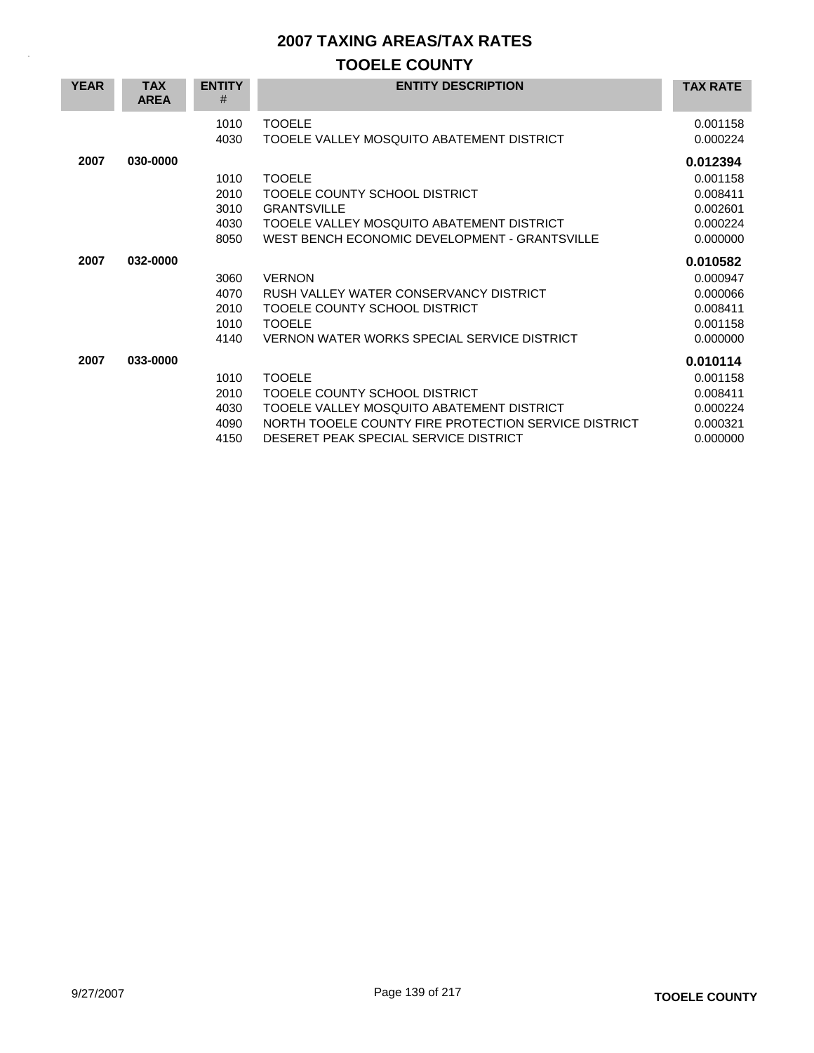# 2007 TAXING AREAS/TAX RATES

## TOOELE COUNTY

| YEAR | TAX AREA | ENTITY # | ENTITY DESCRIPTION | TAX RATE |
|---|---|---|---|---|
| | | 1010 | TOOELE | 0.001158 |
| | | 4030 | TOOELE VALLEY MOSQUITO ABATEMENT DISTRICT | 0.000224 |
| **2007** | **030-0000** | | | **0.012394** |
| | | 1010 | TOOELE | 0.001158 |
| | | 2010 | TOOELE COUNTY SCHOOL DISTRICT | 0.008411 |
| | | 3010 | GRANTSVILLE | 0.002601 |
| | | 4030 | TOOELE VALLEY MOSQUITO ABATEMENT DISTRICT | 0.000224 |
| | | 8050 | WEST BENCH ECONOMIC DEVELOPMENT - GRANTSVILLE | 0.000000 |
| **2007** | **032-0000** | | | **0.010582** |
| | | 3060 | VERNON | 0.000947 |
| | | 4070 | RUSH VALLEY WATER CONSERVANCY DISTRICT | 0.000066 |
| | | 2010 | TOOELE COUNTY SCHOOL DISTRICT | 0.008411 |
| | | 1010 | TOOELE | 0.001158 |
| | | 4140 | VERNON WATER WORKS SPECIAL SERVICE DISTRICT | 0.000000 |
| **2007** | **033-0000** | | | **0.010114** |
| | | 1010 | TOOELE | 0.001158 |
| | | 2010 | TOOELE COUNTY SCHOOL DISTRICT | 0.008411 |
| | | 4030 | TOOELE VALLEY MOSQUITO ABATEMENT DISTRICT | 0.000224 |
| | | 4090 | NORTH TOOELE COUNTY FIRE PROTECTION SERVICE DISTRICT | 0.000321 |
| | | 4150 | DESERET PEAK SPECIAL SERVICE DISTRICT | 0.000000 |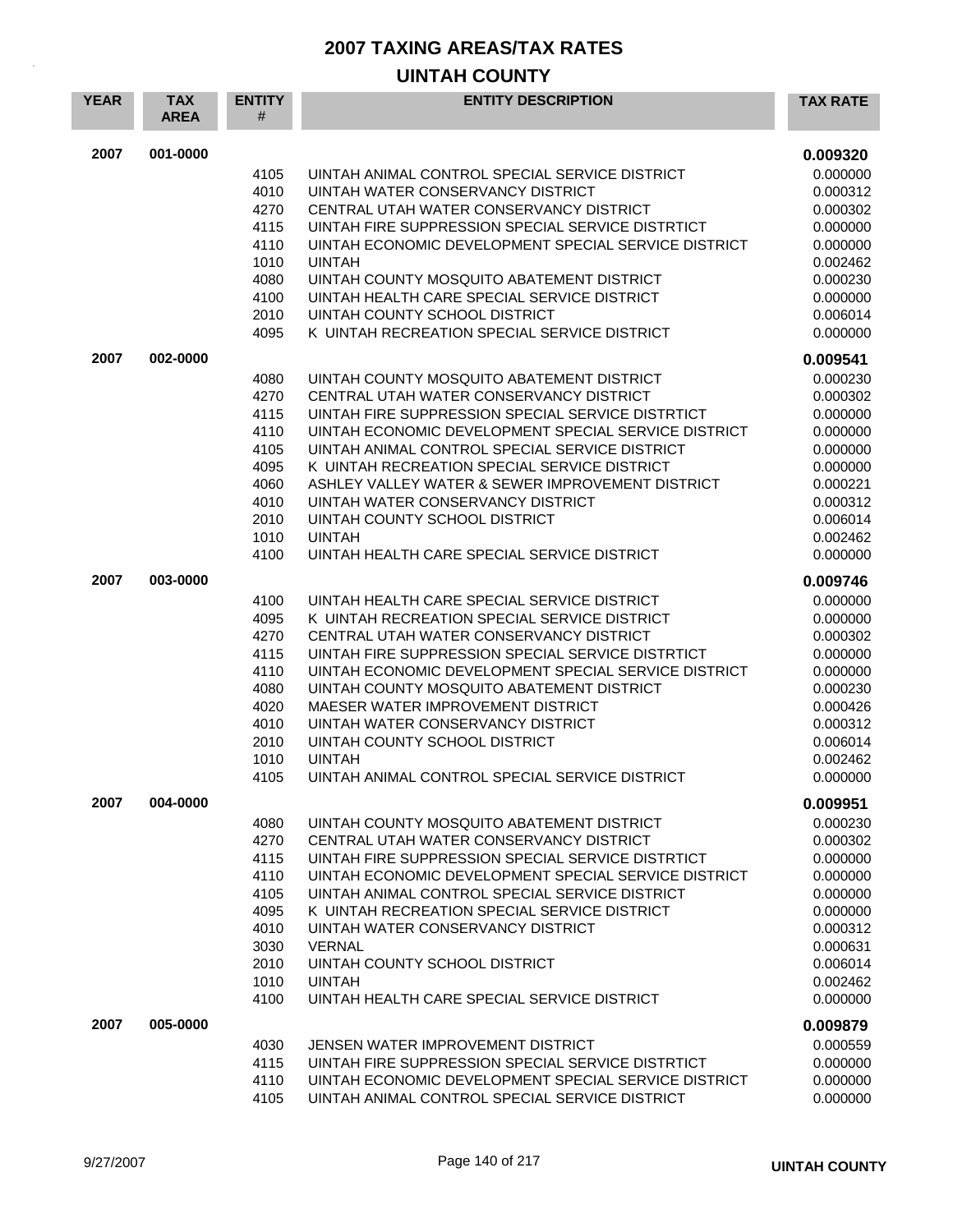# 2007 TAXING AREAS/TAX RATES

## UINTAH COUNTY

| YEAR | TAX AREA | ENTITY # | ENTITY DESCRIPTION | TAX RATE |
|---|---|---|---|---|
| 2007 | 001-0000 | | | **0.009320** |
| | | 4105 | UINTAH ANIMAL CONTROL SPECIAL SERVICE DISTRICT | 0.000000 |
| | | 4010 | UINTAH WATER CONSERVANCY DISTRICT | 0.000312 |
| | | 4270 | CENTRAL UTAH WATER CONSERVANCY DISTRICT | 0.000302 |
| | | 4115 | UINTAH FIRE SUPPRESSION SPECIAL SERVICE DISTRTICT | 0.000000 |
| | | 4110 | UINTAH ECONOMIC DEVELOPMENT SPECIAL SERVICE DISTRICT | 0.000000 |
| | | 1010 | UINTAH | 0.002462 |
| | | 4080 | UINTAH COUNTY MOSQUITO ABATEMENT DISTRICT | 0.000230 |
| | | 4100 | UINTAH HEALTH CARE SPECIAL SERVICE DISTRICT | 0.000000 |
| | | 2010 | UINTAH COUNTY SCHOOL DISTRICT | 0.006014 |
| | | 4095 | K UINTAH RECREATION SPECIAL SERVICE DISTRICT | 0.000000 |
| 2007 | 002-0000 | | | **0.009541** |
| | | 4080 | UINTAH COUNTY MOSQUITO ABATEMENT DISTRICT | 0.000230 |
| | | 4270 | CENTRAL UTAH WATER CONSERVANCY DISTRICT | 0.000302 |
| | | 4115 | UINTAH FIRE SUPPRESSION SPECIAL SERVICE DISTRTICT | 0.000000 |
| | | 4110 | UINTAH ECONOMIC DEVELOPMENT SPECIAL SERVICE DISTRICT | 0.000000 |
| | | 4105 | UINTAH ANIMAL CONTROL SPECIAL SERVICE DISTRICT | 0.000000 |
| | | 4095 | K UINTAH RECREATION SPECIAL SERVICE DISTRICT | 0.000000 |
| | | 4060 | ASHLEY VALLEY WATER & SEWER IMPROVEMENT DISTRICT | 0.000221 |
| | | 4010 | UINTAH WATER CONSERVANCY DISTRICT | 0.000312 |
| | | 2010 | UINTAH COUNTY SCHOOL DISTRICT | 0.006014 |
| | | 1010 | UINTAH | 0.002462 |
| | | 4100 | UINTAH HEALTH CARE SPECIAL SERVICE DISTRICT | 0.000000 |
| 2007 | 003-0000 | | | **0.009746** |
| | | 4100 | UINTAH HEALTH CARE SPECIAL SERVICE DISTRICT | 0.000000 |
| | | 4095 | K UINTAH RECREATION SPECIAL SERVICE DISTRICT | 0.000000 |
| | | 4270 | CENTRAL UTAH WATER CONSERVANCY DISTRICT | 0.000302 |
| | | 4115 | UINTAH FIRE SUPPRESSION SPECIAL SERVICE DISTRTICT | 0.000000 |
| | | 4110 | UINTAH ECONOMIC DEVELOPMENT SPECIAL SERVICE DISTRICT | 0.000000 |
| | | 4080 | UINTAH COUNTY MOSQUITO ABATEMENT DISTRICT | 0.000230 |
| | | 4020 | MAESER WATER IMPROVEMENT DISTRICT | 0.000426 |
| | | 4010 | UINTAH WATER CONSERVANCY DISTRICT | 0.000312 |
| | | 2010 | UINTAH COUNTY SCHOOL DISTRICT | 0.006014 |
| | | 1010 | UINTAH | 0.002462 |
| | | 4105 | UINTAH ANIMAL CONTROL SPECIAL SERVICE DISTRICT | 0.000000 |
| 2007 | 004-0000 | | | **0.009951** |
| | | 4080 | UINTAH COUNTY MOSQUITO ABATEMENT DISTRICT | 0.000230 |
| | | 4270 | CENTRAL UTAH WATER CONSERVANCY DISTRICT | 0.000302 |
| | | 4115 | UINTAH FIRE SUPPRESSION SPECIAL SERVICE DISTRTICT | 0.000000 |
| | | 4110 | UINTAH ECONOMIC DEVELOPMENT SPECIAL SERVICE DISTRICT | 0.000000 |
| | | 4105 | UINTAH ANIMAL CONTROL SPECIAL SERVICE DISTRICT | 0.000000 |
| | | 4095 | K UINTAH RECREATION SPECIAL SERVICE DISTRICT | 0.000000 |
| | | 4010 | UINTAH WATER CONSERVANCY DISTRICT | 0.000312 |
| | | 3030 | VERNAL | 0.000631 |
| | | 2010 | UINTAH COUNTY SCHOOL DISTRICT | 0.006014 |
| | | 1010 | UINTAH | 0.002462 |
| | | 4100 | UINTAH HEALTH CARE SPECIAL SERVICE DISTRICT | 0.000000 |
| 2007 | 005-0000 | | | **0.009879** |
| | | 4030 | JENSEN WATER IMPROVEMENT DISTRICT | 0.000559 |
| | | 4115 | UINTAH FIRE SUPPRESSION SPECIAL SERVICE DISTRTICT | 0.000000 |
| | | 4110 | UINTAH ECONOMIC DEVELOPMENT SPECIAL SERVICE DISTRICT | 0.000000 |
| | | 4105 | UINTAH ANIMAL CONTROL SPECIAL SERVICE DISTRICT | 0.000000 |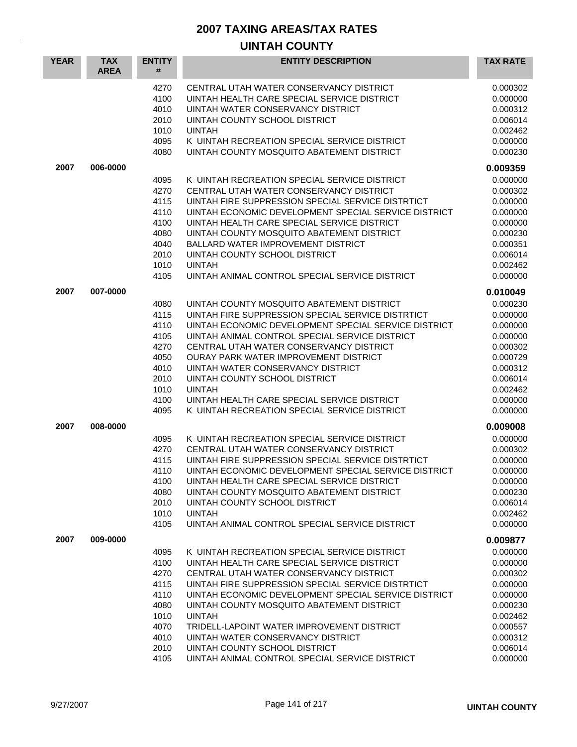# 2007 TAXING AREAS/TAX RATES

## UINTAH COUNTY

| YEAR | TAX AREA | ENTITY # | ENTITY DESCRIPTION | TAX RATE |
|---|---|---|---|---|
| | | 4270 | CENTRAL UTAH WATER CONSERVANCY DISTRICT | 0.000302 |
| | | 4100 | UINTAH HEALTH CARE SPECIAL SERVICE DISTRICT | 0.000000 |
| | | 4010 | UINTAH WATER CONSERVANCY DISTRICT | 0.000312 |
| | | 2010 | UINTAH COUNTY SCHOOL DISTRICT | 0.006014 |
| | | 1010 | UINTAH | 0.002462 |
| | | 4095 | K UINTAH RECREATION SPECIAL SERVICE DISTRICT | 0.000000 |
| | | 4080 | UINTAH COUNTY MOSQUITO ABATEMENT DISTRICT | 0.000230 |
| **2007** | **006-0000** | | | **0.009359** |
| | | 4095 | K UINTAH RECREATION SPECIAL SERVICE DISTRICT | 0.000000 |
| | | 4270 | CENTRAL UTAH WATER CONSERVANCY DISTRICT | 0.000302 |
| | | 4115 | UINTAH FIRE SUPPRESSION SPECIAL SERVICE DISTRTICT | 0.000000 |
| | | 4110 | UINTAH ECONOMIC DEVELOPMENT SPECIAL SERVICE DISTRICT | 0.000000 |
| | | 4100 | UINTAH HEALTH CARE SPECIAL SERVICE DISTRICT | 0.000000 |
| | | 4080 | UINTAH COUNTY MOSQUITO ABATEMENT DISTRICT | 0.000230 |
| | | 4040 | BALLARD WATER IMPROVEMENT DISTRICT | 0.000351 |
| | | 2010 | UINTAH COUNTY SCHOOL DISTRICT | 0.006014 |
| | | 1010 | UINTAH | 0.002462 |
| | | 4105 | UINTAH ANIMAL CONTROL SPECIAL SERVICE DISTRICT | 0.000000 |
| **2007** | **007-0000** | | | **0.010049** |
| | | 4080 | UINTAH COUNTY MOSQUITO ABATEMENT DISTRICT | 0.000230 |
| | | 4115 | UINTAH FIRE SUPPRESSION SPECIAL SERVICE DISTRTICT | 0.000000 |
| | | 4110 | UINTAH ECONOMIC DEVELOPMENT SPECIAL SERVICE DISTRICT | 0.000000 |
| | | 4105 | UINTAH ANIMAL CONTROL SPECIAL SERVICE DISTRICT | 0.000000 |
| | | 4270 | CENTRAL UTAH WATER CONSERVANCY DISTRICT | 0.000302 |
| | | 4050 | OURAY PARK WATER IMPROVEMENT DISTRICT | 0.000729 |
| | | 4010 | UINTAH WATER CONSERVANCY DISTRICT | 0.000312 |
| | | 2010 | UINTAH COUNTY SCHOOL DISTRICT | 0.006014 |
| | | 1010 | UINTAH | 0.002462 |
| | | 4100 | UINTAH HEALTH CARE SPECIAL SERVICE DISTRICT | 0.000000 |
| | | 4095 | K UINTAH RECREATION SPECIAL SERVICE DISTRICT | 0.000000 |
| **2007** | **008-0000** | | | **0.009008** |
| | | 4095 | K UINTAH RECREATION SPECIAL SERVICE DISTRICT | 0.000000 |
| | | 4270 | CENTRAL UTAH WATER CONSERVANCY DISTRICT | 0.000302 |
| | | 4115 | UINTAH FIRE SUPPRESSION SPECIAL SERVICE DISTRTICT | 0.000000 |
| | | 4110 | UINTAH ECONOMIC DEVELOPMENT SPECIAL SERVICE DISTRICT | 0.000000 |
| | | 4100 | UINTAH HEALTH CARE SPECIAL SERVICE DISTRICT | 0.000000 |
| | | 4080 | UINTAH COUNTY MOSQUITO ABATEMENT DISTRICT | 0.000230 |
| | | 2010 | UINTAH COUNTY SCHOOL DISTRICT | 0.006014 |
| | | 1010 | UINTAH | 0.002462 |
| | | 4105 | UINTAH ANIMAL CONTROL SPECIAL SERVICE DISTRICT | 0.000000 |
| **2007** | **009-0000** | | | **0.009877** |
| | | 4095 | K UINTAH RECREATION SPECIAL SERVICE DISTRICT | 0.000000 |
| | | 4100 | UINTAH HEALTH CARE SPECIAL SERVICE DISTRICT | 0.000000 |
| | | 4270 | CENTRAL UTAH WATER CONSERVANCY DISTRICT | 0.000302 |
| | | 4115 | UINTAH FIRE SUPPRESSION SPECIAL SERVICE DISTRTICT | 0.000000 |
| | | 4110 | UINTAH ECONOMIC DEVELOPMENT SPECIAL SERVICE DISTRICT | 0.000000 |
| | | 4080 | UINTAH COUNTY MOSQUITO ABATEMENT DISTRICT | 0.000230 |
| | | 1010 | UINTAH | 0.002462 |
| | | 4070 | TRIDELL-LAPOINT WATER IMPROVEMENT DISTRICT | 0.000557 |
| | | 4010 | UINTAH WATER CONSERVANCY DISTRICT | 0.000312 |
| | | 2010 | UINTAH COUNTY SCHOOL DISTRICT | 0.006014 |
| | | 4105 | UINTAH ANIMAL CONTROL SPECIAL SERVICE DISTRICT | 0.000000 |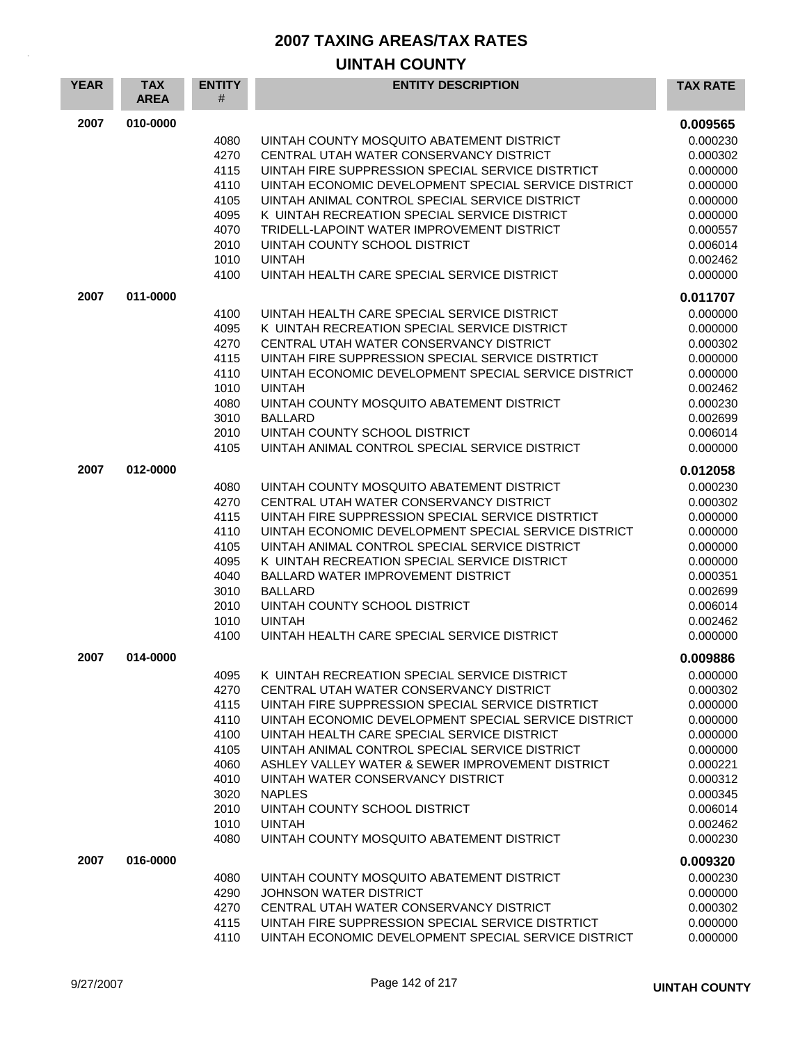# 2007 TAXING AREAS/TAX RATES

## UINTAH COUNTY

| YEAR | TAX AREA | ENTITY # | ENTITY DESCRIPTION | TAX RATE |
|---|---|---|---|---|
| 2007 | 010-0000 | | | **0.009565** |
| | | 4080 | UINTAH COUNTY MOSQUITO ABATEMENT DISTRICT | 0.000230 |
| | | 4270 | CENTRAL UTAH WATER CONSERVANCY DISTRICT | 0.000302 |
| | | 4115 | UINTAH FIRE SUPPRESSION SPECIAL SERVICE DISTRTICT | 0.000000 |
| | | 4110 | UINTAH ECONOMIC DEVELOPMENT SPECIAL SERVICE DISTRICT | 0.000000 |
| | | 4105 | UINTAH ANIMAL CONTROL SPECIAL SERVICE DISTRICT | 0.000000 |
| | | 4095 | K UINTAH RECREATION SPECIAL SERVICE DISTRICT | 0.000000 |
| | | 4070 | TRIDELL-LAPOINT WATER IMPROVEMENT DISTRICT | 0.000557 |
| | | 2010 | UINTAH COUNTY SCHOOL DISTRICT | 0.006014 |
| | | 1010 | UINTAH | 0.002462 |
| | | 4100 | UINTAH HEALTH CARE SPECIAL SERVICE DISTRICT | 0.000000 |
| 2007 | 011-0000 | | | **0.011707** |
| | | 4100 | UINTAH HEALTH CARE SPECIAL SERVICE DISTRICT | 0.000000 |
| | | 4095 | K UINTAH RECREATION SPECIAL SERVICE DISTRICT | 0.000000 |
| | | 4270 | CENTRAL UTAH WATER CONSERVANCY DISTRICT | 0.000302 |
| | | 4115 | UINTAH FIRE SUPPRESSION SPECIAL SERVICE DISTRTICT | 0.000000 |
| | | 4110 | UINTAH ECONOMIC DEVELOPMENT SPECIAL SERVICE DISTRICT | 0.000000 |
| | | 1010 | UINTAH | 0.002462 |
| | | 4080 | UINTAH COUNTY MOSQUITO ABATEMENT DISTRICT | 0.000230 |
| | | 3010 | BALLARD | 0.002699 |
| | | 2010 | UINTAH COUNTY SCHOOL DISTRICT | 0.006014 |
| | | 4105 | UINTAH ANIMAL CONTROL SPECIAL SERVICE DISTRICT | 0.000000 |
| 2007 | 012-0000 | | | **0.012058** |
| | | 4080 | UINTAH COUNTY MOSQUITO ABATEMENT DISTRICT | 0.000230 |
| | | 4270 | CENTRAL UTAH WATER CONSERVANCY DISTRICT | 0.000302 |
| | | 4115 | UINTAH FIRE SUPPRESSION SPECIAL SERVICE DISTRTICT | 0.000000 |
| | | 4110 | UINTAH ECONOMIC DEVELOPMENT SPECIAL SERVICE DISTRICT | 0.000000 |
| | | 4105 | UINTAH ANIMAL CONTROL SPECIAL SERVICE DISTRICT | 0.000000 |
| | | 4095 | K UINTAH RECREATION SPECIAL SERVICE DISTRICT | 0.000000 |
| | | 4040 | BALLARD WATER IMPROVEMENT DISTRICT | 0.000351 |
| | | 3010 | BALLARD | 0.002699 |
| | | 2010 | UINTAH COUNTY SCHOOL DISTRICT | 0.006014 |
| | | 1010 | UINTAH | 0.002462 |
| | | 4100 | UINTAH HEALTH CARE SPECIAL SERVICE DISTRICT | 0.000000 |
| 2007 | 014-0000 | | | **0.009886** |
| | | 4095 | K UINTAH RECREATION SPECIAL SERVICE DISTRICT | 0.000000 |
| | | 4270 | CENTRAL UTAH WATER CONSERVANCY DISTRICT | 0.000302 |
| | | 4115 | UINTAH FIRE SUPPRESSION SPECIAL SERVICE DISTRTICT | 0.000000 |
| | | 4110 | UINTAH ECONOMIC DEVELOPMENT SPECIAL SERVICE DISTRICT | 0.000000 |
| | | 4100 | UINTAH HEALTH CARE SPECIAL SERVICE DISTRICT | 0.000000 |
| | | 4105 | UINTAH ANIMAL CONTROL SPECIAL SERVICE DISTRICT | 0.000000 |
| | | 4060 | ASHLEY VALLEY WATER & SEWER IMPROVEMENT DISTRICT | 0.000221 |
| | | 4010 | UINTAH WATER CONSERVANCY DISTRICT | 0.000312 |
| | | 3020 | NAPLES | 0.000345 |
| | | 2010 | UINTAH COUNTY SCHOOL DISTRICT | 0.006014 |
| | | 1010 | UINTAH | 0.002462 |
| | | 4080 | UINTAH COUNTY MOSQUITO ABATEMENT DISTRICT | 0.000230 |
| 2007 | 016-0000 | | | **0.009320** |
| | | 4080 | UINTAH COUNTY MOSQUITO ABATEMENT DISTRICT | 0.000230 |
| | | 4290 | JOHNSON WATER DISTRICT | 0.000000 |
| | | 4270 | CENTRAL UTAH WATER CONSERVANCY DISTRICT | 0.000302 |
| | | 4115 | UINTAH FIRE SUPPRESSION SPECIAL SERVICE DISTRTICT | 0.000000 |
| | | 4110 | UINTAH ECONOMIC DEVELOPMENT SPECIAL SERVICE DISTRICT | 0.000000 |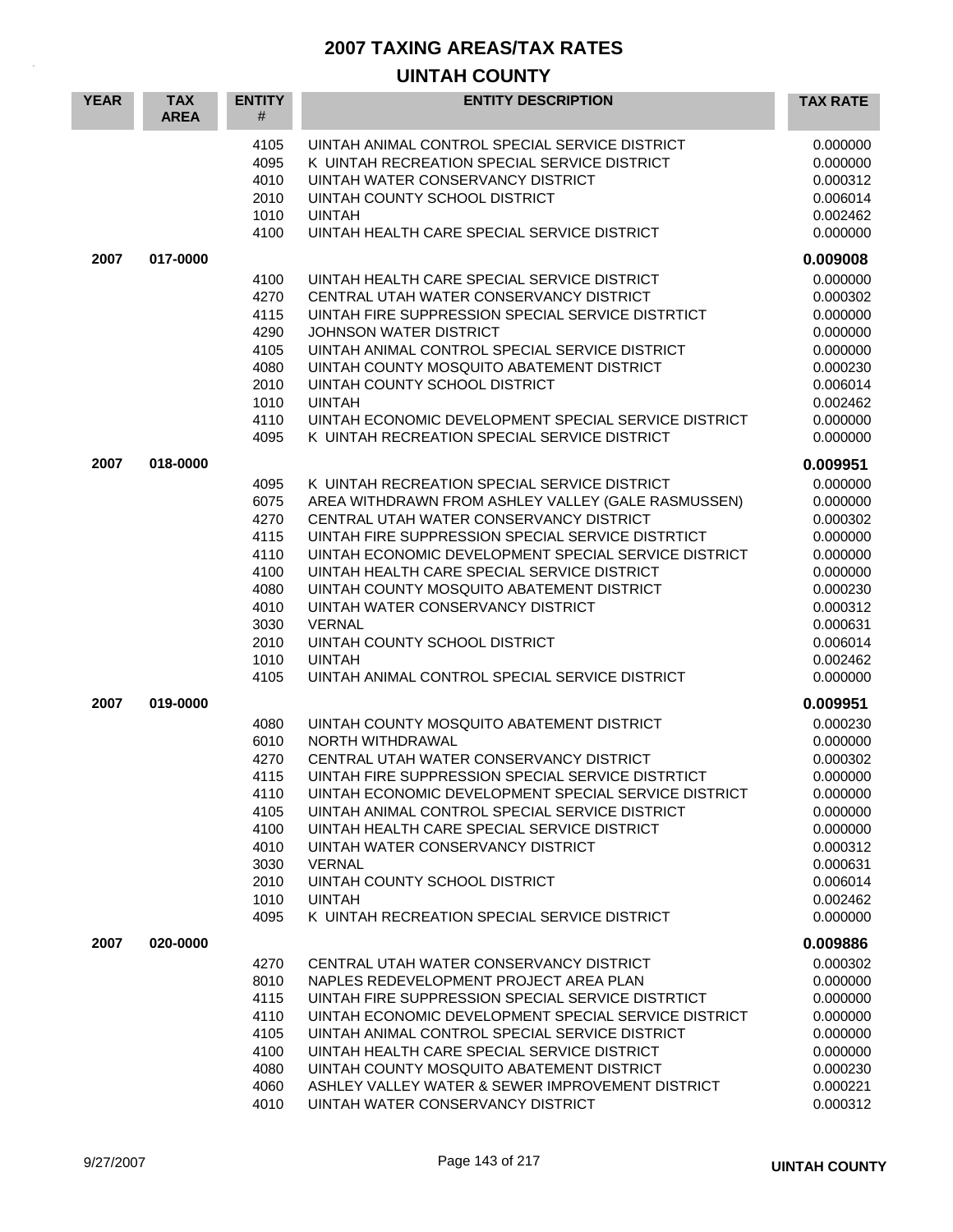# 2007 TAXING AREAS/TAX RATES

## UINTAH COUNTY

| YEAR | TAX AREA | ENTITY # | ENTITY DESCRIPTION | TAX RATE |
|---|---|---|---|---|
| | | 4105 | UINTAH ANIMAL CONTROL SPECIAL SERVICE DISTRICT | 0.000000 |
| | | 4095 | K UINTAH RECREATION SPECIAL SERVICE DISTRICT | 0.000000 |
| | | 4010 | UINTAH WATER CONSERVANCY DISTRICT | 0.000312 |
| | | 2010 | UINTAH COUNTY SCHOOL DISTRICT | 0.006014 |
| | | 1010 | UINTAH | 0.002462 |
| | | 4100 | UINTAH HEALTH CARE SPECIAL SERVICE DISTRICT | 0.000000 |
| **2007** | **017-0000** | | | **0.009008** |
| | | 4100 | UINTAH HEALTH CARE SPECIAL SERVICE DISTRICT | 0.000000 |
| | | 4270 | CENTRAL UTAH WATER CONSERVANCY DISTRICT | 0.000302 |
| | | 4115 | UINTAH FIRE SUPPRESSION SPECIAL SERVICE DISTRTICT | 0.000000 |
| | | 4290 | JOHNSON WATER DISTRICT | 0.000000 |
| | | 4105 | UINTAH ANIMAL CONTROL SPECIAL SERVICE DISTRICT | 0.000000 |
| | | 4080 | UINTAH COUNTY MOSQUITO ABATEMENT DISTRICT | 0.000230 |
| | | 2010 | UINTAH COUNTY SCHOOL DISTRICT | 0.006014 |
| | | 1010 | UINTAH | 0.002462 |
| | | 4110 | UINTAH ECONOMIC DEVELOPMENT SPECIAL SERVICE DISTRICT | 0.000000 |
| | | 4095 | K UINTAH RECREATION SPECIAL SERVICE DISTRICT | 0.000000 |
| **2007** | **018-0000** | | | **0.009951** |
| | | 4095 | K UINTAH RECREATION SPECIAL SERVICE DISTRICT | 0.000000 |
| | | 6075 | AREA WITHDRAWN FROM ASHLEY VALLEY (GALE RASMUSSEN) | 0.000000 |
| | | 4270 | CENTRAL UTAH WATER CONSERVANCY DISTRICT | 0.000302 |
| | | 4115 | UINTAH FIRE SUPPRESSION SPECIAL SERVICE DISTRTICT | 0.000000 |
| | | 4110 | UINTAH ECONOMIC DEVELOPMENT SPECIAL SERVICE DISTRICT | 0.000000 |
| | | 4100 | UINTAH HEALTH CARE SPECIAL SERVICE DISTRICT | 0.000000 |
| | | 4080 | UINTAH COUNTY MOSQUITO ABATEMENT DISTRICT | 0.000230 |
| | | 4010 | UINTAH WATER CONSERVANCY DISTRICT | 0.000312 |
| | | 3030 | VERNAL | 0.000631 |
| | | 2010 | UINTAH COUNTY SCHOOL DISTRICT | 0.006014 |
| | | 1010 | UINTAH | 0.002462 |
| | | 4105 | UINTAH ANIMAL CONTROL SPECIAL SERVICE DISTRICT | 0.000000 |
| **2007** | **019-0000** | | | **0.009951** |
| | | 4080 | UINTAH COUNTY MOSQUITO ABATEMENT DISTRICT | 0.000230 |
| | | 6010 | NORTH WITHDRAWAL | 0.000000 |
| | | 4270 | CENTRAL UTAH WATER CONSERVANCY DISTRICT | 0.000302 |
| | | 4115 | UINTAH FIRE SUPPRESSION SPECIAL SERVICE DISTRTICT | 0.000000 |
| | | 4110 | UINTAH ECONOMIC DEVELOPMENT SPECIAL SERVICE DISTRICT | 0.000000 |
| | | 4105 | UINTAH ANIMAL CONTROL SPECIAL SERVICE DISTRICT | 0.000000 |
| | | 4100 | UINTAH HEALTH CARE SPECIAL SERVICE DISTRICT | 0.000000 |
| | | 4010 | UINTAH WATER CONSERVANCY DISTRICT | 0.000312 |
| | | 3030 | VERNAL | 0.000631 |
| | | 2010 | UINTAH COUNTY SCHOOL DISTRICT | 0.006014 |
| | | 1010 | UINTAH | 0.002462 |
| | | 4095 | K UINTAH RECREATION SPECIAL SERVICE DISTRICT | 0.000000 |
| **2007** | **020-0000** | | | **0.009886** |
| | | 4270 | CENTRAL UTAH WATER CONSERVANCY DISTRICT | 0.000302 |
| | | 8010 | NAPLES REDEVELOPMENT PROJECT AREA PLAN | 0.000000 |
| | | 4115 | UINTAH FIRE SUPPRESSION SPECIAL SERVICE DISTRTICT | 0.000000 |
| | | 4110 | UINTAH ECONOMIC DEVELOPMENT SPECIAL SERVICE DISTRICT | 0.000000 |
| | | 4105 | UINTAH ANIMAL CONTROL SPECIAL SERVICE DISTRICT | 0.000000 |
| | | 4100 | UINTAH HEALTH CARE SPECIAL SERVICE DISTRICT | 0.000000 |
| | | 4080 | UINTAH COUNTY MOSQUITO ABATEMENT DISTRICT | 0.000230 |
| | | 4060 | ASHLEY VALLEY WATER & SEWER IMPROVEMENT DISTRICT | 0.000221 |
| | | 4010 | UINTAH WATER CONSERVANCY DISTRICT | 0.000312 |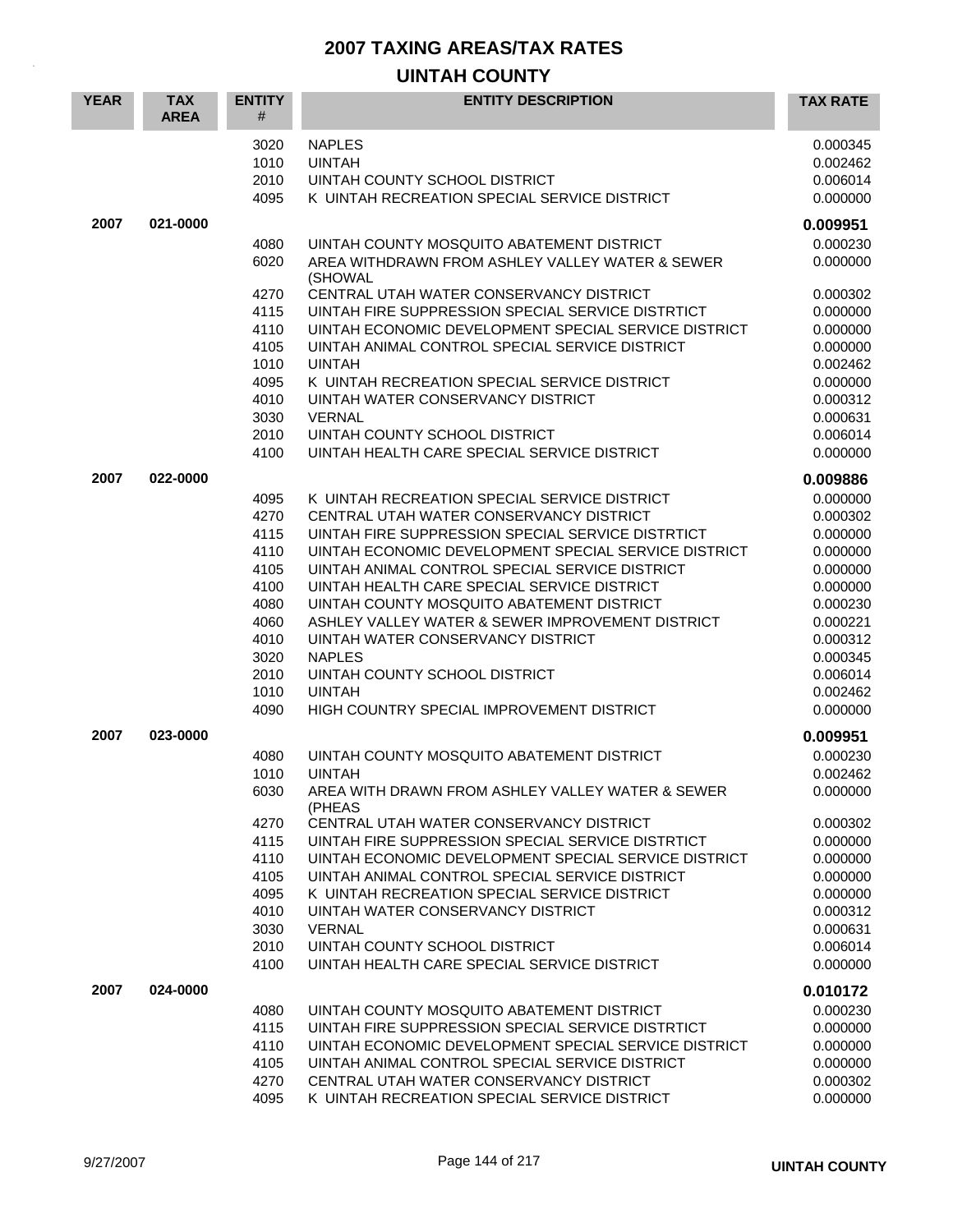# 2007 TAXING AREAS/TAX RATES

## UINTAH COUNTY

| YEAR | TAX AREA | ENTITY # | ENTITY DESCRIPTION | TAX RATE |
|---|---|---|---|---|
| | | 3020 | NAPLES | 0.000345 |
| | | 1010 | UINTAH | 0.002462 |
| | | 2010 | UINTAH COUNTY SCHOOL DISTRICT | 0.006014 |
| | | 4095 | K UINTAH RECREATION SPECIAL SERVICE DISTRICT | 0.000000 |
| **2007** | **021-0000** | | | **0.009951** |
| | | 4080 | UINTAH COUNTY MOSQUITO ABATEMENT DISTRICT | 0.000230 |
| | | 6020 | AREA WITHDRAWN FROM ASHLEY VALLEY WATER & SEWER (SHOWAL | 0.000000 |
| | | 4270 | CENTRAL UTAH WATER CONSERVANCY DISTRICT | 0.000302 |
| | | 4115 | UINTAH FIRE SUPPRESSION SPECIAL SERVICE DISTRTICT | 0.000000 |
| | | 4110 | UINTAH ECONOMIC DEVELOPMENT SPECIAL SERVICE DISTRICT | 0.000000 |
| | | 4105 | UINTAH ANIMAL CONTROL SPECIAL SERVICE DISTRICT | 0.000000 |
| | | 1010 | UINTAH | 0.002462 |
| | | 4095 | K UINTAH RECREATION SPECIAL SERVICE DISTRICT | 0.000000 |
| | | 4010 | UINTAH WATER CONSERVANCY DISTRICT | 0.000312 |
| | | 3030 | VERNAL | 0.000631 |
| | | 2010 | UINTAH COUNTY SCHOOL DISTRICT | 0.006014 |
| | | 4100 | UINTAH HEALTH CARE SPECIAL SERVICE DISTRICT | 0.000000 |
| **2007** | **022-0000** | | | **0.009886** |
| | | 4095 | K UINTAH RECREATION SPECIAL SERVICE DISTRICT | 0.000000 |
| | | 4270 | CENTRAL UTAH WATER CONSERVANCY DISTRICT | 0.000302 |
| | | 4115 | UINTAH FIRE SUPPRESSION SPECIAL SERVICE DISTRTICT | 0.000000 |
| | | 4110 | UINTAH ECONOMIC DEVELOPMENT SPECIAL SERVICE DISTRICT | 0.000000 |
| | | 4105 | UINTAH ANIMAL CONTROL SPECIAL SERVICE DISTRICT | 0.000000 |
| | | 4100 | UINTAH HEALTH CARE SPECIAL SERVICE DISTRICT | 0.000000 |
| | | 4080 | UINTAH COUNTY MOSQUITO ABATEMENT DISTRICT | 0.000230 |
| | | 4060 | ASHLEY VALLEY WATER & SEWER IMPROVEMENT DISTRICT | 0.000221 |
| | | 4010 | UINTAH WATER CONSERVANCY DISTRICT | 0.000312 |
| | | 3020 | NAPLES | 0.000345 |
| | | 2010 | UINTAH COUNTY SCHOOL DISTRICT | 0.006014 |
| | | 1010 | UINTAH | 0.002462 |
| | | 4090 | HIGH COUNTRY SPECIAL IMPROVEMENT DISTRICT | 0.000000 |
| **2007** | **023-0000** | | | **0.009951** |
| | | 4080 | UINTAH COUNTY MOSQUITO ABATEMENT DISTRICT | 0.000230 |
| | | 1010 | UINTAH | 0.002462 |
| | | 6030 | AREA WITH DRAWN FROM ASHLEY VALLEY WATER & SEWER (PHEAS | 0.000000 |
| | | 4270 | CENTRAL UTAH WATER CONSERVANCY DISTRICT | 0.000302 |
| | | 4115 | UINTAH FIRE SUPPRESSION SPECIAL SERVICE DISTRTICT | 0.000000 |
| | | 4110 | UINTAH ECONOMIC DEVELOPMENT SPECIAL SERVICE DISTRICT | 0.000000 |
| | | 4105 | UINTAH ANIMAL CONTROL SPECIAL SERVICE DISTRICT | 0.000000 |
| | | 4095 | K UINTAH RECREATION SPECIAL SERVICE DISTRICT | 0.000000 |
| | | 4010 | UINTAH WATER CONSERVANCY DISTRICT | 0.000312 |
| | | 3030 | VERNAL | 0.000631 |
| | | 2010 | UINTAH COUNTY SCHOOL DISTRICT | 0.006014 |
| | | 4100 | UINTAH HEALTH CARE SPECIAL SERVICE DISTRICT | 0.000000 |
| **2007** | **024-0000** | | | **0.010172** |
| | | 4080 | UINTAH COUNTY MOSQUITO ABATEMENT DISTRICT | 0.000230 |
| | | 4115 | UINTAH FIRE SUPPRESSION SPECIAL SERVICE DISTRTICT | 0.000000 |
| | | 4110 | UINTAH ECONOMIC DEVELOPMENT SPECIAL SERVICE DISTRICT | 0.000000 |
| | | 4105 | UINTAH ANIMAL CONTROL SPECIAL SERVICE DISTRICT | 0.000000 |
| | | 4270 | CENTRAL UTAH WATER CONSERVANCY DISTRICT | 0.000302 |
| | | 4095 | K UINTAH RECREATION SPECIAL SERVICE DISTRICT | 0.000000 |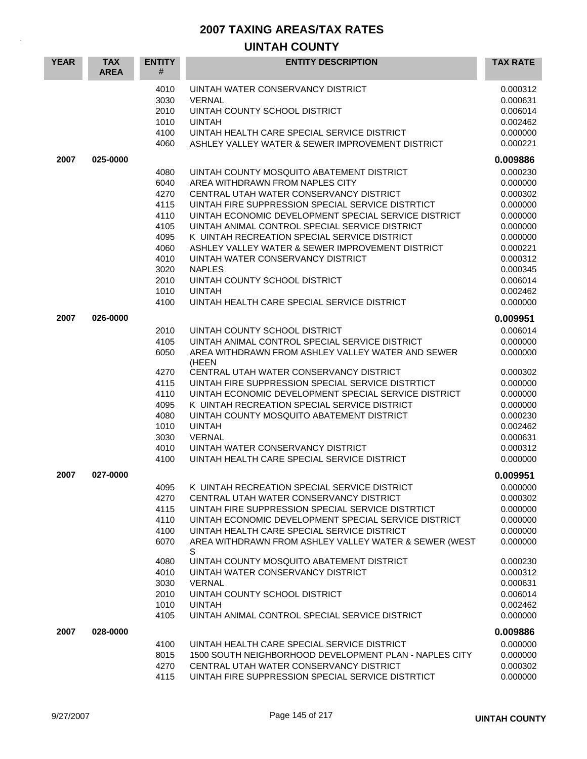# 2007 TAXING AREAS/TAX RATES

## UINTAH COUNTY

| YEAR | TAX AREA | ENTITY # | ENTITY DESCRIPTION | TAX RATE |
|---|---|---|---|---|
| | | 4010 | UINTAH WATER CONSERVANCY DISTRICT | 0.000312 |
| | | 3030 | VERNAL | 0.000631 |
| | | 2010 | UINTAH COUNTY SCHOOL DISTRICT | 0.006014 |
| | | 1010 | UINTAH | 0.002462 |
| | | 4100 | UINTAH HEALTH CARE SPECIAL SERVICE DISTRICT | 0.000000 |
| | | 4060 | ASHLEY VALLEY WATER & SEWER IMPROVEMENT DISTRICT | 0.000221 |
| **2007** | **025-0000** | | | **0.009886** |
| | | 4080 | UINTAH COUNTY MOSQUITO ABATEMENT DISTRICT | 0.000230 |
| | | 6040 | AREA WITHDRAWN FROM NAPLES CITY | 0.000000 |
| | | 4270 | CENTRAL UTAH WATER CONSERVANCY DISTRICT | 0.000302 |
| | | 4115 | UINTAH FIRE SUPPRESSION SPECIAL SERVICE DISTRTICT | 0.000000 |
| | | 4110 | UINTAH ECONOMIC DEVELOPMENT SPECIAL SERVICE DISTRICT | 0.000000 |
| | | 4105 | UINTAH ANIMAL CONTROL SPECIAL SERVICE DISTRICT | 0.000000 |
| | | 4095 | K UINTAH RECREATION SPECIAL SERVICE DISTRICT | 0.000000 |
| | | 4060 | ASHLEY VALLEY WATER & SEWER IMPROVEMENT DISTRICT | 0.000221 |
| | | 4010 | UINTAH WATER CONSERVANCY DISTRICT | 0.000312 |
| | | 3020 | NAPLES | 0.000345 |
| | | 2010 | UINTAH COUNTY SCHOOL DISTRICT | 0.006014 |
| | | 1010 | UINTAH | 0.002462 |
| | | 4100 | UINTAH HEALTH CARE SPECIAL SERVICE DISTRICT | 0.000000 |
| **2007** | **026-0000** | | | **0.009951** |
| | | 2010 | UINTAH COUNTY SCHOOL DISTRICT | 0.006014 |
| | | 4105 | UINTAH ANIMAL CONTROL SPECIAL SERVICE DISTRICT | 0.000000 |
| | | 6050 | AREA WITHDRAWN FROM ASHLEY VALLEY WATER AND SEWER (HEEN | 0.000000 |
| | | 4270 | CENTRAL UTAH WATER CONSERVANCY DISTRICT | 0.000302 |
| | | 4115 | UINTAH FIRE SUPPRESSION SPECIAL SERVICE DISTRTICT | 0.000000 |
| | | 4110 | UINTAH ECONOMIC DEVELOPMENT SPECIAL SERVICE DISTRICT | 0.000000 |
| | | 4095 | K UINTAH RECREATION SPECIAL SERVICE DISTRICT | 0.000000 |
| | | 4080 | UINTAH COUNTY MOSQUITO ABATEMENT DISTRICT | 0.000230 |
| | | 1010 | UINTAH | 0.002462 |
| | | 3030 | VERNAL | 0.000631 |
| | | 4010 | UINTAH WATER CONSERVANCY DISTRICT | 0.000312 |
| | | 4100 | UINTAH HEALTH CARE SPECIAL SERVICE DISTRICT | 0.000000 |
| **2007** | **027-0000** | | | **0.009951** |
| | | 4095 | K UINTAH RECREATION SPECIAL SERVICE DISTRICT | 0.000000 |
| | | 4270 | CENTRAL UTAH WATER CONSERVANCY DISTRICT | 0.000302 |
| | | 4115 | UINTAH FIRE SUPPRESSION SPECIAL SERVICE DISTRTICT | 0.000000 |
| | | 4110 | UINTAH ECONOMIC DEVELOPMENT SPECIAL SERVICE DISTRICT | 0.000000 |
| | | 4100 | UINTAH HEALTH CARE SPECIAL SERVICE DISTRICT | 0.000000 |
| | | 6070 | AREA WITHDRAWN FROM ASHLEY VALLEY WATER & SEWER (WEST S | 0.000000 |
| | | 4080 | UINTAH COUNTY MOSQUITO ABATEMENT DISTRICT | 0.000230 |
| | | 4010 | UINTAH WATER CONSERVANCY DISTRICT | 0.000312 |
| | | 3030 | VERNAL | 0.000631 |
| | | 2010 | UINTAH COUNTY SCHOOL DISTRICT | 0.006014 |
| | | 1010 | UINTAH | 0.002462 |
| | | 4105 | UINTAH ANIMAL CONTROL SPECIAL SERVICE DISTRICT | 0.000000 |
| **2007** | **028-0000** | | | **0.009886** |
| | | 4100 | UINTAH HEALTH CARE SPECIAL SERVICE DISTRICT | 0.000000 |
| | | 8015 | 1500 SOUTH NEIGHBORHOOD DEVELOPMENT PLAN - NAPLES CITY | 0.000000 |
| | | 4270 | CENTRAL UTAH WATER CONSERVANCY DISTRICT | 0.000302 |
| | | 4115 | UINTAH FIRE SUPPRESSION SPECIAL SERVICE DISTRTICT | 0.000000 |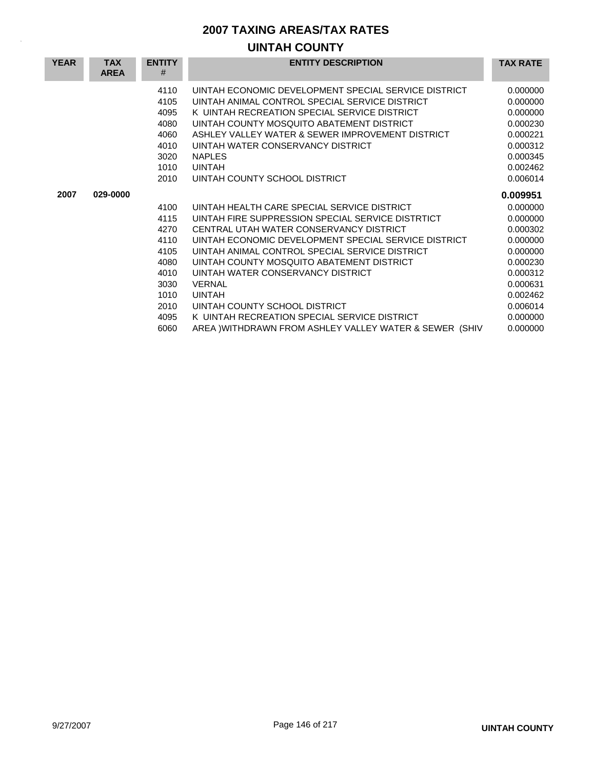# 2007 TAXING AREAS/TAX RATES

## UINTAH COUNTY

| YEAR | TAX AREA | ENTITY # | ENTITY DESCRIPTION | TAX RATE |
|---|---|---|---|---|
| | | 4110 | UINTAH ECONOMIC DEVELOPMENT SPECIAL SERVICE DISTRICT | 0.000000 |
| | | 4105 | UINTAH ANIMAL CONTROL SPECIAL SERVICE DISTRICT | 0.000000 |
| | | 4095 | K UINTAH RECREATION SPECIAL SERVICE DISTRICT | 0.000000 |
| | | 4080 | UINTAH COUNTY MOSQUITO ABATEMENT DISTRICT | 0.000230 |
| | | 4060 | ASHLEY VALLEY WATER & SEWER IMPROVEMENT DISTRICT | 0.000221 |
| | | 4010 | UINTAH WATER CONSERVANCY DISTRICT | 0.000312 |
| | | 3020 | NAPLES | 0.000345 |
| | | 1010 | UINTAH | 0.002462 |
| | | 2010 | UINTAH COUNTY SCHOOL DISTRICT | 0.006014 |
| **2007** | **029-0000** | | | **0.009951** |
| | | 4100 | UINTAH HEALTH CARE SPECIAL SERVICE DISTRICT | 0.000000 |
| | | 4115 | UINTAH FIRE SUPPRESSION SPECIAL SERVICE DISTRTICT | 0.000000 |
| | | 4270 | CENTRAL UTAH WATER CONSERVANCY DISTRICT | 0.000302 |
| | | 4110 | UINTAH ECONOMIC DEVELOPMENT SPECIAL SERVICE DISTRICT | 0.000000 |
| | | 4105 | UINTAH ANIMAL CONTROL SPECIAL SERVICE DISTRICT | 0.000000 |
| | | 4080 | UINTAH COUNTY MOSQUITO ABATEMENT DISTRICT | 0.000230 |
| | | 4010 | UINTAH WATER CONSERVANCY DISTRICT | 0.000312 |
| | | 3030 | VERNAL | 0.000631 |
| | | 1010 | UINTAH | 0.002462 |
| | | 2010 | UINTAH COUNTY SCHOOL DISTRICT | 0.006014 |
| | | 4095 | K UINTAH RECREATION SPECIAL SERVICE DISTRICT | 0.000000 |
| | | 6060 | AREA )WITHDRAWN FROM ASHLEY VALLEY WATER & SEWER (SHIV | 0.000000 |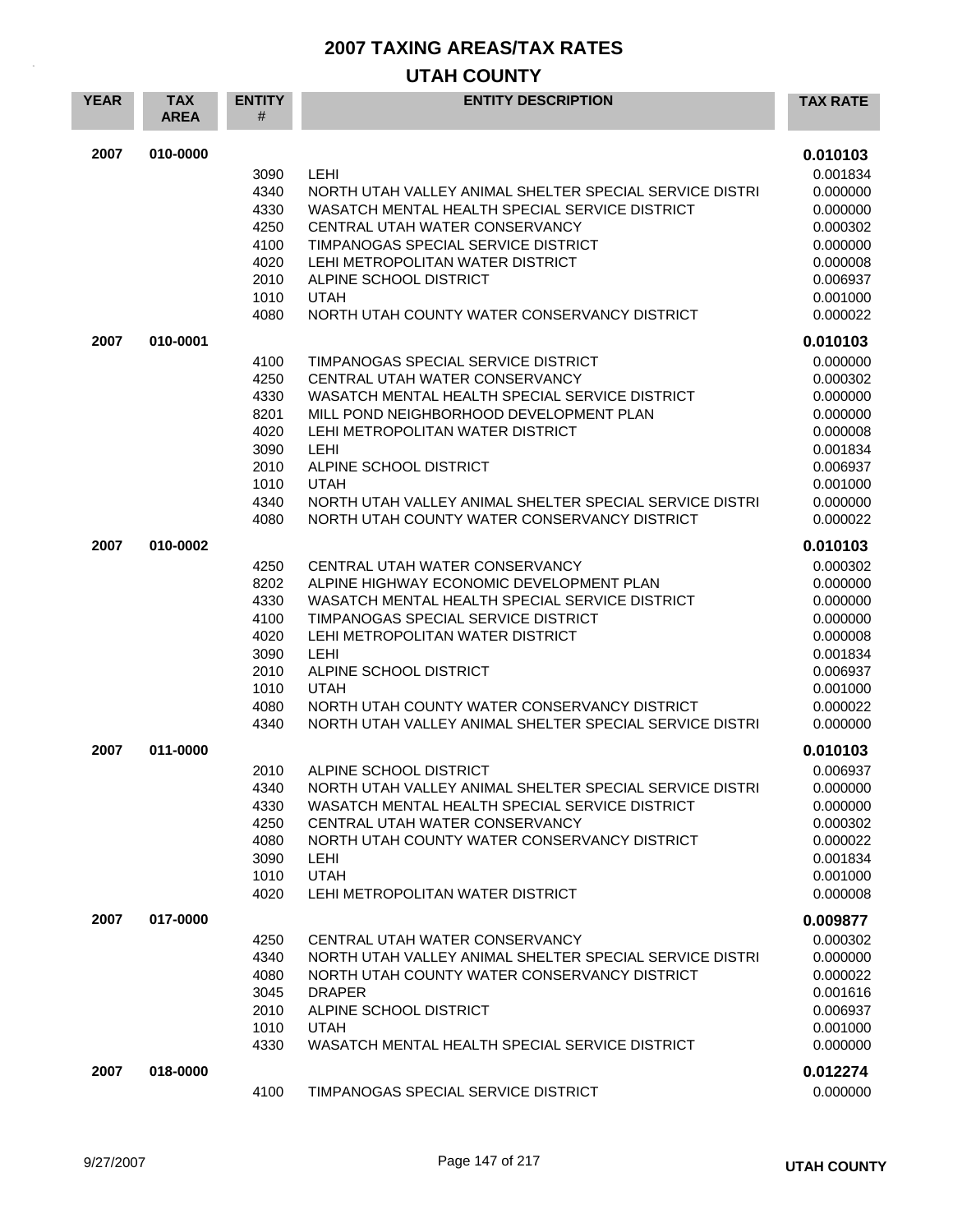# 2007 TAXING AREAS/TAX RATES

## UTAH COUNTY

| YEAR | TAX AREA | ENTITY # | ENTITY DESCRIPTION | TAX RATE |
|---|---|---|---|---|
| **2007** | **010-0000** | | | **0.010103** |
| | | 3090 | LEHI | 0.001834 |
| | | 4340 | NORTH UTAH VALLEY ANIMAL SHELTER SPECIAL SERVICE DISTRI | 0.000000 |
| | | 4330 | WASATCH MENTAL HEALTH SPECIAL SERVICE DISTRICT | 0.000000 |
| | | 4250 | CENTRAL UTAH WATER CONSERVANCY | 0.000302 |
| | | 4100 | TIMPANOGAS SPECIAL SERVICE DISTRICT | 0.000000 |
| | | 4020 | LEHI METROPOLITAN WATER DISTRICT | 0.000008 |
| | | 2010 | ALPINE SCHOOL DISTRICT | 0.006937 |
| | | 1010 | UTAH | 0.001000 |
| | | 4080 | NORTH UTAH COUNTY WATER CONSERVANCY DISTRICT | 0.000022 |
| **2007** | **010-0001** | | | **0.010103** |
| | | 4100 | TIMPANOGAS SPECIAL SERVICE DISTRICT | 0.000000 |
| | | 4250 | CENTRAL UTAH WATER CONSERVANCY | 0.000302 |
| | | 4330 | WASATCH MENTAL HEALTH SPECIAL SERVICE DISTRICT | 0.000000 |
| | | 8201 | MILL POND NEIGHBORHOOD DEVELOPMENT PLAN | 0.000000 |
| | | 4020 | LEHI METROPOLITAN WATER DISTRICT | 0.000008 |
| | | 3090 | LEHI | 0.001834 |
| | | 2010 | ALPINE SCHOOL DISTRICT | 0.006937 |
| | | 1010 | UTAH | 0.001000 |
| | | 4340 | NORTH UTAH VALLEY ANIMAL SHELTER SPECIAL SERVICE DISTRI | 0.000000 |
| | | 4080 | NORTH UTAH COUNTY WATER CONSERVANCY DISTRICT | 0.000022 |
| **2007** | **010-0002** | | | **0.010103** |
| | | 4250 | CENTRAL UTAH WATER CONSERVANCY | 0.000302 |
| | | 8202 | ALPINE HIGHWAY ECONOMIC DEVELOPMENT PLAN | 0.000000 |
| | | 4330 | WASATCH MENTAL HEALTH SPECIAL SERVICE DISTRICT | 0.000000 |
| | | 4100 | TIMPANOGAS SPECIAL SERVICE DISTRICT | 0.000000 |
| | | 4020 | LEHI METROPOLITAN WATER DISTRICT | 0.000008 |
| | | 3090 | LEHI | 0.001834 |
| | | 2010 | ALPINE SCHOOL DISTRICT | 0.006937 |
| | | 1010 | UTAH | 0.001000 |
| | | 4080 | NORTH UTAH COUNTY WATER CONSERVANCY DISTRICT | 0.000022 |
| | | 4340 | NORTH UTAH VALLEY ANIMAL SHELTER SPECIAL SERVICE DISTRI | 0.000000 |
| **2007** | **011-0000** | | | **0.010103** |
| | | 2010 | ALPINE SCHOOL DISTRICT | 0.006937 |
| | | 4340 | NORTH UTAH VALLEY ANIMAL SHELTER SPECIAL SERVICE DISTRI | 0.000000 |
| | | 4330 | WASATCH MENTAL HEALTH SPECIAL SERVICE DISTRICT | 0.000000 |
| | | 4250 | CENTRAL UTAH WATER CONSERVANCY | 0.000302 |
| | | 4080 | NORTH UTAH COUNTY WATER CONSERVANCY DISTRICT | 0.000022 |
| | | 3090 | LEHI | 0.001834 |
| | | 1010 | UTAH | 0.001000 |
| | | 4020 | LEHI METROPOLITAN WATER DISTRICT | 0.000008 |
| **2007** | **017-0000** | | | **0.009877** |
| | | 4250 | CENTRAL UTAH WATER CONSERVANCY | 0.000302 |
| | | 4340 | NORTH UTAH VALLEY ANIMAL SHELTER SPECIAL SERVICE DISTRI | 0.000000 |
| | | 4080 | NORTH UTAH COUNTY WATER CONSERVANCY DISTRICT | 0.000022 |
| | | 3045 | DRAPER | 0.001616 |
| | | 2010 | ALPINE SCHOOL DISTRICT | 0.006937 |
| | | 1010 | UTAH | 0.001000 |
| | | 4330 | WASATCH MENTAL HEALTH SPECIAL SERVICE DISTRICT | 0.000000 |
| **2007** | **018-0000** | | | **0.012274** |
| | | 4100 | TIMPANOGAS SPECIAL SERVICE DISTRICT | 0.000000 |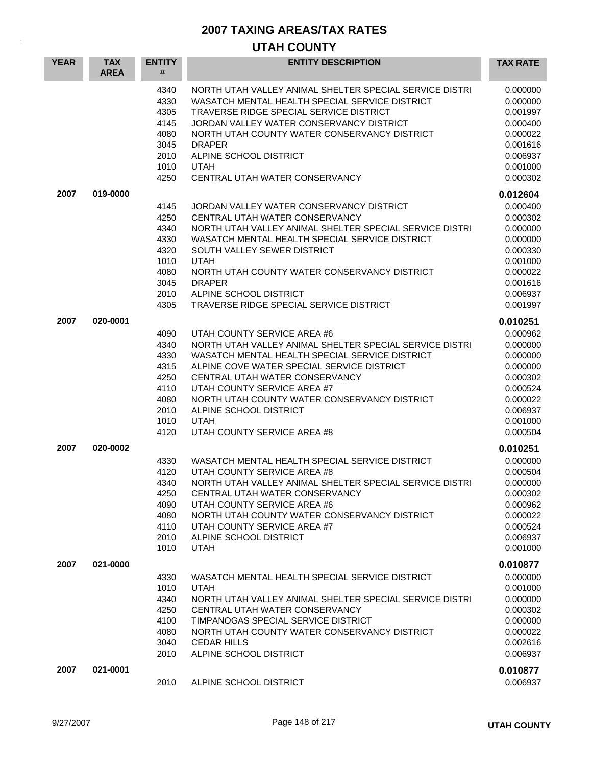# 2007 TAXING AREAS/TAX RATES

## UTAH COUNTY

| YEAR | TAX AREA | ENTITY # | ENTITY DESCRIPTION | TAX RATE |
|---|---|---|---|---|
| | | 4340 | NORTH UTAH VALLEY ANIMAL SHELTER SPECIAL SERVICE DISTRI | 0.000000 |
| | | 4330 | WASATCH MENTAL HEALTH SPECIAL SERVICE DISTRICT | 0.000000 |
| | | 4305 | TRAVERSE RIDGE SPECIAL SERVICE DISTRICT | 0.001997 |
| | | 4145 | JORDAN VALLEY WATER CONSERVANCY DISTRICT | 0.000400 |
| | | 4080 | NORTH UTAH COUNTY WATER CONSERVANCY DISTRICT | 0.000022 |
| | | 3045 | DRAPER | 0.001616 |
| | | 2010 | ALPINE SCHOOL DISTRICT | 0.006937 |
| | | 1010 | UTAH | 0.001000 |
| | | 4250 | CENTRAL UTAH WATER CONSERVANCY | 0.000302 |
| **2007** | **019-0000** | | | **0.012604** |
| | | 4145 | JORDAN VALLEY WATER CONSERVANCY DISTRICT | 0.000400 |
| | | 4250 | CENTRAL UTAH WATER CONSERVANCY | 0.000302 |
| | | 4340 | NORTH UTAH VALLEY ANIMAL SHELTER SPECIAL SERVICE DISTRI | 0.000000 |
| | | 4330 | WASATCH MENTAL HEALTH SPECIAL SERVICE DISTRICT | 0.000000 |
| | | 4320 | SOUTH VALLEY SEWER DISTRICT | 0.000330 |
| | | 1010 | UTAH | 0.001000 |
| | | 4080 | NORTH UTAH COUNTY WATER CONSERVANCY DISTRICT | 0.000022 |
| | | 3045 | DRAPER | 0.001616 |
| | | 2010 | ALPINE SCHOOL DISTRICT | 0.006937 |
| | | 4305 | TRAVERSE RIDGE SPECIAL SERVICE DISTRICT | 0.001997 |
| **2007** | **020-0001** | | | **0.010251** |
| | | 4090 | UTAH COUNTY SERVICE AREA #6 | 0.000962 |
| | | 4340 | NORTH UTAH VALLEY ANIMAL SHELTER SPECIAL SERVICE DISTRI | 0.000000 |
| | | 4330 | WASATCH MENTAL HEALTH SPECIAL SERVICE DISTRICT | 0.000000 |
| | | 4315 | ALPINE COVE WATER SPECIAL SERVICE DISTRICT | 0.000000 |
| | | 4250 | CENTRAL UTAH WATER CONSERVANCY | 0.000302 |
| | | 4110 | UTAH COUNTY SERVICE AREA #7 | 0.000524 |
| | | 4080 | NORTH UTAH COUNTY WATER CONSERVANCY DISTRICT | 0.000022 |
| | | 2010 | ALPINE SCHOOL DISTRICT | 0.006937 |
| | | 1010 | UTAH | 0.001000 |
| | | 4120 | UTAH COUNTY SERVICE AREA #8 | 0.000504 |
| **2007** | **020-0002** | | | **0.010251** |
| | | 4330 | WASATCH MENTAL HEALTH SPECIAL SERVICE DISTRICT | 0.000000 |
| | | 4120 | UTAH COUNTY SERVICE AREA #8 | 0.000504 |
| | | 4340 | NORTH UTAH VALLEY ANIMAL SHELTER SPECIAL SERVICE DISTRI | 0.000000 |
| | | 4250 | CENTRAL UTAH WATER CONSERVANCY | 0.000302 |
| | | 4090 | UTAH COUNTY SERVICE AREA #6 | 0.000962 |
| | | 4080 | NORTH UTAH COUNTY WATER CONSERVANCY DISTRICT | 0.000022 |
| | | 4110 | UTAH COUNTY SERVICE AREA #7 | 0.000524 |
| | | 2010 | ALPINE SCHOOL DISTRICT | 0.006937 |
| | | 1010 | UTAH | 0.001000 |
| **2007** | **021-0000** | | | **0.010877** |
| | | 4330 | WASATCH MENTAL HEALTH SPECIAL SERVICE DISTRICT | 0.000000 |
| | | 1010 | UTAH | 0.001000 |
| | | 4340 | NORTH UTAH VALLEY ANIMAL SHELTER SPECIAL SERVICE DISTRI | 0.000000 |
| | | 4250 | CENTRAL UTAH WATER CONSERVANCY | 0.000302 |
| | | 4100 | TIMPANOGAS SPECIAL SERVICE DISTRICT | 0.000000 |
| | | 4080 | NORTH UTAH COUNTY WATER CONSERVANCY DISTRICT | 0.000022 |
| | | 3040 | CEDAR HILLS | 0.002616 |
| | | 2010 | ALPINE SCHOOL DISTRICT | 0.006937 |
| **2007** | **021-0001** | | | **0.010877** |
| | | 2010 | ALPINE SCHOOL DISTRICT | 0.006937 |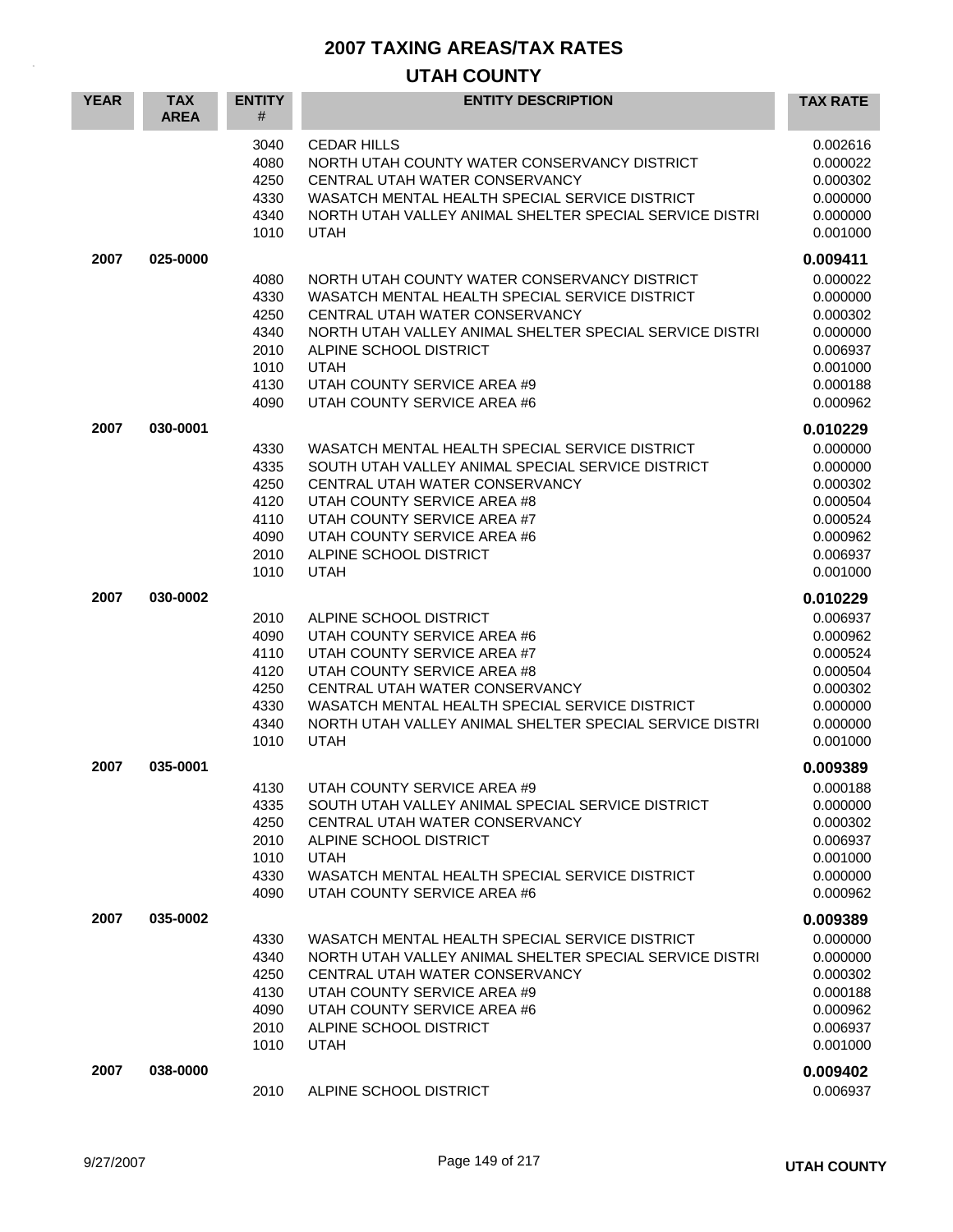# 2007 TAXING AREAS/TAX RATES

## UTAH COUNTY

| YEAR | TAX AREA | ENTITY # | ENTITY DESCRIPTION | TAX RATE |
|---|---|---|---|---|
| | | 3040 | CEDAR HILLS | 0.002616 |
| | | 4080 | NORTH UTAH COUNTY WATER CONSERVANCY DISTRICT | 0.000022 |
| | | 4250 | CENTRAL UTAH WATER CONSERVANCY | 0.000302 |
| | | 4330 | WASATCH MENTAL HEALTH SPECIAL SERVICE DISTRICT | 0.000000 |
| | | 4340 | NORTH UTAH VALLEY ANIMAL SHELTER SPECIAL SERVICE DISTRI | 0.000000 |
| | | 1010 | UTAH | 0.001000 |
| **2007** | **025-0000** | | | **0.009411** |
| | | 4080 | NORTH UTAH COUNTY WATER CONSERVANCY DISTRICT | 0.000022 |
| | | 4330 | WASATCH MENTAL HEALTH SPECIAL SERVICE DISTRICT | 0.000000 |
| | | 4250 | CENTRAL UTAH WATER CONSERVANCY | 0.000302 |
| | | 4340 | NORTH UTAH VALLEY ANIMAL SHELTER SPECIAL SERVICE DISTRI | 0.000000 |
| | | 2010 | ALPINE SCHOOL DISTRICT | 0.006937 |
| | | 1010 | UTAH | 0.001000 |
| | | 4130 | UTAH COUNTY SERVICE AREA #9 | 0.000188 |
| | | 4090 | UTAH COUNTY SERVICE AREA #6 | 0.000962 |
| **2007** | **030-0001** | | | **0.010229** |
| | | 4330 | WASATCH MENTAL HEALTH SPECIAL SERVICE DISTRICT | 0.000000 |
| | | 4335 | SOUTH UTAH VALLEY ANIMAL SPECIAL SERVICE DISTRICT | 0.000000 |
| | | 4250 | CENTRAL UTAH WATER CONSERVANCY | 0.000302 |
| | | 4120 | UTAH COUNTY SERVICE AREA #8 | 0.000504 |
| | | 4110 | UTAH COUNTY SERVICE AREA #7 | 0.000524 |
| | | 4090 | UTAH COUNTY SERVICE AREA #6 | 0.000962 |
| | | 2010 | ALPINE SCHOOL DISTRICT | 0.006937 |
| | | 1010 | UTAH | 0.001000 |
| **2007** | **030-0002** | | | **0.010229** |
| | | 2010 | ALPINE SCHOOL DISTRICT | 0.006937 |
| | | 4090 | UTAH COUNTY SERVICE AREA #6 | 0.000962 |
| | | 4110 | UTAH COUNTY SERVICE AREA #7 | 0.000524 |
| | | 4120 | UTAH COUNTY SERVICE AREA #8 | 0.000504 |
| | | 4250 | CENTRAL UTAH WATER CONSERVANCY | 0.000302 |
| | | 4330 | WASATCH MENTAL HEALTH SPECIAL SERVICE DISTRICT | 0.000000 |
| | | 4340 | NORTH UTAH VALLEY ANIMAL SHELTER SPECIAL SERVICE DISTRI | 0.000000 |
| | | 1010 | UTAH | 0.001000 |
| **2007** | **035-0001** | | | **0.009389** |
| | | 4130 | UTAH COUNTY SERVICE AREA #9 | 0.000188 |
| | | 4335 | SOUTH UTAH VALLEY ANIMAL SPECIAL SERVICE DISTRICT | 0.000000 |
| | | 4250 | CENTRAL UTAH WATER CONSERVANCY | 0.000302 |
| | | 2010 | ALPINE SCHOOL DISTRICT | 0.006937 |
| | | 1010 | UTAH | 0.001000 |
| | | 4330 | WASATCH MENTAL HEALTH SPECIAL SERVICE DISTRICT | 0.000000 |
| | | 4090 | UTAH COUNTY SERVICE AREA #6 | 0.000962 |
| **2007** | **035-0002** | | | **0.009389** |
| | | 4330 | WASATCH MENTAL HEALTH SPECIAL SERVICE DISTRICT | 0.000000 |
| | | 4340 | NORTH UTAH VALLEY ANIMAL SHELTER SPECIAL SERVICE DISTRI | 0.000000 |
| | | 4250 | CENTRAL UTAH WATER CONSERVANCY | 0.000302 |
| | | 4130 | UTAH COUNTY SERVICE AREA #9 | 0.000188 |
| | | 4090 | UTAH COUNTY SERVICE AREA #6 | 0.000962 |
| | | 2010 | ALPINE SCHOOL DISTRICT | 0.006937 |
| | | 1010 | UTAH | 0.001000 |
| **2007** | **038-0000** | | | **0.009402** |
| | | 2010 | ALPINE SCHOOL DISTRICT | 0.006937 |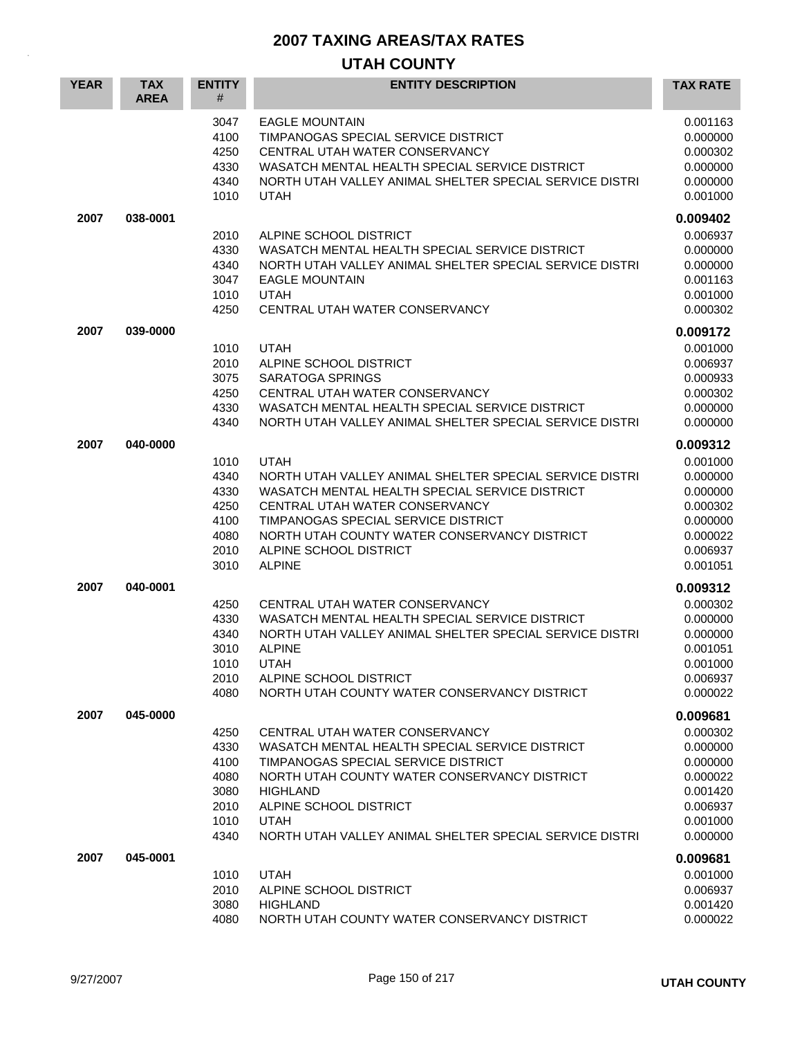# 2007 TAXING AREAS/TAX RATES

## UTAH COUNTY

| YEAR | TAX AREA | ENTITY # | ENTITY DESCRIPTION | TAX RATE |
|---|---|---|---|---|
| | | 3047 | EAGLE MOUNTAIN | 0.001163 |
| | | 4100 | TIMPANOGAS SPECIAL SERVICE DISTRICT | 0.000000 |
| | | 4250 | CENTRAL UTAH WATER CONSERVANCY | 0.000302 |
| | | 4330 | WASATCH MENTAL HEALTH SPECIAL SERVICE DISTRICT | 0.000000 |
| | | 4340 | NORTH UTAH VALLEY ANIMAL SHELTER SPECIAL SERVICE DISTRI | 0.000000 |
| | | 1010 | UTAH | 0.001000 |
| **2007** | **038-0001** | | | **0.009402** |
| | | 2010 | ALPINE SCHOOL DISTRICT | 0.006937 |
| | | 4330 | WASATCH MENTAL HEALTH SPECIAL SERVICE DISTRICT | 0.000000 |
| | | 4340 | NORTH UTAH VALLEY ANIMAL SHELTER SPECIAL SERVICE DISTRI | 0.000000 |
| | | 3047 | EAGLE MOUNTAIN | 0.001163 |
| | | 1010 | UTAH | 0.001000 |
| | | 4250 | CENTRAL UTAH WATER CONSERVANCY | 0.000302 |
| **2007** | **039-0000** | | | **0.009172** |
| | | 1010 | UTAH | 0.001000 |
| | | 2010 | ALPINE SCHOOL DISTRICT | 0.006937 |
| | | 3075 | SARATOGA SPRINGS | 0.000933 |
| | | 4250 | CENTRAL UTAH WATER CONSERVANCY | 0.000302 |
| | | 4330 | WASATCH MENTAL HEALTH SPECIAL SERVICE DISTRICT | 0.000000 |
| | | 4340 | NORTH UTAH VALLEY ANIMAL SHELTER SPECIAL SERVICE DISTRI | 0.000000 |
| **2007** | **040-0000** | | | **0.009312** |
| | | 1010 | UTAH | 0.001000 |
| | | 4340 | NORTH UTAH VALLEY ANIMAL SHELTER SPECIAL SERVICE DISTRI | 0.000000 |
| | | 4330 | WASATCH MENTAL HEALTH SPECIAL SERVICE DISTRICT | 0.000000 |
| | | 4250 | CENTRAL UTAH WATER CONSERVANCY | 0.000302 |
| | | 4100 | TIMPANOGAS SPECIAL SERVICE DISTRICT | 0.000000 |
| | | 4080 | NORTH UTAH COUNTY WATER CONSERVANCY DISTRICT | 0.000022 |
| | | 2010 | ALPINE SCHOOL DISTRICT | 0.006937 |
| | | 3010 | ALPINE | 0.001051 |
| **2007** | **040-0001** | | | **0.009312** |
| | | 4250 | CENTRAL UTAH WATER CONSERVANCY | 0.000302 |
| | | 4330 | WASATCH MENTAL HEALTH SPECIAL SERVICE DISTRICT | 0.000000 |
| | | 4340 | NORTH UTAH VALLEY ANIMAL SHELTER SPECIAL SERVICE DISTRI | 0.000000 |
| | | 3010 | ALPINE | 0.001051 |
| | | 1010 | UTAH | 0.001000 |
| | | 2010 | ALPINE SCHOOL DISTRICT | 0.006937 |
| | | 4080 | NORTH UTAH COUNTY WATER CONSERVANCY DISTRICT | 0.000022 |
| **2007** | **045-0000** | | | **0.009681** |
| | | 4250 | CENTRAL UTAH WATER CONSERVANCY | 0.000302 |
| | | 4330 | WASATCH MENTAL HEALTH SPECIAL SERVICE DISTRICT | 0.000000 |
| | | 4100 | TIMPANOGAS SPECIAL SERVICE DISTRICT | 0.000000 |
| | | 4080 | NORTH UTAH COUNTY WATER CONSERVANCY DISTRICT | 0.000022 |
| | | 3080 | HIGHLAND | 0.001420 |
| | | 2010 | ALPINE SCHOOL DISTRICT | 0.006937 |
| | | 1010 | UTAH | 0.001000 |
| | | 4340 | NORTH UTAH VALLEY ANIMAL SHELTER SPECIAL SERVICE DISTRI | 0.000000 |
| **2007** | **045-0001** | | | **0.009681** |
| | | 1010 | UTAH | 0.001000 |
| | | 2010 | ALPINE SCHOOL DISTRICT | 0.006937 |
| | | 3080 | HIGHLAND | 0.001420 |
| | | 4080 | NORTH UTAH COUNTY WATER CONSERVANCY DISTRICT | 0.000022 |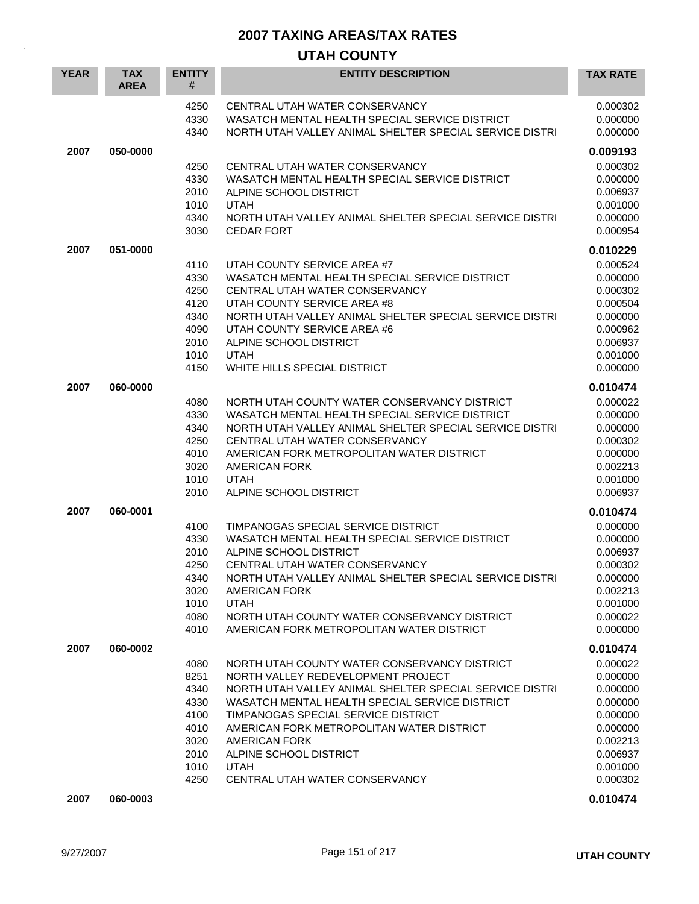# 2007 TAXING AREAS/TAX RATES

## UTAH COUNTY

| YEAR | TAX AREA | ENTITY # | ENTITY DESCRIPTION | TAX RATE |
|---|---|---|---|---|
| | | 4250 | CENTRAL UTAH WATER CONSERVANCY | 0.000302 |
| | | 4330 | WASATCH MENTAL HEALTH SPECIAL SERVICE DISTRICT | 0.000000 |
| | | 4340 | NORTH UTAH VALLEY ANIMAL SHELTER SPECIAL SERVICE DISTRI | 0.000000 |
| **2007** | **050-0000** | | | **0.009193** |
| | | 4250 | CENTRAL UTAH WATER CONSERVANCY | 0.000302 |
| | | 4330 | WASATCH MENTAL HEALTH SPECIAL SERVICE DISTRICT | 0.000000 |
| | | 2010 | ALPINE SCHOOL DISTRICT | 0.006937 |
| | | 1010 | UTAH | 0.001000 |
| | | 4340 | NORTH UTAH VALLEY ANIMAL SHELTER SPECIAL SERVICE DISTRI | 0.000000 |
| | | 3030 | CEDAR FORT | 0.000954 |
| **2007** | **051-0000** | | | **0.010229** |
| | | 4110 | UTAH COUNTY SERVICE AREA #7 | 0.000524 |
| | | 4330 | WASATCH MENTAL HEALTH SPECIAL SERVICE DISTRICT | 0.000000 |
| | | 4250 | CENTRAL UTAH WATER CONSERVANCY | 0.000302 |
| | | 4120 | UTAH COUNTY SERVICE AREA #8 | 0.000504 |
| | | 4340 | NORTH UTAH VALLEY ANIMAL SHELTER SPECIAL SERVICE DISTRI | 0.000000 |
| | | 4090 | UTAH COUNTY SERVICE AREA #6 | 0.000962 |
| | | 2010 | ALPINE SCHOOL DISTRICT | 0.006937 |
| | | 1010 | UTAH | 0.001000 |
| | | 4150 | WHITE HILLS SPECIAL DISTRICT | 0.000000 |
| **2007** | **060-0000** | | | **0.010474** |
| | | 4080 | NORTH UTAH COUNTY WATER CONSERVANCY DISTRICT | 0.000022 |
| | | 4330 | WASATCH MENTAL HEALTH SPECIAL SERVICE DISTRICT | 0.000000 |
| | | 4340 | NORTH UTAH VALLEY ANIMAL SHELTER SPECIAL SERVICE DISTRI | 0.000000 |
| | | 4250 | CENTRAL UTAH WATER CONSERVANCY | 0.000302 |
| | | 4010 | AMERICAN FORK METROPOLITAN WATER DISTRICT | 0.000000 |
| | | 3020 | AMERICAN FORK | 0.002213 |
| | | 1010 | UTAH | 0.001000 |
| | | 2010 | ALPINE SCHOOL DISTRICT | 0.006937 |
| **2007** | **060-0001** | | | **0.010474** |
| | | 4100 | TIMPANOGAS SPECIAL SERVICE DISTRICT | 0.000000 |
| | | 4330 | WASATCH MENTAL HEALTH SPECIAL SERVICE DISTRICT | 0.000000 |
| | | 2010 | ALPINE SCHOOL DISTRICT | 0.006937 |
| | | 4250 | CENTRAL UTAH WATER CONSERVANCY | 0.000302 |
| | | 4340 | NORTH UTAH VALLEY ANIMAL SHELTER SPECIAL SERVICE DISTRI | 0.000000 |
| | | 3020 | AMERICAN FORK | 0.002213 |
| | | 1010 | UTAH | 0.001000 |
| | | 4080 | NORTH UTAH COUNTY WATER CONSERVANCY DISTRICT | 0.000022 |
| | | 4010 | AMERICAN FORK METROPOLITAN WATER DISTRICT | 0.000000 |
| **2007** | **060-0002** | | | **0.010474** |
| | | 4080 | NORTH UTAH COUNTY WATER CONSERVANCY DISTRICT | 0.000022 |
| | | 8251 | NORTH VALLEY REDEVELOPMENT PROJECT | 0.000000 |
| | | 4340 | NORTH UTAH VALLEY ANIMAL SHELTER SPECIAL SERVICE DISTRI | 0.000000 |
| | | 4330 | WASATCH MENTAL HEALTH SPECIAL SERVICE DISTRICT | 0.000000 |
| | | 4100 | TIMPANOGAS SPECIAL SERVICE DISTRICT | 0.000000 |
| | | 4010 | AMERICAN FORK METROPOLITAN WATER DISTRICT | 0.000000 |
| | | 3020 | AMERICAN FORK | 0.002213 |
| | | 2010 | ALPINE SCHOOL DISTRICT | 0.006937 |
| | | 1010 | UTAH | 0.001000 |
| | | 4250 | CENTRAL UTAH WATER CONSERVANCY | 0.000302 |
| **2007** | **060-0003** | | | **0.010474** |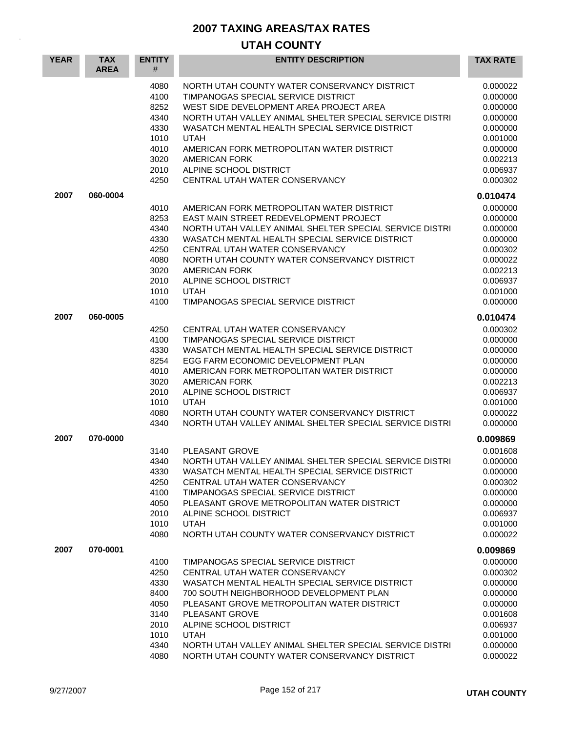# 2007 TAXING AREAS/TAX RATES

## UTAH COUNTY

| YEAR | TAX AREA | ENTITY # | ENTITY DESCRIPTION | TAX RATE |
|---|---|---|---|---|
| | | 4080 | NORTH UTAH COUNTY WATER CONSERVANCY DISTRICT | 0.000022 |
| | | 4100 | TIMPANOGAS SPECIAL SERVICE DISTRICT | 0.000000 |
| | | 8252 | WEST SIDE DEVELOPMENT AREA PROJECT AREA | 0.000000 |
| | | 4340 | NORTH UTAH VALLEY ANIMAL SHELTER SPECIAL SERVICE DISTRI | 0.000000 |
| | | 4330 | WASATCH MENTAL HEALTH SPECIAL SERVICE DISTRICT | 0.000000 |
| | | 1010 | UTAH | 0.001000 |
| | | 4010 | AMERICAN FORK METROPOLITAN WATER DISTRICT | 0.000000 |
| | | 3020 | AMERICAN FORK | 0.002213 |
| | | 2010 | ALPINE SCHOOL DISTRICT | 0.006937 |
| | | 4250 | CENTRAL UTAH WATER CONSERVANCY | 0.000302 |
| **2007** | **060-0004** | | | **0.010474** |
| | | 4010 | AMERICAN FORK METROPOLITAN WATER DISTRICT | 0.000000 |
| | | 8253 | EAST MAIN STREET REDEVELOPMENT PROJECT | 0.000000 |
| | | 4340 | NORTH UTAH VALLEY ANIMAL SHELTER SPECIAL SERVICE DISTRI | 0.000000 |
| | | 4330 | WASATCH MENTAL HEALTH SPECIAL SERVICE DISTRICT | 0.000000 |
| | | 4250 | CENTRAL UTAH WATER CONSERVANCY | 0.000302 |
| | | 4080 | NORTH UTAH COUNTY WATER CONSERVANCY DISTRICT | 0.000022 |
| | | 3020 | AMERICAN FORK | 0.002213 |
| | | 2010 | ALPINE SCHOOL DISTRICT | 0.006937 |
| | | 1010 | UTAH | 0.001000 |
| | | 4100 | TIMPANOGAS SPECIAL SERVICE DISTRICT | 0.000000 |
| **2007** | **060-0005** | | | **0.010474** |
| | | 4250 | CENTRAL UTAH WATER CONSERVANCY | 0.000302 |
| | | 4100 | TIMPANOGAS SPECIAL SERVICE DISTRICT | 0.000000 |
| | | 4330 | WASATCH MENTAL HEALTH SPECIAL SERVICE DISTRICT | 0.000000 |
| | | 8254 | EGG FARM ECONOMIC DEVELOPMENT PLAN | 0.000000 |
| | | 4010 | AMERICAN FORK METROPOLITAN WATER DISTRICT | 0.000000 |
| | | 3020 | AMERICAN FORK | 0.002213 |
| | | 2010 | ALPINE SCHOOL DISTRICT | 0.006937 |
| | | 1010 | UTAH | 0.001000 |
| | | 4080 | NORTH UTAH COUNTY WATER CONSERVANCY DISTRICT | 0.000022 |
| | | 4340 | NORTH UTAH VALLEY ANIMAL SHELTER SPECIAL SERVICE DISTRI | 0.000000 |
| **2007** | **070-0000** | | | **0.009869** |
| | | 3140 | PLEASANT GROVE | 0.001608 |
| | | 4340 | NORTH UTAH VALLEY ANIMAL SHELTER SPECIAL SERVICE DISTRI | 0.000000 |
| | | 4330 | WASATCH MENTAL HEALTH SPECIAL SERVICE DISTRICT | 0.000000 |
| | | 4250 | CENTRAL UTAH WATER CONSERVANCY | 0.000302 |
| | | 4100 | TIMPANOGAS SPECIAL SERVICE DISTRICT | 0.000000 |
| | | 4050 | PLEASANT GROVE METROPOLITAN WATER DISTRICT | 0.000000 |
| | | 2010 | ALPINE SCHOOL DISTRICT | 0.006937 |
| | | 1010 | UTAH | 0.001000 |
| | | 4080 | NORTH UTAH COUNTY WATER CONSERVANCY DISTRICT | 0.000022 |
| **2007** | **070-0001** | | | **0.009869** |
| | | 4100 | TIMPANOGAS SPECIAL SERVICE DISTRICT | 0.000000 |
| | | 4250 | CENTRAL UTAH WATER CONSERVANCY | 0.000302 |
| | | 4330 | WASATCH MENTAL HEALTH SPECIAL SERVICE DISTRICT | 0.000000 |
| | | 8400 | 700 SOUTH NEIGHBORHOOD DEVELOPMENT PLAN | 0.000000 |
| | | 4050 | PLEASANT GROVE METROPOLITAN WATER DISTRICT | 0.000000 |
| | | 3140 | PLEASANT GROVE | 0.001608 |
| | | 2010 | ALPINE SCHOOL DISTRICT | 0.006937 |
| | | 1010 | UTAH | 0.001000 |
| | | 4340 | NORTH UTAH VALLEY ANIMAL SHELTER SPECIAL SERVICE DISTRI | 0.000000 |
| | | 4080 | NORTH UTAH COUNTY WATER CONSERVANCY DISTRICT | 0.000022 |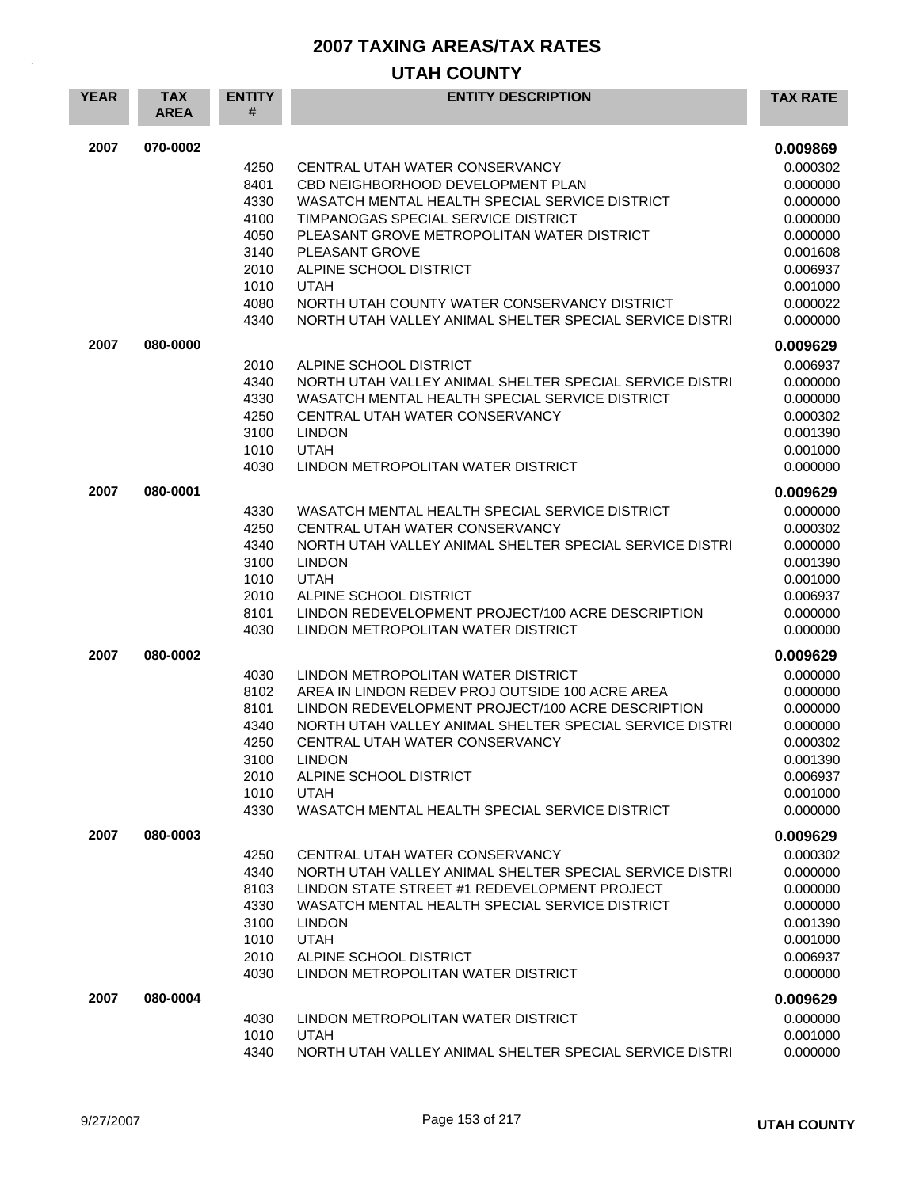# 2007 TAXING AREAS/TAX RATES

## UTAH COUNTY

| YEAR | TAX AREA | ENTITY # | ENTITY DESCRIPTION | TAX RATE |
|---|---|---|---|---|
| 2007 | 070-0002 | | | **0.009869** |
| | | 4250 | CENTRAL UTAH WATER CONSERVANCY | 0.000302 |
| | | 8401 | CBD NEIGHBORHOOD DEVELOPMENT PLAN | 0.000000 |
| | | 4330 | WASATCH MENTAL HEALTH SPECIAL SERVICE DISTRICT | 0.000000 |
| | | 4100 | TIMPANOGAS SPECIAL SERVICE DISTRICT | 0.000000 |
| | | 4050 | PLEASANT GROVE METROPOLITAN WATER DISTRICT | 0.000000 |
| | | 3140 | PLEASANT GROVE | 0.001608 |
| | | 2010 | ALPINE SCHOOL DISTRICT | 0.006937 |
| | | 1010 | UTAH | 0.001000 |
| | | 4080 | NORTH UTAH COUNTY WATER CONSERVANCY DISTRICT | 0.000022 |
| | | 4340 | NORTH UTAH VALLEY ANIMAL SHELTER SPECIAL SERVICE DISTRI | 0.000000 |
| 2007 | 080-0000 | | | **0.009629** |
| | | 2010 | ALPINE SCHOOL DISTRICT | 0.006937 |
| | | 4340 | NORTH UTAH VALLEY ANIMAL SHELTER SPECIAL SERVICE DISTRI | 0.000000 |
| | | 4330 | WASATCH MENTAL HEALTH SPECIAL SERVICE DISTRICT | 0.000000 |
| | | 4250 | CENTRAL UTAH WATER CONSERVANCY | 0.000302 |
| | | 3100 | LINDON | 0.001390 |
| | | 1010 | UTAH | 0.001000 |
| | | 4030 | LINDON METROPOLITAN WATER DISTRICT | 0.000000 |
| 2007 | 080-0001 | | | **0.009629** |
| | | 4330 | WASATCH MENTAL HEALTH SPECIAL SERVICE DISTRICT | 0.000000 |
| | | 4250 | CENTRAL UTAH WATER CONSERVANCY | 0.000302 |
| | | 4340 | NORTH UTAH VALLEY ANIMAL SHELTER SPECIAL SERVICE DISTRI | 0.000000 |
| | | 3100 | LINDON | 0.001390 |
| | | 1010 | UTAH | 0.001000 |
| | | 2010 | ALPINE SCHOOL DISTRICT | 0.006937 |
| | | 8101 | LINDON REDEVELOPMENT PROJECT/100 ACRE DESCRIPTION | 0.000000 |
| | | 4030 | LINDON METROPOLITAN WATER DISTRICT | 0.000000 |
| 2007 | 080-0002 | | | **0.009629** |
| | | 4030 | LINDON METROPOLITAN WATER DISTRICT | 0.000000 |
| | | 8102 | AREA IN LINDON REDEV PROJ OUTSIDE 100 ACRE AREA | 0.000000 |
| | | 8101 | LINDON REDEVELOPMENT PROJECT/100 ACRE DESCRIPTION | 0.000000 |
| | | 4340 | NORTH UTAH VALLEY ANIMAL SHELTER SPECIAL SERVICE DISTRI | 0.000000 |
| | | 4250 | CENTRAL UTAH WATER CONSERVANCY | 0.000302 |
| | | 3100 | LINDON | 0.001390 |
| | | 2010 | ALPINE SCHOOL DISTRICT | 0.006937 |
| | | 1010 | UTAH | 0.001000 |
| | | 4330 | WASATCH MENTAL HEALTH SPECIAL SERVICE DISTRICT | 0.000000 |
| 2007 | 080-0003 | | | **0.009629** |
| | | 4250 | CENTRAL UTAH WATER CONSERVANCY | 0.000302 |
| | | 4340 | NORTH UTAH VALLEY ANIMAL SHELTER SPECIAL SERVICE DISTRI | 0.000000 |
| | | 8103 | LINDON STATE STREET #1 REDEVELOPMENT PROJECT | 0.000000 |
| | | 4330 | WASATCH MENTAL HEALTH SPECIAL SERVICE DISTRICT | 0.000000 |
| | | 3100 | LINDON | 0.001390 |
| | | 1010 | UTAH | 0.001000 |
| | | 2010 | ALPINE SCHOOL DISTRICT | 0.006937 |
| | | 4030 | LINDON METROPOLITAN WATER DISTRICT | 0.000000 |
| 2007 | 080-0004 | | | **0.009629** |
| | | 4030 | LINDON METROPOLITAN WATER DISTRICT | 0.000000 |
| | | 1010 | UTAH | 0.001000 |
| | | 4340 | NORTH UTAH VALLEY ANIMAL SHELTER SPECIAL SERVICE DISTRI | 0.000000 |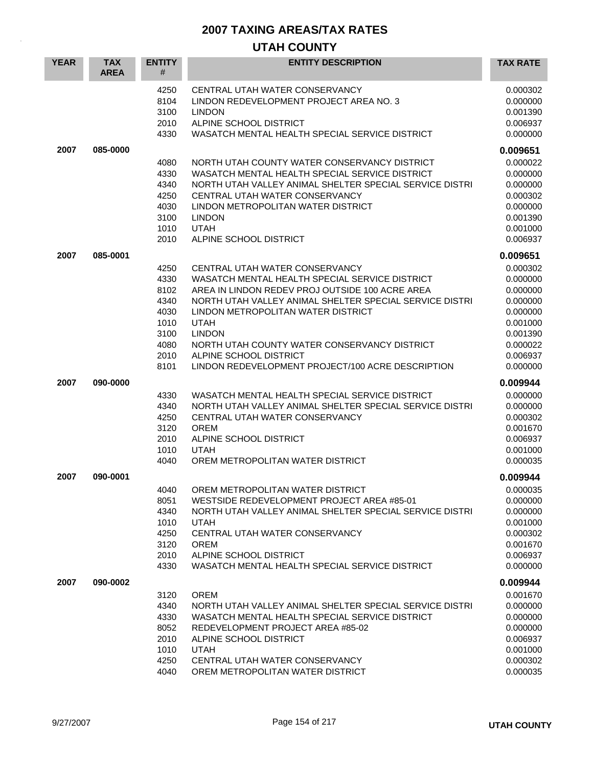# 2007 TAXING AREAS/TAX RATES

## UTAH COUNTY

| YEAR | TAX AREA | ENTITY # | ENTITY DESCRIPTION | TAX RATE |
|---|---|---|---|---|
| | | 4250 | CENTRAL UTAH WATER CONSERVANCY | 0.000302 |
| | | 8104 | LINDON REDEVELOPMENT PROJECT AREA NO. 3 | 0.000000 |
| | | 3100 | LINDON | 0.001390 |
| | | 2010 | ALPINE SCHOOL DISTRICT | 0.006937 |
| | | 4330 | WASATCH MENTAL HEALTH SPECIAL SERVICE DISTRICT | 0.000000 |
| **2007** | **085-0000** | | | **0.009651** |
| | | 4080 | NORTH UTAH COUNTY WATER CONSERVANCY DISTRICT | 0.000022 |
| | | 4330 | WASATCH MENTAL HEALTH SPECIAL SERVICE DISTRICT | 0.000000 |
| | | 4340 | NORTH UTAH VALLEY ANIMAL SHELTER SPECIAL SERVICE DISTRI | 0.000000 |
| | | 4250 | CENTRAL UTAH WATER CONSERVANCY | 0.000302 |
| | | 4030 | LINDON METROPOLITAN WATER DISTRICT | 0.000000 |
| | | 3100 | LINDON | 0.001390 |
| | | 1010 | UTAH | 0.001000 |
| | | 2010 | ALPINE SCHOOL DISTRICT | 0.006937 |
| **2007** | **085-0001** | | | **0.009651** |
| | | 4250 | CENTRAL UTAH WATER CONSERVANCY | 0.000302 |
| | | 4330 | WASATCH MENTAL HEALTH SPECIAL SERVICE DISTRICT | 0.000000 |
| | | 8102 | AREA IN LINDON REDEV PROJ OUTSIDE 100 ACRE AREA | 0.000000 |
| | | 4340 | NORTH UTAH VALLEY ANIMAL SHELTER SPECIAL SERVICE DISTRI | 0.000000 |
| | | 4030 | LINDON METROPOLITAN WATER DISTRICT | 0.000000 |
| | | 1010 | UTAH | 0.001000 |
| | | 3100 | LINDON | 0.001390 |
| | | 4080 | NORTH UTAH COUNTY WATER CONSERVANCY DISTRICT | 0.000022 |
| | | 2010 | ALPINE SCHOOL DISTRICT | 0.006937 |
| | | 8101 | LINDON REDEVELOPMENT PROJECT/100 ACRE DESCRIPTION | 0.000000 |
| **2007** | **090-0000** | | | **0.009944** |
| | | 4330 | WASATCH MENTAL HEALTH SPECIAL SERVICE DISTRICT | 0.000000 |
| | | 4340 | NORTH UTAH VALLEY ANIMAL SHELTER SPECIAL SERVICE DISTRI | 0.000000 |
| | | 4250 | CENTRAL UTAH WATER CONSERVANCY | 0.000302 |
| | | 3120 | OREM | 0.001670 |
| | | 2010 | ALPINE SCHOOL DISTRICT | 0.006937 |
| | | 1010 | UTAH | 0.001000 |
| | | 4040 | OREM METROPOLITAN WATER DISTRICT | 0.000035 |
| **2007** | **090-0001** | | | **0.009944** |
| | | 4040 | OREM METROPOLITAN WATER DISTRICT | 0.000035 |
| | | 8051 | WESTSIDE REDEVELOPMENT PROJECT AREA #85-01 | 0.000000 |
| | | 4340 | NORTH UTAH VALLEY ANIMAL SHELTER SPECIAL SERVICE DISTRI | 0.000000 |
| | | 1010 | UTAH | 0.001000 |
| | | 4250 | CENTRAL UTAH WATER CONSERVANCY | 0.000302 |
| | | 3120 | OREM | 0.001670 |
| | | 2010 | ALPINE SCHOOL DISTRICT | 0.006937 |
| | | 4330 | WASATCH MENTAL HEALTH SPECIAL SERVICE DISTRICT | 0.000000 |
| **2007** | **090-0002** | | | **0.009944** |
| | | 3120 | OREM | 0.001670 |
| | | 4340 | NORTH UTAH VALLEY ANIMAL SHELTER SPECIAL SERVICE DISTRI | 0.000000 |
| | | 4330 | WASATCH MENTAL HEALTH SPECIAL SERVICE DISTRICT | 0.000000 |
| | | 8052 | REDEVELOPMENT PROJECT AREA #85-02 | 0.000000 |
| | | 2010 | ALPINE SCHOOL DISTRICT | 0.006937 |
| | | 1010 | UTAH | 0.001000 |
| | | 4250 | CENTRAL UTAH WATER CONSERVANCY | 0.000302 |
| | | 4040 | OREM METROPOLITAN WATER DISTRICT | 0.000035 |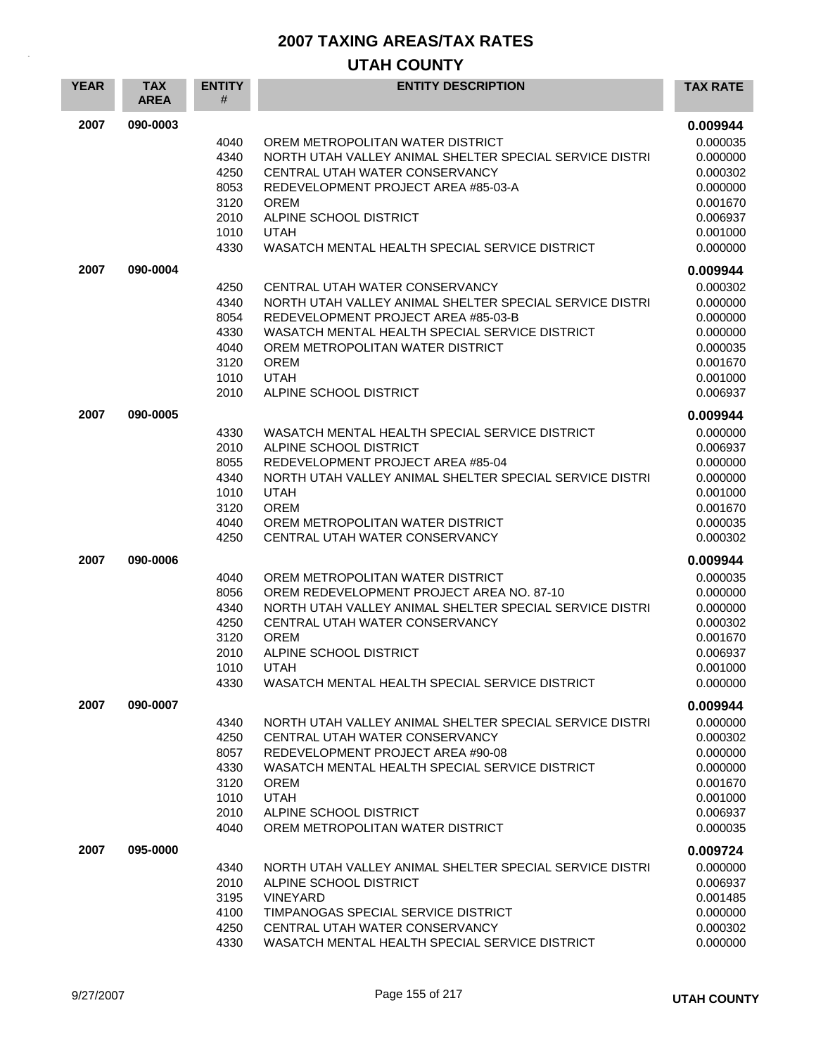# 2007 TAXING AREAS/TAX RATES

## UTAH COUNTY

| YEAR | TAX AREA | ENTITY # | ENTITY DESCRIPTION | TAX RATE |
|---|---|---|---|---|
| 2007 | 090-0003 | | | **0.009944** |
| | | 4040 | OREM METROPOLITAN WATER DISTRICT | 0.000035 |
| | | 4340 | NORTH UTAH VALLEY ANIMAL SHELTER SPECIAL SERVICE DISTRI | 0.000000 |
| | | 4250 | CENTRAL UTAH WATER CONSERVANCY | 0.000302 |
| | | 8053 | REDEVELOPMENT PROJECT AREA #85-03-A | 0.000000 |
| | | 3120 | OREM | 0.001670 |
| | | 2010 | ALPINE SCHOOL DISTRICT | 0.006937 |
| | | 1010 | UTAH | 0.001000 |
| | | 4330 | WASATCH MENTAL HEALTH SPECIAL SERVICE DISTRICT | 0.000000 |
| 2007 | 090-0004 | | | **0.009944** |
| | | 4250 | CENTRAL UTAH WATER CONSERVANCY | 0.000302 |
| | | 4340 | NORTH UTAH VALLEY ANIMAL SHELTER SPECIAL SERVICE DISTRI | 0.000000 |
| | | 8054 | REDEVELOPMENT PROJECT AREA #85-03-B | 0.000000 |
| | | 4330 | WASATCH MENTAL HEALTH SPECIAL SERVICE DISTRICT | 0.000000 |
| | | 4040 | OREM METROPOLITAN WATER DISTRICT | 0.000035 |
| | | 3120 | OREM | 0.001670 |
| | | 1010 | UTAH | 0.001000 |
| | | 2010 | ALPINE SCHOOL DISTRICT | 0.006937 |
| 2007 | 090-0005 | | | **0.009944** |
| | | 4330 | WASATCH MENTAL HEALTH SPECIAL SERVICE DISTRICT | 0.000000 |
| | | 2010 | ALPINE SCHOOL DISTRICT | 0.006937 |
| | | 8055 | REDEVELOPMENT PROJECT AREA #85-04 | 0.000000 |
| | | 4340 | NORTH UTAH VALLEY ANIMAL SHELTER SPECIAL SERVICE DISTRI | 0.000000 |
| | | 1010 | UTAH | 0.001000 |
| | | 3120 | OREM | 0.001670 |
| | | 4040 | OREM METROPOLITAN WATER DISTRICT | 0.000035 |
| | | 4250 | CENTRAL UTAH WATER CONSERVANCY | 0.000302 |
| 2007 | 090-0006 | | | **0.009944** |
| | | 4040 | OREM METROPOLITAN WATER DISTRICT | 0.000035 |
| | | 8056 | OREM REDEVELOPMENT PROJECT AREA NO. 87-10 | 0.000000 |
| | | 4340 | NORTH UTAH VALLEY ANIMAL SHELTER SPECIAL SERVICE DISTRI | 0.000000 |
| | | 4250 | CENTRAL UTAH WATER CONSERVANCY | 0.000302 |
| | | 3120 | OREM | 0.001670 |
| | | 2010 | ALPINE SCHOOL DISTRICT | 0.006937 |
| | | 1010 | UTAH | 0.001000 |
| | | 4330 | WASATCH MENTAL HEALTH SPECIAL SERVICE DISTRICT | 0.000000 |
| 2007 | 090-0007 | | | **0.009944** |
| | | 4340 | NORTH UTAH VALLEY ANIMAL SHELTER SPECIAL SERVICE DISTRI | 0.000000 |
| | | 4250 | CENTRAL UTAH WATER CONSERVANCY | 0.000302 |
| | | 8057 | REDEVELOPMENT PROJECT AREA #90-08 | 0.000000 |
| | | 4330 | WASATCH MENTAL HEALTH SPECIAL SERVICE DISTRICT | 0.000000 |
| | | 3120 | OREM | 0.001670 |
| | | 1010 | UTAH | 0.001000 |
| | | 2010 | ALPINE SCHOOL DISTRICT | 0.006937 |
| | | 4040 | OREM METROPOLITAN WATER DISTRICT | 0.000035 |
| 2007 | 095-0000 | | | **0.009724** |
| | | 4340 | NORTH UTAH VALLEY ANIMAL SHELTER SPECIAL SERVICE DISTRI | 0.000000 |
| | | 2010 | ALPINE SCHOOL DISTRICT | 0.006937 |
| | | 3195 | VINEYARD | 0.001485 |
| | | 4100 | TIMPANOGAS SPECIAL SERVICE DISTRICT | 0.000000 |
| | | 4250 | CENTRAL UTAH WATER CONSERVANCY | 0.000302 |
| | | 4330 | WASATCH MENTAL HEALTH SPECIAL SERVICE DISTRICT | 0.000000 |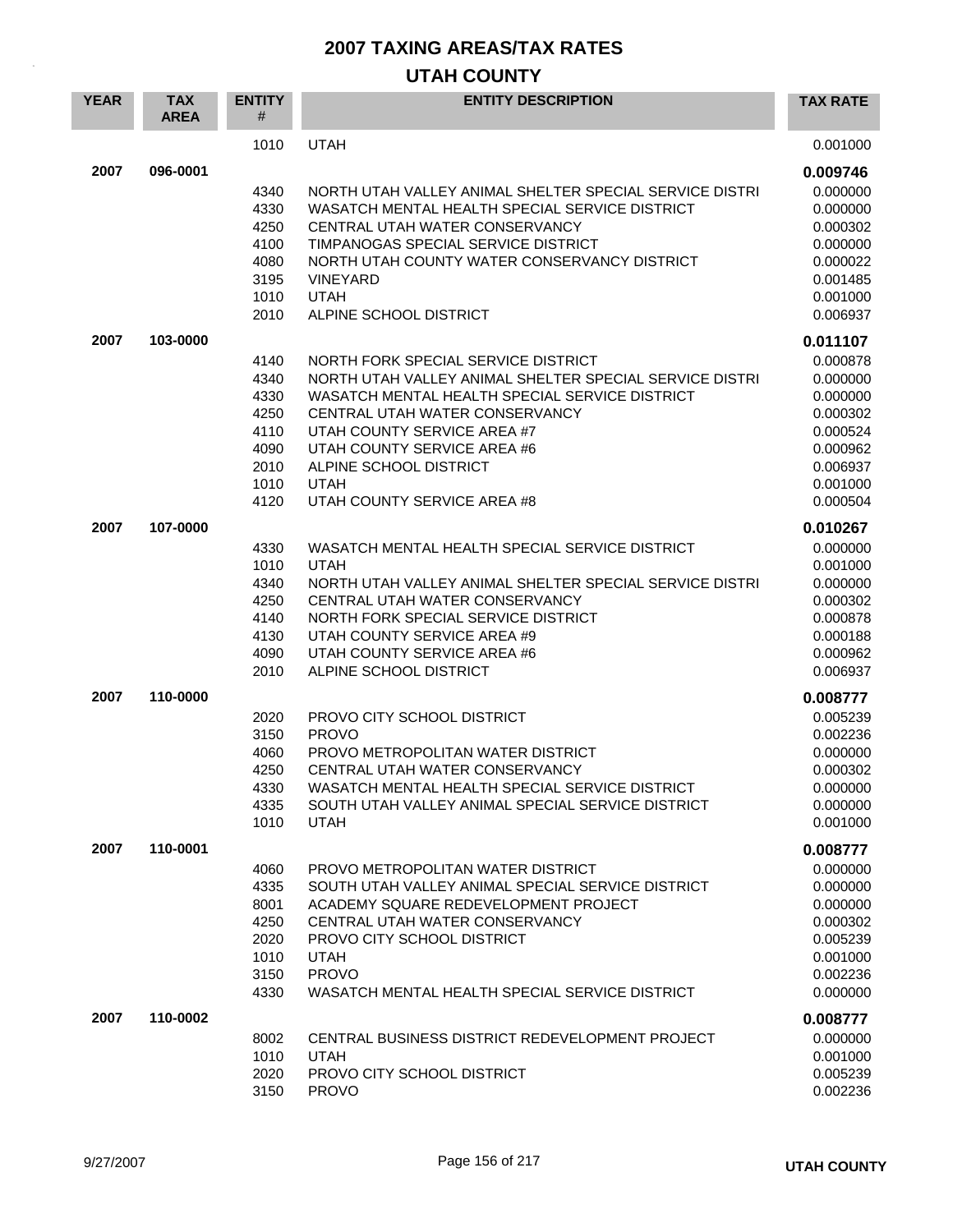# 2007 TAXING AREAS/TAX RATES

## UTAH COUNTY

| YEAR | TAX AREA | ENTITY # | ENTITY DESCRIPTION | TAX RATE |
|---|---|---|---|---|
| | | 1010 | UTAH | 0.001000 |
| **2007** | **096-0001** | | | **0.009746** |
| | | 4340 | NORTH UTAH VALLEY ANIMAL SHELTER SPECIAL SERVICE DISTRI | 0.000000 |
| | | 4330 | WASATCH MENTAL HEALTH SPECIAL SERVICE DISTRICT | 0.000000 |
| | | 4250 | CENTRAL UTAH WATER CONSERVANCY | 0.000302 |
| | | 4100 | TIMPANOGAS SPECIAL SERVICE DISTRICT | 0.000000 |
| | | 4080 | NORTH UTAH COUNTY WATER CONSERVANCY DISTRICT | 0.000022 |
| | | 3195 | VINEYARD | 0.001485 |
| | | 1010 | UTAH | 0.001000 |
| | | 2010 | ALPINE SCHOOL DISTRICT | 0.006937 |
| **2007** | **103-0000** | | | **0.011107** |
| | | 4140 | NORTH FORK SPECIAL SERVICE DISTRICT | 0.000878 |
| | | 4340 | NORTH UTAH VALLEY ANIMAL SHELTER SPECIAL SERVICE DISTRI | 0.000000 |
| | | 4330 | WASATCH MENTAL HEALTH SPECIAL SERVICE DISTRICT | 0.000000 |
| | | 4250 | CENTRAL UTAH WATER CONSERVANCY | 0.000302 |
| | | 4110 | UTAH COUNTY SERVICE AREA #7 | 0.000524 |
| | | 4090 | UTAH COUNTY SERVICE AREA #6 | 0.000962 |
| | | 2010 | ALPINE SCHOOL DISTRICT | 0.006937 |
| | | 1010 | UTAH | 0.001000 |
| | | 4120 | UTAH COUNTY SERVICE AREA #8 | 0.000504 |
| **2007** | **107-0000** | | | **0.010267** |
| | | 4330 | WASATCH MENTAL HEALTH SPECIAL SERVICE DISTRICT | 0.000000 |
| | | 1010 | UTAH | 0.001000 |
| | | 4340 | NORTH UTAH VALLEY ANIMAL SHELTER SPECIAL SERVICE DISTRI | 0.000000 |
| | | 4250 | CENTRAL UTAH WATER CONSERVANCY | 0.000302 |
| | | 4140 | NORTH FORK SPECIAL SERVICE DISTRICT | 0.000878 |
| | | 4130 | UTAH COUNTY SERVICE AREA #9 | 0.000188 |
| | | 4090 | UTAH COUNTY SERVICE AREA #6 | 0.000962 |
| | | 2010 | ALPINE SCHOOL DISTRICT | 0.006937 |
| **2007** | **110-0000** | | | **0.008777** |
| | | 2020 | PROVO CITY SCHOOL DISTRICT | 0.005239 |
| | | 3150 | PROVO | 0.002236 |
| | | 4060 | PROVO METROPOLITAN WATER DISTRICT | 0.000000 |
| | | 4250 | CENTRAL UTAH WATER CONSERVANCY | 0.000302 |
| | | 4330 | WASATCH MENTAL HEALTH SPECIAL SERVICE DISTRICT | 0.000000 |
| | | 4335 | SOUTH UTAH VALLEY ANIMAL SPECIAL SERVICE DISTRICT | 0.000000 |
| | | 1010 | UTAH | 0.001000 |
| **2007** | **110-0001** | | | **0.008777** |
| | | 4060 | PROVO METROPOLITAN WATER DISTRICT | 0.000000 |
| | | 4335 | SOUTH UTAH VALLEY ANIMAL SPECIAL SERVICE DISTRICT | 0.000000 |
| | | 8001 | ACADEMY SQUARE REDEVELOPMENT PROJECT | 0.000000 |
| | | 4250 | CENTRAL UTAH WATER CONSERVANCY | 0.000302 |
| | | 2020 | PROVO CITY SCHOOL DISTRICT | 0.005239 |
| | | 1010 | UTAH | 0.001000 |
| | | 3150 | PROVO | 0.002236 |
| | | 4330 | WASATCH MENTAL HEALTH SPECIAL SERVICE DISTRICT | 0.000000 |
| **2007** | **110-0002** | | | **0.008777** |
| | | 8002 | CENTRAL BUSINESS DISTRICT REDEVELOPMENT PROJECT | 0.000000 |
| | | 1010 | UTAH | 0.001000 |
| | | 2020 | PROVO CITY SCHOOL DISTRICT | 0.005239 |
| | | 3150 | PROVO | 0.002236 |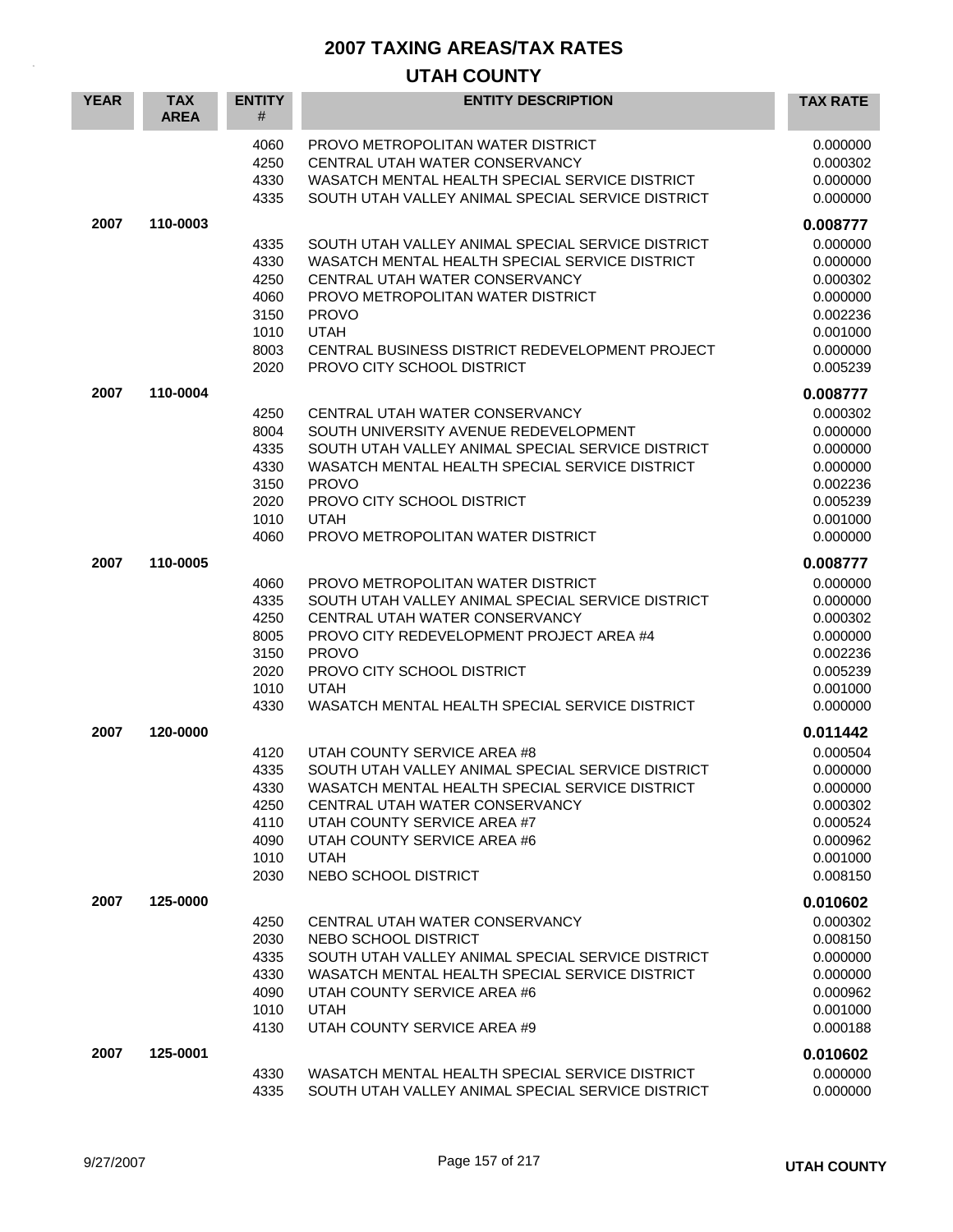# 2007 TAXING AREAS/TAX RATES

## UTAH COUNTY

| YEAR | TAX AREA | ENTITY # | ENTITY DESCRIPTION | TAX RATE |
|---|---|---|---|---|
| | | 4060 | PROVO METROPOLITAN WATER DISTRICT | 0.000000 |
| | | 4250 | CENTRAL UTAH WATER CONSERVANCY | 0.000302 |
| | | 4330 | WASATCH MENTAL HEALTH SPECIAL SERVICE DISTRICT | 0.000000 |
| | | 4335 | SOUTH UTAH VALLEY ANIMAL SPECIAL SERVICE DISTRICT | 0.000000 |
| **2007** | **110-0003** | | | **0.008777** |
| | | 4335 | SOUTH UTAH VALLEY ANIMAL SPECIAL SERVICE DISTRICT | 0.000000 |
| | | 4330 | WASATCH MENTAL HEALTH SPECIAL SERVICE DISTRICT | 0.000000 |
| | | 4250 | CENTRAL UTAH WATER CONSERVANCY | 0.000302 |
| | | 4060 | PROVO METROPOLITAN WATER DISTRICT | 0.000000 |
| | | 3150 | PROVO | 0.002236 |
| | | 1010 | UTAH | 0.001000 |
| | | 8003 | CENTRAL BUSINESS DISTRICT REDEVELOPMENT PROJECT | 0.000000 |
| | | 2020 | PROVO CITY SCHOOL DISTRICT | 0.005239 |
| **2007** | **110-0004** | | | **0.008777** |
| | | 4250 | CENTRAL UTAH WATER CONSERVANCY | 0.000302 |
| | | 8004 | SOUTH UNIVERSITY AVENUE REDEVELOPMENT | 0.000000 |
| | | 4335 | SOUTH UTAH VALLEY ANIMAL SPECIAL SERVICE DISTRICT | 0.000000 |
| | | 4330 | WASATCH MENTAL HEALTH SPECIAL SERVICE DISTRICT | 0.000000 |
| | | 3150 | PROVO | 0.002236 |
| | | 2020 | PROVO CITY SCHOOL DISTRICT | 0.005239 |
| | | 1010 | UTAH | 0.001000 |
| | | 4060 | PROVO METROPOLITAN WATER DISTRICT | 0.000000 |
| **2007** | **110-0005** | | | **0.008777** |
| | | 4060 | PROVO METROPOLITAN WATER DISTRICT | 0.000000 |
| | | 4335 | SOUTH UTAH VALLEY ANIMAL SPECIAL SERVICE DISTRICT | 0.000000 |
| | | 4250 | CENTRAL UTAH WATER CONSERVANCY | 0.000302 |
| | | 8005 | PROVO CITY REDEVELOPMENT PROJECT AREA #4 | 0.000000 |
| | | 3150 | PROVO | 0.002236 |
| | | 2020 | PROVO CITY SCHOOL DISTRICT | 0.005239 |
| | | 1010 | UTAH | 0.001000 |
| | | 4330 | WASATCH MENTAL HEALTH SPECIAL SERVICE DISTRICT | 0.000000 |
| **2007** | **120-0000** | | | **0.011442** |
| | | 4120 | UTAH COUNTY SERVICE AREA #8 | 0.000504 |
| | | 4335 | SOUTH UTAH VALLEY ANIMAL SPECIAL SERVICE DISTRICT | 0.000000 |
| | | 4330 | WASATCH MENTAL HEALTH SPECIAL SERVICE DISTRICT | 0.000000 |
| | | 4250 | CENTRAL UTAH WATER CONSERVANCY | 0.000302 |
| | | 4110 | UTAH COUNTY SERVICE AREA #7 | 0.000524 |
| | | 4090 | UTAH COUNTY SERVICE AREA #6 | 0.000962 |
| | | 1010 | UTAH | 0.001000 |
| | | 2030 | NEBO SCHOOL DISTRICT | 0.008150 |
| **2007** | **125-0000** | | | **0.010602** |
| | | 4250 | CENTRAL UTAH WATER CONSERVANCY | 0.000302 |
| | | 2030 | NEBO SCHOOL DISTRICT | 0.008150 |
| | | 4335 | SOUTH UTAH VALLEY ANIMAL SPECIAL SERVICE DISTRICT | 0.000000 |
| | | 4330 | WASATCH MENTAL HEALTH SPECIAL SERVICE DISTRICT | 0.000000 |
| | | 4090 | UTAH COUNTY SERVICE AREA #6 | 0.000962 |
| | | 1010 | UTAH | 0.001000 |
| | | 4130 | UTAH COUNTY SERVICE AREA #9 | 0.000188 |
| **2007** | **125-0001** | | | **0.010602** |
| | | 4330 | WASATCH MENTAL HEALTH SPECIAL SERVICE DISTRICT | 0.000000 |
| | | 4335 | SOUTH UTAH VALLEY ANIMAL SPECIAL SERVICE DISTRICT | 0.000000 |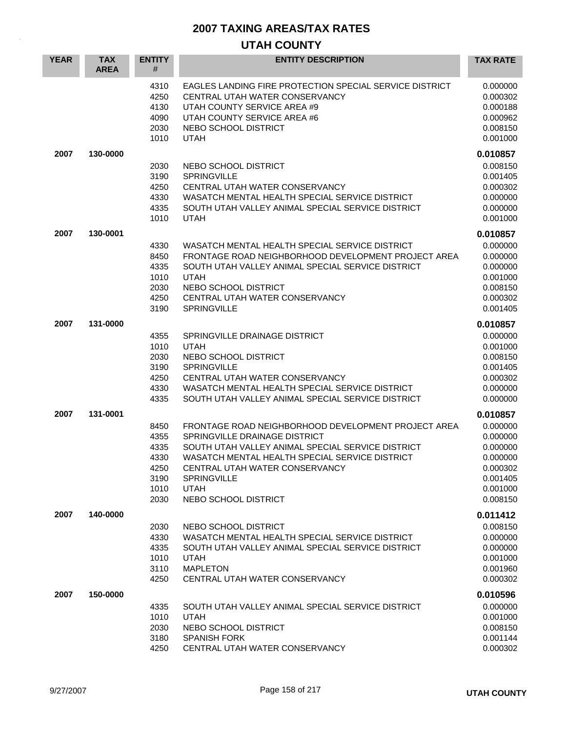# 2007 TAXING AREAS/TAX RATES

## UTAH COUNTY

| YEAR | TAX AREA | ENTITY # | ENTITY DESCRIPTION | TAX RATE |
|---|---|---|---|---|
| | | 4310 | EAGLES LANDING FIRE PROTECTION SPECIAL SERVICE DISTRICT | 0.000000 |
| | | 4250 | CENTRAL UTAH WATER CONSERVANCY | 0.000302 |
| | | 4130 | UTAH COUNTY SERVICE AREA #9 | 0.000188 |
| | | 4090 | UTAH COUNTY SERVICE AREA #6 | 0.000962 |
| | | 2030 | NEBO SCHOOL DISTRICT | 0.008150 |
| | | 1010 | UTAH | 0.001000 |
| **2007** | **130-0000** | | | **0.010857** |
| | | 2030 | NEBO SCHOOL DISTRICT | 0.008150 |
| | | 3190 | SPRINGVILLE | 0.001405 |
| | | 4250 | CENTRAL UTAH WATER CONSERVANCY | 0.000302 |
| | | 4330 | WASATCH MENTAL HEALTH SPECIAL SERVICE DISTRICT | 0.000000 |
| | | 4335 | SOUTH UTAH VALLEY ANIMAL SPECIAL SERVICE DISTRICT | 0.000000 |
| | | 1010 | UTAH | 0.001000 |
| **2007** | **130-0001** | | | **0.010857** |
| | | 4330 | WASATCH MENTAL HEALTH SPECIAL SERVICE DISTRICT | 0.000000 |
| | | 8450 | FRONTAGE ROAD NEIGHBORHOOD DEVELOPMENT PROJECT AREA | 0.000000 |
| | | 4335 | SOUTH UTAH VALLEY ANIMAL SPECIAL SERVICE DISTRICT | 0.000000 |
| | | 1010 | UTAH | 0.001000 |
| | | 2030 | NEBO SCHOOL DISTRICT | 0.008150 |
| | | 4250 | CENTRAL UTAH WATER CONSERVANCY | 0.000302 |
| | | 3190 | SPRINGVILLE | 0.001405 |
| **2007** | **131-0000** | | | **0.010857** |
| | | 4355 | SPRINGVILLE DRAINAGE DISTRICT | 0.000000 |
| | | 1010 | UTAH | 0.001000 |
| | | 2030 | NEBO SCHOOL DISTRICT | 0.008150 |
| | | 3190 | SPRINGVILLE | 0.001405 |
| | | 4250 | CENTRAL UTAH WATER CONSERVANCY | 0.000302 |
| | | 4330 | WASATCH MENTAL HEALTH SPECIAL SERVICE DISTRICT | 0.000000 |
| | | 4335 | SOUTH UTAH VALLEY ANIMAL SPECIAL SERVICE DISTRICT | 0.000000 |
| **2007** | **131-0001** | | | **0.010857** |
| | | 8450 | FRONTAGE ROAD NEIGHBORHOOD DEVELOPMENT PROJECT AREA | 0.000000 |
| | | 4355 | SPRINGVILLE DRAINAGE DISTRICT | 0.000000 |
| | | 4335 | SOUTH UTAH VALLEY ANIMAL SPECIAL SERVICE DISTRICT | 0.000000 |
| | | 4330 | WASATCH MENTAL HEALTH SPECIAL SERVICE DISTRICT | 0.000000 |
| | | 4250 | CENTRAL UTAH WATER CONSERVANCY | 0.000302 |
| | | 3190 | SPRINGVILLE | 0.001405 |
| | | 1010 | UTAH | 0.001000 |
| | | 2030 | NEBO SCHOOL DISTRICT | 0.008150 |
| **2007** | **140-0000** | | | **0.011412** |
| | | 2030 | NEBO SCHOOL DISTRICT | 0.008150 |
| | | 4330 | WASATCH MENTAL HEALTH SPECIAL SERVICE DISTRICT | 0.000000 |
| | | 4335 | SOUTH UTAH VALLEY ANIMAL SPECIAL SERVICE DISTRICT | 0.000000 |
| | | 1010 | UTAH | 0.001000 |
| | | 3110 | MAPLETON | 0.001960 |
| | | 4250 | CENTRAL UTAH WATER CONSERVANCY | 0.000302 |
| **2007** | **150-0000** | | | **0.010596** |
| | | 4335 | SOUTH UTAH VALLEY ANIMAL SPECIAL SERVICE DISTRICT | 0.000000 |
| | | 1010 | UTAH | 0.001000 |
| | | 2030 | NEBO SCHOOL DISTRICT | 0.008150 |
| | | 3180 | SPANISH FORK | 0.001144 |
| | | 4250 | CENTRAL UTAH WATER CONSERVANCY | 0.000302 |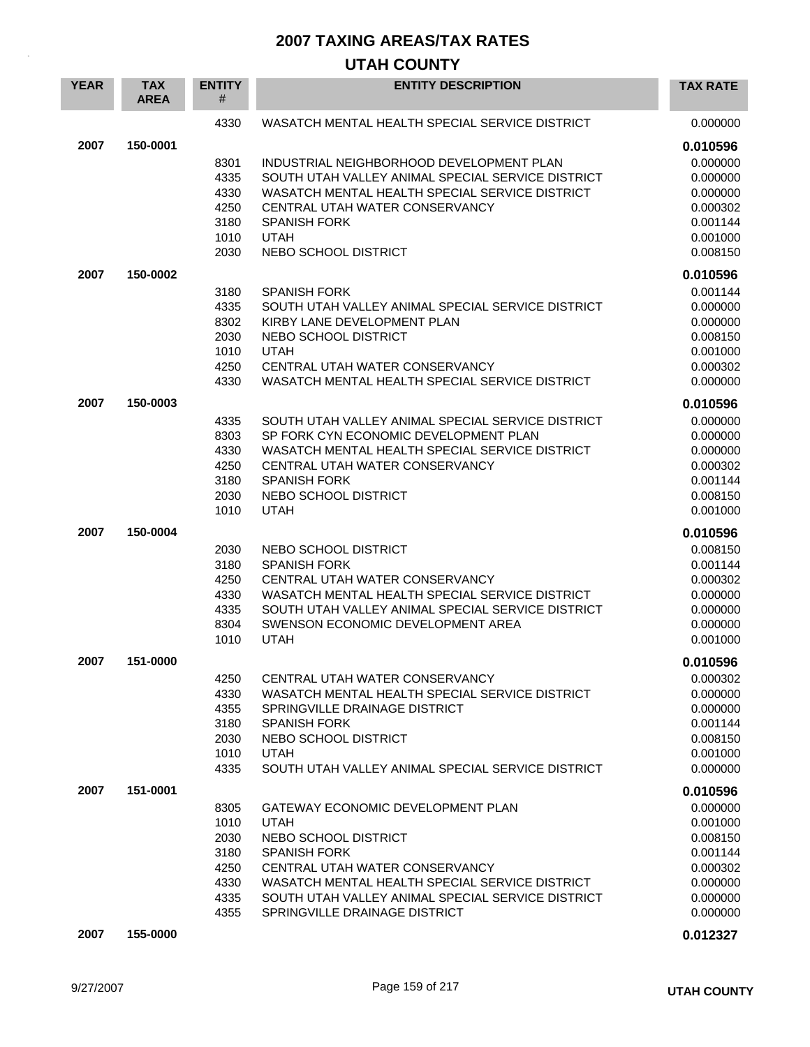# 2007 TAXING AREAS/TAX RATES

## UTAH COUNTY

| YEAR | TAX AREA | ENTITY # | ENTITY DESCRIPTION | TAX RATE |
|---|---|---|---|---|
| | | 4330 | WASATCH MENTAL HEALTH SPECIAL SERVICE DISTRICT | 0.000000 |
| **2007** | **150-0001** | | | **0.010596** |
| | | 8301 | INDUSTRIAL NEIGHBORHOOD DEVELOPMENT PLAN | 0.000000 |
| | | 4335 | SOUTH UTAH VALLEY ANIMAL SPECIAL SERVICE DISTRICT | 0.000000 |
| | | 4330 | WASATCH MENTAL HEALTH SPECIAL SERVICE DISTRICT | 0.000000 |
| | | 4250 | CENTRAL UTAH WATER CONSERVANCY | 0.000302 |
| | | 3180 | SPANISH FORK | 0.001144 |
| | | 1010 | UTAH | 0.001000 |
| | | 2030 | NEBO SCHOOL DISTRICT | 0.008150 |
| **2007** | **150-0002** | | | **0.010596** |
| | | 3180 | SPANISH FORK | 0.001144 |
| | | 4335 | SOUTH UTAH VALLEY ANIMAL SPECIAL SERVICE DISTRICT | 0.000000 |
| | | 8302 | KIRBY LANE DEVELOPMENT PLAN | 0.000000 |
| | | 2030 | NEBO SCHOOL DISTRICT | 0.008150 |
| | | 1010 | UTAH | 0.001000 |
| | | 4250 | CENTRAL UTAH WATER CONSERVANCY | 0.000302 |
| | | 4330 | WASATCH MENTAL HEALTH SPECIAL SERVICE DISTRICT | 0.000000 |
| **2007** | **150-0003** | | | **0.010596** |
| | | 4335 | SOUTH UTAH VALLEY ANIMAL SPECIAL SERVICE DISTRICT | 0.000000 |
| | | 8303 | SP FORK CYN ECONOMIC DEVELOPMENT PLAN | 0.000000 |
| | | 4330 | WASATCH MENTAL HEALTH SPECIAL SERVICE DISTRICT | 0.000000 |
| | | 4250 | CENTRAL UTAH WATER CONSERVANCY | 0.000302 |
| | | 3180 | SPANISH FORK | 0.001144 |
| | | 2030 | NEBO SCHOOL DISTRICT | 0.008150 |
| | | 1010 | UTAH | 0.001000 |
| **2007** | **150-0004** | | | **0.010596** |
| | | 2030 | NEBO SCHOOL DISTRICT | 0.008150 |
| | | 3180 | SPANISH FORK | 0.001144 |
| | | 4250 | CENTRAL UTAH WATER CONSERVANCY | 0.000302 |
| | | 4330 | WASATCH MENTAL HEALTH SPECIAL SERVICE DISTRICT | 0.000000 |
| | | 4335 | SOUTH UTAH VALLEY ANIMAL SPECIAL SERVICE DISTRICT | 0.000000 |
| | | 8304 | SWENSON ECONOMIC DEVELOPMENT AREA | 0.000000 |
| | | 1010 | UTAH | 0.001000 |
| **2007** | **151-0000** | | | **0.010596** |
| | | 4250 | CENTRAL UTAH WATER CONSERVANCY | 0.000302 |
| | | 4330 | WASATCH MENTAL HEALTH SPECIAL SERVICE DISTRICT | 0.000000 |
| | | 4355 | SPRINGVILLE DRAINAGE DISTRICT | 0.000000 |
| | | 3180 | SPANISH FORK | 0.001144 |
| | | 2030 | NEBO SCHOOL DISTRICT | 0.008150 |
| | | 1010 | UTAH | 0.001000 |
| | | 4335 | SOUTH UTAH VALLEY ANIMAL SPECIAL SERVICE DISTRICT | 0.000000 |
| **2007** | **151-0001** | | | **0.010596** |
| | | 8305 | GATEWAY ECONOMIC DEVELOPMENT PLAN | 0.000000 |
| | | 1010 | UTAH | 0.001000 |
| | | 2030 | NEBO SCHOOL DISTRICT | 0.008150 |
| | | 3180 | SPANISH FORK | 0.001144 |
| | | 4250 | CENTRAL UTAH WATER CONSERVANCY | 0.000302 |
| | | 4330 | WASATCH MENTAL HEALTH SPECIAL SERVICE DISTRICT | 0.000000 |
| | | 4335 | SOUTH UTAH VALLEY ANIMAL SPECIAL SERVICE DISTRICT | 0.000000 |
| | | 4355 | SPRINGVILLE DRAINAGE DISTRICT | 0.000000 |
| **2007** | **155-0000** | | | **0.012327** |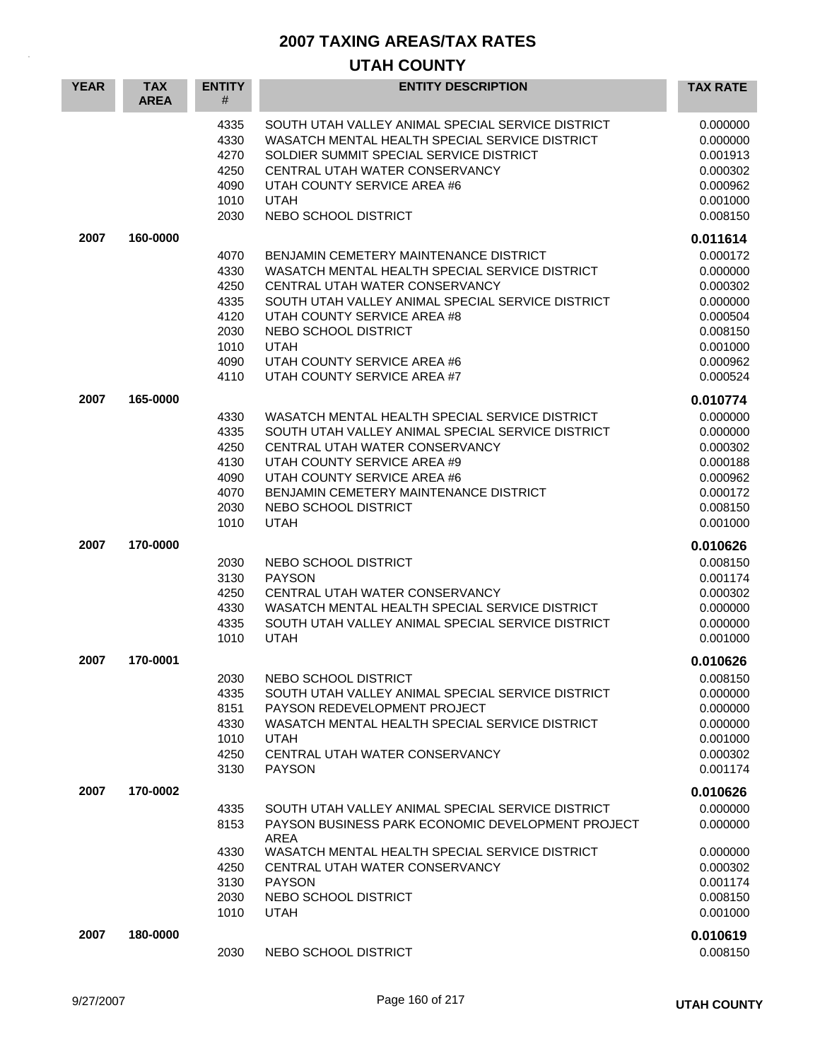# 2007 TAXING AREAS/TAX RATES

## UTAH COUNTY

| YEAR | TAX AREA | ENTITY # | ENTITY DESCRIPTION | TAX RATE |
|---|---|---|---|---|
| | | 4335 | SOUTH UTAH VALLEY ANIMAL SPECIAL SERVICE DISTRICT | 0.000000 |
| | | 4330 | WASATCH MENTAL HEALTH SPECIAL SERVICE DISTRICT | 0.000000 |
| | | 4270 | SOLDIER SUMMIT SPECIAL SERVICE DISTRICT | 0.001913 |
| | | 4250 | CENTRAL UTAH WATER CONSERVANCY | 0.000302 |
| | | 4090 | UTAH COUNTY SERVICE AREA #6 | 0.000962 |
| | | 1010 | UTAH | 0.001000 |
| | | 2030 | NEBO SCHOOL DISTRICT | 0.008150 |
| **2007** | **160-0000** | | | **0.011614** |
| | | 4070 | BENJAMIN CEMETERY MAINTENANCE DISTRICT | 0.000172 |
| | | 4330 | WASATCH MENTAL HEALTH SPECIAL SERVICE DISTRICT | 0.000000 |
| | | 4250 | CENTRAL UTAH WATER CONSERVANCY | 0.000302 |
| | | 4335 | SOUTH UTAH VALLEY ANIMAL SPECIAL SERVICE DISTRICT | 0.000000 |
| | | 4120 | UTAH COUNTY SERVICE AREA #8 | 0.000504 |
| | | 2030 | NEBO SCHOOL DISTRICT | 0.008150 |
| | | 1010 | UTAH | 0.001000 |
| | | 4090 | UTAH COUNTY SERVICE AREA #6 | 0.000962 |
| | | 4110 | UTAH COUNTY SERVICE AREA #7 | 0.000524 |
| **2007** | **165-0000** | | | **0.010774** |
| | | 4330 | WASATCH MENTAL HEALTH SPECIAL SERVICE DISTRICT | 0.000000 |
| | | 4335 | SOUTH UTAH VALLEY ANIMAL SPECIAL SERVICE DISTRICT | 0.000000 |
| | | 4250 | CENTRAL UTAH WATER CONSERVANCY | 0.000302 |
| | | 4130 | UTAH COUNTY SERVICE AREA #9 | 0.000188 |
| | | 4090 | UTAH COUNTY SERVICE AREA #6 | 0.000962 |
| | | 4070 | BENJAMIN CEMETERY MAINTENANCE DISTRICT | 0.000172 |
| | | 2030 | NEBO SCHOOL DISTRICT | 0.008150 |
| | | 1010 | UTAH | 0.001000 |
| **2007** | **170-0000** | | | **0.010626** |
| | | 2030 | NEBO SCHOOL DISTRICT | 0.008150 |
| | | 3130 | PAYSON | 0.001174 |
| | | 4250 | CENTRAL UTAH WATER CONSERVANCY | 0.000302 |
| | | 4330 | WASATCH MENTAL HEALTH SPECIAL SERVICE DISTRICT | 0.000000 |
| | | 4335 | SOUTH UTAH VALLEY ANIMAL SPECIAL SERVICE DISTRICT | 0.000000 |
| | | 1010 | UTAH | 0.001000 |
| **2007** | **170-0001** | | | **0.010626** |
| | | 2030 | NEBO SCHOOL DISTRICT | 0.008150 |
| | | 4335 | SOUTH UTAH VALLEY ANIMAL SPECIAL SERVICE DISTRICT | 0.000000 |
| | | 8151 | PAYSON REDEVELOPMENT PROJECT | 0.000000 |
| | | 4330 | WASATCH MENTAL HEALTH SPECIAL SERVICE DISTRICT | 0.000000 |
| | | 1010 | UTAH | 0.001000 |
| | | 4250 | CENTRAL UTAH WATER CONSERVANCY | 0.000302 |
| | | 3130 | PAYSON | 0.001174 |
| **2007** | **170-0002** | | | **0.010626** |
| | | 4335 | SOUTH UTAH VALLEY ANIMAL SPECIAL SERVICE DISTRICT | 0.000000 |
| | | 8153 | PAYSON BUSINESS PARK ECONOMIC DEVELOPMENT PROJECT AREA | 0.000000 |
| | | 4330 | WASATCH MENTAL HEALTH SPECIAL SERVICE DISTRICT | 0.000000 |
| | | 4250 | CENTRAL UTAH WATER CONSERVANCY | 0.000302 |
| | | 3130 | PAYSON | 0.001174 |
| | | 2030 | NEBO SCHOOL DISTRICT | 0.008150 |
| | | 1010 | UTAH | 0.001000 |
| **2007** | **180-0000** | | | **0.010619** |
| | | 2030 | NEBO SCHOOL DISTRICT | 0.008150 |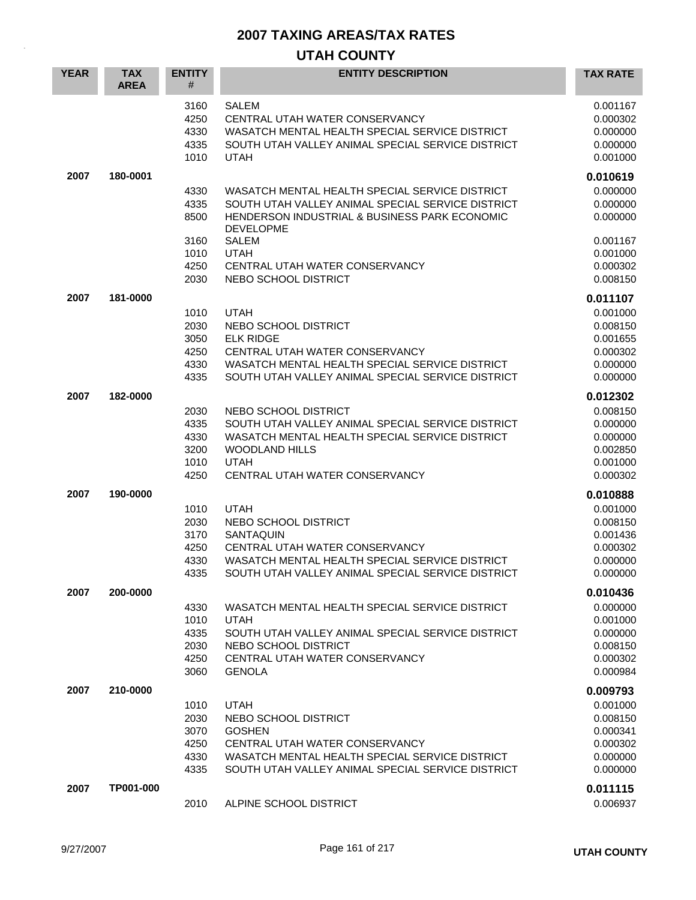# 2007 TAXING AREAS/TAX RATES

## UTAH COUNTY

| YEAR | TAX AREA | ENTITY # | ENTITY DESCRIPTION | TAX RATE |
|---|---|---|---|---|
| | | 3160 | SALEM | 0.001167 |
| | | 4250 | CENTRAL UTAH WATER CONSERVANCY | 0.000302 |
| | | 4330 | WASATCH MENTAL HEALTH SPECIAL SERVICE DISTRICT | 0.000000 |
| | | 4335 | SOUTH UTAH VALLEY ANIMAL SPECIAL SERVICE DISTRICT | 0.000000 |
| | | 1010 | UTAH | 0.001000 |
| **2007** | **180-0001** | | | **0.010619** |
| | | 4330 | WASATCH MENTAL HEALTH SPECIAL SERVICE DISTRICT | 0.000000 |
| | | 4335 | SOUTH UTAH VALLEY ANIMAL SPECIAL SERVICE DISTRICT | 0.000000 |
| | | 8500 | HENDERSON INDUSTRIAL & BUSINESS PARK ECONOMIC DEVELOPME | 0.000000 |
| | | 3160 | SALEM | 0.001167 |
| | | 1010 | UTAH | 0.001000 |
| | | 4250 | CENTRAL UTAH WATER CONSERVANCY | 0.000302 |
| | | 2030 | NEBO SCHOOL DISTRICT | 0.008150 |
| **2007** | **181-0000** | | | **0.011107** |
| | | 1010 | UTAH | 0.001000 |
| | | 2030 | NEBO SCHOOL DISTRICT | 0.008150 |
| | | 3050 | ELK RIDGE | 0.001655 |
| | | 4250 | CENTRAL UTAH WATER CONSERVANCY | 0.000302 |
| | | 4330 | WASATCH MENTAL HEALTH SPECIAL SERVICE DISTRICT | 0.000000 |
| | | 4335 | SOUTH UTAH VALLEY ANIMAL SPECIAL SERVICE DISTRICT | 0.000000 |
| **2007** | **182-0000** | | | **0.012302** |
| | | 2030 | NEBO SCHOOL DISTRICT | 0.008150 |
| | | 4335 | SOUTH UTAH VALLEY ANIMAL SPECIAL SERVICE DISTRICT | 0.000000 |
| | | 4330 | WASATCH MENTAL HEALTH SPECIAL SERVICE DISTRICT | 0.000000 |
| | | 3200 | WOODLAND HILLS | 0.002850 |
| | | 1010 | UTAH | 0.001000 |
| | | 4250 | CENTRAL UTAH WATER CONSERVANCY | 0.000302 |
| **2007** | **190-0000** | | | **0.010888** |
| | | 1010 | UTAH | 0.001000 |
| | | 2030 | NEBO SCHOOL DISTRICT | 0.008150 |
| | | 3170 | SANTAQUIN | 0.001436 |
| | | 4250 | CENTRAL UTAH WATER CONSERVANCY | 0.000302 |
| | | 4330 | WASATCH MENTAL HEALTH SPECIAL SERVICE DISTRICT | 0.000000 |
| | | 4335 | SOUTH UTAH VALLEY ANIMAL SPECIAL SERVICE DISTRICT | 0.000000 |
| **2007** | **200-0000** | | | **0.010436** |
| | | 4330 | WASATCH MENTAL HEALTH SPECIAL SERVICE DISTRICT | 0.000000 |
| | | 1010 | UTAH | 0.001000 |
| | | 4335 | SOUTH UTAH VALLEY ANIMAL SPECIAL SERVICE DISTRICT | 0.000000 |
| | | 2030 | NEBO SCHOOL DISTRICT | 0.008150 |
| | | 4250 | CENTRAL UTAH WATER CONSERVANCY | 0.000302 |
| | | 3060 | GENOLA | 0.000984 |
| **2007** | **210-0000** | | | **0.009793** |
| | | 1010 | UTAH | 0.001000 |
| | | 2030 | NEBO SCHOOL DISTRICT | 0.008150 |
| | | 3070 | GOSHEN | 0.000341 |
| | | 4250 | CENTRAL UTAH WATER CONSERVANCY | 0.000302 |
| | | 4330 | WASATCH MENTAL HEALTH SPECIAL SERVICE DISTRICT | 0.000000 |
| | | 4335 | SOUTH UTAH VALLEY ANIMAL SPECIAL SERVICE DISTRICT | 0.000000 |
| **2007** | **TP001-000** | | | **0.011115** |
| | | 2010 | ALPINE SCHOOL DISTRICT | 0.006937 |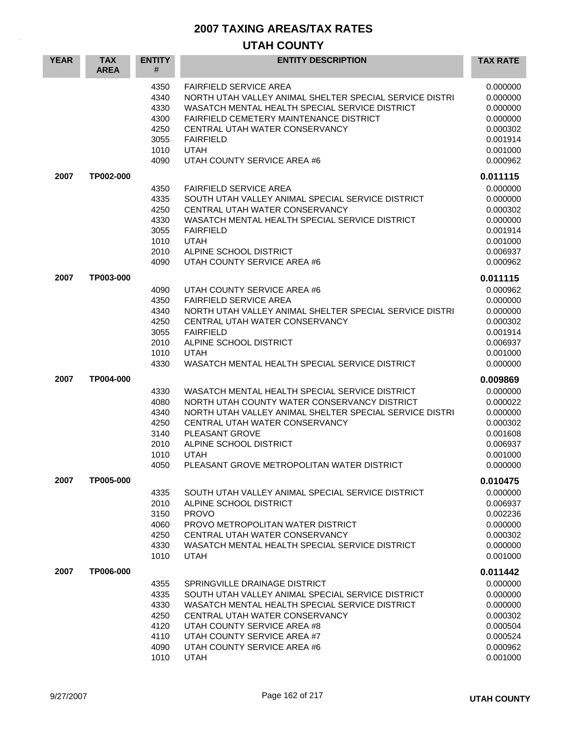# 2007 TAXING AREAS/TAX RATES

## UTAH COUNTY

| YEAR | TAX AREA | ENTITY # | ENTITY DESCRIPTION | TAX RATE |
|---|---|---|---|---|
| | | 4350 | FAIRFIELD SERVICE AREA | 0.000000 |
| | | 4340 | NORTH UTAH VALLEY ANIMAL SHELTER SPECIAL SERVICE DISTRI | 0.000000 |
| | | 4330 | WASATCH MENTAL HEALTH SPECIAL SERVICE DISTRICT | 0.000000 |
| | | 4300 | FAIRFIELD CEMETERY MAINTENANCE DISTRICT | 0.000000 |
| | | 4250 | CENTRAL UTAH WATER CONSERVANCY | 0.000302 |
| | | 3055 | FAIRFIELD | 0.001914 |
| | | 1010 | UTAH | 0.001000 |
| | | 4090 | UTAH COUNTY SERVICE AREA #6 | 0.000962 |
| **2007** | **TP002-000** | | | **0.011115** |
| | | 4350 | FAIRFIELD SERVICE AREA | 0.000000 |
| | | 4335 | SOUTH UTAH VALLEY ANIMAL SPECIAL SERVICE DISTRICT | 0.000000 |
| | | 4250 | CENTRAL UTAH WATER CONSERVANCY | 0.000302 |
| | | 4330 | WASATCH MENTAL HEALTH SPECIAL SERVICE DISTRICT | 0.000000 |
| | | 3055 | FAIRFIELD | 0.001914 |
| | | 1010 | UTAH | 0.001000 |
| | | 2010 | ALPINE SCHOOL DISTRICT | 0.006937 |
| | | 4090 | UTAH COUNTY SERVICE AREA #6 | 0.000962 |
| **2007** | **TP003-000** | | | **0.011115** |
| | | 4090 | UTAH COUNTY SERVICE AREA #6 | 0.000962 |
| | | 4350 | FAIRFIELD SERVICE AREA | 0.000000 |
| | | 4340 | NORTH UTAH VALLEY ANIMAL SHELTER SPECIAL SERVICE DISTRI | 0.000000 |
| | | 4250 | CENTRAL UTAH WATER CONSERVANCY | 0.000302 |
| | | 3055 | FAIRFIELD | 0.001914 |
| | | 2010 | ALPINE SCHOOL DISTRICT | 0.006937 |
| | | 1010 | UTAH | 0.001000 |
| | | 4330 | WASATCH MENTAL HEALTH SPECIAL SERVICE DISTRICT | 0.000000 |
| **2007** | **TP004-000** | | | **0.009869** |
| | | 4330 | WASATCH MENTAL HEALTH SPECIAL SERVICE DISTRICT | 0.000000 |
| | | 4080 | NORTH UTAH COUNTY WATER CONSERVANCY DISTRICT | 0.000022 |
| | | 4340 | NORTH UTAH VALLEY ANIMAL SHELTER SPECIAL SERVICE DISTRI | 0.000000 |
| | | 4250 | CENTRAL UTAH WATER CONSERVANCY | 0.000302 |
| | | 3140 | PLEASANT GROVE | 0.001608 |
| | | 2010 | ALPINE SCHOOL DISTRICT | 0.006937 |
| | | 1010 | UTAH | 0.001000 |
| | | 4050 | PLEASANT GROVE METROPOLITAN WATER DISTRICT | 0.000000 |
| **2007** | **TP005-000** | | | **0.010475** |
| | | 4335 | SOUTH UTAH VALLEY ANIMAL SPECIAL SERVICE DISTRICT | 0.000000 |
| | | 2010 | ALPINE SCHOOL DISTRICT | 0.006937 |
| | | 3150 | PROVO | 0.002236 |
| | | 4060 | PROVO METROPOLITAN WATER DISTRICT | 0.000000 |
| | | 4250 | CENTRAL UTAH WATER CONSERVANCY | 0.000302 |
| | | 4330 | WASATCH MENTAL HEALTH SPECIAL SERVICE DISTRICT | 0.000000 |
| | | 1010 | UTAH | 0.001000 |
| **2007** | **TP006-000** | | | **0.011442** |
| | | 4355 | SPRINGVILLE DRAINAGE DISTRICT | 0.000000 |
| | | 4335 | SOUTH UTAH VALLEY ANIMAL SPECIAL SERVICE DISTRICT | 0.000000 |
| | | 4330 | WASATCH MENTAL HEALTH SPECIAL SERVICE DISTRICT | 0.000000 |
| | | 4250 | CENTRAL UTAH WATER CONSERVANCY | 0.000302 |
| | | 4120 | UTAH COUNTY SERVICE AREA #8 | 0.000504 |
| | | 4110 | UTAH COUNTY SERVICE AREA #7 | 0.000524 |
| | | 4090 | UTAH COUNTY SERVICE AREA #6 | 0.000962 |
| | | 1010 | UTAH | 0.001000 |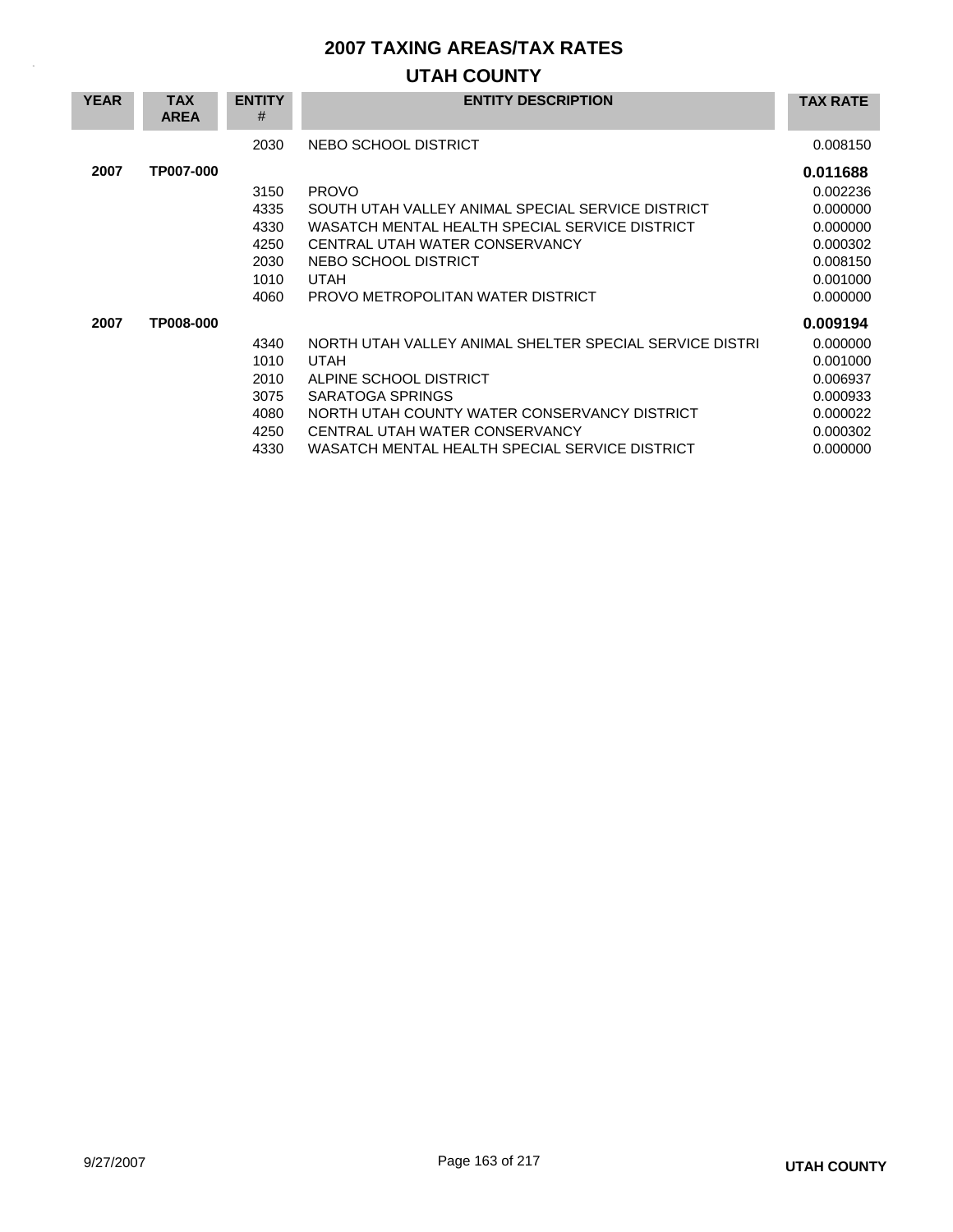# 2007 TAXING AREAS/TAX RATES

## UTAH COUNTY

| YEAR | TAX AREA | ENTITY # | ENTITY DESCRIPTION | TAX RATE |
|---|---|---|---|---|
| | | 2030 | NEBO SCHOOL DISTRICT | 0.008150 |
| **2007** | **TP007-000** | | | **0.011688** |
| | | 3150 | PROVO | 0.002236 |
| | | 4335 | SOUTH UTAH VALLEY ANIMAL SPECIAL SERVICE DISTRICT | 0.000000 |
| | | 4330 | WASATCH MENTAL HEALTH SPECIAL SERVICE DISTRICT | 0.000000 |
| | | 4250 | CENTRAL UTAH WATER CONSERVANCY | 0.000302 |
| | | 2030 | NEBO SCHOOL DISTRICT | 0.008150 |
| | | 1010 | UTAH | 0.001000 |
| | | 4060 | PROVO METROPOLITAN WATER DISTRICT | 0.000000 |
| **2007** | **TP008-000** | | | **0.009194** |
| | | 4340 | NORTH UTAH VALLEY ANIMAL SHELTER SPECIAL SERVICE DISTRI | 0.000000 |
| | | 1010 | UTAH | 0.001000 |
| | | 2010 | ALPINE SCHOOL DISTRICT | 0.006937 |
| | | 3075 | SARATOGA SPRINGS | 0.000933 |
| | | 4080 | NORTH UTAH COUNTY WATER CONSERVANCY DISTRICT | 0.000022 |
| | | 4250 | CENTRAL UTAH WATER CONSERVANCY | 0.000302 |
| | | 4330 | WASATCH MENTAL HEALTH SPECIAL SERVICE DISTRICT | 0.000000 |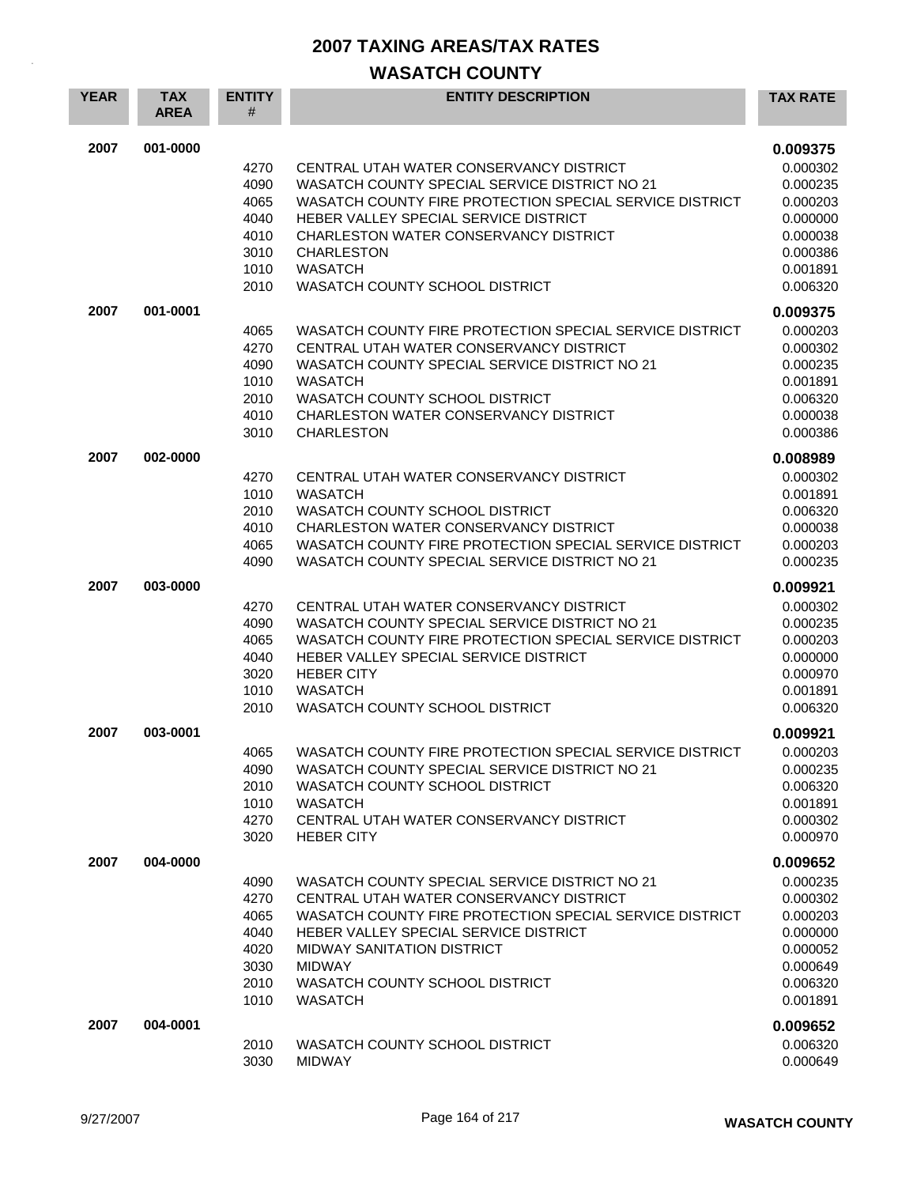# 2007 TAXING AREAS/TAX RATES

## WASATCH COUNTY

| YEAR | TAX AREA | ENTITY # | ENTITY DESCRIPTION | TAX RATE |
|---|---|---|---|---|
| 2007 | 001-0000 | | | **0.009375** |
| | | 4270 | CENTRAL UTAH WATER CONSERVANCY DISTRICT | 0.000302 |
| | | 4090 | WASATCH COUNTY SPECIAL SERVICE DISTRICT NO 21 | 0.000235 |
| | | 4065 | WASATCH COUNTY FIRE PROTECTION SPECIAL SERVICE DISTRICT | 0.000203 |
| | | 4040 | HEBER VALLEY SPECIAL SERVICE DISTRICT | 0.000000 |
| | | 4010 | CHARLESTON WATER CONSERVANCY DISTRICT | 0.000038 |
| | | 3010 | CHARLESTON | 0.000386 |
| | | 1010 | WASATCH | 0.001891 |
| | | 2010 | WASATCH COUNTY SCHOOL DISTRICT | 0.006320 |
| 2007 | 001-0001 | | | **0.009375** |
| | | 4065 | WASATCH COUNTY FIRE PROTECTION SPECIAL SERVICE DISTRICT | 0.000203 |
| | | 4270 | CENTRAL UTAH WATER CONSERVANCY DISTRICT | 0.000302 |
| | | 4090 | WASATCH COUNTY SPECIAL SERVICE DISTRICT NO 21 | 0.000235 |
| | | 1010 | WASATCH | 0.001891 |
| | | 2010 | WASATCH COUNTY SCHOOL DISTRICT | 0.006320 |
| | | 4010 | CHARLESTON WATER CONSERVANCY DISTRICT | 0.000038 |
| | | 3010 | CHARLESTON | 0.000386 |
| 2007 | 002-0000 | | | **0.008989** |
| | | 4270 | CENTRAL UTAH WATER CONSERVANCY DISTRICT | 0.000302 |
| | | 1010 | WASATCH | 0.001891 |
| | | 2010 | WASATCH COUNTY SCHOOL DISTRICT | 0.006320 |
| | | 4010 | CHARLESTON WATER CONSERVANCY DISTRICT | 0.000038 |
| | | 4065 | WASATCH COUNTY FIRE PROTECTION SPECIAL SERVICE DISTRICT | 0.000203 |
| | | 4090 | WASATCH COUNTY SPECIAL SERVICE DISTRICT NO 21 | 0.000235 |
| 2007 | 003-0000 | | | **0.009921** |
| | | 4270 | CENTRAL UTAH WATER CONSERVANCY DISTRICT | 0.000302 |
| | | 4090 | WASATCH COUNTY SPECIAL SERVICE DISTRICT NO 21 | 0.000235 |
| | | 4065 | WASATCH COUNTY FIRE PROTECTION SPECIAL SERVICE DISTRICT | 0.000203 |
| | | 4040 | HEBER VALLEY SPECIAL SERVICE DISTRICT | 0.000000 |
| | | 3020 | HEBER CITY | 0.000970 |
| | | 1010 | WASATCH | 0.001891 |
| | | 2010 | WASATCH COUNTY SCHOOL DISTRICT | 0.006320 |
| 2007 | 003-0001 | | | **0.009921** |
| | | 4065 | WASATCH COUNTY FIRE PROTECTION SPECIAL SERVICE DISTRICT | 0.000203 |
| | | 4090 | WASATCH COUNTY SPECIAL SERVICE DISTRICT NO 21 | 0.000235 |
| | | 2010 | WASATCH COUNTY SCHOOL DISTRICT | 0.006320 |
| | | 1010 | WASATCH | 0.001891 |
| | | 4270 | CENTRAL UTAH WATER CONSERVANCY DISTRICT | 0.000302 |
| | | 3020 | HEBER CITY | 0.000970 |
| 2007 | 004-0000 | | | **0.009652** |
| | | 4090 | WASATCH COUNTY SPECIAL SERVICE DISTRICT NO 21 | 0.000235 |
| | | 4270 | CENTRAL UTAH WATER CONSERVANCY DISTRICT | 0.000302 |
| | | 4065 | WASATCH COUNTY FIRE PROTECTION SPECIAL SERVICE DISTRICT | 0.000203 |
| | | 4040 | HEBER VALLEY SPECIAL SERVICE DISTRICT | 0.000000 |
| | | 4020 | MIDWAY SANITATION DISTRICT | 0.000052 |
| | | 3030 | MIDWAY | 0.000649 |
| | | 2010 | WASATCH COUNTY SCHOOL DISTRICT | 0.006320 |
| | | 1010 | WASATCH | 0.001891 |
| 2007 | 004-0001 | | | **0.009652** |
| | | 2010 | WASATCH COUNTY SCHOOL DISTRICT | 0.006320 |
| | | 3030 | MIDWAY | 0.000649 |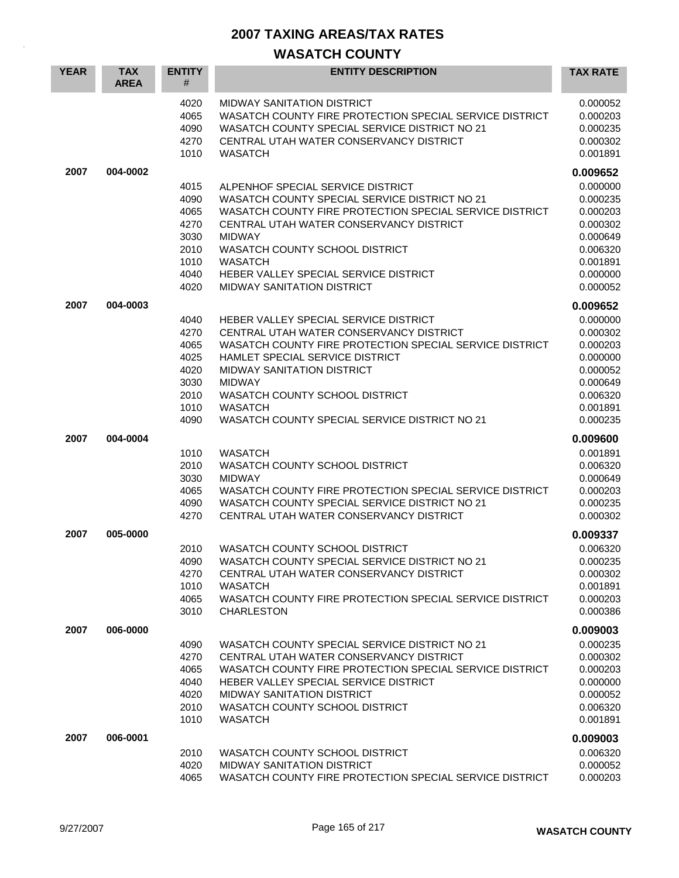# 2007 TAXING AREAS/TAX RATES

## WASATCH COUNTY

| YEAR | TAX AREA | ENTITY # | ENTITY DESCRIPTION | TAX RATE |
|---|---|---|---|---|
| | | 4020 | MIDWAY SANITATION DISTRICT | 0.000052 |
| | | 4065 | WASATCH COUNTY FIRE PROTECTION SPECIAL SERVICE DISTRICT | 0.000203 |
| | | 4090 | WASATCH COUNTY SPECIAL SERVICE DISTRICT NO 21 | 0.000235 |
| | | 4270 | CENTRAL UTAH WATER CONSERVANCY DISTRICT | 0.000302 |
| | | 1010 | WASATCH | 0.001891 |
| **2007** | **004-0002** | | | **0.009652** |
| | | 4015 | ALPENHOF SPECIAL SERVICE DISTRICT | 0.000000 |
| | | 4090 | WASATCH COUNTY SPECIAL SERVICE DISTRICT NO 21 | 0.000235 |
| | | 4065 | WASATCH COUNTY FIRE PROTECTION SPECIAL SERVICE DISTRICT | 0.000203 |
| | | 4270 | CENTRAL UTAH WATER CONSERVANCY DISTRICT | 0.000302 |
| | | 3030 | MIDWAY | 0.000649 |
| | | 2010 | WASATCH COUNTY SCHOOL DISTRICT | 0.006320 |
| | | 1010 | WASATCH | 0.001891 |
| | | 4040 | HEBER VALLEY SPECIAL SERVICE DISTRICT | 0.000000 |
| | | 4020 | MIDWAY SANITATION DISTRICT | 0.000052 |
| **2007** | **004-0003** | | | **0.009652** |
| | | 4040 | HEBER VALLEY SPECIAL SERVICE DISTRICT | 0.000000 |
| | | 4270 | CENTRAL UTAH WATER CONSERVANCY DISTRICT | 0.000302 |
| | | 4065 | WASATCH COUNTY FIRE PROTECTION SPECIAL SERVICE DISTRICT | 0.000203 |
| | | 4025 | HAMLET SPECIAL SERVICE DISTRICT | 0.000000 |
| | | 4020 | MIDWAY SANITATION DISTRICT | 0.000052 |
| | | 3030 | MIDWAY | 0.000649 |
| | | 2010 | WASATCH COUNTY SCHOOL DISTRICT | 0.006320 |
| | | 1010 | WASATCH | 0.001891 |
| | | 4090 | WASATCH COUNTY SPECIAL SERVICE DISTRICT NO 21 | 0.000235 |
| **2007** | **004-0004** | | | **0.009600** |
| | | 1010 | WASATCH | 0.001891 |
| | | 2010 | WASATCH COUNTY SCHOOL DISTRICT | 0.006320 |
| | | 3030 | MIDWAY | 0.000649 |
| | | 4065 | WASATCH COUNTY FIRE PROTECTION SPECIAL SERVICE DISTRICT | 0.000203 |
| | | 4090 | WASATCH COUNTY SPECIAL SERVICE DISTRICT NO 21 | 0.000235 |
| | | 4270 | CENTRAL UTAH WATER CONSERVANCY DISTRICT | 0.000302 |
| **2007** | **005-0000** | | | **0.009337** |
| | | 2010 | WASATCH COUNTY SCHOOL DISTRICT | 0.006320 |
| | | 4090 | WASATCH COUNTY SPECIAL SERVICE DISTRICT NO 21 | 0.000235 |
| | | 4270 | CENTRAL UTAH WATER CONSERVANCY DISTRICT | 0.000302 |
| | | 1010 | WASATCH | 0.001891 |
| | | 4065 | WASATCH COUNTY FIRE PROTECTION SPECIAL SERVICE DISTRICT | 0.000203 |
| | | 3010 | CHARLESTON | 0.000386 |
| **2007** | **006-0000** | | | **0.009003** |
| | | 4090 | WASATCH COUNTY SPECIAL SERVICE DISTRICT NO 21 | 0.000235 |
| | | 4270 | CENTRAL UTAH WATER CONSERVANCY DISTRICT | 0.000302 |
| | | 4065 | WASATCH COUNTY FIRE PROTECTION SPECIAL SERVICE DISTRICT | 0.000203 |
| | | 4040 | HEBER VALLEY SPECIAL SERVICE DISTRICT | 0.000000 |
| | | 4020 | MIDWAY SANITATION DISTRICT | 0.000052 |
| | | 2010 | WASATCH COUNTY SCHOOL DISTRICT | 0.006320 |
| | | 1010 | WASATCH | 0.001891 |
| **2007** | **006-0001** | | | **0.009003** |
| | | 2010 | WASATCH COUNTY SCHOOL DISTRICT | 0.006320 |
| | | 4020 | MIDWAY SANITATION DISTRICT | 0.000052 |
| | | 4065 | WASATCH COUNTY FIRE PROTECTION SPECIAL SERVICE DISTRICT | 0.000203 |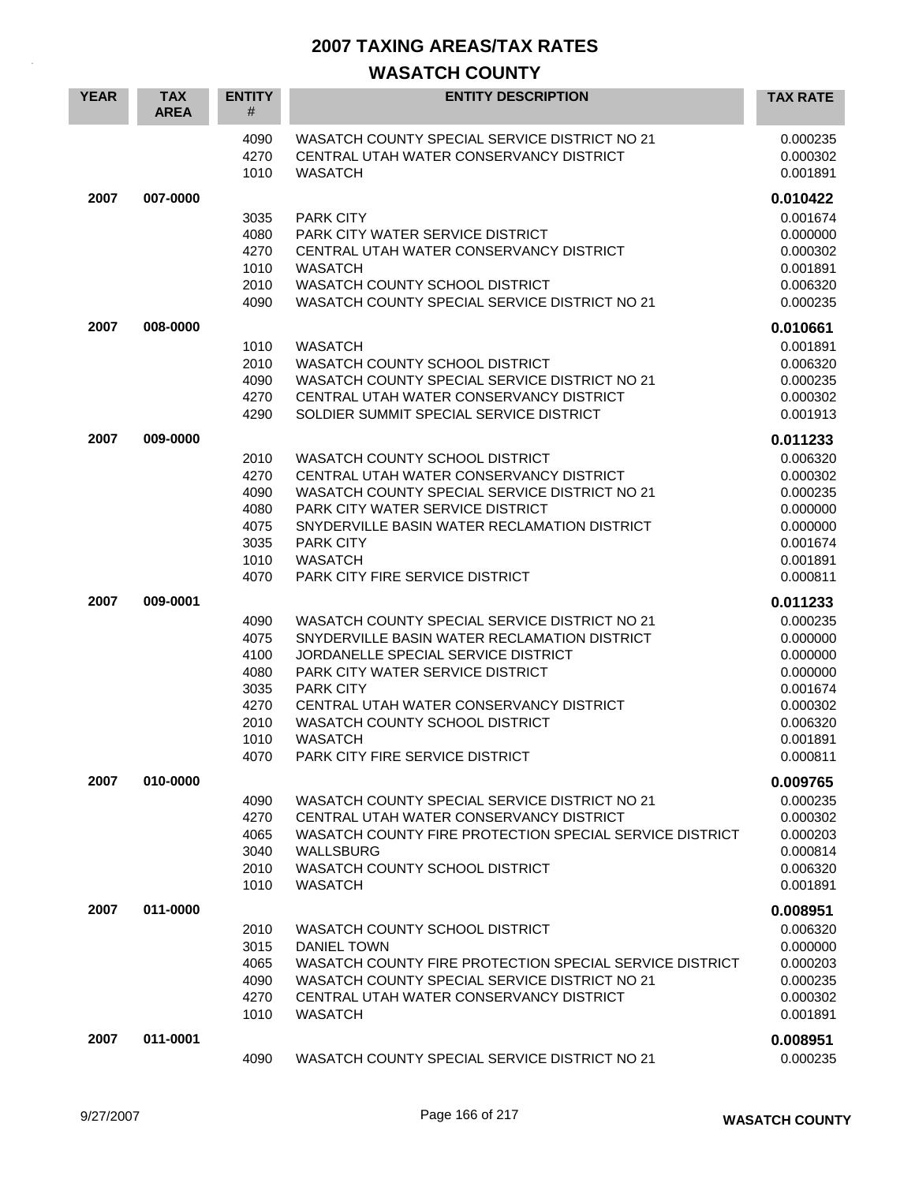# 2007 TAXING AREAS/TAX RATES

## WASATCH COUNTY

| YEAR | TAX AREA | ENTITY # | ENTITY DESCRIPTION | TAX RATE |
|---|---|---|---|---|
| | | 4090 | WASATCH COUNTY SPECIAL SERVICE DISTRICT NO 21 | 0.000235 |
| | | 4270 | CENTRAL UTAH WATER CONSERVANCY DISTRICT | 0.000302 |
| | | 1010 | WASATCH | 0.001891 |
| **2007** | **007-0000** | | | **0.010422** |
| | | 3035 | PARK CITY | 0.001674 |
| | | 4080 | PARK CITY WATER SERVICE DISTRICT | 0.000000 |
| | | 4270 | CENTRAL UTAH WATER CONSERVANCY DISTRICT | 0.000302 |
| | | 1010 | WASATCH | 0.001891 |
| | | 2010 | WASATCH COUNTY SCHOOL DISTRICT | 0.006320 |
| | | 4090 | WASATCH COUNTY SPECIAL SERVICE DISTRICT NO 21 | 0.000235 |
| **2007** | **008-0000** | | | **0.010661** |
| | | 1010 | WASATCH | 0.001891 |
| | | 2010 | WASATCH COUNTY SCHOOL DISTRICT | 0.006320 |
| | | 4090 | WASATCH COUNTY SPECIAL SERVICE DISTRICT NO 21 | 0.000235 |
| | | 4270 | CENTRAL UTAH WATER CONSERVANCY DISTRICT | 0.000302 |
| | | 4290 | SOLDIER SUMMIT SPECIAL SERVICE DISTRICT | 0.001913 |
| **2007** | **009-0000** | | | **0.011233** |
| | | 2010 | WASATCH COUNTY SCHOOL DISTRICT | 0.006320 |
| | | 4270 | CENTRAL UTAH WATER CONSERVANCY DISTRICT | 0.000302 |
| | | 4090 | WASATCH COUNTY SPECIAL SERVICE DISTRICT NO 21 | 0.000235 |
| | | 4080 | PARK CITY WATER SERVICE DISTRICT | 0.000000 |
| | | 4075 | SNYDERVILLE BASIN WATER RECLAMATION DISTRICT | 0.000000 |
| | | 3035 | PARK CITY | 0.001674 |
| | | 1010 | WASATCH | 0.001891 |
| | | 4070 | PARK CITY FIRE SERVICE DISTRICT | 0.000811 |
| **2007** | **009-0001** | | | **0.011233** |
| | | 4090 | WASATCH COUNTY SPECIAL SERVICE DISTRICT NO 21 | 0.000235 |
| | | 4075 | SNYDERVILLE BASIN WATER RECLAMATION DISTRICT | 0.000000 |
| | | 4100 | JORDANELLE SPECIAL SERVICE DISTRICT | 0.000000 |
| | | 4080 | PARK CITY WATER SERVICE DISTRICT | 0.000000 |
| | | 3035 | PARK CITY | 0.001674 |
| | | 4270 | CENTRAL UTAH WATER CONSERVANCY DISTRICT | 0.000302 |
| | | 2010 | WASATCH COUNTY SCHOOL DISTRICT | 0.006320 |
| | | 1010 | WASATCH | 0.001891 |
| | | 4070 | PARK CITY FIRE SERVICE DISTRICT | 0.000811 |
| **2007** | **010-0000** | | | **0.009765** |
| | | 4090 | WASATCH COUNTY SPECIAL SERVICE DISTRICT NO 21 | 0.000235 |
| | | 4270 | CENTRAL UTAH WATER CONSERVANCY DISTRICT | 0.000302 |
| | | 4065 | WASATCH COUNTY FIRE PROTECTION SPECIAL SERVICE DISTRICT | 0.000203 |
| | | 3040 | WALLSBURG | 0.000814 |
| | | 2010 | WASATCH COUNTY SCHOOL DISTRICT | 0.006320 |
| | | 1010 | WASATCH | 0.001891 |
| **2007** | **011-0000** | | | **0.008951** |
| | | 2010 | WASATCH COUNTY SCHOOL DISTRICT | 0.006320 |
| | | 3015 | DANIEL TOWN | 0.000000 |
| | | 4065 | WASATCH COUNTY FIRE PROTECTION SPECIAL SERVICE DISTRICT | 0.000203 |
| | | 4090 | WASATCH COUNTY SPECIAL SERVICE DISTRICT NO 21 | 0.000235 |
| | | 4270 | CENTRAL UTAH WATER CONSERVANCY DISTRICT | 0.000302 |
| | | 1010 | WASATCH | 0.001891 |
| **2007** | **011-0001** | | | **0.008951** |
| | | 4090 | WASATCH COUNTY SPECIAL SERVICE DISTRICT NO 21 | 0.000235 |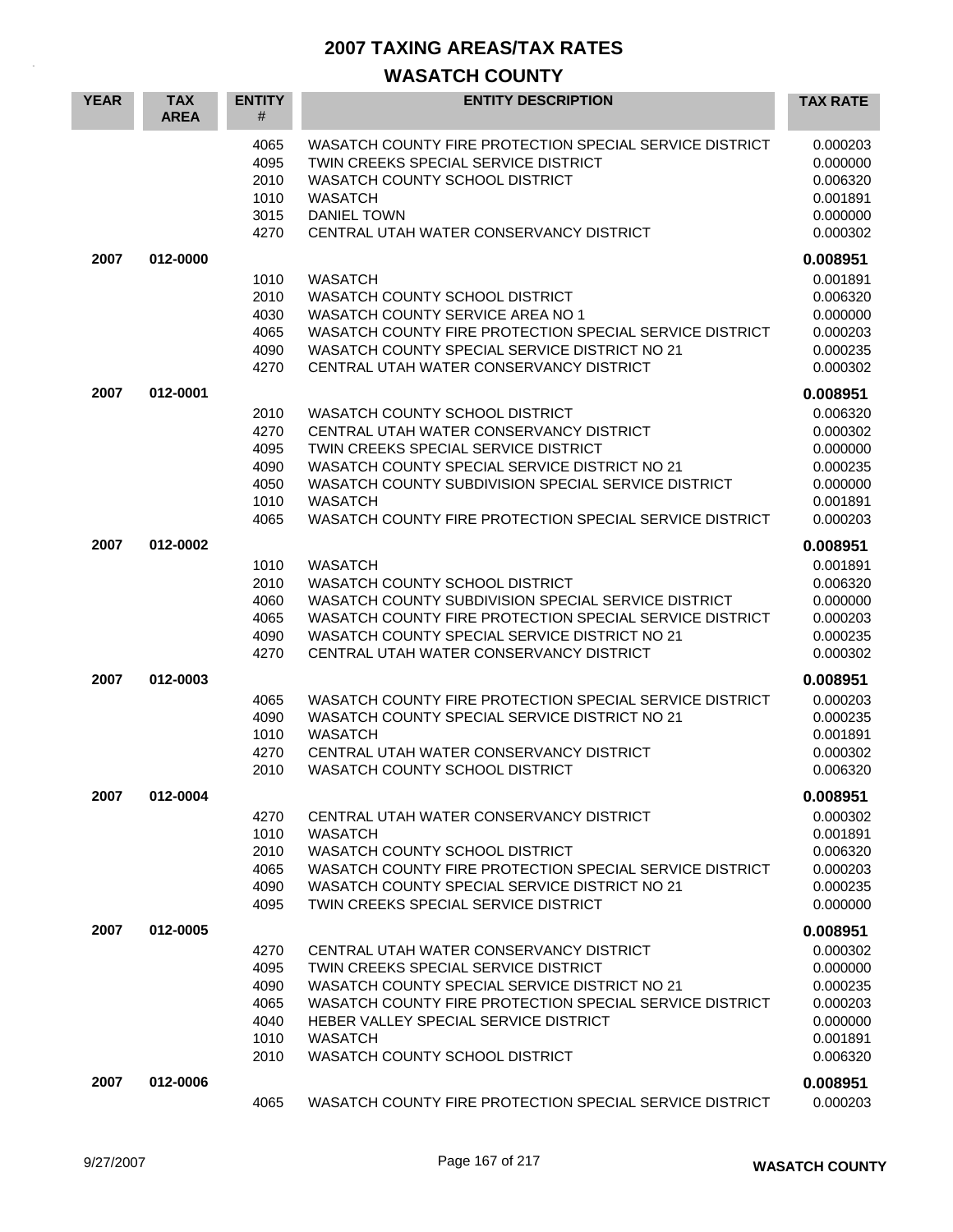# 2007 TAXING AREAS/TAX RATES

## WASATCH COUNTY

| YEAR | TAX AREA | ENTITY # | ENTITY DESCRIPTION | TAX RATE |
|---|---|---|---|---|
| | | 4065 | WASATCH COUNTY FIRE PROTECTION SPECIAL SERVICE DISTRICT | 0.000203 |
| | | 4095 | TWIN CREEKS SPECIAL SERVICE DISTRICT | 0.000000 |
| | | 2010 | WASATCH COUNTY SCHOOL DISTRICT | 0.006320 |
| | | 1010 | WASATCH | 0.001891 |
| | | 3015 | DANIEL TOWN | 0.000000 |
| | | 4270 | CENTRAL UTAH WATER CONSERVANCY DISTRICT | 0.000302 |
| **2007** | **012-0000** | | | **0.008951** |
| | | 1010 | WASATCH | 0.001891 |
| | | 2010 | WASATCH COUNTY SCHOOL DISTRICT | 0.006320 |
| | | 4030 | WASATCH COUNTY SERVICE AREA NO 1 | 0.000000 |
| | | 4065 | WASATCH COUNTY FIRE PROTECTION SPECIAL SERVICE DISTRICT | 0.000203 |
| | | 4090 | WASATCH COUNTY SPECIAL SERVICE DISTRICT NO 21 | 0.000235 |
| | | 4270 | CENTRAL UTAH WATER CONSERVANCY DISTRICT | 0.000302 |
| **2007** | **012-0001** | | | **0.008951** |
| | | 2010 | WASATCH COUNTY SCHOOL DISTRICT | 0.006320 |
| | | 4270 | CENTRAL UTAH WATER CONSERVANCY DISTRICT | 0.000302 |
| | | 4095 | TWIN CREEKS SPECIAL SERVICE DISTRICT | 0.000000 |
| | | 4090 | WASATCH COUNTY SPECIAL SERVICE DISTRICT NO 21 | 0.000235 |
| | | 4050 | WASATCH COUNTY SUBDIVISION SPECIAL SERVICE DISTRICT | 0.000000 |
| | | 1010 | WASATCH | 0.001891 |
| | | 4065 | WASATCH COUNTY FIRE PROTECTION SPECIAL SERVICE DISTRICT | 0.000203 |
| **2007** | **012-0002** | | | **0.008951** |
| | | 1010 | WASATCH | 0.001891 |
| | | 2010 | WASATCH COUNTY SCHOOL DISTRICT | 0.006320 |
| | | 4060 | WASATCH COUNTY SUBDIVISION SPECIAL SERVICE DISTRICT | 0.000000 |
| | | 4065 | WASATCH COUNTY FIRE PROTECTION SPECIAL SERVICE DISTRICT | 0.000203 |
| | | 4090 | WASATCH COUNTY SPECIAL SERVICE DISTRICT NO 21 | 0.000235 |
| | | 4270 | CENTRAL UTAH WATER CONSERVANCY DISTRICT | 0.000302 |
| **2007** | **012-0003** | | | **0.008951** |
| | | 4065 | WASATCH COUNTY FIRE PROTECTION SPECIAL SERVICE DISTRICT | 0.000203 |
| | | 4090 | WASATCH COUNTY SPECIAL SERVICE DISTRICT NO 21 | 0.000235 |
| | | 1010 | WASATCH | 0.001891 |
| | | 4270 | CENTRAL UTAH WATER CONSERVANCY DISTRICT | 0.000302 |
| | | 2010 | WASATCH COUNTY SCHOOL DISTRICT | 0.006320 |
| **2007** | **012-0004** | | | **0.008951** |
| | | 4270 | CENTRAL UTAH WATER CONSERVANCY DISTRICT | 0.000302 |
| | | 1010 | WASATCH | 0.001891 |
| | | 2010 | WASATCH COUNTY SCHOOL DISTRICT | 0.006320 |
| | | 4065 | WASATCH COUNTY FIRE PROTECTION SPECIAL SERVICE DISTRICT | 0.000203 |
| | | 4090 | WASATCH COUNTY SPECIAL SERVICE DISTRICT NO 21 | 0.000235 |
| | | 4095 | TWIN CREEKS SPECIAL SERVICE DISTRICT | 0.000000 |
| **2007** | **012-0005** | | | **0.008951** |
| | | 4270 | CENTRAL UTAH WATER CONSERVANCY DISTRICT | 0.000302 |
| | | 4095 | TWIN CREEKS SPECIAL SERVICE DISTRICT | 0.000000 |
| | | 4090 | WASATCH COUNTY SPECIAL SERVICE DISTRICT NO 21 | 0.000235 |
| | | 4065 | WASATCH COUNTY FIRE PROTECTION SPECIAL SERVICE DISTRICT | 0.000203 |
| | | 4040 | HEBER VALLEY SPECIAL SERVICE DISTRICT | 0.000000 |
| | | 1010 | WASATCH | 0.001891 |
| | | 2010 | WASATCH COUNTY SCHOOL DISTRICT | 0.006320 |
| **2007** | **012-0006** | | | **0.008951** |
| | | 4065 | WASATCH COUNTY FIRE PROTECTION SPECIAL SERVICE DISTRICT | 0.000203 |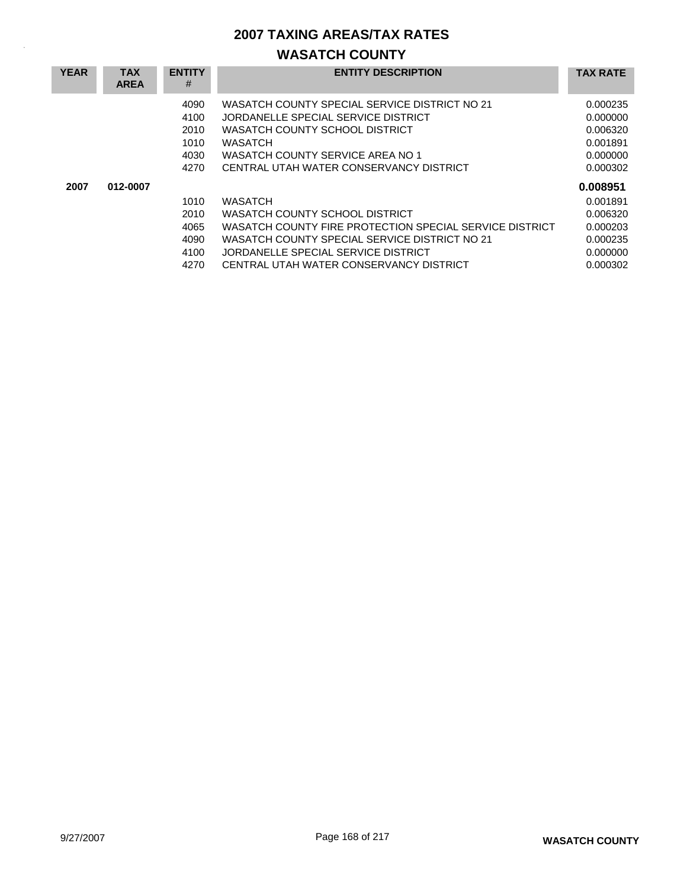# 2007 TAXING AREAS/TAX RATES

## WASATCH COUNTY

| YEAR | TAX AREA | ENTITY # | ENTITY DESCRIPTION | TAX RATE |
|---|---|---|---|---|
| | | 4090 | WASATCH COUNTY SPECIAL SERVICE DISTRICT NO 21 | 0.000235 |
| | | 4100 | JORDANELLE SPECIAL SERVICE DISTRICT | 0.000000 |
| | | 2010 | WASATCH COUNTY SCHOOL DISTRICT | 0.006320 |
| | | 1010 | WASATCH | 0.001891 |
| | | 4030 | WASATCH COUNTY SERVICE AREA NO 1 | 0.000000 |
| | | 4270 | CENTRAL UTAH WATER CONSERVANCY DISTRICT | 0.000302 |
| **2007** | **012-0007** | | | **0.008951** |
| | | 1010 | WASATCH | 0.001891 |
| | | 2010 | WASATCH COUNTY SCHOOL DISTRICT | 0.006320 |
| | | 4065 | WASATCH COUNTY FIRE PROTECTION SPECIAL SERVICE DISTRICT | 0.000203 |
| | | 4090 | WASATCH COUNTY SPECIAL SERVICE DISTRICT NO 21 | 0.000235 |
| | | 4100 | JORDANELLE SPECIAL SERVICE DISTRICT | 0.000000 |
| | | 4270 | CENTRAL UTAH WATER CONSERVANCY DISTRICT | 0.000302 |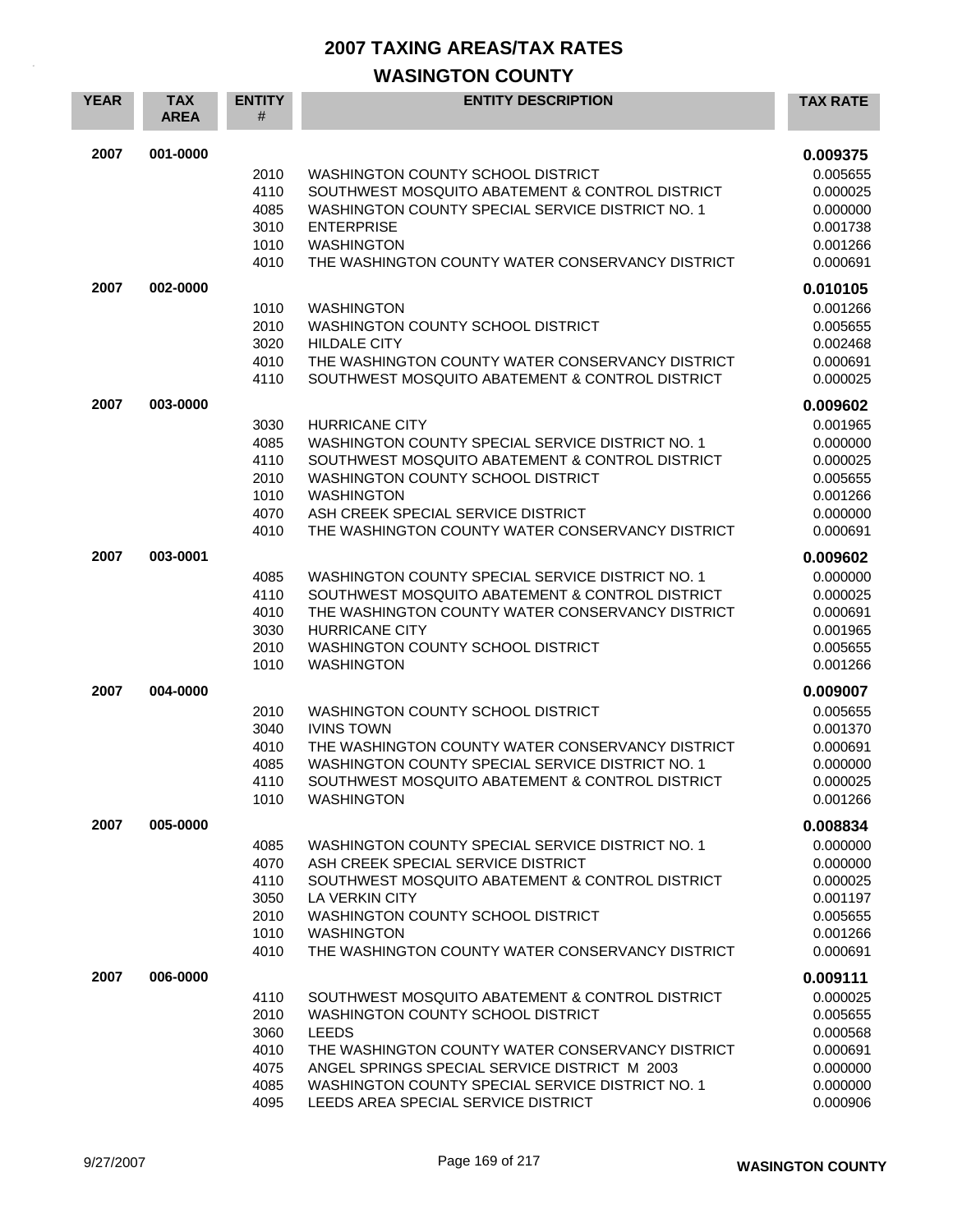# 2007 TAXING AREAS/TAX RATES

## WASINGTON COUNTY

| YEAR | TAX AREA | ENTITY # | ENTITY DESCRIPTION | TAX RATE |
|---|---|---|---|---|
| 2007 | 001-0000 | | | **0.009375** |
| | | 2010 | WASHINGTON COUNTY SCHOOL DISTRICT | 0.005655 |
| | | 4110 | SOUTHWEST MOSQUITO ABATEMENT & CONTROL DISTRICT | 0.000025 |
| | | 4085 | WASHINGTON COUNTY SPECIAL SERVICE DISTRICT NO. 1 | 0.000000 |
| | | 3010 | ENTERPRISE | 0.001738 |
| | | 1010 | WASHINGTON | 0.001266 |
| | | 4010 | THE WASHINGTON COUNTY WATER CONSERVANCY DISTRICT | 0.000691 |
| 2007 | 002-0000 | | | **0.010105** |
| | | 1010 | WASHINGTON | 0.001266 |
| | | 2010 | WASHINGTON COUNTY SCHOOL DISTRICT | 0.005655 |
| | | 3020 | HILDALE CITY | 0.002468 |
| | | 4010 | THE WASHINGTON COUNTY WATER CONSERVANCY DISTRICT | 0.000691 |
| | | 4110 | SOUTHWEST MOSQUITO ABATEMENT & CONTROL DISTRICT | 0.000025 |
| 2007 | 003-0000 | | | **0.009602** |
| | | 3030 | HURRICANE CITY | 0.001965 |
| | | 4085 | WASHINGTON COUNTY SPECIAL SERVICE DISTRICT NO. 1 | 0.000000 |
| | | 4110 | SOUTHWEST MOSQUITO ABATEMENT & CONTROL DISTRICT | 0.000025 |
| | | 2010 | WASHINGTON COUNTY SCHOOL DISTRICT | 0.005655 |
| | | 1010 | WASHINGTON | 0.001266 |
| | | 4070 | ASH CREEK SPECIAL SERVICE DISTRICT | 0.000000 |
| | | 4010 | THE WASHINGTON COUNTY WATER CONSERVANCY DISTRICT | 0.000691 |
| 2007 | 003-0001 | | | **0.009602** |
| | | 4085 | WASHINGTON COUNTY SPECIAL SERVICE DISTRICT NO. 1 | 0.000000 |
| | | 4110 | SOUTHWEST MOSQUITO ABATEMENT & CONTROL DISTRICT | 0.000025 |
| | | 4010 | THE WASHINGTON COUNTY WATER CONSERVANCY DISTRICT | 0.000691 |
| | | 3030 | HURRICANE CITY | 0.001965 |
| | | 2010 | WASHINGTON COUNTY SCHOOL DISTRICT | 0.005655 |
| | | 1010 | WASHINGTON | 0.001266 |
| 2007 | 004-0000 | | | **0.009007** |
| | | 2010 | WASHINGTON COUNTY SCHOOL DISTRICT | 0.005655 |
| | | 3040 | IVINS TOWN | 0.001370 |
| | | 4010 | THE WASHINGTON COUNTY WATER CONSERVANCY DISTRICT | 0.000691 |
| | | 4085 | WASHINGTON COUNTY SPECIAL SERVICE DISTRICT NO. 1 | 0.000000 |
| | | 4110 | SOUTHWEST MOSQUITO ABATEMENT & CONTROL DISTRICT | 0.000025 |
| | | 1010 | WASHINGTON | 0.001266 |
| 2007 | 005-0000 | | | **0.008834** |
| | | 4085 | WASHINGTON COUNTY SPECIAL SERVICE DISTRICT NO. 1 | 0.000000 |
| | | 4070 | ASH CREEK SPECIAL SERVICE DISTRICT | 0.000000 |
| | | 4110 | SOUTHWEST MOSQUITO ABATEMENT & CONTROL DISTRICT | 0.000025 |
| | | 3050 | LA VERKIN CITY | 0.001197 |
| | | 2010 | WASHINGTON COUNTY SCHOOL DISTRICT | 0.005655 |
| | | 1010 | WASHINGTON | 0.001266 |
| | | 4010 | THE WASHINGTON COUNTY WATER CONSERVANCY DISTRICT | 0.000691 |
| 2007 | 006-0000 | | | **0.009111** |
| | | 4110 | SOUTHWEST MOSQUITO ABATEMENT & CONTROL DISTRICT | 0.000025 |
| | | 2010 | WASHINGTON COUNTY SCHOOL DISTRICT | 0.005655 |
| | | 3060 | LEEDS | 0.000568 |
| | | 4010 | THE WASHINGTON COUNTY WATER CONSERVANCY DISTRICT | 0.000691 |
| | | 4075 | ANGEL SPRINGS SPECIAL SERVICE DISTRICT M 2003 | 0.000000 |
| | | 4085 | WASHINGTON COUNTY SPECIAL SERVICE DISTRICT NO. 1 | 0.000000 |
| | | 4095 | LEEDS AREA SPECIAL SERVICE DISTRICT | 0.000906 |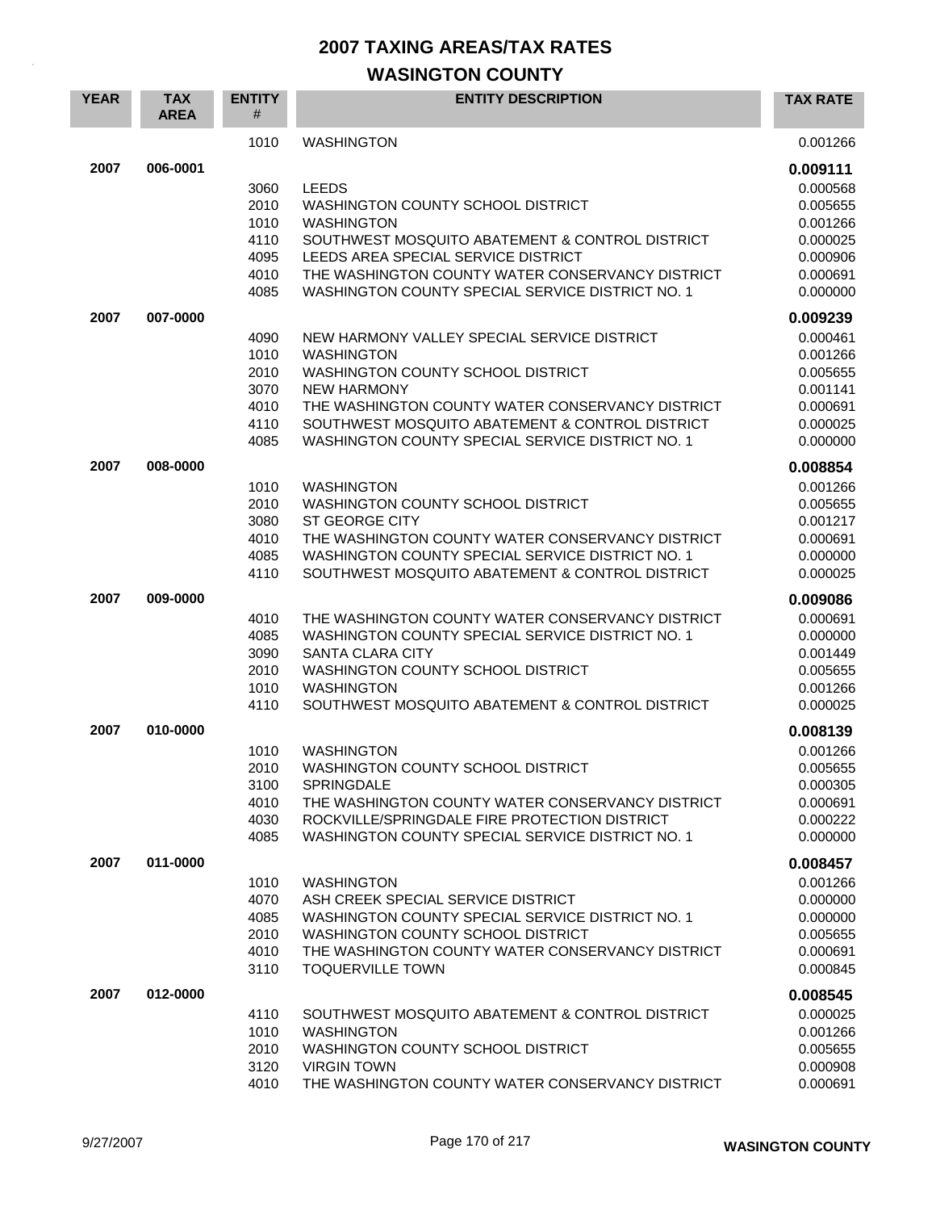# 2007 TAXING AREAS/TAX RATES

## WASINGTON COUNTY

| YEAR | TAX AREA | ENTITY # | ENTITY DESCRIPTION | TAX RATE |
|---|---|---|---|---|
| | | 1010 | WASHINGTON | 0.001266 |
| 2007 | 006-0001 | | | 0.009111 |
| | | 3060 | LEEDS | 0.000568 |
| | | 2010 | WASHINGTON COUNTY SCHOOL DISTRICT | 0.005655 |
| | | 1010 | WASHINGTON | 0.001266 |
| | | 4110 | SOUTHWEST MOSQUITO ABATEMENT & CONTROL DISTRICT | 0.000025 |
| | | 4095 | LEEDS AREA SPECIAL SERVICE DISTRICT | 0.000906 |
| | | 4010 | THE WASHINGTON COUNTY WATER CONSERVANCY DISTRICT | 0.000691 |
| | | 4085 | WASHINGTON COUNTY SPECIAL SERVICE DISTRICT NO. 1 | 0.000000 |
| 2007 | 007-0000 | | | 0.009239 |
| | | 4090 | NEW HARMONY VALLEY SPECIAL SERVICE DISTRICT | 0.000461 |
| | | 1010 | WASHINGTON | 0.001266 |
| | | 2010 | WASHINGTON COUNTY SCHOOL DISTRICT | 0.005655 |
| | | 3070 | NEW HARMONY | 0.001141 |
| | | 4010 | THE WASHINGTON COUNTY WATER CONSERVANCY DISTRICT | 0.000691 |
| | | 4110 | SOUTHWEST MOSQUITO ABATEMENT & CONTROL DISTRICT | 0.000025 |
| | | 4085 | WASHINGTON COUNTY SPECIAL SERVICE DISTRICT NO. 1 | 0.000000 |
| 2007 | 008-0000 | | | 0.008854 |
| | | 1010 | WASHINGTON | 0.001266 |
| | | 2010 | WASHINGTON COUNTY SCHOOL DISTRICT | 0.005655 |
| | | 3080 | ST GEORGE CITY | 0.001217 |
| | | 4010 | THE WASHINGTON COUNTY WATER CONSERVANCY DISTRICT | 0.000691 |
| | | 4085 | WASHINGTON COUNTY SPECIAL SERVICE DISTRICT NO. 1 | 0.000000 |
| | | 4110 | SOUTHWEST MOSQUITO ABATEMENT & CONTROL DISTRICT | 0.000025 |
| 2007 | 009-0000 | | | 0.009086 |
| | | 4010 | THE WASHINGTON COUNTY WATER CONSERVANCY DISTRICT | 0.000691 |
| | | 4085 | WASHINGTON COUNTY SPECIAL SERVICE DISTRICT NO. 1 | 0.000000 |
| | | 3090 | SANTA CLARA CITY | 0.001449 |
| | | 2010 | WASHINGTON COUNTY SCHOOL DISTRICT | 0.005655 |
| | | 1010 | WASHINGTON | 0.001266 |
| | | 4110 | SOUTHWEST MOSQUITO ABATEMENT & CONTROL DISTRICT | 0.000025 |
| 2007 | 010-0000 | | | 0.008139 |
| | | 1010 | WASHINGTON | 0.001266 |
| | | 2010 | WASHINGTON COUNTY SCHOOL DISTRICT | 0.005655 |
| | | 3100 | SPRINGDALE | 0.000305 |
| | | 4010 | THE WASHINGTON COUNTY WATER CONSERVANCY DISTRICT | 0.000691 |
| | | 4030 | ROCKVILLE/SPRINGDALE FIRE PROTECTION DISTRICT | 0.000222 |
| | | 4085 | WASHINGTON COUNTY SPECIAL SERVICE DISTRICT NO. 1 | 0.000000 |
| 2007 | 011-0000 | | | 0.008457 |
| | | 1010 | WASHINGTON | 0.001266 |
| | | 4070 | ASH CREEK SPECIAL SERVICE DISTRICT | 0.000000 |
| | | 4085 | WASHINGTON COUNTY SPECIAL SERVICE DISTRICT NO. 1 | 0.000000 |
| | | 2010 | WASHINGTON COUNTY SCHOOL DISTRICT | 0.005655 |
| | | 4010 | THE WASHINGTON COUNTY WATER CONSERVANCY DISTRICT | 0.000691 |
| | | 3110 | TOQUERVILLE TOWN | 0.000845 |
| 2007 | 012-0000 | | | 0.008545 |
| | | 4110 | SOUTHWEST MOSQUITO ABATEMENT & CONTROL DISTRICT | 0.000025 |
| | | 1010 | WASHINGTON | 0.001266 |
| | | 2010 | WASHINGTON COUNTY SCHOOL DISTRICT | 0.005655 |
| | | 3120 | VIRGIN TOWN | 0.000908 |
| | | 4010 | THE WASHINGTON COUNTY WATER CONSERVANCY DISTRICT | 0.000691 |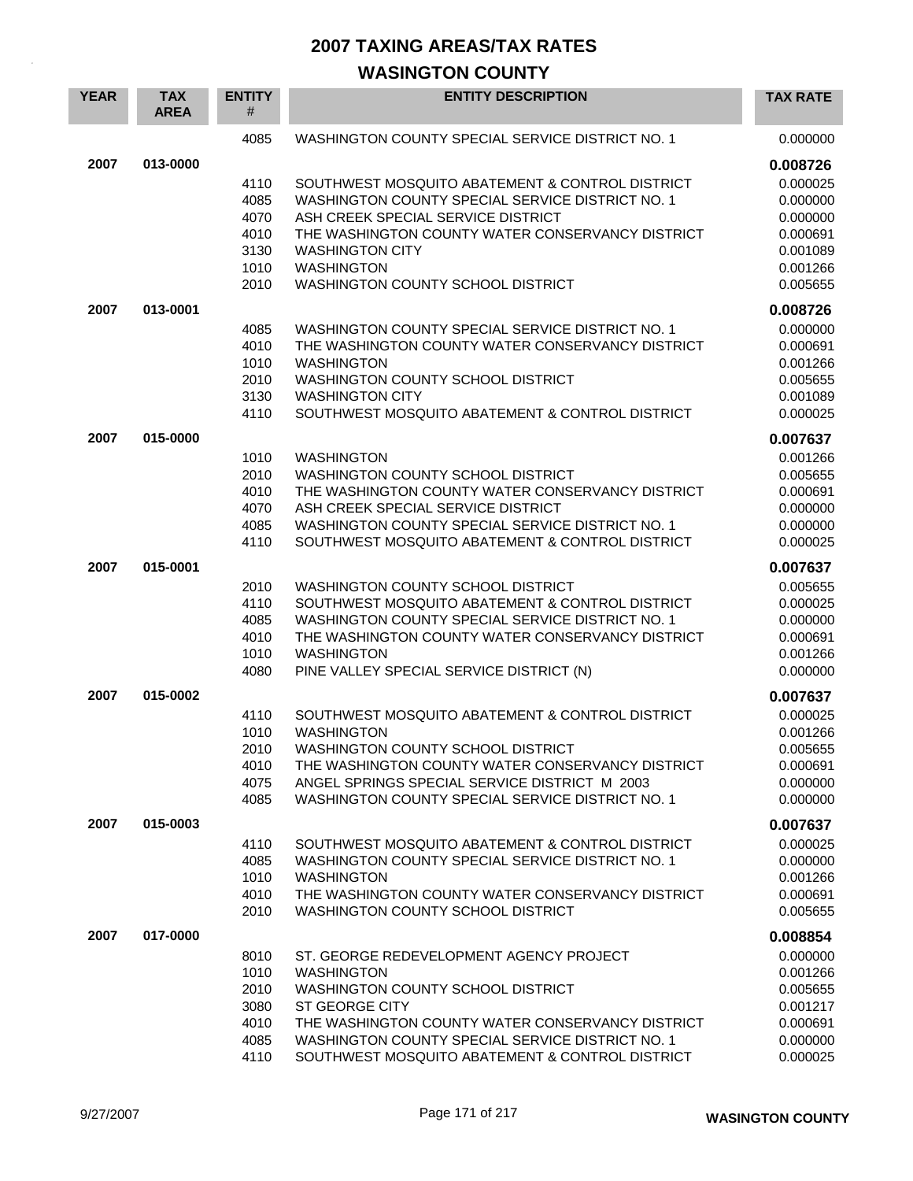# 2007 TAXING AREAS/TAX RATES

## WASINGTON COUNTY

| YEAR | TAX AREA | ENTITY # | ENTITY DESCRIPTION | TAX RATE |
|---|---|---|---|---|
| | | 4085 | WASHINGTON COUNTY SPECIAL SERVICE DISTRICT NO. 1 | 0.000000 |
| **2007** | **013-0000** | | | **0.008726** |
| | | 4110 | SOUTHWEST MOSQUITO ABATEMENT & CONTROL DISTRICT | 0.000025 |
| | | 4085 | WASHINGTON COUNTY SPECIAL SERVICE DISTRICT NO. 1 | 0.000000 |
| | | 4070 | ASH CREEK SPECIAL SERVICE DISTRICT | 0.000000 |
| | | 4010 | THE WASHINGTON COUNTY WATER CONSERVANCY DISTRICT | 0.000691 |
| | | 3130 | WASHINGTON CITY | 0.001089 |
| | | 1010 | WASHINGTON | 0.001266 |
| | | 2010 | WASHINGTON COUNTY SCHOOL DISTRICT | 0.005655 |
| **2007** | **013-0001** | | | **0.008726** |
| | | 4085 | WASHINGTON COUNTY SPECIAL SERVICE DISTRICT NO. 1 | 0.000000 |
| | | 4010 | THE WASHINGTON COUNTY WATER CONSERVANCY DISTRICT | 0.000691 |
| | | 1010 | WASHINGTON | 0.001266 |
| | | 2010 | WASHINGTON COUNTY SCHOOL DISTRICT | 0.005655 |
| | | 3130 | WASHINGTON CITY | 0.001089 |
| | | 4110 | SOUTHWEST MOSQUITO ABATEMENT & CONTROL DISTRICT | 0.000025 |
| **2007** | **015-0000** | | | **0.007637** |
| | | 1010 | WASHINGTON | 0.001266 |
| | | 2010 | WASHINGTON COUNTY SCHOOL DISTRICT | 0.005655 |
| | | 4010 | THE WASHINGTON COUNTY WATER CONSERVANCY DISTRICT | 0.000691 |
| | | 4070 | ASH CREEK SPECIAL SERVICE DISTRICT | 0.000000 |
| | | 4085 | WASHINGTON COUNTY SPECIAL SERVICE DISTRICT NO. 1 | 0.000000 |
| | | 4110 | SOUTHWEST MOSQUITO ABATEMENT & CONTROL DISTRICT | 0.000025 |
| **2007** | **015-0001** | | | **0.007637** |
| | | 2010 | WASHINGTON COUNTY SCHOOL DISTRICT | 0.005655 |
| | | 4110 | SOUTHWEST MOSQUITO ABATEMENT & CONTROL DISTRICT | 0.000025 |
| | | 4085 | WASHINGTON COUNTY SPECIAL SERVICE DISTRICT NO. 1 | 0.000000 |
| | | 4010 | THE WASHINGTON COUNTY WATER CONSERVANCY DISTRICT | 0.000691 |
| | | 1010 | WASHINGTON | 0.001266 |
| | | 4080 | PINE VALLEY SPECIAL SERVICE DISTRICT (N) | 0.000000 |
| **2007** | **015-0002** | | | **0.007637** |
| | | 4110 | SOUTHWEST MOSQUITO ABATEMENT & CONTROL DISTRICT | 0.000025 |
| | | 1010 | WASHINGTON | 0.001266 |
| | | 2010 | WASHINGTON COUNTY SCHOOL DISTRICT | 0.005655 |
| | | 4010 | THE WASHINGTON COUNTY WATER CONSERVANCY DISTRICT | 0.000691 |
| | | 4075 | ANGEL SPRINGS SPECIAL SERVICE DISTRICT M 2003 | 0.000000 |
| | | 4085 | WASHINGTON COUNTY SPECIAL SERVICE DISTRICT NO. 1 | 0.000000 |
| **2007** | **015-0003** | | | **0.007637** |
| | | 4110 | SOUTHWEST MOSQUITO ABATEMENT & CONTROL DISTRICT | 0.000025 |
| | | 4085 | WASHINGTON COUNTY SPECIAL SERVICE DISTRICT NO. 1 | 0.000000 |
| | | 1010 | WASHINGTON | 0.001266 |
| | | 4010 | THE WASHINGTON COUNTY WATER CONSERVANCY DISTRICT | 0.000691 |
| | | 2010 | WASHINGTON COUNTY SCHOOL DISTRICT | 0.005655 |
| **2007** | **017-0000** | | | **0.008854** |
| | | 8010 | ST. GEORGE REDEVELOPMENT AGENCY PROJECT | 0.000000 |
| | | 1010 | WASHINGTON | 0.001266 |
| | | 2010 | WASHINGTON COUNTY SCHOOL DISTRICT | 0.005655 |
| | | 3080 | ST GEORGE CITY | 0.001217 |
| | | 4010 | THE WASHINGTON COUNTY WATER CONSERVANCY DISTRICT | 0.000691 |
| | | 4085 | WASHINGTON COUNTY SPECIAL SERVICE DISTRICT NO. 1 | 0.000000 |
| | | 4110 | SOUTHWEST MOSQUITO ABATEMENT & CONTROL DISTRICT | 0.000025 |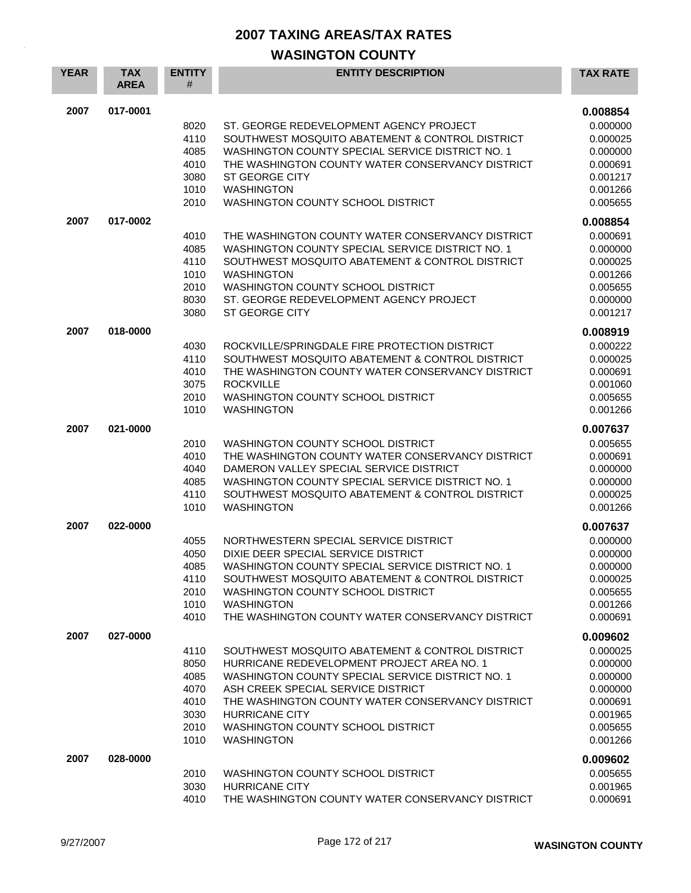# 2007 TAXING AREAS/TAX RATES

## WASINGTON COUNTY

| YEAR | TAX AREA | ENTITY # | ENTITY DESCRIPTION | TAX RATE |
|---|---|---|---|---|
| 2007 | 017-0001 | | | **0.008854** |
| | | 8020 | ST. GEORGE REDEVELOPMENT AGENCY PROJECT | 0.000000 |
| | | 4110 | SOUTHWEST MOSQUITO ABATEMENT & CONTROL DISTRICT | 0.000025 |
| | | 4085 | WASHINGTON COUNTY SPECIAL SERVICE DISTRICT NO. 1 | 0.000000 |
| | | 4010 | THE WASHINGTON COUNTY WATER CONSERVANCY DISTRICT | 0.000691 |
| | | 3080 | ST GEORGE CITY | 0.001217 |
| | | 1010 | WASHINGTON | 0.001266 |
| | | 2010 | WASHINGTON COUNTY SCHOOL DISTRICT | 0.005655 |
| 2007 | 017-0002 | | | **0.008854** |
| | | 4010 | THE WASHINGTON COUNTY WATER CONSERVANCY DISTRICT | 0.000691 |
| | | 4085 | WASHINGTON COUNTY SPECIAL SERVICE DISTRICT NO. 1 | 0.000000 |
| | | 4110 | SOUTHWEST MOSQUITO ABATEMENT & CONTROL DISTRICT | 0.000025 |
| | | 1010 | WASHINGTON | 0.001266 |
| | | 2010 | WASHINGTON COUNTY SCHOOL DISTRICT | 0.005655 |
| | | 8030 | ST. GEORGE REDEVELOPMENT AGENCY PROJECT | 0.000000 |
| | | 3080 | ST GEORGE CITY | 0.001217 |
| 2007 | 018-0000 | | | **0.008919** |
| | | 4030 | ROCKVILLE/SPRINGDALE FIRE PROTECTION DISTRICT | 0.000222 |
| | | 4110 | SOUTHWEST MOSQUITO ABATEMENT & CONTROL DISTRICT | 0.000025 |
| | | 4010 | THE WASHINGTON COUNTY WATER CONSERVANCY DISTRICT | 0.000691 |
| | | 3075 | ROCKVILLE | 0.001060 |
| | | 2010 | WASHINGTON COUNTY SCHOOL DISTRICT | 0.005655 |
| | | 1010 | WASHINGTON | 0.001266 |
| 2007 | 021-0000 | | | **0.007637** |
| | | 2010 | WASHINGTON COUNTY SCHOOL DISTRICT | 0.005655 |
| | | 4010 | THE WASHINGTON COUNTY WATER CONSERVANCY DISTRICT | 0.000691 |
| | | 4040 | DAMERON VALLEY SPECIAL SERVICE DISTRICT | 0.000000 |
| | | 4085 | WASHINGTON COUNTY SPECIAL SERVICE DISTRICT NO. 1 | 0.000000 |
| | | 4110 | SOUTHWEST MOSQUITO ABATEMENT & CONTROL DISTRICT | 0.000025 |
| | | 1010 | WASHINGTON | 0.001266 |
| 2007 | 022-0000 | | | **0.007637** |
| | | 4055 | NORTHWESTERN SPECIAL SERVICE DISTRICT | 0.000000 |
| | | 4050 | DIXIE DEER SPECIAL SERVICE DISTRICT | 0.000000 |
| | | 4085 | WASHINGTON COUNTY SPECIAL SERVICE DISTRICT NO. 1 | 0.000000 |
| | | 4110 | SOUTHWEST MOSQUITO ABATEMENT & CONTROL DISTRICT | 0.000025 |
| | | 2010 | WASHINGTON COUNTY SCHOOL DISTRICT | 0.005655 |
| | | 1010 | WASHINGTON | 0.001266 |
| | | 4010 | THE WASHINGTON COUNTY WATER CONSERVANCY DISTRICT | 0.000691 |
| 2007 | 027-0000 | | | **0.009602** |
| | | 4110 | SOUTHWEST MOSQUITO ABATEMENT & CONTROL DISTRICT | 0.000025 |
| | | 8050 | HURRICANE REDEVELOPMENT PROJECT AREA NO. 1 | 0.000000 |
| | | 4085 | WASHINGTON COUNTY SPECIAL SERVICE DISTRICT NO. 1 | 0.000000 |
| | | 4070 | ASH CREEK SPECIAL SERVICE DISTRICT | 0.000000 |
| | | 4010 | THE WASHINGTON COUNTY WATER CONSERVANCY DISTRICT | 0.000691 |
| | | 3030 | HURRICANE CITY | 0.001965 |
| | | 2010 | WASHINGTON COUNTY SCHOOL DISTRICT | 0.005655 |
| | | 1010 | WASHINGTON | 0.001266 |
| 2007 | 028-0000 | | | **0.009602** |
| | | 2010 | WASHINGTON COUNTY SCHOOL DISTRICT | 0.005655 |
| | | 3030 | HURRICANE CITY | 0.001965 |
| | | 4010 | THE WASHINGTON COUNTY WATER CONSERVANCY DISTRICT | 0.000691 |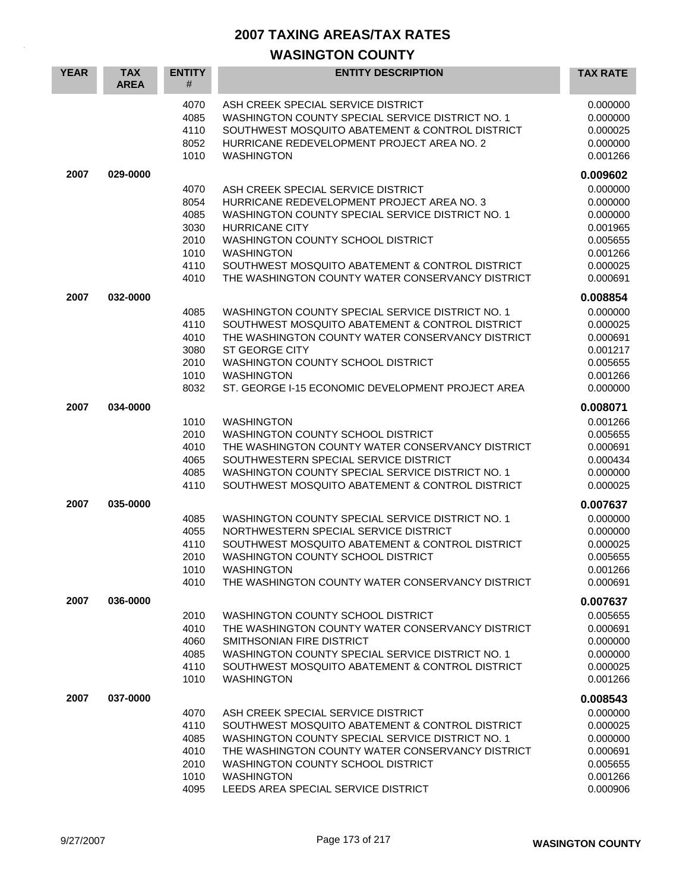# 2007 TAXING AREAS/TAX RATES

## WASINGTON COUNTY

| YEAR | TAX AREA | ENTITY # | ENTITY DESCRIPTION | TAX RATE |
|---|---|---|---|---|
| | | 4070 | ASH CREEK SPECIAL SERVICE DISTRICT | 0.000000 |
| | | 4085 | WASHINGTON COUNTY SPECIAL SERVICE DISTRICT NO. 1 | 0.000000 |
| | | 4110 | SOUTHWEST MOSQUITO ABATEMENT & CONTROL DISTRICT | 0.000025 |
| | | 8052 | HURRICANE REDEVELOPMENT PROJECT AREA NO. 2 | 0.000000 |
| | | 1010 | WASHINGTON | 0.001266 |
| **2007** | **029-0000** | | | **0.009602** |
| | | 4070 | ASH CREEK SPECIAL SERVICE DISTRICT | 0.000000 |
| | | 8054 | HURRICANE REDEVELOPMENT PROJECT AREA NO. 3 | 0.000000 |
| | | 4085 | WASHINGTON COUNTY SPECIAL SERVICE DISTRICT NO. 1 | 0.000000 |
| | | 3030 | HURRICANE CITY | 0.001965 |
| | | 2010 | WASHINGTON COUNTY SCHOOL DISTRICT | 0.005655 |
| | | 1010 | WASHINGTON | 0.001266 |
| | | 4110 | SOUTHWEST MOSQUITO ABATEMENT & CONTROL DISTRICT | 0.000025 |
| | | 4010 | THE WASHINGTON COUNTY WATER CONSERVANCY DISTRICT | 0.000691 |
| **2007** | **032-0000** | | | **0.008854** |
| | | 4085 | WASHINGTON COUNTY SPECIAL SERVICE DISTRICT NO. 1 | 0.000000 |
| | | 4110 | SOUTHWEST MOSQUITO ABATEMENT & CONTROL DISTRICT | 0.000025 |
| | | 4010 | THE WASHINGTON COUNTY WATER CONSERVANCY DISTRICT | 0.000691 |
| | | 3080 | ST GEORGE CITY | 0.001217 |
| | | 2010 | WASHINGTON COUNTY SCHOOL DISTRICT | 0.005655 |
| | | 1010 | WASHINGTON | 0.001266 |
| | | 8032 | ST. GEORGE I-15 ECONOMIC DEVELOPMENT PROJECT AREA | 0.000000 |
| **2007** | **034-0000** | | | **0.008071** |
| | | 1010 | WASHINGTON | 0.001266 |
| | | 2010 | WASHINGTON COUNTY SCHOOL DISTRICT | 0.005655 |
| | | 4010 | THE WASHINGTON COUNTY WATER CONSERVANCY DISTRICT | 0.000691 |
| | | 4065 | SOUTHWESTERN SPECIAL SERVICE DISTRICT | 0.000434 |
| | | 4085 | WASHINGTON COUNTY SPECIAL SERVICE DISTRICT NO. 1 | 0.000000 |
| | | 4110 | SOUTHWEST MOSQUITO ABATEMENT & CONTROL DISTRICT | 0.000025 |
| **2007** | **035-0000** | | | **0.007637** |
| | | 4085 | WASHINGTON COUNTY SPECIAL SERVICE DISTRICT NO. 1 | 0.000000 |
| | | 4055 | NORTHWESTERN SPECIAL SERVICE DISTRICT | 0.000000 |
| | | 4110 | SOUTHWEST MOSQUITO ABATEMENT & CONTROL DISTRICT | 0.000025 |
| | | 2010 | WASHINGTON COUNTY SCHOOL DISTRICT | 0.005655 |
| | | 1010 | WASHINGTON | 0.001266 |
| | | 4010 | THE WASHINGTON COUNTY WATER CONSERVANCY DISTRICT | 0.000691 |
| **2007** | **036-0000** | | | **0.007637** |
| | | 2010 | WASHINGTON COUNTY SCHOOL DISTRICT | 0.005655 |
| | | 4010 | THE WASHINGTON COUNTY WATER CONSERVANCY DISTRICT | 0.000691 |
| | | 4060 | SMITHSONIAN FIRE DISTRICT | 0.000000 |
| | | 4085 | WASHINGTON COUNTY SPECIAL SERVICE DISTRICT NO. 1 | 0.000000 |
| | | 4110 | SOUTHWEST MOSQUITO ABATEMENT & CONTROL DISTRICT | 0.000025 |
| | | 1010 | WASHINGTON | 0.001266 |
| **2007** | **037-0000** | | | **0.008543** |
| | | 4070 | ASH CREEK SPECIAL SERVICE DISTRICT | 0.000000 |
| | | 4110 | SOUTHWEST MOSQUITO ABATEMENT & CONTROL DISTRICT | 0.000025 |
| | | 4085 | WASHINGTON COUNTY SPECIAL SERVICE DISTRICT NO. 1 | 0.000000 |
| | | 4010 | THE WASHINGTON COUNTY WATER CONSERVANCY DISTRICT | 0.000691 |
| | | 2010 | WASHINGTON COUNTY SCHOOL DISTRICT | 0.005655 |
| | | 1010 | WASHINGTON | 0.001266 |
| | | 4095 | LEEDS AREA SPECIAL SERVICE DISTRICT | 0.000906 |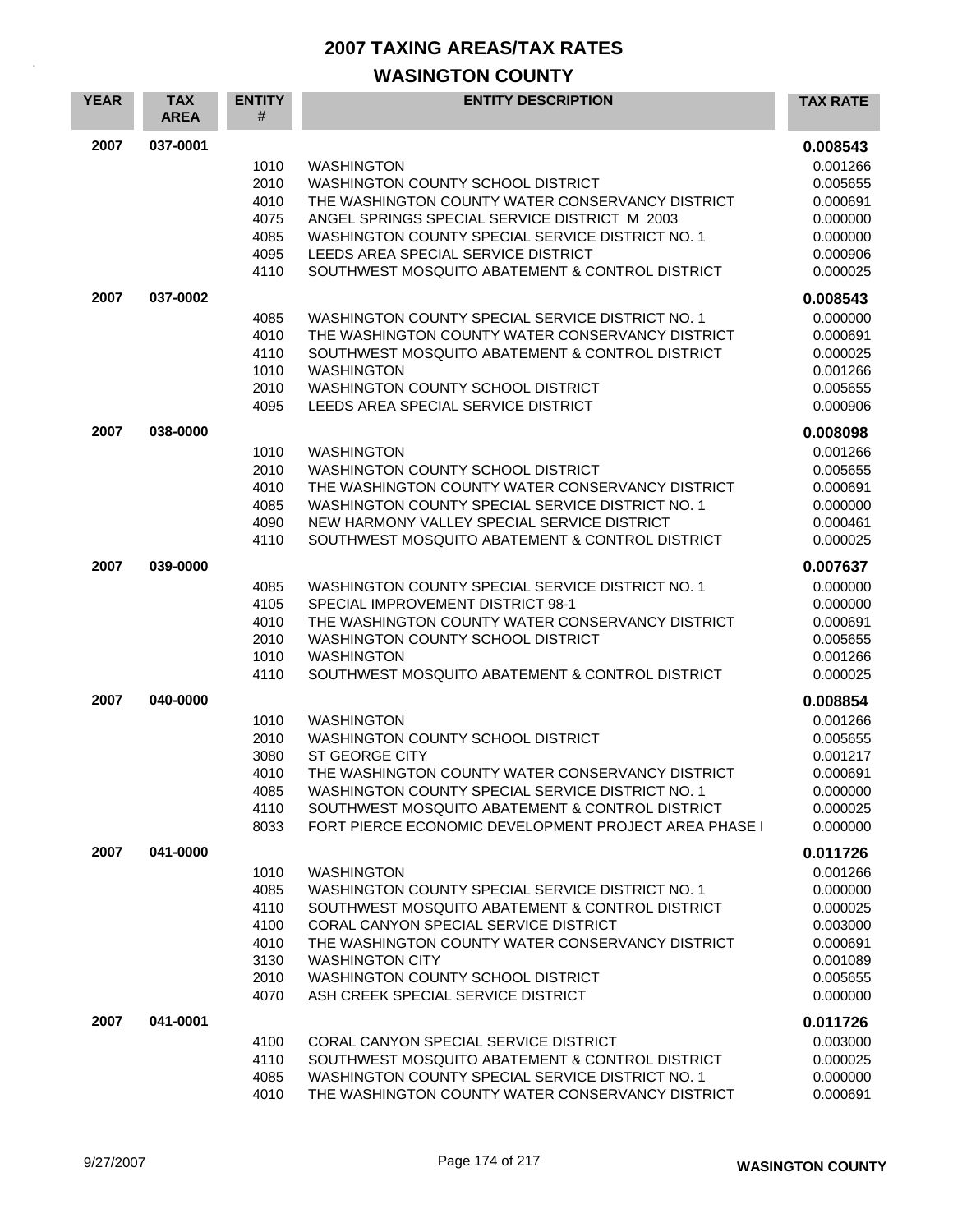# 2007 TAXING AREAS/TAX RATES

## WASINGTON COUNTY

| YEAR | TAX AREA | ENTITY # | ENTITY DESCRIPTION | TAX RATE |
|---|---|---|---|---|
| 2007 | 037-0001 | | | **0.008543** |
| | | 1010 | WASHINGTON | 0.001266 |
| | | 2010 | WASHINGTON COUNTY SCHOOL DISTRICT | 0.005655 |
| | | 4010 | THE WASHINGTON COUNTY WATER CONSERVANCY DISTRICT | 0.000691 |
| | | 4075 | ANGEL SPRINGS SPECIAL SERVICE DISTRICT M 2003 | 0.000000 |
| | | 4085 | WASHINGTON COUNTY SPECIAL SERVICE DISTRICT NO. 1 | 0.000000 |
| | | 4095 | LEEDS AREA SPECIAL SERVICE DISTRICT | 0.000906 |
| | | 4110 | SOUTHWEST MOSQUITO ABATEMENT & CONTROL DISTRICT | 0.000025 |
| 2007 | 037-0002 | | | **0.008543** |
| | | 4085 | WASHINGTON COUNTY SPECIAL SERVICE DISTRICT NO. 1 | 0.000000 |
| | | 4010 | THE WASHINGTON COUNTY WATER CONSERVANCY DISTRICT | 0.000691 |
| | | 4110 | SOUTHWEST MOSQUITO ABATEMENT & CONTROL DISTRICT | 0.000025 |
| | | 1010 | WASHINGTON | 0.001266 |
| | | 2010 | WASHINGTON COUNTY SCHOOL DISTRICT | 0.005655 |
| | | 4095 | LEEDS AREA SPECIAL SERVICE DISTRICT | 0.000906 |
| 2007 | 038-0000 | | | **0.008098** |
| | | 1010 | WASHINGTON | 0.001266 |
| | | 2010 | WASHINGTON COUNTY SCHOOL DISTRICT | 0.005655 |
| | | 4010 | THE WASHINGTON COUNTY WATER CONSERVANCY DISTRICT | 0.000691 |
| | | 4085 | WASHINGTON COUNTY SPECIAL SERVICE DISTRICT NO. 1 | 0.000000 |
| | | 4090 | NEW HARMONY VALLEY SPECIAL SERVICE DISTRICT | 0.000461 |
| | | 4110 | SOUTHWEST MOSQUITO ABATEMENT & CONTROL DISTRICT | 0.000025 |
| 2007 | 039-0000 | | | **0.007637** |
| | | 4085 | WASHINGTON COUNTY SPECIAL SERVICE DISTRICT NO. 1 | 0.000000 |
| | | 4105 | SPECIAL IMPROVEMENT DISTRICT 98-1 | 0.000000 |
| | | 4010 | THE WASHINGTON COUNTY WATER CONSERVANCY DISTRICT | 0.000691 |
| | | 2010 | WASHINGTON COUNTY SCHOOL DISTRICT | 0.005655 |
| | | 1010 | WASHINGTON | 0.001266 |
| | | 4110 | SOUTHWEST MOSQUITO ABATEMENT & CONTROL DISTRICT | 0.000025 |
| 2007 | 040-0000 | | | **0.008854** |
| | | 1010 | WASHINGTON | 0.001266 |
| | | 2010 | WASHINGTON COUNTY SCHOOL DISTRICT | 0.005655 |
| | | 3080 | ST GEORGE CITY | 0.001217 |
| | | 4010 | THE WASHINGTON COUNTY WATER CONSERVANCY DISTRICT | 0.000691 |
| | | 4085 | WASHINGTON COUNTY SPECIAL SERVICE DISTRICT NO. 1 | 0.000000 |
| | | 4110 | SOUTHWEST MOSQUITO ABATEMENT & CONTROL DISTRICT | 0.000025 |
| | | 8033 | FORT PIERCE ECONOMIC DEVELOPMENT PROJECT AREA PHASE I | 0.000000 |
| 2007 | 041-0000 | | | **0.011726** |
| | | 1010 | WASHINGTON | 0.001266 |
| | | 4085 | WASHINGTON COUNTY SPECIAL SERVICE DISTRICT NO. 1 | 0.000000 |
| | | 4110 | SOUTHWEST MOSQUITO ABATEMENT & CONTROL DISTRICT | 0.000025 |
| | | 4100 | CORAL CANYON SPECIAL SERVICE DISTRICT | 0.003000 |
| | | 4010 | THE WASHINGTON COUNTY WATER CONSERVANCY DISTRICT | 0.000691 |
| | | 3130 | WASHINGTON CITY | 0.001089 |
| | | 2010 | WASHINGTON COUNTY SCHOOL DISTRICT | 0.005655 |
| | | 4070 | ASH CREEK SPECIAL SERVICE DISTRICT | 0.000000 |
| 2007 | 041-0001 | | | **0.011726** |
| | | 4100 | CORAL CANYON SPECIAL SERVICE DISTRICT | 0.003000 |
| | | 4110 | SOUTHWEST MOSQUITO ABATEMENT & CONTROL DISTRICT | 0.000025 |
| | | 4085 | WASHINGTON COUNTY SPECIAL SERVICE DISTRICT NO. 1 | 0.000000 |
| | | 4010 | THE WASHINGTON COUNTY WATER CONSERVANCY DISTRICT | 0.000691 |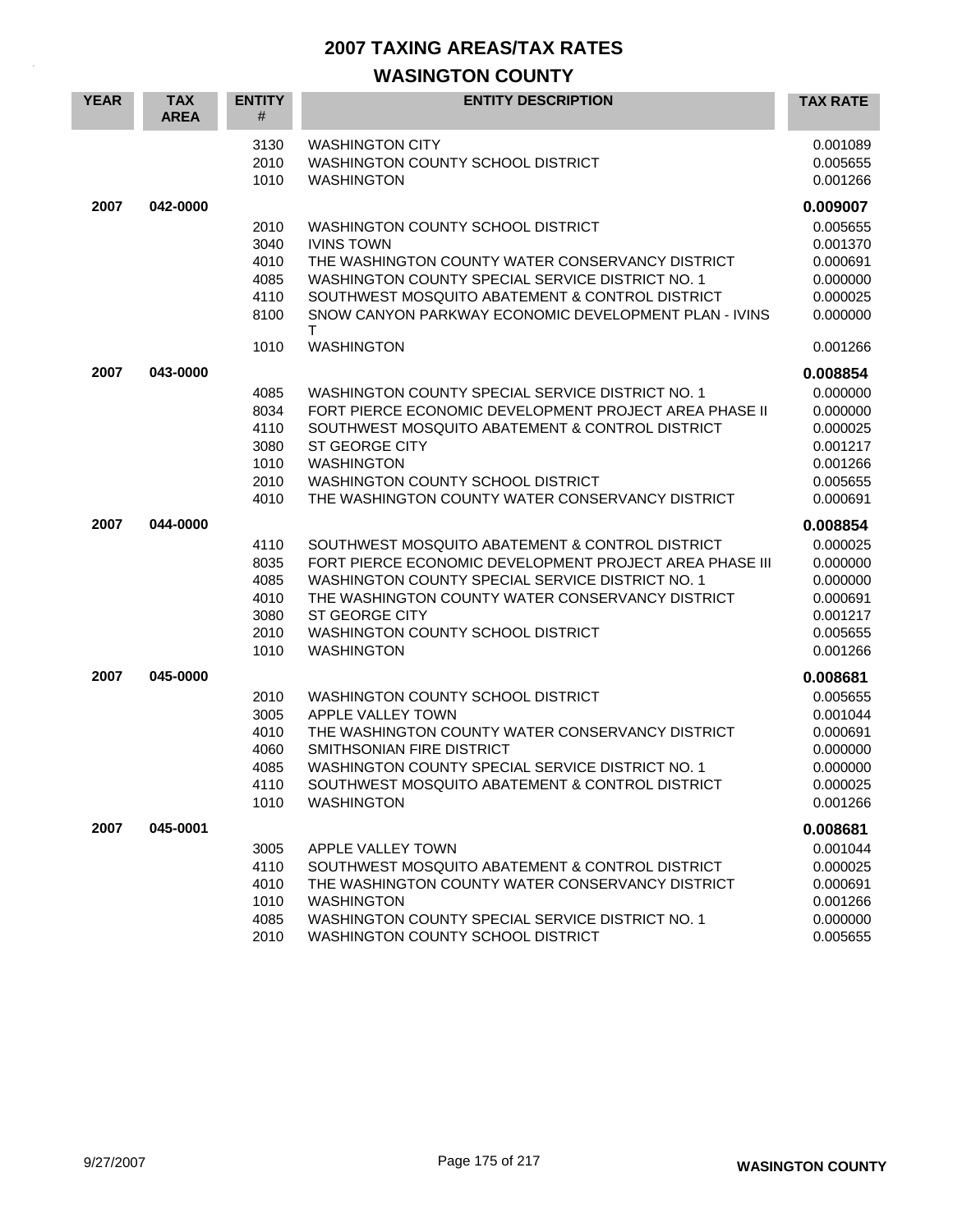# 2007 TAXING AREAS/TAX RATES

## WASINGTON COUNTY

| YEAR | TAX AREA | ENTITY # | ENTITY DESCRIPTION | TAX RATE |
|---|---|---|---|---|
| | | 3130 | WASHINGTON CITY | 0.001089 |
| | | 2010 | WASHINGTON COUNTY SCHOOL DISTRICT | 0.005655 |
| | | 1010 | WASHINGTON | 0.001266 |
| **2007** | **042-0000** | | | **0.009007** |
| | | 2010 | WASHINGTON COUNTY SCHOOL DISTRICT | 0.005655 |
| | | 3040 | IVINS TOWN | 0.001370 |
| | | 4010 | THE WASHINGTON COUNTY WATER CONSERVANCY DISTRICT | 0.000691 |
| | | 4085 | WASHINGTON COUNTY SPECIAL SERVICE DISTRICT NO. 1 | 0.000000 |
| | | 4110 | SOUTHWEST MOSQUITO ABATEMENT & CONTROL DISTRICT | 0.000025 |
| | | 8100 | SNOW CANYON PARKWAY ECONOMIC DEVELOPMENT PLAN - IVINS T | 0.000000 |
| | | 1010 | WASHINGTON | 0.001266 |
| **2007** | **043-0000** | | | **0.008854** |
| | | 4085 | WASHINGTON COUNTY SPECIAL SERVICE DISTRICT NO. 1 | 0.000000 |
| | | 8034 | FORT PIERCE ECONOMIC DEVELOPMENT PROJECT AREA PHASE II | 0.000000 |
| | | 4110 | SOUTHWEST MOSQUITO ABATEMENT & CONTROL DISTRICT | 0.000025 |
| | | 3080 | ST GEORGE CITY | 0.001217 |
| | | 1010 | WASHINGTON | 0.001266 |
| | | 2010 | WASHINGTON COUNTY SCHOOL DISTRICT | 0.005655 |
| | | 4010 | THE WASHINGTON COUNTY WATER CONSERVANCY DISTRICT | 0.000691 |
| **2007** | **044-0000** | | | **0.008854** |
| | | 4110 | SOUTHWEST MOSQUITO ABATEMENT & CONTROL DISTRICT | 0.000025 |
| | | 8035 | FORT PIERCE ECONOMIC DEVELOPMENT PROJECT AREA PHASE III | 0.000000 |
| | | 4085 | WASHINGTON COUNTY SPECIAL SERVICE DISTRICT NO. 1 | 0.000000 |
| | | 4010 | THE WASHINGTON COUNTY WATER CONSERVANCY DISTRICT | 0.000691 |
| | | 3080 | ST GEORGE CITY | 0.001217 |
| | | 2010 | WASHINGTON COUNTY SCHOOL DISTRICT | 0.005655 |
| | | 1010 | WASHINGTON | 0.001266 |
| **2007** | **045-0000** | | | **0.008681** |
| | | 2010 | WASHINGTON COUNTY SCHOOL DISTRICT | 0.005655 |
| | | 3005 | APPLE VALLEY TOWN | 0.001044 |
| | | 4010 | THE WASHINGTON COUNTY WATER CONSERVANCY DISTRICT | 0.000691 |
| | | 4060 | SMITHSONIAN FIRE DISTRICT | 0.000000 |
| | | 4085 | WASHINGTON COUNTY SPECIAL SERVICE DISTRICT NO. 1 | 0.000000 |
| | | 4110 | SOUTHWEST MOSQUITO ABATEMENT & CONTROL DISTRICT | 0.000025 |
| | | 1010 | WASHINGTON | 0.001266 |
| **2007** | **045-0001** | | | **0.008681** |
| | | 3005 | APPLE VALLEY TOWN | 0.001044 |
| | | 4110 | SOUTHWEST MOSQUITO ABATEMENT & CONTROL DISTRICT | 0.000025 |
| | | 4010 | THE WASHINGTON COUNTY WATER CONSERVANCY DISTRICT | 0.000691 |
| | | 1010 | WASHINGTON | 0.001266 |
| | | 4085 | WASHINGTON COUNTY SPECIAL SERVICE DISTRICT NO. 1 | 0.000000 |
| | | 2010 | WASHINGTON COUNTY SCHOOL DISTRICT | 0.005655 |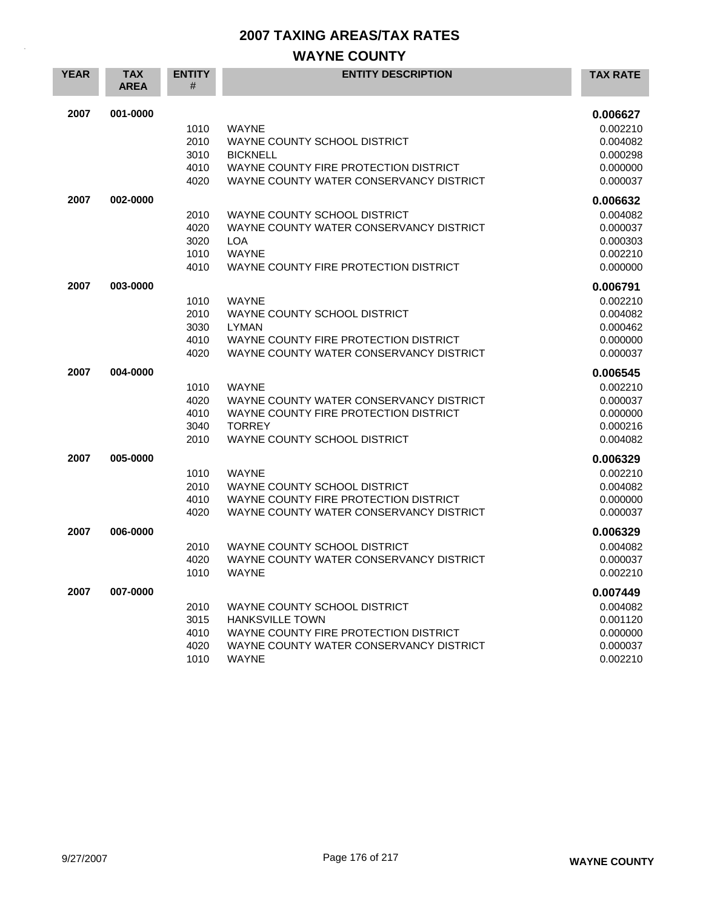# 2007 TAXING AREAS/TAX RATES

## WAYNE COUNTY

| YEAR | TAX AREA | ENTITY # | ENTITY DESCRIPTION | TAX RATE |
|---|---|---|---|---|
| **2007** | **001-0000** | | | **0.006627** |
| | | 1010 | WAYNE | 0.002210 |
| | | 2010 | WAYNE COUNTY SCHOOL DISTRICT | 0.004082 |
| | | 3010 | BICKNELL | 0.000298 |
| | | 4010 | WAYNE COUNTY FIRE PROTECTION DISTRICT | 0.000000 |
| | | 4020 | WAYNE COUNTY WATER CONSERVANCY DISTRICT | 0.000037 |
| **2007** | **002-0000** | | | **0.006632** |
| | | 2010 | WAYNE COUNTY SCHOOL DISTRICT | 0.004082 |
| | | 4020 | WAYNE COUNTY WATER CONSERVANCY DISTRICT | 0.000037 |
| | | 3020 | LOA | 0.000303 |
| | | 1010 | WAYNE | 0.002210 |
| | | 4010 | WAYNE COUNTY FIRE PROTECTION DISTRICT | 0.000000 |
| **2007** | **003-0000** | | | **0.006791** |
| | | 1010 | WAYNE | 0.002210 |
| | | 2010 | WAYNE COUNTY SCHOOL DISTRICT | 0.004082 |
| | | 3030 | LYMAN | 0.000462 |
| | | 4010 | WAYNE COUNTY FIRE PROTECTION DISTRICT | 0.000000 |
| | | 4020 | WAYNE COUNTY WATER CONSERVANCY DISTRICT | 0.000037 |
| **2007** | **004-0000** | | | **0.006545** |
| | | 1010 | WAYNE | 0.002210 |
| | | 4020 | WAYNE COUNTY WATER CONSERVANCY DISTRICT | 0.000037 |
| | | 4010 | WAYNE COUNTY FIRE PROTECTION DISTRICT | 0.000000 |
| | | 3040 | TORREY | 0.000216 |
| | | 2010 | WAYNE COUNTY SCHOOL DISTRICT | 0.004082 |
| **2007** | **005-0000** | | | **0.006329** |
| | | 1010 | WAYNE | 0.002210 |
| | | 2010 | WAYNE COUNTY SCHOOL DISTRICT | 0.004082 |
| | | 4010 | WAYNE COUNTY FIRE PROTECTION DISTRICT | 0.000000 |
| | | 4020 | WAYNE COUNTY WATER CONSERVANCY DISTRICT | 0.000037 |
| **2007** | **006-0000** | | | **0.006329** |
| | | 2010 | WAYNE COUNTY SCHOOL DISTRICT | 0.004082 |
| | | 4020 | WAYNE COUNTY WATER CONSERVANCY DISTRICT | 0.000037 |
| | | 1010 | WAYNE | 0.002210 |
| **2007** | **007-0000** | | | **0.007449** |
| | | 2010 | WAYNE COUNTY SCHOOL DISTRICT | 0.004082 |
| | | 3015 | HANKSVILLE TOWN | 0.001120 |
| | | 4010 | WAYNE COUNTY FIRE PROTECTION DISTRICT | 0.000000 |
| | | 4020 | WAYNE COUNTY WATER CONSERVANCY DISTRICT | 0.000037 |
| | | 1010 | WAYNE | 0.002210 |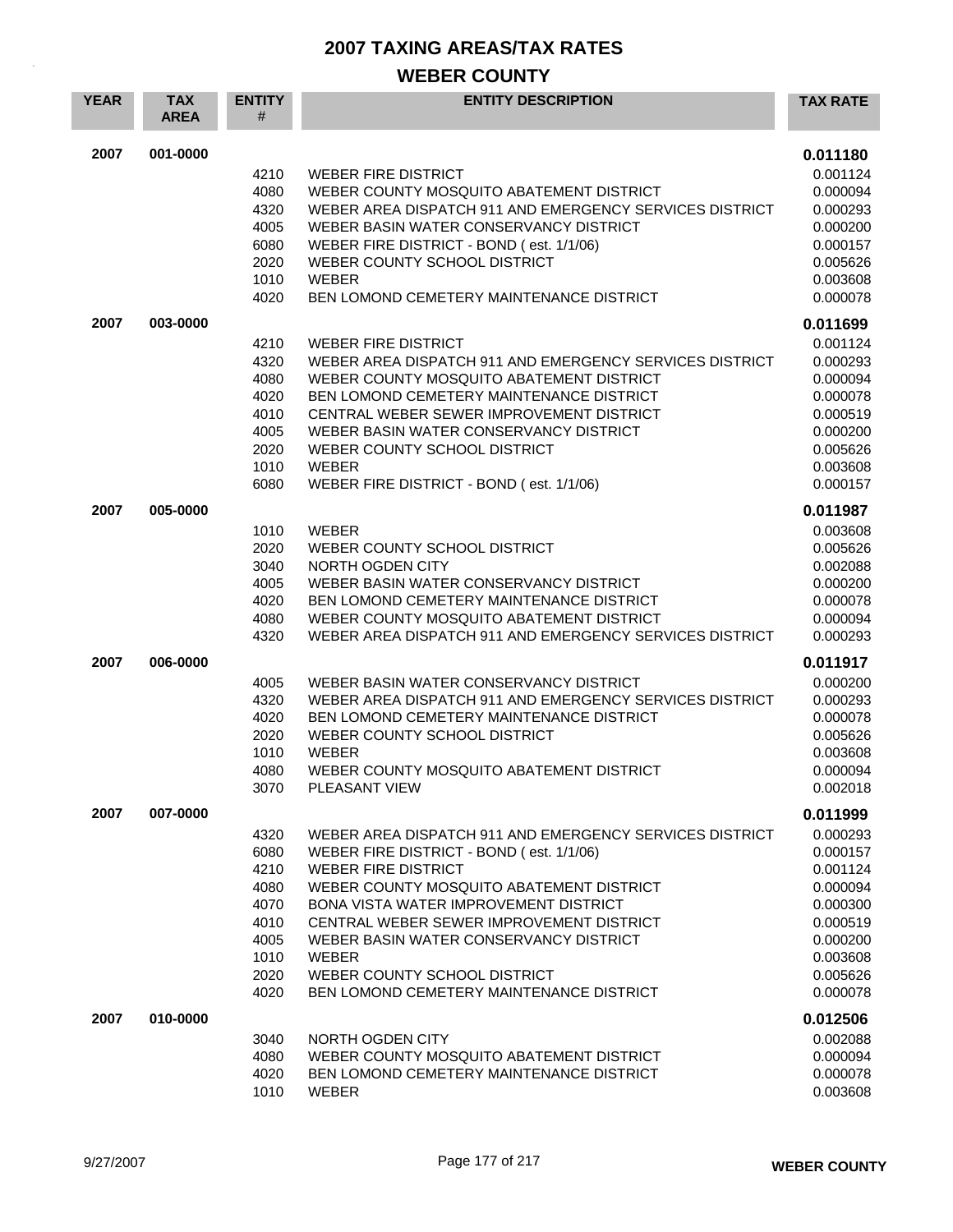# 2007 TAXING AREAS/TAX RATES

## WEBER COUNTY

| YEAR | TAX AREA | ENTITY # | ENTITY DESCRIPTION | TAX RATE |
|---|---|---|---|---|
| 2007 | 001-0000 | | | **0.011180** |
| | | 4210 | WEBER FIRE DISTRICT | 0.001124 |
| | | 4080 | WEBER COUNTY MOSQUITO ABATEMENT DISTRICT | 0.000094 |
| | | 4320 | WEBER AREA DISPATCH 911 AND EMERGENCY SERVICES DISTRICT | 0.000293 |
| | | 4005 | WEBER BASIN WATER CONSERVANCY DISTRICT | 0.000200 |
| | | 6080 | WEBER FIRE DISTRICT - BOND ( est. 1/1/06) | 0.000157 |
| | | 2020 | WEBER COUNTY SCHOOL DISTRICT | 0.005626 |
| | | 1010 | WEBER | 0.003608 |
| | | 4020 | BEN LOMOND CEMETERY MAINTENANCE DISTRICT | 0.000078 |
| 2007 | 003-0000 | | | **0.011699** |
| | | 4210 | WEBER FIRE DISTRICT | 0.001124 |
| | | 4320 | WEBER AREA DISPATCH 911 AND EMERGENCY SERVICES DISTRICT | 0.000293 |
| | | 4080 | WEBER COUNTY MOSQUITO ABATEMENT DISTRICT | 0.000094 |
| | | 4020 | BEN LOMOND CEMETERY MAINTENANCE DISTRICT | 0.000078 |
| | | 4010 | CENTRAL WEBER SEWER IMPROVEMENT DISTRICT | 0.000519 |
| | | 4005 | WEBER BASIN WATER CONSERVANCY DISTRICT | 0.000200 |
| | | 2020 | WEBER COUNTY SCHOOL DISTRICT | 0.005626 |
| | | 1010 | WEBER | 0.003608 |
| | | 6080 | WEBER FIRE DISTRICT - BOND ( est. 1/1/06) | 0.000157 |
| 2007 | 005-0000 | | | **0.011987** |
| | | 1010 | WEBER | 0.003608 |
| | | 2020 | WEBER COUNTY SCHOOL DISTRICT | 0.005626 |
| | | 3040 | NORTH OGDEN CITY | 0.002088 |
| | | 4005 | WEBER BASIN WATER CONSERVANCY DISTRICT | 0.000200 |
| | | 4020 | BEN LOMOND CEMETERY MAINTENANCE DISTRICT | 0.000078 |
| | | 4080 | WEBER COUNTY MOSQUITO ABATEMENT DISTRICT | 0.000094 |
| | | 4320 | WEBER AREA DISPATCH 911 AND EMERGENCY SERVICES DISTRICT | 0.000293 |
| 2007 | 006-0000 | | | **0.011917** |
| | | 4005 | WEBER BASIN WATER CONSERVANCY DISTRICT | 0.000200 |
| | | 4320 | WEBER AREA DISPATCH 911 AND EMERGENCY SERVICES DISTRICT | 0.000293 |
| | | 4020 | BEN LOMOND CEMETERY MAINTENANCE DISTRICT | 0.000078 |
| | | 2020 | WEBER COUNTY SCHOOL DISTRICT | 0.005626 |
| | | 1010 | WEBER | 0.003608 |
| | | 4080 | WEBER COUNTY MOSQUITO ABATEMENT DISTRICT | 0.000094 |
| | | 3070 | PLEASANT VIEW | 0.002018 |
| 2007 | 007-0000 | | | **0.011999** |
| | | 4320 | WEBER AREA DISPATCH 911 AND EMERGENCY SERVICES DISTRICT | 0.000293 |
| | | 6080 | WEBER FIRE DISTRICT - BOND ( est. 1/1/06) | 0.000157 |
| | | 4210 | WEBER FIRE DISTRICT | 0.001124 |
| | | 4080 | WEBER COUNTY MOSQUITO ABATEMENT DISTRICT | 0.000094 |
| | | 4070 | BONA VISTA WATER IMPROVEMENT DISTRICT | 0.000300 |
| | | 4010 | CENTRAL WEBER SEWER IMPROVEMENT DISTRICT | 0.000519 |
| | | 4005 | WEBER BASIN WATER CONSERVANCY DISTRICT | 0.000200 |
| | | 1010 | WEBER | 0.003608 |
| | | 2020 | WEBER COUNTY SCHOOL DISTRICT | 0.005626 |
| | | 4020 | BEN LOMOND CEMETERY MAINTENANCE DISTRICT | 0.000078 |
| 2007 | 010-0000 | | | **0.012506** |
| | | 3040 | NORTH OGDEN CITY | 0.002088 |
| | | 4080 | WEBER COUNTY MOSQUITO ABATEMENT DISTRICT | 0.000094 |
| | | 4020 | BEN LOMOND CEMETERY MAINTENANCE DISTRICT | 0.000078 |
| | | 1010 | WEBER | 0.003608 |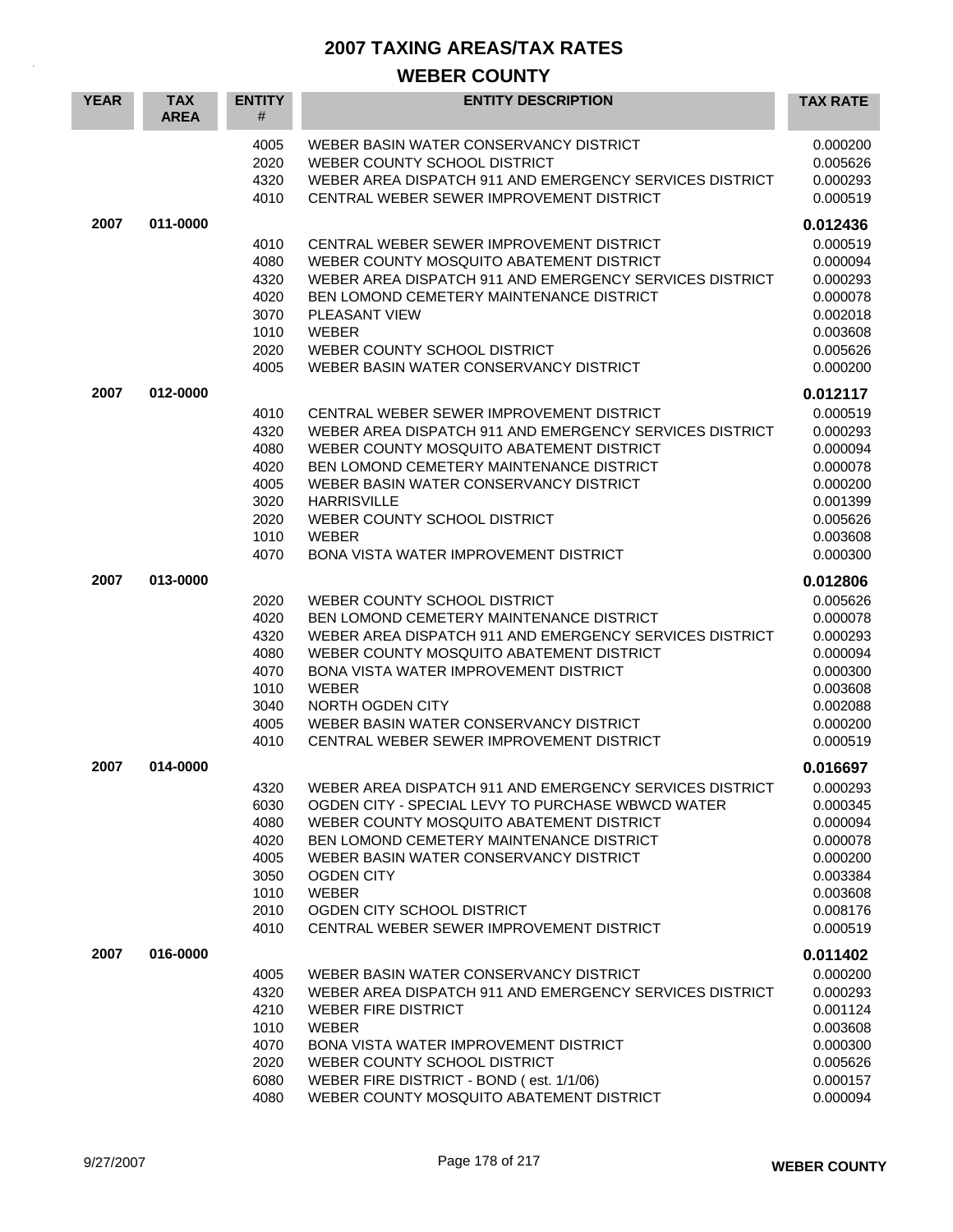# 2007 TAXING AREAS/TAX RATES

## WEBER COUNTY

| YEAR | TAX AREA | ENTITY # | ENTITY DESCRIPTION | TAX RATE |
|---|---|---|---|---|
| | | 4005 | WEBER BASIN WATER CONSERVANCY DISTRICT | 0.000200 |
| | | 2020 | WEBER COUNTY SCHOOL DISTRICT | 0.005626 |
| | | 4320 | WEBER AREA DISPATCH 911 AND EMERGENCY SERVICES DISTRICT | 0.000293 |
| | | 4010 | CENTRAL WEBER SEWER IMPROVEMENT DISTRICT | 0.000519 |
| **2007** | **011-0000** | | | **0.012436** |
| | | 4010 | CENTRAL WEBER SEWER IMPROVEMENT DISTRICT | 0.000519 |
| | | 4080 | WEBER COUNTY MOSQUITO ABATEMENT DISTRICT | 0.000094 |
| | | 4320 | WEBER AREA DISPATCH 911 AND EMERGENCY SERVICES DISTRICT | 0.000293 |
| | | 4020 | BEN LOMOND CEMETERY MAINTENANCE DISTRICT | 0.000078 |
| | | 3070 | PLEASANT VIEW | 0.002018 |
| | | 1010 | WEBER | 0.003608 |
| | | 2020 | WEBER COUNTY SCHOOL DISTRICT | 0.005626 |
| | | 4005 | WEBER BASIN WATER CONSERVANCY DISTRICT | 0.000200 |
| **2007** | **012-0000** | | | **0.012117** |
| | | 4010 | CENTRAL WEBER SEWER IMPROVEMENT DISTRICT | 0.000519 |
| | | 4320 | WEBER AREA DISPATCH 911 AND EMERGENCY SERVICES DISTRICT | 0.000293 |
| | | 4080 | WEBER COUNTY MOSQUITO ABATEMENT DISTRICT | 0.000094 |
| | | 4020 | BEN LOMOND CEMETERY MAINTENANCE DISTRICT | 0.000078 |
| | | 4005 | WEBER BASIN WATER CONSERVANCY DISTRICT | 0.000200 |
| | | 3020 | HARRISVILLE | 0.001399 |
| | | 2020 | WEBER COUNTY SCHOOL DISTRICT | 0.005626 |
| | | 1010 | WEBER | 0.003608 |
| | | 4070 | BONA VISTA WATER IMPROVEMENT DISTRICT | 0.000300 |
| **2007** | **013-0000** | | | **0.012806** |
| | | 2020 | WEBER COUNTY SCHOOL DISTRICT | 0.005626 |
| | | 4020 | BEN LOMOND CEMETERY MAINTENANCE DISTRICT | 0.000078 |
| | | 4320 | WEBER AREA DISPATCH 911 AND EMERGENCY SERVICES DISTRICT | 0.000293 |
| | | 4080 | WEBER COUNTY MOSQUITO ABATEMENT DISTRICT | 0.000094 |
| | | 4070 | BONA VISTA WATER IMPROVEMENT DISTRICT | 0.000300 |
| | | 1010 | WEBER | 0.003608 |
| | | 3040 | NORTH OGDEN CITY | 0.002088 |
| | | 4005 | WEBER BASIN WATER CONSERVANCY DISTRICT | 0.000200 |
| | | 4010 | CENTRAL WEBER SEWER IMPROVEMENT DISTRICT | 0.000519 |
| **2007** | **014-0000** | | | **0.016697** |
| | | 4320 | WEBER AREA DISPATCH 911 AND EMERGENCY SERVICES DISTRICT | 0.000293 |
| | | 6030 | OGDEN CITY - SPECIAL LEVY TO PURCHASE WBWCD WATER | 0.000345 |
| | | 4080 | WEBER COUNTY MOSQUITO ABATEMENT DISTRICT | 0.000094 |
| | | 4020 | BEN LOMOND CEMETERY MAINTENANCE DISTRICT | 0.000078 |
| | | 4005 | WEBER BASIN WATER CONSERVANCY DISTRICT | 0.000200 |
| | | 3050 | OGDEN CITY | 0.003384 |
| | | 1010 | WEBER | 0.003608 |
| | | 2010 | OGDEN CITY SCHOOL DISTRICT | 0.008176 |
| | | 4010 | CENTRAL WEBER SEWER IMPROVEMENT DISTRICT | 0.000519 |
| **2007** | **016-0000** | | | **0.011402** |
| | | 4005 | WEBER BASIN WATER CONSERVANCY DISTRICT | 0.000200 |
| | | 4320 | WEBER AREA DISPATCH 911 AND EMERGENCY SERVICES DISTRICT | 0.000293 |
| | | 4210 | WEBER FIRE DISTRICT | 0.001124 |
| | | 1010 | WEBER | 0.003608 |
| | | 4070 | BONA VISTA WATER IMPROVEMENT DISTRICT | 0.000300 |
| | | 2020 | WEBER COUNTY SCHOOL DISTRICT | 0.005626 |
| | | 6080 | WEBER FIRE DISTRICT - BOND ( est. 1/1/06) | 0.000157 |
| | | 4080 | WEBER COUNTY MOSQUITO ABATEMENT DISTRICT | 0.000094 |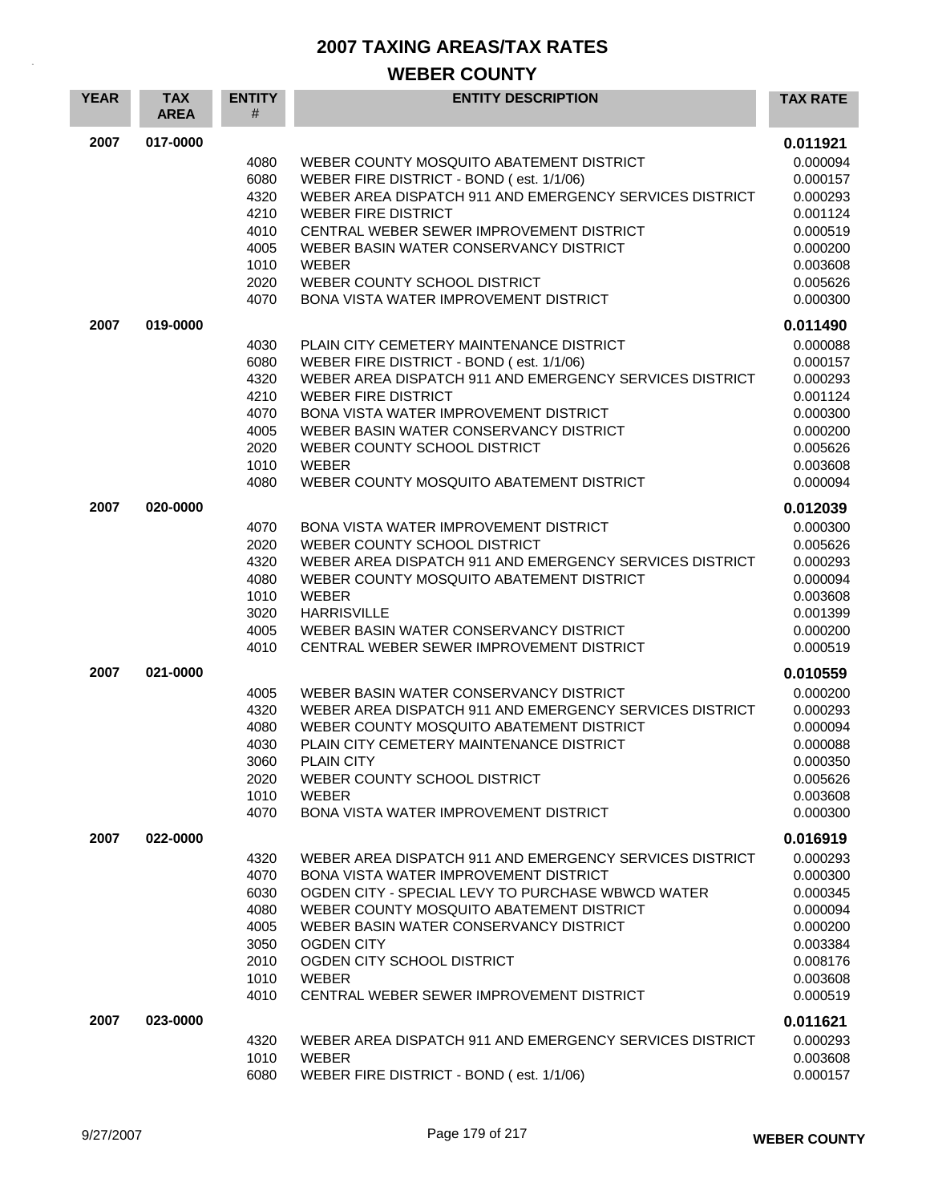# 2007 TAXING AREAS/TAX RATES

## WEBER COUNTY

| YEAR | TAX AREA | ENTITY # | ENTITY DESCRIPTION | TAX RATE |
|---|---|---|---|---|
| 2007 | 017-0000 | | | **0.011921** |
| | | 4080 | WEBER COUNTY MOSQUITO ABATEMENT DISTRICT | 0.000094 |
| | | 6080 | WEBER FIRE DISTRICT - BOND ( est. 1/1/06) | 0.000157 |
| | | 4320 | WEBER AREA DISPATCH 911 AND EMERGENCY SERVICES DISTRICT | 0.000293 |
| | | 4210 | WEBER FIRE DISTRICT | 0.001124 |
| | | 4010 | CENTRAL WEBER SEWER IMPROVEMENT DISTRICT | 0.000519 |
| | | 4005 | WEBER BASIN WATER CONSERVANCY DISTRICT | 0.000200 |
| | | 1010 | WEBER | 0.003608 |
| | | 2020 | WEBER COUNTY SCHOOL DISTRICT | 0.005626 |
| | | 4070 | BONA VISTA WATER IMPROVEMENT DISTRICT | 0.000300 |
| 2007 | 019-0000 | | | **0.011490** |
| | | 4030 | PLAIN CITY CEMETERY MAINTENANCE DISTRICT | 0.000088 |
| | | 6080 | WEBER FIRE DISTRICT - BOND ( est. 1/1/06) | 0.000157 |
| | | 4320 | WEBER AREA DISPATCH 911 AND EMERGENCY SERVICES DISTRICT | 0.000293 |
| | | 4210 | WEBER FIRE DISTRICT | 0.001124 |
| | | 4070 | BONA VISTA WATER IMPROVEMENT DISTRICT | 0.000300 |
| | | 4005 | WEBER BASIN WATER CONSERVANCY DISTRICT | 0.000200 |
| | | 2020 | WEBER COUNTY SCHOOL DISTRICT | 0.005626 |
| | | 1010 | WEBER | 0.003608 |
| | | 4080 | WEBER COUNTY MOSQUITO ABATEMENT DISTRICT | 0.000094 |
| 2007 | 020-0000 | | | **0.012039** |
| | | 4070 | BONA VISTA WATER IMPROVEMENT DISTRICT | 0.000300 |
| | | 2020 | WEBER COUNTY SCHOOL DISTRICT | 0.005626 |
| | | 4320 | WEBER AREA DISPATCH 911 AND EMERGENCY SERVICES DISTRICT | 0.000293 |
| | | 4080 | WEBER COUNTY MOSQUITO ABATEMENT DISTRICT | 0.000094 |
| | | 1010 | WEBER | 0.003608 |
| | | 3020 | HARRISVILLE | 0.001399 |
| | | 4005 | WEBER BASIN WATER CONSERVANCY DISTRICT | 0.000200 |
| | | 4010 | CENTRAL WEBER SEWER IMPROVEMENT DISTRICT | 0.000519 |
| 2007 | 021-0000 | | | **0.010559** |
| | | 4005 | WEBER BASIN WATER CONSERVANCY DISTRICT | 0.000200 |
| | | 4320 | WEBER AREA DISPATCH 911 AND EMERGENCY SERVICES DISTRICT | 0.000293 |
| | | 4080 | WEBER COUNTY MOSQUITO ABATEMENT DISTRICT | 0.000094 |
| | | 4030 | PLAIN CITY CEMETERY MAINTENANCE DISTRICT | 0.000088 |
| | | 3060 | PLAIN CITY | 0.000350 |
| | | 2020 | WEBER COUNTY SCHOOL DISTRICT | 0.005626 |
| | | 1010 | WEBER | 0.003608 |
| | | 4070 | BONA VISTA WATER IMPROVEMENT DISTRICT | 0.000300 |
| 2007 | 022-0000 | | | **0.016919** |
| | | 4320 | WEBER AREA DISPATCH 911 AND EMERGENCY SERVICES DISTRICT | 0.000293 |
| | | 4070 | BONA VISTA WATER IMPROVEMENT DISTRICT | 0.000300 |
| | | 6030 | OGDEN CITY - SPECIAL LEVY TO PURCHASE WBWCD WATER | 0.000345 |
| | | 4080 | WEBER COUNTY MOSQUITO ABATEMENT DISTRICT | 0.000094 |
| | | 4005 | WEBER BASIN WATER CONSERVANCY DISTRICT | 0.000200 |
| | | 3050 | OGDEN CITY | 0.003384 |
| | | 2010 | OGDEN CITY SCHOOL DISTRICT | 0.008176 |
| | | 1010 | WEBER | 0.003608 |
| | | 4010 | CENTRAL WEBER SEWER IMPROVEMENT DISTRICT | 0.000519 |
| 2007 | 023-0000 | | | **0.011621** |
| | | 4320 | WEBER AREA DISPATCH 911 AND EMERGENCY SERVICES DISTRICT | 0.000293 |
| | | 1010 | WEBER | 0.003608 |
| | | 6080 | WEBER FIRE DISTRICT - BOND ( est. 1/1/06) | 0.000157 |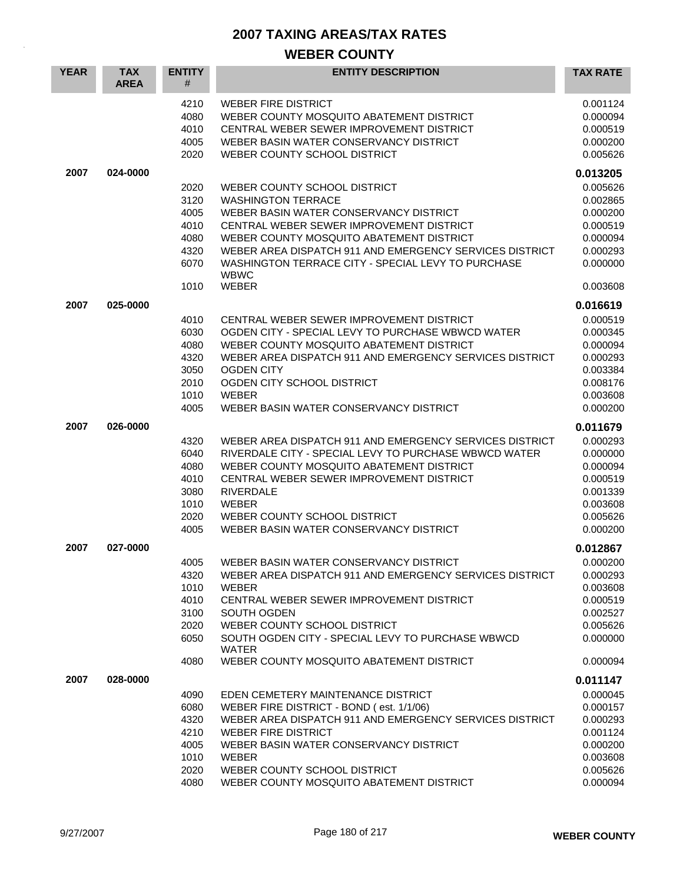# 2007 TAXING AREAS/TAX RATES

## WEBER COUNTY

| YEAR | TAX AREA | ENTITY # | ENTITY DESCRIPTION | TAX RATE |
|---|---|---|---|---|
| | | 4210 | WEBER FIRE DISTRICT | 0.001124 |
| | | 4080 | WEBER COUNTY MOSQUITO ABATEMENT DISTRICT | 0.000094 |
| | | 4010 | CENTRAL WEBER SEWER IMPROVEMENT DISTRICT | 0.000519 |
| | | 4005 | WEBER BASIN WATER CONSERVANCY DISTRICT | 0.000200 |
| | | 2020 | WEBER COUNTY SCHOOL DISTRICT | 0.005626 |
| **2007** | **024-0000** | | | **0.013205** |
| | | 2020 | WEBER COUNTY SCHOOL DISTRICT | 0.005626 |
| | | 3120 | WASHINGTON TERRACE | 0.002865 |
| | | 4005 | WEBER BASIN WATER CONSERVANCY DISTRICT | 0.000200 |
| | | 4010 | CENTRAL WEBER SEWER IMPROVEMENT DISTRICT | 0.000519 |
| | | 4080 | WEBER COUNTY MOSQUITO ABATEMENT DISTRICT | 0.000094 |
| | | 4320 | WEBER AREA DISPATCH 911 AND EMERGENCY SERVICES DISTRICT | 0.000293 |
| | | 6070 | WASHINGTON TERRACE CITY - SPECIAL LEVY TO PURCHASE WBWC | 0.000000 |
| | | 1010 | WEBER | 0.003608 |
| **2007** | **025-0000** | | | **0.016619** |
| | | 4010 | CENTRAL WEBER SEWER IMPROVEMENT DISTRICT | 0.000519 |
| | | 6030 | OGDEN CITY - SPECIAL LEVY TO PURCHASE WBWCD WATER | 0.000345 |
| | | 4080 | WEBER COUNTY MOSQUITO ABATEMENT DISTRICT | 0.000094 |
| | | 4320 | WEBER AREA DISPATCH 911 AND EMERGENCY SERVICES DISTRICT | 0.000293 |
| | | 3050 | OGDEN CITY | 0.003384 |
| | | 2010 | OGDEN CITY SCHOOL DISTRICT | 0.008176 |
| | | 1010 | WEBER | 0.003608 |
| | | 4005 | WEBER BASIN WATER CONSERVANCY DISTRICT | 0.000200 |
| **2007** | **026-0000** | | | **0.011679** |
| | | 4320 | WEBER AREA DISPATCH 911 AND EMERGENCY SERVICES DISTRICT | 0.000293 |
| | | 6040 | RIVERDALE CITY - SPECIAL LEVY TO PURCHASE WBWCD WATER | 0.000000 |
| | | 4080 | WEBER COUNTY MOSQUITO ABATEMENT DISTRICT | 0.000094 |
| | | 4010 | CENTRAL WEBER SEWER IMPROVEMENT DISTRICT | 0.000519 |
| | | 3080 | RIVERDALE | 0.001339 |
| | | 1010 | WEBER | 0.003608 |
| | | 2020 | WEBER COUNTY SCHOOL DISTRICT | 0.005626 |
| | | 4005 | WEBER BASIN WATER CONSERVANCY DISTRICT | 0.000200 |
| **2007** | **027-0000** | | | **0.012867** |
| | | 4005 | WEBER BASIN WATER CONSERVANCY DISTRICT | 0.000200 |
| | | 4320 | WEBER AREA DISPATCH 911 AND EMERGENCY SERVICES DISTRICT | 0.000293 |
| | | 1010 | WEBER | 0.003608 |
| | | 4010 | CENTRAL WEBER SEWER IMPROVEMENT DISTRICT | 0.000519 |
| | | 3100 | SOUTH OGDEN | 0.002527 |
| | | 2020 | WEBER COUNTY SCHOOL DISTRICT | 0.005626 |
| | | 6050 | SOUTH OGDEN CITY - SPECIAL LEVY TO PURCHASE WBWCD WATER | 0.000000 |
| | | 4080 | WEBER COUNTY MOSQUITO ABATEMENT DISTRICT | 0.000094 |
| **2007** | **028-0000** | | | **0.011147** |
| | | 4090 | EDEN CEMETERY MAINTENANCE DISTRICT | 0.000045 |
| | | 6080 | WEBER FIRE DISTRICT - BOND ( est. 1/1/06) | 0.000157 |
| | | 4320 | WEBER AREA DISPATCH 911 AND EMERGENCY SERVICES DISTRICT | 0.000293 |
| | | 4210 | WEBER FIRE DISTRICT | 0.001124 |
| | | 4005 | WEBER BASIN WATER CONSERVANCY DISTRICT | 0.000200 |
| | | 1010 | WEBER | 0.003608 |
| | | 2020 | WEBER COUNTY SCHOOL DISTRICT | 0.005626 |
| | | 4080 | WEBER COUNTY MOSQUITO ABATEMENT DISTRICT | 0.000094 |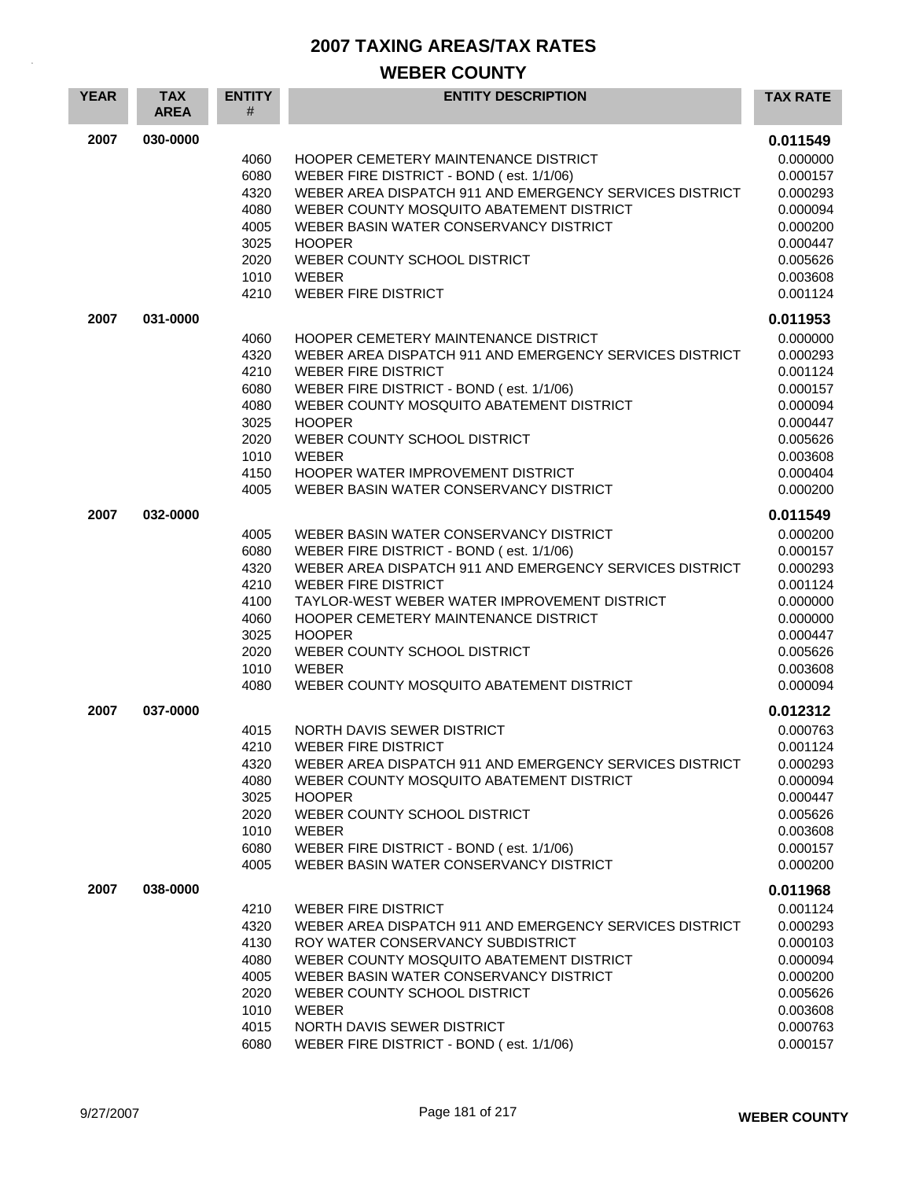# 2007 TAXING AREAS/TAX RATES

## WEBER COUNTY

| YEAR | TAX AREA | ENTITY # | ENTITY DESCRIPTION | TAX RATE |
|---|---|---|---|---|
| 2007 | 030-0000 | | | 0.011549 |
| | | 4060 | HOOPER CEMETERY MAINTENANCE DISTRICT | 0.000000 |
| | | 6080 | WEBER FIRE DISTRICT - BOND ( est. 1/1/06) | 0.000157 |
| | | 4320 | WEBER AREA DISPATCH 911 AND EMERGENCY SERVICES DISTRICT | 0.000293 |
| | | 4080 | WEBER COUNTY MOSQUITO ABATEMENT DISTRICT | 0.000094 |
| | | 4005 | WEBER BASIN WATER CONSERVANCY DISTRICT | 0.000200 |
| | | 3025 | HOOPER | 0.000447 |
| | | 2020 | WEBER COUNTY SCHOOL DISTRICT | 0.005626 |
| | | 1010 | WEBER | 0.003608 |
| | | 4210 | WEBER FIRE DISTRICT | 0.001124 |
| 2007 | 031-0000 | | | 0.011953 |
| | | 4060 | HOOPER CEMETERY MAINTENANCE DISTRICT | 0.000000 |
| | | 4320 | WEBER AREA DISPATCH 911 AND EMERGENCY SERVICES DISTRICT | 0.000293 |
| | | 4210 | WEBER FIRE DISTRICT | 0.001124 |
| | | 6080 | WEBER FIRE DISTRICT - BOND ( est. 1/1/06) | 0.000157 |
| | | 4080 | WEBER COUNTY MOSQUITO ABATEMENT DISTRICT | 0.000094 |
| | | 3025 | HOOPER | 0.000447 |
| | | 2020 | WEBER COUNTY SCHOOL DISTRICT | 0.005626 |
| | | 1010 | WEBER | 0.003608 |
| | | 4150 | HOOPER WATER IMPROVEMENT DISTRICT | 0.000404 |
| | | 4005 | WEBER BASIN WATER CONSERVANCY DISTRICT | 0.000200 |
| 2007 | 032-0000 | | | 0.011549 |
| | | 4005 | WEBER BASIN WATER CONSERVANCY DISTRICT | 0.000200 |
| | | 6080 | WEBER FIRE DISTRICT - BOND ( est. 1/1/06) | 0.000157 |
| | | 4320 | WEBER AREA DISPATCH 911 AND EMERGENCY SERVICES DISTRICT | 0.000293 |
| | | 4210 | WEBER FIRE DISTRICT | 0.001124 |
| | | 4100 | TAYLOR-WEST WEBER WATER IMPROVEMENT DISTRICT | 0.000000 |
| | | 4060 | HOOPER CEMETERY MAINTENANCE DISTRICT | 0.000000 |
| | | 3025 | HOOPER | 0.000447 |
| | | 2020 | WEBER COUNTY SCHOOL DISTRICT | 0.005626 |
| | | 1010 | WEBER | 0.003608 |
| | | 4080 | WEBER COUNTY MOSQUITO ABATEMENT DISTRICT | 0.000094 |
| 2007 | 037-0000 | | | 0.012312 |
| | | 4015 | NORTH DAVIS SEWER DISTRICT | 0.000763 |
| | | 4210 | WEBER FIRE DISTRICT | 0.001124 |
| | | 4320 | WEBER AREA DISPATCH 911 AND EMERGENCY SERVICES DISTRICT | 0.000293 |
| | | 4080 | WEBER COUNTY MOSQUITO ABATEMENT DISTRICT | 0.000094 |
| | | 3025 | HOOPER | 0.000447 |
| | | 2020 | WEBER COUNTY SCHOOL DISTRICT | 0.005626 |
| | | 1010 | WEBER | 0.003608 |
| | | 6080 | WEBER FIRE DISTRICT - BOND ( est. 1/1/06) | 0.000157 |
| | | 4005 | WEBER BASIN WATER CONSERVANCY DISTRICT | 0.000200 |
| 2007 | 038-0000 | | | 0.011968 |
| | | 4210 | WEBER FIRE DISTRICT | 0.001124 |
| | | 4320 | WEBER AREA DISPATCH 911 AND EMERGENCY SERVICES DISTRICT | 0.000293 |
| | | 4130 | ROY WATER CONSERVANCY SUBDISTRICT | 0.000103 |
| | | 4080 | WEBER COUNTY MOSQUITO ABATEMENT DISTRICT | 0.000094 |
| | | 4005 | WEBER BASIN WATER CONSERVANCY DISTRICT | 0.000200 |
| | | 2020 | WEBER COUNTY SCHOOL DISTRICT | 0.005626 |
| | | 1010 | WEBER | 0.003608 |
| | | 4015 | NORTH DAVIS SEWER DISTRICT | 0.000763 |
| | | 6080 | WEBER FIRE DISTRICT - BOND ( est. 1/1/06) | 0.000157 |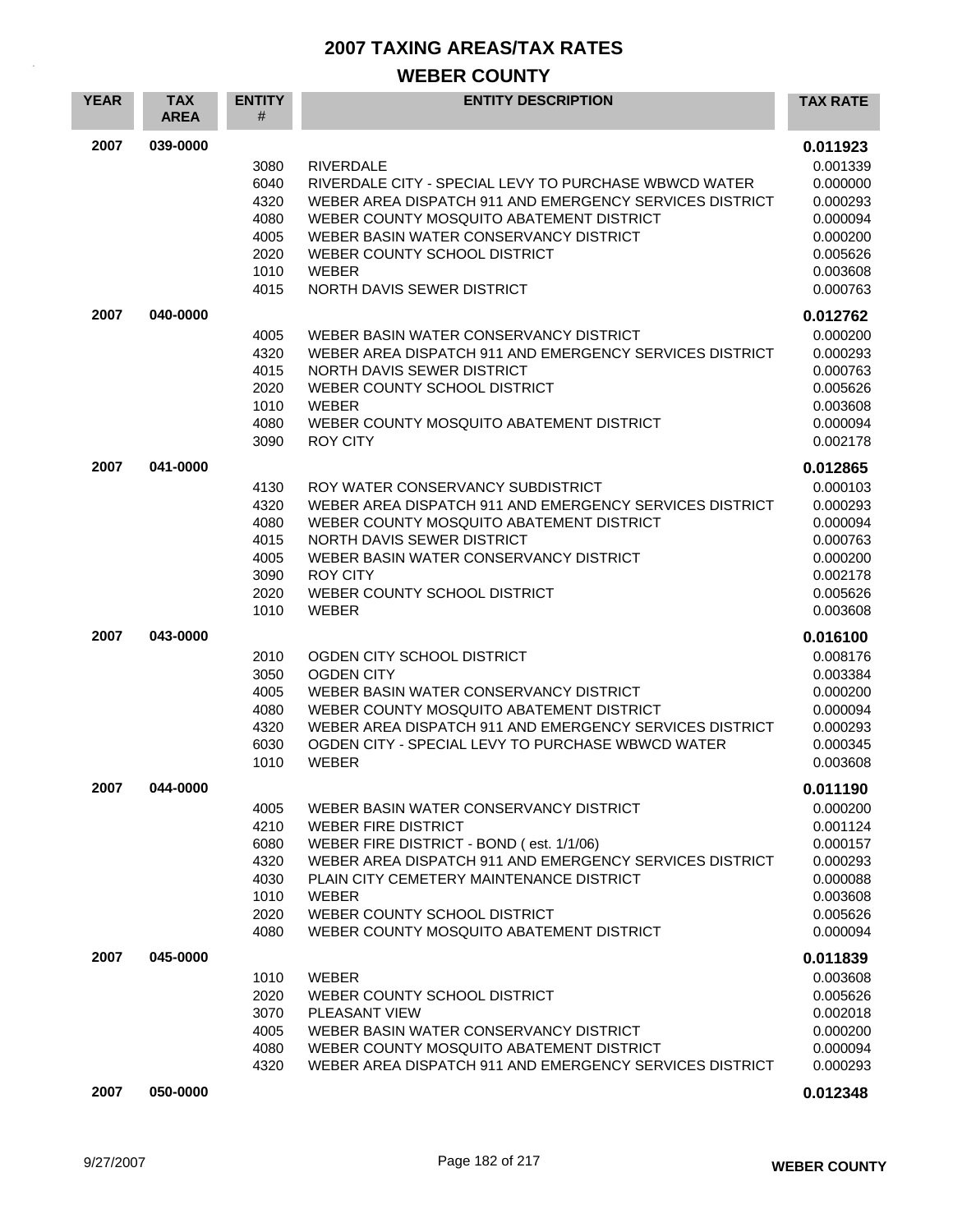# 2007 TAXING AREAS/TAX RATES

## WEBER COUNTY

| YEAR | TAX AREA | ENTITY # | ENTITY DESCRIPTION | TAX RATE |
|---|---|---|---|---|
| 2007 | 039-0000 | | | **0.011923** |
| | | 3080 | RIVERDALE | 0.001339 |
| | | 6040 | RIVERDALE CITY - SPECIAL LEVY TO PURCHASE WBWCD WATER | 0.000000 |
| | | 4320 | WEBER AREA DISPATCH 911 AND EMERGENCY SERVICES DISTRICT | 0.000293 |
| | | 4080 | WEBER COUNTY MOSQUITO ABATEMENT DISTRICT | 0.000094 |
| | | 4005 | WEBER BASIN WATER CONSERVANCY DISTRICT | 0.000200 |
| | | 2020 | WEBER COUNTY SCHOOL DISTRICT | 0.005626 |
| | | 1010 | WEBER | 0.003608 |
| | | 4015 | NORTH DAVIS SEWER DISTRICT | 0.000763 |
| 2007 | 040-0000 | | | **0.012762** |
| | | 4005 | WEBER BASIN WATER CONSERVANCY DISTRICT | 0.000200 |
| | | 4320 | WEBER AREA DISPATCH 911 AND EMERGENCY SERVICES DISTRICT | 0.000293 |
| | | 4015 | NORTH DAVIS SEWER DISTRICT | 0.000763 |
| | | 2020 | WEBER COUNTY SCHOOL DISTRICT | 0.005626 |
| | | 1010 | WEBER | 0.003608 |
| | | 4080 | WEBER COUNTY MOSQUITO ABATEMENT DISTRICT | 0.000094 |
| | | 3090 | ROY CITY | 0.002178 |
| 2007 | 041-0000 | | | **0.012865** |
| | | 4130 | ROY WATER CONSERVANCY SUBDISTRICT | 0.000103 |
| | | 4320 | WEBER AREA DISPATCH 911 AND EMERGENCY SERVICES DISTRICT | 0.000293 |
| | | 4080 | WEBER COUNTY MOSQUITO ABATEMENT DISTRICT | 0.000094 |
| | | 4015 | NORTH DAVIS SEWER DISTRICT | 0.000763 |
| | | 4005 | WEBER BASIN WATER CONSERVANCY DISTRICT | 0.000200 |
| | | 3090 | ROY CITY | 0.002178 |
| | | 2020 | WEBER COUNTY SCHOOL DISTRICT | 0.005626 |
| | | 1010 | WEBER | 0.003608 |
| 2007 | 043-0000 | | | **0.016100** |
| | | 2010 | OGDEN CITY SCHOOL DISTRICT | 0.008176 |
| | | 3050 | OGDEN CITY | 0.003384 |
| | | 4005 | WEBER BASIN WATER CONSERVANCY DISTRICT | 0.000200 |
| | | 4080 | WEBER COUNTY MOSQUITO ABATEMENT DISTRICT | 0.000094 |
| | | 4320 | WEBER AREA DISPATCH 911 AND EMERGENCY SERVICES DISTRICT | 0.000293 |
| | | 6030 | OGDEN CITY - SPECIAL LEVY TO PURCHASE WBWCD WATER | 0.000345 |
| | | 1010 | WEBER | 0.003608 |
| 2007 | 044-0000 | | | **0.011190** |
| | | 4005 | WEBER BASIN WATER CONSERVANCY DISTRICT | 0.000200 |
| | | 4210 | WEBER FIRE DISTRICT | 0.001124 |
| | | 6080 | WEBER FIRE DISTRICT - BOND ( est. 1/1/06) | 0.000157 |
| | | 4320 | WEBER AREA DISPATCH 911 AND EMERGENCY SERVICES DISTRICT | 0.000293 |
| | | 4030 | PLAIN CITY CEMETERY MAINTENANCE DISTRICT | 0.000088 |
| | | 1010 | WEBER | 0.003608 |
| | | 2020 | WEBER COUNTY SCHOOL DISTRICT | 0.005626 |
| | | 4080 | WEBER COUNTY MOSQUITO ABATEMENT DISTRICT | 0.000094 |
| 2007 | 045-0000 | | | **0.011839** |
| | | 1010 | WEBER | 0.003608 |
| | | 2020 | WEBER COUNTY SCHOOL DISTRICT | 0.005626 |
| | | 3070 | PLEASANT VIEW | 0.002018 |
| | | 4005 | WEBER BASIN WATER CONSERVANCY DISTRICT | 0.000200 |
| | | 4080 | WEBER COUNTY MOSQUITO ABATEMENT DISTRICT | 0.000094 |
| | | 4320 | WEBER AREA DISPATCH 911 AND EMERGENCY SERVICES DISTRICT | 0.000293 |
| 2007 | 050-0000 | | | **0.012348** |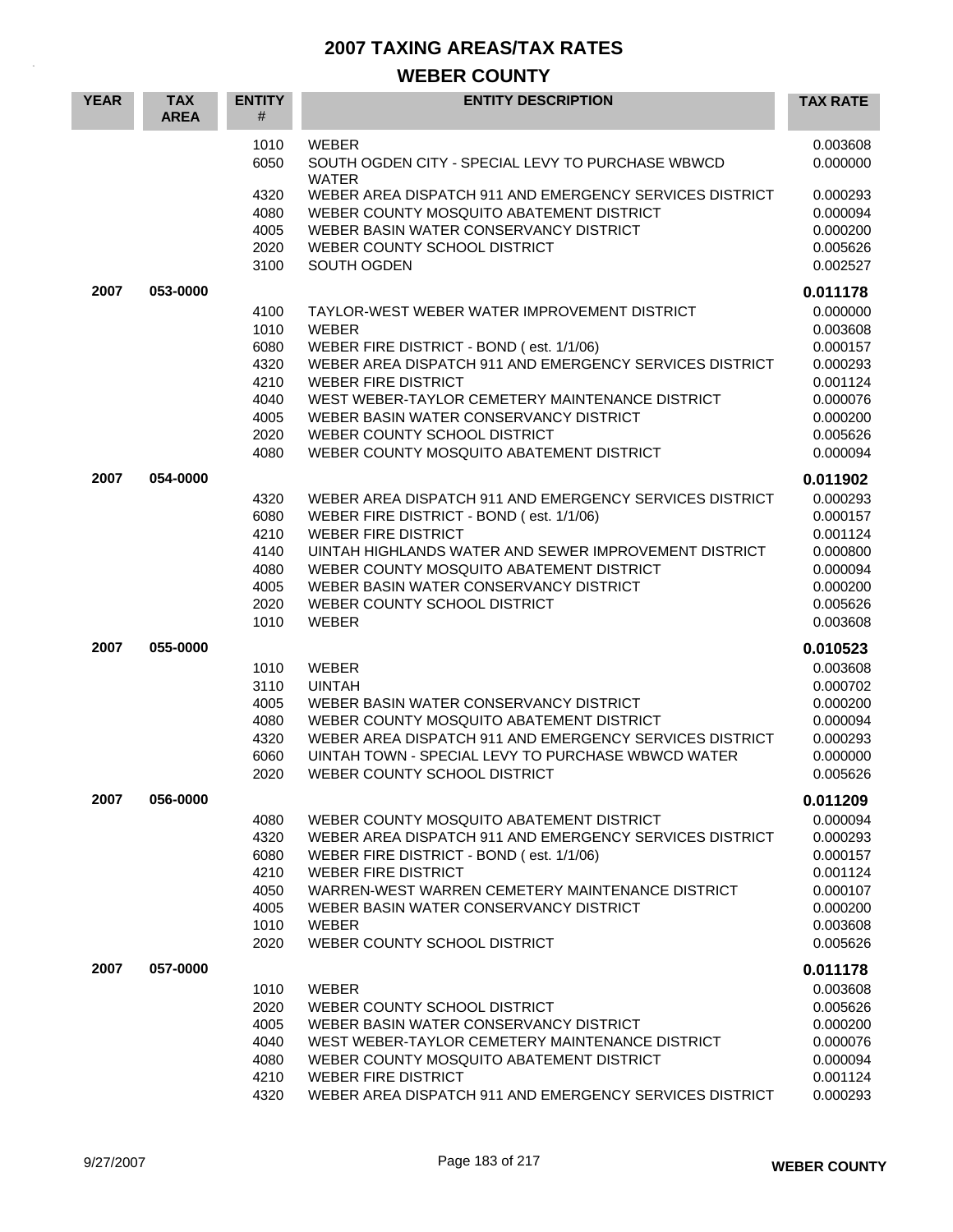# 2007 TAXING AREAS/TAX RATES

## WEBER COUNTY

| YEAR | TAX AREA | ENTITY # | ENTITY DESCRIPTION | TAX RATE |
|---|---|---|---|---|
| | | 1010 | WEBER | 0.003608 |
| | | 6050 | SOUTH OGDEN CITY - SPECIAL LEVY TO PURCHASE WBWCD WATER | 0.000000 |
| | | 4320 | WEBER AREA DISPATCH 911 AND EMERGENCY SERVICES DISTRICT | 0.000293 |
| | | 4080 | WEBER COUNTY MOSQUITO ABATEMENT DISTRICT | 0.000094 |
| | | 4005 | WEBER BASIN WATER CONSERVANCY DISTRICT | 0.000200 |
| | | 2020 | WEBER COUNTY SCHOOL DISTRICT | 0.005626 |
| | | 3100 | SOUTH OGDEN | 0.002527 |
| **2007** | **053-0000** | | | **0.011178** |
| | | 4100 | TAYLOR-WEST WEBER WATER IMPROVEMENT DISTRICT | 0.000000 |
| | | 1010 | WEBER | 0.003608 |
| | | 6080 | WEBER FIRE DISTRICT - BOND ( est. 1/1/06) | 0.000157 |
| | | 4320 | WEBER AREA DISPATCH 911 AND EMERGENCY SERVICES DISTRICT | 0.000293 |
| | | 4210 | WEBER FIRE DISTRICT | 0.001124 |
| | | 4040 | WEST WEBER-TAYLOR CEMETERY MAINTENANCE DISTRICT | 0.000076 |
| | | 4005 | WEBER BASIN WATER CONSERVANCY DISTRICT | 0.000200 |
| | | 2020 | WEBER COUNTY SCHOOL DISTRICT | 0.005626 |
| | | 4080 | WEBER COUNTY MOSQUITO ABATEMENT DISTRICT | 0.000094 |
| **2007** | **054-0000** | | | **0.011902** |
| | | 4320 | WEBER AREA DISPATCH 911 AND EMERGENCY SERVICES DISTRICT | 0.000293 |
| | | 6080 | WEBER FIRE DISTRICT - BOND ( est. 1/1/06) | 0.000157 |
| | | 4210 | WEBER FIRE DISTRICT | 0.001124 |
| | | 4140 | UINTAH HIGHLANDS WATER AND SEWER IMPROVEMENT DISTRICT | 0.000800 |
| | | 4080 | WEBER COUNTY MOSQUITO ABATEMENT DISTRICT | 0.000094 |
| | | 4005 | WEBER BASIN WATER CONSERVANCY DISTRICT | 0.000200 |
| | | 2020 | WEBER COUNTY SCHOOL DISTRICT | 0.005626 |
| | | 1010 | WEBER | 0.003608 |
| **2007** | **055-0000** | | | **0.010523** |
| | | 1010 | WEBER | 0.003608 |
| | | 3110 | UINTAH | 0.000702 |
| | | 4005 | WEBER BASIN WATER CONSERVANCY DISTRICT | 0.000200 |
| | | 4080 | WEBER COUNTY MOSQUITO ABATEMENT DISTRICT | 0.000094 |
| | | 4320 | WEBER AREA DISPATCH 911 AND EMERGENCY SERVICES DISTRICT | 0.000293 |
| | | 6060 | UINTAH TOWN - SPECIAL LEVY TO PURCHASE WBWCD WATER | 0.000000 |
| | | 2020 | WEBER COUNTY SCHOOL DISTRICT | 0.005626 |
| **2007** | **056-0000** | | | **0.011209** |
| | | 4080 | WEBER COUNTY MOSQUITO ABATEMENT DISTRICT | 0.000094 |
| | | 4320 | WEBER AREA DISPATCH 911 AND EMERGENCY SERVICES DISTRICT | 0.000293 |
| | | 6080 | WEBER FIRE DISTRICT - BOND ( est. 1/1/06) | 0.000157 |
| | | 4210 | WEBER FIRE DISTRICT | 0.001124 |
| | | 4050 | WARREN-WEST WARREN CEMETERY MAINTENANCE DISTRICT | 0.000107 |
| | | 4005 | WEBER BASIN WATER CONSERVANCY DISTRICT | 0.000200 |
| | | 1010 | WEBER | 0.003608 |
| | | 2020 | WEBER COUNTY SCHOOL DISTRICT | 0.005626 |
| **2007** | **057-0000** | | | **0.011178** |
| | | 1010 | WEBER | 0.003608 |
| | | 2020 | WEBER COUNTY SCHOOL DISTRICT | 0.005626 |
| | | 4005 | WEBER BASIN WATER CONSERVANCY DISTRICT | 0.000200 |
| | | 4040 | WEST WEBER-TAYLOR CEMETERY MAINTENANCE DISTRICT | 0.000076 |
| | | 4080 | WEBER COUNTY MOSQUITO ABATEMENT DISTRICT | 0.000094 |
| | | 4210 | WEBER FIRE DISTRICT | 0.001124 |
| | | 4320 | WEBER AREA DISPATCH 911 AND EMERGENCY SERVICES DISTRICT | 0.000293 |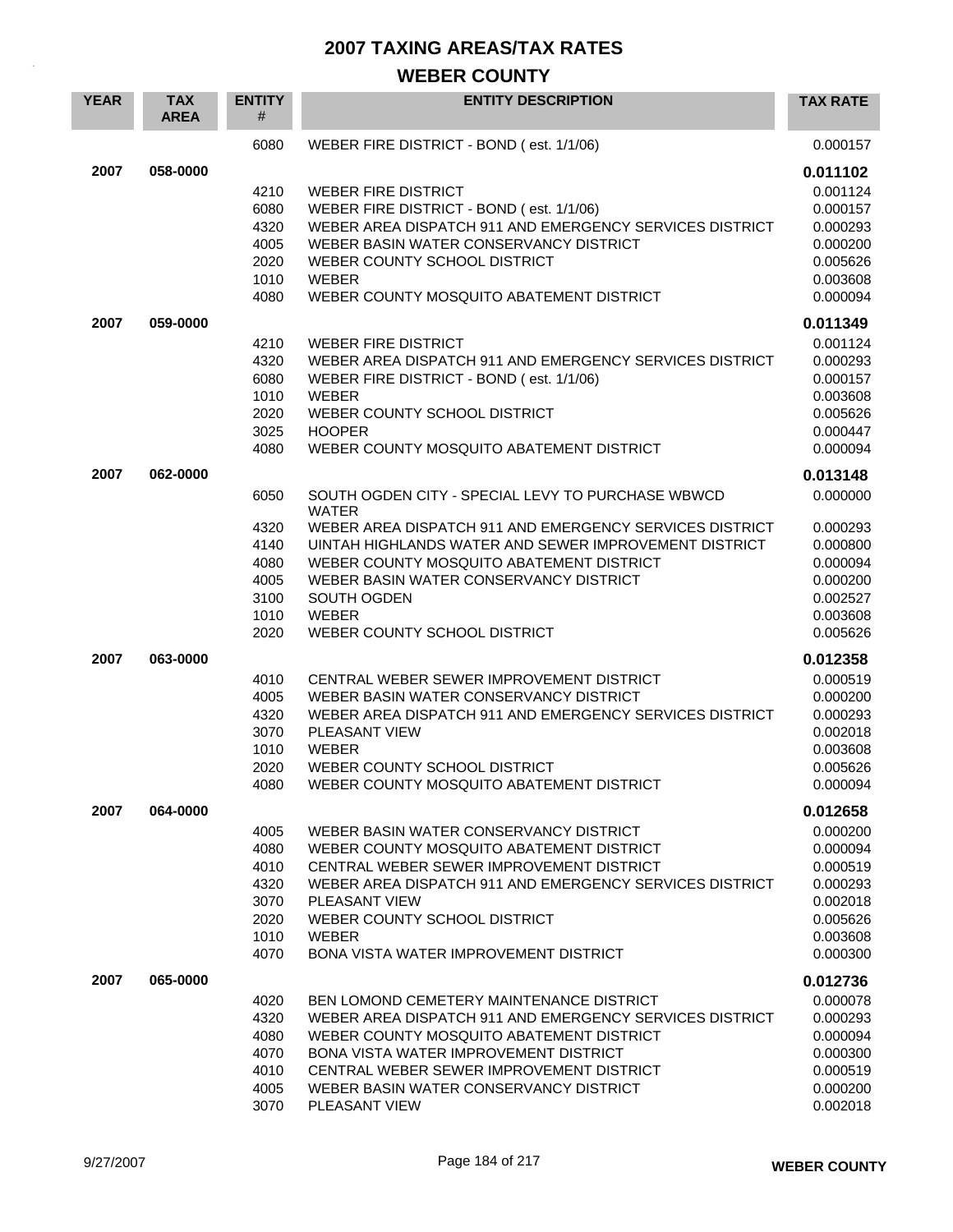# 2007 TAXING AREAS/TAX RATES

## WEBER COUNTY

| YEAR | TAX AREA | ENTITY # | ENTITY DESCRIPTION | TAX RATE |
|---|---|---|---|---|
| | | 6080 | WEBER FIRE DISTRICT - BOND ( est. 1/1/06) | 0.000157 |
| **2007** | **058-0000** | | | **0.011102** |
| | | 4210 | WEBER FIRE DISTRICT | 0.001124 |
| | | 6080 | WEBER FIRE DISTRICT - BOND ( est. 1/1/06) | 0.000157 |
| | | 4320 | WEBER AREA DISPATCH 911 AND EMERGENCY SERVICES DISTRICT | 0.000293 |
| | | 4005 | WEBER BASIN WATER CONSERVANCY DISTRICT | 0.000200 |
| | | 2020 | WEBER COUNTY SCHOOL DISTRICT | 0.005626 |
| | | 1010 | WEBER | 0.003608 |
| | | 4080 | WEBER COUNTY MOSQUITO ABATEMENT DISTRICT | 0.000094 |
| **2007** | **059-0000** | | | **0.011349** |
| | | 4210 | WEBER FIRE DISTRICT | 0.001124 |
| | | 4320 | WEBER AREA DISPATCH 911 AND EMERGENCY SERVICES DISTRICT | 0.000293 |
| | | 6080 | WEBER FIRE DISTRICT - BOND ( est. 1/1/06) | 0.000157 |
| | | 1010 | WEBER | 0.003608 |
| | | 2020 | WEBER COUNTY SCHOOL DISTRICT | 0.005626 |
| | | 3025 | HOOPER | 0.000447 |
| | | 4080 | WEBER COUNTY MOSQUITO ABATEMENT DISTRICT | 0.000094 |
| **2007** | **062-0000** | | | **0.013148** |
| | | 6050 | SOUTH OGDEN CITY - SPECIAL LEVY TO PURCHASE WBWCD WATER | 0.000000 |
| | | 4320 | WEBER AREA DISPATCH 911 AND EMERGENCY SERVICES DISTRICT | 0.000293 |
| | | 4140 | UINTAH HIGHLANDS WATER AND SEWER IMPROVEMENT DISTRICT | 0.000800 |
| | | 4080 | WEBER COUNTY MOSQUITO ABATEMENT DISTRICT | 0.000094 |
| | | 4005 | WEBER BASIN WATER CONSERVANCY DISTRICT | 0.000200 |
| | | 3100 | SOUTH OGDEN | 0.002527 |
| | | 1010 | WEBER | 0.003608 |
| | | 2020 | WEBER COUNTY SCHOOL DISTRICT | 0.005626 |
| **2007** | **063-0000** | | | **0.012358** |
| | | 4010 | CENTRAL WEBER SEWER IMPROVEMENT DISTRICT | 0.000519 |
| | | 4005 | WEBER BASIN WATER CONSERVANCY DISTRICT | 0.000200 |
| | | 4320 | WEBER AREA DISPATCH 911 AND EMERGENCY SERVICES DISTRICT | 0.000293 |
| | | 3070 | PLEASANT VIEW | 0.002018 |
| | | 1010 | WEBER | 0.003608 |
| | | 2020 | WEBER COUNTY SCHOOL DISTRICT | 0.005626 |
| | | 4080 | WEBER COUNTY MOSQUITO ABATEMENT DISTRICT | 0.000094 |
| **2007** | **064-0000** | | | **0.012658** |
| | | 4005 | WEBER BASIN WATER CONSERVANCY DISTRICT | 0.000200 |
| | | 4080 | WEBER COUNTY MOSQUITO ABATEMENT DISTRICT | 0.000094 |
| | | 4010 | CENTRAL WEBER SEWER IMPROVEMENT DISTRICT | 0.000519 |
| | | 4320 | WEBER AREA DISPATCH 911 AND EMERGENCY SERVICES DISTRICT | 0.000293 |
| | | 3070 | PLEASANT VIEW | 0.002018 |
| | | 2020 | WEBER COUNTY SCHOOL DISTRICT | 0.005626 |
| | | 1010 | WEBER | 0.003608 |
| | | 4070 | BONA VISTA WATER IMPROVEMENT DISTRICT | 0.000300 |
| **2007** | **065-0000** | | | **0.012736** |
| | | 4020 | BEN LOMOND CEMETERY MAINTENANCE DISTRICT | 0.000078 |
| | | 4320 | WEBER AREA DISPATCH 911 AND EMERGENCY SERVICES DISTRICT | 0.000293 |
| | | 4080 | WEBER COUNTY MOSQUITO ABATEMENT DISTRICT | 0.000094 |
| | | 4070 | BONA VISTA WATER IMPROVEMENT DISTRICT | 0.000300 |
| | | 4010 | CENTRAL WEBER SEWER IMPROVEMENT DISTRICT | 0.000519 |
| | | 4005 | WEBER BASIN WATER CONSERVANCY DISTRICT | 0.000200 |
| | | 3070 | PLEASANT VIEW | 0.002018 |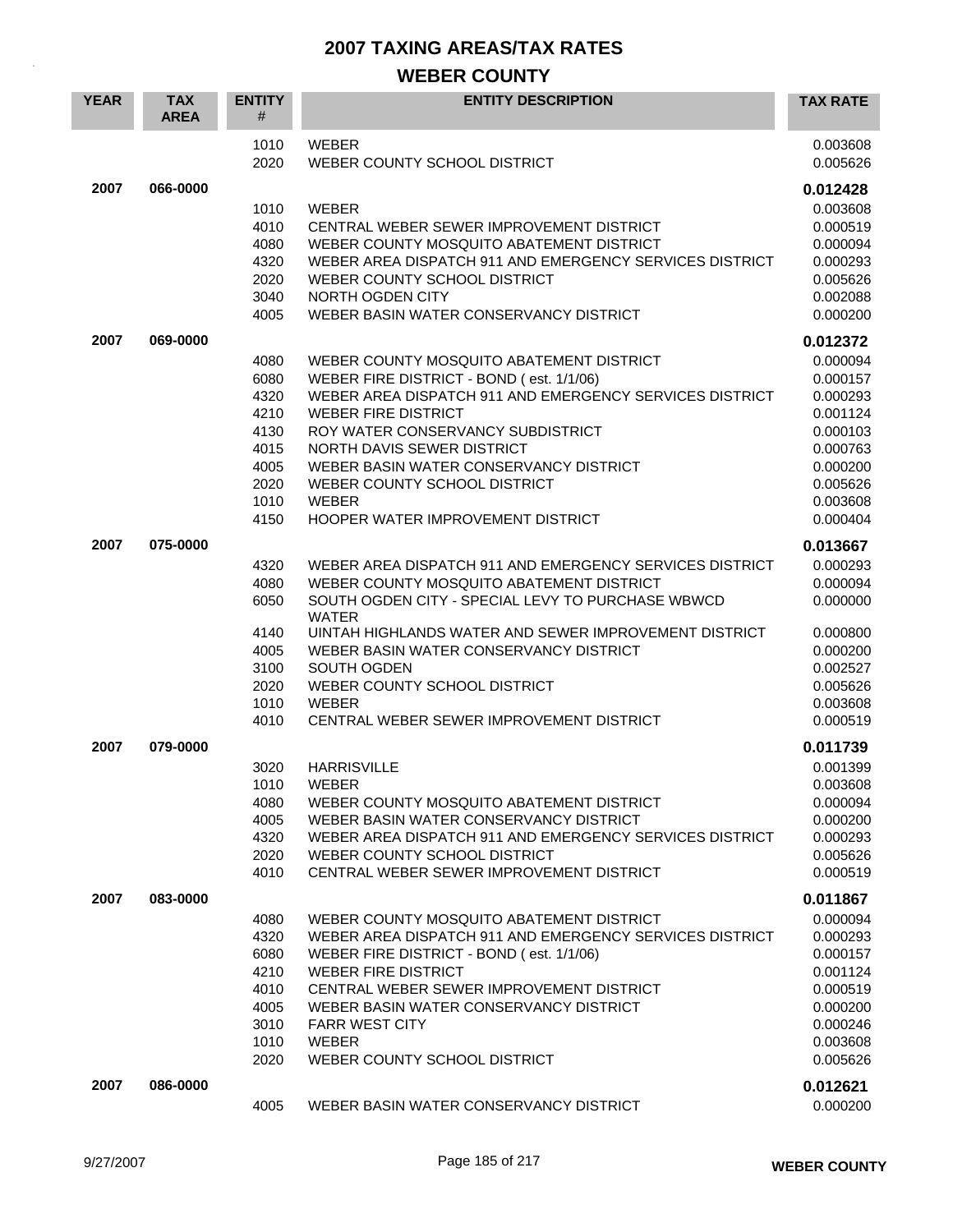# 2007 TAXING AREAS/TAX RATES

## WEBER COUNTY

| YEAR | TAX AREA | ENTITY # | ENTITY DESCRIPTION | TAX RATE |
|---|---|---|---|---|
| | | 1010 | WEBER | 0.003608 |
| | | 2020 | WEBER COUNTY SCHOOL DISTRICT | 0.005626 |
| **2007** | **066-0000** | | | **0.012428** |
| | | 1010 | WEBER | 0.003608 |
| | | 4010 | CENTRAL WEBER SEWER IMPROVEMENT DISTRICT | 0.000519 |
| | | 4080 | WEBER COUNTY MOSQUITO ABATEMENT DISTRICT | 0.000094 |
| | | 4320 | WEBER AREA DISPATCH 911 AND EMERGENCY SERVICES DISTRICT | 0.000293 |
| | | 2020 | WEBER COUNTY SCHOOL DISTRICT | 0.005626 |
| | | 3040 | NORTH OGDEN CITY | 0.002088 |
| | | 4005 | WEBER BASIN WATER CONSERVANCY DISTRICT | 0.000200 |
| **2007** | **069-0000** | | | **0.012372** |
| | | 4080 | WEBER COUNTY MOSQUITO ABATEMENT DISTRICT | 0.000094 |
| | | 6080 | WEBER FIRE DISTRICT - BOND ( est. 1/1/06) | 0.000157 |
| | | 4320 | WEBER AREA DISPATCH 911 AND EMERGENCY SERVICES DISTRICT | 0.000293 |
| | | 4210 | WEBER FIRE DISTRICT | 0.001124 |
| | | 4130 | ROY WATER CONSERVANCY SUBDISTRICT | 0.000103 |
| | | 4015 | NORTH DAVIS SEWER DISTRICT | 0.000763 |
| | | 4005 | WEBER BASIN WATER CONSERVANCY DISTRICT | 0.000200 |
| | | 2020 | WEBER COUNTY SCHOOL DISTRICT | 0.005626 |
| | | 1010 | WEBER | 0.003608 |
| | | 4150 | HOOPER WATER IMPROVEMENT DISTRICT | 0.000404 |
| **2007** | **075-0000** | | | **0.013667** |
| | | 4320 | WEBER AREA DISPATCH 911 AND EMERGENCY SERVICES DISTRICT | 0.000293 |
| | | 4080 | WEBER COUNTY MOSQUITO ABATEMENT DISTRICT | 0.000094 |
| | | 6050 | SOUTH OGDEN CITY - SPECIAL LEVY TO PURCHASE WBWCD WATER | 0.000000 |
| | | 4140 | UINTAH HIGHLANDS WATER AND SEWER IMPROVEMENT DISTRICT | 0.000800 |
| | | 4005 | WEBER BASIN WATER CONSERVANCY DISTRICT | 0.000200 |
| | | 3100 | SOUTH OGDEN | 0.002527 |
| | | 2020 | WEBER COUNTY SCHOOL DISTRICT | 0.005626 |
| | | 1010 | WEBER | 0.003608 |
| | | 4010 | CENTRAL WEBER SEWER IMPROVEMENT DISTRICT | 0.000519 |
| **2007** | **079-0000** | | | **0.011739** |
| | | 3020 | HARRISVILLE | 0.001399 |
| | | 1010 | WEBER | 0.003608 |
| | | 4080 | WEBER COUNTY MOSQUITO ABATEMENT DISTRICT | 0.000094 |
| | | 4005 | WEBER BASIN WATER CONSERVANCY DISTRICT | 0.000200 |
| | | 4320 | WEBER AREA DISPATCH 911 AND EMERGENCY SERVICES DISTRICT | 0.000293 |
| | | 2020 | WEBER COUNTY SCHOOL DISTRICT | 0.005626 |
| | | 4010 | CENTRAL WEBER SEWER IMPROVEMENT DISTRICT | 0.000519 |
| **2007** | **083-0000** | | | **0.011867** |
| | | 4080 | WEBER COUNTY MOSQUITO ABATEMENT DISTRICT | 0.000094 |
| | | 4320 | WEBER AREA DISPATCH 911 AND EMERGENCY SERVICES DISTRICT | 0.000293 |
| | | 6080 | WEBER FIRE DISTRICT - BOND ( est. 1/1/06) | 0.000157 |
| | | 4210 | WEBER FIRE DISTRICT | 0.001124 |
| | | 4010 | CENTRAL WEBER SEWER IMPROVEMENT DISTRICT | 0.000519 |
| | | 4005 | WEBER BASIN WATER CONSERVANCY DISTRICT | 0.000200 |
| | | 3010 | FARR WEST CITY | 0.000246 |
| | | 1010 | WEBER | 0.003608 |
| | | 2020 | WEBER COUNTY SCHOOL DISTRICT | 0.005626 |
| **2007** | **086-0000** | | | **0.012621** |
| | | 4005 | WEBER BASIN WATER CONSERVANCY DISTRICT | 0.000200 |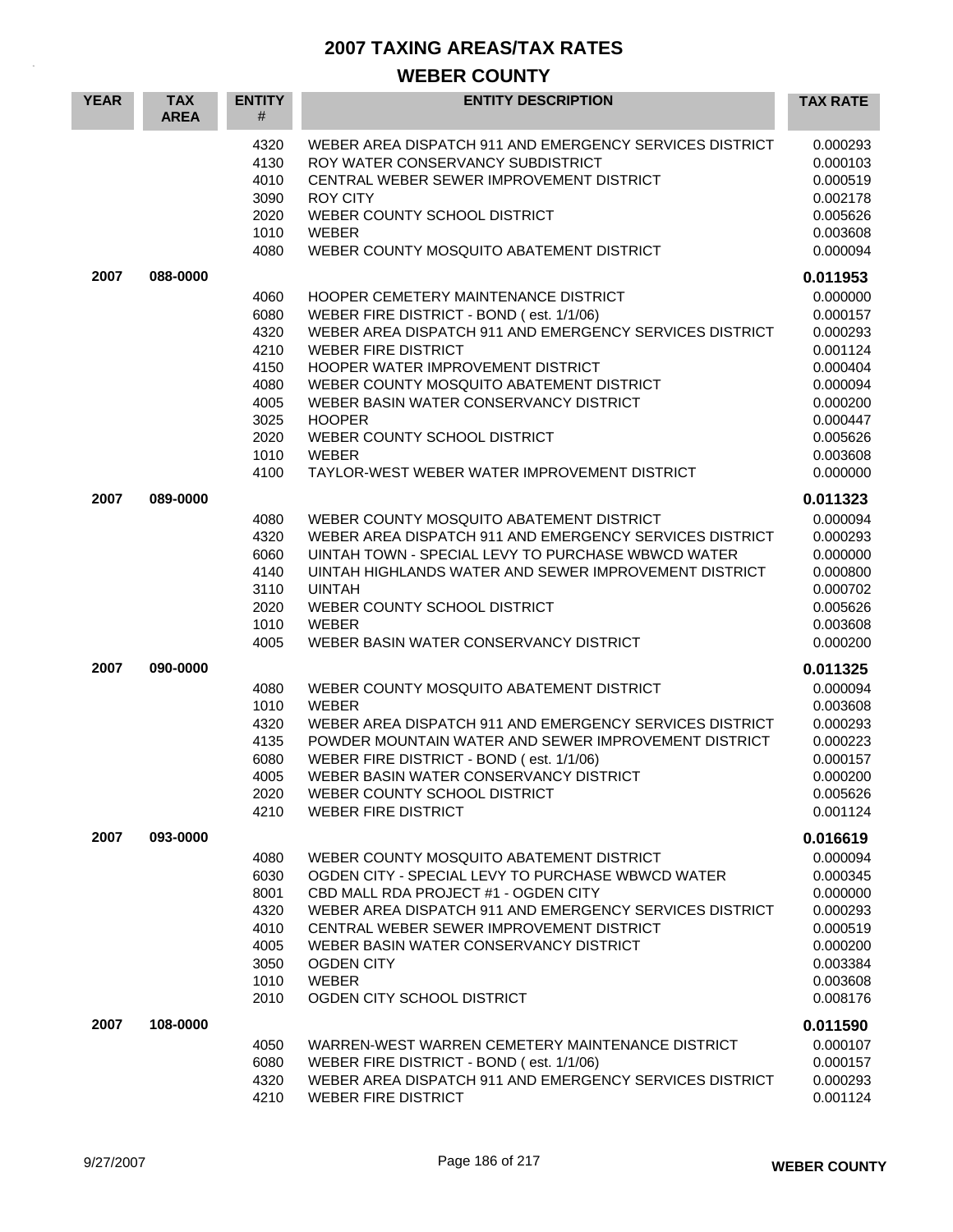# 2007 TAXING AREAS/TAX RATES

## WEBER COUNTY

| YEAR | TAX AREA | ENTITY # | ENTITY DESCRIPTION | TAX RATE |
|---|---|---|---|---|
| | | 4320 | WEBER AREA DISPATCH 911 AND EMERGENCY SERVICES DISTRICT | 0.000293 |
| | | 4130 | ROY WATER CONSERVANCY SUBDISTRICT | 0.000103 |
| | | 4010 | CENTRAL WEBER SEWER IMPROVEMENT DISTRICT | 0.000519 |
| | | 3090 | ROY CITY | 0.002178 |
| | | 2020 | WEBER COUNTY SCHOOL DISTRICT | 0.005626 |
| | | 1010 | WEBER | 0.003608 |
| | | 4080 | WEBER COUNTY MOSQUITO ABATEMENT DISTRICT | 0.000094 |
| **2007** | **088-0000** | | | **0.011953** |
| | | 4060 | HOOPER CEMETERY MAINTENANCE DISTRICT | 0.000000 |
| | | 6080 | WEBER FIRE DISTRICT - BOND ( est. 1/1/06) | 0.000157 |
| | | 4320 | WEBER AREA DISPATCH 911 AND EMERGENCY SERVICES DISTRICT | 0.000293 |
| | | 4210 | WEBER FIRE DISTRICT | 0.001124 |
| | | 4150 | HOOPER WATER IMPROVEMENT DISTRICT | 0.000404 |
| | | 4080 | WEBER COUNTY MOSQUITO ABATEMENT DISTRICT | 0.000094 |
| | | 4005 | WEBER BASIN WATER CONSERVANCY DISTRICT | 0.000200 |
| | | 3025 | HOOPER | 0.000447 |
| | | 2020 | WEBER COUNTY SCHOOL DISTRICT | 0.005626 |
| | | 1010 | WEBER | 0.003608 |
| | | 4100 | TAYLOR-WEST WEBER WATER IMPROVEMENT DISTRICT | 0.000000 |
| **2007** | **089-0000** | | | **0.011323** |
| | | 4080 | WEBER COUNTY MOSQUITO ABATEMENT DISTRICT | 0.000094 |
| | | 4320 | WEBER AREA DISPATCH 911 AND EMERGENCY SERVICES DISTRICT | 0.000293 |
| | | 6060 | UINTAH TOWN - SPECIAL LEVY TO PURCHASE WBWCD WATER | 0.000000 |
| | | 4140 | UINTAH HIGHLANDS WATER AND SEWER IMPROVEMENT DISTRICT | 0.000800 |
| | | 3110 | UINTAH | 0.000702 |
| | | 2020 | WEBER COUNTY SCHOOL DISTRICT | 0.005626 |
| | | 1010 | WEBER | 0.003608 |
| | | 4005 | WEBER BASIN WATER CONSERVANCY DISTRICT | 0.000200 |
| **2007** | **090-0000** | | | **0.011325** |
| | | 4080 | WEBER COUNTY MOSQUITO ABATEMENT DISTRICT | 0.000094 |
| | | 1010 | WEBER | 0.003608 |
| | | 4320 | WEBER AREA DISPATCH 911 AND EMERGENCY SERVICES DISTRICT | 0.000293 |
| | | 4135 | POWDER MOUNTAIN WATER AND SEWER IMPROVEMENT DISTRICT | 0.000223 |
| | | 6080 | WEBER FIRE DISTRICT - BOND ( est. 1/1/06) | 0.000157 |
| | | 4005 | WEBER BASIN WATER CONSERVANCY DISTRICT | 0.000200 |
| | | 2020 | WEBER COUNTY SCHOOL DISTRICT | 0.005626 |
| | | 4210 | WEBER FIRE DISTRICT | 0.001124 |
| **2007** | **093-0000** | | | **0.016619** |
| | | 4080 | WEBER COUNTY MOSQUITO ABATEMENT DISTRICT | 0.000094 |
| | | 6030 | OGDEN CITY - SPECIAL LEVY TO PURCHASE WBWCD WATER | 0.000345 |
| | | 8001 | CBD MALL RDA PROJECT #1 - OGDEN CITY | 0.000000 |
| | | 4320 | WEBER AREA DISPATCH 911 AND EMERGENCY SERVICES DISTRICT | 0.000293 |
| | | 4010 | CENTRAL WEBER SEWER IMPROVEMENT DISTRICT | 0.000519 |
| | | 4005 | WEBER BASIN WATER CONSERVANCY DISTRICT | 0.000200 |
| | | 3050 | OGDEN CITY | 0.003384 |
| | | 1010 | WEBER | 0.003608 |
| | | 2010 | OGDEN CITY SCHOOL DISTRICT | 0.008176 |
| **2007** | **108-0000** | | | **0.011590** |
| | | 4050 | WARREN-WEST WARREN CEMETERY MAINTENANCE DISTRICT | 0.000107 |
| | | 6080 | WEBER FIRE DISTRICT - BOND ( est. 1/1/06) | 0.000157 |
| | | 4320 | WEBER AREA DISPATCH 911 AND EMERGENCY SERVICES DISTRICT | 0.000293 |
| | | 4210 | WEBER FIRE DISTRICT | 0.001124 |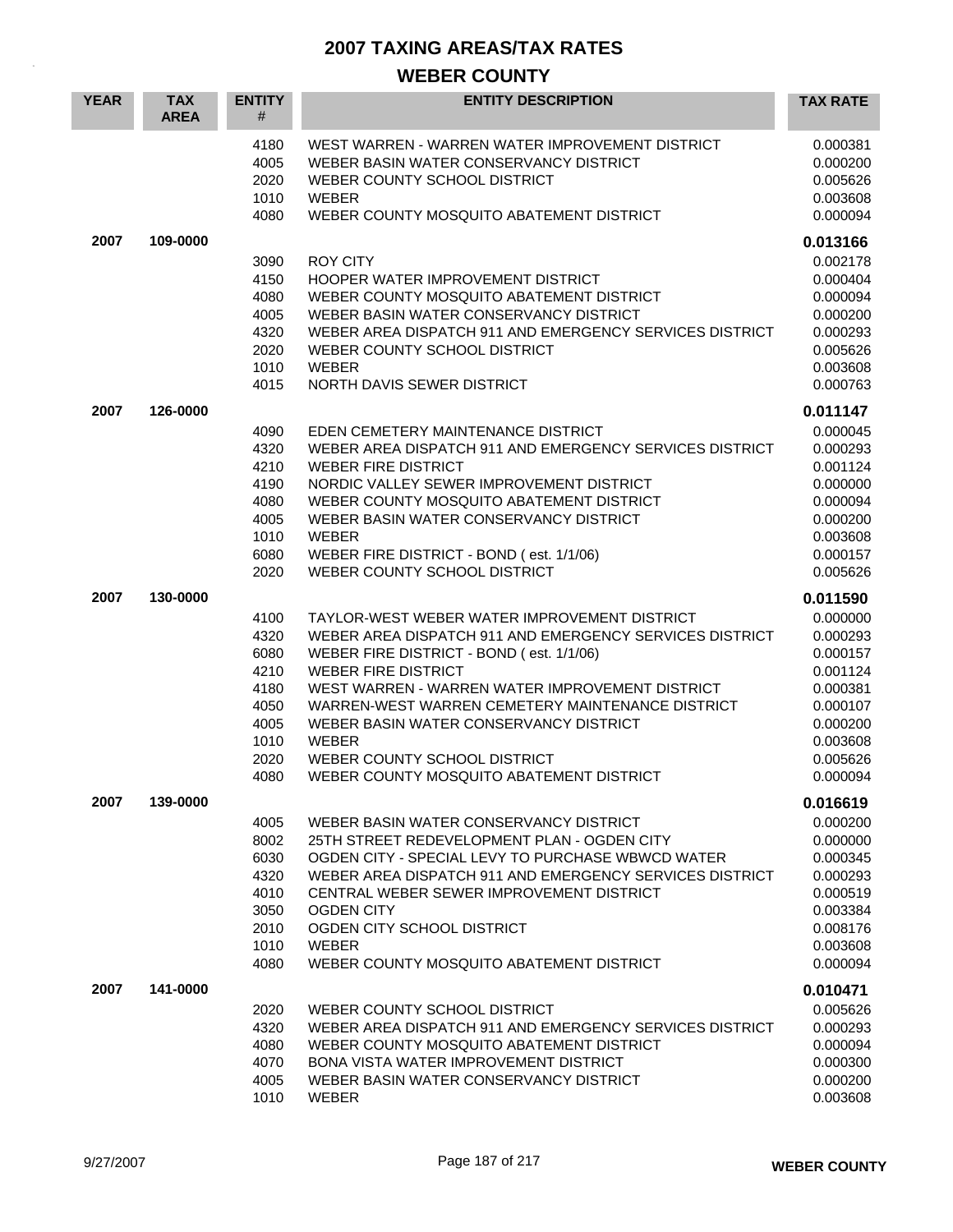# 2007 TAXING AREAS/TAX RATES

## WEBER COUNTY

| YEAR | TAX AREA | ENTITY # | ENTITY DESCRIPTION | TAX RATE |
|---|---|---|---|---|
| | | 4180 | WEST WARREN - WARREN WATER IMPROVEMENT DISTRICT | 0.000381 |
| | | 4005 | WEBER BASIN WATER CONSERVANCY DISTRICT | 0.000200 |
| | | 2020 | WEBER COUNTY SCHOOL DISTRICT | 0.005626 |
| | | 1010 | WEBER | 0.003608 |
| | | 4080 | WEBER COUNTY MOSQUITO ABATEMENT DISTRICT | 0.000094 |
| **2007** | **109-0000** | | | **0.013166** |
| | | 3090 | ROY CITY | 0.002178 |
| | | 4150 | HOOPER WATER IMPROVEMENT DISTRICT | 0.000404 |
| | | 4080 | WEBER COUNTY MOSQUITO ABATEMENT DISTRICT | 0.000094 |
| | | 4005 | WEBER BASIN WATER CONSERVANCY DISTRICT | 0.000200 |
| | | 4320 | WEBER AREA DISPATCH 911 AND EMERGENCY SERVICES DISTRICT | 0.000293 |
| | | 2020 | WEBER COUNTY SCHOOL DISTRICT | 0.005626 |
| | | 1010 | WEBER | 0.003608 |
| | | 4015 | NORTH DAVIS SEWER DISTRICT | 0.000763 |
| **2007** | **126-0000** | | | **0.011147** |
| | | 4090 | EDEN CEMETERY MAINTENANCE DISTRICT | 0.000045 |
| | | 4320 | WEBER AREA DISPATCH 911 AND EMERGENCY SERVICES DISTRICT | 0.000293 |
| | | 4210 | WEBER FIRE DISTRICT | 0.001124 |
| | | 4190 | NORDIC VALLEY SEWER IMPROVEMENT DISTRICT | 0.000000 |
| | | 4080 | WEBER COUNTY MOSQUITO ABATEMENT DISTRICT | 0.000094 |
| | | 4005 | WEBER BASIN WATER CONSERVANCY DISTRICT | 0.000200 |
| | | 1010 | WEBER | 0.003608 |
| | | 6080 | WEBER FIRE DISTRICT - BOND ( est. 1/1/06) | 0.000157 |
| | | 2020 | WEBER COUNTY SCHOOL DISTRICT | 0.005626 |
| **2007** | **130-0000** | | | **0.011590** |
| | | 4100 | TAYLOR-WEST WEBER WATER IMPROVEMENT DISTRICT | 0.000000 |
| | | 4320 | WEBER AREA DISPATCH 911 AND EMERGENCY SERVICES DISTRICT | 0.000293 |
| | | 6080 | WEBER FIRE DISTRICT - BOND ( est. 1/1/06) | 0.000157 |
| | | 4210 | WEBER FIRE DISTRICT | 0.001124 |
| | | 4180 | WEST WARREN - WARREN WATER IMPROVEMENT DISTRICT | 0.000381 |
| | | 4050 | WARREN-WEST WARREN CEMETERY MAINTENANCE DISTRICT | 0.000107 |
| | | 4005 | WEBER BASIN WATER CONSERVANCY DISTRICT | 0.000200 |
| | | 1010 | WEBER | 0.003608 |
| | | 2020 | WEBER COUNTY SCHOOL DISTRICT | 0.005626 |
| | | 4080 | WEBER COUNTY MOSQUITO ABATEMENT DISTRICT | 0.000094 |
| **2007** | **139-0000** | | | **0.016619** |
| | | 4005 | WEBER BASIN WATER CONSERVANCY DISTRICT | 0.000200 |
| | | 8002 | 25TH STREET REDEVELOPMENT PLAN - OGDEN CITY | 0.000000 |
| | | 6030 | OGDEN CITY - SPECIAL LEVY TO PURCHASE WBWCD WATER | 0.000345 |
| | | 4320 | WEBER AREA DISPATCH 911 AND EMERGENCY SERVICES DISTRICT | 0.000293 |
| | | 4010 | CENTRAL WEBER SEWER IMPROVEMENT DISTRICT | 0.000519 |
| | | 3050 | OGDEN CITY | 0.003384 |
| | | 2010 | OGDEN CITY SCHOOL DISTRICT | 0.008176 |
| | | 1010 | WEBER | 0.003608 |
| | | 4080 | WEBER COUNTY MOSQUITO ABATEMENT DISTRICT | 0.000094 |
| **2007** | **141-0000** | | | **0.010471** |
| | | 2020 | WEBER COUNTY SCHOOL DISTRICT | 0.005626 |
| | | 4320 | WEBER AREA DISPATCH 911 AND EMERGENCY SERVICES DISTRICT | 0.000293 |
| | | 4080 | WEBER COUNTY MOSQUITO ABATEMENT DISTRICT | 0.000094 |
| | | 4070 | BONA VISTA WATER IMPROVEMENT DISTRICT | 0.000300 |
| | | 4005 | WEBER BASIN WATER CONSERVANCY DISTRICT | 0.000200 |
| | | 1010 | WEBER | 0.003608 |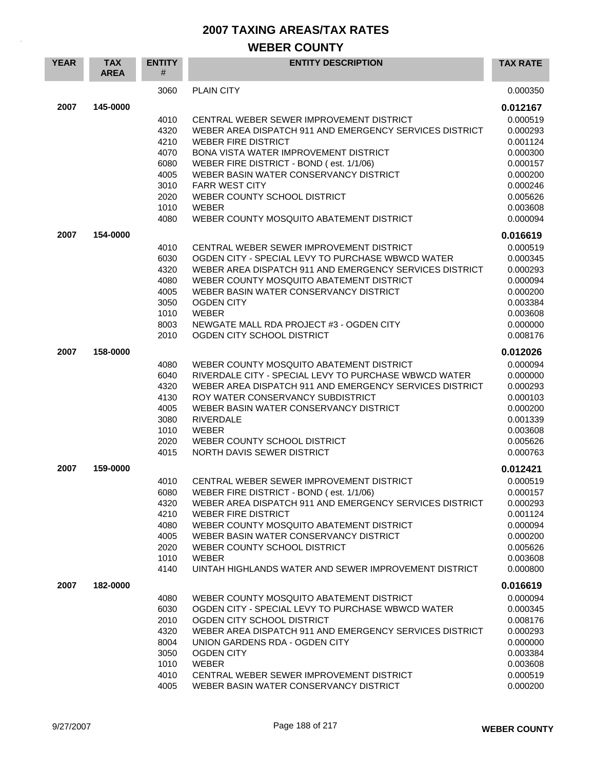# 2007 TAXING AREAS/TAX RATES

## WEBER COUNTY

| YEAR | TAX AREA | ENTITY # | ENTITY DESCRIPTION | TAX RATE |
|---|---|---|---|---|
| | | 3060 | PLAIN CITY | 0.000350 |
| **2007** | **145-0000** | | | **0.012167** |
| | | 4010 | CENTRAL WEBER SEWER IMPROVEMENT DISTRICT | 0.000519 |
| | | 4320 | WEBER AREA DISPATCH 911 AND EMERGENCY SERVICES DISTRICT | 0.000293 |
| | | 4210 | WEBER FIRE DISTRICT | 0.001124 |
| | | 4070 | BONA VISTA WATER IMPROVEMENT DISTRICT | 0.000300 |
| | | 6080 | WEBER FIRE DISTRICT - BOND ( est. 1/1/06) | 0.000157 |
| | | 4005 | WEBER BASIN WATER CONSERVANCY DISTRICT | 0.000200 |
| | | 3010 | FARR WEST CITY | 0.000246 |
| | | 2020 | WEBER COUNTY SCHOOL DISTRICT | 0.005626 |
| | | 1010 | WEBER | 0.003608 |
| | | 4080 | WEBER COUNTY MOSQUITO ABATEMENT DISTRICT | 0.000094 |
| **2007** | **154-0000** | | | **0.016619** |
| | | 4010 | CENTRAL WEBER SEWER IMPROVEMENT DISTRICT | 0.000519 |
| | | 6030 | OGDEN CITY - SPECIAL LEVY TO PURCHASE WBWCD WATER | 0.000345 |
| | | 4320 | WEBER AREA DISPATCH 911 AND EMERGENCY SERVICES DISTRICT | 0.000293 |
| | | 4080 | WEBER COUNTY MOSQUITO ABATEMENT DISTRICT | 0.000094 |
| | | 4005 | WEBER BASIN WATER CONSERVANCY DISTRICT | 0.000200 |
| | | 3050 | OGDEN CITY | 0.003384 |
| | | 1010 | WEBER | 0.003608 |
| | | 8003 | NEWGATE MALL RDA PROJECT #3 - OGDEN CITY | 0.000000 |
| | | 2010 | OGDEN CITY SCHOOL DISTRICT | 0.008176 |
| **2007** | **158-0000** | | | **0.012026** |
| | | 4080 | WEBER COUNTY MOSQUITO ABATEMENT DISTRICT | 0.000094 |
| | | 6040 | RIVERDALE CITY - SPECIAL LEVY TO PURCHASE WBWCD WATER | 0.000000 |
| | | 4320 | WEBER AREA DISPATCH 911 AND EMERGENCY SERVICES DISTRICT | 0.000293 |
| | | 4130 | ROY WATER CONSERVANCY SUBDISTRICT | 0.000103 |
| | | 4005 | WEBER BASIN WATER CONSERVANCY DISTRICT | 0.000200 |
| | | 3080 | RIVERDALE | 0.001339 |
| | | 1010 | WEBER | 0.003608 |
| | | 2020 | WEBER COUNTY SCHOOL DISTRICT | 0.005626 |
| | | 4015 | NORTH DAVIS SEWER DISTRICT | 0.000763 |
| **2007** | **159-0000** | | | **0.012421** |
| | | 4010 | CENTRAL WEBER SEWER IMPROVEMENT DISTRICT | 0.000519 |
| | | 6080 | WEBER FIRE DISTRICT - BOND ( est. 1/1/06) | 0.000157 |
| | | 4320 | WEBER AREA DISPATCH 911 AND EMERGENCY SERVICES DISTRICT | 0.000293 |
| | | 4210 | WEBER FIRE DISTRICT | 0.001124 |
| | | 4080 | WEBER COUNTY MOSQUITO ABATEMENT DISTRICT | 0.000094 |
| | | 4005 | WEBER BASIN WATER CONSERVANCY DISTRICT | 0.000200 |
| | | 2020 | WEBER COUNTY SCHOOL DISTRICT | 0.005626 |
| | | 1010 | WEBER | 0.003608 |
| | | 4140 | UINTAH HIGHLANDS WATER AND SEWER IMPROVEMENT DISTRICT | 0.000800 |
| **2007** | **182-0000** | | | **0.016619** |
| | | 4080 | WEBER COUNTY MOSQUITO ABATEMENT DISTRICT | 0.000094 |
| | | 6030 | OGDEN CITY - SPECIAL LEVY TO PURCHASE WBWCD WATER | 0.000345 |
| | | 2010 | OGDEN CITY SCHOOL DISTRICT | 0.008176 |
| | | 4320 | WEBER AREA DISPATCH 911 AND EMERGENCY SERVICES DISTRICT | 0.000293 |
| | | 8004 | UNION GARDENS RDA - OGDEN CITY | 0.000000 |
| | | 3050 | OGDEN CITY | 0.003384 |
| | | 1010 | WEBER | 0.003608 |
| | | 4010 | CENTRAL WEBER SEWER IMPROVEMENT DISTRICT | 0.000519 |
| | | 4005 | WEBER BASIN WATER CONSERVANCY DISTRICT | 0.000200 |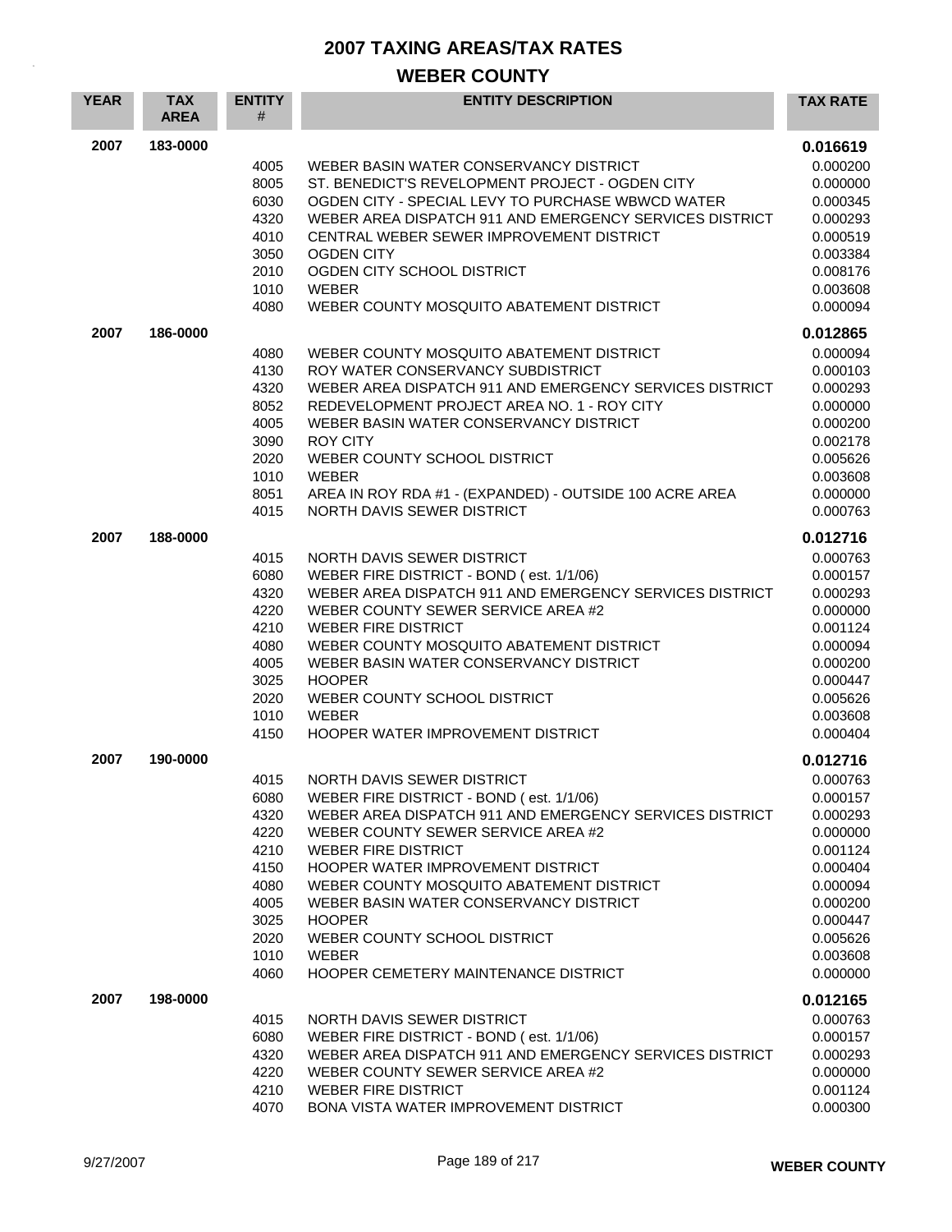# 2007 TAXING AREAS/TAX RATES

## WEBER COUNTY

| YEAR | TAX AREA | ENTITY # | ENTITY DESCRIPTION | TAX RATE |
|---|---|---|---|---|
| 2007 | 183-0000 | | | **0.016619** |
| | | 4005 | WEBER BASIN WATER CONSERVANCY DISTRICT | 0.000200 |
| | | 8005 | ST. BENEDICT'S REVELOPMENT PROJECT - OGDEN CITY | 0.000000 |
| | | 6030 | OGDEN CITY - SPECIAL LEVY TO PURCHASE WBWCD WATER | 0.000345 |
| | | 4320 | WEBER AREA DISPATCH 911 AND EMERGENCY SERVICES DISTRICT | 0.000293 |
| | | 4010 | CENTRAL WEBER SEWER IMPROVEMENT DISTRICT | 0.000519 |
| | | 3050 | OGDEN CITY | 0.003384 |
| | | 2010 | OGDEN CITY SCHOOL DISTRICT | 0.008176 |
| | | 1010 | WEBER | 0.003608 |
| | | 4080 | WEBER COUNTY MOSQUITO ABATEMENT DISTRICT | 0.000094 |
| 2007 | 186-0000 | | | **0.012865** |
| | | 4080 | WEBER COUNTY MOSQUITO ABATEMENT DISTRICT | 0.000094 |
| | | 4130 | ROY WATER CONSERVANCY SUBDISTRICT | 0.000103 |
| | | 4320 | WEBER AREA DISPATCH 911 AND EMERGENCY SERVICES DISTRICT | 0.000293 |
| | | 8052 | REDEVELOPMENT PROJECT AREA NO. 1 - ROY CITY | 0.000000 |
| | | 4005 | WEBER BASIN WATER CONSERVANCY DISTRICT | 0.000200 |
| | | 3090 | ROY CITY | 0.002178 |
| | | 2020 | WEBER COUNTY SCHOOL DISTRICT | 0.005626 |
| | | 1010 | WEBER | 0.003608 |
| | | 8051 | AREA IN ROY RDA #1 - (EXPANDED) - OUTSIDE 100 ACRE AREA | 0.000000 |
| | | 4015 | NORTH DAVIS SEWER DISTRICT | 0.000763 |
| 2007 | 188-0000 | | | **0.012716** |
| | | 4015 | NORTH DAVIS SEWER DISTRICT | 0.000763 |
| | | 6080 | WEBER FIRE DISTRICT - BOND ( est. 1/1/06) | 0.000157 |
| | | 4320 | WEBER AREA DISPATCH 911 AND EMERGENCY SERVICES DISTRICT | 0.000293 |
| | | 4220 | WEBER COUNTY SEWER SERVICE AREA #2 | 0.000000 |
| | | 4210 | WEBER FIRE DISTRICT | 0.001124 |
| | | 4080 | WEBER COUNTY MOSQUITO ABATEMENT DISTRICT | 0.000094 |
| | | 4005 | WEBER BASIN WATER CONSERVANCY DISTRICT | 0.000200 |
| | | 3025 | HOOPER | 0.000447 |
| | | 2020 | WEBER COUNTY SCHOOL DISTRICT | 0.005626 |
| | | 1010 | WEBER | 0.003608 |
| | | 4150 | HOOPER WATER IMPROVEMENT DISTRICT | 0.000404 |
| 2007 | 190-0000 | | | **0.012716** |
| | | 4015 | NORTH DAVIS SEWER DISTRICT | 0.000763 |
| | | 6080 | WEBER FIRE DISTRICT - BOND ( est. 1/1/06) | 0.000157 |
| | | 4320 | WEBER AREA DISPATCH 911 AND EMERGENCY SERVICES DISTRICT | 0.000293 |
| | | 4220 | WEBER COUNTY SEWER SERVICE AREA #2 | 0.000000 |
| | | 4210 | WEBER FIRE DISTRICT | 0.001124 |
| | | 4150 | HOOPER WATER IMPROVEMENT DISTRICT | 0.000404 |
| | | 4080 | WEBER COUNTY MOSQUITO ABATEMENT DISTRICT | 0.000094 |
| | | 4005 | WEBER BASIN WATER CONSERVANCY DISTRICT | 0.000200 |
| | | 3025 | HOOPER | 0.000447 |
| | | 2020 | WEBER COUNTY SCHOOL DISTRICT | 0.005626 |
| | | 1010 | WEBER | 0.003608 |
| | | 4060 | HOOPER CEMETERY MAINTENANCE DISTRICT | 0.000000 |
| 2007 | 198-0000 | | | **0.012165** |
| | | 4015 | NORTH DAVIS SEWER DISTRICT | 0.000763 |
| | | 6080 | WEBER FIRE DISTRICT - BOND ( est. 1/1/06) | 0.000157 |
| | | 4320 | WEBER AREA DISPATCH 911 AND EMERGENCY SERVICES DISTRICT | 0.000293 |
| | | 4220 | WEBER COUNTY SEWER SERVICE AREA #2 | 0.000000 |
| | | 4210 | WEBER FIRE DISTRICT | 0.001124 |
| | | 4070 | BONA VISTA WATER IMPROVEMENT DISTRICT | 0.000300 |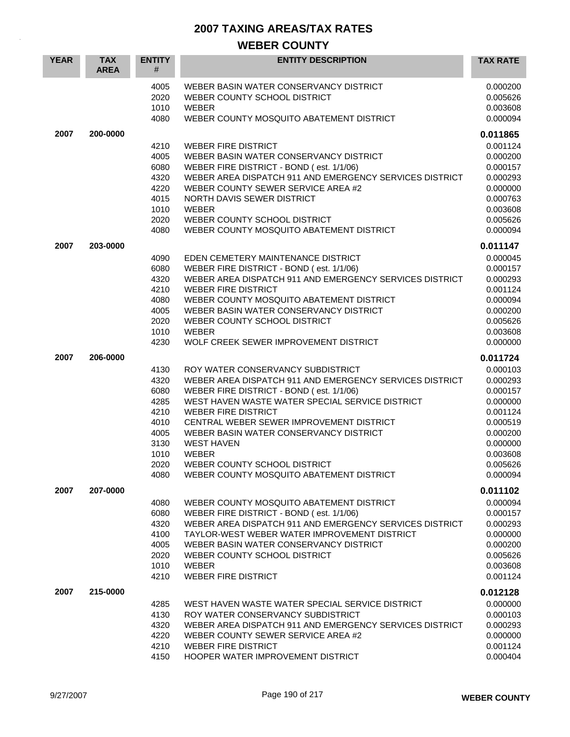# 2007 TAXING AREAS/TAX RATES

## WEBER COUNTY

| YEAR | TAX AREA | ENTITY # | ENTITY DESCRIPTION | TAX RATE |
|---|---|---|---|---|
| | | 4005 | WEBER BASIN WATER CONSERVANCY DISTRICT | 0.000200 |
| | | 2020 | WEBER COUNTY SCHOOL DISTRICT | 0.005626 |
| | | 1010 | WEBER | 0.003608 |
| | | 4080 | WEBER COUNTY MOSQUITO ABATEMENT DISTRICT | 0.000094 |
| **2007** | **200-0000** | | | **0.011865** |
| | | 4210 | WEBER FIRE DISTRICT | 0.001124 |
| | | 4005 | WEBER BASIN WATER CONSERVANCY DISTRICT | 0.000200 |
| | | 6080 | WEBER FIRE DISTRICT - BOND ( est. 1/1/06) | 0.000157 |
| | | 4320 | WEBER AREA DISPATCH 911 AND EMERGENCY SERVICES DISTRICT | 0.000293 |
| | | 4220 | WEBER COUNTY SEWER SERVICE AREA #2 | 0.000000 |
| | | 4015 | NORTH DAVIS SEWER DISTRICT | 0.000763 |
| | | 1010 | WEBER | 0.003608 |
| | | 2020 | WEBER COUNTY SCHOOL DISTRICT | 0.005626 |
| | | 4080 | WEBER COUNTY MOSQUITO ABATEMENT DISTRICT | 0.000094 |
| **2007** | **203-0000** | | | **0.011147** |
| | | 4090 | EDEN CEMETERY MAINTENANCE DISTRICT | 0.000045 |
| | | 6080 | WEBER FIRE DISTRICT - BOND ( est. 1/1/06) | 0.000157 |
| | | 4320 | WEBER AREA DISPATCH 911 AND EMERGENCY SERVICES DISTRICT | 0.000293 |
| | | 4210 | WEBER FIRE DISTRICT | 0.001124 |
| | | 4080 | WEBER COUNTY MOSQUITO ABATEMENT DISTRICT | 0.000094 |
| | | 4005 | WEBER BASIN WATER CONSERVANCY DISTRICT | 0.000200 |
| | | 2020 | WEBER COUNTY SCHOOL DISTRICT | 0.005626 |
| | | 1010 | WEBER | 0.003608 |
| | | 4230 | WOLF CREEK SEWER IMPROVEMENT DISTRICT | 0.000000 |
| **2007** | **206-0000** | | | **0.011724** |
| | | 4130 | ROY WATER CONSERVANCY SUBDISTRICT | 0.000103 |
| | | 4320 | WEBER AREA DISPATCH 911 AND EMERGENCY SERVICES DISTRICT | 0.000293 |
| | | 6080 | WEBER FIRE DISTRICT - BOND ( est. 1/1/06) | 0.000157 |
| | | 4285 | WEST HAVEN WASTE WATER SPECIAL SERVICE DISTRICT | 0.000000 |
| | | 4210 | WEBER FIRE DISTRICT | 0.001124 |
| | | 4010 | CENTRAL WEBER SEWER IMPROVEMENT DISTRICT | 0.000519 |
| | | 4005 | WEBER BASIN WATER CONSERVANCY DISTRICT | 0.000200 |
| | | 3130 | WEST HAVEN | 0.000000 |
| | | 1010 | WEBER | 0.003608 |
| | | 2020 | WEBER COUNTY SCHOOL DISTRICT | 0.005626 |
| | | 4080 | WEBER COUNTY MOSQUITO ABATEMENT DISTRICT | 0.000094 |
| **2007** | **207-0000** | | | **0.011102** |
| | | 4080 | WEBER COUNTY MOSQUITO ABATEMENT DISTRICT | 0.000094 |
| | | 6080 | WEBER FIRE DISTRICT - BOND ( est. 1/1/06) | 0.000157 |
| | | 4320 | WEBER AREA DISPATCH 911 AND EMERGENCY SERVICES DISTRICT | 0.000293 |
| | | 4100 | TAYLOR-WEST WEBER WATER IMPROVEMENT DISTRICT | 0.000000 |
| | | 4005 | WEBER BASIN WATER CONSERVANCY DISTRICT | 0.000200 |
| | | 2020 | WEBER COUNTY SCHOOL DISTRICT | 0.005626 |
| | | 1010 | WEBER | 0.003608 |
| | | 4210 | WEBER FIRE DISTRICT | 0.001124 |
| **2007** | **215-0000** | | | **0.012128** |
| | | 4285 | WEST HAVEN WASTE WATER SPECIAL SERVICE DISTRICT | 0.000000 |
| | | 4130 | ROY WATER CONSERVANCY SUBDISTRICT | 0.000103 |
| | | 4320 | WEBER AREA DISPATCH 911 AND EMERGENCY SERVICES DISTRICT | 0.000293 |
| | | 4220 | WEBER COUNTY SEWER SERVICE AREA #2 | 0.000000 |
| | | 4210 | WEBER FIRE DISTRICT | 0.001124 |
| | | 4150 | HOOPER WATER IMPROVEMENT DISTRICT | 0.000404 |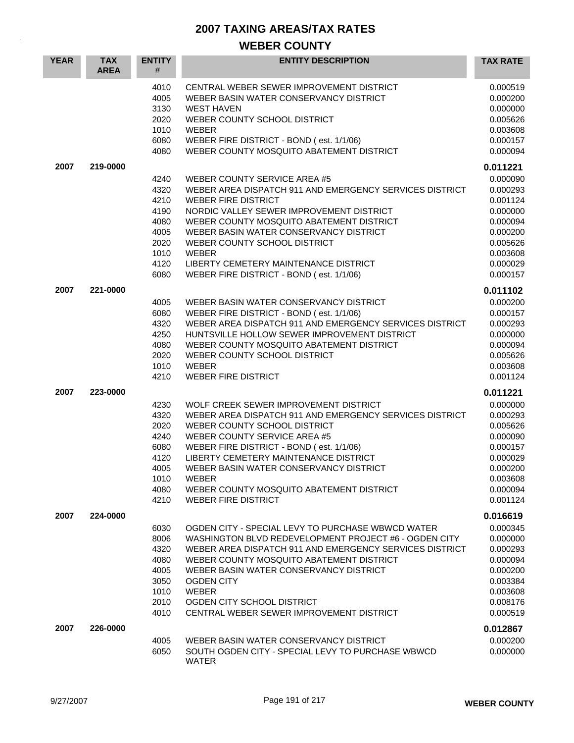# 2007 TAXING AREAS/TAX RATES

## WEBER COUNTY

| YEAR | TAX AREA | ENTITY # | ENTITY DESCRIPTION | TAX RATE |
|---|---|---|---|---|
| | | 4010 | CENTRAL WEBER SEWER IMPROVEMENT DISTRICT | 0.000519 |
| | | 4005 | WEBER BASIN WATER CONSERVANCY DISTRICT | 0.000200 |
| | | 3130 | WEST HAVEN | 0.000000 |
| | | 2020 | WEBER COUNTY SCHOOL DISTRICT | 0.005626 |
| | | 1010 | WEBER | 0.003608 |
| | | 6080 | WEBER FIRE DISTRICT - BOND ( est. 1/1/06) | 0.000157 |
| | | 4080 | WEBER COUNTY MOSQUITO ABATEMENT DISTRICT | 0.000094 |
| **2007** | **219-0000** | | | **0.011221** |
| | | 4240 | WEBER COUNTY SERVICE AREA #5 | 0.000090 |
| | | 4320 | WEBER AREA DISPATCH 911 AND EMERGENCY SERVICES DISTRICT | 0.000293 |
| | | 4210 | WEBER FIRE DISTRICT | 0.001124 |
| | | 4190 | NORDIC VALLEY SEWER IMPROVEMENT DISTRICT | 0.000000 |
| | | 4080 | WEBER COUNTY MOSQUITO ABATEMENT DISTRICT | 0.000094 |
| | | 4005 | WEBER BASIN WATER CONSERVANCY DISTRICT | 0.000200 |
| | | 2020 | WEBER COUNTY SCHOOL DISTRICT | 0.005626 |
| | | 1010 | WEBER | 0.003608 |
| | | 4120 | LIBERTY CEMETERY MAINTENANCE DISTRICT | 0.000029 |
| | | 6080 | WEBER FIRE DISTRICT - BOND ( est. 1/1/06) | 0.000157 |
| **2007** | **221-0000** | | | **0.011102** |
| | | 4005 | WEBER BASIN WATER CONSERVANCY DISTRICT | 0.000200 |
| | | 6080 | WEBER FIRE DISTRICT - BOND ( est. 1/1/06) | 0.000157 |
| | | 4320 | WEBER AREA DISPATCH 911 AND EMERGENCY SERVICES DISTRICT | 0.000293 |
| | | 4250 | HUNTSVILLE HOLLOW SEWER IMPROVEMENT DISTRICT | 0.000000 |
| | | 4080 | WEBER COUNTY MOSQUITO ABATEMENT DISTRICT | 0.000094 |
| | | 2020 | WEBER COUNTY SCHOOL DISTRICT | 0.005626 |
| | | 1010 | WEBER | 0.003608 |
| | | 4210 | WEBER FIRE DISTRICT | 0.001124 |
| **2007** | **223-0000** | | | **0.011221** |
| | | 4230 | WOLF CREEK SEWER IMPROVEMENT DISTRICT | 0.000000 |
| | | 4320 | WEBER AREA DISPATCH 911 AND EMERGENCY SERVICES DISTRICT | 0.000293 |
| | | 2020 | WEBER COUNTY SCHOOL DISTRICT | 0.005626 |
| | | 4240 | WEBER COUNTY SERVICE AREA #5 | 0.000090 |
| | | 6080 | WEBER FIRE DISTRICT - BOND ( est. 1/1/06) | 0.000157 |
| | | 4120 | LIBERTY CEMETERY MAINTENANCE DISTRICT | 0.000029 |
| | | 4005 | WEBER BASIN WATER CONSERVANCY DISTRICT | 0.000200 |
| | | 1010 | WEBER | 0.003608 |
| | | 4080 | WEBER COUNTY MOSQUITO ABATEMENT DISTRICT | 0.000094 |
| | | 4210 | WEBER FIRE DISTRICT | 0.001124 |
| **2007** | **224-0000** | | | **0.016619** |
| | | 6030 | OGDEN CITY - SPECIAL LEVY TO PURCHASE WBWCD WATER | 0.000345 |
| | | 8006 | WASHINGTON BLVD REDEVELOPMENT PROJECT #6 - OGDEN CITY | 0.000000 |
| | | 4320 | WEBER AREA DISPATCH 911 AND EMERGENCY SERVICES DISTRICT | 0.000293 |
| | | 4080 | WEBER COUNTY MOSQUITO ABATEMENT DISTRICT | 0.000094 |
| | | 4005 | WEBER BASIN WATER CONSERVANCY DISTRICT | 0.000200 |
| | | 3050 | OGDEN CITY | 0.003384 |
| | | 1010 | WEBER | 0.003608 |
| | | 2010 | OGDEN CITY SCHOOL DISTRICT | 0.008176 |
| | | 4010 | CENTRAL WEBER SEWER IMPROVEMENT DISTRICT | 0.000519 |
| **2007** | **226-0000** | | | **0.012867** |
| | | 4005 | WEBER BASIN WATER CONSERVANCY DISTRICT | 0.000200 |
| | | 6050 | SOUTH OGDEN CITY - SPECIAL LEVY TO PURCHASE WBWCD WATER | 0.000000 |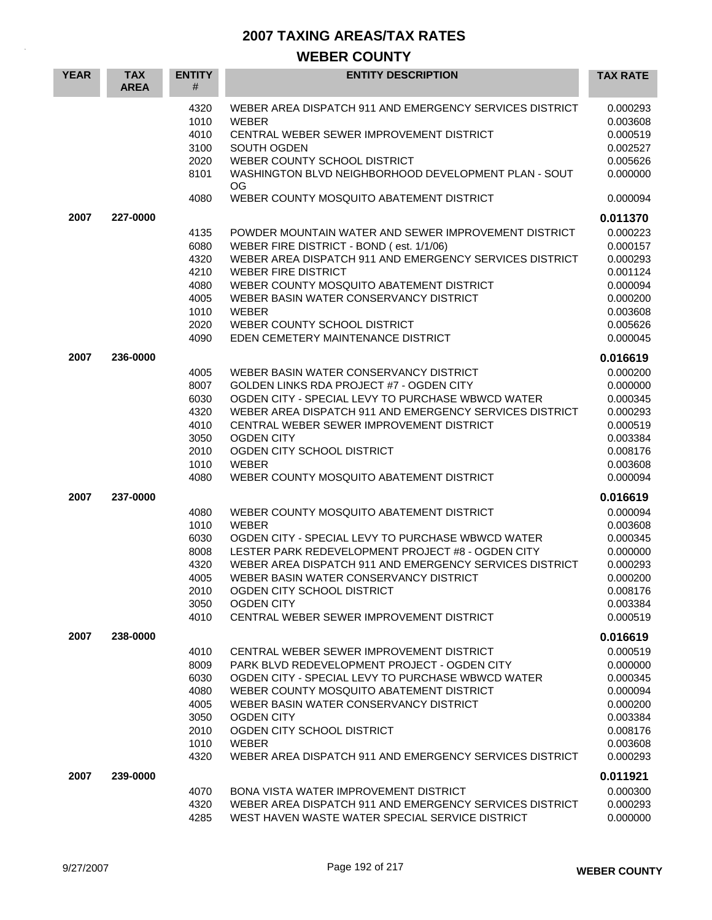# 2007 TAXING AREAS/TAX RATES

## WEBER COUNTY

| YEAR | TAX AREA | ENTITY # | ENTITY DESCRIPTION | TAX RATE |
|---|---|---|---|---|
| | | 4320 | WEBER AREA DISPATCH 911 AND EMERGENCY SERVICES DISTRICT | 0.000293 |
| | | 1010 | WEBER | 0.003608 |
| | | 4010 | CENTRAL WEBER SEWER IMPROVEMENT DISTRICT | 0.000519 |
| | | 3100 | SOUTH OGDEN | 0.002527 |
| | | 2020 | WEBER COUNTY SCHOOL DISTRICT | 0.005626 |
| | | 8101 | WASHINGTON BLVD NEIGHBORHOOD DEVELOPMENT PLAN - SOUT OG | 0.000000 |
| | | 4080 | WEBER COUNTY MOSQUITO ABATEMENT DISTRICT | 0.000094 |
| **2007** | **227-0000** | | | **0.011370** |
| | | 4135 | POWDER MOUNTAIN WATER AND SEWER IMPROVEMENT DISTRICT | 0.000223 |
| | | 6080 | WEBER FIRE DISTRICT - BOND ( est. 1/1/06) | 0.000157 |
| | | 4320 | WEBER AREA DISPATCH 911 AND EMERGENCY SERVICES DISTRICT | 0.000293 |
| | | 4210 | WEBER FIRE DISTRICT | 0.001124 |
| | | 4080 | WEBER COUNTY MOSQUITO ABATEMENT DISTRICT | 0.000094 |
| | | 4005 | WEBER BASIN WATER CONSERVANCY DISTRICT | 0.000200 |
| | | 1010 | WEBER | 0.003608 |
| | | 2020 | WEBER COUNTY SCHOOL DISTRICT | 0.005626 |
| | | 4090 | EDEN CEMETERY MAINTENANCE DISTRICT | 0.000045 |
| **2007** | **236-0000** | | | **0.016619** |
| | | 4005 | WEBER BASIN WATER CONSERVANCY DISTRICT | 0.000200 |
| | | 8007 | GOLDEN LINKS RDA PROJECT #7 - OGDEN CITY | 0.000000 |
| | | 6030 | OGDEN CITY - SPECIAL LEVY TO PURCHASE WBWCD WATER | 0.000345 |
| | | 4320 | WEBER AREA DISPATCH 911 AND EMERGENCY SERVICES DISTRICT | 0.000293 |
| | | 4010 | CENTRAL WEBER SEWER IMPROVEMENT DISTRICT | 0.000519 |
| | | 3050 | OGDEN CITY | 0.003384 |
| | | 2010 | OGDEN CITY SCHOOL DISTRICT | 0.008176 |
| | | 1010 | WEBER | 0.003608 |
| | | 4080 | WEBER COUNTY MOSQUITO ABATEMENT DISTRICT | 0.000094 |
| **2007** | **237-0000** | | | **0.016619** |
| | | 4080 | WEBER COUNTY MOSQUITO ABATEMENT DISTRICT | 0.000094 |
| | | 1010 | WEBER | 0.003608 |
| | | 6030 | OGDEN CITY - SPECIAL LEVY TO PURCHASE WBWCD WATER | 0.000345 |
| | | 8008 | LESTER PARK REDEVELOPMENT PROJECT #8 - OGDEN CITY | 0.000000 |
| | | 4320 | WEBER AREA DISPATCH 911 AND EMERGENCY SERVICES DISTRICT | 0.000293 |
| | | 4005 | WEBER BASIN WATER CONSERVANCY DISTRICT | 0.000200 |
| | | 2010 | OGDEN CITY SCHOOL DISTRICT | 0.008176 |
| | | 3050 | OGDEN CITY | 0.003384 |
| | | 4010 | CENTRAL WEBER SEWER IMPROVEMENT DISTRICT | 0.000519 |
| **2007** | **238-0000** | | | **0.016619** |
| | | 4010 | CENTRAL WEBER SEWER IMPROVEMENT DISTRICT | 0.000519 |
| | | 8009 | PARK BLVD REDEVELOPMENT PROJECT - OGDEN CITY | 0.000000 |
| | | 6030 | OGDEN CITY - SPECIAL LEVY TO PURCHASE WBWCD WATER | 0.000345 |
| | | 4080 | WEBER COUNTY MOSQUITO ABATEMENT DISTRICT | 0.000094 |
| | | 4005 | WEBER BASIN WATER CONSERVANCY DISTRICT | 0.000200 |
| | | 3050 | OGDEN CITY | 0.003384 |
| | | 2010 | OGDEN CITY SCHOOL DISTRICT | 0.008176 |
| | | 1010 | WEBER | 0.003608 |
| | | 4320 | WEBER AREA DISPATCH 911 AND EMERGENCY SERVICES DISTRICT | 0.000293 |
| **2007** | **239-0000** | | | **0.011921** |
| | | 4070 | BONA VISTA WATER IMPROVEMENT DISTRICT | 0.000300 |
| | | 4320 | WEBER AREA DISPATCH 911 AND EMERGENCY SERVICES DISTRICT | 0.000293 |
| | | 4285 | WEST HAVEN WASTE WATER SPECIAL SERVICE DISTRICT | 0.000000 |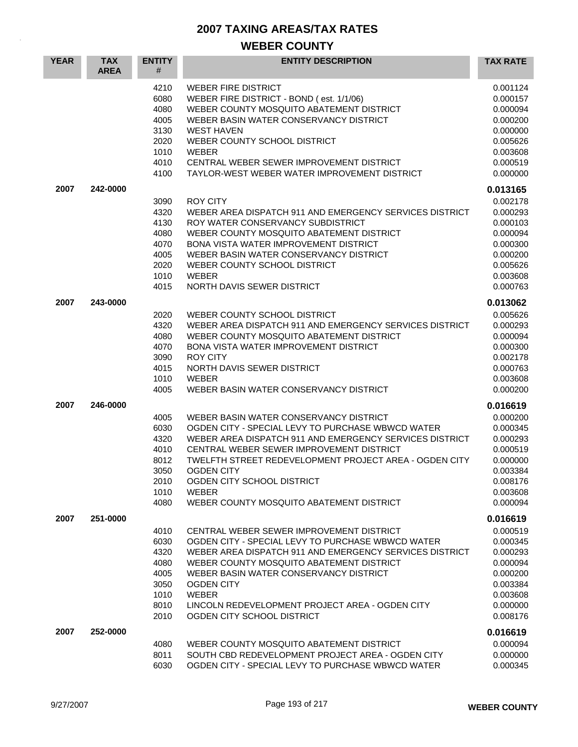# 2007 TAXING AREAS/TAX RATES

## WEBER COUNTY

| YEAR | TAX AREA | ENTITY # | ENTITY DESCRIPTION | TAX RATE |
|---|---|---|---|---|
| | | 4210 | WEBER FIRE DISTRICT | 0.001124 |
| | | 6080 | WEBER FIRE DISTRICT - BOND ( est. 1/1/06) | 0.000157 |
| | | 4080 | WEBER COUNTY MOSQUITO ABATEMENT DISTRICT | 0.000094 |
| | | 4005 | WEBER BASIN WATER CONSERVANCY DISTRICT | 0.000200 |
| | | 3130 | WEST HAVEN | 0.000000 |
| | | 2020 | WEBER COUNTY SCHOOL DISTRICT | 0.005626 |
| | | 1010 | WEBER | 0.003608 |
| | | 4010 | CENTRAL WEBER SEWER IMPROVEMENT DISTRICT | 0.000519 |
| | | 4100 | TAYLOR-WEST WEBER WATER IMPROVEMENT DISTRICT | 0.000000 |
| **2007** | **242-0000** | | | **0.013165** |
| | | 3090 | ROY CITY | 0.002178 |
| | | 4320 | WEBER AREA DISPATCH 911 AND EMERGENCY SERVICES DISTRICT | 0.000293 |
| | | 4130 | ROY WATER CONSERVANCY SUBDISTRICT | 0.000103 |
| | | 4080 | WEBER COUNTY MOSQUITO ABATEMENT DISTRICT | 0.000094 |
| | | 4070 | BONA VISTA WATER IMPROVEMENT DISTRICT | 0.000300 |
| | | 4005 | WEBER BASIN WATER CONSERVANCY DISTRICT | 0.000200 |
| | | 2020 | WEBER COUNTY SCHOOL DISTRICT | 0.005626 |
| | | 1010 | WEBER | 0.003608 |
| | | 4015 | NORTH DAVIS SEWER DISTRICT | 0.000763 |
| **2007** | **243-0000** | | | **0.013062** |
| | | 2020 | WEBER COUNTY SCHOOL DISTRICT | 0.005626 |
| | | 4320 | WEBER AREA DISPATCH 911 AND EMERGENCY SERVICES DISTRICT | 0.000293 |
| | | 4080 | WEBER COUNTY MOSQUITO ABATEMENT DISTRICT | 0.000094 |
| | | 4070 | BONA VISTA WATER IMPROVEMENT DISTRICT | 0.000300 |
| | | 3090 | ROY CITY | 0.002178 |
| | | 4015 | NORTH DAVIS SEWER DISTRICT | 0.000763 |
| | | 1010 | WEBER | 0.003608 |
| | | 4005 | WEBER BASIN WATER CONSERVANCY DISTRICT | 0.000200 |
| **2007** | **246-0000** | | | **0.016619** |
| | | 4005 | WEBER BASIN WATER CONSERVANCY DISTRICT | 0.000200 |
| | | 6030 | OGDEN CITY - SPECIAL LEVY TO PURCHASE WBWCD WATER | 0.000345 |
| | | 4320 | WEBER AREA DISPATCH 911 AND EMERGENCY SERVICES DISTRICT | 0.000293 |
| | | 4010 | CENTRAL WEBER SEWER IMPROVEMENT DISTRICT | 0.000519 |
| | | 8012 | TWELFTH STREET REDEVELOPMENT PROJECT AREA - OGDEN CITY | 0.000000 |
| | | 3050 | OGDEN CITY | 0.003384 |
| | | 2010 | OGDEN CITY SCHOOL DISTRICT | 0.008176 |
| | | 1010 | WEBER | 0.003608 |
| | | 4080 | WEBER COUNTY MOSQUITO ABATEMENT DISTRICT | 0.000094 |
| **2007** | **251-0000** | | | **0.016619** |
| | | 4010 | CENTRAL WEBER SEWER IMPROVEMENT DISTRICT | 0.000519 |
| | | 6030 | OGDEN CITY - SPECIAL LEVY TO PURCHASE WBWCD WATER | 0.000345 |
| | | 4320 | WEBER AREA DISPATCH 911 AND EMERGENCY SERVICES DISTRICT | 0.000293 |
| | | 4080 | WEBER COUNTY MOSQUITO ABATEMENT DISTRICT | 0.000094 |
| | | 4005 | WEBER BASIN WATER CONSERVANCY DISTRICT | 0.000200 |
| | | 3050 | OGDEN CITY | 0.003384 |
| | | 1010 | WEBER | 0.003608 |
| | | 8010 | LINCOLN REDEVELOPMENT PROJECT AREA - OGDEN CITY | 0.000000 |
| | | 2010 | OGDEN CITY SCHOOL DISTRICT | 0.008176 |
| **2007** | **252-0000** | | | **0.016619** |
| | | 4080 | WEBER COUNTY MOSQUITO ABATEMENT DISTRICT | 0.000094 |
| | | 8011 | SOUTH CBD REDEVELOPMENT PROJECT AREA - OGDEN CITY | 0.000000 |
| | | 6030 | OGDEN CITY - SPECIAL LEVY TO PURCHASE WBWCD WATER | 0.000345 |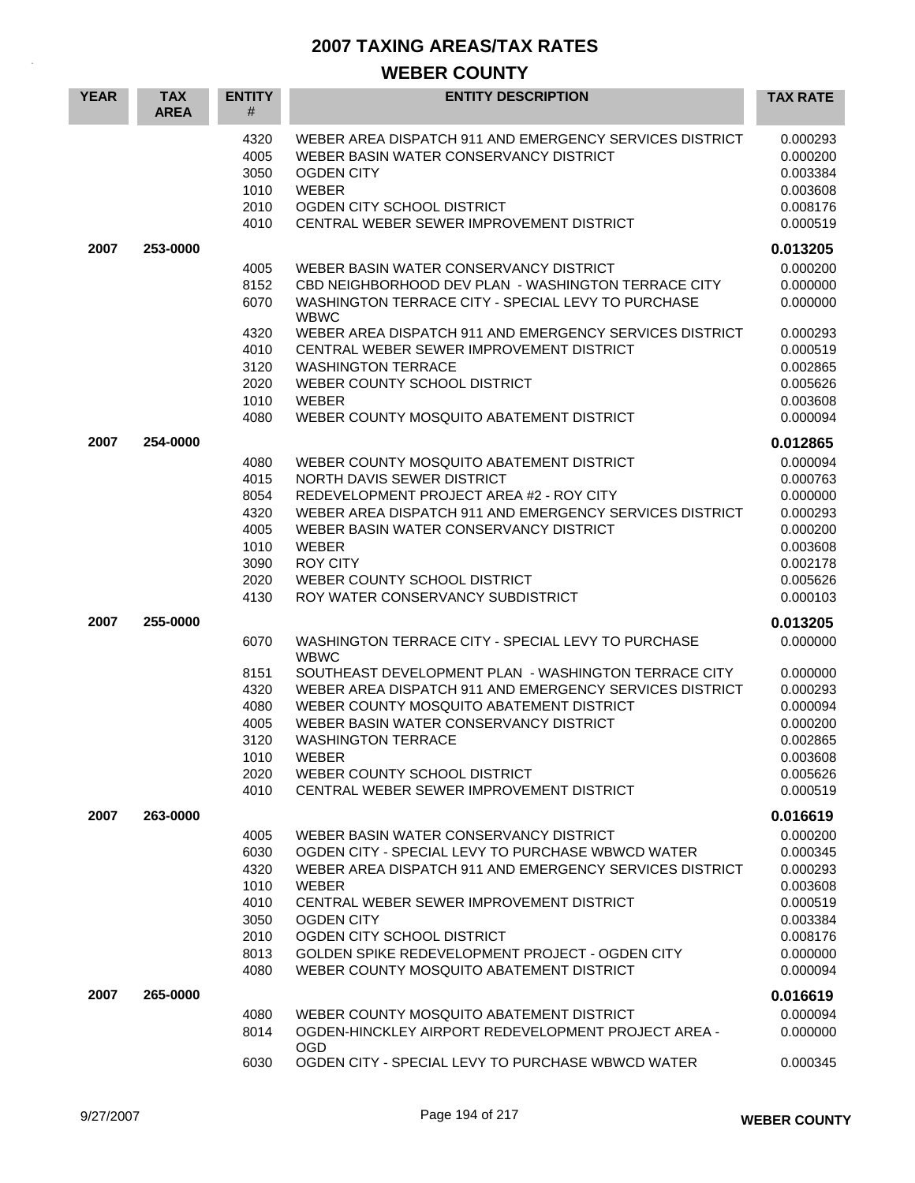# 2007 TAXING AREAS/TAX RATES

## WEBER COUNTY

| YEAR | TAX AREA | ENTITY # | ENTITY DESCRIPTION | TAX RATE |
|---|---|---|---|---|
| | | 4320 | WEBER AREA DISPATCH 911 AND EMERGENCY SERVICES DISTRICT | 0.000293 |
| | | 4005 | WEBER BASIN WATER CONSERVANCY DISTRICT | 0.000200 |
| | | 3050 | OGDEN CITY | 0.003384 |
| | | 1010 | WEBER | 0.003608 |
| | | 2010 | OGDEN CITY SCHOOL DISTRICT | 0.008176 |
| | | 4010 | CENTRAL WEBER SEWER IMPROVEMENT DISTRICT | 0.000519 |
| **2007** | **253-0000** | | | **0.013205** |
| | | 4005 | WEBER BASIN WATER CONSERVANCY DISTRICT | 0.000200 |
| | | 8152 | CBD NEIGHBORHOOD DEV PLAN - WASHINGTON TERRACE CITY | 0.000000 |
| | | 6070 | WASHINGTON TERRACE CITY - SPECIAL LEVY TO PURCHASE WBWC | 0.000000 |
| | | 4320 | WEBER AREA DISPATCH 911 AND EMERGENCY SERVICES DISTRICT | 0.000293 |
| | | 4010 | CENTRAL WEBER SEWER IMPROVEMENT DISTRICT | 0.000519 |
| | | 3120 | WASHINGTON TERRACE | 0.002865 |
| | | 2020 | WEBER COUNTY SCHOOL DISTRICT | 0.005626 |
| | | 1010 | WEBER | 0.003608 |
| | | 4080 | WEBER COUNTY MOSQUITO ABATEMENT DISTRICT | 0.000094 |
| **2007** | **254-0000** | | | **0.012865** |
| | | 4080 | WEBER COUNTY MOSQUITO ABATEMENT DISTRICT | 0.000094 |
| | | 4015 | NORTH DAVIS SEWER DISTRICT | 0.000763 |
| | | 8054 | REDEVELOPMENT PROJECT AREA #2 - ROY CITY | 0.000000 |
| | | 4320 | WEBER AREA DISPATCH 911 AND EMERGENCY SERVICES DISTRICT | 0.000293 |
| | | 4005 | WEBER BASIN WATER CONSERVANCY DISTRICT | 0.000200 |
| | | 1010 | WEBER | 0.003608 |
| | | 3090 | ROY CITY | 0.002178 |
| | | 2020 | WEBER COUNTY SCHOOL DISTRICT | 0.005626 |
| | | 4130 | ROY WATER CONSERVANCY SUBDISTRICT | 0.000103 |
| **2007** | **255-0000** | | | **0.013205** |
| | | 6070 | WASHINGTON TERRACE CITY - SPECIAL LEVY TO PURCHASE WBWC | 0.000000 |
| | | 8151 | SOUTHEAST DEVELOPMENT PLAN - WASHINGTON TERRACE CITY | 0.000000 |
| | | 4320 | WEBER AREA DISPATCH 911 AND EMERGENCY SERVICES DISTRICT | 0.000293 |
| | | 4080 | WEBER COUNTY MOSQUITO ABATEMENT DISTRICT | 0.000094 |
| | | 4005 | WEBER BASIN WATER CONSERVANCY DISTRICT | 0.000200 |
| | | 3120 | WASHINGTON TERRACE | 0.002865 |
| | | 1010 | WEBER | 0.003608 |
| | | 2020 | WEBER COUNTY SCHOOL DISTRICT | 0.005626 |
| | | 4010 | CENTRAL WEBER SEWER IMPROVEMENT DISTRICT | 0.000519 |
| **2007** | **263-0000** | | | **0.016619** |
| | | 4005 | WEBER BASIN WATER CONSERVANCY DISTRICT | 0.000200 |
| | | 6030 | OGDEN CITY - SPECIAL LEVY TO PURCHASE WBWCD WATER | 0.000345 |
| | | 4320 | WEBER AREA DISPATCH 911 AND EMERGENCY SERVICES DISTRICT | 0.000293 |
| | | 1010 | WEBER | 0.003608 |
| | | 4010 | CENTRAL WEBER SEWER IMPROVEMENT DISTRICT | 0.000519 |
| | | 3050 | OGDEN CITY | 0.003384 |
| | | 2010 | OGDEN CITY SCHOOL DISTRICT | 0.008176 |
| | | 8013 | GOLDEN SPIKE REDEVELOPMENT PROJECT - OGDEN CITY | 0.000000 |
| | | 4080 | WEBER COUNTY MOSQUITO ABATEMENT DISTRICT | 0.000094 |
| **2007** | **265-0000** | | | **0.016619** |
| | | 4080 | WEBER COUNTY MOSQUITO ABATEMENT DISTRICT | 0.000094 |
| | | 8014 | OGDEN-HINCKLEY AIRPORT REDEVELOPMENT PROJECT AREA - OGD | 0.000000 |
| | | 6030 | OGDEN CITY - SPECIAL LEVY TO PURCHASE WBWCD WATER | 0.000345 |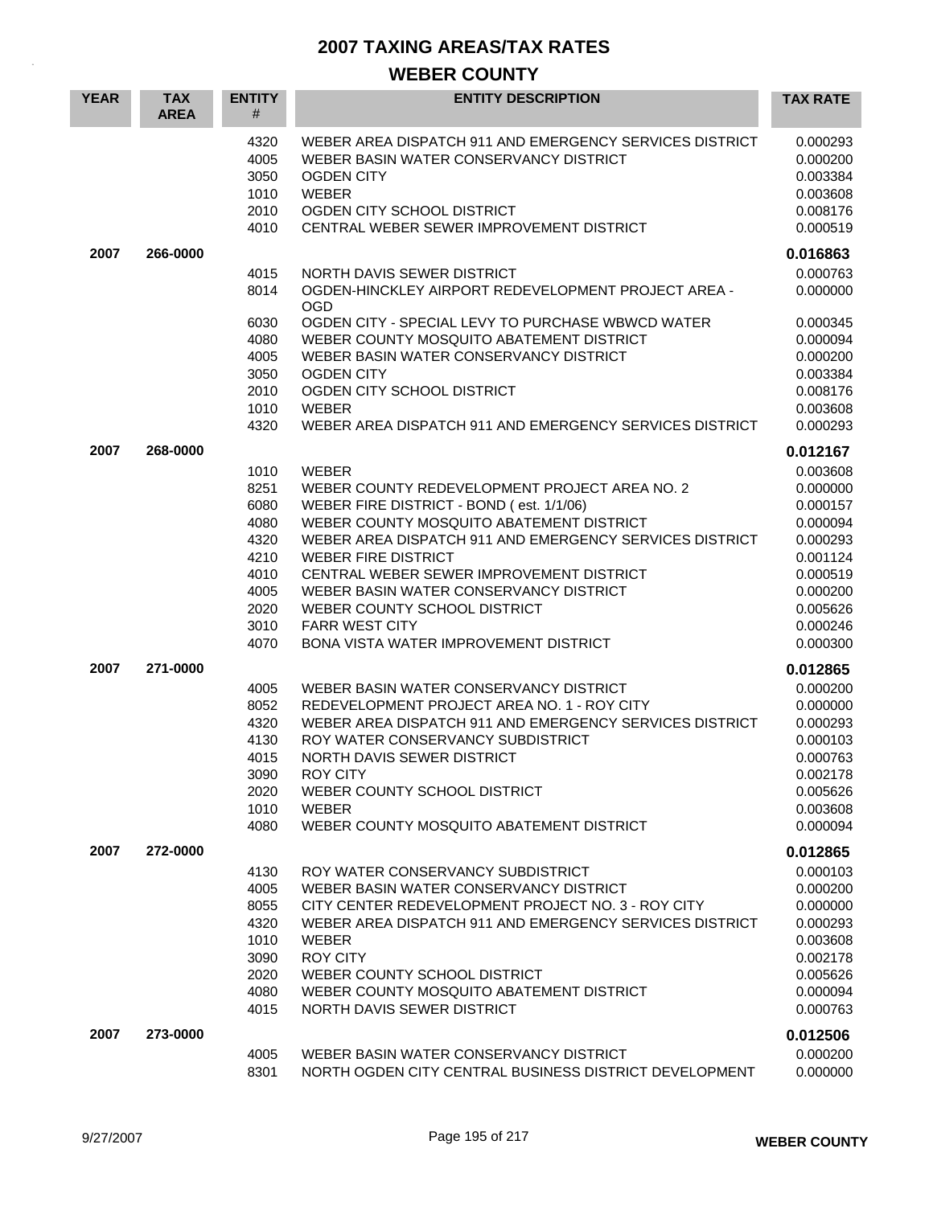# 2007 TAXING AREAS/TAX RATES

## WEBER COUNTY

| YEAR | TAX AREA | ENTITY # | ENTITY DESCRIPTION | TAX RATE |
|---|---|---|---|---|
| | | 4320 | WEBER AREA DISPATCH 911 AND EMERGENCY SERVICES DISTRICT | 0.000293 |
| | | 4005 | WEBER BASIN WATER CONSERVANCY DISTRICT | 0.000200 |
| | | 3050 | OGDEN CITY | 0.003384 |
| | | 1010 | WEBER | 0.003608 |
| | | 2010 | OGDEN CITY SCHOOL DISTRICT | 0.008176 |
| | | 4010 | CENTRAL WEBER SEWER IMPROVEMENT DISTRICT | 0.000519 |
| **2007** | **266-0000** | | | **0.016863** |
| | | 4015 | NORTH DAVIS SEWER DISTRICT | 0.000763 |
| | | 8014 | OGDEN-HINCKLEY AIRPORT REDEVELOPMENT PROJECT AREA - OGD | 0.000000 |
| | | 6030 | OGDEN CITY - SPECIAL LEVY TO PURCHASE WBWCD WATER | 0.000345 |
| | | 4080 | WEBER COUNTY MOSQUITO ABATEMENT DISTRICT | 0.000094 |
| | | 4005 | WEBER BASIN WATER CONSERVANCY DISTRICT | 0.000200 |
| | | 3050 | OGDEN CITY | 0.003384 |
| | | 2010 | OGDEN CITY SCHOOL DISTRICT | 0.008176 |
| | | 1010 | WEBER | 0.003608 |
| | | 4320 | WEBER AREA DISPATCH 911 AND EMERGENCY SERVICES DISTRICT | 0.000293 |
| **2007** | **268-0000** | | | **0.012167** |
| | | 1010 | WEBER | 0.003608 |
| | | 8251 | WEBER COUNTY REDEVELOPMENT PROJECT AREA NO. 2 | 0.000000 |
| | | 6080 | WEBER FIRE DISTRICT - BOND ( est. 1/1/06) | 0.000157 |
| | | 4080 | WEBER COUNTY MOSQUITO ABATEMENT DISTRICT | 0.000094 |
| | | 4320 | WEBER AREA DISPATCH 911 AND EMERGENCY SERVICES DISTRICT | 0.000293 |
| | | 4210 | WEBER FIRE DISTRICT | 0.001124 |
| | | 4010 | CENTRAL WEBER SEWER IMPROVEMENT DISTRICT | 0.000519 |
| | | 4005 | WEBER BASIN WATER CONSERVANCY DISTRICT | 0.000200 |
| | | 2020 | WEBER COUNTY SCHOOL DISTRICT | 0.005626 |
| | | 3010 | FARR WEST CITY | 0.000246 |
| | | 4070 | BONA VISTA WATER IMPROVEMENT DISTRICT | 0.000300 |
| **2007** | **271-0000** | | | **0.012865** |
| | | 4005 | WEBER BASIN WATER CONSERVANCY DISTRICT | 0.000200 |
| | | 8052 | REDEVELOPMENT PROJECT AREA NO. 1 - ROY CITY | 0.000000 |
| | | 4320 | WEBER AREA DISPATCH 911 AND EMERGENCY SERVICES DISTRICT | 0.000293 |
| | | 4130 | ROY WATER CONSERVANCY SUBDISTRICT | 0.000103 |
| | | 4015 | NORTH DAVIS SEWER DISTRICT | 0.000763 |
| | | 3090 | ROY CITY | 0.002178 |
| | | 2020 | WEBER COUNTY SCHOOL DISTRICT | 0.005626 |
| | | 1010 | WEBER | 0.003608 |
| | | 4080 | WEBER COUNTY MOSQUITO ABATEMENT DISTRICT | 0.000094 |
| **2007** | **272-0000** | | | **0.012865** |
| | | 4130 | ROY WATER CONSERVANCY SUBDISTRICT | 0.000103 |
| | | 4005 | WEBER BASIN WATER CONSERVANCY DISTRICT | 0.000200 |
| | | 8055 | CITY CENTER REDEVELOPMENT PROJECT NO. 3 - ROY CITY | 0.000000 |
| | | 4320 | WEBER AREA DISPATCH 911 AND EMERGENCY SERVICES DISTRICT | 0.000293 |
| | | 1010 | WEBER | 0.003608 |
| | | 3090 | ROY CITY | 0.002178 |
| | | 2020 | WEBER COUNTY SCHOOL DISTRICT | 0.005626 |
| | | 4080 | WEBER COUNTY MOSQUITO ABATEMENT DISTRICT | 0.000094 |
| | | 4015 | NORTH DAVIS SEWER DISTRICT | 0.000763 |
| **2007** | **273-0000** | | | **0.012506** |
| | | 4005 | WEBER BASIN WATER CONSERVANCY DISTRICT | 0.000200 |
| | | 8301 | NORTH OGDEN CITY CENTRAL BUSINESS DISTRICT DEVELOPMENT | 0.000000 |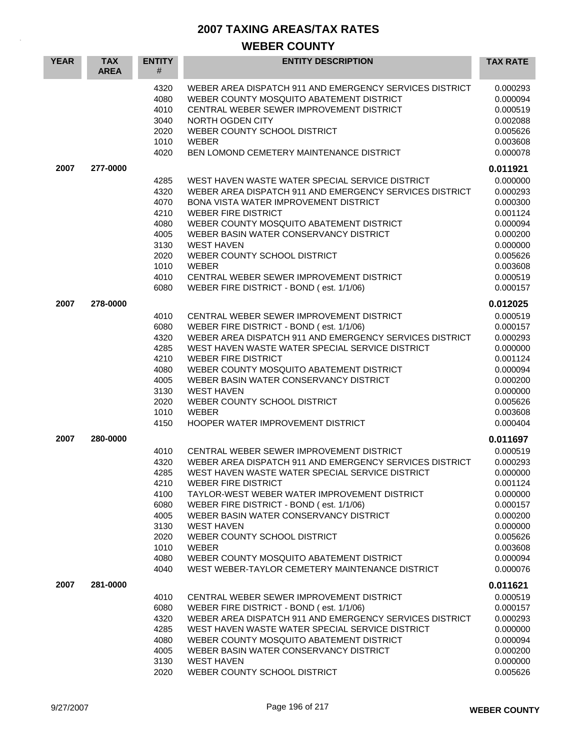# 2007 TAXING AREAS/TAX RATES

## WEBER COUNTY

| YEAR | TAX AREA | ENTITY # | ENTITY DESCRIPTION | TAX RATE |
|---|---|---|---|---|
| | | 4320 | WEBER AREA DISPATCH 911 AND EMERGENCY SERVICES DISTRICT | 0.000293 |
| | | 4080 | WEBER COUNTY MOSQUITO ABATEMENT DISTRICT | 0.000094 |
| | | 4010 | CENTRAL WEBER SEWER IMPROVEMENT DISTRICT | 0.000519 |
| | | 3040 | NORTH OGDEN CITY | 0.002088 |
| | | 2020 | WEBER COUNTY SCHOOL DISTRICT | 0.005626 |
| | | 1010 | WEBER | 0.003608 |
| | | 4020 | BEN LOMOND CEMETERY MAINTENANCE DISTRICT | 0.000078 |
| 2007 | 277-0000 | | | **0.011921** |
| | | 4285 | WEST HAVEN WASTE WATER SPECIAL SERVICE DISTRICT | 0.000000 |
| | | 4320 | WEBER AREA DISPATCH 911 AND EMERGENCY SERVICES DISTRICT | 0.000293 |
| | | 4070 | BONA VISTA WATER IMPROVEMENT DISTRICT | 0.000300 |
| | | 4210 | WEBER FIRE DISTRICT | 0.001124 |
| | | 4080 | WEBER COUNTY MOSQUITO ABATEMENT DISTRICT | 0.000094 |
| | | 4005 | WEBER BASIN WATER CONSERVANCY DISTRICT | 0.000200 |
| | | 3130 | WEST HAVEN | 0.000000 |
| | | 2020 | WEBER COUNTY SCHOOL DISTRICT | 0.005626 |
| | | 1010 | WEBER | 0.003608 |
| | | 4010 | CENTRAL WEBER SEWER IMPROVEMENT DISTRICT | 0.000519 |
| | | 6080 | WEBER FIRE DISTRICT - BOND ( est. 1/1/06) | 0.000157 |
| 2007 | 278-0000 | | | **0.012025** |
| | | 4010 | CENTRAL WEBER SEWER IMPROVEMENT DISTRICT | 0.000519 |
| | | 6080 | WEBER FIRE DISTRICT - BOND ( est. 1/1/06) | 0.000157 |
| | | 4320 | WEBER AREA DISPATCH 911 AND EMERGENCY SERVICES DISTRICT | 0.000293 |
| | | 4285 | WEST HAVEN WASTE WATER SPECIAL SERVICE DISTRICT | 0.000000 |
| | | 4210 | WEBER FIRE DISTRICT | 0.001124 |
| | | 4080 | WEBER COUNTY MOSQUITO ABATEMENT DISTRICT | 0.000094 |
| | | 4005 | WEBER BASIN WATER CONSERVANCY DISTRICT | 0.000200 |
| | | 3130 | WEST HAVEN | 0.000000 |
| | | 2020 | WEBER COUNTY SCHOOL DISTRICT | 0.005626 |
| | | 1010 | WEBER | 0.003608 |
| | | 4150 | HOOPER WATER IMPROVEMENT DISTRICT | 0.000404 |
| 2007 | 280-0000 | | | **0.011697** |
| | | 4010 | CENTRAL WEBER SEWER IMPROVEMENT DISTRICT | 0.000519 |
| | | 4320 | WEBER AREA DISPATCH 911 AND EMERGENCY SERVICES DISTRICT | 0.000293 |
| | | 4285 | WEST HAVEN WASTE WATER SPECIAL SERVICE DISTRICT | 0.000000 |
| | | 4210 | WEBER FIRE DISTRICT | 0.001124 |
| | | 4100 | TAYLOR-WEST WEBER WATER IMPROVEMENT DISTRICT | 0.000000 |
| | | 6080 | WEBER FIRE DISTRICT - BOND ( est. 1/1/06) | 0.000157 |
| | | 4005 | WEBER BASIN WATER CONSERVANCY DISTRICT | 0.000200 |
| | | 3130 | WEST HAVEN | 0.000000 |
| | | 2020 | WEBER COUNTY SCHOOL DISTRICT | 0.005626 |
| | | 1010 | WEBER | 0.003608 |
| | | 4080 | WEBER COUNTY MOSQUITO ABATEMENT DISTRICT | 0.000094 |
| | | 4040 | WEST WEBER-TAYLOR CEMETERY MAINTENANCE DISTRICT | 0.000076 |
| 2007 | 281-0000 | | | **0.011621** |
| | | 4010 | CENTRAL WEBER SEWER IMPROVEMENT DISTRICT | 0.000519 |
| | | 6080 | WEBER FIRE DISTRICT - BOND ( est. 1/1/06) | 0.000157 |
| | | 4320 | WEBER AREA DISPATCH 911 AND EMERGENCY SERVICES DISTRICT | 0.000293 |
| | | 4285 | WEST HAVEN WASTE WATER SPECIAL SERVICE DISTRICT | 0.000000 |
| | | 4080 | WEBER COUNTY MOSQUITO ABATEMENT DISTRICT | 0.000094 |
| | | 4005 | WEBER BASIN WATER CONSERVANCY DISTRICT | 0.000200 |
| | | 3130 | WEST HAVEN | 0.000000 |
| | | 2020 | WEBER COUNTY SCHOOL DISTRICT | 0.005626 |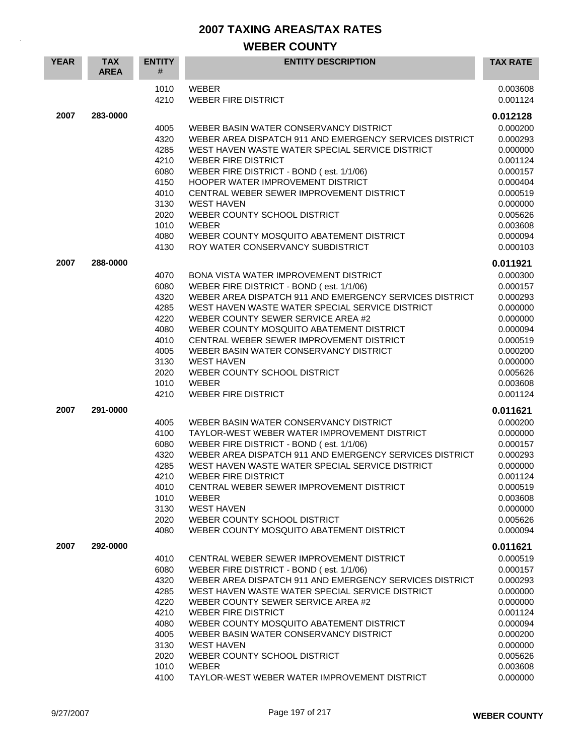# 2007 TAXING AREAS/TAX RATES

## WEBER COUNTY

| YEAR | TAX AREA | ENTITY # | ENTITY DESCRIPTION | TAX RATE |
|---|---|---|---|---|
| | | 1010 | WEBER | 0.003608 |
| | | 4210 | WEBER FIRE DISTRICT | 0.001124 |
| **2007** | **283-0000** | | | **0.012128** |
| | | 4005 | WEBER BASIN WATER CONSERVANCY DISTRICT | 0.000200 |
| | | 4320 | WEBER AREA DISPATCH 911 AND EMERGENCY SERVICES DISTRICT | 0.000293 |
| | | 4285 | WEST HAVEN WASTE WATER SPECIAL SERVICE DISTRICT | 0.000000 |
| | | 4210 | WEBER FIRE DISTRICT | 0.001124 |
| | | 6080 | WEBER FIRE DISTRICT - BOND ( est. 1/1/06) | 0.000157 |
| | | 4150 | HOOPER WATER IMPROVEMENT DISTRICT | 0.000404 |
| | | 4010 | CENTRAL WEBER SEWER IMPROVEMENT DISTRICT | 0.000519 |
| | | 3130 | WEST HAVEN | 0.000000 |
| | | 2020 | WEBER COUNTY SCHOOL DISTRICT | 0.005626 |
| | | 1010 | WEBER | 0.003608 |
| | | 4080 | WEBER COUNTY MOSQUITO ABATEMENT DISTRICT | 0.000094 |
| | | 4130 | ROY WATER CONSERVANCY SUBDISTRICT | 0.000103 |
| **2007** | **288-0000** | | | **0.011921** |
| | | 4070 | BONA VISTA WATER IMPROVEMENT DISTRICT | 0.000300 |
| | | 6080 | WEBER FIRE DISTRICT - BOND ( est. 1/1/06) | 0.000157 |
| | | 4320 | WEBER AREA DISPATCH 911 AND EMERGENCY SERVICES DISTRICT | 0.000293 |
| | | 4285 | WEST HAVEN WASTE WATER SPECIAL SERVICE DISTRICT | 0.000000 |
| | | 4220 | WEBER COUNTY SEWER SERVICE AREA #2 | 0.000000 |
| | | 4080 | WEBER COUNTY MOSQUITO ABATEMENT DISTRICT | 0.000094 |
| | | 4010 | CENTRAL WEBER SEWER IMPROVEMENT DISTRICT | 0.000519 |
| | | 4005 | WEBER BASIN WATER CONSERVANCY DISTRICT | 0.000200 |
| | | 3130 | WEST HAVEN | 0.000000 |
| | | 2020 | WEBER COUNTY SCHOOL DISTRICT | 0.005626 |
| | | 1010 | WEBER | 0.003608 |
| | | 4210 | WEBER FIRE DISTRICT | 0.001124 |
| **2007** | **291-0000** | | | **0.011621** |
| | | 4005 | WEBER BASIN WATER CONSERVANCY DISTRICT | 0.000200 |
| | | 4100 | TAYLOR-WEST WEBER WATER IMPROVEMENT DISTRICT | 0.000000 |
| | | 6080 | WEBER FIRE DISTRICT - BOND ( est. 1/1/06) | 0.000157 |
| | | 4320 | WEBER AREA DISPATCH 911 AND EMERGENCY SERVICES DISTRICT | 0.000293 |
| | | 4285 | WEST HAVEN WASTE WATER SPECIAL SERVICE DISTRICT | 0.000000 |
| | | 4210 | WEBER FIRE DISTRICT | 0.001124 |
| | | 4010 | CENTRAL WEBER SEWER IMPROVEMENT DISTRICT | 0.000519 |
| | | 1010 | WEBER | 0.003608 |
| | | 3130 | WEST HAVEN | 0.000000 |
| | | 2020 | WEBER COUNTY SCHOOL DISTRICT | 0.005626 |
| | | 4080 | WEBER COUNTY MOSQUITO ABATEMENT DISTRICT | 0.000094 |
| **2007** | **292-0000** | | | **0.011621** |
| | | 4010 | CENTRAL WEBER SEWER IMPROVEMENT DISTRICT | 0.000519 |
| | | 6080 | WEBER FIRE DISTRICT - BOND ( est. 1/1/06) | 0.000157 |
| | | 4320 | WEBER AREA DISPATCH 911 AND EMERGENCY SERVICES DISTRICT | 0.000293 |
| | | 4285 | WEST HAVEN WASTE WATER SPECIAL SERVICE DISTRICT | 0.000000 |
| | | 4220 | WEBER COUNTY SEWER SERVICE AREA #2 | 0.000000 |
| | | 4210 | WEBER FIRE DISTRICT | 0.001124 |
| | | 4080 | WEBER COUNTY MOSQUITO ABATEMENT DISTRICT | 0.000094 |
| | | 4005 | WEBER BASIN WATER CONSERVANCY DISTRICT | 0.000200 |
| | | 3130 | WEST HAVEN | 0.000000 |
| | | 2020 | WEBER COUNTY SCHOOL DISTRICT | 0.005626 |
| | | 1010 | WEBER | 0.003608 |
| | | 4100 | TAYLOR-WEST WEBER WATER IMPROVEMENT DISTRICT | 0.000000 |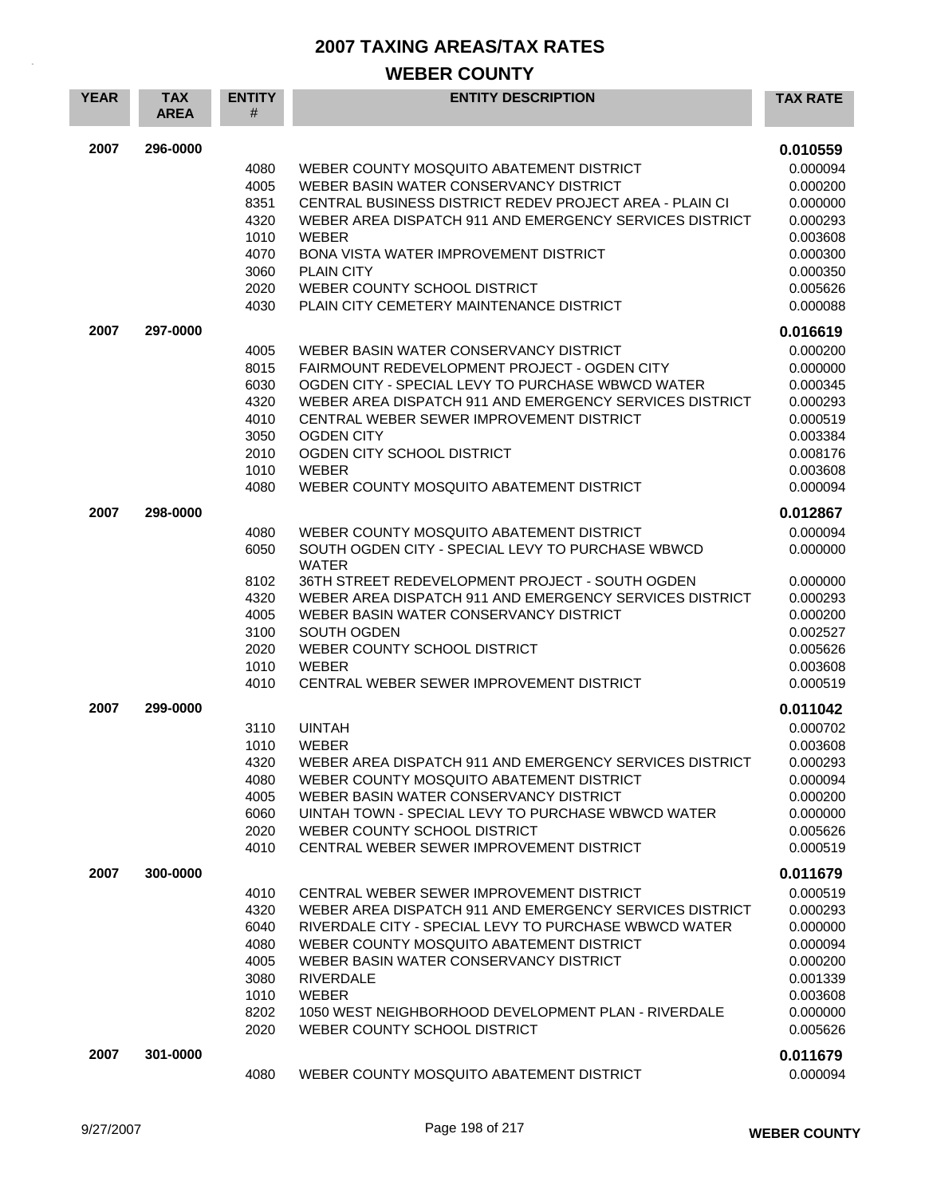# 2007 TAXING AREAS/TAX RATES

## WEBER COUNTY

| YEAR | TAX AREA | ENTITY # | ENTITY DESCRIPTION | TAX RATE |
|---|---|---|---|---|
| 2007 | 296-0000 | | | **0.010559** |
| | | 4080 | WEBER COUNTY MOSQUITO ABATEMENT DISTRICT | 0.000094 |
| | | 4005 | WEBER BASIN WATER CONSERVANCY DISTRICT | 0.000200 |
| | | 8351 | CENTRAL BUSINESS DISTRICT REDEV PROJECT AREA - PLAIN CI | 0.000000 |
| | | 4320 | WEBER AREA DISPATCH 911 AND EMERGENCY SERVICES DISTRICT | 0.000293 |
| | | 1010 | WEBER | 0.003608 |
| | | 4070 | BONA VISTA WATER IMPROVEMENT DISTRICT | 0.000300 |
| | | 3060 | PLAIN CITY | 0.000350 |
| | | 2020 | WEBER COUNTY SCHOOL DISTRICT | 0.005626 |
| | | 4030 | PLAIN CITY CEMETERY MAINTENANCE DISTRICT | 0.000088 |
| 2007 | 297-0000 | | | **0.016619** |
| | | 4005 | WEBER BASIN WATER CONSERVANCY DISTRICT | 0.000200 |
| | | 8015 | FAIRMOUNT REDEVELOPMENT PROJECT - OGDEN CITY | 0.000000 |
| | | 6030 | OGDEN CITY - SPECIAL LEVY TO PURCHASE WBWCD WATER | 0.000345 |
| | | 4320 | WEBER AREA DISPATCH 911 AND EMERGENCY SERVICES DISTRICT | 0.000293 |
| | | 4010 | CENTRAL WEBER SEWER IMPROVEMENT DISTRICT | 0.000519 |
| | | 3050 | OGDEN CITY | 0.003384 |
| | | 2010 | OGDEN CITY SCHOOL DISTRICT | 0.008176 |
| | | 1010 | WEBER | 0.003608 |
| | | 4080 | WEBER COUNTY MOSQUITO ABATEMENT DISTRICT | 0.000094 |
| 2007 | 298-0000 | | | **0.012867** |
| | | 4080 | WEBER COUNTY MOSQUITO ABATEMENT DISTRICT | 0.000094 |
| | | 6050 | SOUTH OGDEN CITY - SPECIAL LEVY TO PURCHASE WBWCD WATER | 0.000000 |
| | | 8102 | 36TH STREET REDEVELOPMENT PROJECT - SOUTH OGDEN | 0.000000 |
| | | 4320 | WEBER AREA DISPATCH 911 AND EMERGENCY SERVICES DISTRICT | 0.000293 |
| | | 4005 | WEBER BASIN WATER CONSERVANCY DISTRICT | 0.000200 |
| | | 3100 | SOUTH OGDEN | 0.002527 |
| | | 2020 | WEBER COUNTY SCHOOL DISTRICT | 0.005626 |
| | | 1010 | WEBER | 0.003608 |
| | | 4010 | CENTRAL WEBER SEWER IMPROVEMENT DISTRICT | 0.000519 |
| 2007 | 299-0000 | | | **0.011042** |
| | | 3110 | UINTAH | 0.000702 |
| | | 1010 | WEBER | 0.003608 |
| | | 4320 | WEBER AREA DISPATCH 911 AND EMERGENCY SERVICES DISTRICT | 0.000293 |
| | | 4080 | WEBER COUNTY MOSQUITO ABATEMENT DISTRICT | 0.000094 |
| | | 4005 | WEBER BASIN WATER CONSERVANCY DISTRICT | 0.000200 |
| | | 6060 | UINTAH TOWN - SPECIAL LEVY TO PURCHASE WBWCD WATER | 0.000000 |
| | | 2020 | WEBER COUNTY SCHOOL DISTRICT | 0.005626 |
| | | 4010 | CENTRAL WEBER SEWER IMPROVEMENT DISTRICT | 0.000519 |
| 2007 | 300-0000 | | | **0.011679** |
| | | 4010 | CENTRAL WEBER SEWER IMPROVEMENT DISTRICT | 0.000519 |
| | | 4320 | WEBER AREA DISPATCH 911 AND EMERGENCY SERVICES DISTRICT | 0.000293 |
| | | 6040 | RIVERDALE CITY - SPECIAL LEVY TO PURCHASE WBWCD WATER | 0.000000 |
| | | 4080 | WEBER COUNTY MOSQUITO ABATEMENT DISTRICT | 0.000094 |
| | | 4005 | WEBER BASIN WATER CONSERVANCY DISTRICT | 0.000200 |
| | | 3080 | RIVERDALE | 0.001339 |
| | | 1010 | WEBER | 0.003608 |
| | | 8202 | 1050 WEST NEIGHBORHOOD DEVELOPMENT PLAN - RIVERDALE | 0.000000 |
| | | 2020 | WEBER COUNTY SCHOOL DISTRICT | 0.005626 |
| 2007 | 301-0000 | | | **0.011679** |
| | | 4080 | WEBER COUNTY MOSQUITO ABATEMENT DISTRICT | 0.000094 |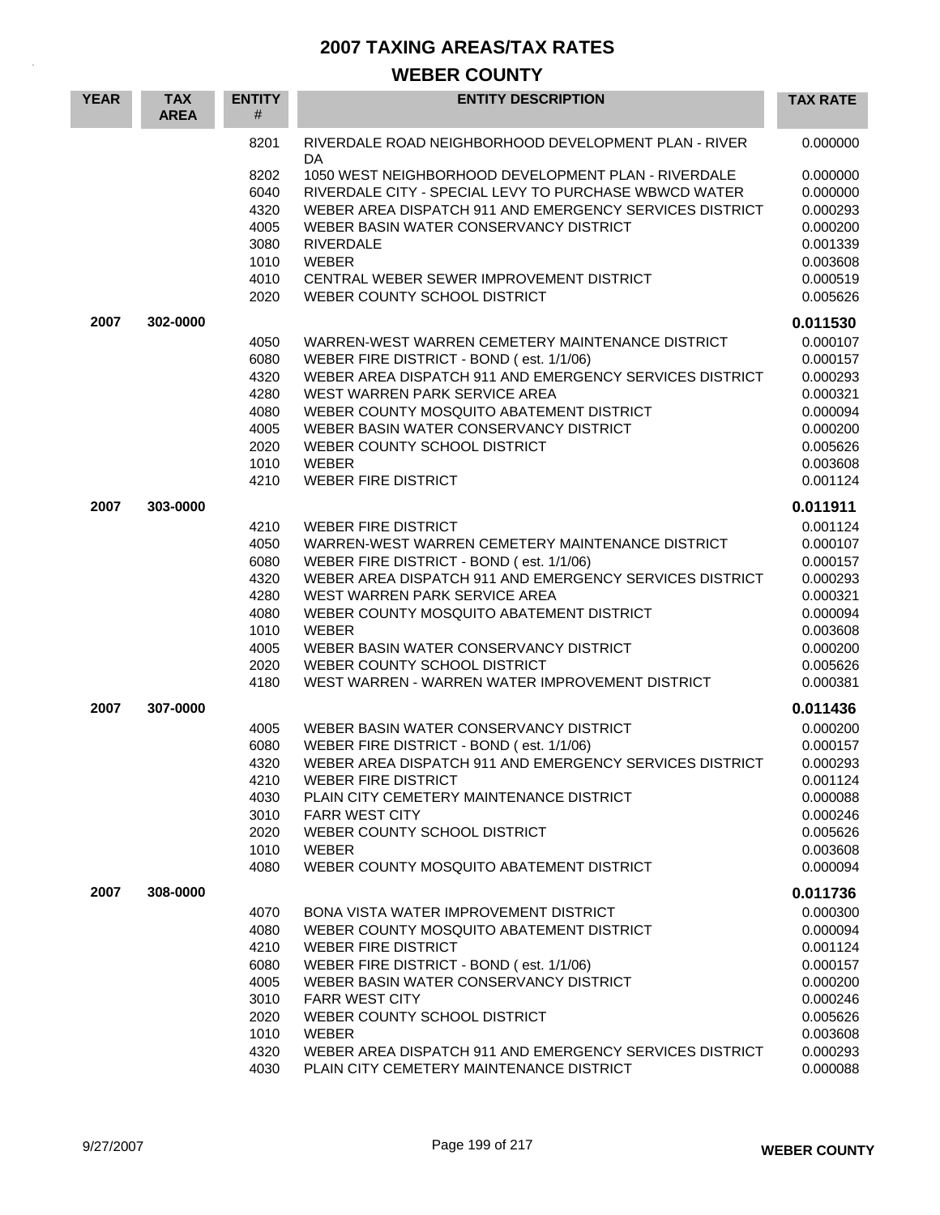# 2007 TAXING AREAS/TAX RATES

## WEBER COUNTY

| YEAR | TAX AREA | ENTITY # | ENTITY DESCRIPTION | TAX RATE |
|---|---|---|---|---|
| | | 8201 | RIVERDALE ROAD NEIGHBORHOOD DEVELOPMENT PLAN - RIVER DA | 0.000000 |
| | | 8202 | 1050 WEST NEIGHBORHOOD DEVELOPMENT PLAN - RIVERDALE | 0.000000 |
| | | 6040 | RIVERDALE CITY - SPECIAL LEVY TO PURCHASE WBWCD WATER | 0.000000 |
| | | 4320 | WEBER AREA DISPATCH 911 AND EMERGENCY SERVICES DISTRICT | 0.000293 |
| | | 4005 | WEBER BASIN WATER CONSERVANCY DISTRICT | 0.000200 |
| | | 3080 | RIVERDALE | 0.001339 |
| | | 1010 | WEBER | 0.003608 |
| | | 4010 | CENTRAL WEBER SEWER IMPROVEMENT DISTRICT | 0.000519 |
| | | 2020 | WEBER COUNTY SCHOOL DISTRICT | 0.005626 |
| **2007** | **302-0000** | | | **0.011530** |
| | | 4050 | WARREN-WEST WARREN CEMETERY MAINTENANCE DISTRICT | 0.000107 |
| | | 6080 | WEBER FIRE DISTRICT - BOND ( est. 1/1/06) | 0.000157 |
| | | 4320 | WEBER AREA DISPATCH 911 AND EMERGENCY SERVICES DISTRICT | 0.000293 |
| | | 4280 | WEST WARREN PARK SERVICE AREA | 0.000321 |
| | | 4080 | WEBER COUNTY MOSQUITO ABATEMENT DISTRICT | 0.000094 |
| | | 4005 | WEBER BASIN WATER CONSERVANCY DISTRICT | 0.000200 |
| | | 2020 | WEBER COUNTY SCHOOL DISTRICT | 0.005626 |
| | | 1010 | WEBER | 0.003608 |
| | | 4210 | WEBER FIRE DISTRICT | 0.001124 |
| **2007** | **303-0000** | | | **0.011911** |
| | | 4210 | WEBER FIRE DISTRICT | 0.001124 |
| | | 4050 | WARREN-WEST WARREN CEMETERY MAINTENANCE DISTRICT | 0.000107 |
| | | 6080 | WEBER FIRE DISTRICT - BOND ( est. 1/1/06) | 0.000157 |
| | | 4320 | WEBER AREA DISPATCH 911 AND EMERGENCY SERVICES DISTRICT | 0.000293 |
| | | 4280 | WEST WARREN PARK SERVICE AREA | 0.000321 |
| | | 4080 | WEBER COUNTY MOSQUITO ABATEMENT DISTRICT | 0.000094 |
| | | 1010 | WEBER | 0.003608 |
| | | 4005 | WEBER BASIN WATER CONSERVANCY DISTRICT | 0.000200 |
| | | 2020 | WEBER COUNTY SCHOOL DISTRICT | 0.005626 |
| | | 4180 | WEST WARREN - WARREN WATER IMPROVEMENT DISTRICT | 0.000381 |
| **2007** | **307-0000** | | | **0.011436** |
| | | 4005 | WEBER BASIN WATER CONSERVANCY DISTRICT | 0.000200 |
| | | 6080 | WEBER FIRE DISTRICT - BOND ( est. 1/1/06) | 0.000157 |
| | | 4320 | WEBER AREA DISPATCH 911 AND EMERGENCY SERVICES DISTRICT | 0.000293 |
| | | 4210 | WEBER FIRE DISTRICT | 0.001124 |
| | | 4030 | PLAIN CITY CEMETERY MAINTENANCE DISTRICT | 0.000088 |
| | | 3010 | FARR WEST CITY | 0.000246 |
| | | 2020 | WEBER COUNTY SCHOOL DISTRICT | 0.005626 |
| | | 1010 | WEBER | 0.003608 |
| | | 4080 | WEBER COUNTY MOSQUITO ABATEMENT DISTRICT | 0.000094 |
| **2007** | **308-0000** | | | **0.011736** |
| | | 4070 | BONA VISTA WATER IMPROVEMENT DISTRICT | 0.000300 |
| | | 4080 | WEBER COUNTY MOSQUITO ABATEMENT DISTRICT | 0.000094 |
| | | 4210 | WEBER FIRE DISTRICT | 0.001124 |
| | | 6080 | WEBER FIRE DISTRICT - BOND ( est. 1/1/06) | 0.000157 |
| | | 4005 | WEBER BASIN WATER CONSERVANCY DISTRICT | 0.000200 |
| | | 3010 | FARR WEST CITY | 0.000246 |
| | | 2020 | WEBER COUNTY SCHOOL DISTRICT | 0.005626 |
| | | 1010 | WEBER | 0.003608 |
| | | 4320 | WEBER AREA DISPATCH 911 AND EMERGENCY SERVICES DISTRICT | 0.000293 |
| | | 4030 | PLAIN CITY CEMETERY MAINTENANCE DISTRICT | 0.000088 |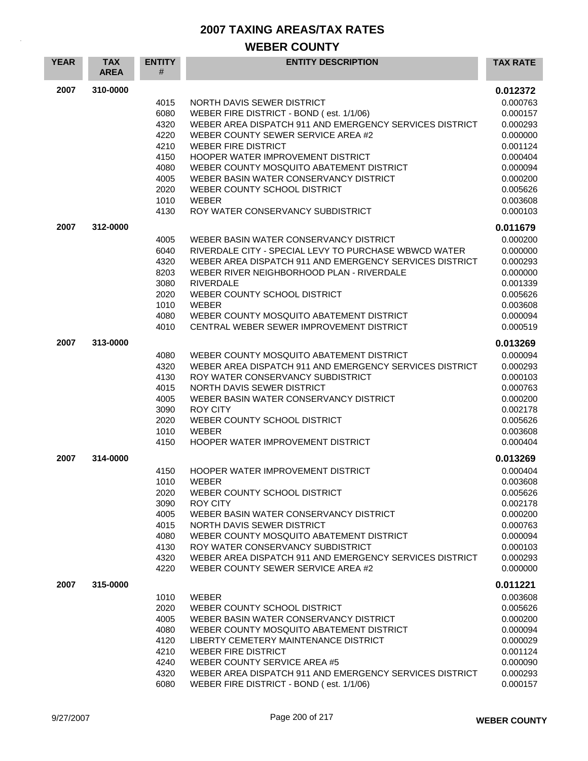# 2007 TAXING AREAS/TAX RATES

## WEBER COUNTY

| YEAR | TAX AREA | ENTITY # | ENTITY DESCRIPTION | TAX RATE |
|---|---|---|---|---|
| 2007 | 310-0000 | | | **0.012372** |
| | | 4015 | NORTH DAVIS SEWER DISTRICT | 0.000763 |
| | | 6080 | WEBER FIRE DISTRICT - BOND ( est. 1/1/06) | 0.000157 |
| | | 4320 | WEBER AREA DISPATCH 911 AND EMERGENCY SERVICES DISTRICT | 0.000293 |
| | | 4220 | WEBER COUNTY SEWER SERVICE AREA #2 | 0.000000 |
| | | 4210 | WEBER FIRE DISTRICT | 0.001124 |
| | | 4150 | HOOPER WATER IMPROVEMENT DISTRICT | 0.000404 |
| | | 4080 | WEBER COUNTY MOSQUITO ABATEMENT DISTRICT | 0.000094 |
| | | 4005 | WEBER BASIN WATER CONSERVANCY DISTRICT | 0.000200 |
| | | 2020 | WEBER COUNTY SCHOOL DISTRICT | 0.005626 |
| | | 1010 | WEBER | 0.003608 |
| | | 4130 | ROY WATER CONSERVANCY SUBDISTRICT | 0.000103 |
| 2007 | 312-0000 | | | **0.011679** |
| | | 4005 | WEBER BASIN WATER CONSERVANCY DISTRICT | 0.000200 |
| | | 6040 | RIVERDALE CITY - SPECIAL LEVY TO PURCHASE WBWCD WATER | 0.000000 |
| | | 4320 | WEBER AREA DISPATCH 911 AND EMERGENCY SERVICES DISTRICT | 0.000293 |
| | | 8203 | WEBER RIVER NEIGHBORHOOD PLAN - RIVERDALE | 0.000000 |
| | | 3080 | RIVERDALE | 0.001339 |
| | | 2020 | WEBER COUNTY SCHOOL DISTRICT | 0.005626 |
| | | 1010 | WEBER | 0.003608 |
| | | 4080 | WEBER COUNTY MOSQUITO ABATEMENT DISTRICT | 0.000094 |
| | | 4010 | CENTRAL WEBER SEWER IMPROVEMENT DISTRICT | 0.000519 |
| 2007 | 313-0000 | | | **0.013269** |
| | | 4080 | WEBER COUNTY MOSQUITO ABATEMENT DISTRICT | 0.000094 |
| | | 4320 | WEBER AREA DISPATCH 911 AND EMERGENCY SERVICES DISTRICT | 0.000293 |
| | | 4130 | ROY WATER CONSERVANCY SUBDISTRICT | 0.000103 |
| | | 4015 | NORTH DAVIS SEWER DISTRICT | 0.000763 |
| | | 4005 | WEBER BASIN WATER CONSERVANCY DISTRICT | 0.000200 |
| | | 3090 | ROY CITY | 0.002178 |
| | | 2020 | WEBER COUNTY SCHOOL DISTRICT | 0.005626 |
| | | 1010 | WEBER | 0.003608 |
| | | 4150 | HOOPER WATER IMPROVEMENT DISTRICT | 0.000404 |
| 2007 | 314-0000 | | | **0.013269** |
| | | 4150 | HOOPER WATER IMPROVEMENT DISTRICT | 0.000404 |
| | | 1010 | WEBER | 0.003608 |
| | | 2020 | WEBER COUNTY SCHOOL DISTRICT | 0.005626 |
| | | 3090 | ROY CITY | 0.002178 |
| | | 4005 | WEBER BASIN WATER CONSERVANCY DISTRICT | 0.000200 |
| | | 4015 | NORTH DAVIS SEWER DISTRICT | 0.000763 |
| | | 4080 | WEBER COUNTY MOSQUITO ABATEMENT DISTRICT | 0.000094 |
| | | 4130 | ROY WATER CONSERVANCY SUBDISTRICT | 0.000103 |
| | | 4320 | WEBER AREA DISPATCH 911 AND EMERGENCY SERVICES DISTRICT | 0.000293 |
| | | 4220 | WEBER COUNTY SEWER SERVICE AREA #2 | 0.000000 |
| 2007 | 315-0000 | | | **0.011221** |
| | | 1010 | WEBER | 0.003608 |
| | | 2020 | WEBER COUNTY SCHOOL DISTRICT | 0.005626 |
| | | 4005 | WEBER BASIN WATER CONSERVANCY DISTRICT | 0.000200 |
| | | 4080 | WEBER COUNTY MOSQUITO ABATEMENT DISTRICT | 0.000094 |
| | | 4120 | LIBERTY CEMETERY MAINTENANCE DISTRICT | 0.000029 |
| | | 4210 | WEBER FIRE DISTRICT | 0.001124 |
| | | 4240 | WEBER COUNTY SERVICE AREA #5 | 0.000090 |
| | | 4320 | WEBER AREA DISPATCH 911 AND EMERGENCY SERVICES DISTRICT | 0.000293 |
| | | 6080 | WEBER FIRE DISTRICT - BOND ( est. 1/1/06) | 0.000157 |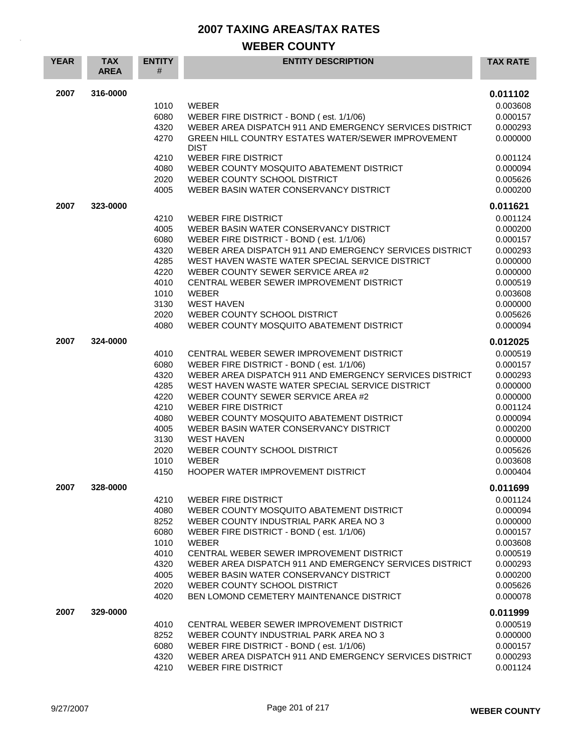# 2007 TAXING AREAS/TAX RATES

## WEBER COUNTY

| YEAR | TAX AREA | ENTITY # | ENTITY DESCRIPTION | TAX RATE |
|---|---|---|---|---|
| 2007 | 316-0000 | | | **0.011102** |
| | | 1010 | WEBER | 0.003608 |
| | | 6080 | WEBER FIRE DISTRICT - BOND ( est. 1/1/06) | 0.000157 |
| | | 4320 | WEBER AREA DISPATCH 911 AND EMERGENCY SERVICES DISTRICT | 0.000293 |
| | | 4270 | GREEN HILL COUNTRY ESTATES WATER/SEWER IMPROVEMENT DIST | 0.000000 |
| | | 4210 | WEBER FIRE DISTRICT | 0.001124 |
| | | 4080 | WEBER COUNTY MOSQUITO ABATEMENT DISTRICT | 0.000094 |
| | | 2020 | WEBER COUNTY SCHOOL DISTRICT | 0.005626 |
| | | 4005 | WEBER BASIN WATER CONSERVANCY DISTRICT | 0.000200 |
| 2007 | 323-0000 | | | **0.011621** |
| | | 4210 | WEBER FIRE DISTRICT | 0.001124 |
| | | 4005 | WEBER BASIN WATER CONSERVANCY DISTRICT | 0.000200 |
| | | 6080 | WEBER FIRE DISTRICT - BOND ( est. 1/1/06) | 0.000157 |
| | | 4320 | WEBER AREA DISPATCH 911 AND EMERGENCY SERVICES DISTRICT | 0.000293 |
| | | 4285 | WEST HAVEN WASTE WATER SPECIAL SERVICE DISTRICT | 0.000000 |
| | | 4220 | WEBER COUNTY SEWER SERVICE AREA #2 | 0.000000 |
| | | 4010 | CENTRAL WEBER SEWER IMPROVEMENT DISTRICT | 0.000519 |
| | | 1010 | WEBER | 0.003608 |
| | | 3130 | WEST HAVEN | 0.000000 |
| | | 2020 | WEBER COUNTY SCHOOL DISTRICT | 0.005626 |
| | | 4080 | WEBER COUNTY MOSQUITO ABATEMENT DISTRICT | 0.000094 |
| 2007 | 324-0000 | | | **0.012025** |
| | | 4010 | CENTRAL WEBER SEWER IMPROVEMENT DISTRICT | 0.000519 |
| | | 6080 | WEBER FIRE DISTRICT - BOND ( est. 1/1/06) | 0.000157 |
| | | 4320 | WEBER AREA DISPATCH 911 AND EMERGENCY SERVICES DISTRICT | 0.000293 |
| | | 4285 | WEST HAVEN WASTE WATER SPECIAL SERVICE DISTRICT | 0.000000 |
| | | 4220 | WEBER COUNTY SEWER SERVICE AREA #2 | 0.000000 |
| | | 4210 | WEBER FIRE DISTRICT | 0.001124 |
| | | 4080 | WEBER COUNTY MOSQUITO ABATEMENT DISTRICT | 0.000094 |
| | | 4005 | WEBER BASIN WATER CONSERVANCY DISTRICT | 0.000200 |
| | | 3130 | WEST HAVEN | 0.000000 |
| | | 2020 | WEBER COUNTY SCHOOL DISTRICT | 0.005626 |
| | | 1010 | WEBER | 0.003608 |
| | | 4150 | HOOPER WATER IMPROVEMENT DISTRICT | 0.000404 |
| 2007 | 328-0000 | | | **0.011699** |
| | | 4210 | WEBER FIRE DISTRICT | 0.001124 |
| | | 4080 | WEBER COUNTY MOSQUITO ABATEMENT DISTRICT | 0.000094 |
| | | 8252 | WEBER COUNTY INDUSTRIAL PARK AREA NO 3 | 0.000000 |
| | | 6080 | WEBER FIRE DISTRICT - BOND ( est. 1/1/06) | 0.000157 |
| | | 1010 | WEBER | 0.003608 |
| | | 4010 | CENTRAL WEBER SEWER IMPROVEMENT DISTRICT | 0.000519 |
| | | 4320 | WEBER AREA DISPATCH 911 AND EMERGENCY SERVICES DISTRICT | 0.000293 |
| | | 4005 | WEBER BASIN WATER CONSERVANCY DISTRICT | 0.000200 |
| | | 2020 | WEBER COUNTY SCHOOL DISTRICT | 0.005626 |
| | | 4020 | BEN LOMOND CEMETERY MAINTENANCE DISTRICT | 0.000078 |
| 2007 | 329-0000 | | | **0.011999** |
| | | 4010 | CENTRAL WEBER SEWER IMPROVEMENT DISTRICT | 0.000519 |
| | | 8252 | WEBER COUNTY INDUSTRIAL PARK AREA NO 3 | 0.000000 |
| | | 6080 | WEBER FIRE DISTRICT - BOND ( est. 1/1/06) | 0.000157 |
| | | 4320 | WEBER AREA DISPATCH 911 AND EMERGENCY SERVICES DISTRICT | 0.000293 |
| | | 4210 | WEBER FIRE DISTRICT | 0.001124 |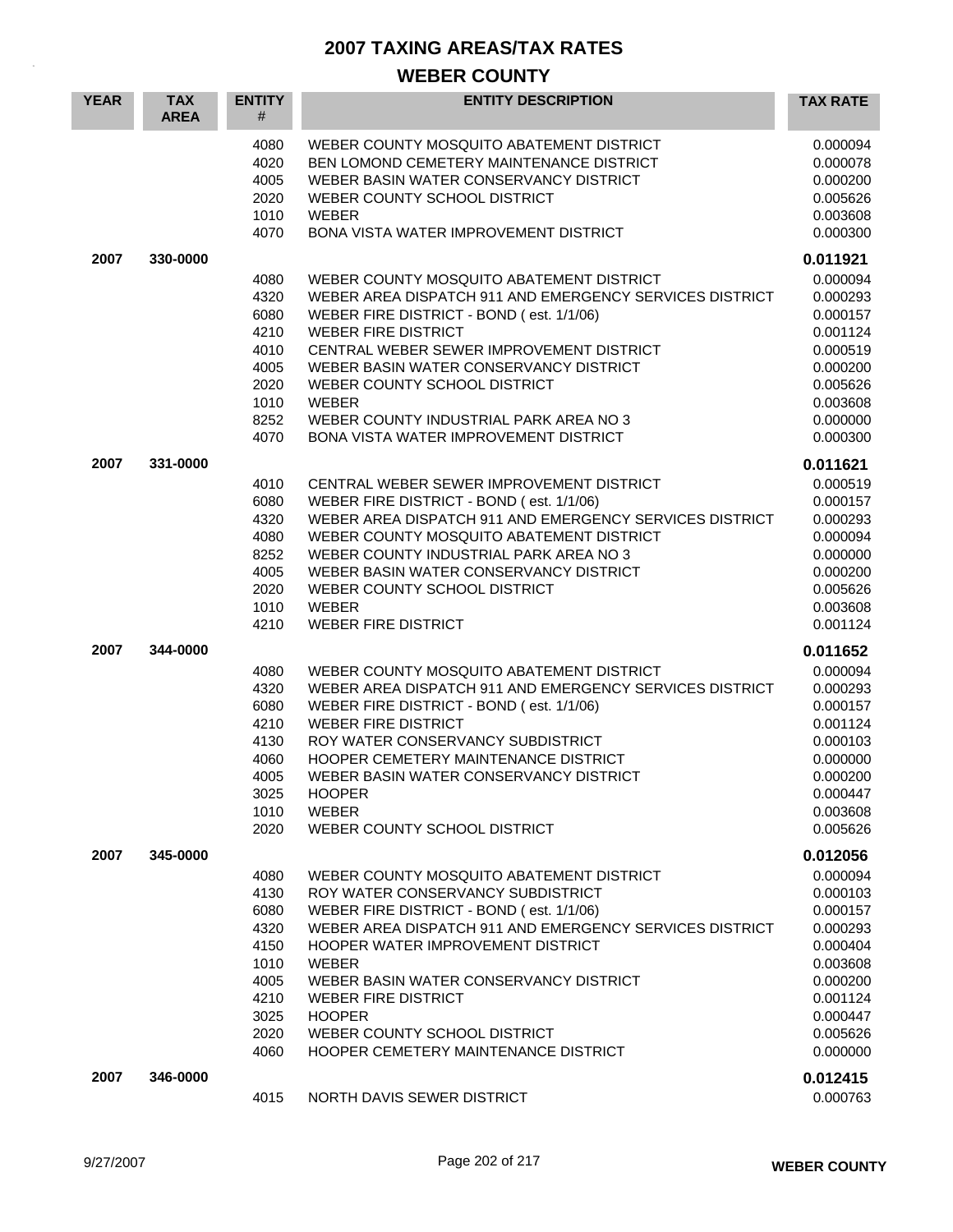# 2007 TAXING AREAS/TAX RATES

## WEBER COUNTY

| YEAR | TAX AREA | ENTITY # | ENTITY DESCRIPTION | TAX RATE |
|---|---|---|---|---|
| | | 4080 | WEBER COUNTY MOSQUITO ABATEMENT DISTRICT | 0.000094 |
| | | 4020 | BEN LOMOND CEMETERY MAINTENANCE DISTRICT | 0.000078 |
| | | 4005 | WEBER BASIN WATER CONSERVANCY DISTRICT | 0.000200 |
| | | 2020 | WEBER COUNTY SCHOOL DISTRICT | 0.005626 |
| | | 1010 | WEBER | 0.003608 |
| | | 4070 | BONA VISTA WATER IMPROVEMENT DISTRICT | 0.000300 |
| **2007** | **330-0000** | | | **0.011921** |
| | | 4080 | WEBER COUNTY MOSQUITO ABATEMENT DISTRICT | 0.000094 |
| | | 4320 | WEBER AREA DISPATCH 911 AND EMERGENCY SERVICES DISTRICT | 0.000293 |
| | | 6080 | WEBER FIRE DISTRICT - BOND ( est. 1/1/06) | 0.000157 |
| | | 4210 | WEBER FIRE DISTRICT | 0.001124 |
| | | 4010 | CENTRAL WEBER SEWER IMPROVEMENT DISTRICT | 0.000519 |
| | | 4005 | WEBER BASIN WATER CONSERVANCY DISTRICT | 0.000200 |
| | | 2020 | WEBER COUNTY SCHOOL DISTRICT | 0.005626 |
| | | 1010 | WEBER | 0.003608 |
| | | 8252 | WEBER COUNTY INDUSTRIAL PARK AREA NO 3 | 0.000000 |
| | | 4070 | BONA VISTA WATER IMPROVEMENT DISTRICT | 0.000300 |
| **2007** | **331-0000** | | | **0.011621** |
| | | 4010 | CENTRAL WEBER SEWER IMPROVEMENT DISTRICT | 0.000519 |
| | | 6080 | WEBER FIRE DISTRICT - BOND ( est. 1/1/06) | 0.000157 |
| | | 4320 | WEBER AREA DISPATCH 911 AND EMERGENCY SERVICES DISTRICT | 0.000293 |
| | | 4080 | WEBER COUNTY MOSQUITO ABATEMENT DISTRICT | 0.000094 |
| | | 8252 | WEBER COUNTY INDUSTRIAL PARK AREA NO 3 | 0.000000 |
| | | 4005 | WEBER BASIN WATER CONSERVANCY DISTRICT | 0.000200 |
| | | 2020 | WEBER COUNTY SCHOOL DISTRICT | 0.005626 |
| | | 1010 | WEBER | 0.003608 |
| | | 4210 | WEBER FIRE DISTRICT | 0.001124 |
| **2007** | **344-0000** | | | **0.011652** |
| | | 4080 | WEBER COUNTY MOSQUITO ABATEMENT DISTRICT | 0.000094 |
| | | 4320 | WEBER AREA DISPATCH 911 AND EMERGENCY SERVICES DISTRICT | 0.000293 |
| | | 6080 | WEBER FIRE DISTRICT - BOND ( est. 1/1/06) | 0.000157 |
| | | 4210 | WEBER FIRE DISTRICT | 0.001124 |
| | | 4130 | ROY WATER CONSERVANCY SUBDISTRICT | 0.000103 |
| | | 4060 | HOOPER CEMETERY MAINTENANCE DISTRICT | 0.000000 |
| | | 4005 | WEBER BASIN WATER CONSERVANCY DISTRICT | 0.000200 |
| | | 3025 | HOOPER | 0.000447 |
| | | 1010 | WEBER | 0.003608 |
| | | 2020 | WEBER COUNTY SCHOOL DISTRICT | 0.005626 |
| **2007** | **345-0000** | | | **0.012056** |
| | | 4080 | WEBER COUNTY MOSQUITO ABATEMENT DISTRICT | 0.000094 |
| | | 4130 | ROY WATER CONSERVANCY SUBDISTRICT | 0.000103 |
| | | 6080 | WEBER FIRE DISTRICT - BOND ( est. 1/1/06) | 0.000157 |
| | | 4320 | WEBER AREA DISPATCH 911 AND EMERGENCY SERVICES DISTRICT | 0.000293 |
| | | 4150 | HOOPER WATER IMPROVEMENT DISTRICT | 0.000404 |
| | | 1010 | WEBER | 0.003608 |
| | | 4005 | WEBER BASIN WATER CONSERVANCY DISTRICT | 0.000200 |
| | | 4210 | WEBER FIRE DISTRICT | 0.001124 |
| | | 3025 | HOOPER | 0.000447 |
| | | 2020 | WEBER COUNTY SCHOOL DISTRICT | 0.005626 |
| | | 4060 | HOOPER CEMETERY MAINTENANCE DISTRICT | 0.000000 |
| **2007** | **346-0000** | | | **0.012415** |
| | | 4015 | NORTH DAVIS SEWER DISTRICT | 0.000763 |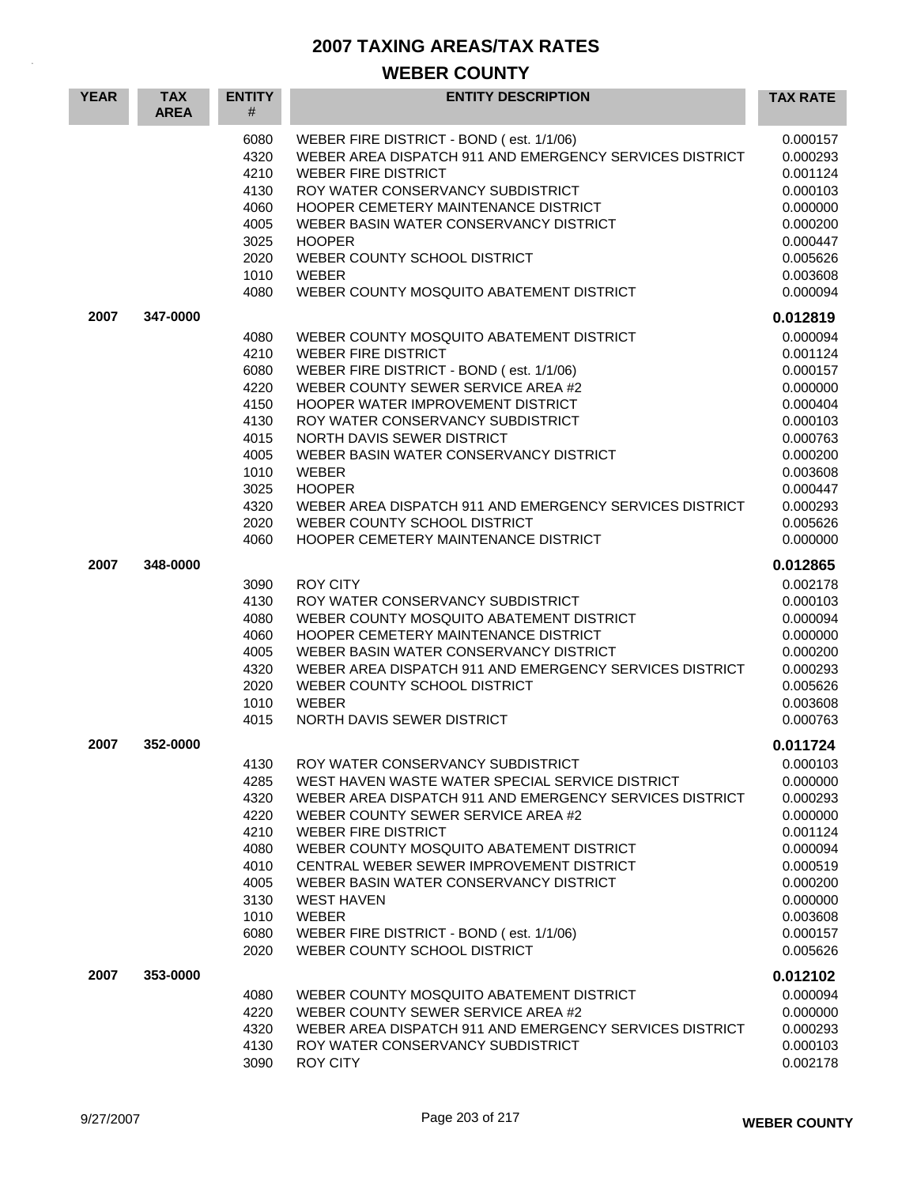# 2007 TAXING AREAS/TAX RATES

## WEBER COUNTY

| YEAR | TAX AREA | ENTITY # | ENTITY DESCRIPTION | TAX RATE |
|---|---|---|---|---|
| | | 6080 | WEBER FIRE DISTRICT - BOND ( est. 1/1/06) | 0.000157 |
| | | 4320 | WEBER AREA DISPATCH 911 AND EMERGENCY SERVICES DISTRICT | 0.000293 |
| | | 4210 | WEBER FIRE DISTRICT | 0.001124 |
| | | 4130 | ROY WATER CONSERVANCY SUBDISTRICT | 0.000103 |
| | | 4060 | HOOPER CEMETERY MAINTENANCE DISTRICT | 0.000000 |
| | | 4005 | WEBER BASIN WATER CONSERVANCY DISTRICT | 0.000200 |
| | | 3025 | HOOPER | 0.000447 |
| | | 2020 | WEBER COUNTY SCHOOL DISTRICT | 0.005626 |
| | | 1010 | WEBER | 0.003608 |
| | | 4080 | WEBER COUNTY MOSQUITO ABATEMENT DISTRICT | 0.000094 |
| **2007** | **347-0000** | | | **0.012819** |
| | | 4080 | WEBER COUNTY MOSQUITO ABATEMENT DISTRICT | 0.000094 |
| | | 4210 | WEBER FIRE DISTRICT | 0.001124 |
| | | 6080 | WEBER FIRE DISTRICT - BOND ( est. 1/1/06) | 0.000157 |
| | | 4220 | WEBER COUNTY SEWER SERVICE AREA #2 | 0.000000 |
| | | 4150 | HOOPER WATER IMPROVEMENT DISTRICT | 0.000404 |
| | | 4130 | ROY WATER CONSERVANCY SUBDISTRICT | 0.000103 |
| | | 4015 | NORTH DAVIS SEWER DISTRICT | 0.000763 |
| | | 4005 | WEBER BASIN WATER CONSERVANCY DISTRICT | 0.000200 |
| | | 1010 | WEBER | 0.003608 |
| | | 3025 | HOOPER | 0.000447 |
| | | 4320 | WEBER AREA DISPATCH 911 AND EMERGENCY SERVICES DISTRICT | 0.000293 |
| | | 2020 | WEBER COUNTY SCHOOL DISTRICT | 0.005626 |
| | | 4060 | HOOPER CEMETERY MAINTENANCE DISTRICT | 0.000000 |
| **2007** | **348-0000** | | | **0.012865** |
| | | 3090 | ROY CITY | 0.002178 |
| | | 4130 | ROY WATER CONSERVANCY SUBDISTRICT | 0.000103 |
| | | 4080 | WEBER COUNTY MOSQUITO ABATEMENT DISTRICT | 0.000094 |
| | | 4060 | HOOPER CEMETERY MAINTENANCE DISTRICT | 0.000000 |
| | | 4005 | WEBER BASIN WATER CONSERVANCY DISTRICT | 0.000200 |
| | | 4320 | WEBER AREA DISPATCH 911 AND EMERGENCY SERVICES DISTRICT | 0.000293 |
| | | 2020 | WEBER COUNTY SCHOOL DISTRICT | 0.005626 |
| | | 1010 | WEBER | 0.003608 |
| | | 4015 | NORTH DAVIS SEWER DISTRICT | 0.000763 |
| **2007** | **352-0000** | | | **0.011724** |
| | | 4130 | ROY WATER CONSERVANCY SUBDISTRICT | 0.000103 |
| | | 4285 | WEST HAVEN WASTE WATER SPECIAL SERVICE DISTRICT | 0.000000 |
| | | 4320 | WEBER AREA DISPATCH 911 AND EMERGENCY SERVICES DISTRICT | 0.000293 |
| | | 4220 | WEBER COUNTY SEWER SERVICE AREA #2 | 0.000000 |
| | | 4210 | WEBER FIRE DISTRICT | 0.001124 |
| | | 4080 | WEBER COUNTY MOSQUITO ABATEMENT DISTRICT | 0.000094 |
| | | 4010 | CENTRAL WEBER SEWER IMPROVEMENT DISTRICT | 0.000519 |
| | | 4005 | WEBER BASIN WATER CONSERVANCY DISTRICT | 0.000200 |
| | | 3130 | WEST HAVEN | 0.000000 |
| | | 1010 | WEBER | 0.003608 |
| | | 6080 | WEBER FIRE DISTRICT - BOND ( est. 1/1/06) | 0.000157 |
| | | 2020 | WEBER COUNTY SCHOOL DISTRICT | 0.005626 |
| **2007** | **353-0000** | | | **0.012102** |
| | | 4080 | WEBER COUNTY MOSQUITO ABATEMENT DISTRICT | 0.000094 |
| | | 4220 | WEBER COUNTY SEWER SERVICE AREA #2 | 0.000000 |
| | | 4320 | WEBER AREA DISPATCH 911 AND EMERGENCY SERVICES DISTRICT | 0.000293 |
| | | 4130 | ROY WATER CONSERVANCY SUBDISTRICT | 0.000103 |
| | | 3090 | ROY CITY | 0.002178 |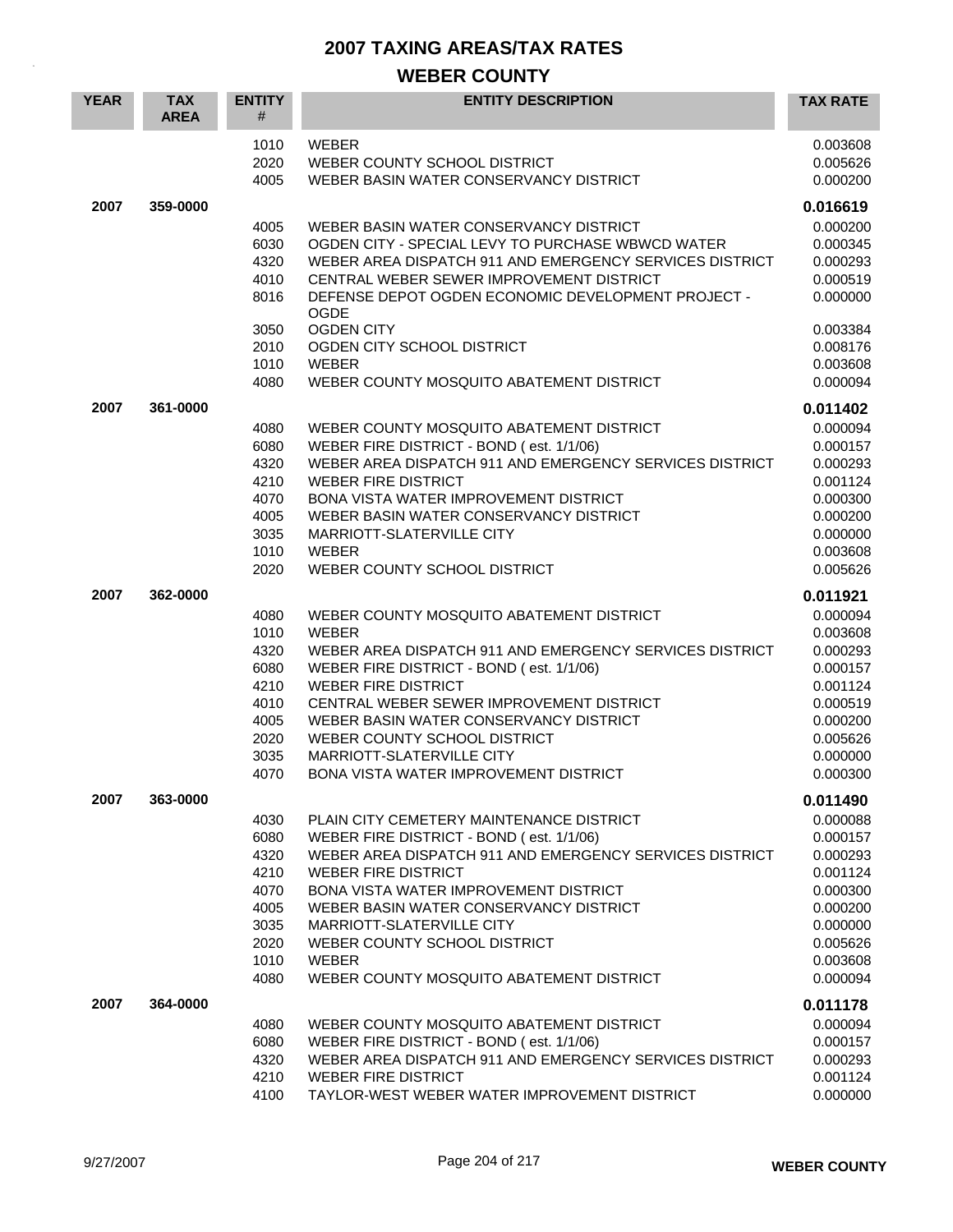# 2007 TAXING AREAS/TAX RATES

## WEBER COUNTY

| YEAR | TAX AREA | ENTITY # | ENTITY DESCRIPTION | TAX RATE |
|---|---|---|---|---|
| | | 1010 | WEBER | 0.003608 |
| | | 2020 | WEBER COUNTY SCHOOL DISTRICT | 0.005626 |
| | | 4005 | WEBER BASIN WATER CONSERVANCY DISTRICT | 0.000200 |
| **2007** | **359-0000** | | | **0.016619** |
| | | 4005 | WEBER BASIN WATER CONSERVANCY DISTRICT | 0.000200 |
| | | 6030 | OGDEN CITY - SPECIAL LEVY TO PURCHASE WBWCD WATER | 0.000345 |
| | | 4320 | WEBER AREA DISPATCH 911 AND EMERGENCY SERVICES DISTRICT | 0.000293 |
| | | 4010 | CENTRAL WEBER SEWER IMPROVEMENT DISTRICT | 0.000519 |
| | | 8016 | DEFENSE DEPOT OGDEN ECONOMIC DEVELOPMENT PROJECT - OGDE | 0.000000 |
| | | 3050 | OGDEN CITY | 0.003384 |
| | | 2010 | OGDEN CITY SCHOOL DISTRICT | 0.008176 |
| | | 1010 | WEBER | 0.003608 |
| | | 4080 | WEBER COUNTY MOSQUITO ABATEMENT DISTRICT | 0.000094 |
| **2007** | **361-0000** | | | **0.011402** |
| | | 4080 | WEBER COUNTY MOSQUITO ABATEMENT DISTRICT | 0.000094 |
| | | 6080 | WEBER FIRE DISTRICT - BOND ( est. 1/1/06) | 0.000157 |
| | | 4320 | WEBER AREA DISPATCH 911 AND EMERGENCY SERVICES DISTRICT | 0.000293 |
| | | 4210 | WEBER FIRE DISTRICT | 0.001124 |
| | | 4070 | BONA VISTA WATER IMPROVEMENT DISTRICT | 0.000300 |
| | | 4005 | WEBER BASIN WATER CONSERVANCY DISTRICT | 0.000200 |
| | | 3035 | MARRIOTT-SLATERVILLE CITY | 0.000000 |
| | | 1010 | WEBER | 0.003608 |
| | | 2020 | WEBER COUNTY SCHOOL DISTRICT | 0.005626 |
| **2007** | **362-0000** | | | **0.011921** |
| | | 4080 | WEBER COUNTY MOSQUITO ABATEMENT DISTRICT | 0.000094 |
| | | 1010 | WEBER | 0.003608 |
| | | 4320 | WEBER AREA DISPATCH 911 AND EMERGENCY SERVICES DISTRICT | 0.000293 |
| | | 6080 | WEBER FIRE DISTRICT - BOND ( est. 1/1/06) | 0.000157 |
| | | 4210 | WEBER FIRE DISTRICT | 0.001124 |
| | | 4010 | CENTRAL WEBER SEWER IMPROVEMENT DISTRICT | 0.000519 |
| | | 4005 | WEBER BASIN WATER CONSERVANCY DISTRICT | 0.000200 |
| | | 2020 | WEBER COUNTY SCHOOL DISTRICT | 0.005626 |
| | | 3035 | MARRIOTT-SLATERVILLE CITY | 0.000000 |
| | | 4070 | BONA VISTA WATER IMPROVEMENT DISTRICT | 0.000300 |
| **2007** | **363-0000** | | | **0.011490** |
| | | 4030 | PLAIN CITY CEMETERY MAINTENANCE DISTRICT | 0.000088 |
| | | 6080 | WEBER FIRE DISTRICT - BOND ( est. 1/1/06) | 0.000157 |
| | | 4320 | WEBER AREA DISPATCH 911 AND EMERGENCY SERVICES DISTRICT | 0.000293 |
| | | 4210 | WEBER FIRE DISTRICT | 0.001124 |
| | | 4070 | BONA VISTA WATER IMPROVEMENT DISTRICT | 0.000300 |
| | | 4005 | WEBER BASIN WATER CONSERVANCY DISTRICT | 0.000200 |
| | | 3035 | MARRIOTT-SLATERVILLE CITY | 0.000000 |
| | | 2020 | WEBER COUNTY SCHOOL DISTRICT | 0.005626 |
| | | 1010 | WEBER | 0.003608 |
| | | 4080 | WEBER COUNTY MOSQUITO ABATEMENT DISTRICT | 0.000094 |
| **2007** | **364-0000** | | | **0.011178** |
| | | 4080 | WEBER COUNTY MOSQUITO ABATEMENT DISTRICT | 0.000094 |
| | | 6080 | WEBER FIRE DISTRICT - BOND ( est. 1/1/06) | 0.000157 |
| | | 4320 | WEBER AREA DISPATCH 911 AND EMERGENCY SERVICES DISTRICT | 0.000293 |
| | | 4210 | WEBER FIRE DISTRICT | 0.001124 |
| | | 4100 | TAYLOR-WEST WEBER WATER IMPROVEMENT DISTRICT | 0.000000 |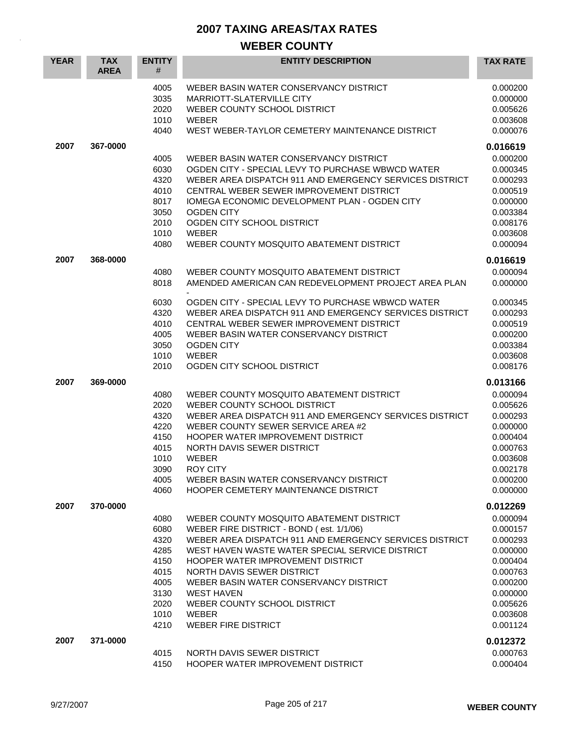# 2007 TAXING AREAS/TAX RATES

## WEBER COUNTY

| YEAR | TAX AREA | ENTITY # | ENTITY DESCRIPTION | TAX RATE |
|---|---|---|---|---|
| | | 4005 | WEBER BASIN WATER CONSERVANCY DISTRICT | 0.000200 |
| | | 3035 | MARRIOTT-SLATERVILLE CITY | 0.000000 |
| | | 2020 | WEBER COUNTY SCHOOL DISTRICT | 0.005626 |
| | | 1010 | WEBER | 0.003608 |
| | | 4040 | WEST WEBER-TAYLOR CEMETERY MAINTENANCE DISTRICT | 0.000076 |
| **2007** | **367-0000** | | | **0.016619** |
| | | 4005 | WEBER BASIN WATER CONSERVANCY DISTRICT | 0.000200 |
| | | 6030 | OGDEN CITY - SPECIAL LEVY TO PURCHASE WBWCD WATER | 0.000345 |
| | | 4320 | WEBER AREA DISPATCH 911 AND EMERGENCY SERVICES DISTRICT | 0.000293 |
| | | 4010 | CENTRAL WEBER SEWER IMPROVEMENT DISTRICT | 0.000519 |
| | | 8017 | IOMEGA ECONOMIC DEVELOPMENT PLAN - OGDEN CITY | 0.000000 |
| | | 3050 | OGDEN CITY | 0.003384 |
| | | 2010 | OGDEN CITY SCHOOL DISTRICT | 0.008176 |
| | | 1010 | WEBER | 0.003608 |
| | | 4080 | WEBER COUNTY MOSQUITO ABATEMENT DISTRICT | 0.000094 |
| **2007** | **368-0000** | | | **0.016619** |
| | | 4080 | WEBER COUNTY MOSQUITO ABATEMENT DISTRICT | 0.000094 |
| | | 8018 | AMENDED AMERICAN CAN REDEVELOPMENT PROJECT AREA PLAN - | 0.000000 |
| | | 6030 | OGDEN CITY - SPECIAL LEVY TO PURCHASE WBWCD WATER | 0.000345 |
| | | 4320 | WEBER AREA DISPATCH 911 AND EMERGENCY SERVICES DISTRICT | 0.000293 |
| | | 4010 | CENTRAL WEBER SEWER IMPROVEMENT DISTRICT | 0.000519 |
| | | 4005 | WEBER BASIN WATER CONSERVANCY DISTRICT | 0.000200 |
| | | 3050 | OGDEN CITY | 0.003384 |
| | | 1010 | WEBER | 0.003608 |
| | | 2010 | OGDEN CITY SCHOOL DISTRICT | 0.008176 |
| **2007** | **369-0000** | | | **0.013166** |
| | | 4080 | WEBER COUNTY MOSQUITO ABATEMENT DISTRICT | 0.000094 |
| | | 2020 | WEBER COUNTY SCHOOL DISTRICT | 0.005626 |
| | | 4320 | WEBER AREA DISPATCH 911 AND EMERGENCY SERVICES DISTRICT | 0.000293 |
| | | 4220 | WEBER COUNTY SEWER SERVICE AREA #2 | 0.000000 |
| | | 4150 | HOOPER WATER IMPROVEMENT DISTRICT | 0.000404 |
| | | 4015 | NORTH DAVIS SEWER DISTRICT | 0.000763 |
| | | 1010 | WEBER | 0.003608 |
| | | 3090 | ROY CITY | 0.002178 |
| | | 4005 | WEBER BASIN WATER CONSERVANCY DISTRICT | 0.000200 |
| | | 4060 | HOOPER CEMETERY MAINTENANCE DISTRICT | 0.000000 |
| **2007** | **370-0000** | | | **0.012269** |
| | | 4080 | WEBER COUNTY MOSQUITO ABATEMENT DISTRICT | 0.000094 |
| | | 6080 | WEBER FIRE DISTRICT - BOND ( est. 1/1/06) | 0.000157 |
| | | 4320 | WEBER AREA DISPATCH 911 AND EMERGENCY SERVICES DISTRICT | 0.000293 |
| | | 4285 | WEST HAVEN WASTE WATER SPECIAL SERVICE DISTRICT | 0.000000 |
| | | 4150 | HOOPER WATER IMPROVEMENT DISTRICT | 0.000404 |
| | | 4015 | NORTH DAVIS SEWER DISTRICT | 0.000763 |
| | | 4005 | WEBER BASIN WATER CONSERVANCY DISTRICT | 0.000200 |
| | | 3130 | WEST HAVEN | 0.000000 |
| | | 2020 | WEBER COUNTY SCHOOL DISTRICT | 0.005626 |
| | | 1010 | WEBER | 0.003608 |
| | | 4210 | WEBER FIRE DISTRICT | 0.001124 |
| **2007** | **371-0000** | | | **0.012372** |
| | | 4015 | NORTH DAVIS SEWER DISTRICT | 0.000763 |
| | | 4150 | HOOPER WATER IMPROVEMENT DISTRICT | 0.000404 |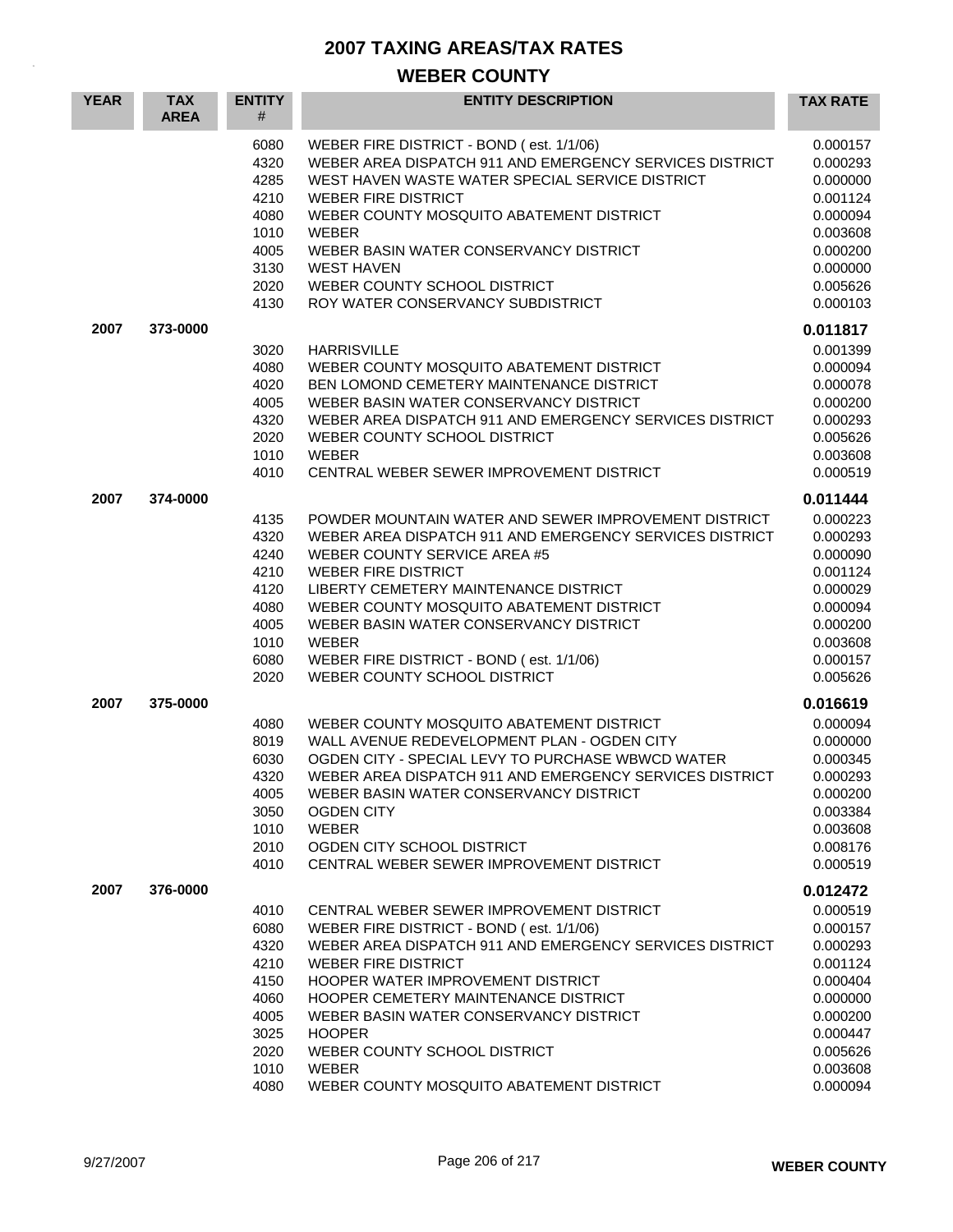# 2007 TAXING AREAS/TAX RATES

## WEBER COUNTY

| YEAR | TAX AREA | ENTITY # | ENTITY DESCRIPTION | TAX RATE |
|---|---|---|---|---|
| | | 6080 | WEBER FIRE DISTRICT - BOND ( est. 1/1/06) | 0.000157 |
| | | 4320 | WEBER AREA DISPATCH 911 AND EMERGENCY SERVICES DISTRICT | 0.000293 |
| | | 4285 | WEST HAVEN WASTE WATER SPECIAL SERVICE DISTRICT | 0.000000 |
| | | 4210 | WEBER FIRE DISTRICT | 0.001124 |
| | | 4080 | WEBER COUNTY MOSQUITO ABATEMENT DISTRICT | 0.000094 |
| | | 1010 | WEBER | 0.003608 |
| | | 4005 | WEBER BASIN WATER CONSERVANCY DISTRICT | 0.000200 |
| | | 3130 | WEST HAVEN | 0.000000 |
| | | 2020 | WEBER COUNTY SCHOOL DISTRICT | 0.005626 |
| | | 4130 | ROY WATER CONSERVANCY SUBDISTRICT | 0.000103 |
| **2007** | **373-0000** | | | **0.011817** |
| | | 3020 | HARRISVILLE | 0.001399 |
| | | 4080 | WEBER COUNTY MOSQUITO ABATEMENT DISTRICT | 0.000094 |
| | | 4020 | BEN LOMOND CEMETERY MAINTENANCE DISTRICT | 0.000078 |
| | | 4005 | WEBER BASIN WATER CONSERVANCY DISTRICT | 0.000200 |
| | | 4320 | WEBER AREA DISPATCH 911 AND EMERGENCY SERVICES DISTRICT | 0.000293 |
| | | 2020 | WEBER COUNTY SCHOOL DISTRICT | 0.005626 |
| | | 1010 | WEBER | 0.003608 |
| | | 4010 | CENTRAL WEBER SEWER IMPROVEMENT DISTRICT | 0.000519 |
| **2007** | **374-0000** | | | **0.011444** |
| | | 4135 | POWDER MOUNTAIN WATER AND SEWER IMPROVEMENT DISTRICT | 0.000223 |
| | | 4320 | WEBER AREA DISPATCH 911 AND EMERGENCY SERVICES DISTRICT | 0.000293 |
| | | 4240 | WEBER COUNTY SERVICE AREA #5 | 0.000090 |
| | | 4210 | WEBER FIRE DISTRICT | 0.001124 |
| | | 4120 | LIBERTY CEMETERY MAINTENANCE DISTRICT | 0.000029 |
| | | 4080 | WEBER COUNTY MOSQUITO ABATEMENT DISTRICT | 0.000094 |
| | | 4005 | WEBER BASIN WATER CONSERVANCY DISTRICT | 0.000200 |
| | | 1010 | WEBER | 0.003608 |
| | | 6080 | WEBER FIRE DISTRICT - BOND ( est. 1/1/06) | 0.000157 |
| | | 2020 | WEBER COUNTY SCHOOL DISTRICT | 0.005626 |
| **2007** | **375-0000** | | | **0.016619** |
| | | 4080 | WEBER COUNTY MOSQUITO ABATEMENT DISTRICT | 0.000094 |
| | | 8019 | WALL AVENUE REDEVELOPMENT PLAN - OGDEN CITY | 0.000000 |
| | | 6030 | OGDEN CITY - SPECIAL LEVY TO PURCHASE WBWCD WATER | 0.000345 |
| | | 4320 | WEBER AREA DISPATCH 911 AND EMERGENCY SERVICES DISTRICT | 0.000293 |
| | | 4005 | WEBER BASIN WATER CONSERVANCY DISTRICT | 0.000200 |
| | | 3050 | OGDEN CITY | 0.003384 |
| | | 1010 | WEBER | 0.003608 |
| | | 2010 | OGDEN CITY SCHOOL DISTRICT | 0.008176 |
| | | 4010 | CENTRAL WEBER SEWER IMPROVEMENT DISTRICT | 0.000519 |
| **2007** | **376-0000** | | | **0.012472** |
| | | 4010 | CENTRAL WEBER SEWER IMPROVEMENT DISTRICT | 0.000519 |
| | | 6080 | WEBER FIRE DISTRICT - BOND ( est. 1/1/06) | 0.000157 |
| | | 4320 | WEBER AREA DISPATCH 911 AND EMERGENCY SERVICES DISTRICT | 0.000293 |
| | | 4210 | WEBER FIRE DISTRICT | 0.001124 |
| | | 4150 | HOOPER WATER IMPROVEMENT DISTRICT | 0.000404 |
| | | 4060 | HOOPER CEMETERY MAINTENANCE DISTRICT | 0.000000 |
| | | 4005 | WEBER BASIN WATER CONSERVANCY DISTRICT | 0.000200 |
| | | 3025 | HOOPER | 0.000447 |
| | | 2020 | WEBER COUNTY SCHOOL DISTRICT | 0.005626 |
| | | 1010 | WEBER | 0.003608 |
| | | 4080 | WEBER COUNTY MOSQUITO ABATEMENT DISTRICT | 0.000094 |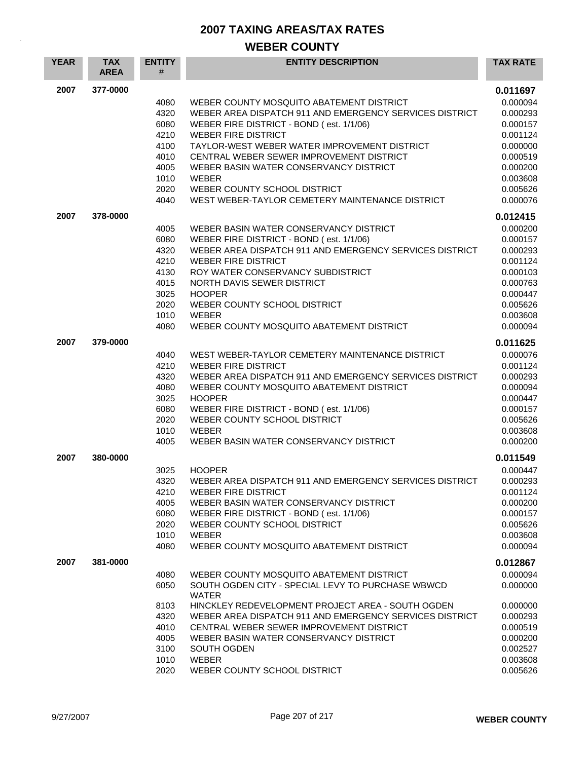# 2007 TAXING AREAS/TAX RATES

## WEBER COUNTY

| YEAR | TAX AREA | ENTITY # | ENTITY DESCRIPTION | TAX RATE |
|---|---|---|---|---|
| 2007 | 377-0000 | | | **0.011697** |
| | | 4080 | WEBER COUNTY MOSQUITO ABATEMENT DISTRICT | 0.000094 |
| | | 4320 | WEBER AREA DISPATCH 911 AND EMERGENCY SERVICES DISTRICT | 0.000293 |
| | | 6080 | WEBER FIRE DISTRICT - BOND ( est. 1/1/06) | 0.000157 |
| | | 4210 | WEBER FIRE DISTRICT | 0.001124 |
| | | 4100 | TAYLOR-WEST WEBER WATER IMPROVEMENT DISTRICT | 0.000000 |
| | | 4010 | CENTRAL WEBER SEWER IMPROVEMENT DISTRICT | 0.000519 |
| | | 4005 | WEBER BASIN WATER CONSERVANCY DISTRICT | 0.000200 |
| | | 1010 | WEBER | 0.003608 |
| | | 2020 | WEBER COUNTY SCHOOL DISTRICT | 0.005626 |
| | | 4040 | WEST WEBER-TAYLOR CEMETERY MAINTENANCE DISTRICT | 0.000076 |
| 2007 | 378-0000 | | | **0.012415** |
| | | 4005 | WEBER BASIN WATER CONSERVANCY DISTRICT | 0.000200 |
| | | 6080 | WEBER FIRE DISTRICT - BOND ( est. 1/1/06) | 0.000157 |
| | | 4320 | WEBER AREA DISPATCH 911 AND EMERGENCY SERVICES DISTRICT | 0.000293 |
| | | 4210 | WEBER FIRE DISTRICT | 0.001124 |
| | | 4130 | ROY WATER CONSERVANCY SUBDISTRICT | 0.000103 |
| | | 4015 | NORTH DAVIS SEWER DISTRICT | 0.000763 |
| | | 3025 | HOOPER | 0.000447 |
| | | 2020 | WEBER COUNTY SCHOOL DISTRICT | 0.005626 |
| | | 1010 | WEBER | 0.003608 |
| | | 4080 | WEBER COUNTY MOSQUITO ABATEMENT DISTRICT | 0.000094 |
| 2007 | 379-0000 | | | **0.011625** |
| | | 4040 | WEST WEBER-TAYLOR CEMETERY MAINTENANCE DISTRICT | 0.000076 |
| | | 4210 | WEBER FIRE DISTRICT | 0.001124 |
| | | 4320 | WEBER AREA DISPATCH 911 AND EMERGENCY SERVICES DISTRICT | 0.000293 |
| | | 4080 | WEBER COUNTY MOSQUITO ABATEMENT DISTRICT | 0.000094 |
| | | 3025 | HOOPER | 0.000447 |
| | | 6080 | WEBER FIRE DISTRICT - BOND ( est. 1/1/06) | 0.000157 |
| | | 2020 | WEBER COUNTY SCHOOL DISTRICT | 0.005626 |
| | | 1010 | WEBER | 0.003608 |
| | | 4005 | WEBER BASIN WATER CONSERVANCY DISTRICT | 0.000200 |
| 2007 | 380-0000 | | | **0.011549** |
| | | 3025 | HOOPER | 0.000447 |
| | | 4320 | WEBER AREA DISPATCH 911 AND EMERGENCY SERVICES DISTRICT | 0.000293 |
| | | 4210 | WEBER FIRE DISTRICT | 0.001124 |
| | | 4005 | WEBER BASIN WATER CONSERVANCY DISTRICT | 0.000200 |
| | | 6080 | WEBER FIRE DISTRICT - BOND ( est. 1/1/06) | 0.000157 |
| | | 2020 | WEBER COUNTY SCHOOL DISTRICT | 0.005626 |
| | | 1010 | WEBER | 0.003608 |
| | | 4080 | WEBER COUNTY MOSQUITO ABATEMENT DISTRICT | 0.000094 |
| 2007 | 381-0000 | | | **0.012867** |
| | | 4080 | WEBER COUNTY MOSQUITO ABATEMENT DISTRICT | 0.000094 |
| | | 6050 | SOUTH OGDEN CITY - SPECIAL LEVY TO PURCHASE WBWCD WATER | 0.000000 |
| | | 8103 | HINCKLEY REDEVELOPMENT PROJECT AREA - SOUTH OGDEN | 0.000000 |
| | | 4320 | WEBER AREA DISPATCH 911 AND EMERGENCY SERVICES DISTRICT | 0.000293 |
| | | 4010 | CENTRAL WEBER SEWER IMPROVEMENT DISTRICT | 0.000519 |
| | | 4005 | WEBER BASIN WATER CONSERVANCY DISTRICT | 0.000200 |
| | | 3100 | SOUTH OGDEN | 0.002527 |
| | | 1010 | WEBER | 0.003608 |
| | | 2020 | WEBER COUNTY SCHOOL DISTRICT | 0.005626 |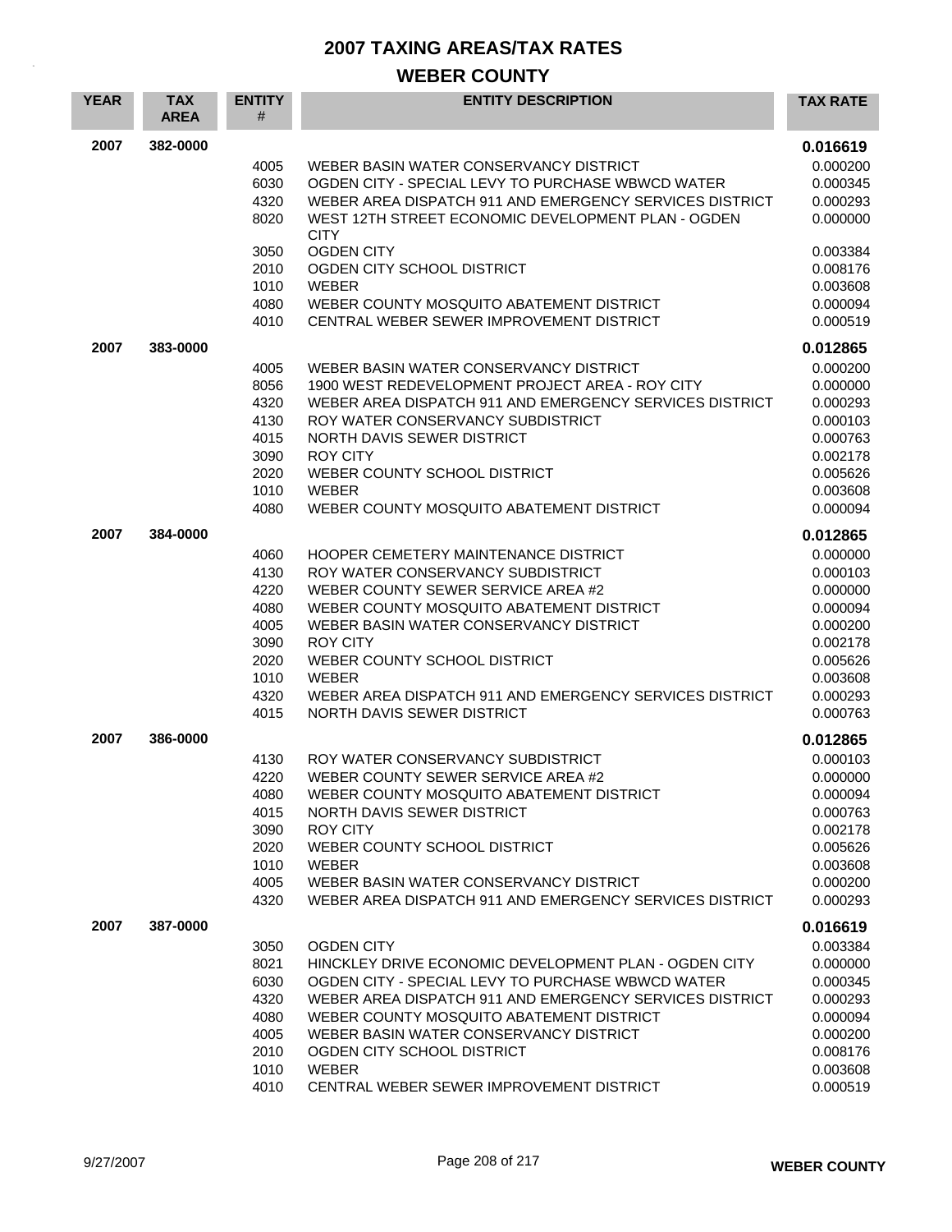# 2007 TAXING AREAS/TAX RATES

## WEBER COUNTY

| YEAR | TAX AREA | ENTITY # | ENTITY DESCRIPTION | TAX RATE |
|---|---|---|---|---|
| 2007 | 382-0000 | | | **0.016619** |
| | | 4005 | WEBER BASIN WATER CONSERVANCY DISTRICT | 0.000200 |
| | | 6030 | OGDEN CITY - SPECIAL LEVY TO PURCHASE WBWCD WATER | 0.000345 |
| | | 4320 | WEBER AREA DISPATCH 911 AND EMERGENCY SERVICES DISTRICT | 0.000293 |
| | | 8020 | WEST 12TH STREET ECONOMIC DEVELOPMENT PLAN - OGDEN CITY | 0.000000 |
| | | 3050 | OGDEN CITY | 0.003384 |
| | | 2010 | OGDEN CITY SCHOOL DISTRICT | 0.008176 |
| | | 1010 | WEBER | 0.003608 |
| | | 4080 | WEBER COUNTY MOSQUITO ABATEMENT DISTRICT | 0.000094 |
| | | 4010 | CENTRAL WEBER SEWER IMPROVEMENT DISTRICT | 0.000519 |
| 2007 | 383-0000 | | | **0.012865** |
| | | 4005 | WEBER BASIN WATER CONSERVANCY DISTRICT | 0.000200 |
| | | 8056 | 1900 WEST REDEVELOPMENT PROJECT AREA - ROY CITY | 0.000000 |
| | | 4320 | WEBER AREA DISPATCH 911 AND EMERGENCY SERVICES DISTRICT | 0.000293 |
| | | 4130 | ROY WATER CONSERVANCY SUBDISTRICT | 0.000103 |
| | | 4015 | NORTH DAVIS SEWER DISTRICT | 0.000763 |
| | | 3090 | ROY CITY | 0.002178 |
| | | 2020 | WEBER COUNTY SCHOOL DISTRICT | 0.005626 |
| | | 1010 | WEBER | 0.003608 |
| | | 4080 | WEBER COUNTY MOSQUITO ABATEMENT DISTRICT | 0.000094 |
| 2007 | 384-0000 | | | **0.012865** |
| | | 4060 | HOOPER CEMETERY MAINTENANCE DISTRICT | 0.000000 |
| | | 4130 | ROY WATER CONSERVANCY SUBDISTRICT | 0.000103 |
| | | 4220 | WEBER COUNTY SEWER SERVICE AREA #2 | 0.000000 |
| | | 4080 | WEBER COUNTY MOSQUITO ABATEMENT DISTRICT | 0.000094 |
| | | 4005 | WEBER BASIN WATER CONSERVANCY DISTRICT | 0.000200 |
| | | 3090 | ROY CITY | 0.002178 |
| | | 2020 | WEBER COUNTY SCHOOL DISTRICT | 0.005626 |
| | | 1010 | WEBER | 0.003608 |
| | | 4320 | WEBER AREA DISPATCH 911 AND EMERGENCY SERVICES DISTRICT | 0.000293 |
| | | 4015 | NORTH DAVIS SEWER DISTRICT | 0.000763 |
| 2007 | 386-0000 | | | **0.012865** |
| | | 4130 | ROY WATER CONSERVANCY SUBDISTRICT | 0.000103 |
| | | 4220 | WEBER COUNTY SEWER SERVICE AREA #2 | 0.000000 |
| | | 4080 | WEBER COUNTY MOSQUITO ABATEMENT DISTRICT | 0.000094 |
| | | 4015 | NORTH DAVIS SEWER DISTRICT | 0.000763 |
| | | 3090 | ROY CITY | 0.002178 |
| | | 2020 | WEBER COUNTY SCHOOL DISTRICT | 0.005626 |
| | | 1010 | WEBER | 0.003608 |
| | | 4005 | WEBER BASIN WATER CONSERVANCY DISTRICT | 0.000200 |
| | | 4320 | WEBER AREA DISPATCH 911 AND EMERGENCY SERVICES DISTRICT | 0.000293 |
| 2007 | 387-0000 | | | **0.016619** |
| | | 3050 | OGDEN CITY | 0.003384 |
| | | 8021 | HINCKLEY DRIVE ECONOMIC DEVELOPMENT PLAN - OGDEN CITY | 0.000000 |
| | | 6030 | OGDEN CITY - SPECIAL LEVY TO PURCHASE WBWCD WATER | 0.000345 |
| | | 4320 | WEBER AREA DISPATCH 911 AND EMERGENCY SERVICES DISTRICT | 0.000293 |
| | | 4080 | WEBER COUNTY MOSQUITO ABATEMENT DISTRICT | 0.000094 |
| | | 4005 | WEBER BASIN WATER CONSERVANCY DISTRICT | 0.000200 |
| | | 2010 | OGDEN CITY SCHOOL DISTRICT | 0.008176 |
| | | 1010 | WEBER | 0.003608 |
| | | 4010 | CENTRAL WEBER SEWER IMPROVEMENT DISTRICT | 0.000519 |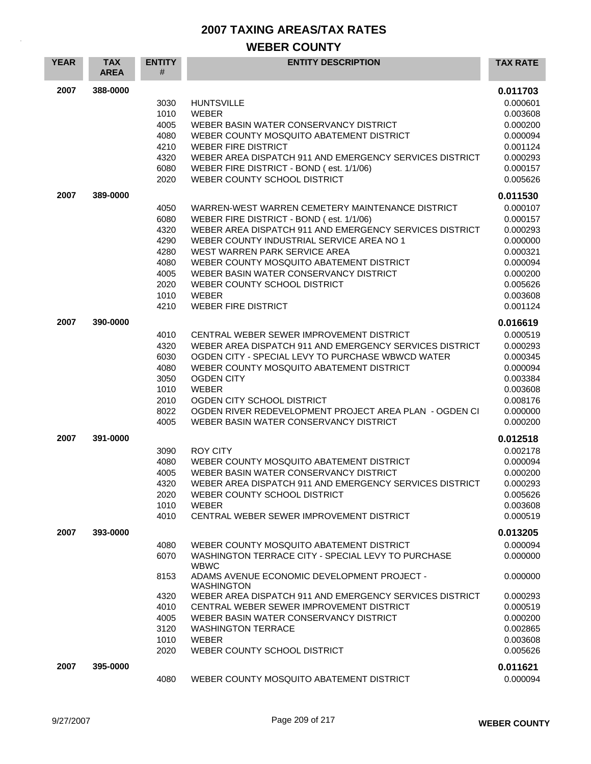# 2007 TAXING AREAS/TAX RATES

## WEBER COUNTY

| YEAR | TAX AREA | ENTITY # | ENTITY DESCRIPTION | TAX RATE |
|---|---|---|---|---|
| 2007 | 388-0000 | | | **0.011703** |
| | | 3030 | HUNTSVILLE | 0.000601 |
| | | 1010 | WEBER | 0.003608 |
| | | 4005 | WEBER BASIN WATER CONSERVANCY DISTRICT | 0.000200 |
| | | 4080 | WEBER COUNTY MOSQUITO ABATEMENT DISTRICT | 0.000094 |
| | | 4210 | WEBER FIRE DISTRICT | 0.001124 |
| | | 4320 | WEBER AREA DISPATCH 911 AND EMERGENCY SERVICES DISTRICT | 0.000293 |
| | | 6080 | WEBER FIRE DISTRICT - BOND ( est. 1/1/06) | 0.000157 |
| | | 2020 | WEBER COUNTY SCHOOL DISTRICT | 0.005626 |
| 2007 | 389-0000 | | | **0.011530** |
| | | 4050 | WARREN-WEST WARREN CEMETERY MAINTENANCE DISTRICT | 0.000107 |
| | | 6080 | WEBER FIRE DISTRICT - BOND ( est. 1/1/06) | 0.000157 |
| | | 4320 | WEBER AREA DISPATCH 911 AND EMERGENCY SERVICES DISTRICT | 0.000293 |
| | | 4290 | WEBER COUNTY INDUSTRIAL SERVICE AREA NO 1 | 0.000000 |
| | | 4280 | WEST WARREN PARK SERVICE AREA | 0.000321 |
| | | 4080 | WEBER COUNTY MOSQUITO ABATEMENT DISTRICT | 0.000094 |
| | | 4005 | WEBER BASIN WATER CONSERVANCY DISTRICT | 0.000200 |
| | | 2020 | WEBER COUNTY SCHOOL DISTRICT | 0.005626 |
| | | 1010 | WEBER | 0.003608 |
| | | 4210 | WEBER FIRE DISTRICT | 0.001124 |
| 2007 | 390-0000 | | | **0.016619** |
| | | 4010 | CENTRAL WEBER SEWER IMPROVEMENT DISTRICT | 0.000519 |
| | | 4320 | WEBER AREA DISPATCH 911 AND EMERGENCY SERVICES DISTRICT | 0.000293 |
| | | 6030 | OGDEN CITY - SPECIAL LEVY TO PURCHASE WBWCD WATER | 0.000345 |
| | | 4080 | WEBER COUNTY MOSQUITO ABATEMENT DISTRICT | 0.000094 |
| | | 3050 | OGDEN CITY | 0.003384 |
| | | 1010 | WEBER | 0.003608 |
| | | 2010 | OGDEN CITY SCHOOL DISTRICT | 0.008176 |
| | | 8022 | OGDEN RIVER REDEVELOPMENT PROJECT AREA PLAN - OGDEN CI | 0.000000 |
| | | 4005 | WEBER BASIN WATER CONSERVANCY DISTRICT | 0.000200 |
| 2007 | 391-0000 | | | **0.012518** |
| | | 3090 | ROY CITY | 0.002178 |
| | | 4080 | WEBER COUNTY MOSQUITO ABATEMENT DISTRICT | 0.000094 |
| | | 4005 | WEBER BASIN WATER CONSERVANCY DISTRICT | 0.000200 |
| | | 4320 | WEBER AREA DISPATCH 911 AND EMERGENCY SERVICES DISTRICT | 0.000293 |
| | | 2020 | WEBER COUNTY SCHOOL DISTRICT | 0.005626 |
| | | 1010 | WEBER | 0.003608 |
| | | 4010 | CENTRAL WEBER SEWER IMPROVEMENT DISTRICT | 0.000519 |
| 2007 | 393-0000 | | | **0.013205** |
| | | 4080 | WEBER COUNTY MOSQUITO ABATEMENT DISTRICT | 0.000094 |
| | | 6070 | WASHINGTON TERRACE CITY - SPECIAL LEVY TO PURCHASE WBWC | 0.000000 |
| | | 8153 | ADAMS AVENUE ECONOMIC DEVELOPMENT PROJECT - WASHINGTON | 0.000000 |
| | | 4320 | WEBER AREA DISPATCH 911 AND EMERGENCY SERVICES DISTRICT | 0.000293 |
| | | 4010 | CENTRAL WEBER SEWER IMPROVEMENT DISTRICT | 0.000519 |
| | | 4005 | WEBER BASIN WATER CONSERVANCY DISTRICT | 0.000200 |
| | | 3120 | WASHINGTON TERRACE | 0.002865 |
| | | 1010 | WEBER | 0.003608 |
| | | 2020 | WEBER COUNTY SCHOOL DISTRICT | 0.005626 |
| 2007 | 395-0000 | | | **0.011621** |
| | | 4080 | WEBER COUNTY MOSQUITO ABATEMENT DISTRICT | 0.000094 |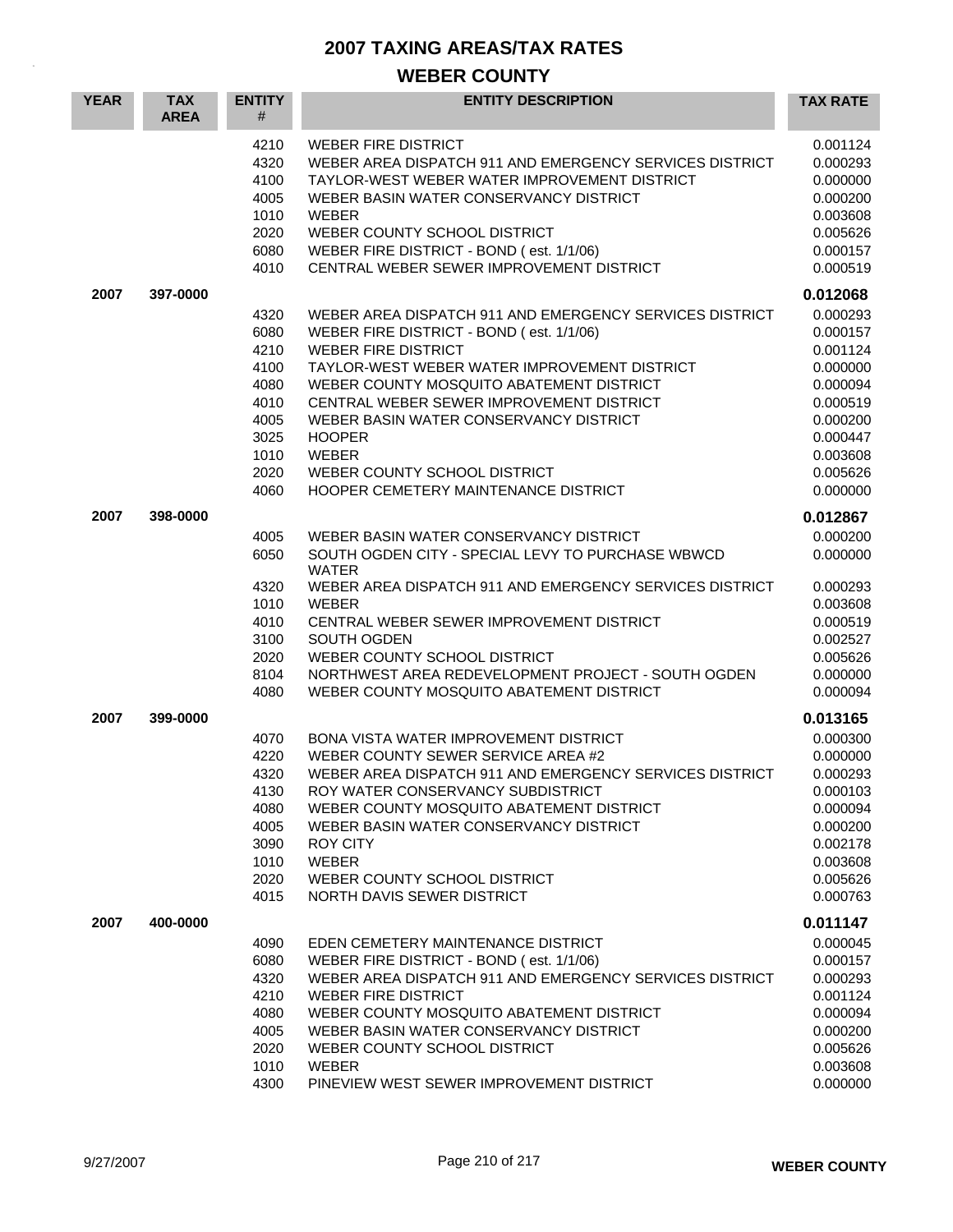# 2007 TAXING AREAS/TAX RATES

## WEBER COUNTY

| YEAR | TAX AREA | ENTITY # | ENTITY DESCRIPTION | TAX RATE |
|---|---|---|---|---|
| | | 4210 | WEBER FIRE DISTRICT | 0.001124 |
| | | 4320 | WEBER AREA DISPATCH 911 AND EMERGENCY SERVICES DISTRICT | 0.000293 |
| | | 4100 | TAYLOR-WEST WEBER WATER IMPROVEMENT DISTRICT | 0.000000 |
| | | 4005 | WEBER BASIN WATER CONSERVANCY DISTRICT | 0.000200 |
| | | 1010 | WEBER | 0.003608 |
| | | 2020 | WEBER COUNTY SCHOOL DISTRICT | 0.005626 |
| | | 6080 | WEBER FIRE DISTRICT - BOND ( est. 1/1/06) | 0.000157 |
| | | 4010 | CENTRAL WEBER SEWER IMPROVEMENT DISTRICT | 0.000519 |
| **2007** | **397-0000** | | | **0.012068** |
| | | 4320 | WEBER AREA DISPATCH 911 AND EMERGENCY SERVICES DISTRICT | 0.000293 |
| | | 6080 | WEBER FIRE DISTRICT - BOND ( est. 1/1/06) | 0.000157 |
| | | 4210 | WEBER FIRE DISTRICT | 0.001124 |
| | | 4100 | TAYLOR-WEST WEBER WATER IMPROVEMENT DISTRICT | 0.000000 |
| | | 4080 | WEBER COUNTY MOSQUITO ABATEMENT DISTRICT | 0.000094 |
| | | 4010 | CENTRAL WEBER SEWER IMPROVEMENT DISTRICT | 0.000519 |
| | | 4005 | WEBER BASIN WATER CONSERVANCY DISTRICT | 0.000200 |
| | | 3025 | HOOPER | 0.000447 |
| | | 1010 | WEBER | 0.003608 |
| | | 2020 | WEBER COUNTY SCHOOL DISTRICT | 0.005626 |
| | | 4060 | HOOPER CEMETERY MAINTENANCE DISTRICT | 0.000000 |
| **2007** | **398-0000** | | | **0.012867** |
| | | 4005 | WEBER BASIN WATER CONSERVANCY DISTRICT | 0.000200 |
| | | 6050 | SOUTH OGDEN CITY - SPECIAL LEVY TO PURCHASE WBWCD WATER | 0.000000 |
| | | 4320 | WEBER AREA DISPATCH 911 AND EMERGENCY SERVICES DISTRICT | 0.000293 |
| | | 1010 | WEBER | 0.003608 |
| | | 4010 | CENTRAL WEBER SEWER IMPROVEMENT DISTRICT | 0.000519 |
| | | 3100 | SOUTH OGDEN | 0.002527 |
| | | 2020 | WEBER COUNTY SCHOOL DISTRICT | 0.005626 |
| | | 8104 | NORTHWEST AREA REDEVELOPMENT PROJECT - SOUTH OGDEN | 0.000000 |
| | | 4080 | WEBER COUNTY MOSQUITO ABATEMENT DISTRICT | 0.000094 |
| **2007** | **399-0000** | | | **0.013165** |
| | | 4070 | BONA VISTA WATER IMPROVEMENT DISTRICT | 0.000300 |
| | | 4220 | WEBER COUNTY SEWER SERVICE AREA #2 | 0.000000 |
| | | 4320 | WEBER AREA DISPATCH 911 AND EMERGENCY SERVICES DISTRICT | 0.000293 |
| | | 4130 | ROY WATER CONSERVANCY SUBDISTRICT | 0.000103 |
| | | 4080 | WEBER COUNTY MOSQUITO ABATEMENT DISTRICT | 0.000094 |
| | | 4005 | WEBER BASIN WATER CONSERVANCY DISTRICT | 0.000200 |
| | | 3090 | ROY CITY | 0.002178 |
| | | 1010 | WEBER | 0.003608 |
| | | 2020 | WEBER COUNTY SCHOOL DISTRICT | 0.005626 |
| | | 4015 | NORTH DAVIS SEWER DISTRICT | 0.000763 |
| **2007** | **400-0000** | | | **0.011147** |
| | | 4090 | EDEN CEMETERY MAINTENANCE DISTRICT | 0.000045 |
| | | 6080 | WEBER FIRE DISTRICT - BOND ( est. 1/1/06) | 0.000157 |
| | | 4320 | WEBER AREA DISPATCH 911 AND EMERGENCY SERVICES DISTRICT | 0.000293 |
| | | 4210 | WEBER FIRE DISTRICT | 0.001124 |
| | | 4080 | WEBER COUNTY MOSQUITO ABATEMENT DISTRICT | 0.000094 |
| | | 4005 | WEBER BASIN WATER CONSERVANCY DISTRICT | 0.000200 |
| | | 2020 | WEBER COUNTY SCHOOL DISTRICT | 0.005626 |
| | | 1010 | WEBER | 0.003608 |
| | | 4300 | PINEVIEW WEST SEWER IMPROVEMENT DISTRICT | 0.000000 |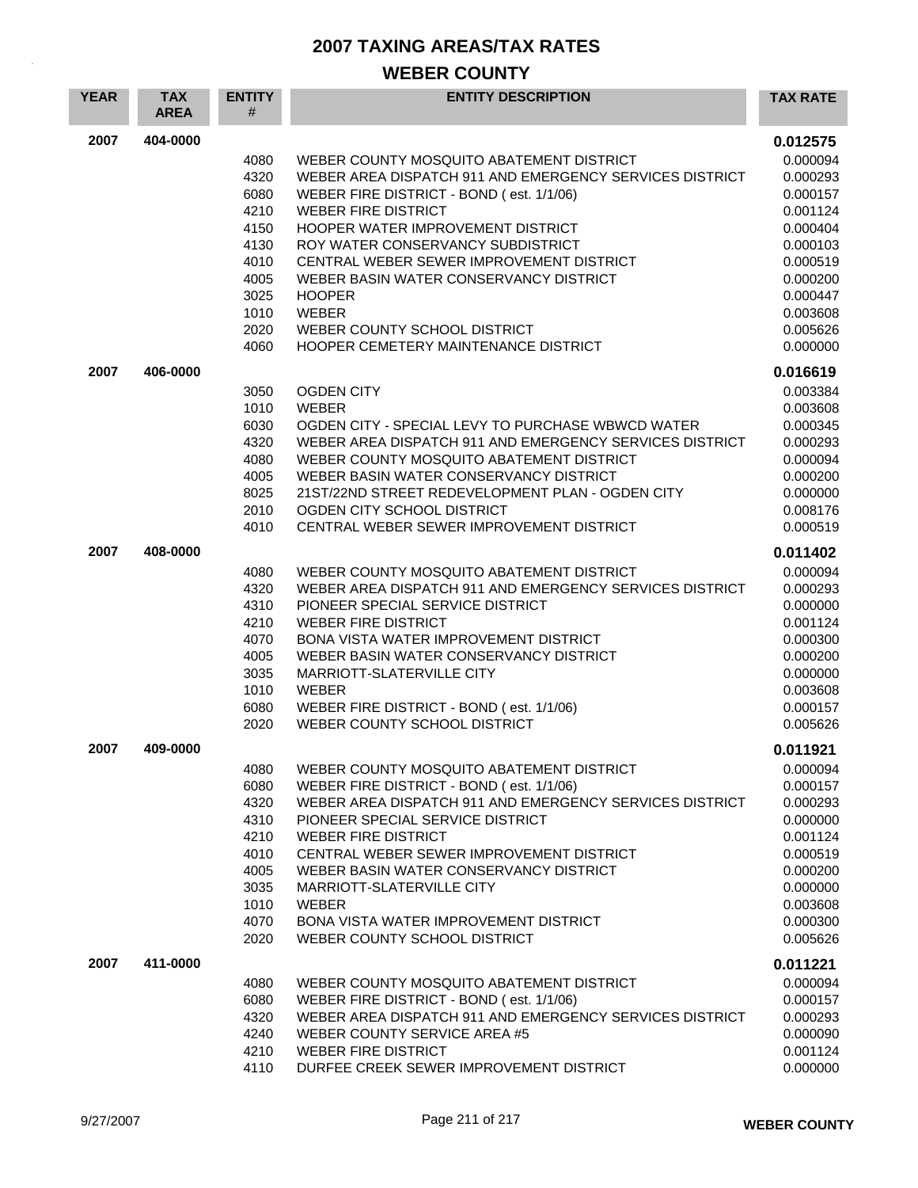# 2007 TAXING AREAS/TAX RATES

## WEBER COUNTY

| YEAR | TAX AREA | ENTITY # | ENTITY DESCRIPTION | TAX RATE |
|---|---|---|---|---|
| 2007 | 404-0000 | | | **0.012575** |
| | | 4080 | WEBER COUNTY MOSQUITO ABATEMENT DISTRICT | 0.000094 |
| | | 4320 | WEBER AREA DISPATCH 911 AND EMERGENCY SERVICES DISTRICT | 0.000293 |
| | | 6080 | WEBER FIRE DISTRICT - BOND ( est. 1/1/06) | 0.000157 |
| | | 4210 | WEBER FIRE DISTRICT | 0.001124 |
| | | 4150 | HOOPER WATER IMPROVEMENT DISTRICT | 0.000404 |
| | | 4130 | ROY WATER CONSERVANCY SUBDISTRICT | 0.000103 |
| | | 4010 | CENTRAL WEBER SEWER IMPROVEMENT DISTRICT | 0.000519 |
| | | 4005 | WEBER BASIN WATER CONSERVANCY DISTRICT | 0.000200 |
| | | 3025 | HOOPER | 0.000447 |
| | | 1010 | WEBER | 0.003608 |
| | | 2020 | WEBER COUNTY SCHOOL DISTRICT | 0.005626 |
| | | 4060 | HOOPER CEMETERY MAINTENANCE DISTRICT | 0.000000 |
| 2007 | 406-0000 | | | **0.016619** |
| | | 3050 | OGDEN CITY | 0.003384 |
| | | 1010 | WEBER | 0.003608 |
| | | 6030 | OGDEN CITY - SPECIAL LEVY TO PURCHASE WBWCD WATER | 0.000345 |
| | | 4320 | WEBER AREA DISPATCH 911 AND EMERGENCY SERVICES DISTRICT | 0.000293 |
| | | 4080 | WEBER COUNTY MOSQUITO ABATEMENT DISTRICT | 0.000094 |
| | | 4005 | WEBER BASIN WATER CONSERVANCY DISTRICT | 0.000200 |
| | | 8025 | 21ST/22ND STREET REDEVELOPMENT PLAN - OGDEN CITY | 0.000000 |
| | | 2010 | OGDEN CITY SCHOOL DISTRICT | 0.008176 |
| | | 4010 | CENTRAL WEBER SEWER IMPROVEMENT DISTRICT | 0.000519 |
| 2007 | 408-0000 | | | **0.011402** |
| | | 4080 | WEBER COUNTY MOSQUITO ABATEMENT DISTRICT | 0.000094 |
| | | 4320 | WEBER AREA DISPATCH 911 AND EMERGENCY SERVICES DISTRICT | 0.000293 |
| | | 4310 | PIONEER SPECIAL SERVICE DISTRICT | 0.000000 |
| | | 4210 | WEBER FIRE DISTRICT | 0.001124 |
| | | 4070 | BONA VISTA WATER IMPROVEMENT DISTRICT | 0.000300 |
| | | 4005 | WEBER BASIN WATER CONSERVANCY DISTRICT | 0.000200 |
| | | 3035 | MARRIOTT-SLATERVILLE CITY | 0.000000 |
| | | 1010 | WEBER | 0.003608 |
| | | 6080 | WEBER FIRE DISTRICT - BOND ( est. 1/1/06) | 0.000157 |
| | | 2020 | WEBER COUNTY SCHOOL DISTRICT | 0.005626 |
| 2007 | 409-0000 | | | **0.011921** |
| | | 4080 | WEBER COUNTY MOSQUITO ABATEMENT DISTRICT | 0.000094 |
| | | 6080 | WEBER FIRE DISTRICT - BOND ( est. 1/1/06) | 0.000157 |
| | | 4320 | WEBER AREA DISPATCH 911 AND EMERGENCY SERVICES DISTRICT | 0.000293 |
| | | 4310 | PIONEER SPECIAL SERVICE DISTRICT | 0.000000 |
| | | 4210 | WEBER FIRE DISTRICT | 0.001124 |
| | | 4010 | CENTRAL WEBER SEWER IMPROVEMENT DISTRICT | 0.000519 |
| | | 4005 | WEBER BASIN WATER CONSERVANCY DISTRICT | 0.000200 |
| | | 3035 | MARRIOTT-SLATERVILLE CITY | 0.000000 |
| | | 1010 | WEBER | 0.003608 |
| | | 4070 | BONA VISTA WATER IMPROVEMENT DISTRICT | 0.000300 |
| | | 2020 | WEBER COUNTY SCHOOL DISTRICT | 0.005626 |
| 2007 | 411-0000 | | | **0.011221** |
| | | 4080 | WEBER COUNTY MOSQUITO ABATEMENT DISTRICT | 0.000094 |
| | | 6080 | WEBER FIRE DISTRICT - BOND ( est. 1/1/06) | 0.000157 |
| | | 4320 | WEBER AREA DISPATCH 911 AND EMERGENCY SERVICES DISTRICT | 0.000293 |
| | | 4240 | WEBER COUNTY SERVICE AREA #5 | 0.000090 |
| | | 4210 | WEBER FIRE DISTRICT | 0.001124 |
| | | 4110 | DURFEE CREEK SEWER IMPROVEMENT DISTRICT | 0.000000 |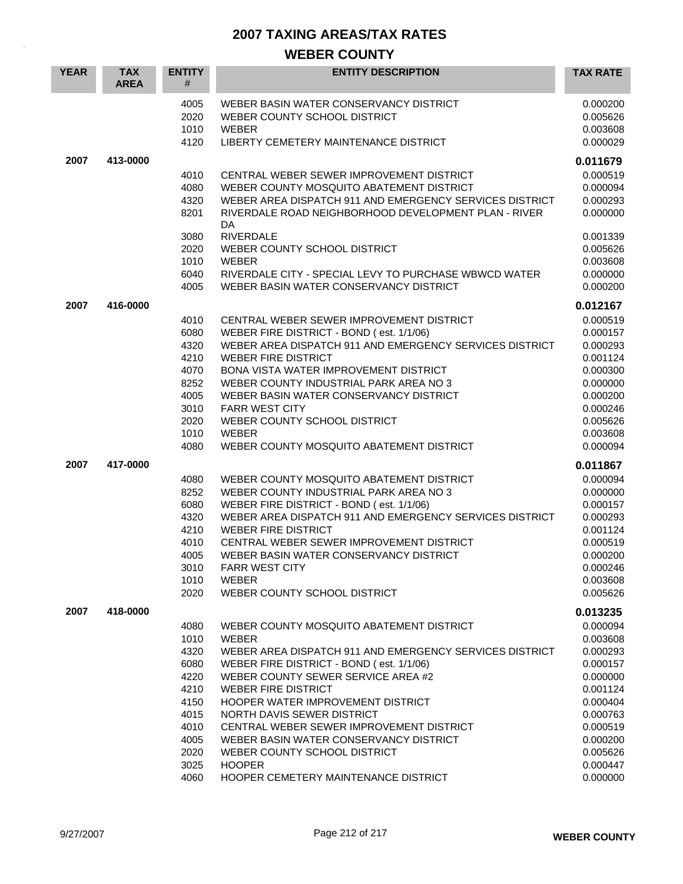# 2007 TAXING AREAS/TAX RATES

## WEBER COUNTY

| YEAR | TAX AREA | ENTITY # | ENTITY DESCRIPTION | TAX RATE |
|---|---|---|---|---|
| | | 4005 | WEBER BASIN WATER CONSERVANCY DISTRICT | 0.000200 |
| | | 2020 | WEBER COUNTY SCHOOL DISTRICT | 0.005626 |
| | | 1010 | WEBER | 0.003608 |
| | | 4120 | LIBERTY CEMETERY MAINTENANCE DISTRICT | 0.000029 |
| **2007** | **413-0000** | | | **0.011679** |
| | | 4010 | CENTRAL WEBER SEWER IMPROVEMENT DISTRICT | 0.000519 |
| | | 4080 | WEBER COUNTY MOSQUITO ABATEMENT DISTRICT | 0.000094 |
| | | 4320 | WEBER AREA DISPATCH 911 AND EMERGENCY SERVICES DISTRICT | 0.000293 |
| | | 8201 | RIVERDALE ROAD NEIGHBORHOOD DEVELOPMENT PLAN - RIVER DA | 0.000000 |
| | | 3080 | RIVERDALE | 0.001339 |
| | | 2020 | WEBER COUNTY SCHOOL DISTRICT | 0.005626 |
| | | 1010 | WEBER | 0.003608 |
| | | 6040 | RIVERDALE CITY - SPECIAL LEVY TO PURCHASE WBWCD WATER | 0.000000 |
| | | 4005 | WEBER BASIN WATER CONSERVANCY DISTRICT | 0.000200 |
| **2007** | **416-0000** | | | **0.012167** |
| | | 4010 | CENTRAL WEBER SEWER IMPROVEMENT DISTRICT | 0.000519 |
| | | 6080 | WEBER FIRE DISTRICT - BOND ( est. 1/1/06) | 0.000157 |
| | | 4320 | WEBER AREA DISPATCH 911 AND EMERGENCY SERVICES DISTRICT | 0.000293 |
| | | 4210 | WEBER FIRE DISTRICT | 0.001124 |
| | | 4070 | BONA VISTA WATER IMPROVEMENT DISTRICT | 0.000300 |
| | | 8252 | WEBER COUNTY INDUSTRIAL PARK AREA NO 3 | 0.000000 |
| | | 4005 | WEBER BASIN WATER CONSERVANCY DISTRICT | 0.000200 |
| | | 3010 | FARR WEST CITY | 0.000246 |
| | | 2020 | WEBER COUNTY SCHOOL DISTRICT | 0.005626 |
| | | 1010 | WEBER | 0.003608 |
| | | 4080 | WEBER COUNTY MOSQUITO ABATEMENT DISTRICT | 0.000094 |
| **2007** | **417-0000** | | | **0.011867** |
| | | 4080 | WEBER COUNTY MOSQUITO ABATEMENT DISTRICT | 0.000094 |
| | | 8252 | WEBER COUNTY INDUSTRIAL PARK AREA NO 3 | 0.000000 |
| | | 6080 | WEBER FIRE DISTRICT - BOND ( est. 1/1/06) | 0.000157 |
| | | 4320 | WEBER AREA DISPATCH 911 AND EMERGENCY SERVICES DISTRICT | 0.000293 |
| | | 4210 | WEBER FIRE DISTRICT | 0.001124 |
| | | 4010 | CENTRAL WEBER SEWER IMPROVEMENT DISTRICT | 0.000519 |
| | | 4005 | WEBER BASIN WATER CONSERVANCY DISTRICT | 0.000200 |
| | | 3010 | FARR WEST CITY | 0.000246 |
| | | 1010 | WEBER | 0.003608 |
| | | 2020 | WEBER COUNTY SCHOOL DISTRICT | 0.005626 |
| **2007** | **418-0000** | | | **0.013235** |
| | | 4080 | WEBER COUNTY MOSQUITO ABATEMENT DISTRICT | 0.000094 |
| | | 1010 | WEBER | 0.003608 |
| | | 4320 | WEBER AREA DISPATCH 911 AND EMERGENCY SERVICES DISTRICT | 0.000293 |
| | | 6080 | WEBER FIRE DISTRICT - BOND ( est. 1/1/06) | 0.000157 |
| | | 4220 | WEBER COUNTY SEWER SERVICE AREA #2 | 0.000000 |
| | | 4210 | WEBER FIRE DISTRICT | 0.001124 |
| | | 4150 | HOOPER WATER IMPROVEMENT DISTRICT | 0.000404 |
| | | 4015 | NORTH DAVIS SEWER DISTRICT | 0.000763 |
| | | 4010 | CENTRAL WEBER SEWER IMPROVEMENT DISTRICT | 0.000519 |
| | | 4005 | WEBER BASIN WATER CONSERVANCY DISTRICT | 0.000200 |
| | | 2020 | WEBER COUNTY SCHOOL DISTRICT | 0.005626 |
| | | 3025 | HOOPER | 0.000447 |
| | | 4060 | HOOPER CEMETERY MAINTENANCE DISTRICT | 0.000000 |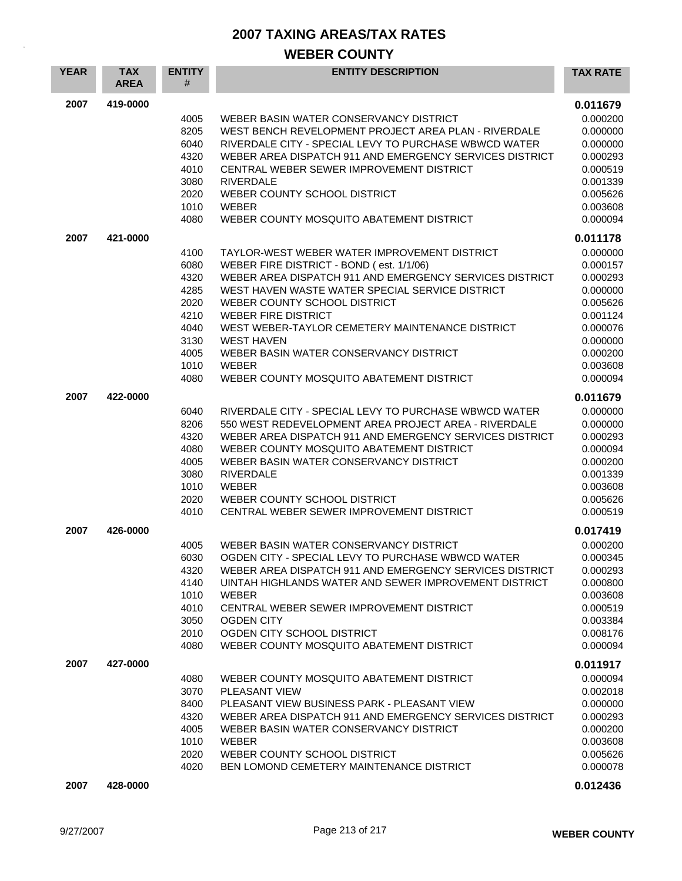# 2007 TAXING AREAS/TAX RATES

## WEBER COUNTY

| YEAR | TAX AREA | ENTITY # | ENTITY DESCRIPTION | TAX RATE |
|---|---|---|---|---|
| 2007 | 419-0000 | | | **0.011679** |
| | | 4005 | WEBER BASIN WATER CONSERVANCY DISTRICT | 0.000200 |
| | | 8205 | WEST BENCH REVELOPMENT PROJECT AREA PLAN - RIVERDALE | 0.000000 |
| | | 6040 | RIVERDALE CITY - SPECIAL LEVY TO PURCHASE WBWCD WATER | 0.000000 |
| | | 4320 | WEBER AREA DISPATCH 911 AND EMERGENCY SERVICES DISTRICT | 0.000293 |
| | | 4010 | CENTRAL WEBER SEWER IMPROVEMENT DISTRICT | 0.000519 |
| | | 3080 | RIVERDALE | 0.001339 |
| | | 2020 | WEBER COUNTY SCHOOL DISTRICT | 0.005626 |
| | | 1010 | WEBER | 0.003608 |
| | | 4080 | WEBER COUNTY MOSQUITO ABATEMENT DISTRICT | 0.000094 |
| 2007 | 421-0000 | | | **0.011178** |
| | | 4100 | TAYLOR-WEST WEBER WATER IMPROVEMENT DISTRICT | 0.000000 |
| | | 6080 | WEBER FIRE DISTRICT - BOND ( est. 1/1/06) | 0.000157 |
| | | 4320 | WEBER AREA DISPATCH 911 AND EMERGENCY SERVICES DISTRICT | 0.000293 |
| | | 4285 | WEST HAVEN WASTE WATER SPECIAL SERVICE DISTRICT | 0.000000 |
| | | 2020 | WEBER COUNTY SCHOOL DISTRICT | 0.005626 |
| | | 4210 | WEBER FIRE DISTRICT | 0.001124 |
| | | 4040 | WEST WEBER-TAYLOR CEMETERY MAINTENANCE DISTRICT | 0.000076 |
| | | 3130 | WEST HAVEN | 0.000000 |
| | | 4005 | WEBER BASIN WATER CONSERVANCY DISTRICT | 0.000200 |
| | | 1010 | WEBER | 0.003608 |
| | | 4080 | WEBER COUNTY MOSQUITO ABATEMENT DISTRICT | 0.000094 |
| 2007 | 422-0000 | | | **0.011679** |
| | | 6040 | RIVERDALE CITY - SPECIAL LEVY TO PURCHASE WBWCD WATER | 0.000000 |
| | | 8206 | 550 WEST REDEVELOPMENT AREA PROJECT AREA - RIVERDALE | 0.000000 |
| | | 4320 | WEBER AREA DISPATCH 911 AND EMERGENCY SERVICES DISTRICT | 0.000293 |
| | | 4080 | WEBER COUNTY MOSQUITO ABATEMENT DISTRICT | 0.000094 |
| | | 4005 | WEBER BASIN WATER CONSERVANCY DISTRICT | 0.000200 |
| | | 3080 | RIVERDALE | 0.001339 |
| | | 1010 | WEBER | 0.003608 |
| | | 2020 | WEBER COUNTY SCHOOL DISTRICT | 0.005626 |
| | | 4010 | CENTRAL WEBER SEWER IMPROVEMENT DISTRICT | 0.000519 |
| 2007 | 426-0000 | | | **0.017419** |
| | | 4005 | WEBER BASIN WATER CONSERVANCY DISTRICT | 0.000200 |
| | | 6030 | OGDEN CITY - SPECIAL LEVY TO PURCHASE WBWCD WATER | 0.000345 |
| | | 4320 | WEBER AREA DISPATCH 911 AND EMERGENCY SERVICES DISTRICT | 0.000293 |
| | | 4140 | UINTAH HIGHLANDS WATER AND SEWER IMPROVEMENT DISTRICT | 0.000800 |
| | | 1010 | WEBER | 0.003608 |
| | | 4010 | CENTRAL WEBER SEWER IMPROVEMENT DISTRICT | 0.000519 |
| | | 3050 | OGDEN CITY | 0.003384 |
| | | 2010 | OGDEN CITY SCHOOL DISTRICT | 0.008176 |
| | | 4080 | WEBER COUNTY MOSQUITO ABATEMENT DISTRICT | 0.000094 |
| 2007 | 427-0000 | | | **0.011917** |
| | | 4080 | WEBER COUNTY MOSQUITO ABATEMENT DISTRICT | 0.000094 |
| | | 3070 | PLEASANT VIEW | 0.002018 |
| | | 8400 | PLEASANT VIEW BUSINESS PARK - PLEASANT VIEW | 0.000000 |
| | | 4320 | WEBER AREA DISPATCH 911 AND EMERGENCY SERVICES DISTRICT | 0.000293 |
| | | 4005 | WEBER BASIN WATER CONSERVANCY DISTRICT | 0.000200 |
| | | 1010 | WEBER | 0.003608 |
| | | 2020 | WEBER COUNTY SCHOOL DISTRICT | 0.005626 |
| | | 4020 | BEN LOMOND CEMETERY MAINTENANCE DISTRICT | 0.000078 |
| 2007 | 428-0000 | | | **0.012436** |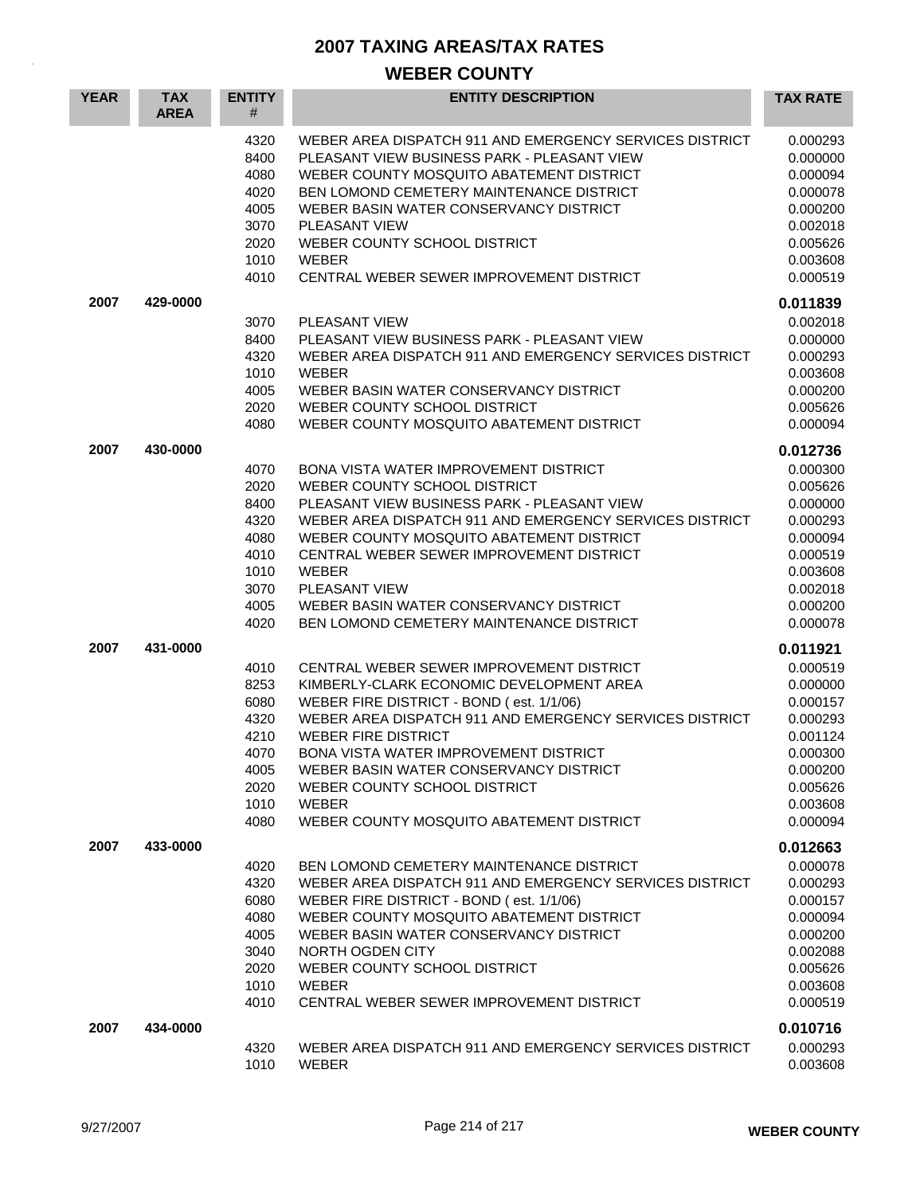# 2007 TAXING AREAS/TAX RATES

## WEBER COUNTY

| YEAR | TAX AREA | ENTITY # | ENTITY DESCRIPTION | TAX RATE |
|---|---|---|---|---|
| | | 4320 | WEBER AREA DISPATCH 911 AND EMERGENCY SERVICES DISTRICT | 0.000293 |
| | | 8400 | PLEASANT VIEW BUSINESS PARK - PLEASANT VIEW | 0.000000 |
| | | 4080 | WEBER COUNTY MOSQUITO ABATEMENT DISTRICT | 0.000094 |
| | | 4020 | BEN LOMOND CEMETERY MAINTENANCE DISTRICT | 0.000078 |
| | | 4005 | WEBER BASIN WATER CONSERVANCY DISTRICT | 0.000200 |
| | | 3070 | PLEASANT VIEW | 0.002018 |
| | | 2020 | WEBER COUNTY SCHOOL DISTRICT | 0.005626 |
| | | 1010 | WEBER | 0.003608 |
| | | 4010 | CENTRAL WEBER SEWER IMPROVEMENT DISTRICT | 0.000519 |
| **2007** | **429-0000** | | | **0.011839** |
| | | 3070 | PLEASANT VIEW | 0.002018 |
| | | 8400 | PLEASANT VIEW BUSINESS PARK - PLEASANT VIEW | 0.000000 |
| | | 4320 | WEBER AREA DISPATCH 911 AND EMERGENCY SERVICES DISTRICT | 0.000293 |
| | | 1010 | WEBER | 0.003608 |
| | | 4005 | WEBER BASIN WATER CONSERVANCY DISTRICT | 0.000200 |
| | | 2020 | WEBER COUNTY SCHOOL DISTRICT | 0.005626 |
| | | 4080 | WEBER COUNTY MOSQUITO ABATEMENT DISTRICT | 0.000094 |
| **2007** | **430-0000** | | | **0.012736** |
| | | 4070 | BONA VISTA WATER IMPROVEMENT DISTRICT | 0.000300 |
| | | 2020 | WEBER COUNTY SCHOOL DISTRICT | 0.005626 |
| | | 8400 | PLEASANT VIEW BUSINESS PARK - PLEASANT VIEW | 0.000000 |
| | | 4320 | WEBER AREA DISPATCH 911 AND EMERGENCY SERVICES DISTRICT | 0.000293 |
| | | 4080 | WEBER COUNTY MOSQUITO ABATEMENT DISTRICT | 0.000094 |
| | | 4010 | CENTRAL WEBER SEWER IMPROVEMENT DISTRICT | 0.000519 |
| | | 1010 | WEBER | 0.003608 |
| | | 3070 | PLEASANT VIEW | 0.002018 |
| | | 4005 | WEBER BASIN WATER CONSERVANCY DISTRICT | 0.000200 |
| | | 4020 | BEN LOMOND CEMETERY MAINTENANCE DISTRICT | 0.000078 |
| **2007** | **431-0000** | | | **0.011921** |
| | | 4010 | CENTRAL WEBER SEWER IMPROVEMENT DISTRICT | 0.000519 |
| | | 8253 | KIMBERLY-CLARK ECONOMIC DEVELOPMENT AREA | 0.000000 |
| | | 6080 | WEBER FIRE DISTRICT - BOND ( est. 1/1/06) | 0.000157 |
| | | 4320 | WEBER AREA DISPATCH 911 AND EMERGENCY SERVICES DISTRICT | 0.000293 |
| | | 4210 | WEBER FIRE DISTRICT | 0.001124 |
| | | 4070 | BONA VISTA WATER IMPROVEMENT DISTRICT | 0.000300 |
| | | 4005 | WEBER BASIN WATER CONSERVANCY DISTRICT | 0.000200 |
| | | 2020 | WEBER COUNTY SCHOOL DISTRICT | 0.005626 |
| | | 1010 | WEBER | 0.003608 |
| | | 4080 | WEBER COUNTY MOSQUITO ABATEMENT DISTRICT | 0.000094 |
| **2007** | **433-0000** | | | **0.012663** |
| | | 4020 | BEN LOMOND CEMETERY MAINTENANCE DISTRICT | 0.000078 |
| | | 4320 | WEBER AREA DISPATCH 911 AND EMERGENCY SERVICES DISTRICT | 0.000293 |
| | | 6080 | WEBER FIRE DISTRICT - BOND ( est. 1/1/06) | 0.000157 |
| | | 4080 | WEBER COUNTY MOSQUITO ABATEMENT DISTRICT | 0.000094 |
| | | 4005 | WEBER BASIN WATER CONSERVANCY DISTRICT | 0.000200 |
| | | 3040 | NORTH OGDEN CITY | 0.002088 |
| | | 2020 | WEBER COUNTY SCHOOL DISTRICT | 0.005626 |
| | | 1010 | WEBER | 0.003608 |
| | | 4010 | CENTRAL WEBER SEWER IMPROVEMENT DISTRICT | 0.000519 |
| **2007** | **434-0000** | | | **0.010716** |
| | | 4320 | WEBER AREA DISPATCH 911 AND EMERGENCY SERVICES DISTRICT | 0.000293 |
| | | 1010 | WEBER | 0.003608 |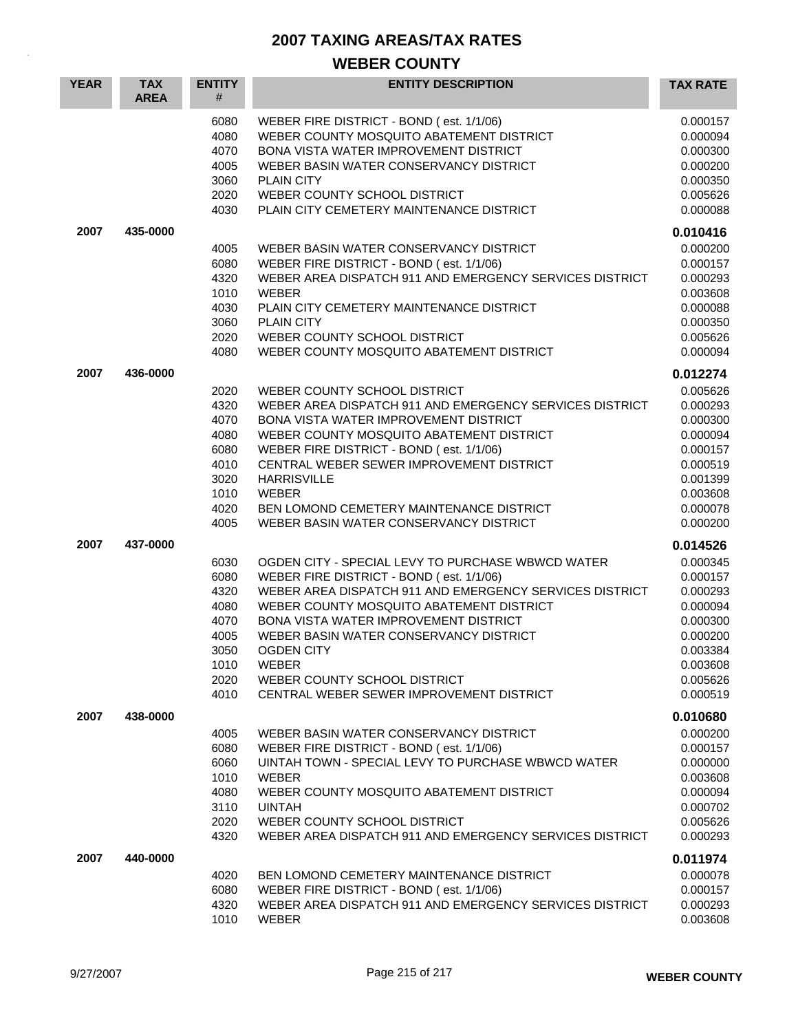# 2007 TAXING AREAS/TAX RATES

## WEBER COUNTY

| YEAR | TAX AREA | ENTITY # | ENTITY DESCRIPTION | TAX RATE |
|---|---|---|---|---|
| | | 6080 | WEBER FIRE DISTRICT - BOND ( est. 1/1/06) | 0.000157 |
| | | 4080 | WEBER COUNTY MOSQUITO ABATEMENT DISTRICT | 0.000094 |
| | | 4070 | BONA VISTA WATER IMPROVEMENT DISTRICT | 0.000300 |
| | | 4005 | WEBER BASIN WATER CONSERVANCY DISTRICT | 0.000200 |
| | | 3060 | PLAIN CITY | 0.000350 |
| | | 2020 | WEBER COUNTY SCHOOL DISTRICT | 0.005626 |
| | | 4030 | PLAIN CITY CEMETERY MAINTENANCE DISTRICT | 0.000088 |
| **2007** | **435-0000** | | | **0.010416** |
| | | 4005 | WEBER BASIN WATER CONSERVANCY DISTRICT | 0.000200 |
| | | 6080 | WEBER FIRE DISTRICT - BOND ( est. 1/1/06) | 0.000157 |
| | | 4320 | WEBER AREA DISPATCH 911 AND EMERGENCY SERVICES DISTRICT | 0.000293 |
| | | 1010 | WEBER | 0.003608 |
| | | 4030 | PLAIN CITY CEMETERY MAINTENANCE DISTRICT | 0.000088 |
| | | 3060 | PLAIN CITY | 0.000350 |
| | | 2020 | WEBER COUNTY SCHOOL DISTRICT | 0.005626 |
| | | 4080 | WEBER COUNTY MOSQUITO ABATEMENT DISTRICT | 0.000094 |
| **2007** | **436-0000** | | | **0.012274** |
| | | 2020 | WEBER COUNTY SCHOOL DISTRICT | 0.005626 |
| | | 4320 | WEBER AREA DISPATCH 911 AND EMERGENCY SERVICES DISTRICT | 0.000293 |
| | | 4070 | BONA VISTA WATER IMPROVEMENT DISTRICT | 0.000300 |
| | | 4080 | WEBER COUNTY MOSQUITO ABATEMENT DISTRICT | 0.000094 |
| | | 6080 | WEBER FIRE DISTRICT - BOND ( est. 1/1/06) | 0.000157 |
| | | 4010 | CENTRAL WEBER SEWER IMPROVEMENT DISTRICT | 0.000519 |
| | | 3020 | HARRISVILLE | 0.001399 |
| | | 1010 | WEBER | 0.003608 |
| | | 4020 | BEN LOMOND CEMETERY MAINTENANCE DISTRICT | 0.000078 |
| | | 4005 | WEBER BASIN WATER CONSERVANCY DISTRICT | 0.000200 |
| **2007** | **437-0000** | | | **0.014526** |
| | | 6030 | OGDEN CITY - SPECIAL LEVY TO PURCHASE WBWCD WATER | 0.000345 |
| | | 6080 | WEBER FIRE DISTRICT - BOND ( est. 1/1/06) | 0.000157 |
| | | 4320 | WEBER AREA DISPATCH 911 AND EMERGENCY SERVICES DISTRICT | 0.000293 |
| | | 4080 | WEBER COUNTY MOSQUITO ABATEMENT DISTRICT | 0.000094 |
| | | 4070 | BONA VISTA WATER IMPROVEMENT DISTRICT | 0.000300 |
| | | 4005 | WEBER BASIN WATER CONSERVANCY DISTRICT | 0.000200 |
| | | 3050 | OGDEN CITY | 0.003384 |
| | | 1010 | WEBER | 0.003608 |
| | | 2020 | WEBER COUNTY SCHOOL DISTRICT | 0.005626 |
| | | 4010 | CENTRAL WEBER SEWER IMPROVEMENT DISTRICT | 0.000519 |
| **2007** | **438-0000** | | | **0.010680** |
| | | 4005 | WEBER BASIN WATER CONSERVANCY DISTRICT | 0.000200 |
| | | 6080 | WEBER FIRE DISTRICT - BOND ( est. 1/1/06) | 0.000157 |
| | | 6060 | UINTAH TOWN - SPECIAL LEVY TO PURCHASE WBWCD WATER | 0.000000 |
| | | 1010 | WEBER | 0.003608 |
| | | 4080 | WEBER COUNTY MOSQUITO ABATEMENT DISTRICT | 0.000094 |
| | | 3110 | UINTAH | 0.000702 |
| | | 2020 | WEBER COUNTY SCHOOL DISTRICT | 0.005626 |
| | | 4320 | WEBER AREA DISPATCH 911 AND EMERGENCY SERVICES DISTRICT | 0.000293 |
| **2007** | **440-0000** | | | **0.011974** |
| | | 4020 | BEN LOMOND CEMETERY MAINTENANCE DISTRICT | 0.000078 |
| | | 6080 | WEBER FIRE DISTRICT - BOND ( est. 1/1/06) | 0.000157 |
| | | 4320 | WEBER AREA DISPATCH 911 AND EMERGENCY SERVICES DISTRICT | 0.000293 |
| | | 1010 | WEBER | 0.003608 |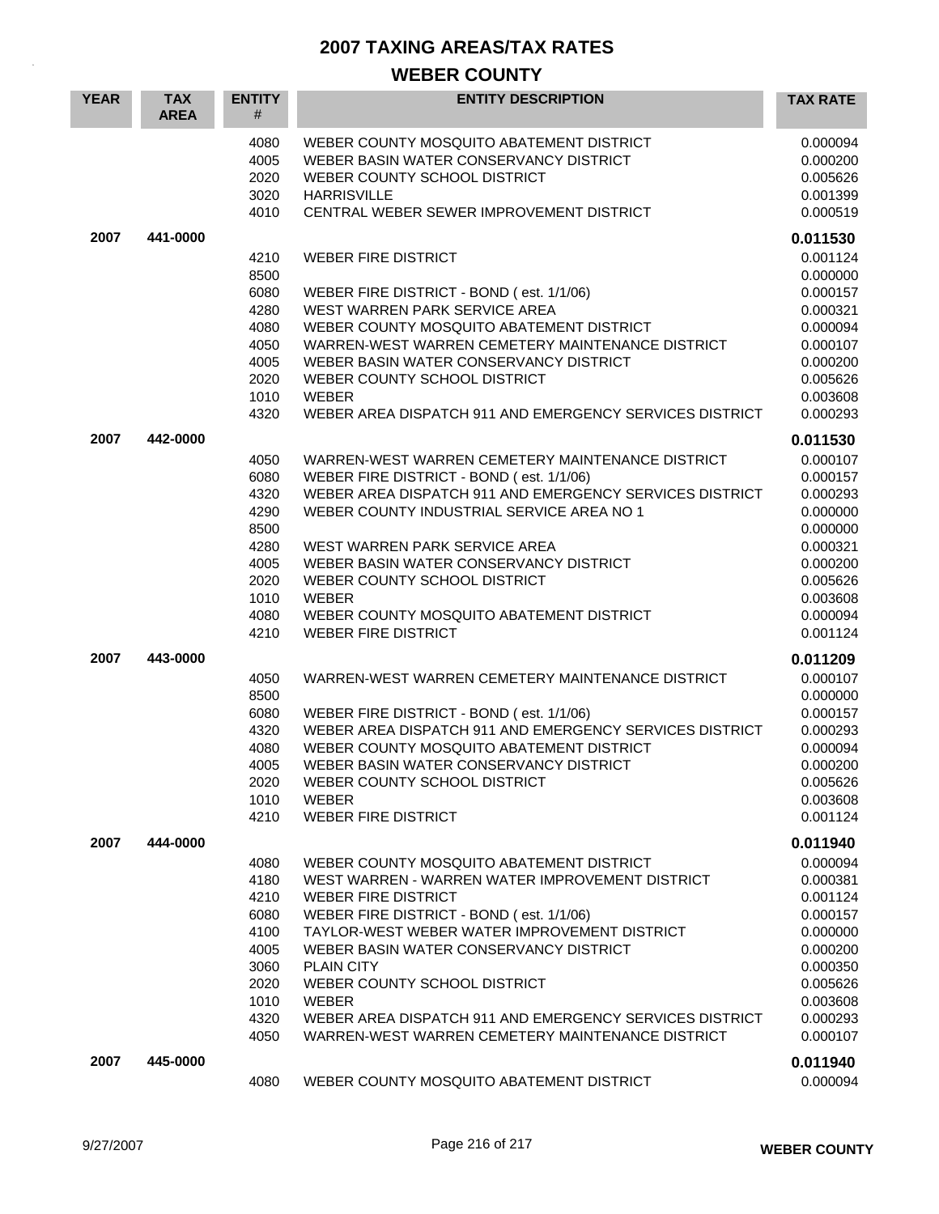# 2007 TAXING AREAS/TAX RATES

## WEBER COUNTY

| YEAR | TAX AREA | ENTITY # | ENTITY DESCRIPTION | TAX RATE |
|---|---|---|---|---|
| | | 4080 | WEBER COUNTY MOSQUITO ABATEMENT DISTRICT | 0.000094 |
| | | 4005 | WEBER BASIN WATER CONSERVANCY DISTRICT | 0.000200 |
| | | 2020 | WEBER COUNTY SCHOOL DISTRICT | 0.005626 |
| | | 3020 | HARRISVILLE | 0.001399 |
| | | 4010 | CENTRAL WEBER SEWER IMPROVEMENT DISTRICT | 0.000519 |
| **2007** | **441-0000** | | | **0.011530** |
| | | 4210 | WEBER FIRE DISTRICT | 0.001124 |
| | | 8500 | | 0.000000 |
| | | 6080 | WEBER FIRE DISTRICT - BOND ( est. 1/1/06) | 0.000157 |
| | | 4280 | WEST WARREN PARK SERVICE AREA | 0.000321 |
| | | 4080 | WEBER COUNTY MOSQUITO ABATEMENT DISTRICT | 0.000094 |
| | | 4050 | WARREN-WEST WARREN CEMETERY MAINTENANCE DISTRICT | 0.000107 |
| | | 4005 | WEBER BASIN WATER CONSERVANCY DISTRICT | 0.000200 |
| | | 2020 | WEBER COUNTY SCHOOL DISTRICT | 0.005626 |
| | | 1010 | WEBER | 0.003608 |
| | | 4320 | WEBER AREA DISPATCH 911 AND EMERGENCY SERVICES DISTRICT | 0.000293 |
| **2007** | **442-0000** | | | **0.011530** |
| | | 4050 | WARREN-WEST WARREN CEMETERY MAINTENANCE DISTRICT | 0.000107 |
| | | 6080 | WEBER FIRE DISTRICT - BOND ( est. 1/1/06) | 0.000157 |
| | | 4320 | WEBER AREA DISPATCH 911 AND EMERGENCY SERVICES DISTRICT | 0.000293 |
| | | 4290 | WEBER COUNTY INDUSTRIAL SERVICE AREA NO 1 | 0.000000 |
| | | 8500 | | 0.000000 |
| | | 4280 | WEST WARREN PARK SERVICE AREA | 0.000321 |
| | | 4005 | WEBER BASIN WATER CONSERVANCY DISTRICT | 0.000200 |
| | | 2020 | WEBER COUNTY SCHOOL DISTRICT | 0.005626 |
| | | 1010 | WEBER | 0.003608 |
| | | 4080 | WEBER COUNTY MOSQUITO ABATEMENT DISTRICT | 0.000094 |
| | | 4210 | WEBER FIRE DISTRICT | 0.001124 |
| **2007** | **443-0000** | | | **0.011209** |
| | | 4050 | WARREN-WEST WARREN CEMETERY MAINTENANCE DISTRICT | 0.000107 |
| | | 8500 | | 0.000000 |
| | | 6080 | WEBER FIRE DISTRICT - BOND ( est. 1/1/06) | 0.000157 |
| | | 4320 | WEBER AREA DISPATCH 911 AND EMERGENCY SERVICES DISTRICT | 0.000293 |
| | | 4080 | WEBER COUNTY MOSQUITO ABATEMENT DISTRICT | 0.000094 |
| | | 4005 | WEBER BASIN WATER CONSERVANCY DISTRICT | 0.000200 |
| | | 2020 | WEBER COUNTY SCHOOL DISTRICT | 0.005626 |
| | | 1010 | WEBER | 0.003608 |
| | | 4210 | WEBER FIRE DISTRICT | 0.001124 |
| **2007** | **444-0000** | | | **0.011940** |
| | | 4080 | WEBER COUNTY MOSQUITO ABATEMENT DISTRICT | 0.000094 |
| | | 4180 | WEST WARREN - WARREN WATER IMPROVEMENT DISTRICT | 0.000381 |
| | | 4210 | WEBER FIRE DISTRICT | 0.001124 |
| | | 6080 | WEBER FIRE DISTRICT - BOND ( est. 1/1/06) | 0.000157 |
| | | 4100 | TAYLOR-WEST WEBER WATER IMPROVEMENT DISTRICT | 0.000000 |
| | | 4005 | WEBER BASIN WATER CONSERVANCY DISTRICT | 0.000200 |
| | | 3060 | PLAIN CITY | 0.000350 |
| | | 2020 | WEBER COUNTY SCHOOL DISTRICT | 0.005626 |
| | | 1010 | WEBER | 0.003608 |
| | | 4320 | WEBER AREA DISPATCH 911 AND EMERGENCY SERVICES DISTRICT | 0.000293 |
| | | 4050 | WARREN-WEST WARREN CEMETERY MAINTENANCE DISTRICT | 0.000107 |
| **2007** | **445-0000** | | | **0.011940** |
| | | 4080 | WEBER COUNTY MOSQUITO ABATEMENT DISTRICT | 0.000094 |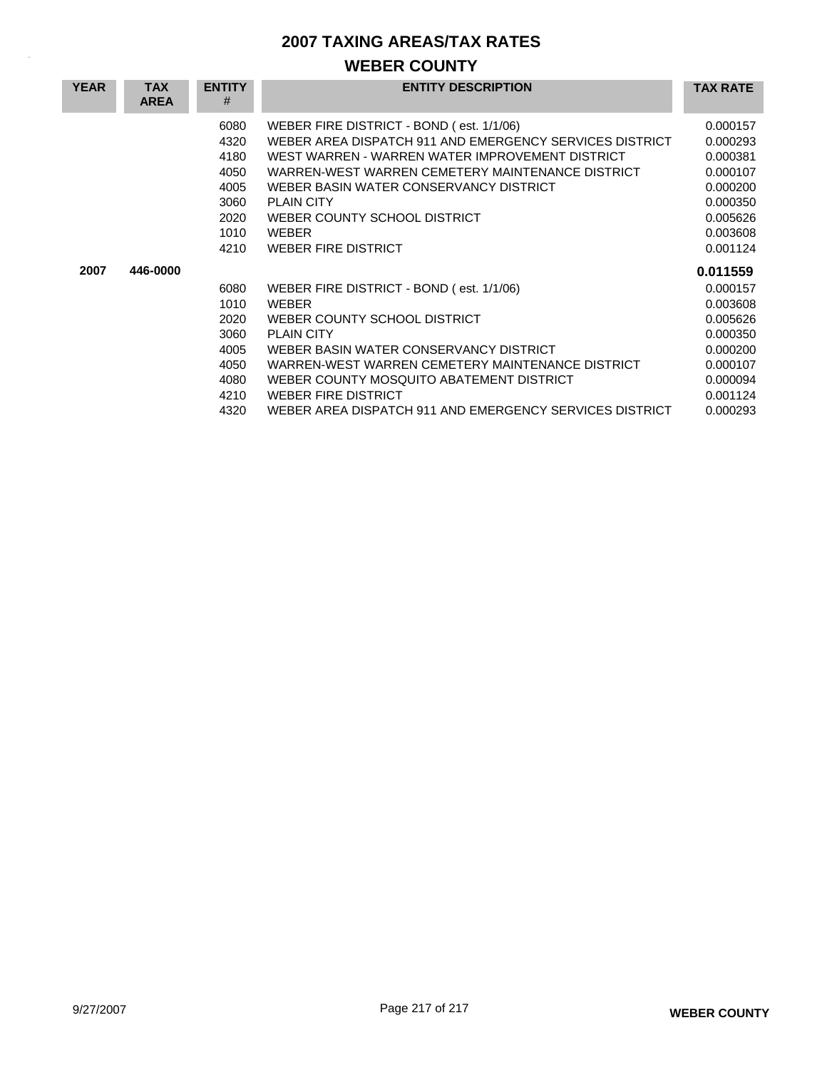# 2007 TAXING AREAS/TAX RATES

## WEBER COUNTY

| YEAR | TAX AREA | ENTITY # | ENTITY DESCRIPTION | TAX RATE |
|---|---|---|---|---|
| | | 6080 | WEBER FIRE DISTRICT - BOND ( est. 1/1/06) | 0.000157 |
| | | 4320 | WEBER AREA DISPATCH 911 AND EMERGENCY SERVICES DISTRICT | 0.000293 |
| | | 4180 | WEST WARREN - WARREN WATER IMPROVEMENT DISTRICT | 0.000381 |
| | | 4050 | WARREN-WEST WARREN CEMETERY MAINTENANCE DISTRICT | 0.000107 |
| | | 4005 | WEBER BASIN WATER CONSERVANCY DISTRICT | 0.000200 |
| | | 3060 | PLAIN CITY | 0.000350 |
| | | 2020 | WEBER COUNTY SCHOOL DISTRICT | 0.005626 |
| | | 1010 | WEBER | 0.003608 |
| | | 4210 | WEBER FIRE DISTRICT | 0.001124 |
| **2007** | **446-0000** | | | **0.011559** |
| | | 6080 | WEBER FIRE DISTRICT - BOND ( est. 1/1/06) | 0.000157 |
| | | 1010 | WEBER | 0.003608 |
| | | 2020 | WEBER COUNTY SCHOOL DISTRICT | 0.005626 |
| | | 3060 | PLAIN CITY | 0.000350 |
| | | 4005 | WEBER BASIN WATER CONSERVANCY DISTRICT | 0.000200 |
| | | 4050 | WARREN-WEST WARREN CEMETERY MAINTENANCE DISTRICT | 0.000107 |
| | | 4080 | WEBER COUNTY MOSQUITO ABATEMENT DISTRICT | 0.000094 |
| | | 4210 | WEBER FIRE DISTRICT | 0.001124 |
| | | 4320 | WEBER AREA DISPATCH 911 AND EMERGENCY SERVICES DISTRICT | 0.000293 |